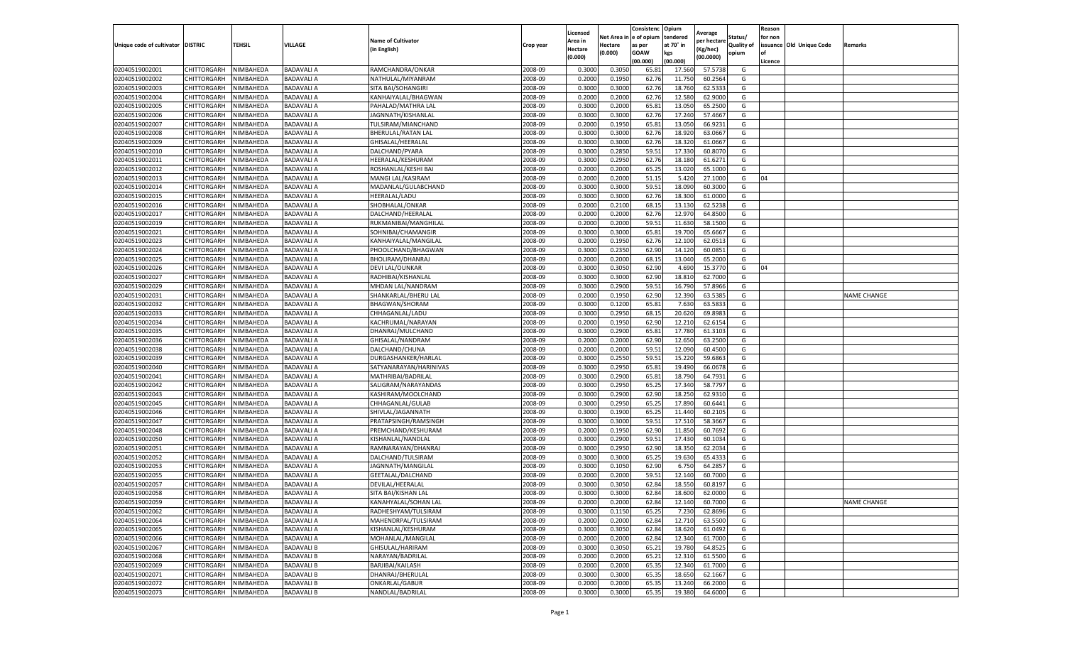| Unique code of cultivator | DISTRIC | TEHSIL | VILLAGE | Name of Cultivator (in English) | Crop year | Licensed Area in Hectare (0.000) | Net Area in Hectare (0.000) | Consistenc e of opium as per GOAW (00.000) | Opium tendered at 70° in kgs (00.000) | Average per hectare (Kg/hec) (00.0000) | Status/ Quality of opium | Reason for non issuance of Licence | Old Unique Code | Remarks |
|---|---|---|---|---|---|---|---|---|---|---|---|---|---|---|
| 02040519002001 | CHITTORGARH | NIMBAHEDA | BADAVALI A | RAMCHANDRA/ONKAR | 2008-09 | 0.3000 | 0.3050 | 65.81 | 17.560 | 57.5738 | G | | | |
| 02040519002002 | CHITTORGARH | NIMBAHEDA | BADAVALI A | NATHULAL/MIYANRAM | 2008-09 | 0.2000 | 0.1950 | 62.76 | 11.750 | 60.2564 | G | | | |
| 02040519002003 | CHITTORGARH | NIMBAHEDA | BADAVALI A | SITA BAI/SOHANGIRI | 2008-09 | 0.3000 | 0.3000 | 62.76 | 18.760 | 62.5333 | G | | | |
| 02040519002004 | CHITTORGARH | NIMBAHEDA | BADAVALI A | KANHAIYALAL/BHAGWAN | 2008-09 | 0.2000 | 0.2000 | 62.76 | 12.580 | 62.9000 | G | | | |
| 02040519002005 | CHITTORGARH | NIMBAHEDA | BADAVALI A | PAHALAD/MATHRA LAL | 2008-09 | 0.3000 | 0.2000 | 65.81 | 13.050 | 65.2500 | G | | | |
| 02040519002006 | CHITTORGARH | NIMBAHEDA | BADAVALI A | JAGNNATH/KISHANLAL | 2008-09 | 0.3000 | 0.3000 | 62.76 | 17.240 | 57.4667 | G | | | |
| 02040519002007 | CHITTORGARH | NIMBAHEDA | BADAVALI A | TULSIRAM/MIANCHAND | 2008-09 | 0.2000 | 0.1950 | 65.81 | 13.050 | 66.9231 | G | | | |
| 02040519002008 | CHITTORGARH | NIMBAHEDA | BADAVALI A | BHERULAL/RATAN LAL | 2008-09 | 0.3000 | 0.3000 | 62.76 | 18.920 | 63.0667 | G | | | |
| 02040519002009 | CHITTORGARH | NIMBAHEDA | BADAVALI A | GHISALAL/HEERALAL | 2008-09 | 0.3000 | 0.3000 | 62.76 | 18.320 | 61.0667 | G | | | |
| 02040519002010 | CHITTORGARH | NIMBAHEDA | BADAVALI A | DALCHAND/PYARA | 2008-09 | 0.3000 | 0.2850 | 59.51 | 17.330 | 60.8070 | G | | | |
| 02040519002011 | CHITTORGARH | NIMBAHEDA | BADAVALI A | HEERALAL/KESHURAM | 2008-09 | 0.3000 | 0.2950 | 62.76 | 18.180 | 61.6271 | G | | | |
| 02040519002012 | CHITTORGARH | NIMBAHEDA | BADAVALI A | ROSHANLAL/KESHI BAI | 2008-09 | 0.2000 | 0.2000 | 65.25 | 13.020 | 65.1000 | G | | | |
| 02040519002013 | CHITTORGARH | NIMBAHEDA | BADAVALI A | MANGI LAL/KASIRAM | 2008-09 | 0.2000 | 0.2000 | 51.15 | 5.420 | 27.1000 | G | 04 | | |
| 02040519002014 | CHITTORGARH | NIMBAHEDA | BADAVALI A | MADANLAL/GULABCHAND | 2008-09 | 0.3000 | 0.3000 | 59.51 | 18.090 | 60.3000 | G | | | |
| 02040519002015 | CHITTORGARH | NIMBAHEDA | BADAVALI A | HEERALAL/LADU | 2008-09 | 0.3000 | 0.3000 | 62.76 | 18.300 | 61.0000 | G | | | |
| 02040519002016 | CHITTORGARH | NIMBAHEDA | BADAVALI A | SHOBHALAL/ONKAR | 2008-09 | 0.2000 | 0.2100 | 68.15 | 13.130 | 62.5238 | G | | | |
| 02040519002017 | CHITTORGARH | NIMBAHEDA | BADAVALI A | DALCHAND/HEERALAL | 2008-09 | 0.2000 | 0.2000 | 62.76 | 12.970 | 64.8500 | G | | | |
| 02040519002019 | CHITTORGARH | NIMBAHEDA | BADAVALI A | RUKMANIBAI/MANGHILAL | 2008-09 | 0.2000 | 0.2000 | 59.51 | 11.630 | 58.1500 | G | | | |
| 02040519002021 | CHITTORGARH | NIMBAHEDA | BADAVALI A | SOHNIBAI/CHAMANGIR | 2008-09 | 0.3000 | 0.3000 | 65.81 | 19.700 | 65.6667 | G | | | |
| 02040519002023 | CHITTORGARH | NIMBAHEDA | BADAVALI A | KANHAIYALAL/MANGILAL | 2008-09 | 0.2000 | 0.1950 | 62.76 | 12.100 | 62.0513 | G | | | |
| 02040519002024 | CHITTORGARH | NIMBAHEDA | BADAVALI A | PHOOLCHAND/BHAGWAN | 2008-09 | 0.3000 | 0.2350 | 62.90 | 14.120 | 60.0851 | G | | | |
| 02040519002025 | CHITTORGARH | NIMBAHEDA | BADAVALI A | BHOLIRAM/DHANRAJ | 2008-09 | 0.2000 | 0.2000 | 68.15 | 13.040 | 65.2000 | G | | | |
| 02040519002026 | CHITTORGARH | NIMBAHEDA | BADAVALI A | DEVI LAL/OUNKAR | 2008-09 | 0.3000 | 0.3050 | 62.90 | 4.690 | 15.3770 | G | 04 | | |
| 02040519002027 | CHITTORGARH | NIMBAHEDA | BADAVALI A | RADHIBAI/KISHANLAL | 2008-09 | 0.3000 | 0.3000 | 62.90 | 18.810 | 62.7000 | G | | | |
| 02040519002029 | CHITTORGARH | NIMBAHEDA | BADAVALI A | MHDAN LAL/NANDRAM | 2008-09 | 0.3000 | 0.2900 | 59.51 | 16.790 | 57.8966 | G | | | |
| 02040519002031 | CHITTORGARH | NIMBAHEDA | BADAVALI A | SHANKARLAL/BHERU LAL | 2008-09 | 0.2000 | 0.1950 | 62.90 | 12.390 | 63.5385 | G | | | NAME CHANGE |
| 02040519002032 | CHITTORGARH | NIMBAHEDA | BADAVALI A | BHAGWAN/SHORAM | 2008-09 | 0.3000 | 0.1200 | 65.81 | 7.630 | 63.5833 | G | | | |
| 02040519002033 | CHITTORGARH | NIMBAHEDA | BADAVALI A | CHHAGANLAL/LADU | 2008-09 | 0.3000 | 0.2950 | 68.15 | 20.620 | 69.8983 | G | | | |
| 02040519002034 | CHITTORGARH | NIMBAHEDA | BADAVALI A | KACHRUMAL/NARAYAN | 2008-09 | 0.2000 | 0.1950 | 62.90 | 12.210 | 62.6154 | G | | | |
| 02040519002035 | CHITTORGARH | NIMBAHEDA | BADAVALI A | DHANRAJ/MULCHAND | 2008-09 | 0.3000 | 0.2900 | 65.81 | 17.780 | 61.3103 | G | | | |
| 02040519002036 | CHITTORGARH | NIMBAHEDA | BADAVALI A | GHISALAL/NANDRAM | 2008-09 | 0.2000 | 0.2000 | 62.90 | 12.650 | 63.2500 | G | | | |
| 02040519002038 | CHITTORGARH | NIMBAHEDA | BADAVALI A | DALCHAND/CHUNA | 2008-09 | 0.2000 | 0.2000 | 59.51 | 12.090 | 60.4500 | G | | | |
| 02040519002039 | CHITTORGARH | NIMBAHEDA | BADAVALI A | DURGASHANKER/HARLAL | 2008-09 | 0.3000 | 0.2550 | 59.51 | 15.220 | 59.6863 | G | | | |
| 02040519002040 | CHITTORGARH | NIMBAHEDA | BADAVALI A | SATYANARAYAN/HARINIVAS | 2008-09 | 0.3000 | 0.2950 | 65.81 | 19.490 | 66.0678 | G | | | |
| 02040519002041 | CHITTORGARH | NIMBAHEDA | BADAVALI A | MATHRIBAI/BADRILAL | 2008-09 | 0.3000 | 0.2900 | 65.81 | 18.790 | 64.7931 | G | | | |
| 02040519002042 | CHITTORGARH | NIMBAHEDA | BADAVALI A | SALIGRAM/NARAYANDAS | 2008-09 | 0.3000 | 0.2950 | 65.25 | 17.340 | 58.7797 | G | | | |
| 02040519002043 | CHITTORGARH | NIMBAHEDA | BADAVALI A | KASHIRAM/MOOLCHAND | 2008-09 | 0.3000 | 0.2900 | 62.90 | 18.250 | 62.9310 | G | | | |
| 02040519002045 | CHITTORGARH | NIMBAHEDA | BADAVALI A | CHHAGANLAL/GULAB | 2008-09 | 0.3000 | 0.2950 | 65.25 | 17.890 | 60.6441 | G | | | |
| 02040519002046 | CHITTORGARH | NIMBAHEDA | BADAVALI A | SHIVLAL/JAGANNATH | 2008-09 | 0.3000 | 0.1900 | 65.25 | 11.440 | 60.2105 | G | | | |
| 02040519002047 | CHITTORGARH | NIMBAHEDA | BADAVALI A | PRATAPSINGH/RAMSINGH | 2008-09 | 0.3000 | 0.3000 | 59.51 | 17.510 | 58.3667 | G | | | |
| 02040519002048 | CHITTORGARH | NIMBAHEDA | BADAVALI A | PREMCHAND/KESHURAM | 2008-09 | 0.2000 | 0.1950 | 62.90 | 11.850 | 60.7692 | G | | | |
| 02040519002050 | CHITTORGARH | NIMBAHEDA | BADAVALI A | KISHANLAL/NANDLAL | 2008-09 | 0.3000 | 0.2900 | 59.51 | 17.430 | 60.1034 | G | | | |
| 02040519002051 | CHITTORGARH | NIMBAHEDA | BADAVALI A | RAMNARAYAN/DHANRAJ | 2008-09 | 0.3000 | 0.2950 | 62.90 | 18.350 | 62.2034 | G | | | |
| 02040519002052 | CHITTORGARH | NIMBAHEDA | BADAVALI A | DALCHAND/TULSIRAM | 2008-09 | 0.3000 | 0.3000 | 65.25 | 19.630 | 65.4333 | G | | | |
| 02040519002053 | CHITTORGARH | NIMBAHEDA | BADAVALI A | JAGNNATH/MANGILAL | 2008-09 | 0.3000 | 0.1050 | 62.90 | 6.750 | 64.2857 | G | | | |
| 02040519002055 | CHITTORGARH | NIMBAHEDA | BADAVALI A | GEETALAL/DALCHAND | 2008-09 | 0.2000 | 0.2000 | 59.51 | 12.140 | 60.7000 | G | | | |
| 02040519002057 | CHITTORGARH | NIMBAHEDA | BADAVALI A | DEVILAL/HEERALAL | 2008-09 | 0.3000 | 0.3050 | 62.84 | 18.550 | 60.8197 | G | | | |
| 02040519002058 | CHITTORGARH | NIMBAHEDA | BADAVALI A | SITA BAI/KISHAN LAL | 2008-09 | 0.3000 | 0.3000 | 62.84 | 18.600 | 62.0000 | G | | | |
| 02040519002059 | CHITTORGARH | NIMBAHEDA | BADAVALI A | KANAHYALAL/SOHAN LAL | 2008-09 | 0.2000 | 0.2000 | 62.84 | 12.140 | 60.7000 | G | | | NAME CHANGE |
| 02040519002062 | CHITTORGARH | NIMBAHEDA | BADAVALI A | RADHESHYAM/TULSIRAM | 2008-09 | 0.3000 | 0.1150 | 65.25 | 7.230 | 62.8696 | G | | | |
| 02040519002064 | CHITTORGARH | NIMBAHEDA | BADAVALI A | MAHENDRPAL/TULSIRAM | 2008-09 | 0.2000 | 0.2000 | 62.84 | 12.710 | 63.5500 | G | | | |
| 02040519002065 | CHITTORGARH | NIMBAHEDA | BADAVALI A | KISHANLAL/KESHURAM | 2008-09 | 0.3000 | 0.3050 | 62.84 | 18.620 | 61.0492 | G | | | |
| 02040519002066 | CHITTORGARH | NIMBAHEDA | BADAVALI A | MOHANLAL/MANGILAL | 2008-09 | 0.2000 | 0.2000 | 62.84 | 12.340 | 61.7000 | G | | | |
| 02040519002067 | CHITTORGARH | NIMBAHEDA | BADAVALI B | GHISULAL/HARIRAM | 2008-09 | 0.3000 | 0.3050 | 65.21 | 19.780 | 64.8525 | G | | | |
| 02040519002068 | CHITTORGARH | NIMBAHEDA | BADAVALI B | NARAYAN/BADRILAL | 2008-09 | 0.2000 | 0.2000 | 65.21 | 12.310 | 61.5500 | G | | | |
| 02040519002069 | CHITTORGARH | NIMBAHEDA | BADAVALI B | BARJIBAI/KAILASH | 2008-09 | 0.2000 | 0.2000 | 65.35 | 12.340 | 61.7000 | G | | | |
| 02040519002071 | CHITTORGARH | NIMBAHEDA | BADAVALI B | DHANRAJ/BHERULAL | 2008-09 | 0.3000 | 0.3000 | 65.35 | 18.650 | 62.1667 | G | | | |
| 02040519002072 | CHITTORGARH | NIMBAHEDA | BADAVALI B | ONKARLAL/GABUR | 2008-09 | 0.2000 | 0.2000 | 65.35 | 13.240 | 66.2000 | G | | | |
| 02040519002073 | CHITTORGARH | NIMBAHEDA | BADAVALI B | NANDLAL/BADRILAL | 2008-09 | 0.3000 | 0.3000 | 65.35 | 19.380 | 64.6000 | G | | | |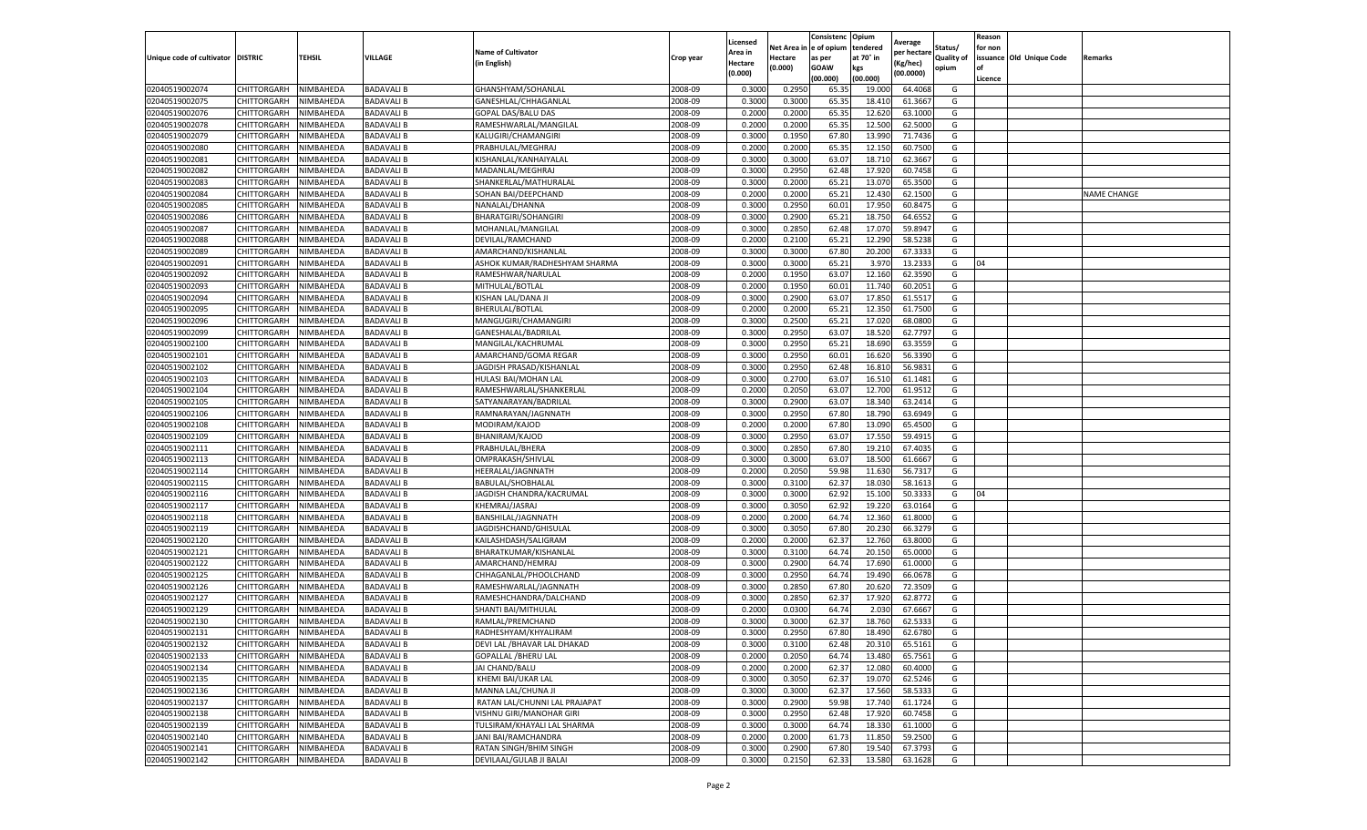| Unique code of cultivator | DISTRIC | TEHSIL | VILLAGE | Name of Cultivator (in English) | Crop year | Licensed Area in Hectare (0.000) | Net Area in Hectare (0.000) | Consistenc e of opium as per GOAW (00.000) | Opium tendered at 70° in kgs (00.000) | Average per hectare (Kg/hec) (00.0000) | Status/ Quality of opium | Reason for non issuance of Licence | Old Unique Code | Remarks |
|---|---|---|---|---|---|---|---|---|---|---|---|---|---|---|
| 02040519002074 | CHITTORGARH | NIMBAHEDA | BADAVALI B | GHANSHYAM/SOHANLAL | 2008-09 | 0.3000 | 0.2950 | 65.35 | 19.000 | 64.4068 | G | | | |
| 02040519002075 | CHITTORGARH | NIMBAHEDA | BADAVALI B | GANESHLAL/CHHAGANLAL | 2008-09 | 0.3000 | 0.3000 | 65.35 | 18.410 | 61.3667 | G | | | |
| 02040519002076 | CHITTORGARH | NIMBAHEDA | BADAVALI B | GOPAL DAS/BALU DAS | 2008-09 | 0.2000 | 0.2000 | 65.35 | 12.620 | 63.1000 | G | | | |
| 02040519002078 | CHITTORGARH | NIMBAHEDA | BADAVALI B | RAMESHWARLAL/MANGILAL | 2008-09 | 0.2000 | 0.2000 | 65.35 | 12.500 | 62.5000 | G | | | |
| 02040519002079 | CHITTORGARH | NIMBAHEDA | BADAVALI B | KALUGIRI/CHAMANGIRI | 2008-09 | 0.3000 | 0.1950 | 67.80 | 13.990 | 71.7436 | G | | | |
| 02040519002080 | CHITTORGARH | NIMBAHEDA | BADAVALI B | PRABHULAL/MEGHRAJ | 2008-09 | 0.2000 | 0.2000 | 65.35 | 12.150 | 60.7500 | G | | | |
| 02040519002081 | CHITTORGARH | NIMBAHEDA | BADAVALI B | KISHANLAL/KANHAIYALAL | 2008-09 | 0.3000 | 0.3000 | 63.07 | 18.710 | 62.3667 | G | | | |
| 02040519002082 | CHITTORGARH | NIMBAHEDA | BADAVALI B | MADANLAL/MEGHRAJ | 2008-09 | 0.3000 | 0.2950 | 62.48 | 17.920 | 60.7458 | G | | | |
| 02040519002083 | CHITTORGARH | NIMBAHEDA | BADAVALI B | SHANKERLAL/MATHURALAL | 2008-09 | 0.3000 | 0.2000 | 65.21 | 13.070 | 65.3500 | G | | | |
| 02040519002084 | CHITTORGARH | NIMBAHEDA | BADAVALI B | SOHAN BAI/DEEPCHAND | 2008-09 | 0.2000 | 0.2000 | 65.21 | 12.430 | 62.1500 | G | | | NAME CHANGE |
| 02040519002085 | CHITTORGARH | NIMBAHEDA | BADAVALI B | NANALAL/DHANNA | 2008-09 | 0.3000 | 0.2950 | 60.01 | 17.950 | 60.8475 | G | | | |
| 02040519002086 | CHITTORGARH | NIMBAHEDA | BADAVALI B | BHARATGIRI/SOHANGIRI | 2008-09 | 0.3000 | 0.2900 | 65.21 | 18.750 | 64.6552 | G | | | |
| 02040519002087 | CHITTORGARH | NIMBAHEDA | BADAVALI B | MOHANLAL/MANGILAL | 2008-09 | 0.3000 | 0.2850 | 62.48 | 17.070 | 59.8947 | G | | | |
| 02040519002088 | CHITTORGARH | NIMBAHEDA | BADAVALI B | DEVILAL/RAMCHAND | 2008-09 | 0.2000 | 0.2100 | 65.21 | 12.290 | 58.5238 | G | | | |
| 02040519002089 | CHITTORGARH | NIMBAHEDA | BADAVALI B | AMARCHAND/KISHANLAL | 2008-09 | 0.3000 | 0.3000 | 67.80 | 20.200 | 67.3333 | G | | | |
| 02040519002091 | CHITTORGARH | NIMBAHEDA | BADAVALI B | ASHOK KUMAR/RADHESHYAM SHARMA | 2008-09 | 0.3000 | 0.3000 | 65.21 | 3.970 | 13.2333 | G | 04 | | |
| 02040519002092 | CHITTORGARH | NIMBAHEDA | BADAVALI B | RAMESHWAR/NARULAL | 2008-09 | 0.2000 | 0.1950 | 63.07 | 12.160 | 62.3590 | G | | | |
| 02040519002093 | CHITTORGARH | NIMBAHEDA | BADAVALI B | MITHULAL/BOTLAL | 2008-09 | 0.2000 | 0.1950 | 60.01 | 11.740 | 60.2051 | G | | | |
| 02040519002094 | CHITTORGARH | NIMBAHEDA | BADAVALI B | KISHAN LAL/DANA JI | 2008-09 | 0.3000 | 0.2900 | 63.07 | 17.850 | 61.5517 | G | | | |
| 02040519002095 | CHITTORGARH | NIMBAHEDA | BADAVALI B | BHERULAL/BOTLAL | 2008-09 | 0.2000 | 0.2000 | 65.21 | 12.350 | 61.7500 | G | | | |
| 02040519002096 | CHITTORGARH | NIMBAHEDA | BADAVALI B | MANGUGIRI/CHAMANGIRI | 2008-09 | 0.3000 | 0.2500 | 65.21 | 17.020 | 68.0800 | G | | | |
| 02040519002099 | CHITTORGARH | NIMBAHEDA | BADAVALI B | GANESHALAL/BADRILAL | 2008-09 | 0.3000 | 0.2950 | 63.07 | 18.520 | 62.7797 | G | | | |
| 02040519002100 | CHITTORGARH | NIMBAHEDA | BADAVALI B | MANGILAL/KACHRUMAL | 2008-09 | 0.3000 | 0.2950 | 65.21 | 18.690 | 63.3559 | G | | | |
| 02040519002101 | CHITTORGARH | NIMBAHEDA | BADAVALI B | AMARCHAND/GOMA REGAR | 2008-09 | 0.3000 | 0.2950 | 60.01 | 16.620 | 56.3390 | G | | | |
| 02040519002102 | CHITTORGARH | NIMBAHEDA | BADAVALI B | JAGDISH PRASAD/KISHANLAL | 2008-09 | 0.3000 | 0.2950 | 62.48 | 16.810 | 56.9831 | G | | | |
| 02040519002103 | CHITTORGARH | NIMBAHEDA | BADAVALI B | HULASI BAI/MOHAN LAL | 2008-09 | 0.3000 | 0.2700 | 63.07 | 16.510 | 61.1481 | G | | | |
| 02040519002104 | CHITTORGARH | NIMBAHEDA | BADAVALI B | RAMESHWARLAL/SHANKERLAL | 2008-09 | 0.2000 | 0.2050 | 63.07 | 12.700 | 61.9512 | G | | | |
| 02040519002105 | CHITTORGARH | NIMBAHEDA | BADAVALI B | SATYANARAYAN/BADRILAL | 2008-09 | 0.3000 | 0.2900 | 63.07 | 18.340 | 63.2414 | G | | | |
| 02040519002106 | CHITTORGARH | NIMBAHEDA | BADAVALI B | RAMNARAYAN/JAGNNATH | 2008-09 | 0.3000 | 0.2950 | 67.80 | 18.790 | 63.6949 | G | | | |
| 02040519002108 | CHITTORGARH | NIMBAHEDA | BADAVALI B | MODIRAM/KAJOD | 2008-09 | 0.2000 | 0.2000 | 67.80 | 13.090 | 65.4500 | G | | | |
| 02040519002109 | CHITTORGARH | NIMBAHEDA | BADAVALI B | BHANIRAM/KAJOD | 2008-09 | 0.3000 | 0.2950 | 63.07 | 17.550 | 59.4915 | G | | | |
| 02040519002111 | CHITTORGARH | NIMBAHEDA | BADAVALI B | PRABHULAL/BHERA | 2008-09 | 0.3000 | 0.2850 | 67.80 | 19.210 | 67.4035 | G | | | |
| 02040519002113 | CHITTORGARH | NIMBAHEDA | BADAVALI B | OMPRAKASH/SHIVLAL | 2008-09 | 0.3000 | 0.3000 | 63.07 | 18.500 | 61.6667 | G | | | |
| 02040519002114 | CHITTORGARH | NIMBAHEDA | BADAVALI B | HEERALAL/JAGNNATH | 2008-09 | 0.2000 | 0.2050 | 59.98 | 11.630 | 56.7317 | G | | | |
| 02040519002115 | CHITTORGARH | NIMBAHEDA | BADAVALI B | BABULAL/SHOBHALAL | 2008-09 | 0.3000 | 0.3100 | 62.37 | 18.030 | 58.1613 | G | | | |
| 02040519002116 | CHITTORGARH | NIMBAHEDA | BADAVALI B | JAGDISH CHANDRA/KACRUMAL | 2008-09 | 0.3000 | 0.3000 | 62.92 | 15.100 | 50.3333 | G | 04 | | |
| 02040519002117 | CHITTORGARH | NIMBAHEDA | BADAVALI B | KHEMRAJ/JASRAJ | 2008-09 | 0.3000 | 0.3050 | 62.92 | 19.220 | 63.0164 | G | | | |
| 02040519002118 | CHITTORGARH | NIMBAHEDA | BADAVALI B | BANSHILAL/JAGNNATH | 2008-09 | 0.2000 | 0.2000 | 64.74 | 12.360 | 61.8000 | G | | | |
| 02040519002119 | CHITTORGARH | NIMBAHEDA | BADAVALI B | JAGDISHCHAND/GHISULAL | 2008-09 | 0.3000 | 0.3050 | 67.80 | 20.230 | 66.3279 | G | | | |
| 02040519002120 | CHITTORGARH | NIMBAHEDA | BADAVALI B | KAILASHDASH/SALIGRAM | 2008-09 | 0.2000 | 0.2000 | 62.37 | 12.760 | 63.8000 | G | | | |
| 02040519002121 | CHITTORGARH | NIMBAHEDA | BADAVALI B | BHARATKUMAR/KISHANLAL | 2008-09 | 0.3000 | 0.3100 | 64.74 | 20.150 | 65.0000 | G | | | |
| 02040519002122 | CHITTORGARH | NIMBAHEDA | BADAVALI B | AMARCHAND/HEMRAJ | 2008-09 | 0.3000 | 0.2900 | 64.74 | 17.690 | 61.0000 | G | | | |
| 02040519002125 | CHITTORGARH | NIMBAHEDA | BADAVALI B | CHHAGANLAL/PHOOLCHAND | 2008-09 | 0.3000 | 0.2950 | 64.74 | 19.490 | 66.0678 | G | | | |
| 02040519002126 | CHITTORGARH | NIMBAHEDA | BADAVALI B | RAMESHWARLAL/JAGNNATH | 2008-09 | 0.3000 | 0.2850 | 67.80 | 20.620 | 72.3509 | G | | | |
| 02040519002127 | CHITTORGARH | NIMBAHEDA | BADAVALI B | RAMESHCHANDRA/DALCHAND | 2008-09 | 0.3000 | 0.2850 | 62.37 | 17.920 | 62.8772 | G | | | |
| 02040519002129 | CHITTORGARH | NIMBAHEDA | BADAVALI B | SHANTI BAI/MITHULAL | 2008-09 | 0.2000 | 0.0300 | 64.74 | 2.030 | 67.6667 | G | | | |
| 02040519002130 | CHITTORGARH | NIMBAHEDA | BADAVALI B | RAMLAL/PREMCHAND | 2008-09 | 0.3000 | 0.3000 | 62.37 | 18.760 | 62.5333 | G | | | |
| 02040519002131 | CHITTORGARH | NIMBAHEDA | BADAVALI B | RADHESHYAM/KHYALIRAM | 2008-09 | 0.3000 | 0.2950 | 67.80 | 18.490 | 62.6780 | G | | | |
| 02040519002132 | CHITTORGARH | NIMBAHEDA | BADAVALI B | DEVI LAL /BHAVAR LAL DHAKAD | 2008-09 | 0.3000 | 0.3100 | 62.48 | 20.310 | 65.5161 | G | | | |
| 02040519002133 | CHITTORGARH | NIMBAHEDA | BADAVALI B | GOPALLAL /BHERU LAL | 2008-09 | 0.2000 | 0.2050 | 64.74 | 13.480 | 65.7561 | G | | | |
| 02040519002134 | CHITTORGARH | NIMBAHEDA | BADAVALI B | JAI CHAND/BALU | 2008-09 | 0.2000 | 0.2000 | 62.37 | 12.080 | 60.4000 | G | | | |
| 02040519002135 | CHITTORGARH | NIMBAHEDA | BADAVALI B | KHEMI BAI/UKAR LAL | 2008-09 | 0.3000 | 0.3050 | 62.37 | 19.070 | 62.5246 | G | | | |
| 02040519002136 | CHITTORGARH | NIMBAHEDA | BADAVALI B | MANNA LAL/CHUNA JI | 2008-09 | 0.3000 | 0.3000 | 62.37 | 17.560 | 58.5333 | G | | | |
| 02040519002137 | CHITTORGARH | NIMBAHEDA | BADAVALI B | RATAN LAL/CHUNNI LAL PRAJAPAT | 2008-09 | 0.3000 | 0.2900 | 59.98 | 17.740 | 61.1724 | G | | | |
| 02040519002138 | CHITTORGARH | NIMBAHEDA | BADAVALI B | VISHNU GIRI/MANOHAR GIRI | 2008-09 | 0.3000 | 0.2950 | 62.48 | 17.920 | 60.7458 | G | | | |
| 02040519002139 | CHITTORGARH | NIMBAHEDA | BADAVALI B | TULSIRAM/KHAYALI LAL SHARMA | 2008-09 | 0.3000 | 0.3000 | 64.74 | 18.330 | 61.1000 | G | | | |
| 02040519002140 | CHITTORGARH | NIMBAHEDA | BADAVALI B | JANI BAI/RAMCHANDRA | 2008-09 | 0.2000 | 0.2000 | 61.73 | 11.850 | 59.2500 | G | | | |
| 02040519002141 | CHITTORGARH | NIMBAHEDA | BADAVALI B | RATAN SINGH/BHIM SINGH | 2008-09 | 0.3000 | 0.2900 | 67.80 | 19.540 | 67.3793 | G | | | |
| 02040519002142 | CHITTORGARH | NIMBAHEDA | BADAVALI B | DEVILAAL/GULAB JI BALAI | 2008-09 | 0.3000 | 0.2150 | 62.33 | 13.580 | 63.1628 | G | | | |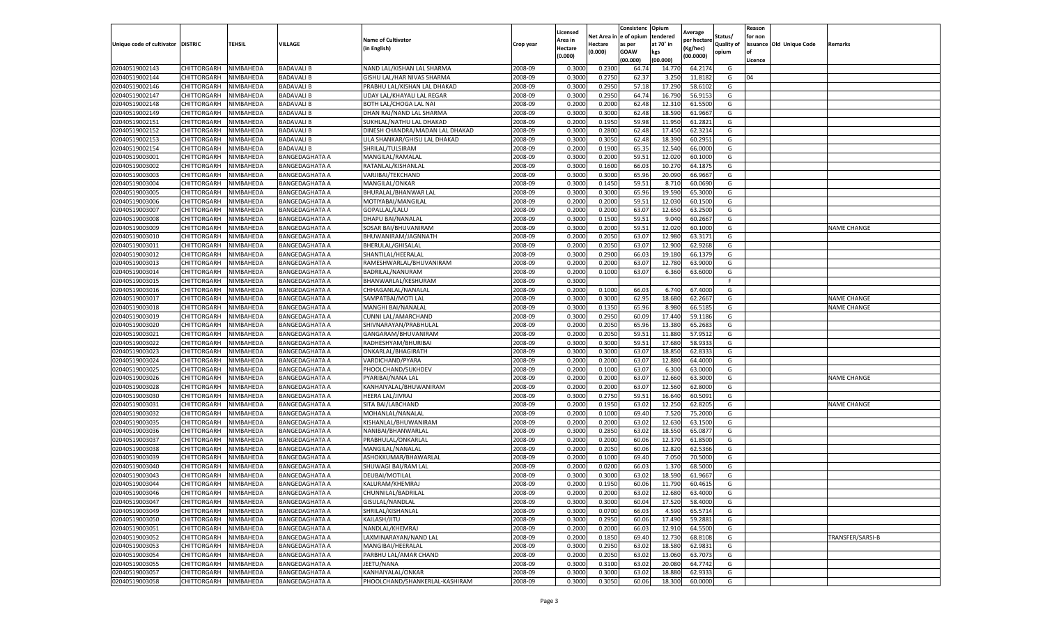| Unique code of cultivator | DISTRIC | TEHSIL | VILLAGE | Name of Cultivator (in English) | Crop year | Licensed Area in Hectare (0.000) | Net Area in Hectare (0.000) | Consistence of opium as per GOAW (00.000) | Opium tendered at 70˚ in kgs (00.000) | Average per hectare (Kg/hec) (00.0000) | Status/ Quality of opium | Reason for non issuance of Licence | Old Unique Code | Remarks |
|---|---|---|---|---|---|---|---|---|---|---|---|---|---|---|
| 02040519002143 | CHITTORGARH | NIMBAHEDA | BADAVALI B | NAND LAL/KISHAN LAL SHARMA | 2008-09 | 0.3000 | 0.2300 | 64.74 | 14.770 | 64.2174 | G | | | |
| 02040519002144 | CHITTORGARH | NIMBAHEDA | BADAVALI B | GISHU LAL/HAR NIVAS SHARMA | 2008-09 | 0.3000 | 0.2750 | 62.37 | 3.250 | 11.8182 | G | 04 | | |
| 02040519002146 | CHITTORGARH | NIMBAHEDA | BADAVALI B | PRABHU LAL/KISHAN LAL DHAKAD | 2008-09 | 0.3000 | 0.2950 | 57.18 | 17.290 | 58.6102 | G | | | |
| 02040519002147 | CHITTORGARH | NIMBAHEDA | BADAVALI B | UDAY LAL/KHAYALI LAL REGAR | 2008-09 | 0.3000 | 0.2950 | 64.74 | 16.790 | 56.9153 | G | | | |
| 02040519002148 | CHITTORGARH | NIMBAHEDA | BADAVALI B | BOTH LAL/CHOGA LAL NAI | 2008-09 | 0.2000 | 0.2000 | 62.48 | 12.310 | 61.5500 | G | | | |
| 02040519002149 | CHITTORGARH | NIMBAHEDA | BADAVALI B | DHAN RAJ/NAND LAL SHARMA | 2008-09 | 0.3000 | 0.3000 | 62.48 | 18.590 | 61.9667 | G | | | |
| 02040519002151 | CHITTORGARH | NIMBAHEDA | BADAVALI B | SUKHLAL/NATHU LAL DHAKAD | 2008-09 | 0.2000 | 0.1950 | 59.98 | 11.950 | 61.2821 | G | | | |
| 02040519002152 | CHITTORGARH | NIMBAHEDA | BADAVALI B | DINESH CHANDRA/MADAN LAL DHAKAD | 2008-09 | 0.3000 | 0.2800 | 62.48 | 17.450 | 62.3214 | G | | | |
| 02040519002153 | CHITTORGARH | NIMBAHEDA | BADAVALI B | LILA SHANKAR/GHISU LAL DHAKAD | 2008-09 | 0.3000 | 0.3050 | 62.48 | 18.390 | 60.2951 | G | | | |
| 02040519002154 | CHITTORGARH | NIMBAHEDA | BADAVALI B | SHRILAL/TULSIRAM | 2008-09 | 0.2000 | 0.1900 | 65.35 | 12.540 | 66.0000 | G | | | |
| 02040519003001 | CHITTORGARH | NIMBAHEDA | BANGEDAGHATA A | MANGILAL/RAMALAL | 2008-09 | 0.3000 | 0.2000 | 59.51 | 12.020 | 60.1000 | G | | | |
| 02040519003002 | CHITTORGARH | NIMBAHEDA | BANGEDAGHATA A | RATANLAL/KISHANLAL | 2008-09 | 0.3000 | 0.1600 | 66.03 | 10.270 | 64.1875 | G | | | |
| 02040519003003 | CHITTORGARH | NIMBAHEDA | BANGEDAGHATA A | VARJIBAI/TEKCHAND | 2008-09 | 0.3000 | 0.3000 | 65.96 | 20.090 | 66.9667 | G | | | |
| 02040519003004 | CHITTORGARH | NIMBAHEDA | BANGEDAGHATA A | MANGILAL/ONKAR | 2008-09 | 0.3000 | 0.1450 | 59.51 | 8.710 | 60.0690 | G | | | |
| 02040519003005 | CHITTORGARH | NIMBAHEDA | BANGEDAGHATA A | BHURALAL/BHANWAR LAL | 2008-09 | 0.3000 | 0.3000 | 65.96 | 19.590 | 65.3000 | G | | | |
| 02040519003006 | CHITTORGARH | NIMBAHEDA | BANGEDAGHATA A | MOTIYABAI/MANGILAL | 2008-09 | 0.2000 | 0.2000 | 59.51 | 12.030 | 60.1500 | G | | | |
| 02040519003007 | CHITTORGARH | NIMBAHEDA | BANGEDAGHATA A | GOPALLAL/LALU | 2008-09 | 0.2000 | 0.2000 | 63.07 | 12.650 | 63.2500 | G | | | |
| 02040519003008 | CHITTORGARH | NIMBAHEDA | BANGEDAGHATA A | DHAPU BAI/NANALAL | 2008-09 | 0.3000 | 0.1500 | 59.51 | 9.040 | 60.2667 | G | | | |
| 02040519003009 | CHITTORGARH | NIMBAHEDA | BANGEDAGHATA A | SOSAR BAI/BHUVANIRAM | 2008-09 | 0.3000 | 0.2000 | 59.51 | 12.020 | 60.1000 | G | | | NAME CHANGE |
| 02040519003010 | CHITTORGARH | NIMBAHEDA | BANGEDAGHATA A | BHUWANIRAM/JAGNNATH | 2008-09 | 0.2000 | 0.2050 | 63.07 | 12.980 | 63.3171 | G | | | |
| 02040519003011 | CHITTORGARH | NIMBAHEDA | BANGEDAGHATA A | BHERULAL/GHISALAL | 2008-09 | 0.2000 | 0.2050 | 63.07 | 12.900 | 62.9268 | G | | | |
| 02040519003012 | CHITTORGARH | NIMBAHEDA | BANGEDAGHATA A | SHANTILAL/HEERALAL | 2008-09 | 0.3000 | 0.2900 | 66.03 | 19.180 | 66.1379 | G | | | |
| 02040519003013 | CHITTORGARH | NIMBAHEDA | BANGEDAGHATA A | RAMESHWARLAL/BHUVANIRAM | 2008-09 | 0.2000 | 0.2000 | 63.07 | 12.780 | 63.9000 | G | | | |
| 02040519003014 | CHITTORGARH | NIMBAHEDA | BANGEDAGHATA A | BADRILAL/NANURAM | 2008-09 | 0.2000 | 0.1000 | 63.07 | 6.360 | 63.6000 | G | | | |
| 02040519003015 | CHITTORGARH | NIMBAHEDA | BANGEDAGHATA A | BHANWARLAL/KESHURAM | 2008-09 | 0.3000 | | | | | F | | | |
| 02040519003016 | CHITTORGARH | NIMBAHEDA | BANGEDAGHATA A | CHHAGANLAL/NANALAL | 2008-09 | 0.2000 | 0.1000 | 66.03 | 6.740 | 67.4000 | G | | | |
| 02040519003017 | CHITTORGARH | NIMBAHEDA | BANGEDAGHATA A | SAMPATBAI/MOTI LAL | 2008-09 | 0.3000 | 0.3000 | 62.95 | 18.680 | 62.2667 | G | | | NAME CHANGE |
| 02040519003018 | CHITTORGARH | NIMBAHEDA | BANGEDAGHATA A | MANGHI BAI/NANALAL | 2008-09 | 0.3000 | 0.1350 | 65.96 | 8.980 | 66.5185 | G | | | NAME CHANGE |
| 02040519003019 | CHITTORGARH | NIMBAHEDA | BANGEDAGHATA A | CUNNI LAL/AMARCHAND | 2008-09 | 0.3000 | 0.2950 | 60.09 | 17.440 | 59.1186 | G | | | |
| 02040519003020 | CHITTORGARH | NIMBAHEDA | BANGEDAGHATA A | SHIVNARAYAN/PRABHULAL | 2008-09 | 0.2000 | 0.2050 | 65.96 | 13.380 | 65.2683 | G | | | |
| 02040519003021 | CHITTORGARH | NIMBAHEDA | BANGEDAGHATA A | GANGARAM/BHUVANIRAM | 2008-09 | 0.2000 | 0.2050 | 59.51 | 11.880 | 57.9512 | G | | | |
| 02040519003022 | CHITTORGARH | NIMBAHEDA | BANGEDAGHATA A | RADHESHYAM/BHURIBAI | 2008-09 | 0.3000 | 0.3000 | 59.51 | 17.680 | 58.9333 | G | | | |
| 02040519003023 | CHITTORGARH | NIMBAHEDA | BANGEDAGHATA A | ONKARLAL/BHAGIRATH | 2008-09 | 0.3000 | 0.3000 | 63.07 | 18.850 | 62.8333 | G | | | |
| 02040519003024 | CHITTORGARH | NIMBAHEDA | BANGEDAGHATA A | VARDICHAND/PYARA | 2008-09 | 0.2000 | 0.2000 | 63.07 | 12.880 | 64.4000 | G | | | |
| 02040519003025 | CHITTORGARH | NIMBAHEDA | BANGEDAGHATA A | PHOOLCHAND/SUKHDEV | 2008-09 | 0.2000 | 0.1000 | 63.07 | 6.300 | 63.0000 | G | | | |
| 02040519003026 | CHITTORGARH | NIMBAHEDA | BANGEDAGHATA A | PYARIBAI/NANA LAL | 2008-09 | 0.2000 | 0.2000 | 63.07 | 12.660 | 63.3000 | G | | | NAME CHANGE |
| 02040519003028 | CHITTORGARH | NIMBAHEDA | BANGEDAGHATA A | KANHAIYALAL/BHUWANIRAM | 2008-09 | 0.2000 | 0.2000 | 63.07 | 12.560 | 62.8000 | G | | | |
| 02040519003030 | CHITTORGARH | NIMBAHEDA | BANGEDAGHATA A | HEERA LAL/JIVRAJ | 2008-09 | 0.3000 | 0.2750 | 59.51 | 16.640 | 60.5091 | G | | | |
| 02040519003031 | CHITTORGARH | NIMBAHEDA | BANGEDAGHATA A | SITA BAI/LABCHAND | 2008-09 | 0.2000 | 0.1950 | 63.02 | 12.250 | 62.8205 | G | | | NAME CHANGE |
| 02040519003032 | CHITTORGARH | NIMBAHEDA | BANGEDAGHATA A | MOHANLAL/NANALAL | 2008-09 | 0.2000 | 0.1000 | 69.40 | 7.520 | 75.2000 | G | | | |
| 02040519003035 | CHITTORGARH | NIMBAHEDA | BANGEDAGHATA A | KISHANLAL/BHUWANIRAM | 2008-09 | 0.2000 | 0.2000 | 63.02 | 12.630 | 63.1500 | G | | | |
| 02040519003036 | CHITTORGARH | NIMBAHEDA | BANGEDAGHATA A | NANIBAI/BHANWARLAL | 2008-09 | 0.3000 | 0.2850 | 63.02 | 18.550 | 65.0877 | G | | | |
| 02040519003037 | CHITTORGARH | NIMBAHEDA | BANGEDAGHATA A | PRABHULAL/ONKARLAL | 2008-09 | 0.2000 | 0.2000 | 60.06 | 12.370 | 61.8500 | G | | | |
| 02040519003038 | CHITTORGARH | NIMBAHEDA | BANGEDAGHATA A | MANGILAL/NANALAL | 2008-09 | 0.2000 | 0.2050 | 60.06 | 12.820 | 62.5366 | G | | | |
| 02040519003039 | CHITTORGARH | NIMBAHEDA | BANGEDAGHATA A | ASHOKKUMAR/BHAWARLAL | 2008-09 | 0.2000 | 0.1000 | 69.40 | 7.050 | 70.5000 | G | | | |
| 02040519003040 | CHITTORGARH | NIMBAHEDA | BANGEDAGHATA A | SHUWAGI BAI/RAM LAL | 2008-09 | 0.2000 | 0.0200 | 66.03 | 1.370 | 68.5000 | G | | | |
| 02040519003043 | CHITTORGARH | NIMBAHEDA | BANGEDAGHATA A | DEUBAI/MOTILAL | 2008-09 | 0.3000 | 0.3000 | 63.02 | 18.590 | 61.9667 | G | | | |
| 02040519003044 | CHITTORGARH | NIMBAHEDA | BANGEDAGHATA A | KALURAM/KHEMRAJ | 2008-09 | 0.2000 | 0.1950 | 60.06 | 11.790 | 60.4615 | G | | | |
| 02040519003046 | CHITTORGARH | NIMBAHEDA | BANGEDAGHATA A | CHUNNILAL/BADRILAL | 2008-09 | 0.2000 | 0.2000 | 63.02 | 12.680 | 63.4000 | G | | | |
| 02040519003047 | CHITTORGARH | NIMBAHEDA | BANGEDAGHATA A | GISULAL/NANDLAL | 2008-09 | 0.3000 | 0.3000 | 60.04 | 17.520 | 58.4000 | G | | | |
| 02040519003049 | CHITTORGARH | NIMBAHEDA | BANGEDAGHATA A | SHRILAL/KISHANLAL | 2008-09 | 0.3000 | 0.0700 | 66.03 | 4.590 | 65.5714 | G | | | |
| 02040519003050 | CHITTORGARH | NIMBAHEDA | BANGEDAGHATA A | KAILASH/JITU | 2008-09 | 0.3000 | 0.2950 | 60.06 | 17.490 | 59.2881 | G | | | |
| 02040519003051 | CHITTORGARH | NIMBAHEDA | BANGEDAGHATA A | NANDLAL/KHEMRAJ | 2008-09 | 0.2000 | 0.2000 | 66.03 | 12.910 | 64.5500 | G | | | |
| 02040519003052 | CHITTORGARH | NIMBAHEDA | BANGEDAGHATA A | LAXMINARAYAN/NAND LAL | 2008-09 | 0.2000 | 0.1850 | 69.40 | 12.730 | 68.8108 | G | | | TRANSFER/SARSI-B |
| 02040519003053 | CHITTORGARH | NIMBAHEDA | BANGEDAGHATA A | MANGIBAI/HEERALAL | 2008-09 | 0.3000 | 0.2950 | 63.02 | 18.580 | 62.9831 | G | | | |
| 02040519003054 | CHITTORGARH | NIMBAHEDA | BANGEDAGHATA A | PARBHU LAL/AMAR CHAND | 2008-09 | 0.2000 | 0.2050 | 63.02 | 13.060 | 63.7073 | G | | | |
| 02040519003055 | CHITTORGARH | NIMBAHEDA | BANGEDAGHATA A | JEETU/NANA | 2008-09 | 0.3000 | 0.3100 | 63.02 | 20.080 | 64.7742 | G | | | |
| 02040519003057 | CHITTORGARH | NIMBAHEDA | BANGEDAGHATA A | KANHAIYALAL/ONKAR | 2008-09 | 0.3000 | 0.3000 | 63.02 | 18.880 | 62.9333 | G | | | |
| 02040519003058 | CHITTORGARH | NIMBAHEDA | BANGEDAGHATA A | PHOOLCHAND/SHANKERLAL-KASHIRAM | 2008-09 | 0.3000 | 0.3050 | 60.06 | 18.300 | 60.0000 | G | | | |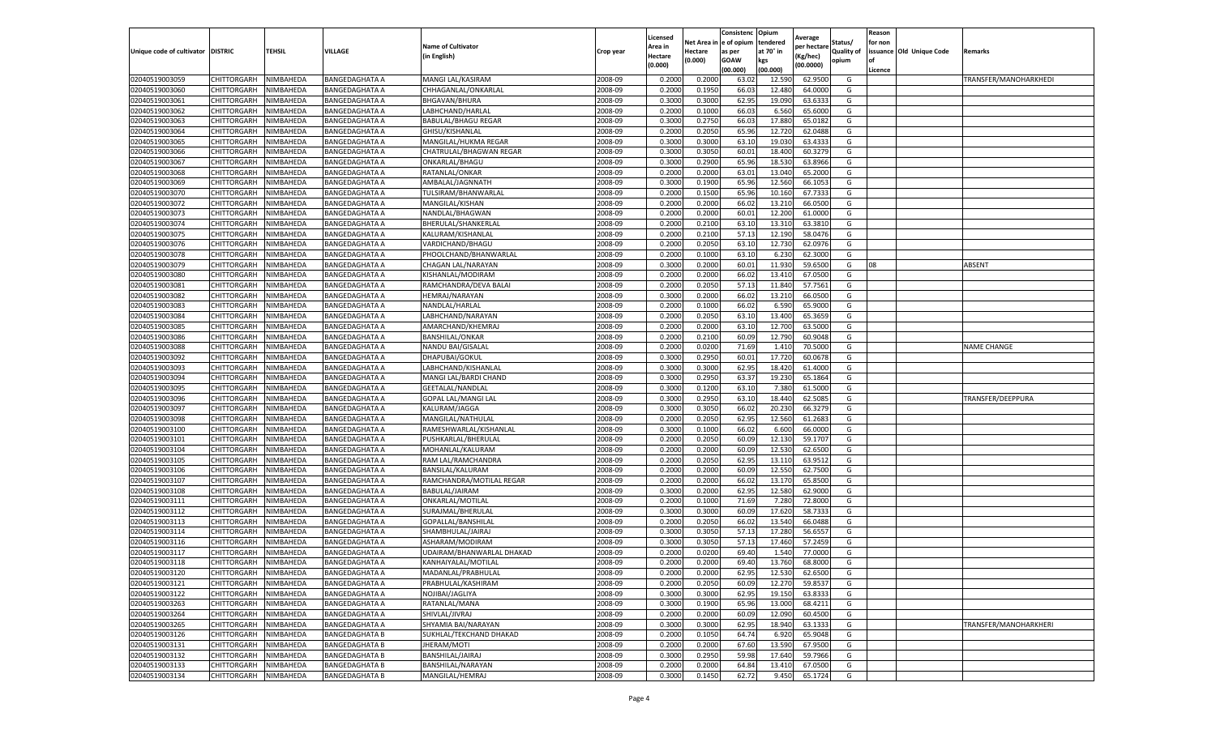| Unique code of cultivator | DISTRIC | TEHSIL | VILLAGE | Name of Cultivator (in English) | Crop year | Licensed Area in Hectare (0.000) | Net Area in Hectare (0.000) | Consistenc e of opium as per GOAW (00.000) | Opium tendered at 70˚ in kgs (00.000) | Average per hectare (Kg/hec) (00.0000) | Status/ Quality of opium | Reason for non issuance of Licence | Old Unique Code | Remarks |
|---|---|---|---|---|---|---|---|---|---|---|---|---|---|---|
| 02040519003059 | CHITTORGARH | NIMBAHEDA | BANGEDAGHATA A | MANGI LAL/KASIRAM | 2008-09 | 0.2000 | 0.2000 | 63.02 | 12.590 | 62.9500 | G | | | TRANSFER/MANOHARKHEDI |
| 02040519003060 | CHITTORGARH | NIMBAHEDA | BANGEDAGHATA A | CHHAGANLAL/ONKARLAL | 2008-09 | 0.2000 | 0.1950 | 66.03 | 12.480 | 64.0000 | G | | | |
| 02040519003061 | CHITTORGARH | NIMBAHEDA | BANGEDAGHATA A | BHGAVAN/BHURA | 2008-09 | 0.3000 | 0.3000 | 62.95 | 19.090 | 63.6333 | G | | | |
| 02040519003062 | CHITTORGARH | NIMBAHEDA | BANGEDAGHATA A | LABHCHAND/HARLAL | 2008-09 | 0.2000 | 0.1000 | 66.03 | 6.560 | 65.6000 | G | | | |
| 02040519003063 | CHITTORGARH | NIMBAHEDA | BANGEDAGHATA A | BABULAL/BHAGU REGAR | 2008-09 | 0.3000 | 0.2750 | 66.03 | 17.880 | 65.0182 | G | | | |
| 02040519003064 | CHITTORGARH | NIMBAHEDA | BANGEDAGHATA A | GHISU/KISHANLAL | 2008-09 | 0.2000 | 0.2050 | 65.96 | 12.720 | 62.0488 | G | | | |
| 02040519003065 | CHITTORGARH | NIMBAHEDA | BANGEDAGHATA A | MANGILAL/HUKMA REGAR | 2008-09 | 0.3000 | 0.3000 | 63.10 | 19.030 | 63.4333 | G | | | |
| 02040519003066 | CHITTORGARH | NIMBAHEDA | BANGEDAGHATA A | CHATRULAL/BHAGWAN REGAR | 2008-09 | 0.3000 | 0.3050 | 60.01 | 18.400 | 60.3279 | G | | | |
| 02040519003067 | CHITTORGARH | NIMBAHEDA | BANGEDAGHATA A | ONKARLAL/BHAGU | 2008-09 | 0.3000 | 0.2900 | 65.96 | 18.530 | 63.8966 | G | | | |
| 02040519003068 | CHITTORGARH | NIMBAHEDA | BANGEDAGHATA A | RATANLAL/ONKAR | 2008-09 | 0.2000 | 0.2000 | 63.01 | 13.040 | 65.2000 | G | | | |
| 02040519003069 | CHITTORGARH | NIMBAHEDA | BANGEDAGHATA A | AMBALAL/JAGNNATH | 2008-09 | 0.3000 | 0.1900 | 65.96 | 12.560 | 66.1053 | G | | | |
| 02040519003070 | CHITTORGARH | NIMBAHEDA | BANGEDAGHATA A | TULSIRAM/BHANWARLAL | 2008-09 | 0.2000 | 0.1500 | 65.96 | 10.160 | 67.7333 | G | | | |
| 02040519003072 | CHITTORGARH | NIMBAHEDA | BANGEDAGHATA A | MANGILAL/KISHAN | 2008-09 | 0.2000 | 0.2000 | 66.02 | 13.210 | 66.0500 | G | | | |
| 02040519003073 | CHITTORGARH | NIMBAHEDA | BANGEDAGHATA A | NANDLAL/BHAGWAN | 2008-09 | 0.2000 | 0.2000 | 60.01 | 12.200 | 61.0000 | G | | | |
| 02040519003074 | CHITTORGARH | NIMBAHEDA | BANGEDAGHATA A | BHERULAL/SHANKERLAL | 2008-09 | 0.2000 | 0.2100 | 63.10 | 13.310 | 63.3810 | G | | | |
| 02040519003075 | CHITTORGARH | NIMBAHEDA | BANGEDAGHATA A | KALURAM/KISHANLAL | 2008-09 | 0.2000 | 0.2100 | 57.13 | 12.190 | 58.0476 | G | | | |
| 02040519003076 | CHITTORGARH | NIMBAHEDA | BANGEDAGHATA A | VARDICHAND/BHAGU | 2008-09 | 0.2000 | 0.2050 | 63.10 | 12.730 | 62.0976 | G | | | |
| 02040519003078 | CHITTORGARH | NIMBAHEDA | BANGEDAGHATA A | PHOOLCHAND/BHANWARLAL | 2008-09 | 0.2000 | 0.1000 | 63.10 | 6.230 | 62.3000 | G | | | |
| 02040519003079 | CHITTORGARH | NIMBAHEDA | BANGEDAGHATA A | CHAGAN LAL/NARAYAN | 2008-09 | 0.3000 | 0.2000 | 60.01 | 11.930 | 59.6500 | G | 08 | | ABSENT |
| 02040519003080 | CHITTORGARH | NIMBAHEDA | BANGEDAGHATA A | KISHANLAL/MODIRAM | 2008-09 | 0.2000 | 0.2000 | 66.02 | 13.410 | 67.0500 | G | | | |
| 02040519003081 | CHITTORGARH | NIMBAHEDA | BANGEDAGHATA A | RAMCHANDRA/DEVA BALAI | 2008-09 | 0.2000 | 0.2050 | 57.13 | 11.840 | 57.7561 | G | | | |
| 02040519003082 | CHITTORGARH | NIMBAHEDA | BANGEDAGHATA A | HEMRAJ/NARAYAN | 2008-09 | 0.3000 | 0.2000 | 66.02 | 13.210 | 66.0500 | G | | | |
| 02040519003083 | CHITTORGARH | NIMBAHEDA | BANGEDAGHATA A | NANDLAL/HARLAL | 2008-09 | 0.2000 | 0.1000 | 66.02 | 6.590 | 65.9000 | G | | | |
| 02040519003084 | CHITTORGARH | NIMBAHEDA | BANGEDAGHATA A | LABHCHAND/NARAYAN | 2008-09 | 0.2000 | 0.2050 | 63.10 | 13.400 | 65.3659 | G | | | |
| 02040519003085 | CHITTORGARH | NIMBAHEDA | BANGEDAGHATA A | AMARCHAND/KHEMRAJ | 2008-09 | 0.2000 | 0.2000 | 63.10 | 12.700 | 63.5000 | G | | | |
| 02040519003086 | CHITTORGARH | NIMBAHEDA | BANGEDAGHATA A | BANSHILAL/ONKAR | 2008-09 | 0.2000 | 0.2100 | 60.09 | 12.790 | 60.9048 | G | | | |
| 02040519003088 | CHITTORGARH | NIMBAHEDA | BANGEDAGHATA A | NANDU BAI/GISALAL | 2008-09 | 0.2000 | 0.0200 | 71.69 | 1.410 | 70.5000 | G | | | NAME CHANGE |
| 02040519003092 | CHITTORGARH | NIMBAHEDA | BANGEDAGHATA A | DHAPUBAI/GOKUL | 2008-09 | 0.3000 | 0.2950 | 60.01 | 17.720 | 60.0678 | G | | | |
| 02040519003093 | CHITTORGARH | NIMBAHEDA | BANGEDAGHATA A | LABHCHAND/KISHANLAL | 2008-09 | 0.3000 | 0.3000 | 62.95 | 18.420 | 61.4000 | G | | | |
| 02040519003094 | CHITTORGARH | NIMBAHEDA | BANGEDAGHATA A | MANGI LAL/BARDI CHAND | 2008-09 | 0.3000 | 0.2950 | 63.37 | 19.230 | 65.1864 | G | | | |
| 02040519003095 | CHITTORGARH | NIMBAHEDA | BANGEDAGHATA A | GEETALAL/NANDLAL | 2008-09 | 0.3000 | 0.1200 | 63.10 | 7.380 | 61.5000 | G | | | |
| 02040519003096 | CHITTORGARH | NIMBAHEDA | BANGEDAGHATA A | GOPAL LAL/MANGI LAL | 2008-09 | 0.3000 | 0.2950 | 63.10 | 18.440 | 62.5085 | G | | | TRANSFER/DEEPPURA |
| 02040519003097 | CHITTORGARH | NIMBAHEDA | BANGEDAGHATA A | KALURAM/JAGGA | 2008-09 | 0.3000 | 0.3050 | 66.02 | 20.230 | 66.3279 | G | | | |
| 02040519003098 | CHITTORGARH | NIMBAHEDA | BANGEDAGHATA A | MANGILAL/NATHULAL | 2008-09 | 0.2000 | 0.2050 | 62.95 | 12.560 | 61.2683 | G | | | |
| 02040519003100 | CHITTORGARH | NIMBAHEDA | BANGEDAGHATA A | RAMESHWARLAL/KISHANLAL | 2008-09 | 0.3000 | 0.1000 | 66.02 | 6.600 | 66.0000 | G | | | |
| 02040519003101 | CHITTORGARH | NIMBAHEDA | BANGEDAGHATA A | PUSHKARLAL/BHERULAL | 2008-09 | 0.2000 | 0.2050 | 60.09 | 12.130 | 59.1707 | G | | | |
| 02040519003104 | CHITTORGARH | NIMBAHEDA | BANGEDAGHATA A | MOHANLAL/KALURAM | 2008-09 | 0.2000 | 0.2000 | 60.09 | 12.530 | 62.6500 | G | | | |
| 02040519003105 | CHITTORGARH | NIMBAHEDA | BANGEDAGHATA A | RAM LAL/RAMCHANDRA | 2008-09 | 0.2000 | 0.2050 | 62.95 | 13.110 | 63.9512 | G | | | |
| 02040519003106 | CHITTORGARH | NIMBAHEDA | BANGEDAGHATA A | BANSILAL/KALURAM | 2008-09 | 0.2000 | 0.2000 | 60.09 | 12.550 | 62.7500 | G | | | |
| 02040519003107 | CHITTORGARH | NIMBAHEDA | BANGEDAGHATA A | RAMCHANDRA/MOTILAL REGAR | 2008-09 | 0.2000 | 0.2000 | 66.02 | 13.170 | 65.8500 | G | | | |
| 02040519003108 | CHITTORGARH | NIMBAHEDA | BANGEDAGHATA A | BABULAL/JAIRAM | 2008-09 | 0.3000 | 0.2000 | 62.95 | 12.580 | 62.9000 | G | | | |
| 02040519003111 | CHITTORGARH | NIMBAHEDA | BANGEDAGHATA A | ONKARLAL/MOTILAL | 2008-09 | 0.2000 | 0.1000 | 71.69 | 7.280 | 72.8000 | G | | | |
| 02040519003112 | CHITTORGARH | NIMBAHEDA | BANGEDAGHATA A | SURAJMAL/BHERULAL | 2008-09 | 0.3000 | 0.3000 | 60.09 | 17.620 | 58.7333 | G | | | |
| 02040519003113 | CHITTORGARH | NIMBAHEDA | BANGEDAGHATA A | GOPALLAL/BANSHILAL | 2008-09 | 0.2000 | 0.2050 | 66.02 | 13.540 | 66.0488 | G | | | |
| 02040519003114 | CHITTORGARH | NIMBAHEDA | BANGEDAGHATA A | SHAMBHULAL/JAIRAJ | 2008-09 | 0.3000 | 0.3050 | 57.13 | 17.280 | 56.6557 | G | | | |
| 02040519003116 | CHITTORGARH | NIMBAHEDA | BANGEDAGHATA A | ASHARAM/MODIRAM | 2008-09 | 0.3000 | 0.3050 | 57.13 | 17.460 | 57.2459 | G | | | |
| 02040519003117 | CHITTORGARH | NIMBAHEDA | BANGEDAGHATA A | UDAIRAM/BHANWARLAL DHAKAD | 2008-09 | 0.2000 | 0.0200 | 69.40 | 1.540 | 77.0000 | G | | | |
| 02040519003118 | CHITTORGARH | NIMBAHEDA | BANGEDAGHATA A | KANHAIYALAL/MOTILAL | 2008-09 | 0.2000 | 0.2000 | 69.40 | 13.760 | 68.8000 | G | | | |
| 02040519003120 | CHITTORGARH | NIMBAHEDA | BANGEDAGHATA A | MADANLAL/PRABHULAL | 2008-09 | 0.2000 | 0.2000 | 62.95 | 12.530 | 62.6500 | G | | | |
| 02040519003121 | CHITTORGARH | NIMBAHEDA | BANGEDAGHATA A | PRABHULAL/KASHIRAM | 2008-09 | 0.2000 | 0.2050 | 60.09 | 12.270 | 59.8537 | G | | | |
| 02040519003122 | CHITTORGARH | NIMBAHEDA | BANGEDAGHATA A | NOJIBAI/JAGLIYA | 2008-09 | 0.3000 | 0.3000 | 62.95 | 19.150 | 63.8333 | G | | | |
| 02040519003263 | CHITTORGARH | NIMBAHEDA | BANGEDAGHATA A | RATANLAL/MANA | 2008-09 | 0.3000 | 0.1900 | 65.96 | 13.000 | 68.4211 | G | | | |
| 02040519003264 | CHITTORGARH | NIMBAHEDA | BANGEDAGHATA A | SHIVLAL/JIVRAJ | 2008-09 | 0.2000 | 0.2000 | 60.09 | 12.090 | 60.4500 | G | | | |
| 02040519003265 | CHITTORGARH | NIMBAHEDA | BANGEDAGHATA A | SHYAMIA BAI/NARAYAN | 2008-09 | 0.3000 | 0.3000 | 62.95 | 18.940 | 63.1333 | G | | | TRANSFER/MANOHARKHERI |
| 02040519003126 | CHITTORGARH | NIMBAHEDA | BANGEDAGHATA B | SUKHLAL/TEKCHAND DHAKAD | 2008-09 | 0.2000 | 0.1050 | 64.74 | 6.920 | 65.9048 | G | | | |
| 02040519003131 | CHITTORGARH | NIMBAHEDA | BANGEDAGHATA B | JHERAM/MOTI | 2008-09 | 0.2000 | 0.2000 | 67.60 | 13.590 | 67.9500 | G | | | |
| 02040519003132 | CHITTORGARH | NIMBAHEDA | BANGEDAGHATA B | BANSHILAL/JAIRAJ | 2008-09 | 0.3000 | 0.2950 | 59.98 | 17.640 | 59.7966 | G | | | |
| 02040519003133 | CHITTORGARH | NIMBAHEDA | BANGEDAGHATA B | BANSHILAL/NARAYAN | 2008-09 | 0.2000 | 0.2000 | 64.84 | 13.410 | 67.0500 | G | | | |
| 02040519003134 | CHITTORGARH | NIMBAHEDA | BANGEDAGHATA B | MANGILAL/HEMRAJ | 2008-09 | 0.3000 | 0.1450 | 62.72 | 9.450 | 65.1724 | G | | | |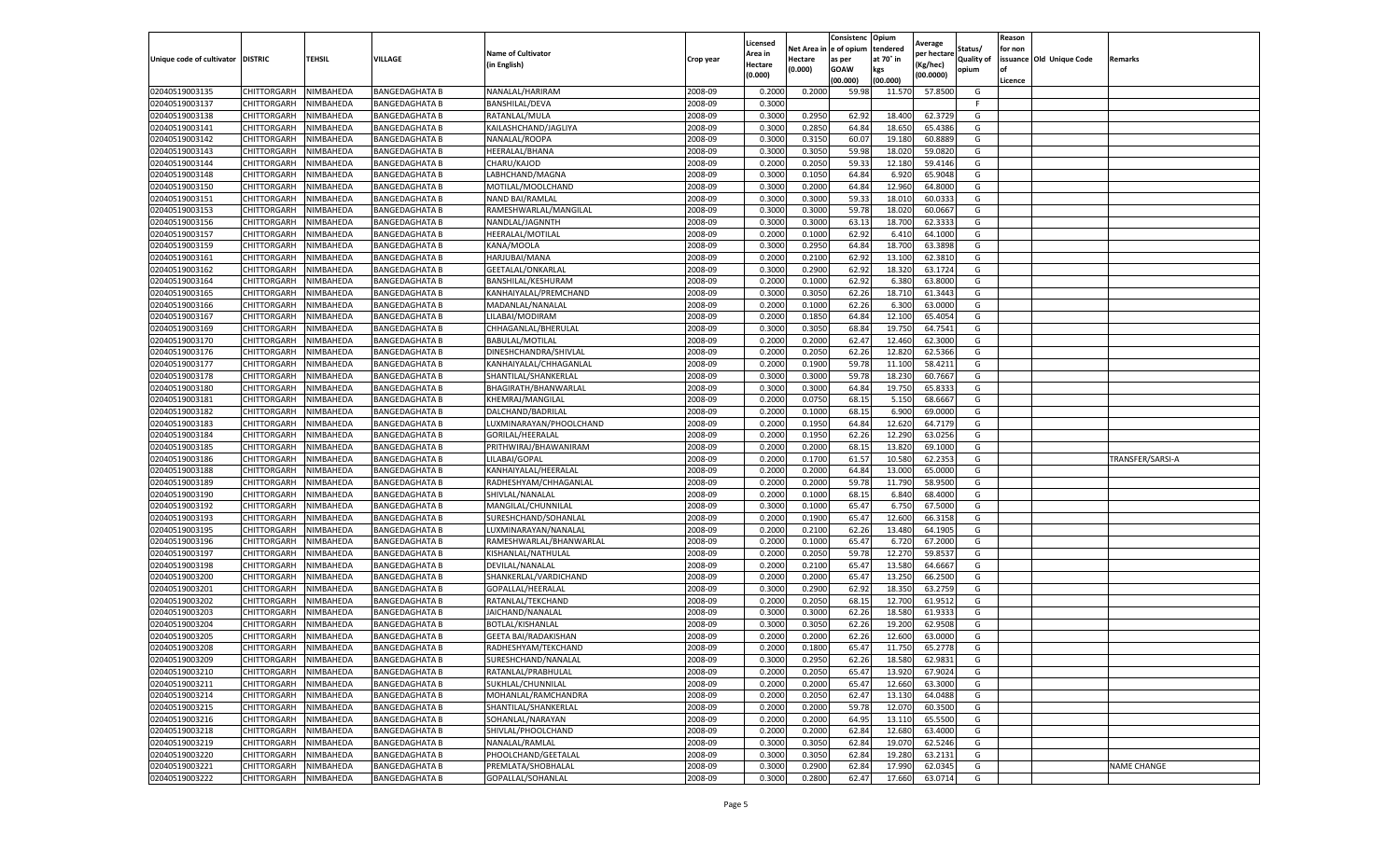| Unique code of cultivator | DISTRIC | TEHSIL | VILLAGE | Name of Cultivator (in English) | Crop year | Licensed Area in Hectare (0.000) | Net Area in Hectare (0.000) | Consistenc e of opium as per GOAW (00.000) | Opium tendered at 70° in kgs (00.000) | Average per hectare (Kg/hec) (00.0000) | Status/ Quality of opium | Reason for non issuance of Licence | Old Unique Code | Remarks |
|---|---|---|---|---|---|---|---|---|---|---|---|---|---|---|
| 02040519003135 | CHITTORGARH | NIMBAHEDA | BANGEDAGHATA B | NANALAL/HARIRAM | 2008-09 | 0.2000 | 0.2000 | 59.98 | 11.570 | 57.8500 | G | | | |
| 02040519003137 | CHITTORGARH | NIMBAHEDA | BANGEDAGHATA B | BANSHILAL/DEVA | 2008-09 | 0.3000 | | | | | F | | | |
| 02040519003138 | CHITTORGARH | NIMBAHEDA | BANGEDAGHATA B | RATANLAL/MULA | 2008-09 | 0.3000 | 0.2950 | 62.92 | 18.400 | 62.3729 | G | | | |
| 02040519003141 | CHITTORGARH | NIMBAHEDA | BANGEDAGHATA B | KAILASHCHAND/JAGLIYA | 2008-09 | 0.3000 | 0.2850 | 64.84 | 18.650 | 65.4386 | G | | | |
| 02040519003142 | CHITTORGARH | NIMBAHEDA | BANGEDAGHATA B | NANALAL/ROOPA | 2008-09 | 0.3000 | 0.3150 | 60.07 | 19.180 | 60.8889 | G | | | |
| 02040519003143 | CHITTORGARH | NIMBAHEDA | BANGEDAGHATA B | HEERALAL/BHANA | 2008-09 | 0.3000 | 0.3050 | 59.98 | 18.020 | 59.0820 | G | | | |
| 02040519003144 | CHITTORGARH | NIMBAHEDA | BANGEDAGHATA B | CHARU/KAJOD | 2008-09 | 0.2000 | 0.2050 | 59.33 | 12.180 | 59.4146 | G | | | |
| 02040519003148 | CHITTORGARH | NIMBAHEDA | BANGEDAGHATA B | LABHCHAND/MAGNA | 2008-09 | 0.3000 | 0.1050 | 64.84 | 6.920 | 65.9048 | G | | | |
| 02040519003150 | CHITTORGARH | NIMBAHEDA | BANGEDAGHATA B | MOTILAL/MOOLCHAND | 2008-09 | 0.3000 | 0.2000 | 64.84 | 12.960 | 64.8000 | G | | | |
| 02040519003151 | CHITTORGARH | NIMBAHEDA | BANGEDAGHATA B | NAND BAI/RAMLAL | 2008-09 | 0.3000 | 0.3000 | 59.33 | 18.010 | 60.0333 | G | | | |
| 02040519003153 | CHITTORGARH | NIMBAHEDA | BANGEDAGHATA B | RAMESHWARLAL/MANGILAL | 2008-09 | 0.3000 | 0.3000 | 59.78 | 18.020 | 60.0667 | G | | | |
| 02040519003156 | CHITTORGARH | NIMBAHEDA | BANGEDAGHATA B | NANDLAL/JAGNNTH | 2008-09 | 0.3000 | 0.3000 | 63.13 | 18.700 | 62.3333 | G | | | |
| 02040519003157 | CHITTORGARH | NIMBAHEDA | BANGEDAGHATA B | HEERALAL/MOTILAL | 2008-09 | 0.2000 | 0.1000 | 62.92 | 6.410 | 64.1000 | G | | | |
| 02040519003159 | CHITTORGARH | NIMBAHEDA | BANGEDAGHATA B | KANA/MOOLA | 2008-09 | 0.3000 | 0.2950 | 64.84 | 18.700 | 63.3898 | G | | | |
| 02040519003161 | CHITTORGARH | NIMBAHEDA | BANGEDAGHATA B | HARJUBAI/MANA | 2008-09 | 0.2000 | 0.2100 | 62.92 | 13.100 | 62.3810 | G | | | |
| 02040519003162 | CHITTORGARH | NIMBAHEDA | BANGEDAGHATA B | GEETALAL/ONKARLAL | 2008-09 | 0.3000 | 0.2900 | 62.92 | 18.320 | 63.1724 | G | | | |
| 02040519003164 | CHITTORGARH | NIMBAHEDA | BANGEDAGHATA B | BANSHILAL/KESHURAM | 2008-09 | 0.2000 | 0.1000 | 62.92 | 6.380 | 63.8000 | G | | | |
| 02040519003165 | CHITTORGARH | NIMBAHEDA | BANGEDAGHATA B | KANHAIYALAL/PREMCHAND | 2008-09 | 0.3000 | 0.3050 | 62.26 | 18.710 | 61.3443 | G | | | |
| 02040519003166 | CHITTORGARH | NIMBAHEDA | BANGEDAGHATA B | MADANLAL/NANALAL | 2008-09 | 0.2000 | 0.1000 | 62.26 | 6.300 | 63.0000 | G | | | |
| 02040519003167 | CHITTORGARH | NIMBAHEDA | BANGEDAGHATA B | LILABAI/MODIRAM | 2008-09 | 0.2000 | 0.1850 | 64.84 | 12.100 | 65.4054 | G | | | |
| 02040519003169 | CHITTORGARH | NIMBAHEDA | BANGEDAGHATA B | CHHAGANLAL/BHERULAL | 2008-09 | 0.3000 | 0.3050 | 68.84 | 19.750 | 64.7541 | G | | | |
| 02040519003170 | CHITTORGARH | NIMBAHEDA | BANGEDAGHATA B | BABULAL/MOTILAL | 2008-09 | 0.2000 | 0.2000 | 62.47 | 12.460 | 62.3000 | G | | | |
| 02040519003176 | CHITTORGARH | NIMBAHEDA | BANGEDAGHATA B | DINESHCHANDRA/SHIVLAL | 2008-09 | 0.2000 | 0.2050 | 62.26 | 12.820 | 62.5366 | G | | | |
| 02040519003177 | CHITTORGARH | NIMBAHEDA | BANGEDAGHATA B | KANHAIYALAL/CHHAGANLAL | 2008-09 | 0.2000 | 0.1900 | 59.78 | 11.100 | 58.4211 | G | | | |
| 02040519003178 | CHITTORGARH | NIMBAHEDA | BANGEDAGHATA B | SHANTILAL/SHANKERLAL | 2008-09 | 0.3000 | 0.3000 | 59.78 | 18.230 | 60.7667 | G | | | |
| 02040519003180 | CHITTORGARH | NIMBAHEDA | BANGEDAGHATA B | BHAGIRATH/BHANWARLAL | 2008-09 | 0.3000 | 0.3000 | 64.84 | 19.750 | 65.8333 | G | | | |
| 02040519003181 | CHITTORGARH | NIMBAHEDA | BANGEDAGHATA B | KHEMRAJ/MANGILAL | 2008-09 | 0.2000 | 0.0750 | 68.15 | 5.150 | 68.6667 | G | | | |
| 02040519003182 | CHITTORGARH | NIMBAHEDA | BANGEDAGHATA B | DALCHAND/BADRILAL | 2008-09 | 0.2000 | 0.1000 | 68.15 | 6.900 | 69.0000 | G | | | |
| 02040519003183 | CHITTORGARH | NIMBAHEDA | BANGEDAGHATA B | LUXMINARAYAN/PHOOLCHAND | 2008-09 | 0.2000 | 0.1950 | 64.84 | 12.620 | 64.7179 | G | | | |
| 02040519003184 | CHITTORGARH | NIMBAHEDA | BANGEDAGHATA B | GORILAL/HEERALAL | 2008-09 | 0.2000 | 0.1950 | 62.26 | 12.290 | 63.0256 | G | | | |
| 02040519003185 | CHITTORGARH | NIMBAHEDA | BANGEDAGHATA B | PRITHWIRAJ/BHAWANIRAM | 2008-09 | 0.2000 | 0.2000 | 68.15 | 13.820 | 69.1000 | G | | | |
| 02040519003186 | CHITTORGARH | NIMBAHEDA | BANGEDAGHATA B | LILABAI/GOPAL | 2008-09 | 0.2000 | 0.1700 | 61.57 | 10.580 | 62.2353 | G | | | TRANSFER/SARSI-A |
| 02040519003188 | CHITTORGARH | NIMBAHEDA | BANGEDAGHATA B | KANHAIYALAL/HEERALAL | 2008-09 | 0.2000 | 0.2000 | 64.84 | 13.000 | 65.0000 | G | | | |
| 02040519003189 | CHITTORGARH | NIMBAHEDA | BANGEDAGHATA B | RADHESHYAM/CHHAGANLAL | 2008-09 | 0.2000 | 0.2000 | 59.78 | 11.790 | 58.9500 | G | | | |
| 02040519003190 | CHITTORGARH | NIMBAHEDA | BANGEDAGHATA B | SHIVLAL/NANALAL | 2008-09 | 0.2000 | 0.1000 | 68.15 | 6.840 | 68.4000 | G | | | |
| 02040519003192 | CHITTORGARH | NIMBAHEDA | BANGEDAGHATA B | MANGILAL/CHUNNILAL | 2008-09 | 0.3000 | 0.1000 | 65.47 | 6.750 | 67.5000 | G | | | |
| 02040519003193 | CHITTORGARH | NIMBAHEDA | BANGEDAGHATA B | SURESHCHAND/SOHANLAL | 2008-09 | 0.2000 | 0.1900 | 65.47 | 12.600 | 66.3158 | G | | | |
| 02040519003195 | CHITTORGARH | NIMBAHEDA | BANGEDAGHATA B | LUXMINARAYAN/NANALAL | 2008-09 | 0.2000 | 0.2100 | 62.26 | 13.480 | 64.1905 | G | | | |
| 02040519003196 | CHITTORGARH | NIMBAHEDA | BANGEDAGHATA B | RAMESHWARLAL/BHANWARLAL | 2008-09 | 0.2000 | 0.1000 | 65.47 | 6.720 | 67.2000 | G | | | |
| 02040519003197 | CHITTORGARH | NIMBAHEDA | BANGEDAGHATA B | KISHANLAL/NATHULAL | 2008-09 | 0.2000 | 0.2050 | 59.78 | 12.270 | 59.8537 | G | | | |
| 02040519003198 | CHITTORGARH | NIMBAHEDA | BANGEDAGHATA B | DEVILAL/NANALAL | 2008-09 | 0.2000 | 0.2100 | 65.47 | 13.580 | 64.6667 | G | | | |
| 02040519003200 | CHITTORGARH | NIMBAHEDA | BANGEDAGHATA B | SHANKERLAL/VARDICHAND | 2008-09 | 0.2000 | 0.2000 | 65.47 | 13.250 | 66.2500 | G | | | |
| 02040519003201 | CHITTORGARH | NIMBAHEDA | BANGEDAGHATA B | GOPALLAL/HEERALAL | 2008-09 | 0.3000 | 0.2900 | 62.92 | 18.350 | 63.2759 | G | | | |
| 02040519003202 | CHITTORGARH | NIMBAHEDA | BANGEDAGHATA B | RATANLAL/TEKCHAND | 2008-09 | 0.2000 | 0.2050 | 68.15 | 12.700 | 61.9512 | G | | | |
| 02040519003203 | CHITTORGARH | NIMBAHEDA | BANGEDAGHATA B | JAICHAND/NANALAL | 2008-09 | 0.3000 | 0.3000 | 62.26 | 18.580 | 61.9333 | G | | | |
| 02040519003204 | CHITTORGARH | NIMBAHEDA | BANGEDAGHATA B | BOTLAL/KISHANLAL | 2008-09 | 0.3000 | 0.3050 | 62.26 | 19.200 | 62.9508 | G | | | |
| 02040519003205 | CHITTORGARH | NIMBAHEDA | BANGEDAGHATA B | GEETA BAI/RADAKISHAN | 2008-09 | 0.2000 | 0.2000 | 62.26 | 12.600 | 63.0000 | G | | | |
| 02040519003208 | CHITTORGARH | NIMBAHEDA | BANGEDAGHATA B | RADHESHYAM/TEKCHAND | 2008-09 | 0.2000 | 0.1800 | 65.47 | 11.750 | 65.2778 | G | | | |
| 02040519003209 | CHITTORGARH | NIMBAHEDA | BANGEDAGHATA B | SURESHCHAND/NANALAL | 2008-09 | 0.3000 | 0.2950 | 62.26 | 18.580 | 62.9831 | G | | | |
| 02040519003210 | CHITTORGARH | NIMBAHEDA | BANGEDAGHATA B | RATANLAL/PRABHULAL | 2008-09 | 0.2000 | 0.2050 | 65.47 | 13.920 | 67.9024 | G | | | |
| 02040519003211 | CHITTORGARH | NIMBAHEDA | BANGEDAGHATA B | SUKHLAL/CHUNNILAL | 2008-09 | 0.2000 | 0.2000 | 65.47 | 12.660 | 63.3000 | G | | | |
| 02040519003214 | CHITTORGARH | NIMBAHEDA | BANGEDAGHATA B | MOHANLAL/RAMCHANDRA | 2008-09 | 0.2000 | 0.2050 | 62.47 | 13.130 | 64.0488 | G | | | |
| 02040519003215 | CHITTORGARH | NIMBAHEDA | BANGEDAGHATA B | SHANTILAL/SHANKERLAL | 2008-09 | 0.2000 | 0.2000 | 59.78 | 12.070 | 60.3500 | G | | | |
| 02040519003216 | CHITTORGARH | NIMBAHEDA | BANGEDAGHATA B | SOHANLAL/NARAYAN | 2008-09 | 0.2000 | 0.2000 | 64.95 | 13.110 | 65.5500 | G | | | |
| 02040519003218 | CHITTORGARH | NIMBAHEDA | BANGEDAGHATA B | SHIVLAL/PHOOLCHAND | 2008-09 | 0.2000 | 0.2000 | 62.84 | 12.680 | 63.4000 | G | | | |
| 02040519003219 | CHITTORGARH | NIMBAHEDA | BANGEDAGHATA B | NANALAL/RAMLAL | 2008-09 | 0.3000 | 0.3050 | 62.84 | 19.070 | 62.5246 | G | | | |
| 02040519003220 | CHITTORGARH | NIMBAHEDA | BANGEDAGHATA B | PHOOLCHAND/GEETALAL | 2008-09 | 0.3000 | 0.3050 | 62.84 | 19.280 | 63.2131 | G | | | |
| 02040519003221 | CHITTORGARH | NIMBAHEDA | BANGEDAGHATA B | PREMLATA/SHOBHALAL | 2008-09 | 0.3000 | 0.2900 | 62.84 | 17.990 | 62.0345 | G | | | NAME CHANGE |
| 02040519003222 | CHITTORGARH | NIMBAHEDA | BANGEDAGHATA B | GOPALLAL/SOHANLAL | 2008-09 | 0.3000 | 0.2800 | 62.47 | 17.660 | 63.0714 | G | | | |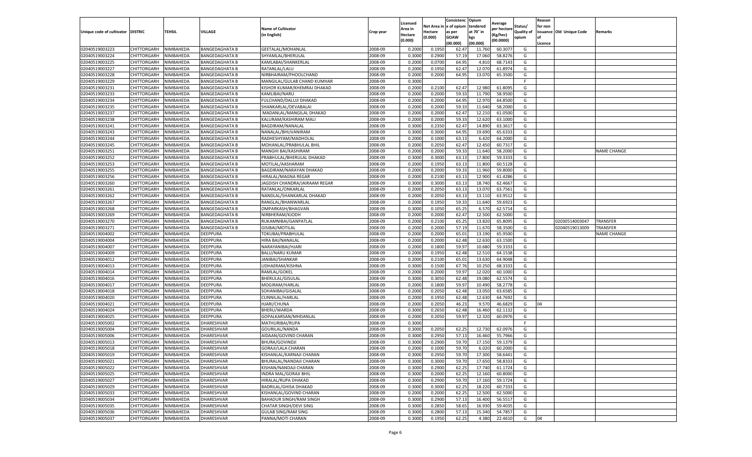| Unique code of cultivator | DISTRIC | TEHSIL | VILLAGE | Name of Cultivator (in English) | Crop year | Licensed Area in Hectare (0.000) | Net Area in Hectare (0.000) | Consistenc e of opium as per GOAW (00.000) | Opium tendered at 70° in kgs (00.000) | Average per hectare (Kg/hec) (00.0000) | Status/ Quality of opium | Reason for non issuance of Licence | Old Unique Code | Remarks |
|---|---|---|---|---|---|---|---|---|---|---|---|---|---|---|
| 02040519003223 | CHITTORGARH | NIMBAHEDA | BANGEDAGHATA B | GEETALAL/MOHANLAL | 2008-09 | 0.2000 | 0.1950 | 62.47 | 11.760 | 60.3077 | G | | | |
| 02040519003224 | CHITTORGARH | NIMBAHEDA | BANGEDAGHATA B | SHYAMLAL/BHERULAL | 2008-09 | 0.3000 | 0.2900 | 57.19 | 17.060 | 58.8276 | G | | | |
| 02040519003225 | CHITTORGARH | NIMBAHEDA | BANGEDAGHATA B | KAMLABAI/SHANKERLAL | 2008-09 | 0.2000 | 0.0700 | 64.95 | 4.810 | 68.7143 | G | | | |
| 02040519003227 | CHITTORGARH | NIMBAHEDA | BANGEDAGHATA B | RATANLAL/LALU | 2008-09 | 0.2000 | 0.1950 | 62.47 | 12.070 | 61.8974 | G | | | |
| 02040519003228 | CHITTORGARH | NIMBAHEDA | BANGEDAGHATA B | NIRBHAIRAM/PHOOLCHAND | 2008-09 | 0.2000 | 0.2000 | 64.95 | 13.070 | 65.3500 | G | | | |
| 02040519003229 | CHITTORGARH | NIMBAHEDA | BANGEDAGHATA B | MANGILAL/GULAB CHAND KUMHAR | 2008-09 | 0.3000 | | | | | F | | | |
| 02040519003231 | CHITTORGARH | NIMBAHEDA | BANGEDAGHATA B | KISHOR KUMAR/KHEMRAJ DHAKAD | 2008-09 | 0.2000 | 0.2100 | 62.47 | 12.980 | 61.8095 | G | | | |
| 02040519003233 | CHITTORGARH | NIMBAHEDA | BANGEDAGHATA B | KAMLIBAI/NARU | 2008-09 | 0.2000 | 0.2000 | 59.33 | 11.790 | 58.9500 | G | | | |
| 02040519003234 | CHITTORGARH | NIMBAHEDA | BANGEDAGHATA B | FULCHAND/DALUJI DHAKAD | 2008-09 | 0.2000 | 0.2000 | 64.95 | 12.970 | 64.8500 | G | | | |
| 02040519003235 | CHITTORGARH | NIMBAHEDA | BANGEDAGHATA B | SHANKARLAL/DEVABALAI | 2008-09 | 0.2000 | 0.2000 | 59.33 | 11.640 | 58.2000 | G | | | |
| 02040519003237 | CHITTORGARH | NIMBAHEDA | BANGEDAGHATA B | MADANLAL/MANGILAL DHAKAD | 2008-09 | 0.2000 | 0.2000 | 62.47 | 12.210 | 61.0500 | G | | | |
| 02040519003238 | CHITTORGARH | NIMBAHEDA | BANGEDAGHATA B | KALURAM/KASHIRAM MALI | 2008-09 | 0.2000 | 0.2000 | 59.33 | 12.620 | 63.1000 | G | | | |
| 02040519003241 | CHITTORGARH | NIMBAHEDA | BANGEDAGHATA B | BAGDIRAM/NANALAL | 2008-09 | 0.3000 | 0.2350 | 62.47 | 14.890 | 63.3617 | G | | | |
| 02040519003243 | CHITTORGARH | NIMBAHEDA | BANGEDAGHATA B | NANALAL/BHUVANIRAM | 2008-09 | 0.3000 | 0.3000 | 64.95 | 19.690 | 65.6333 | G | | | |
| 02040519003244 | CHITTORGARH | NIMBAHEDA | BANGEDAGHATA B | RADHESHYAM/MADHOLAL | 2008-09 | 0.2000 | 0.1000 | 63.13 | 6.420 | 64.2000 | G | | | |
| 02040519003245 | CHITTORGARH | NIMBAHEDA | BANGEDAGHATA B | MOHANLAL/PRABHULAL BHIL | 2008-09 | 0.2000 | 0.2050 | 62.47 | 12.450 | 60.7317 | G | | | |
| 02040519003251 | CHITTORGARH | NIMBAHEDA | BANGEDAGHATA B | MANGHI BAI/KASHIRAM | 2008-09 | 0.2000 | 0.2000 | 59.33 | 11.640 | 58.2000 | G | | | NAME CHANGE |
| 02040519003252 | CHITTORGARH | NIMBAHEDA | BANGEDAGHATA B | PRABHULAL/BHERULAL DHAKAD | 2008-09 | 0.3000 | 0.3000 | 63.13 | 17.800 | 59.3333 | G | | | |
| 02040519003253 | CHITTORGARH | NIMBAHEDA | BANGEDAGHATA B | MOTILAL/AASHARAM | 2008-09 | 0.2000 | 0.1950 | 63.13 | 11.800 | 60.5128 | G | | | |
| 02040519003255 | CHITTORGARH | NIMBAHEDA | BANGEDAGHATA B | BAGDIRAM/NARAYAN DHAKAD | 2008-09 | 0.2000 | 0.2000 | 59.33 | 11.960 | 59.8000 | G | | | |
| 02040519003256 | CHITTORGARH | NIMBAHEDA | BANGEDAGHATA B | HIRALAL/MAGNA REGAR | 2008-09 | 0.2000 | 0.2100 | 63.13 | 12.900 | 61.4286 | G | | | |
| 02040519003260 | CHITTORGARH | NIMBAHEDA | BANGEDAGHATA B | JAGDISH CHANDRA/JAIRAAM REGAR | 2008-09 | 0.3000 | 0.3000 | 63.13 | 18.740 | 62.4667 | G | | | |
| 02040519003261 | CHITTORGARH | NIMBAHEDA | BANGEDAGHATA B | RATANLAL/ONKARLAL | 2008-09 | 0.2000 | 0.2050 | 63.13 | 13.070 | 63.7561 | G | | | |
| 02040519003262 | CHITTORGARH | NIMBAHEDA | BANGEDAGHATA B | NANDLAL/SHANKARLAL DHAKAD | 2008-09 | 0.2000 | 0.2050 | 63.13 | 13.110 | 63.9512 | G | | | |
| 02040519003267 | CHITTORGARH | NIMBAHEDA | BANGEDAGHATA B | RANGLAL/BHANWARLAL | 2008-09 | 0.2000 | 0.1950 | 59.33 | 11.640 | 59.6923 | G | | | |
| 02040519003268 | CHITTORGARH | NIMBAHEDA | BANGEDAGHATA B | OMPARKASH/BHAGVAN | 2008-09 | 0.3000 | 0.1050 | 65.25 | 6.570 | 62.5714 | G | | | |
| 02040519003269 | CHITTORGARH | NIMBAHEDA | BANGEDAGHATA B | NIRBHERAM/KJODH | 2008-09 | 0.2000 | 0.2000 | 62.47 | 12.500 | 62.5000 | G | | | |
| 02040519003270 | CHITTORGARH | NIMBAHEDA | BANGEDAGHATA B | RUKAMNIBAI/GANPATLAL | 2008-09 | 0.2000 | 0.2100 | 65.25 | 13.820 | 65.8095 | G | | 02030514003047 | TRANSFER |
| 02040519003271 | CHITTORGARH | NIMBAHEDA | BANGEDAGHATA B | GISIBAI/MOTILAL | 2008-09 | 0.2000 | 0.2000 | 57.19 | 11.670 | 58.3500 | G | | 02040519013009 | TRANSFER |
| 02040519004002 | CHITTORGARH | NIMBAHEDA | DEEPPURA | TOKUBAI/PRABHULAL | 2008-09 | 0.2000 | 0.2000 | 65.01 | 13.190 | 65.9500 | G | | | NAME CHANGE |
| 02040519004004 | CHITTORGARH | NIMBAHEDA | DEEPPURA | HIRA BAI/NANALAL | 2008-09 | 0.2000 | 0.2000 | 62.48 | 12.630 | 63.1500 | G | | | |
| 02040519004007 | CHITTORGARH | NIMBAHEDA | DEEPPURA | NARAYANIBAI/HJARI | 2008-09 | 0.2000 | 0.1800 | 59.97 | 10.680 | 59.3333 | G | | | |
| 02040519004009 | CHITTORGARH | NIMBAHEDA | DEEPPURA | BALU/NARU KUMAR | 2008-09 | 0.2000 | 0.1950 | 62.48 | 12.510 | 64.1538 | G | | | |
| 02040519004012 | CHITTORGARH | NIMBAHEDA | DEEPPURA | JANIBAI/SHANKAR | 2008-09 | 0.2000 | 0.2100 | 65.01 | 13.630 | 64.9048 | G | | | |
| 02040519004013 | CHITTORGARH | NIMBAHEDA | DEEPPURA | UDHAERAM/KISHNA | 2008-09 | 0.3000 | 0.1500 | 67.76 | 10.250 | 68.3333 | G | | | |
| 02040519004014 | CHITTORGARH | NIMBAHEDA | DEEPPURA | RAMLAL/GOKEL | 2008-09 | 0.2000 | 0.2000 | 59.97 | 12.020 | 60.1000 | G | | | |
| 02040519004016 | CHITTORGARH | NIMBAHEDA | DEEPPURA | BHERULAL/GISULAL | 2008-09 | 0.3000 | 0.3050 | 62.48 | 19.080 | 62.5574 | G | | | |
| 02040519004017 | CHITTORGARH | NIMBAHEDA | DEEPPURA | MOGIRAM/HARLAL | 2008-09 | 0.2000 | 0.1800 | 59.97 | 10.490 | 58.2778 | G | | | |
| 02040519004018 | CHITTORGARH | NIMBAHEDA | DEEPPURA | SOHANIBAI/GISALAL | 2008-09 | 0.2000 | 0.2050 | 62.48 | 13.050 | 63.6585 | G | | | |
| 02040519004020 | CHITTORGARH | NIMBAHEDA | DEEPPURA | CUNNILAL/HARLAL | 2008-09 | 0.2000 | 0.1950 | 62.48 | 12.630 | 64.7692 | G | | | |
| 02040519004021 | CHITTORGARH | NIMBAHEDA | DEEPPURA | HJARI/CHUNA | 2008-09 | 0.2000 | 0.2050 | 46.23 | 9.570 | 46.6829 | G | 04 | | |
| 02040519004024 | CHITTORGARH | NIMBAHEDA | DEEPPURA | BHERU/WARDA | 2008-09 | 0.3000 | 0.2650 | 62.48 | 16.460 | 62.1132 | G | | | |
| 02040519004025 | CHITTORGARH | NIMBAHEDA | DEEPPURA | GOPALKARSAN/MHDANLAL | 2008-09 | 0.2000 | 0.2050 | 59.97 | 12.320 | 60.0976 | G | | | |
| 02040519005002 | CHITTORGARH | NIMBAHEDA | DHARESHVAR | MATHURIBAI/RUPA | 2008-09 | 0.3000 | | | | | F | | | |
| 02040519005004 | CHITTORGARH | NIMBAHEDA | DHARESHVAR | GOURILAL/NANDA | 2008-09 | 0.3000 | 0.2050 | 62.25 | 12.730 | 62.0976 | G | | | |
| 02040519005006 | CHITTORGARH | NIMBAHEDA | DHARESHVAR | AIDAAN/GOVIND CHARAN | 2008-09 | 0.3000 | 0.2950 | 57.13 | 16.460 | 55.7966 | G | | | |
| 02040519005013 | CHITTORGARH | NIMBAHEDA | DHARESHVAR | BHURA/GOVINDJI | 2008-09 | 0.3000 | 0.2900 | 59.70 | 17.150 | 59.1379 | G | | | |
| 02040519005018 | CHITTORGARH | NIMBAHEDA | DHARESHVAR | GORAJI/LALA CHARAN | 2008-09 | 0.2000 | 0.1000 | 59.70 | 6.020 | 60.2000 | G | | | |
| 02040519005019 | CHITTORGARH | NIMBAHEDA | DHARESHVAR | KISHANLAL/KARNAJI CHARAN | 2008-09 | 0.3000 | 0.2950 | 59.70 | 17.300 | 58.6441 | G | | | |
| 02040519005021 | CHITTORGARH | NIMBAHEDA | DHARESHVAR | BHURALAL/NANDAJI CHARAN | 2008-09 | 0.3000 | 0.3000 | 59.70 | 17.650 | 58.8333 | G | | | |
| 02040519005022 | CHITTORGARH | NIMBAHEDA | DHARESHVAR | KISHAN/NANDAJI CHARAN | 2008-09 | 0.3000 | 0.2900 | 62.25 | 17.740 | 61.1724 | G | | | |
| 02040519005025 | CHITTORGARH | NIMBAHEDA | DHARESHVAR | INDRA MAL/GORAJI BHIL | 2008-09 | 0.3000 | 0.2000 | 62.25 | 12.160 | 60.8000 | G | | | |
| 02040519005027 | CHITTORGARH | NIMBAHEDA | DHARESHVAR | HIRALAL/RUPA DHAKAD | 2008-09 | 0.3000 | 0.2900 | 59.70 | 17.160 | 59.1724 | G | | | |
| 02040519005029 | CHITTORGARH | NIMBAHEDA | DHARESHVAR | BADRILAL/GHISA DHAKAD | 2008-09 | 0.3000 | 0.3000 | 62.25 | 18.220 | 60.7333 | G | | | |
| 02040519005033 | CHITTORGARH | NIMBAHEDA | DHARESHVAR | KISHANLAL/GOVIND CHARAN | 2008-09 | 0.2000 | 0.2000 | 62.25 | 12.500 | 62.5000 | G | | | |
| 02040519005034 | CHITTORGARH | NIMBAHEDA | DHARESHVAR | BAHADUR SINGH/RAM SINGH | 2008-09 | 0.3000 | 0.2900 | 57.13 | 16.400 | 56.5517 | G | | | |
| 02040519005035 | CHITTORGARH | NIMBAHEDA | DHARESHVAR | CHATAR SINGH/DEVI SING | 2008-09 | 0.3000 | 0.2850 | 58.65 | 16.930 | 59.4035 | G | | | |
| 02040519005036 | CHITTORGARH | NIMBAHEDA | DHARESHVAR | GULAB SING/RAM SING | 2008-09 | 0.3000 | 0.2800 | 57.13 | 15.340 | 54.7857 | G | | | |
| 02040519005037 | CHITTORGARH | NIMBAHEDA | DHARESHVAR | PANNA/MOTI CHARAN | 2008-09 | 0.3000 | 0.1950 | 62.25 | 4.380 | 22.4610 | G | 04 | | |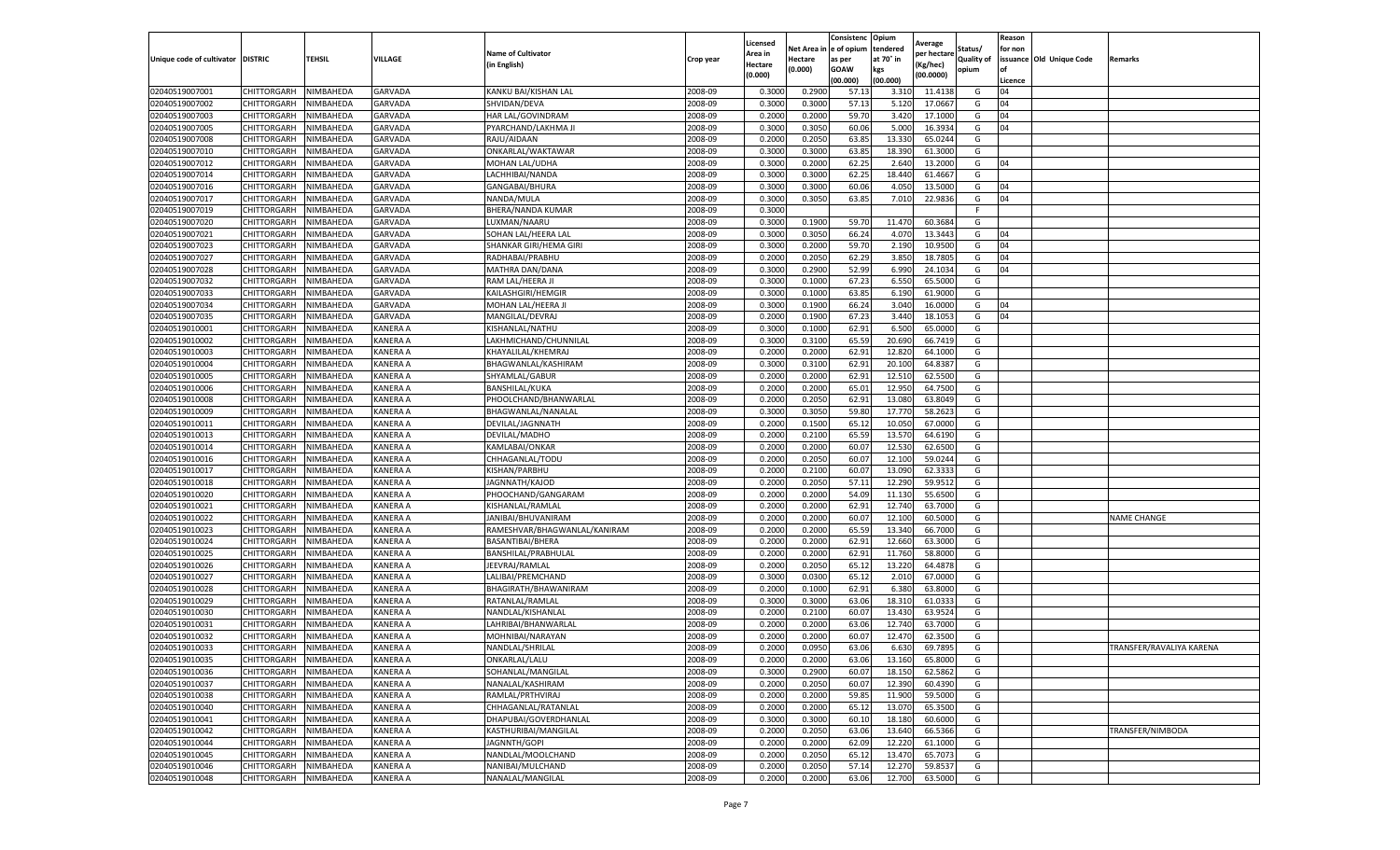| Unique code of cultivator | DISTRIC | TEHSIL | VILLAGE | Name of Cultivator (in English) | Crop year | Licensed Area in Hectare (0.000) | Net Area in Hectare (0.000) | Consistence of opium as per GOAW (00.000) | Opium tendered at 70° in kgs (00.000) | Average per hectare (Kg/hec) (00.0000) | Status/ Quality of opium | Reason for non issuance of Licence | Old Unique Code | Remarks |
|---|---|---|---|---|---|---|---|---|---|---|---|---|---|---|
| 02040519007001 | CHITTORGARH | NIMBAHEDA | GARVADA | KANKU BAI/KISHAN LAL | 2008-09 | 0.3000 | 0.2900 | 57.13 | 3.310 | 11.4138 | G | 04 | | |
| 02040519007002 | CHITTORGARH | NIMBAHEDA | GARVADA | SHVIDAN/DEVA | 2008-09 | 0.3000 | 0.3000 | 57.13 | 5.120 | 17.0667 | G | 04 | | |
| 02040519007003 | CHITTORGARH | NIMBAHEDA | GARVADA | HAR LAL/GOVINDRAM | 2008-09 | 0.2000 | 0.2000 | 59.70 | 3.420 | 17.1000 | G | 04 | | |
| 02040519007005 | CHITTORGARH | NIMBAHEDA | GARVADA | PYARCHAND/LAKHMA JI | 2008-09 | 0.3000 | 0.3050 | 60.06 | 5.000 | 16.3934 | G | 04 | | |
| 02040519007008 | CHITTORGARH | NIMBAHEDA | GARVADA | RAJU/AIDAAN | 2008-09 | 0.2000 | 0.2050 | 63.85 | 13.330 | 65.0244 | G | | | |
| 02040519007010 | CHITTORGARH | NIMBAHEDA | GARVADA | ONKARLAL/WAKTAWAR | 2008-09 | 0.3000 | 0.3000 | 63.85 | 18.390 | 61.3000 | G | | | |
| 02040519007012 | CHITTORGARH | NIMBAHEDA | GARVADA | MOHAN LAL/UDHA | 2008-09 | 0.3000 | 0.2000 | 62.25 | 2.640 | 13.2000 | G | 04 | | |
| 02040519007014 | CHITTORGARH | NIMBAHEDA | GARVADA | LACHHIBAI/NANDA | 2008-09 | 0.3000 | 0.3000 | 62.25 | 18.440 | 61.4667 | G | | | |
| 02040519007016 | CHITTORGARH | NIMBAHEDA | GARVADA | GANGABAI/BHURA | 2008-09 | 0.3000 | 0.3000 | 60.06 | 4.050 | 13.5000 | G | 04 | | |
| 02040519007017 | CHITTORGARH | NIMBAHEDA | GARVADA | NANDA/MULA | 2008-09 | 0.3000 | 0.3050 | 63.85 | 7.010 | 22.9836 | G | 04 | | |
| 02040519007019 | CHITTORGARH | NIMBAHEDA | GARVADA | BHERA/NANDA KUMAR | 2008-09 | 0.3000 | | | | | F | | | |
| 02040519007020 | CHITTORGARH | NIMBAHEDA | GARVADA | LUXMAN/NAARU | 2008-09 | 0.3000 | 0.1900 | 59.70 | 11.470 | 60.3684 | G | | | |
| 02040519007021 | CHITTORGARH | NIMBAHEDA | GARVADA | SOHAN LAL/HEERA LAL | 2008-09 | 0.3000 | 0.3050 | 66.24 | 4.070 | 13.3443 | G | 04 | | |
| 02040519007023 | CHITTORGARH | NIMBAHEDA | GARVADA | SHANKAR GIRI/HEMA GIRI | 2008-09 | 0.3000 | 0.2000 | 59.70 | 2.190 | 10.9500 | G | 04 | | |
| 02040519007027 | CHITTORGARH | NIMBAHEDA | GARVADA | RADHABAI/PRABHU | 2008-09 | 0.2000 | 0.2050 | 62.29 | 3.850 | 18.7805 | G | 04 | | |
| 02040519007028 | CHITTORGARH | NIMBAHEDA | GARVADA | MATHRA DAN/DANA | 2008-09 | 0.3000 | 0.2900 | 52.99 | 6.990 | 24.1034 | G | 04 | | |
| 02040519007032 | CHITTORGARH | NIMBAHEDA | GARVADA | RAM LAL/HEERA JI | 2008-09 | 0.3000 | 0.1000 | 67.23 | 6.550 | 65.5000 | G | | | |
| 02040519007033 | CHITTORGARH | NIMBAHEDA | GARVADA | KAILASHGIRI/HEMGIR | 2008-09 | 0.3000 | 0.1000 | 63.85 | 6.190 | 61.9000 | G | | | |
| 02040519007034 | CHITTORGARH | NIMBAHEDA | GARVADA | MOHAN LAL/HEERA JI | 2008-09 | 0.3000 | 0.1900 | 66.24 | 3.040 | 16.0000 | G | 04 | | |
| 02040519007035 | CHITTORGARH | NIMBAHEDA | GARVADA | MANGILAL/DEVRAJ | 2008-09 | 0.2000 | 0.1900 | 67.23 | 3.440 | 18.1053 | G | 04 | | |
| 02040519010001 | CHITTORGARH | NIMBAHEDA | KANERA A | KISHANLAL/NATHU | 2008-09 | 0.3000 | 0.1000 | 62.91 | 6.500 | 65.0000 | G | | | |
| 02040519010002 | CHITTORGARH | NIMBAHEDA | KANERA A | LAKHMICHAND/CHUNNILAL | 2008-09 | 0.3000 | 0.3100 | 65.59 | 20.690 | 66.7419 | G | | | |
| 02040519010003 | CHITTORGARH | NIMBAHEDA | KANERA A | KHAYALILAL/KHEMRAJ | 2008-09 | 0.2000 | 0.2000 | 62.91 | 12.820 | 64.1000 | G | | | |
| 02040519010004 | CHITTORGARH | NIMBAHEDA | KANERA A | BHAGWANLAL/KASHIRAM | 2008-09 | 0.3000 | 0.3100 | 62.91 | 20.100 | 64.8387 | G | | | |
| 02040519010005 | CHITTORGARH | NIMBAHEDA | KANERA A | SHYAMLAL/GABUR | 2008-09 | 0.2000 | 0.2000 | 62.91 | 12.510 | 62.5500 | G | | | |
| 02040519010006 | CHITTORGARH | NIMBAHEDA | KANERA A | BANSHILAL/KUKA | 2008-09 | 0.2000 | 0.2000 | 65.01 | 12.950 | 64.7500 | G | | | |
| 02040519010008 | CHITTORGARH | NIMBAHEDA | KANERA A | PHOOLCHAND/BHANWARLAL | 2008-09 | 0.2000 | 0.2050 | 62.91 | 13.080 | 63.8049 | G | | | |
| 02040519010009 | CHITTORGARH | NIMBAHEDA | KANERA A | BHAGWANLAL/NANALAL | 2008-09 | 0.3000 | 0.3050 | 59.80 | 17.770 | 58.2623 | G | | | |
| 02040519010011 | CHITTORGARH | NIMBAHEDA | KANERA A | DEVILAL/JAGNNATH | 2008-09 | 0.2000 | 0.1500 | 65.12 | 10.050 | 67.0000 | G | | | |
| 02040519010013 | CHITTORGARH | NIMBAHEDA | KANERA A | DEVILAL/MADHO | 2008-09 | 0.2000 | 0.2100 | 65.59 | 13.570 | 64.6190 | G | | | |
| 02040519010014 | CHITTORGARH | NIMBAHEDA | KANERA A | KAMLABAI/ONKAR | 2008-09 | 0.2000 | 0.2000 | 60.07 | 12.530 | 62.6500 | G | | | |
| 02040519010016 | CHITTORGARH | NIMBAHEDA | KANERA A | CHHAGANLAL/TODU | 2008-09 | 0.2000 | 0.2050 | 60.07 | 12.100 | 59.0244 | G | | | |
| 02040519010017 | CHITTORGARH | NIMBAHEDA | KANERA A | KISHAN/PARBHU | 2008-09 | 0.2000 | 0.2100 | 60.07 | 13.090 | 62.3333 | G | | | |
| 02040519010018 | CHITTORGARH | NIMBAHEDA | KANERA A | JAGNNATH/KAJOD | 2008-09 | 0.2000 | 0.2050 | 57.11 | 12.290 | 59.9512 | G | | | |
| 02040519010020 | CHITTORGARH | NIMBAHEDA | KANERA A | PHOOCHAND/GANGARAM | 2008-09 | 0.2000 | 0.2000 | 54.09 | 11.130 | 55.6500 | G | | | |
| 02040519010021 | CHITTORGARH | NIMBAHEDA | KANERA A | KISHANLAL/RAMLAL | 2008-09 | 0.2000 | 0.2000 | 62.91 | 12.740 | 63.7000 | G | | | |
| 02040519010022 | CHITTORGARH | NIMBAHEDA | KANERA A | JANIBAI/BHUVANIRAM | 2008-09 | 0.2000 | 0.2000 | 60.07 | 12.100 | 60.5000 | G | | | NAME CHANGE |
| 02040519010023 | CHITTORGARH | NIMBAHEDA | KANERA A | RAMESHVAR/BHAGWANLAL/KANIRAM | 2008-09 | 0.2000 | 0.2000 | 65.59 | 13.340 | 66.7000 | G | | | |
| 02040519010024 | CHITTORGARH | NIMBAHEDA | KANERA A | BASANTIBAI/BHERA | 2008-09 | 0.2000 | 0.2000 | 62.91 | 12.660 | 63.3000 | G | | | |
| 02040519010025 | CHITTORGARH | NIMBAHEDA | KANERA A | BANSHILAL/PRABHULAL | 2008-09 | 0.2000 | 0.2000 | 62.91 | 11.760 | 58.8000 | G | | | |
| 02040519010026 | CHITTORGARH | NIMBAHEDA | KANERA A | JEEVRAJ/RAMLAL | 2008-09 | 0.2000 | 0.2050 | 65.12 | 13.220 | 64.4878 | G | | | |
| 02040519010027 | CHITTORGARH | NIMBAHEDA | KANERA A | LALIBAI/PREMCHAND | 2008-09 | 0.3000 | 0.0300 | 65.12 | 2.010 | 67.0000 | G | | | |
| 02040519010028 | CHITTORGARH | NIMBAHEDA | KANERA A | BHAGIRATH/BHAWANIRAM | 2008-09 | 0.2000 | 0.1000 | 62.91 | 6.380 | 63.8000 | G | | | |
| 02040519010029 | CHITTORGARH | NIMBAHEDA | KANERA A | RATANLAL/RAMLAL | 2008-09 | 0.3000 | 0.3000 | 63.06 | 18.310 | 61.0333 | G | | | |
| 02040519010030 | CHITTORGARH | NIMBAHEDA | KANERA A | NANDLAL/KISHANLAL | 2008-09 | 0.2000 | 0.2100 | 60.07 | 13.430 | 63.9524 | G | | | |
| 02040519010031 | CHITTORGARH | NIMBAHEDA | KANERA A | LAHRIBAI/BHANWARLAL | 2008-09 | 0.2000 | 0.2000 | 63.06 | 12.740 | 63.7000 | G | | | |
| 02040519010032 | CHITTORGARH | NIMBAHEDA | KANERA A | MOHNIBAI/NARAYAN | 2008-09 | 0.2000 | 0.2000 | 60.07 | 12.470 | 62.3500 | G | | | |
| 02040519010033 | CHITTORGARH | NIMBAHEDA | KANERA A | NANDLAL/SHRILAL | 2008-09 | 0.2000 | 0.0950 | 63.06 | 6.630 | 69.7895 | G | | | TRANSFER/RAVALIYA KARENA |
| 02040519010035 | CHITTORGARH | NIMBAHEDA | KANERA A | ONKARLAL/LALU | 2008-09 | 0.2000 | 0.2000 | 63.06 | 13.160 | 65.8000 | G | | | |
| 02040519010036 | CHITTORGARH | NIMBAHEDA | KANERA A | SOHANLAL/MANGILAL | 2008-09 | 0.3000 | 0.2900 | 60.07 | 18.150 | 62.5862 | G | | | |
| 02040519010037 | CHITTORGARH | NIMBAHEDA | KANERA A | NANALAL/KASHIRAM | 2008-09 | 0.2000 | 0.2050 | 60.07 | 12.390 | 60.4390 | G | | | |
| 02040519010038 | CHITTORGARH | NIMBAHEDA | KANERA A | RAMLAL/PRTHVIRAJ | 2008-09 | 0.2000 | 0.2000 | 59.85 | 11.900 | 59.5000 | G | | | |
| 02040519010040 | CHITTORGARH | NIMBAHEDA | KANERA A | CHHAGANLAL/RATANLAL | 2008-09 | 0.2000 | 0.2000 | 65.12 | 13.070 | 65.3500 | G | | | |
| 02040519010041 | CHITTORGARH | NIMBAHEDA | KANERA A | DHAPUBAI/GOVERDHANLAL | 2008-09 | 0.3000 | 0.3000 | 60.10 | 18.180 | 60.6000 | G | | | |
| 02040519010042 | CHITTORGARH | NIMBAHEDA | KANERA A | KASTHURIBAI/MANGILAL | 2008-09 | 0.2000 | 0.2050 | 63.06 | 13.640 | 66.5366 | G | | | TRANSFER/NIMBODA |
| 02040519010044 | CHITTORGARH | NIMBAHEDA | KANERA A | JAGNNTH/GOPI | 2008-09 | 0.2000 | 0.2000 | 62.09 | 12.220 | 61.1000 | G | | | |
| 02040519010045 | CHITTORGARH | NIMBAHEDA | KANERA A | NANDLAL/MOOLCHAND | 2008-09 | 0.2000 | 0.2050 | 65.12 | 13.470 | 65.7073 | G | | | |
| 02040519010046 | CHITTORGARH | NIMBAHEDA | KANERA A | NANIBAI/MULCHAND | 2008-09 | 0.2000 | 0.2050 | 57.14 | 12.270 | 59.8537 | G | | | |
| 02040519010048 | CHITTORGARH | NIMBAHEDA | KANERA A | NANALAL/MANGILAL | 2008-09 | 0.2000 | 0.2000 | 63.06 | 12.700 | 63.5000 | G | | | |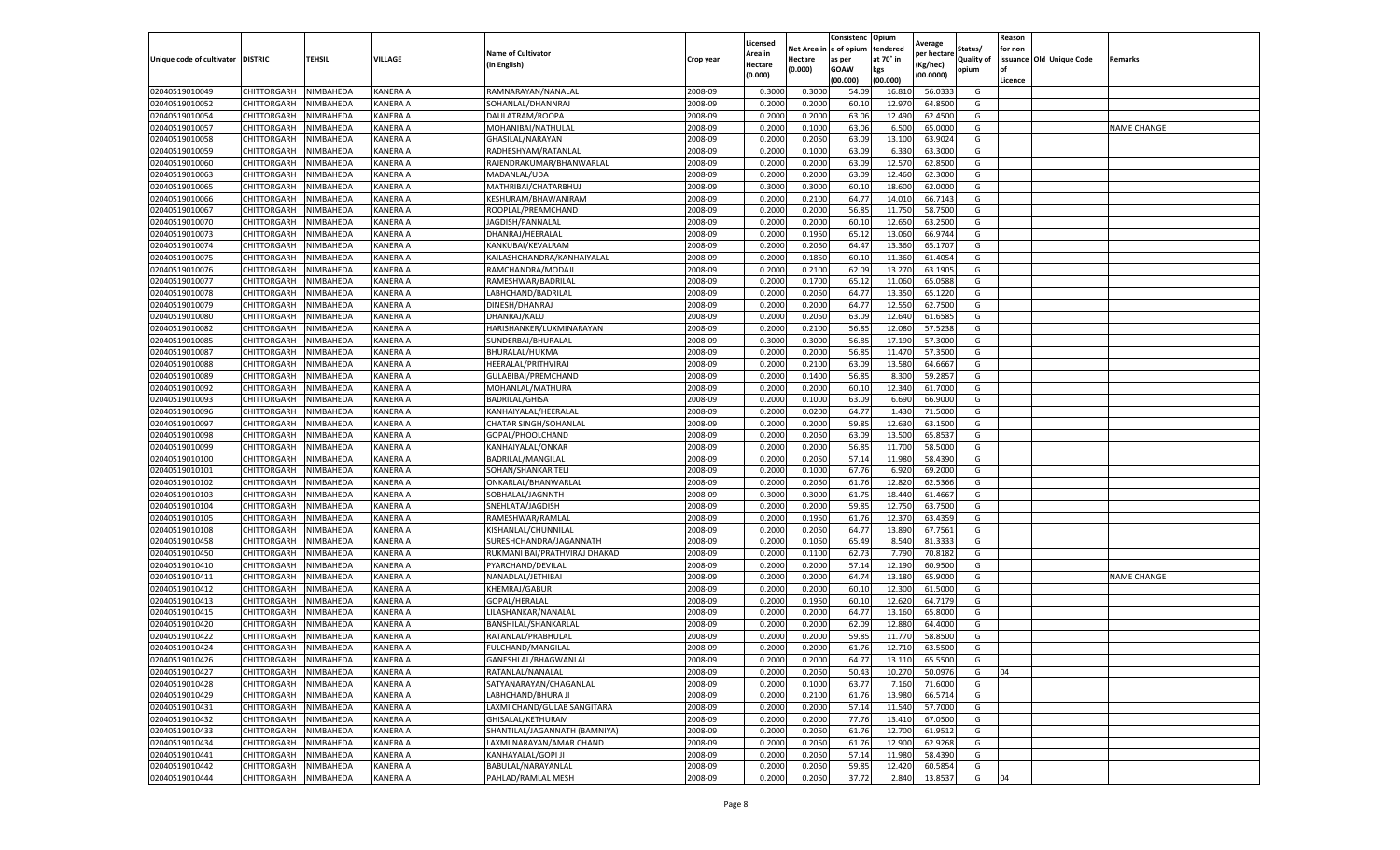| Unique code of cultivator | DISTRIC | TEHSIL | VILLAGE | Name of Cultivator (in English) | Crop year | Licensed Area in Hectare (0.000) | Net Area in Hectare (0.000) | Consistence of opium as per GOAW (00.000) | Opium tendered at 70° in kgs (00.000) | Average per hectare (Kg/hec) (00.0000) | Status/ Quality of opium | Reason for non issuance of Licence | Old Unique Code | Remarks |
|---|---|---|---|---|---|---|---|---|---|---|---|---|---|---|
| 02040519010049 | CHITTORGARH | NIMBAHEDA | KANERA A | RAMNARAYAN/NANALAL | 2008-09 | 0.3000 | 0.3000 | 54.09 | 16.810 | 56.0333 | G | | | |
| 02040519010052 | CHITTORGARH | NIMBAHEDA | KANERA A | SOHANLAL/DHANNRAJ | 2008-09 | 0.2000 | 0.2000 | 60.10 | 12.970 | 64.8500 | G | | | |
| 02040519010054 | CHITTORGARH | NIMBAHEDA | KANERA A | DAULATRAM/ROOPA | 2008-09 | 0.2000 | 0.2000 | 63.06 | 12.490 | 62.4500 | G | | | |
| 02040519010057 | CHITTORGARH | NIMBAHEDA | KANERA A | MOHANIBAI/NATHULAL | 2008-09 | 0.2000 | 0.1000 | 63.06 | 6.500 | 65.0000 | G | | | NAME CHANGE |
| 02040519010058 | CHITTORGARH | NIMBAHEDA | KANERA A | GHASILAL/NARAYAN | 2008-09 | 0.2000 | 0.2050 | 63.09 | 13.100 | 63.9024 | G | | | |
| 02040519010059 | CHITTORGARH | NIMBAHEDA | KANERA A | RADHESHYAM/RATANLAL | 2008-09 | 0.2000 | 0.1000 | 63.09 | 6.330 | 63.3000 | G | | | |
| 02040519010060 | CHITTORGARH | NIMBAHEDA | KANERA A | RAJENDRAKUMAR/BHANWARLAL | 2008-09 | 0.2000 | 0.2000 | 63.09 | 12.570 | 62.8500 | G | | | |
| 02040519010063 | CHITTORGARH | NIMBAHEDA | KANERA A | MADANLAL/UDA | 2008-09 | 0.2000 | 0.2000 | 63.09 | 12.460 | 62.3000 | G | | | |
| 02040519010065 | CHITTORGARH | NIMBAHEDA | KANERA A | MATHRIBAI/CHATARBHUJ | 2008-09 | 0.3000 | 0.3000 | 60.10 | 18.600 | 62.0000 | G | | | |
| 02040519010066 | CHITTORGARH | NIMBAHEDA | KANERA A | KESHURAM/BHAWANIRAM | 2008-09 | 0.2000 | 0.2100 | 64.77 | 14.010 | 66.7143 | G | | | |
| 02040519010067 | CHITTORGARH | NIMBAHEDA | KANERA A | ROOPLAL/PREAMCHAND | 2008-09 | 0.2000 | 0.2000 | 56.85 | 11.750 | 58.7500 | G | | | |
| 02040519010070 | CHITTORGARH | NIMBAHEDA | KANERA A | JAGDISH/PANNALAL | 2008-09 | 0.2000 | 0.2000 | 60.10 | 12.650 | 63.2500 | G | | | |
| 02040519010073 | CHITTORGARH | NIMBAHEDA | KANERA A | DHANRAJ/HEERALAL | 2008-09 | 0.2000 | 0.1950 | 65.12 | 13.060 | 66.9744 | G | | | |
| 02040519010074 | CHITTORGARH | NIMBAHEDA | KANERA A | KANKUBAI/KEVALRAM | 2008-09 | 0.2000 | 0.2050 | 64.47 | 13.360 | 65.1707 | G | | | |
| 02040519010075 | CHITTORGARH | NIMBAHEDA | KANERA A | KAILASHCHANDRA/KANHAIYALAL | 2008-09 | 0.2000 | 0.1850 | 60.10 | 11.360 | 61.4054 | G | | | |
| 02040519010076 | CHITTORGARH | NIMBAHEDA | KANERA A | RAMCHANDRA/MODAJI | 2008-09 | 0.2000 | 0.2100 | 62.09 | 13.270 | 63.1905 | G | | | |
| 02040519010077 | CHITTORGARH | NIMBAHEDA | KANERA A | RAMESHWAR/BADRILAL | 2008-09 | 0.2000 | 0.1700 | 65.12 | 11.060 | 65.0588 | G | | | |
| 02040519010078 | CHITTORGARH | NIMBAHEDA | KANERA A | LABHCHAND/BADRILAL | 2008-09 | 0.2000 | 0.2050 | 64.77 | 13.350 | 65.1220 | G | | | |
| 02040519010079 | CHITTORGARH | NIMBAHEDA | KANERA A | DINESH/DHANRAJ | 2008-09 | 0.2000 | 0.2000 | 64.77 | 12.550 | 62.7500 | G | | | |
| 02040519010080 | CHITTORGARH | NIMBAHEDA | KANERA A | DHANRAJ/KALU | 2008-09 | 0.2000 | 0.2050 | 63.09 | 12.640 | 61.6585 | G | | | |
| 02040519010082 | CHITTORGARH | NIMBAHEDA | KANERA A | HARISHANKER/LUXMINARAYAN | 2008-09 | 0.2000 | 0.2100 | 56.85 | 12.080 | 57.5238 | G | | | |
| 02040519010085 | CHITTORGARH | NIMBAHEDA | KANERA A | SUNDERBAI/BHURALAL | 2008-09 | 0.3000 | 0.3000 | 56.85 | 17.190 | 57.3000 | G | | | |
| 02040519010087 | CHITTORGARH | NIMBAHEDA | KANERA A | BHURALAL/HUKMA | 2008-09 | 0.2000 | 0.2000 | 56.85 | 11.470 | 57.3500 | G | | | |
| 02040519010088 | CHITTORGARH | NIMBAHEDA | KANERA A | HEERALAL/PRITHVIRAJ | 2008-09 | 0.2000 | 0.2100 | 63.09 | 13.580 | 64.6667 | G | | | |
| 02040519010089 | CHITTORGARH | NIMBAHEDA | KANERA A | GULABIBAI/PREMCHAND | 2008-09 | 0.2000 | 0.1400 | 56.85 | 8.300 | 59.2857 | G | | | |
| 02040519010092 | CHITTORGARH | NIMBAHEDA | KANERA A | MOHANLAL/MATHURA | 2008-09 | 0.2000 | 0.2000 | 60.10 | 12.340 | 61.7000 | G | | | |
| 02040519010093 | CHITTORGARH | NIMBAHEDA | KANERA A | BADRILAL/GHISA | 2008-09 | 0.2000 | 0.1000 | 63.09 | 6.690 | 66.9000 | G | | | |
| 02040519010096 | CHITTORGARH | NIMBAHEDA | KANERA A | KANHAIYALAL/HEERALAL | 2008-09 | 0.2000 | 0.0200 | 64.77 | 1.430 | 71.5000 | G | | | |
| 02040519010097 | CHITTORGARH | NIMBAHEDA | KANERA A | CHATAR SINGH/SOHANLAL | 2008-09 | 0.2000 | 0.2000 | 59.85 | 12.630 | 63.1500 | G | | | |
| 02040519010098 | CHITTORGARH | NIMBAHEDA | KANERA A | GOPAL/PHOOLCHAND | 2008-09 | 0.2000 | 0.2050 | 63.09 | 13.500 | 65.8537 | G | | | |
| 02040519010099 | CHITTORGARH | NIMBAHEDA | KANERA A | KANHAIYALAL/ONKAR | 2008-09 | 0.2000 | 0.2000 | 56.85 | 11.700 | 58.5000 | G | | | |
| 02040519010100 | CHITTORGARH | NIMBAHEDA | KANERA A | BADRILAL/MANGILAL | 2008-09 | 0.2000 | 0.2050 | 57.14 | 11.980 | 58.4390 | G | | | |
| 02040519010101 | CHITTORGARH | NIMBAHEDA | KANERA A | SOHAN/SHANKAR TELI | 2008-09 | 0.2000 | 0.1000 | 67.76 | 6.920 | 69.2000 | G | | | |
| 02040519010102 | CHITTORGARH | NIMBAHEDA | KANERA A | ONKARLAL/BHANWARLAL | 2008-09 | 0.2000 | 0.2050 | 61.76 | 12.820 | 62.5366 | G | | | |
| 02040519010103 | CHITTORGARH | NIMBAHEDA | KANERA A | SOBHALAL/JAGNNTH | 2008-09 | 0.3000 | 0.3000 | 61.75 | 18.440 | 61.4667 | G | | | |
| 02040519010104 | CHITTORGARH | NIMBAHEDA | KANERA A | SNEHLATA/JAGDISH | 2008-09 | 0.2000 | 0.2000 | 59.85 | 12.750 | 63.7500 | G | | | |
| 02040519010105 | CHITTORGARH | NIMBAHEDA | KANERA A | RAMESHWAR/RAMLAL | 2008-09 | 0.2000 | 0.1950 | 61.76 | 12.370 | 63.4359 | G | | | |
| 02040519010108 | CHITTORGARH | NIMBAHEDA | KANERA A | KISHANLAL/CHUNNILAL | 2008-09 | 0.2000 | 0.2050 | 64.77 | 13.890 | 67.7561 | G | | | |
| 02040519010458 | CHITTORGARH | NIMBAHEDA | KANERA A | SURESHCHANDRA/JAGANNATH | 2008-09 | 0.2000 | 0.1050 | 65.49 | 8.540 | 81.3333 | G | | | |
| 02040519010450 | CHITTORGARH | NIMBAHEDA | KANERA A | RUKMANI BAI/PRATHVIRAJ DHAKAD | 2008-09 | 0.2000 | 0.1100 | 62.73 | 7.790 | 70.8182 | G | | | |
| 02040519010410 | CHITTORGARH | NIMBAHEDA | KANERA A | PYARCHAND/DEVILAL | 2008-09 | 0.2000 | 0.2000 | 57.14 | 12.190 | 60.9500 | G | | | |
| 02040519010411 | CHITTORGARH | NIMBAHEDA | KANERA A | NANADLAL/JETHIBAI | 2008-09 | 0.2000 | 0.2000 | 64.74 | 13.180 | 65.9000 | G | | | NAME CHANGE |
| 02040519010412 | CHITTORGARH | NIMBAHEDA | KANERA A | KHEMRAJ/GABUR | 2008-09 | 0.2000 | 0.2000 | 60.10 | 12.300 | 61.5000 | G | | | |
| 02040519010413 | CHITTORGARH | NIMBAHEDA | KANERA A | GOPAL/HERALAL | 2008-09 | 0.2000 | 0.1950 | 60.10 | 12.620 | 64.7179 | G | | | |
| 02040519010415 | CHITTORGARH | NIMBAHEDA | KANERA A | LILASHANKAR/NANALAL | 2008-09 | 0.2000 | 0.2000 | 64.77 | 13.160 | 65.8000 | G | | | |
| 02040519010420 | CHITTORGARH | NIMBAHEDA | KANERA A | BANSHILAL/SHANKARLAL | 2008-09 | 0.2000 | 0.2000 | 62.09 | 12.880 | 64.4000 | G | | | |
| 02040519010422 | CHITTORGARH | NIMBAHEDA | KANERA A | RATANLAL/PRABHULAL | 2008-09 | 0.2000 | 0.2000 | 59.85 | 11.770 | 58.8500 | G | | | |
| 02040519010424 | CHITTORGARH | NIMBAHEDA | KANERA A | FULCHAND/MANGILAL | 2008-09 | 0.2000 | 0.2000 | 61.76 | 12.710 | 63.5500 | G | | | |
| 02040519010426 | CHITTORGARH | NIMBAHEDA | KANERA A | GANESHLAL/BHAGWANLAL | 2008-09 | 0.2000 | 0.2000 | 64.77 | 13.110 | 65.5500 | G | | | |
| 02040519010427 | CHITTORGARH | NIMBAHEDA | KANERA A | RATANLAL/NANALAL | 2008-09 | 0.2000 | 0.2050 | 50.43 | 10.270 | 50.0976 | G | 04 | | |
| 02040519010428 | CHITTORGARH | NIMBAHEDA | KANERA A | SATYANARAYAN/CHAGANLAL | 2008-09 | 0.2000 | 0.1000 | 63.77 | 7.160 | 71.6000 | G | | | |
| 02040519010429 | CHITTORGARH | NIMBAHEDA | KANERA A | LABHCHAND/BHURA JI | 2008-09 | 0.2000 | 0.2100 | 61.76 | 13.980 | 66.5714 | G | | | |
| 02040519010431 | CHITTORGARH | NIMBAHEDA | KANERA A | LAXMI CHAND/GULAB SANGITARA | 2008-09 | 0.2000 | 0.2000 | 57.14 | 11.540 | 57.7000 | G | | | |
| 02040519010432 | CHITTORGARH | NIMBAHEDA | KANERA A | GHISALAL/KETHURAM | 2008-09 | 0.2000 | 0.2000 | 77.76 | 13.410 | 67.0500 | G | | | |
| 02040519010433 | CHITTORGARH | NIMBAHEDA | KANERA A | SHANTILAL/JAGANNATH (BAMNIYA) | 2008-09 | 0.2000 | 0.2050 | 61.76 | 12.700 | 61.9512 | G | | | |
| 02040519010434 | CHITTORGARH | NIMBAHEDA | KANERA A | LAXMI NARAYAN/AMAR CHAND | 2008-09 | 0.2000 | 0.2050 | 61.76 | 12.900 | 62.9268 | G | | | |
| 02040519010441 | CHITTORGARH | NIMBAHEDA | KANERA A | KANHAYALAL/GOPI JI | 2008-09 | 0.2000 | 0.2050 | 57.14 | 11.980 | 58.4390 | G | | | |
| 02040519010442 | CHITTORGARH | NIMBAHEDA | KANERA A | BABULAL/NARAYANLAL | 2008-09 | 0.2000 | 0.2050 | 59.85 | 12.420 | 60.5854 | G | | | |
| 02040519010444 | CHITTORGARH | NIMBAHEDA | KANERA A | PAHLAD/RAMLAL MESH | 2008-09 | 0.2000 | 0.2050 | 37.72 | 2.840 | 13.8537 | G | 04 | | |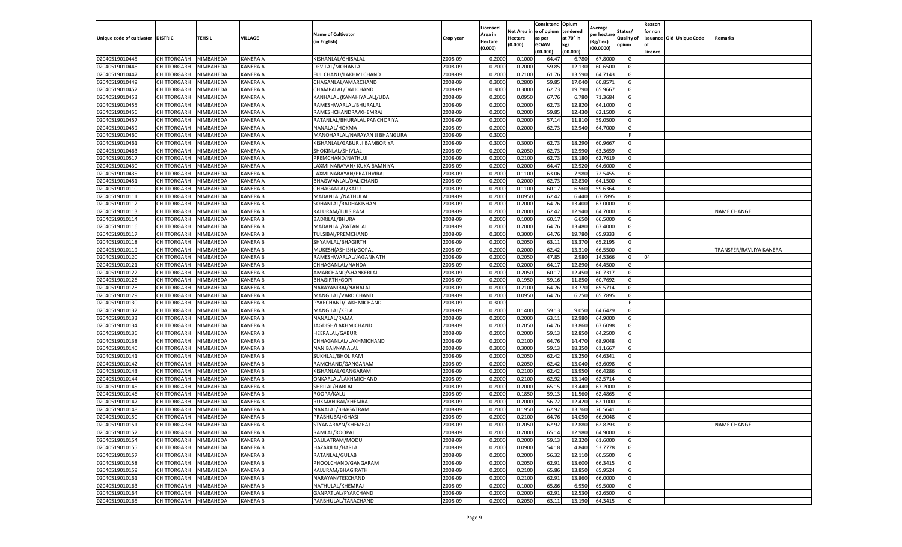| Unique code of cultivator | DISTRIC | TEHSIL | VILLAGE | Name of Cultivator (in English) | Crop year | Licensed Area in Hectare (0.000) | Net Area in Hectare (0.000) | Consistenc e of opium as per GOAW (00.000) | Opium tendered at 70° in kgs (00.000) | Average per hectare (Kg/hec) (00.0000) | Status/ Quality of opium | Reason for non issuance of Licence | Old Unique Code | Remarks |
|---|---|---|---|---|---|---|---|---|---|---|---|---|---|---|
| 02040519010445 | CHITTORGARH | NIMBAHEDA | KANERA A | KISHANLAL/GHISALAL | 2008-09 | 0.2000 | 0.1000 | 64.47 | 6.780 | 67.8000 | G | | | |
| 02040519010446 | CHITTORGARH | NIMBAHEDA | KANERA A | DEVILAL/MOHANLAL | 2008-09 | 0.2000 | 0.2000 | 59.85 | 12.130 | 60.6500 | G | | | |
| 02040519010447 | CHITTORGARH | NIMBAHEDA | KANERA A | FUL CHAND/LAKHMI CHAND | 2008-09 | 0.2000 | 0.2100 | 61.76 | 13.590 | 64.7143 | G | | | |
| 02040519010449 | CHITTORGARH | NIMBAHEDA | KANERA A | CHAGANLAL/AMARCHAND | 2008-09 | 0.3000 | 0.2800 | 59.85 | 17.040 | 60.8571 | G | | | |
| 02040519010452 | CHITTORGARH | NIMBAHEDA | KANERA A | CHAMPALAL/DALICHAND | 2008-09 | 0.3000 | 0.3000 | 62.73 | 19.790 | 65.9667 | G | | | |
| 02040519010453 | CHITTORGARH | NIMBAHEDA | KANERA A | KANHALAL (KANAHIYALAL)/UDA | 2008-09 | 0.2000 | 0.0950 | 67.76 | 6.780 | 71.3684 | G | | | |
| 02040519010455 | CHITTORGARH | NIMBAHEDA | KANERA A | RAMESHWARLAL/BHURALAL | 2008-09 | 0.2000 | 0.2000 | 62.73 | 12.820 | 64.1000 | G | | | |
| 02040519010456 | CHITTORGARH | NIMBAHEDA | KANERA A | RAMESHCHANDRA/KHEMRAJ | 2008-09 | 0.2000 | 0.2000 | 59.85 | 12.430 | 62.1500 | G | | | |
| 02040519010457 | CHITTORGARH | NIMBAHEDA | KANERA A | RATANLAL/BHURALAL PANCHORIYA | 2008-09 | 0.2000 | 0.2000 | 57.14 | 11.810 | 59.0500 | G | | | |
| 02040519010459 | CHITTORGARH | NIMBAHEDA | KANERA A | NANALAL/HOKMA | 2008-09 | 0.2000 | 0.2000 | 62.73 | 12.940 | 64.7000 | G | | | |
| 02040519010460 | CHITTORGARH | NIMBAHEDA | KANERA A | MANOHARLAL/NARAYAN JI BHANGURA | 2008-09 | 0.3000 | | | | | F | | | |
| 02040519010461 | CHITTORGARH | NIMBAHEDA | KANERA A | KISHANLAL/GABUR JI BAMBORIYA | 2008-09 | 0.3000 | 0.3000 | 62.73 | 18.290 | 60.9667 | G | | | |
| 02040519010463 | CHITTORGARH | NIMBAHEDA | KANERA A | SHOKINLAL/SHIVLAL | 2008-09 | 0.2000 | 0.2050 | 62.73 | 12.990 | 63.3659 | G | | | |
| 02040519010517 | CHITTORGARH | NIMBAHEDA | KANERA A | PREMCHAND/NATHUJI | 2008-09 | 0.2000 | 0.2100 | 62.73 | 13.180 | 62.7619 | G | | | |
| 02040519010430 | CHITTORGARH | NIMBAHEDA | KANERA A | LAXMI NARAYAN/ KUKA BAMNIYA | 2008-09 | 0.2000 | 0.2000 | 64.47 | 12.920 | 64.6000 | G | | | |
| 02040519010435 | CHITTORGARH | NIMBAHEDA | KANERA A | LAXMI NARAYAN/PRATHVIRAJ | 2008-09 | 0.2000 | 0.1100 | 63.06 | 7.980 | 72.5455 | G | | | |
| 02040519010451 | CHITTORGARH | NIMBAHEDA | KANERA A | BHAGWANLAL/DALICHAND | 2008-09 | 0.2000 | 0.2000 | 62.73 | 12.830 | 64.1500 | G | | | |
| 02040519010110 | CHITTORGARH | NIMBAHEDA | KANERA B | CHHAGANLAL/KALU | 2008-09 | 0.2000 | 0.1100 | 60.17 | 6.560 | 59.6364 | G | | | |
| 02040519010111 | CHITTORGARH | NIMBAHEDA | KANERA B | MADANLAL/NATHULAL | 2008-09 | 0.2000 | 0.0950 | 62.42 | 6.440 | 67.7895 | G | | | |
| 02040519010112 | CHITTORGARH | NIMBAHEDA | KANERA B | SOHANLAL/RADHAKISHAN | 2008-09 | 0.2000 | 0.2000 | 64.76 | 13.400 | 67.0000 | G | | | |
| 02040519010113 | CHITTORGARH | NIMBAHEDA | KANERA B | KALURAM/TULSIRAM | 2008-09 | 0.2000 | 0.2000 | 62.42 | 12.940 | 64.7000 | G | | | NAME CHANGE |
| 02040519010114 | CHITTORGARH | NIMBAHEDA | KANERA B | BADRILAL/BHURA | 2008-09 | 0.2000 | 0.1000 | 60.17 | 6.650 | 66.5000 | G | | | |
| 02040519010116 | CHITTORGARH | NIMBAHEDA | KANERA B | MADANLAL/RATANLAL | 2008-09 | 0.2000 | 0.2000 | 64.76 | 13.480 | 67.4000 | G | | | |
| 02040519010117 | CHITTORGARH | NIMBAHEDA | KANERA B | TULSIBAI/PREMCHAND | 2008-09 | 0.3000 | 0.3000 | 64.76 | 19.780 | 65.9333 | G | | | |
| 02040519010118 | CHITTORGARH | NIMBAHEDA | KANERA B | SHYAMLAL/BHAGIRTH | 2008-09 | 0.2000 | 0.2050 | 63.11 | 13.370 | 65.2195 | G | | | |
| 02040519010119 | CHITTORGARH | NIMBAHEDA | KANERA B | MUKESH(ASHISH)/GOPAL | 2008-09 | 0.2000 | 0.2000 | 62.42 | 13.310 | 66.5500 | G | | | TRANSFER/RAVLIYA KANERA |
| 02040519010120 | CHITTORGARH | NIMBAHEDA | KANERA B | RAMESHWARLAL/JAGANNATH | 2008-09 | 0.2000 | 0.2050 | 47.85 | 2.980 | 14.5366 | G | 04 | | |
| 02040519010121 | CHITTORGARH | NIMBAHEDA | KANERA B | CHHAGANLAL/NANDA | 2008-09 | 0.2000 | 0.2000 | 64.17 | 12.890 | 64.4500 | G | | | |
| 02040519010122 | CHITTORGARH | NIMBAHEDA | KANERA B | AMARCHAND/SHANKERLAL | 2008-09 | 0.2000 | 0.2050 | 60.17 | 12.450 | 60.7317 | G | | | |
| 02040519010126 | CHITTORGARH | NIMBAHEDA | KANERA B | BHAGIRTH/GOPI | 2008-09 | 0.2000 | 0.1950 | 59.16 | 11.850 | 60.7692 | G | | | |
| 02040519010128 | CHITTORGARH | NIMBAHEDA | KANERA B | NARAYANIBAI/NANALAL | 2008-09 | 0.2000 | 0.2100 | 64.76 | 13.770 | 65.5714 | G | | | |
| 02040519010129 | CHITTORGARH | NIMBAHEDA | KANERA B | MANGILAL/VARDICHAND | 2008-09 | 0.2000 | 0.0950 | 64.76 | 6.250 | 65.7895 | G | | | |
| 02040519010130 | CHITTORGARH | NIMBAHEDA | KANERA B | PYARCHAND/LAKHMICHAND | 2008-09 | 0.3000 | | | | | F | | | |
| 02040519010132 | CHITTORGARH | NIMBAHEDA | KANERA B | MANGILAL/KELA | 2008-09 | 0.2000 | 0.1400 | 59.13 | 9.050 | 64.6429 | G | | | |
| 02040519010133 | CHITTORGARH | NIMBAHEDA | KANERA B | NANALAL/RAMA | 2008-09 | 0.2000 | 0.2000 | 63.11 | 12.980 | 64.9000 | G | | | |
| 02040519010134 | CHITTORGARH | NIMBAHEDA | KANERA B | JAGDISH/LAKHMICHAND | 2008-09 | 0.2000 | 0.2050 | 64.76 | 13.860 | 67.6098 | G | | | |
| 02040519010136 | CHITTORGARH | NIMBAHEDA | KANERA B | HEERALAL/GABUR | 2008-09 | 0.2000 | 0.2000 | 59.13 | 12.850 | 64.2500 | G | | | |
| 02040519010138 | CHITTORGARH | NIMBAHEDA | KANERA B | CHHAGANLAL/LAKHMICHAND | 2008-09 | 0.2000 | 0.2100 | 64.76 | 14.470 | 68.9048 | G | | | |
| 02040519010140 | CHITTORGARH | NIMBAHEDA | KANERA B | NANIBAI/NANALAL | 2008-09 | 0.3000 | 0.3000 | 59.13 | 18.350 | 61.1667 | G | | | |
| 02040519010141 | CHITTORGARH | NIMBAHEDA | KANERA B | SUKHLAL/BHOLIRAM | 2008-09 | 0.2000 | 0.2050 | 62.42 | 13.250 | 64.6341 | G | | | |
| 02040519010142 | CHITTORGARH | NIMBAHEDA | KANERA B | RAMCHAND/GANGARAM | 2008-09 | 0.2000 | 0.2050 | 62.42 | 13.040 | 63.6098 | G | | | |
| 02040519010143 | CHITTORGARH | NIMBAHEDA | KANERA B | KISHANLAL/GANGARAM | 2008-09 | 0.2000 | 0.2100 | 62.42 | 13.950 | 66.4286 | G | | | |
| 02040519010144 | CHITTORGARH | NIMBAHEDA | KANERA B | ONKARLAL/LAKHMICHAND | 2008-09 | 0.2000 | 0.2100 | 62.92 | 13.140 | 62.5714 | G | | | |
| 02040519010145 | CHITTORGARH | NIMBAHEDA | KANERA B | SHRILAL/HARLAL | 2008-09 | 0.2000 | 0.2000 | 65.15 | 13.440 | 67.2000 | G | | | |
| 02040519010146 | CHITTORGARH | NIMBAHEDA | KANERA B | ROOPA/KALU | 2008-09 | 0.2000 | 0.1850 | 59.13 | 11.560 | 62.4865 | G | | | |
| 02040519010147 | CHITTORGARH | NIMBAHEDA | KANERA B | RUKMANIBAI/KHEMRAJ | 2008-09 | 0.2000 | 0.2000 | 56.72 | 12.420 | 62.1000 | G | | | |
| 02040519010148 | CHITTORGARH | NIMBAHEDA | KANERA B | NANALAL/BHAGATRAM | 2008-09 | 0.2000 | 0.1950 | 62.92 | 13.760 | 70.5641 | G | | | |
| 02040519010150 | CHITTORGARH | NIMBAHEDA | KANERA B | PRABHUBAI/GHASI | 2008-09 | 0.2000 | 0.2100 | 64.76 | 14.050 | 66.9048 | G | | | |
| 02040519010151 | CHITTORGARH | NIMBAHEDA | KANERA B | STYANARAYN/KHEMRAJ | 2008-09 | 0.2000 | 0.2050 | 62.92 | 12.880 | 62.8293 | G | | | NAME CHANGE |
| 02040519010152 | CHITTORGARH | NIMBAHEDA | KANERA B | RAMLAL/ROOPAJI | 2008-09 | 0.2000 | 0.2000 | 65.14 | 12.980 | 64.9000 | G | | | |
| 02040519010154 | CHITTORGARH | NIMBAHEDA | KANERA B | DAULATRAM/MODU | 2008-09 | 0.2000 | 0.2000 | 59.13 | 12.320 | 61.6000 | G | | | |
| 02040519010155 | CHITTORGARH | NIMBAHEDA | KANERA B | HAZARILAL/HARLAL | 2008-09 | 0.2000 | 0.0900 | 54.18 | 4.840 | 53.7778 | G | | | |
| 02040519010157 | CHITTORGARH | NIMBAHEDA | KANERA B | RATANLAL/GULAB | 2008-09 | 0.2000 | 0.2000 | 56.32 | 12.110 | 60.5500 | G | | | |
| 02040519010158 | CHITTORGARH | NIMBAHEDA | KANERA B | PHOOLCHAND/GANGARAM | 2008-09 | 0.2000 | 0.2050 | 62.91 | 13.600 | 66.3415 | G | | | |
| 02040519010159 | CHITTORGARH | NIMBAHEDA | KANERA B | KALURAM/BHAGIRATH | 2008-09 | 0.2000 | 0.2100 | 65.86 | 13.850 | 65.9524 | G | | | |
| 02040519010161 | CHITTORGARH | NIMBAHEDA | KANERA B | NARAYAN/TEKCHAND | 2008-09 | 0.2000 | 0.2100 | 62.91 | 13.860 | 66.0000 | G | | | |
| 02040519010163 | CHITTORGARH | NIMBAHEDA | KANERA B | NATHULAL/KHEMRAJ | 2008-09 | 0.2000 | 0.1000 | 65.86 | 6.950 | 69.5000 | G | | | |
| 02040519010164 | CHITTORGARH | NIMBAHEDA | KANERA B | GANPATLAL/PYARCHAND | 2008-09 | 0.2000 | 0.2000 | 62.91 | 12.530 | 62.6500 | G | | | |
| 02040519010165 | CHITTORGARH | NIMBAHEDA | KANERA B | PARBHULAL/TARACHAND | 2008-09 | 0.2000 | 0.2050 | 63.11 | 13.190 | 64.3415 | G | | | |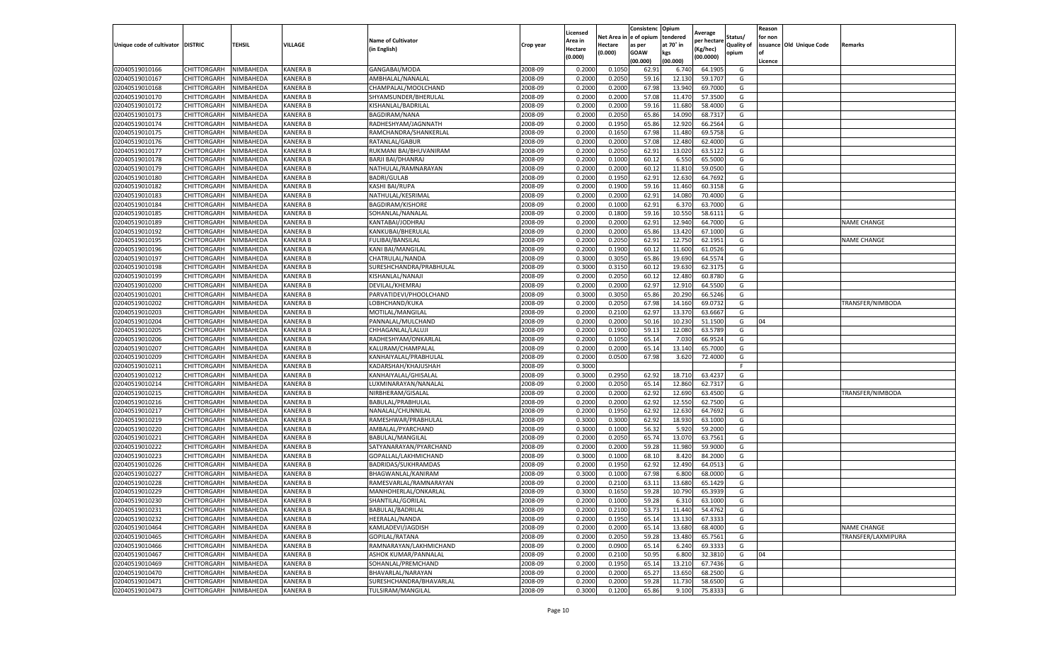| Unique code of cultivator | DISTRIC | TEHSIL | VILLAGE | Name of Cultivator (in English) | Crop year | Licensed Area in Hectare (0.000) | Net Area in Hectare (0.000) | Consistence of opium as per GOAW (00.000) | Opium tendered at 70° in kgs (00.000) | Average per hectare (Kg/hec) (00.0000) | Status/ Quality of opium | Reason for non issuance of Licence | Old Unique Code | Remarks |
|---|---|---|---|---|---|---|---|---|---|---|---|---|---|---|
| 02040519010166 | CHITTORGARH | NIMBAHEDA | KANERA B | GANGABAI/MODA | 2008-09 | 0.2000 | 0.1050 | 62.91 | 6.740 | 64.1905 | G | | | |
| 02040519010167 | CHITTORGARH | NIMBAHEDA | KANERA B | AMBHALAL/NANALAL | 2008-09 | 0.2000 | 0.2050 | 59.16 | 12.130 | 59.1707 | G | | | |
| 02040519010168 | CHITTORGARH | NIMBAHEDA | KANERA B | CHAMPALAL/MOOLCHAND | 2008-09 | 0.2000 | 0.2000 | 67.98 | 13.940 | 69.7000 | G | | | |
| 02040519010170 | CHITTORGARH | NIMBAHEDA | KANERA B | SHYAMSUNDER/BHERULAL | 2008-09 | 0.2000 | 0.2000 | 57.08 | 11.470 | 57.3500 | G | | | |
| 02040519010172 | CHITTORGARH | NIMBAHEDA | KANERA B | KISHANLAL/BADRILAL | 2008-09 | 0.2000 | 0.2000 | 59.16 | 11.680 | 58.4000 | G | | | |
| 02040519010173 | CHITTORGARH | NIMBAHEDA | KANERA B | BAGDIRAM/NANA | 2008-09 | 0.2000 | 0.2050 | 65.86 | 14.090 | 68.7317 | G | | | |
| 02040519010174 | CHITTORGARH | NIMBAHEDA | KANERA B | RADHESHYAM/JAGNNATH | 2008-09 | 0.2000 | 0.1950 | 65.86 | 12.920 | 66.2564 | G | | | |
| 02040519010175 | CHITTORGARH | NIMBAHEDA | KANERA B | RAMCHANDRA/SHANKERLAL | 2008-09 | 0.2000 | 0.1650 | 67.98 | 11.480 | 69.5758 | G | | | |
| 02040519010176 | CHITTORGARH | NIMBAHEDA | KANERA B | RATANLAL/GABUR | 2008-09 | 0.2000 | 0.2000 | 57.08 | 12.480 | 62.4000 | G | | | |
| 02040519010177 | CHITTORGARH | NIMBAHEDA | KANERA B | RUKMANI BAI/BHUVANIRAM | 2008-09 | 0.2000 | 0.2050 | 62.91 | 13.020 | 63.5122 | G | | | |
| 02040519010178 | CHITTORGARH | NIMBAHEDA | KANERA B | BARJI BAI/DHANRAJ | 2008-09 | 0.2000 | 0.1000 | 60.12 | 6.550 | 65.5000 | G | | | |
| 02040519010179 | CHITTORGARH | NIMBAHEDA | KANERA B | NATHULAL/RAMNARAYAN | 2008-09 | 0.2000 | 0.2000 | 60.12 | 11.810 | 59.0500 | G | | | |
| 02040519010180 | CHITTORGARH | NIMBAHEDA | KANERA B | BADRI/GULAB | 2008-09 | 0.2000 | 0.1950 | 62.91 | 12.630 | 64.7692 | G | | | |
| 02040519010182 | CHITTORGARH | NIMBAHEDA | KANERA B | KASHI BAI/RUPA | 2008-09 | 0.2000 | 0.1900 | 59.16 | 11.460 | 60.3158 | G | | | |
| 02040519010183 | CHITTORGARH | NIMBAHEDA | KANERA B | NATHULAL/KESRIMAL | 2008-09 | 0.2000 | 0.2000 | 62.91 | 14.080 | 70.4000 | G | | | |
| 02040519010184 | CHITTORGARH | NIMBAHEDA | KANERA B | BAGDIRAM/KISHORE | 2008-09 | 0.2000 | 0.1000 | 62.91 | 6.370 | 63.7000 | G | | | |
| 02040519010185 | CHITTORGARH | NIMBAHEDA | KANERA B | SOHANLAL/NANALAL | 2008-09 | 0.2000 | 0.1800 | 59.16 | 10.550 | 58.6111 | G | | | |
| 02040519010189 | CHITTORGARH | NIMBAHEDA | KANERA B | KANTABAI/JODHRAJ | 2008-09 | 0.2000 | 0.2000 | 62.91 | 12.940 | 64.7000 | G | | | NAME CHANGE |
| 02040519010192 | CHITTORGARH | NIMBAHEDA | KANERA B | KANKUBAI/BHERULAL | 2008-09 | 0.2000 | 0.2000 | 65.86 | 13.420 | 67.1000 | G | | | |
| 02040519010195 | CHITTORGARH | NIMBAHEDA | KANERA B | FULIBAI/BANSILAL | 2008-09 | 0.2000 | 0.2050 | 62.91 | 12.750 | 62.1951 | G | | | NAME CHANGE |
| 02040519010196 | CHITTORGARH | NIMBAHEDA | KANERA B | KANI BAI/MANGILAL | 2008-09 | 0.2000 | 0.1900 | 60.12 | 11.600 | 61.0526 | G | | | |
| 02040519010197 | CHITTORGARH | NIMBAHEDA | KANERA B | CHATRULAL/NANDA | 2008-09 | 0.3000 | 0.3050 | 65.86 | 19.690 | 64.5574 | G | | | |
| 02040519010198 | CHITTORGARH | NIMBAHEDA | KANERA B | SURESHCHANDRA/PRABHULAL | 2008-09 | 0.3000 | 0.3150 | 60.12 | 19.630 | 62.3175 | G | | | |
| 02040519010199 | CHITTORGARH | NIMBAHEDA | KANERA B | KISHANLAL/NANAJI | 2008-09 | 0.2000 | 0.2050 | 60.12 | 12.480 | 60.8780 | G | | | |
| 02040519010200 | CHITTORGARH | NIMBAHEDA | KANERA B | DEVILAL/KHEMRAJ | 2008-09 | 0.2000 | 0.2000 | 62.97 | 12.910 | 64.5500 | G | | | |
| 02040519010201 | CHITTORGARH | NIMBAHEDA | KANERA B | PARVATIDEVI/PHOOLCHAND | 2008-09 | 0.3000 | 0.3050 | 65.86 | 20.290 | 66.5246 | G | | | |
| 02040519010202 | CHITTORGARH | NIMBAHEDA | KANERA B | LOBHCHAND/KUKA | 2008-09 | 0.2000 | 0.2050 | 67.98 | 14.160 | 69.0732 | G | | | TRANSFER/NIMBODA |
| 02040519010203 | CHITTORGARH | NIMBAHEDA | KANERA B | MOTILAL/MANGILAL | 2008-09 | 0.2000 | 0.2100 | 62.97 | 13.370 | 63.6667 | G | | | |
| 02040519010204 | CHITTORGARH | NIMBAHEDA | KANERA B | PANNALAL/MULCHAND | 2008-09 | 0.2000 | 0.2000 | 50.16 | 10.230 | 51.1500 | G | 04 | | |
| 02040519010205 | CHITTORGARH | NIMBAHEDA | KANERA B | CHHAGANLAL/LALUJI | 2008-09 | 0.2000 | 0.1900 | 59.13 | 12.080 | 63.5789 | G | | | |
| 02040519010206 | CHITTORGARH | NIMBAHEDA | KANERA B | RADHESHYAM/ONKARLAL | 2008-09 | 0.2000 | 0.1050 | 65.14 | 7.030 | 66.9524 | G | | | |
| 02040519010207 | CHITTORGARH | NIMBAHEDA | KANERA B | KALURAM/CHAMPALAL | 2008-09 | 0.2000 | 0.2000 | 65.14 | 13.140 | 65.7000 | G | | | |
| 02040519010209 | CHITTORGARH | NIMBAHEDA | KANERA B | KANHAIYALAL/PRABHULAL | 2008-09 | 0.2000 | 0.0500 | 67.98 | 3.620 | 72.4000 | G | | | |
| 02040519010211 | CHITTORGARH | NIMBAHEDA | KANERA B | KADARSHAH/KHAJUSHAH | 2008-09 | 0.3000 | | | | | F | | | |
| 02040519010212 | CHITTORGARH | NIMBAHEDA | KANERA B | KANHAIYALAL/GHISALAL | 2008-09 | 0.3000 | 0.2950 | 62.92 | 18.710 | 63.4237 | G | | | |
| 02040519010214 | CHITTORGARH | NIMBAHEDA | KANERA B | LUXMINARAYAN/NANALAL | 2008-09 | 0.2000 | 0.2050 | 65.14 | 12.860 | 62.7317 | G | | | |
| 02040519010215 | CHITTORGARH | NIMBAHEDA | KANERA B | NIRBHERAM/GISALAL | 2008-09 | 0.2000 | 0.2000 | 62.92 | 12.690 | 63.4500 | G | | | TRANSFER/NIMBODA |
| 02040519010216 | CHITTORGARH | NIMBAHEDA | KANERA B | BABULAL/PRABHULAL | 2008-09 | 0.2000 | 0.2000 | 62.92 | 12.550 | 62.7500 | G | | | |
| 02040519010217 | CHITTORGARH | NIMBAHEDA | KANERA B | NANALAL/CHUNNILAL | 2008-09 | 0.2000 | 0.1950 | 62.92 | 12.630 | 64.7692 | G | | | |
| 02040519010219 | CHITTORGARH | NIMBAHEDA | KANERA B | RAMESHWAR/PRABHULAL | 2008-09 | 0.3000 | 0.3000 | 62.92 | 18.930 | 63.1000 | G | | | |
| 02040519010220 | CHITTORGARH | NIMBAHEDA | KANERA B | AMBALAL/PYARCHAND | 2008-09 | 0.3000 | 0.1000 | 56.32 | 5.920 | 59.2000 | G | | | |
| 02040519010221 | CHITTORGARH | NIMBAHEDA | KANERA B | BABULAL/MANGILAL | 2008-09 | 0.2000 | 0.2050 | 65.74 | 13.070 | 63.7561 | G | | | |
| 02040519010222 | CHITTORGARH | NIMBAHEDA | KANERA B | SATYANARAYAN/PYARCHAND | 2008-09 | 0.2000 | 0.2000 | 59.28 | 11.980 | 59.9000 | G | | | |
| 02040519010223 | CHITTORGARH | NIMBAHEDA | KANERA B | GOPALLAL/LAKHMICHAND | 2008-09 | 0.3000 | 0.1000 | 68.10 | 8.420 | 84.2000 | G | | | |
| 02040519010226 | CHITTORGARH | NIMBAHEDA | KANERA B | BADRIDAS/SUKHRAMDAS | 2008-09 | 0.2000 | 0.1950 | 62.92 | 12.490 | 64.0513 | G | | | |
| 02040519010227 | CHITTORGARH | NIMBAHEDA | KANERA B | BHAGWANLAL/KANIRAM | 2008-09 | 0.3000 | 0.1000 | 67.98 | 6.800 | 68.0000 | G | | | |
| 02040519010228 | CHITTORGARH | NIMBAHEDA | KANERA B | RAMESVARLAL/RAMNARAYAN | 2008-09 | 0.2000 | 0.2100 | 63.11 | 13.680 | 65.1429 | G | | | |
| 02040519010229 | CHITTORGARH | NIMBAHEDA | KANERA B | MANHOHERLAL/ONKARLAL | 2008-09 | 0.3000 | 0.1650 | 59.28 | 10.790 | 65.3939 | G | | | |
| 02040519010230 | CHITTORGARH | NIMBAHEDA | KANERA B | SHANTILAL/GORILAL | 2008-09 | 0.2000 | 0.1000 | 59.28 | 6.310 | 63.1000 | G | | | |
| 02040519010231 | CHITTORGARH | NIMBAHEDA | KANERA B | BABULAL/BADRILAL | 2008-09 | 0.2000 | 0.2100 | 53.73 | 11.440 | 54.4762 | G | | | |
| 02040519010232 | CHITTORGARH | NIMBAHEDA | KANERA B | HEERALAL/NANDA | 2008-09 | 0.2000 | 0.1950 | 65.14 | 13.130 | 67.3333 | G | | | |
| 02040519010464 | CHITTORGARH | NIMBAHEDA | KANERA B | KAMLADEVI/JAGDISH | 2008-09 | 0.2000 | 0.2000 | 65.14 | 13.680 | 68.4000 | G | | | NAME CHANGE |
| 02040519010465 | CHITTORGARH | NIMBAHEDA | KANERA B | GOPILAL/RATANA | 2008-09 | 0.2000 | 0.2050 | 59.28 | 13.480 | 65.7561 | G | | | TRANSFER/LAXMIPURA |
| 02040519010466 | CHITTORGARH | NIMBAHEDA | KANERA B | RAMNARAYAN/LAKHMICHAND | 2008-09 | 0.2000 | 0.0900 | 65.14 | 6.240 | 69.3333 | G | | | |
| 02040519010467 | CHITTORGARH | NIMBAHEDA | KANERA B | ASHOK KUMAR/PANNALAL | 2008-09 | 0.2000 | 0.2100 | 50.95 | 6.800 | 32.3810 | G | 04 | | |
| 02040519010469 | CHITTORGARH | NIMBAHEDA | KANERA B | SOHANLAL/PREMCHAND | 2008-09 | 0.2000 | 0.1950 | 65.14 | 13.210 | 67.7436 | G | | | |
| 02040519010470 | CHITTORGARH | NIMBAHEDA | KANERA B | BHAVARLAL/NARAYAN | 2008-09 | 0.2000 | 0.2000 | 65.27 | 13.650 | 68.2500 | G | | | |
| 02040519010471 | CHITTORGARH | NIMBAHEDA | KANERA B | SURESHCHANDRA/BHAVARLAL | 2008-09 | 0.2000 | 0.2000 | 59.28 | 11.730 | 58.6500 | G | | | |
| 02040519010473 | CHITTORGARH | NIMBAHEDA | KANERA B | TULSIRAM/MANGILAL | 2008-09 | 0.3000 | 0.1200 | 65.86 | 9.100 | 75.8333 | G | | | |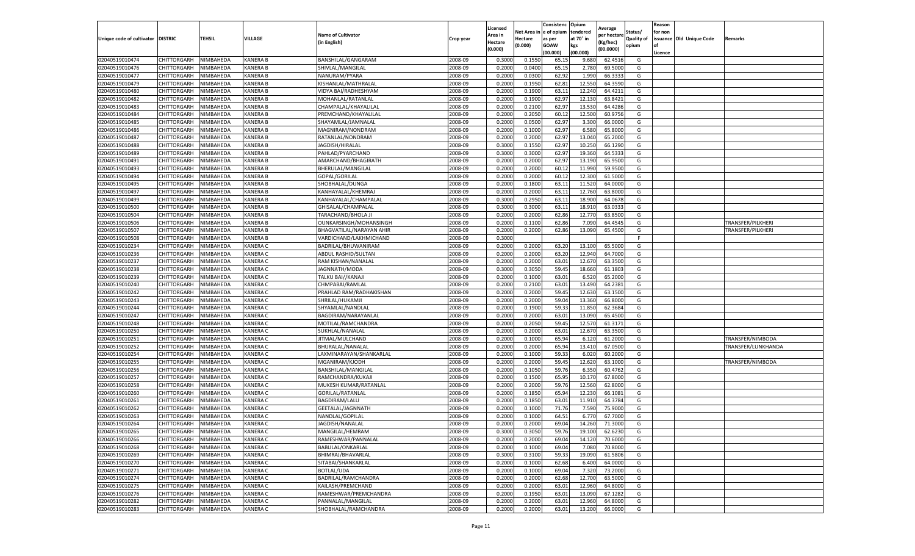| Unique code of cultivator | DISTRIC | TEHSIL | VILLAGE | Name of Cultivator (in English) | Crop year | Licensed Area in Hectare (0.000) | Net Area in Hectare (0.000) | Consistence of opium as per GOAW (00.000) | Opium tendered at 70° in kgs (00.000) | Average per hectare (Kg/hec) (00.0000) | Status/ Quality of opium | Reason for non issuance of Licence | Old Unique Code | Remarks |
|---|---|---|---|---|---|---|---|---|---|---|---|---|---|---|
| 02040519010474 | CHITTORGARH | NIMBAHEDA | KANERA B | BANSHILAL/GANGARAM | 2008-09 | 0.3000 | 0.1550 | 65.15 | 9.680 | 62.4516 | G | | | |
| 02040519010476 | CHITTORGARH | NIMBAHEDA | KANERA B | SHIVLAL/MANGILAL | 2008-09 | 0.2000 | 0.0400 | 65.15 | 2.780 | 69.5000 | G | | | |
| 02040519010477 | CHITTORGARH | NIMBAHEDA | KANERA B | NANURAM/PYARA | 2008-09 | 0.2000 | 0.0300 | 62.92 | 1.990 | 66.3333 | G | | | |
| 02040519010479 | CHITTORGARH | NIMBAHEDA | KANERA B | KISHANLAL/MATHRALAL | 2008-09 | 0.2000 | 0.1950 | 62.81 | 12.550 | 64.3590 | G | | | |
| 02040519010480 | CHITTORGARH | NIMBAHEDA | KANERA B | VIDYA BAI/RADHESHYAM | 2008-09 | 0.2000 | 0.1900 | 63.11 | 12.240 | 64.4211 | G | | | |
| 02040519010482 | CHITTORGARH | NIMBAHEDA | KANERA B | MOHANLAL/RATANLAL | 2008-09 | 0.2000 | 0.1900 | 62.97 | 12.130 | 63.8421 | G | | | |
| 02040519010483 | CHITTORGARH | NIMBAHEDA | KANERA B | CHAMPALAL/KHAYALILAL | 2008-09 | 0.2000 | 0.2100 | 62.97 | 13.530 | 64.4286 | G | | | |
| 02040519010484 | CHITTORGARH | NIMBAHEDA | KANERA B | PREMCHAND/KHAYALILAL | 2008-09 | 0.2000 | 0.2050 | 60.12 | 12.500 | 60.9756 | G | | | |
| 02040519010485 | CHITTORGARH | NIMBAHEDA | KANERA B | SHAYAMLAL/JAMNALAL | 2008-09 | 0.2000 | 0.0500 | 62.97 | 3.300 | 66.0000 | G | | | |
| 02040519010486 | CHITTORGARH | NIMBAHEDA | KANERA B | MAGNIRAM/NONDRAM | 2008-09 | 0.2000 | 0.1000 | 62.97 | 6.580 | 65.8000 | G | | | |
| 02040519010487 | CHITTORGARH | NIMBAHEDA | KANERA B | RATANLAL/NONDRAM | 2008-09 | 0.2000 | 0.2000 | 62.97 | 13.040 | 65.2000 | G | | | |
| 02040519010488 | CHITTORGARH | NIMBAHEDA | KANERA B | JAGDISH/HIRALAL | 2008-09 | 0.3000 | 0.1550 | 62.97 | 10.250 | 66.1290 | G | | | |
| 02040519010489 | CHITTORGARH | NIMBAHEDA | KANERA B | PAHLAD/PYARCHAND | 2008-09 | 0.3000 | 0.3000 | 62.97 | 19.360 | 64.5333 | G | | | |
| 02040519010491 | CHITTORGARH | NIMBAHEDA | KANERA B | AMARCHAND/BHAGIRATH | 2008-09 | 0.2000 | 0.2000 | 62.97 | 13.190 | 65.9500 | G | | | |
| 02040519010493 | CHITTORGARH | NIMBAHEDA | KANERA B | BHERULAL/MANGILAL | 2008-09 | 0.2000 | 0.2000 | 60.12 | 11.990 | 59.9500 | G | | | |
| 02040519010494 | CHITTORGARH | NIMBAHEDA | KANERA B | GOPAL/GORILAL | 2008-09 | 0.2000 | 0.2000 | 60.12 | 12.300 | 61.5000 | G | | | |
| 02040519010495 | CHITTORGARH | NIMBAHEDA | KANERA B | SHOBHALAL/DUNGA | 2008-09 | 0.2000 | 0.1800 | 63.11 | 11.520 | 64.0000 | G | | | |
| 02040519010497 | CHITTORGARH | NIMBAHEDA | KANERA B | KANHAYALAL/KHEMRAJ | 2008-09 | 0.2000 | 0.2000 | 63.11 | 12.760 | 63.8000 | G | | | |
| 02040519010499 | CHITTORGARH | NIMBAHEDA | KANERA B | KANHAYALAL/CHAMPALAL | 2008-09 | 0.3000 | 0.2950 | 63.11 | 18.900 | 64.0678 | G | | | |
| 02040519010500 | CHITTORGARH | NIMBAHEDA | KANERA B | GHISALAL/CHAMPALAL | 2008-09 | 0.3000 | 0.3000 | 63.11 | 18.910 | 63.0333 | G | | | |
| 02040519010504 | CHITTORGARH | NIMBAHEDA | KANERA B | TARACHAND/BHOLA JI | 2008-09 | 0.2000 | 0.2000 | 62.86 | 12.770 | 63.8500 | G | | | |
| 02040519010506 | CHITTORGARH | NIMBAHEDA | KANERA B | OUNKARSINGH/MOHANSINGH | 2008-09 | 0.2000 | 0.1100 | 62.86 | 7.090 | 64.4545 | G | | | TRANSFER/PILKHERI |
| 02040519010507 | CHITTORGARH | NIMBAHEDA | KANERA B | BHAGVATILAL/NARAYAN AHIR | 2008-09 | 0.2000 | 0.2000 | 62.86 | 13.090 | 65.4500 | G | | | TRANSFER/PILKHERI |
| 02040519010508 | CHITTORGARH | NIMBAHEDA | KANERA B | VARDICHAND/LAKHMICHAND | 2008-09 | 0.3000 | | | | | F | | | |
| 02040519010234 | CHITTORGARH | NIMBAHEDA | KANERA C | BADRILAL/BHUWANIRAM | 2008-09 | 0.2000 | 0.2000 | 63.20 | 13.100 | 65.5000 | G | | | |
| 02040519010236 | CHITTORGARH | NIMBAHEDA | KANERA C | ABDUL RASHID/SULTAN | 2008-09 | 0.2000 | 0.2000 | 63.20 | 12.940 | 64.7000 | G | | | |
| 02040519010237 | CHITTORGARH | NIMBAHEDA | KANERA C | RAM KISHAN/NANALAL | 2008-09 | 0.2000 | 0.2000 | 63.01 | 12.670 | 63.3500 | G | | | |
| 02040519010238 | CHITTORGARH | NIMBAHEDA | KANERA C | JAGNNATH/MODA | 2008-09 | 0.3000 | 0.3050 | 59.45 | 18.660 | 61.1803 | G | | | |
| 02040519010239 | CHITTORGARH | NIMBAHEDA | KANERA C | TALKU BAI//KANAJI | 2008-09 | 0.2000 | 0.1000 | 63.01 | 6.520 | 65.2000 | G | | | |
| 02040519010240 | CHITTORGARH | NIMBAHEDA | KANERA C | CHMPABAI/RAMLAL | 2008-09 | 0.2000 | 0.2100 | 63.01 | 13.490 | 64.2381 | G | | | |
| 02040519010242 | CHITTORGARH | NIMBAHEDA | KANERA C | PRAHLAD RAM/RADHAKISHAN | 2008-09 | 0.2000 | 0.2000 | 59.45 | 12.630 | 63.1500 | G | | | |
| 02040519010243 | CHITTORGARH | NIMBAHEDA | KANERA C | SHRILAL/HUKAMJI | 2008-09 | 0.2000 | 0.2000 | 59.04 | 13.360 | 66.8000 | G | | | |
| 02040519010244 | CHITTORGARH | NIMBAHEDA | KANERA C | SHYAMLAL/NANDLAL | 2008-09 | 0.2000 | 0.1900 | 59.33 | 11.850 | 62.3684 | G | | | |
| 02040519010247 | CHITTORGARH | NIMBAHEDA | KANERA C | BAGDIRAM/NARAYANLAL | 2008-09 | 0.2000 | 0.2000 | 63.01 | 13.090 | 65.4500 | G | | | |
| 02040519010248 | CHITTORGARH | NIMBAHEDA | KANERA C | MOTILAL/RAMCHANDRA | 2008-09 | 0.2000 | 0.2050 | 59.45 | 12.570 | 61.3171 | G | | | |
| 02040519010250 | CHITTORGARH | NIMBAHEDA | KANERA C | SUKHLAL/NANALAL | 2008-09 | 0.2000 | 0.2000 | 63.01 | 12.670 | 63.3500 | G | | | |
| 02040519010251 | CHITTORGARH | NIMBAHEDA | KANERA C | JITMAL/MULCHAND | 2008-09 | 0.2000 | 0.1000 | 65.94 | 6.120 | 61.2000 | G | | | TRANSFER/NIMBODA |
| 02040519010252 | CHITTORGARH | NIMBAHEDA | KANERA C | BHURALAL/NANALAL | 2008-09 | 0.2000 | 0.2000 | 65.94 | 13.410 | 67.0500 | G | | | TRANSFER/LUNKHANDA |
| 02040519010254 | CHITTORGARH | NIMBAHEDA | KANERA C | LAXMINARAYAN/SHANKARLAL | 2008-09 | 0.2000 | 0.1000 | 59.33 | 6.020 | 60.2000 | G | | | |
| 02040519010255 | CHITTORGARH | NIMBAHEDA | KANERA C | MGANIRAM/KJODH | 2008-09 | 0.2000 | 0.2000 | 59.45 | 12.620 | 63.1000 | G | | | TRANSFER/NIMBODA |
| 02040519010256 | CHITTORGARH | NIMBAHEDA | KANERA C | BANSHILAL/MANGILAL | 2008-09 | 0.2000 | 0.1050 | 59.76 | 6.350 | 60.4762 | G | | | |
| 02040519010257 | CHITTORGARH | NIMBAHEDA | KANERA C | RAMCHANDRA/KUKAJI | 2008-09 | 0.2000 | 0.1500 | 65.95 | 10.170 | 67.8000 | G | | | |
| 02040519010258 | CHITTORGARH | NIMBAHEDA | KANERA C | MUKESH KUMAR/RATANLAL | 2008-09 | 0.2000 | 0.2000 | 59.76 | 12.560 | 62.8000 | G | | | |
| 02040519010260 | CHITTORGARH | NIMBAHEDA | KANERA C | GORILAL/RATANLAL | 2008-09 | 0.2000 | 0.1850 | 65.94 | 12.230 | 66.1081 | G | | | |
| 02040519010261 | CHITTORGARH | NIMBAHEDA | KANERA C | BAGDIRAM/LALU | 2008-09 | 0.2000 | 0.1850 | 63.01 | 11.910 | 64.3784 | G | | | |
| 02040519010262 | CHITTORGARH | NIMBAHEDA | KANERA C | GEETALAL/JAGNNATH | 2008-09 | 0.2000 | 0.1000 | 71.76 | 7.590 | 75.9000 | G | | | |
| 02040519010263 | CHITTORGARH | NIMBAHEDA | KANERA C | NANDLAL/GOPILAL | 2008-09 | 0.2000 | 0.1000 | 64.51 | 6.770 | 67.7000 | G | | | |
| 02040519010264 | CHITTORGARH | NIMBAHEDA | KANERA C | JAGDISH/NANALAL | 2008-09 | 0.2000 | 0.2000 | 69.04 | 14.260 | 71.3000 | G | | | |
| 02040519010265 | CHITTORGARH | NIMBAHEDA | KANERA C | MANGILAL/HEMRAM | 2008-09 | 0.3000 | 0.3050 | 59.76 | 19.100 | 62.6230 | G | | | |
| 02040519010266 | CHITTORGARH | NIMBAHEDA | KANERA C | RAMESHWAR/PANNALAL | 2008-09 | 0.2000 | 0.2000 | 69.04 | 14.120 | 70.6000 | G | | | |
| 02040519010268 | CHITTORGARH | NIMBAHEDA | KANERA C | BABULAL/ONKARLAL | 2008-09 | 0.2000 | 0.1000 | 69.04 | 7.080 | 70.8000 | G | | | |
| 02040519010269 | CHITTORGARH | NIMBAHEDA | KANERA C | BHIMRAJ/BHAVARLAL | 2008-09 | 0.3000 | 0.3100 | 59.33 | 19.090 | 61.5806 | G | | | |
| 02040519010270 | CHITTORGARH | NIMBAHEDA | KANERA C | SITABAI/SHANKARLAL | 2008-09 | 0.2000 | 0.1000 | 62.68 | 6.400 | 64.0000 | G | | | |
| 02040519010271 | CHITTORGARH | NIMBAHEDA | KANERA C | BOTLAL/UDA | 2008-09 | 0.2000 | 0.1000 | 69.04 | 7.320 | 73.2000 | G | | | |
| 02040519010274 | CHITTORGARH | NIMBAHEDA | KANERA C | BADRILAL/RAMCHANDRA | 2008-09 | 0.2000 | 0.2000 | 62.68 | 12.700 | 63.5000 | G | | | |
| 02040519010275 | CHITTORGARH | NIMBAHEDA | KANERA C | KAILASH/PREMCHAND | 2008-09 | 0.2000 | 0.2000 | 63.01 | 12.960 | 64.8000 | G | | | |
| 02040519010276 | CHITTORGARH | NIMBAHEDA | KANERA C | RAMESHWAR/PREMCHANDRA | 2008-09 | 0.2000 | 0.1950 | 63.01 | 13.090 | 67.1282 | G | | | |
| 02040519010282 | CHITTORGARH | NIMBAHEDA | KANERA C | PANNALAL/MANGILAL | 2008-09 | 0.2000 | 0.2000 | 63.01 | 12.960 | 64.8000 | G | | | |
| 02040519010283 | CHITTORGARH | NIMBAHEDA | KANERA C | SHOBHALAL/RAMCHANDRA | 2008-09 | 0.2000 | 0.2000 | 63.01 | 13.200 | 66.0000 | G | | | |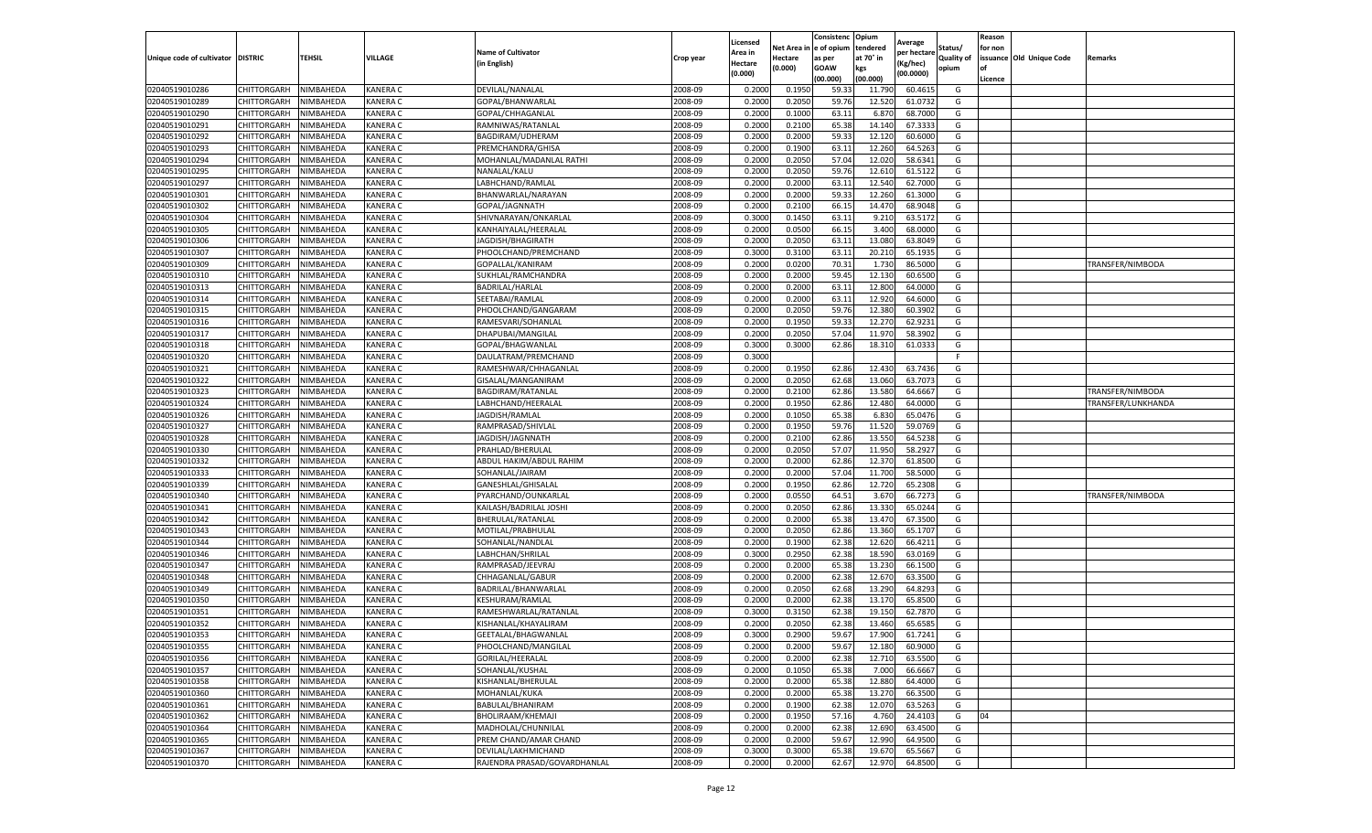| Unique code of cultivator | DISTRIC | TEHSIL | VILLAGE | Name of Cultivator (in English) | Crop year | Licensed Area in Hectare (0.000) | Net Area in Hectare (0.000) | Consistence of opium as per GOAW (00.000) | Opium tendered at 70° in kgs (00.000) | Average per hectare (Kg/hec) (00.0000) | Status/ Quality of opium | Reason for non issuance of Licence | Old Unique Code | Remarks |
|---|---|---|---|---|---|---|---|---|---|---|---|---|---|---|
| 02040519010286 | CHITTORGARH | NIMBAHEDA | KANERA C | DEVILAL/NANALAL | 2008-09 | 0.2000 | 0.1950 | 59.33 | 11.790 | 60.4615 | G | | | |
| 02040519010289 | CHITTORGARH | NIMBAHEDA | KANERA C | GOPAL/BHANWARLAL | 2008-09 | 0.2000 | 0.2050 | 59.76 | 12.520 | 61.0732 | G | | | |
| 02040519010290 | CHITTORGARH | NIMBAHEDA | KANERA C | GOPAL/CHHAGANLAL | 2008-09 | 0.2000 | 0.1000 | 63.11 | 6.870 | 68.7000 | G | | | |
| 02040519010291 | CHITTORGARH | NIMBAHEDA | KANERA C | RAMNIWAS/RATANLAL | 2008-09 | 0.2000 | 0.2100 | 65.38 | 14.140 | 67.3333 | G | | | |
| 02040519010292 | CHITTORGARH | NIMBAHEDA | KANERA C | BAGDIRAM/UDHERAM | 2008-09 | 0.2000 | 0.2000 | 59.33 | 12.120 | 60.6000 | G | | | |
| 02040519010293 | CHITTORGARH | NIMBAHEDA | KANERA C | PREMCHANDRA/GHISA | 2008-09 | 0.2000 | 0.1900 | 63.11 | 12.260 | 64.5263 | G | | | |
| 02040519010294 | CHITTORGARH | NIMBAHEDA | KANERA C | MOHANLAL/MADANLAL RATHI | 2008-09 | 0.2000 | 0.2050 | 57.04 | 12.020 | 58.6341 | G | | | |
| 02040519010295 | CHITTORGARH | NIMBAHEDA | KANERA C | NANALAL/KALU | 2008-09 | 0.2000 | 0.2050 | 59.76 | 12.610 | 61.5122 | G | | | |
| 02040519010297 | CHITTORGARH | NIMBAHEDA | KANERA C | LABHCHAND/RAMLAL | 2008-09 | 0.2000 | 0.2000 | 63.11 | 12.540 | 62.7000 | G | | | |
| 02040519010301 | CHITTORGARH | NIMBAHEDA | KANERA C | BHANWARLAL/NARAYAN | 2008-09 | 0.2000 | 0.2000 | 59.33 | 12.260 | 61.3000 | G | | | |
| 02040519010302 | CHITTORGARH | NIMBAHEDA | KANERA C | GOPAL/JAGNNATH | 2008-09 | 0.2000 | 0.2100 | 66.15 | 14.470 | 68.9048 | G | | | |
| 02040519010304 | CHITTORGARH | NIMBAHEDA | KANERA C | SHIVNARAYAN/ONKARLAL | 2008-09 | 0.3000 | 0.1450 | 63.11 | 9.210 | 63.5172 | G | | | |
| 02040519010305 | CHITTORGARH | NIMBAHEDA | KANERA C | KANHAIYALAL/HEERALAL | 2008-09 | 0.2000 | 0.0500 | 66.15 | 3.400 | 68.0000 | G | | | |
| 02040519010306 | CHITTORGARH | NIMBAHEDA | KANERA C | JAGDISH/BHAGIRATH | 2008-09 | 0.2000 | 0.2050 | 63.11 | 13.080 | 63.8049 | G | | | |
| 02040519010307 | CHITTORGARH | NIMBAHEDA | KANERA C | PHOOLCHAND/PREMCHAND | 2008-09 | 0.3000 | 0.3100 | 63.11 | 20.210 | 65.1935 | G | | | |
| 02040519010309 | CHITTORGARH | NIMBAHEDA | KANERA C | GOPALLAL/KANIRAM | 2008-09 | 0.2000 | 0.0200 | 70.31 | 1.730 | 86.5000 | G | | | TRANSFER/NIMBODA |
| 02040519010310 | CHITTORGARH | NIMBAHEDA | KANERA C | SUKHLAL/RAMCHANDRA | 2008-09 | 0.2000 | 0.2000 | 59.45 | 12.130 | 60.6500 | G | | | |
| 02040519010313 | CHITTORGARH | NIMBAHEDA | KANERA C | BADRILAL/HARLAL | 2008-09 | 0.2000 | 0.2000 | 63.11 | 12.800 | 64.0000 | G | | | |
| 02040519010314 | CHITTORGARH | NIMBAHEDA | KANERA C | SEETABAI/RAMLAL | 2008-09 | 0.2000 | 0.2000 | 63.11 | 12.920 | 64.6000 | G | | | |
| 02040519010315 | CHITTORGARH | NIMBAHEDA | KANERA C | PHOOLCHAND/GANGARAM | 2008-09 | 0.2000 | 0.2050 | 59.76 | 12.380 | 60.3902 | G | | | |
| 02040519010316 | CHITTORGARH | NIMBAHEDA | KANERA C | RAMESVARI/SOHANLAL | 2008-09 | 0.2000 | 0.1950 | 59.33 | 12.270 | 62.9231 | G | | | |
| 02040519010317 | CHITTORGARH | NIMBAHEDA | KANERA C | DHAPUBAI/MANGILAL | 2008-09 | 0.2000 | 0.2050 | 57.04 | 11.970 | 58.3902 | G | | | |
| 02040519010318 | CHITTORGARH | NIMBAHEDA | KANERA C | GOPAL/BHAGWANLAL | 2008-09 | 0.3000 | 0.3000 | 62.86 | 18.310 | 61.0333 | G | | | |
| 02040519010320 | CHITTORGARH | NIMBAHEDA | KANERA C | DAULATRAM/PREMCHAND | 2008-09 | 0.3000 | | | | | F | | | |
| 02040519010321 | CHITTORGARH | NIMBAHEDA | KANERA C | RAMESHWAR/CHHAGANLAL | 2008-09 | 0.2000 | 0.1950 | 62.86 | 12.430 | 63.7436 | G | | | |
| 02040519010322 | CHITTORGARH | NIMBAHEDA | KANERA C | GISALAL/MANGANIRAM | 2008-09 | 0.2000 | 0.2050 | 62.68 | 13.060 | 63.7073 | G | | | |
| 02040519010323 | CHITTORGARH | NIMBAHEDA | KANERA C | BAGDIRAM/RATANLAL | 2008-09 | 0.2000 | 0.2100 | 62.86 | 13.580 | 64.6667 | G | | | TRANSFER/NIMBODA |
| 02040519010324 | CHITTORGARH | NIMBAHEDA | KANERA C | LABHCHAND/HEERALAL | 2008-09 | 0.2000 | 0.1950 | 62.86 | 12.480 | 64.0000 | G | | | TRANSFER/LUNKHANDA |
| 02040519010326 | CHITTORGARH | NIMBAHEDA | KANERA C | JAGDISH/RAMLAL | 2008-09 | 0.2000 | 0.1050 | 65.38 | 6.830 | 65.0476 | G | | | |
| 02040519010327 | CHITTORGARH | NIMBAHEDA | KANERA C | RAMPRASAD/SHIVLAL | 2008-09 | 0.2000 | 0.1950 | 59.76 | 11.520 | 59.0769 | G | | | |
| 02040519010328 | CHITTORGARH | NIMBAHEDA | KANERA C | JAGDISH/JAGNNATH | 2008-09 | 0.2000 | 0.2100 | 62.86 | 13.550 | 64.5238 | G | | | |
| 02040519010330 | CHITTORGARH | NIMBAHEDA | KANERA C | PRAHLAD/BHERULAL | 2008-09 | 0.2000 | 0.2050 | 57.07 | 11.950 | 58.2927 | G | | | |
| 02040519010332 | CHITTORGARH | NIMBAHEDA | KANERA C | ABDUL HAKIM/ABDUL RAHIM | 2008-09 | 0.2000 | 0.2000 | 62.86 | 12.370 | 61.8500 | G | | | |
| 02040519010333 | CHITTORGARH | NIMBAHEDA | KANERA C | SOHANLAL/JAIRAM | 2008-09 | 0.2000 | 0.2000 | 57.04 | 11.700 | 58.5000 | G | | | |
| 02040519010339 | CHITTORGARH | NIMBAHEDA | KANERA C | GANESHLAL/GHISALAL | 2008-09 | 0.2000 | 0.1950 | 62.86 | 12.720 | 65.2308 | G | | | |
| 02040519010340 | CHITTORGARH | NIMBAHEDA | KANERA C | PYARCHAND/OUNKARLAL | 2008-09 | 0.2000 | 0.0550 | 64.51 | 3.670 | 66.7273 | G | | | TRANSFER/NIMBODA |
| 02040519010341 | CHITTORGARH | NIMBAHEDA | KANERA C | KAILASH/BADRILAL JOSHI | 2008-09 | 0.2000 | 0.2050 | 62.86 | 13.330 | 65.0244 | G | | | |
| 02040519010342 | CHITTORGARH | NIMBAHEDA | KANERA C | BHERULAL/RATANLAL | 2008-09 | 0.2000 | 0.2000 | 65.38 | 13.470 | 67.3500 | G | | | |
| 02040519010343 | CHITTORGARH | NIMBAHEDA | KANERA C | MOTILAL/PRABHULAL | 2008-09 | 0.2000 | 0.2050 | 62.86 | 13.360 | 65.1707 | G | | | |
| 02040519010344 | CHITTORGARH | NIMBAHEDA | KANERA C | SOHANLAL/NANDLAL | 2008-09 | 0.2000 | 0.1900 | 62.38 | 12.620 | 66.4211 | G | | | |
| 02040519010346 | CHITTORGARH | NIMBAHEDA | KANERA C | LABHCHAN/SHRILAL | 2008-09 | 0.3000 | 0.2950 | 62.38 | 18.590 | 63.0169 | G | | | |
| 02040519010347 | CHITTORGARH | NIMBAHEDA | KANERA C | RAMPRASAD/JEEVRAJ | 2008-09 | 0.2000 | 0.2000 | 65.38 | 13.230 | 66.1500 | G | | | |
| 02040519010348 | CHITTORGARH | NIMBAHEDA | KANERA C | CHHAGANLAL/GABUR | 2008-09 | 0.2000 | 0.2000 | 62.38 | 12.670 | 63.3500 | G | | | |
| 02040519010349 | CHITTORGARH | NIMBAHEDA | KANERA C | BADRILAL/BHANWARLAL | 2008-09 | 0.2000 | 0.2050 | 62.68 | 13.290 | 64.8293 | G | | | |
| 02040519010350 | CHITTORGARH | NIMBAHEDA | KANERA C | KESHURAM/RAMLAL | 2008-09 | 0.2000 | 0.2000 | 62.38 | 13.170 | 65.8500 | G | | | |
| 02040519010351 | CHITTORGARH | NIMBAHEDA | KANERA C | RAMESHWARLAL/RATANLAL | 2008-09 | 0.3000 | 0.3150 | 62.38 | 19.150 | 62.7870 | G | | | |
| 02040519010352 | CHITTORGARH | NIMBAHEDA | KANERA C | KISHANLAL/KHAYALIRAM | 2008-09 | 0.2000 | 0.2050 | 62.38 | 13.460 | 65.6585 | G | | | |
| 02040519010353 | CHITTORGARH | NIMBAHEDA | KANERA C | GEETALAL/BHAGWANLAL | 2008-09 | 0.3000 | 0.2900 | 59.67 | 17.900 | 61.7241 | G | | | |
| 02040519010355 | CHITTORGARH | NIMBAHEDA | KANERA C | PHOOLCHAND/MANGILAL | 2008-09 | 0.2000 | 0.2000 | 59.67 | 12.180 | 60.9000 | G | | | |
| 02040519010356 | CHITTORGARH | NIMBAHEDA | KANERA C | GORILAL/HEERALAL | 2008-09 | 0.2000 | 0.2000 | 62.38 | 12.710 | 63.5500 | G | | | |
| 02040519010357 | CHITTORGARH | NIMBAHEDA | KANERA C | SOHANLAL/KUSHAL | 2008-09 | 0.2000 | 0.1050 | 65.38 | 7.000 | 66.6667 | G | | | |
| 02040519010358 | CHITTORGARH | NIMBAHEDA | KANERA C | KISHANLAL/BHERULAL | 2008-09 | 0.2000 | 0.2000 | 65.38 | 12.880 | 64.4000 | G | | | |
| 02040519010360 | CHITTORGARH | NIMBAHEDA | KANERA C | MOHANLAL/KUKA | 2008-09 | 0.2000 | 0.2000 | 65.38 | 13.270 | 66.3500 | G | | | |
| 02040519010361 | CHITTORGARH | NIMBAHEDA | KANERA C | BABULAL/BHANIRAM | 2008-09 | 0.2000 | 0.1900 | 62.38 | 12.070 | 63.5263 | G | | | |
| 02040519010362 | CHITTORGARH | NIMBAHEDA | KANERA C | BHOLIRAAM/KHEMAJI | 2008-09 | 0.2000 | 0.1950 | 57.16 | 4.760 | 24.4103 | G | 04 | | |
| 02040519010364 | CHITTORGARH | NIMBAHEDA | KANERA C | MADHOLAL/CHUNNILAL | 2008-09 | 0.2000 | 0.2000 | 62.38 | 12.690 | 63.4500 | G | | | |
| 02040519010365 | CHITTORGARH | NIMBAHEDA | KANERA C | PREM CHAND/AMAR CHAND | 2008-09 | 0.2000 | 0.2000 | 59.67 | 12.990 | 64.9500 | G | | | |
| 02040519010367 | CHITTORGARH | NIMBAHEDA | KANERA C | DEVILAL/LAKHMICHAND | 2008-09 | 0.3000 | 0.3000 | 65.38 | 19.670 | 65.5667 | G | | | |
| 02040519010370 | CHITTORGARH | NIMBAHEDA | KANERA C | RAJENDRA PRASAD/GOVARDHANLAL | 2008-09 | 0.2000 | 0.2000 | 62.67 | 12.970 | 64.8500 | G | | | |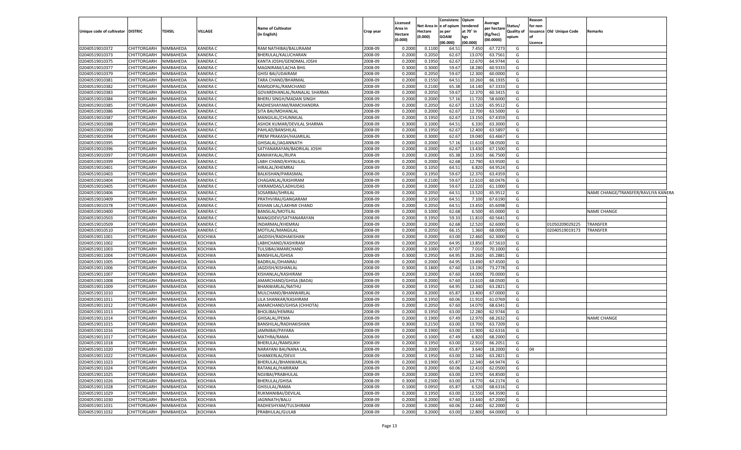| Unique code of cultivator | DISTRIC | TEHSIL | VILLAGE | Name of Cultivator (in English) | Crop year | Licensed Area in Hectare (0.000) | Net Area in Hectare (0.000) | Consistence of opium as per GOAW (00.000) | Opium tendered at 70° in kgs (00.000) | Average per hectare (Kg/hec) (00.0000) | Status/ Quality of opium | Reason for non issuance of Licence | Old Unique Code | Remarks |
|---|---|---|---|---|---|---|---|---|---|---|---|---|---|---|
| 02040519010372 | CHITTORGARH | NIMBAHEDA | KANERA C | RAM NATHIBAI/BALURAAM | 2008-09 | 0.2000 | 0.1100 | 64.51 | 7.450 | 67.7273 | G | | | |
| 02040519010373 | CHITTORGARH | NIMBAHEDA | KANERA C | BHERULAL/KALUCHARAN | 2008-09 | 0.2000 | 0.2050 | 62.67 | 13.070 | 63.7561 | G | | | |
| 02040519010375 | CHITTORGARH | NIMBAHEDA | KANERA C | KANTA JOSHI/GENDMAL JOSHI | 2008-09 | 0.2000 | 0.1950 | 62.67 | 12.670 | 64.9744 | G | | | |
| 02040519010377 | CHITTORGARH | NIMBAHEDA | KANERA C | MAGNIRAM/LACHA BHIL | 2008-09 | 0.3000 | 0.3000 | 59.67 | 18.280 | 60.9333 | G | | | |
| 02040519010379 | CHITTORGARH | NIMBAHEDA | KANERA C | GHISI BAI/UDAIRAM | 2008-09 | 0.2000 | 0.2050 | 59.67 | 12.300 | 60.0000 | G | | | |
| 02040519010381 | CHITTORGARH | NIMBAHEDA | KANERA C | TARA CHAND/BHARMAL | 2008-09 | 0.2000 | 0.1550 | 64.51 | 10.260 | 66.1935 | G | | | |
| 02040519010382 | CHITTORGARH | NIMBAHEDA | KANERA C | RAMGOPAL/RAMCHAND | 2008-09 | 0.2000 | 0.2100 | 65.38 | 14.140 | 67.3333 | G | | | |
| 02040519010383 | CHITTORGARH | NIMBAHEDA | KANERA C | GOVARDHANLAL/NANALAL SHARMA | 2008-09 | 0.2000 | 0.2050 | 59.67 | 12.370 | 60.3415 | G | | | |
| 02040519010384 | CHITTORGARH | NIMBAHEDA | KANERA C | BHERU SINGH/MADAN SINGH | 2008-09 | 0.2000 | 0.2000 | 57.16 | 11.720 | 58.6000 | G | | | |
| 02040519010385 | CHITTORGARH | NIMBAHEDA | KANERA C | RADHESHAYAM/RAMCHANDRA | 2008-09 | 0.2000 | 0.2050 | 62.67 | 13.520 | 65.9512 | G | | | |
| 02040519010386 | CHITTORGARH | NIMBAHEDA | KANERA C | SITA BAI/MOHANLAL | 2008-09 | 0.2000 | 0.2000 | 62.67 | 12.700 | 63.5000 | G | | | |
| 02040519010387 | CHITTORGARH | NIMBAHEDA | KANERA C | MANGILAL/CHUNNILAL | 2008-09 | 0.2000 | 0.1950 | 62.67 | 13.150 | 67.4359 | G | | | |
| 02040519010388 | CHITTORGARH | NIMBAHEDA | KANERA C | ASHOK KUMAR/DEVILAL SHARMA | 2008-09 | 0.3000 | 0.1000 | 64.51 | 6.330 | 63.3000 | G | | | |
| 02040519010390 | CHITTORGARH | NIMBAHEDA | KANERA C | PAHLAD/BANSHILAL | 2008-09 | 0.2000 | 0.1950 | 62.67 | 12.400 | 63.5897 | G | | | |
| 02040519010394 | CHITTORGARH | NIMBAHEDA | KANERA C | PREM PRAKASH/HAJARILAL | 2008-09 | 0.3000 | 0.3000 | 62.67 | 19.040 | 63.4667 | G | | | |
| 02040519010395 | CHITTORGARH | NIMBAHEDA | KANERA C | GHISALAL/JAGANNATH | 2008-09 | 0.2000 | 0.2000 | 57.16 | 11.610 | 58.0500 | G | | | |
| 02040519010396 | CHITTORGARH | NIMBAHEDA | KANERA C | SATYANARAYAN/BADRILAL JOSHI | 2008-09 | 0.2000 | 0.2000 | 62.67 | 13.430 | 67.1500 | G | | | |
| 02040519010397 | CHITTORGARH | NIMBAHEDA | KANERA C | KANHAYALAL/RUPA | 2008-09 | 0.2000 | 0.2000 | 65.38 | 13.350 | 66.7500 | G | | | |
| 02040519010399 | CHITTORGARH | NIMBAHEDA | KANERA C | LABH CHAND/KHYALILAL | 2008-09 | 0.2000 | 0.2000 | 62.68 | 12.790 | 63.9500 | G | | | |
| 02040519010401 | CHITTORGARH | NIMBAHEDA | KANERA C | HIRALAL/KHEMRAJ | 2008-09 | 0.2000 | 0.1050 | 64.51 | 6.820 | 64.9524 | G | | | |
| 02040519010403 | CHITTORGARH | NIMBAHEDA | KANERA C | BALKISHAN/PARASMAL | 2008-09 | 0.2000 | 0.1950 | 59.67 | 12.370 | 63.4359 | G | | | |
| 02040519010404 | CHITTORGARH | NIMBAHEDA | KANERA C | CHAGANLAL/KASHIRAM | 2008-09 | 0.2000 | 0.2100 | 59.67 | 12.610 | 60.0476 | G | | | |
| 02040519010405 | CHITTORGARH | NIMBAHEDA | KANERA C | VIKRAMDAS/LADHUDAS | 2008-09 | 0.2000 | 0.2000 | 59.67 | 12.220 | 61.1000 | G | | | |
| 02040519010406 | CHITTORGARH | NIMBAHEDA | KANERA C | SOSARBAI/SHRILAL | 2008-09 | 0.2000 | 0.2050 | 64.51 | 13.520 | 65.9512 | G | | | NAME CHANGE/TRANSFER/RAVLIYA KANERA |
| 02040519010409 | CHITTORGARH | NIMBAHEDA | KANERA C | PRATHVIRAJ/GANGARAM | 2008-09 | 0.2000 | 0.1050 | 64.51 | 7.100 | 67.6190 | G | | | |
| 02040519010378 | CHITTORGARH | NIMBAHEDA | KANERA C | KISHAN LAL/LAKHMI CHAND | 2008-09 | 0.2000 | 0.2050 | 64.51 | 13.450 | 65.6098 | G | | | |
| 02040519010400 | CHITTORGARH | NIMBAHEDA | KANERA C | BANSILAL/MOTILAL | 2008-09 | 0.2000 | 0.1000 | 62.68 | 6.500 | 65.0000 | G | | | NAME CHANGE |
| 02040519010503 | CHITTORGARH | NIMBAHEDA | KANERA C | MANGIDEVI/SATYANARAYAN | 2008-09 | 0.2000 | 0.1950 | 59.33 | 11.810 | 60.5641 | G | | | |
| 02040519010509 | CHITTORGARH | NIMBAHEDA | KANERA C | INDARMAL/KHEMRAJ | 2008-09 | 0.2000 | 0.2000 | 62.68 | 12.520 | 62.6000 | G | | 01050209029225 | TRANSFER |
| 02040519010510 | CHITTORGARH | NIMBAHEDA | KANERA C | MOTILAL/MANGILAL | 2008-09 | 0.2000 | 0.2050 | 66.15 | 1.360 | 68.0000 | G | | 02040519019173 | TRANSFER |
| 02040519011001 | CHITTORGARH | NIMBAHEDA | KOCHWA | JAGDISH/RADHAKISHAN | 2008-09 | 0.2000 | 0.2000 | 63.00 | 12.460 | 62.3000 | G | | | |
| 02040519011002 | CHITTORGARH | NIMBAHEDA | KOCHWA | LABHCHAND/KASHIRAM | 2008-09 | 0.2000 | 0.2050 | 64.95 | 13.850 | 67.5610 | G | | | |
| 02040519011003 | CHITTORGARH | NIMBAHEDA | KOCHWA | TULSIBAI/AMARCHAND | 2008-09 | 0.2000 | 0.1000 | 67.07 | 7.010 | 70.1000 | G | | | |
| 02040519011004 | CHITTORGARH | NIMBAHEDA | KOCHWA | BANSHILAL/GHISA | 2008-09 | 0.3000 | 0.2950 | 64.95 | 19.260 | 65.2881 | G | | | |
| 02040519011005 | CHITTORGARH | NIMBAHEDA | KOCHWA | BADRILAL/DHANRAJ | 2008-09 | 0.2000 | 0.2000 | 64.95 | 13.490 | 67.4500 | G | | | |
| 02040519011006 | CHITTORGARH | NIMBAHEDA | KOCHWA | JAGDISH/KISHANLAL | 2008-09 | 0.3000 | 0.1800 | 67.60 | 13.190 | 73.2778 | G | | | |
| 02040519011007 | CHITTORGARH | NIMBAHEDA | KOCHWA | KISHANLAL/KASHIRAM | 2008-09 | 0.2000 | 0.2000 | 67.60 | 14.000 | 70.0000 | G | | | |
| 02040519011008 | CHITTORGARH | NIMBAHEDA | KOCHWA | AMARCHAND/GHISA (BADA) | 2008-09 | 0.2000 | 0.2000 | 67.60 | 13.610 | 68.0500 | G | | | |
| 02040519011009 | CHITTORGARH | NIMBAHEDA | KOCHWA | BHANWARLAL/NATHU | 2008-09 | 0.2000 | 0.1950 | 64.95 | 12.340 | 63.2821 | G | | | |
| 02040519011010 | CHITTORGARH | NIMBAHEDA | KOCHWA | MULCHAND/BHANWARLAL | 2008-09 | 0.2000 | 0.2000 | 65.87 | 13.400 | 67.0000 | G | | | |
| 02040519011011 | CHITTORGARH | NIMBAHEDA | KOCHWA | LILA SHANKAR/KASHIRAM | 2008-09 | 0.2000 | 0.1950 | 60.06 | 11.910 | 61.0769 | G | | | |
| 02040519011012 | CHITTORGARH | NIMBAHEDA | KOCHWA | AMARCHAND/GHISA (CHHOTA) | 2008-09 | 0.2000 | 0.2050 | 67.60 | 14.070 | 68.6341 | G | | | |
| 02040519011013 | CHITTORGARH | NIMBAHEDA | KOCHWA | BHOLIBAI/HEMRAJ | 2008-09 | 0.2000 | 0.1950 | 63.00 | 12.280 | 62.9744 | G | | | |
| 02040519011014 | CHITTORGARH | NIMBAHEDA | KOCHWA | GHISALAL/PEMA | 2008-09 | 0.2000 | 0.1900 | 67.49 | 12.970 | 68.2632 | G | | | NAME CHANGE |
| 02040519011015 | CHITTORGARH | NIMBAHEDA | KOCHWA | BANSHILAL/RADHAKISHAN | 2008-09 | 0.3000 | 0.2150 | 63.00 | 13.700 | 63.7209 | G | | | |
| 02040519011016 | CHITTORGARH | NIMBAHEDA | KOCHWA | JAMNIBAI/PAYARA | 2008-09 | 0.2000 | 0.1900 | 63.00 | 11.900 | 62.6316 | G | | | |
| 02040519011017 | CHITTORGARH | NIMBAHEDA | KOCHWA | MATHRA/RAMA | 2008-09 | 0.2000 | 0.1000 | 67.49 | 6.820 | 68.2000 | G | | | |
| 02040519011018 | CHITTORGARH | NIMBAHEDA | KOCHWA | BHERULAL/RAMSUKH | 2008-09 | 0.2000 | 0.1950 | 63.00 | 12.910 | 66.2051 | G | | | |
| 02040519011020 | CHITTORGARH | NIMBAHEDA | KOCHWA | NARAYANI BAI/NANA LAL | 2008-09 | 0.2000 | 0.2000 | 65.87 | 3.640 | 18.2000 | G | 04 | | |
| 02040519011022 | CHITTORGARH | NIMBAHEDA | KOCHWA | SHANKERLAL/DEVJI | 2008-09 | 0.2000 | 0.1950 | 63.00 | 12.340 | 63.2821 | G | | | |
| 02040519011023 | CHITTORGARH | NIMBAHEDA | KOCHWA | BHERULAL/BHANWARLAL | 2008-09 | 0.2000 | 0.1900 | 65.87 | 12.340 | 64.9474 | G | | | |
| 02040519011024 | CHITTORGARH | NIMBAHEDA | KOCHWA | RATANLAL/HARIRAM | 2008-09 | 0.2000 | 0.2000 | 60.06 | 12.410 | 62.0500 | G | | | |
| 02040519011025 | CHITTORGARH | NIMBAHEDA | KOCHWA | NOJIBAI/PRABHULAL | 2008-09 | 0.2000 | 0.2000 | 63.00 | 12.970 | 64.8500 | G | | | |
| 02040519011026 | CHITTORGARH | NIMBAHEDA | KOCHWA | BHERULAL/GHISA | 2008-09 | 0.3000 | 0.2300 | 63.00 | 14.770 | 64.2174 | G | | | |
| 02040519011028 | CHITTORGARH | NIMBAHEDA | KOCHWA | GHISULAL/RAMA | 2008-09 | 0.1000 | 0.0950 | 65.87 | 6.520 | 68.6316 | G | | | |
| 02040519011029 | CHITTORGARH | NIMBAHEDA | KOCHWA | RUKMANIBAI/DEVILAL | 2008-09 | 0.2000 | 0.1950 | 63.00 | 12.550 | 64.3590 | G | | | |
| 02040519011030 | CHITTORGARH | NIMBAHEDA | KOCHWA | JAGNNATH/BALU | 2008-09 | 0.2000 | 0.2000 | 67.60 | 13.440 | 67.2000 | G | | | |
| 02040519011031 | CHITTORGARH | NIMBAHEDA | KOCHWA | RADHESHYAM/TULSHIRAM | 2008-09 | 0.2000 | 0.2000 | 60.06 | 12.440 | 62.2000 | G | | | |
| 02040519011032 | CHITTORGARH | NIMBAHEDA | KOCHWA | PRABHULAL/GULAB | 2008-09 | 0.2000 | 0.2000 | 63.00 | 12.800 | 64.0000 | G | | | |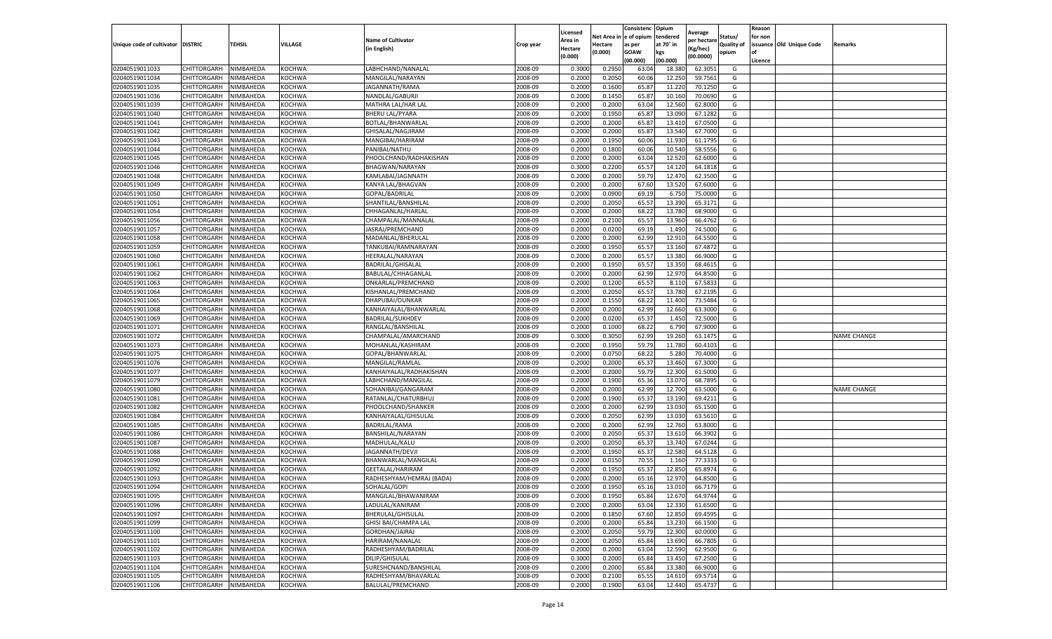| Unique code of cultivator | DISTRIC | TEHSIL | VILLAGE | Name of Cultivator (in English) | Crop year | Licensed Area in Hectare (0.000) | Net Area in Hectare (0.000) | Consistence of opium as per GOAW (00.000) | Opium tendered at 70° in kgs (00.000) | Average per hectare (Kg/hec) (00.0000) | Status/ Quality of opium | Reason for non issuance of Licence | Old Unique Code | Remarks |
|---|---|---|---|---|---|---|---|---|---|---|---|---|---|---|
| 02040519011033 | CHITTORGARH | NIMBAHEDA | KOCHWA | LABHCHAND/NANALAL | 2008-09 | 0.3000 | 0.2950 | 63.04 | 18.380 | 62.3051 | G | | | |
| 02040519011034 | CHITTORGARH | NIMBAHEDA | KOCHWA | MANGILAL/NARAYAN | 2008-09 | 0.2000 | 0.2050 | 60.06 | 12.250 | 59.7561 | G | | | |
| 02040519011035 | CHITTORGARH | NIMBAHEDA | KOCHWA | JAGANNATH/RAMA | 2008-09 | 0.2000 | 0.1600 | 65.87 | 11.220 | 70.1250 | G | | | |
| 02040519011036 | CHITTORGARH | NIMBAHEDA | KOCHWA | NANDLAL/GABURJI | 2008-09 | 0.2000 | 0.1450 | 65.87 | 10.160 | 70.0690 | G | | | |
| 02040519011039 | CHITTORGARH | NIMBAHEDA | KOCHWA | MATHRA LAL/HAR LAL | 2008-09 | 0.2000 | 0.2000 | 63.04 | 12.560 | 62.8000 | G | | | |
| 02040519011040 | CHITTORGARH | NIMBAHEDA | KOCHWA | BHERU LAL/PYARA | 2008-09 | 0.2000 | 0.1950 | 65.87 | 13.090 | 67.1282 | G | | | |
| 02040519011041 | CHITTORGARH | NIMBAHEDA | KOCHWA | BOTLAL/BHANWARLAL | 2008-09 | 0.2000 | 0.2000 | 65.87 | 13.410 | 67.0500 | G | | | |
| 02040519011042 | CHITTORGARH | NIMBAHEDA | KOCHWA | GHISALAL/NAGJIRAM | 2008-09 | 0.2000 | 0.2000 | 65.87 | 13.540 | 67.7000 | G | | | |
| 02040519011043 | CHITTORGARH | NIMBAHEDA | KOCHWA | MANGIBAI/HARIRAM | 2008-09 | 0.2000 | 0.1950 | 60.06 | 11.930 | 61.1795 | G | | | |
| 02040519011044 | CHITTORGARH | NIMBAHEDA | KOCHWA | PANIBAI/NATHU | 2008-09 | 0.2000 | 0.1800 | 60.06 | 10.540 | 58.5556 | G | | | |
| 02040519011045 | CHITTORGARH | NIMBAHEDA | KOCHWA | PHOOLCHAND/RADHAKISHAN | 2008-09 | 0.2000 | 0.2000 | 63.04 | 12.520 | 62.6000 | G | | | |
| 02040519011046 | CHITTORGARH | NIMBAHEDA | KOCHWA | BHAGWAN/NARAYAN | 2008-09 | 0.3000 | 0.2200 | 65.57 | 14.120 | 64.1818 | G | | | |
| 02040519011048 | CHITTORGARH | NIMBAHEDA | KOCHWA | KAMLABAI/JAGNNATH | 2008-09 | 0.2000 | 0.2000 | 59.79 | 12.470 | 62.3500 | G | | | |
| 02040519011049 | CHITTORGARH | NIMBAHEDA | KOCHWA | KANYA LAL/BHAGVAN | 2008-09 | 0.2000 | 0.2000 | 67.60 | 13.520 | 67.6000 | G | | | |
| 02040519011050 | CHITTORGARH | NIMBAHEDA | KOCHWA | GOPAL/BADRILAL | 2008-09 | 0.2000 | 0.0900 | 69.19 | 6.750 | 75.0000 | G | | | |
| 02040519011051 | CHITTORGARH | NIMBAHEDA | KOCHWA | SHANTILAL/BANSHILAL | 2008-09 | 0.2000 | 0.2050 | 65.57 | 13.390 | 65.3171 | G | | | |
| 02040519011054 | CHITTORGARH | NIMBAHEDA | KOCHWA | CHHAGANLAL/HARLAL | 2008-09 | 0.2000 | 0.2000 | 68.22 | 13.780 | 68.9000 | G | | | |
| 02040519011056 | CHITTORGARH | NIMBAHEDA | KOCHWA | CHAMPALAL/MANNALAL | 2008-09 | 0.2000 | 0.2100 | 65.57 | 13.960 | 66.4762 | G | | | |
| 02040519011057 | CHITTORGARH | NIMBAHEDA | KOCHWA | JASRAJ/PREMCHAND | 2008-09 | 0.2000 | 0.0200 | 69.19 | 1.490 | 74.5000 | G | | | |
| 02040519011058 | CHITTORGARH | NIMBAHEDA | KOCHWA | MADANLAL/BHERULAL | 2008-09 | 0.2000 | 0.2000 | 62.99 | 12.910 | 64.5500 | G | | | |
| 02040519011059 | CHITTORGARH | NIMBAHEDA | KOCHWA | TANKUBAI/RAMNARAYAN | 2008-09 | 0.2000 | 0.1950 | 65.57 | 13.160 | 67.4872 | G | | | |
| 02040519011060 | CHITTORGARH | NIMBAHEDA | KOCHWA | HEERALAL/NARAYAN | 2008-09 | 0.2000 | 0.2000 | 65.57 | 13.380 | 66.9000 | G | | | |
| 02040519011061 | CHITTORGARH | NIMBAHEDA | KOCHWA | BADRILAL/GHISALAL | 2008-09 | 0.2000 | 0.1950 | 65.57 | 13.350 | 68.4615 | G | | | |
| 02040519011062 | CHITTORGARH | NIMBAHEDA | KOCHWA | BABULAL/CHHAGANLAL | 2008-09 | 0.2000 | 0.2000 | 62.99 | 12.970 | 64.8500 | G | | | |
| 02040519011063 | CHITTORGARH | NIMBAHEDA | KOCHWA | ONKARLAL/PREMCHAND | 2008-09 | 0.2000 | 0.1200 | 65.57 | 8.110 | 67.5833 | G | | | |
| 02040519011064 | CHITTORGARH | NIMBAHEDA | KOCHWA | KISHANLAL/PREMCHAND | 2008-09 | 0.2000 | 0.2050 | 65.57 | 13.780 | 67.2195 | G | | | |
| 02040519011065 | CHITTORGARH | NIMBAHEDA | KOCHWA | DHAPUBAI/OUNKAR | 2008-09 | 0.2000 | 0.1550 | 68.22 | 11.400 | 73.5484 | G | | | |
| 02040519011068 | CHITTORGARH | NIMBAHEDA | KOCHWA | KANHAIYALAL/BHANWARLAL | 2008-09 | 0.2000 | 0.2000 | 62.99 | 12.660 | 63.3000 | G | | | |
| 02040519011069 | CHITTORGARH | NIMBAHEDA | KOCHWA | BADRILAL/SUKHDEV | 2008-09 | 0.2000 | 0.0200 | 65.37 | 1.450 | 72.5000 | G | | | |
| 02040519011071 | CHITTORGARH | NIMBAHEDA | KOCHWA | RANGLAL/BANSHILAL | 2008-09 | 0.2000 | 0.1000 | 68.22 | 6.790 | 67.9000 | G | | | |
| 02040519011072 | CHITTORGARH | NIMBAHEDA | KOCHWA | CHAMPALAL/AMARCHAND | 2008-09 | 0.3000 | 0.3050 | 62.99 | 19.260 | 63.1475 | G | | | NAME CHANGE |
| 02040519011073 | CHITTORGARH | NIMBAHEDA | KOCHWA | MOHANLAL/KASHIRAM | 2008-09 | 0.2000 | 0.1950 | 59.79 | 11.780 | 60.4103 | G | | | |
| 02040519011075 | CHITTORGARH | NIMBAHEDA | KOCHWA | GOPAL/BHANWARLAL | 2008-09 | 0.2000 | 0.0750 | 68.22 | 5.280 | 70.4000 | G | | | |
| 02040519011076 | CHITTORGARH | NIMBAHEDA | KOCHWA | MANGILAL/RAMLAL | 2008-09 | 0.2000 | 0.2000 | 65.37 | 13.460 | 67.3000 | G | | | |
| 02040519011077 | CHITTORGARH | NIMBAHEDA | KOCHWA | KANHAIYALAL/RADHAKISHAN | 2008-09 | 0.2000 | 0.2000 | 59.79 | 12.300 | 61.5000 | G | | | |
| 02040519011079 | CHITTORGARH | NIMBAHEDA | KOCHWA | LABHCHAND/MANGILAL | 2008-09 | 0.2000 | 0.1900 | 65.36 | 13.070 | 68.7895 | G | | | |
| 02040519011080 | CHITTORGARH | NIMBAHEDA | KOCHWA | SOHANIBAI/GANGARAM | 2008-09 | 0.2000 | 0.2000 | 62.99 | 12.700 | 63.5000 | G | | | NAME CHANGE |
| 02040519011081 | CHITTORGARH | NIMBAHEDA | KOCHWA | RATANLAL/CHATURBHUJ | 2008-09 | 0.2000 | 0.1900 | 65.37 | 13.190 | 69.4211 | G | | | |
| 02040519011082 | CHITTORGARH | NIMBAHEDA | KOCHWA | PHOOLCHAND/SHANKER | 2008-09 | 0.2000 | 0.2000 | 62.99 | 13.030 | 65.1500 | G | | | |
| 02040519011084 | CHITTORGARH | NIMBAHEDA | KOCHWA | KANHAIYALAL/GHISULAL | 2008-09 | 0.2000 | 0.2050 | 62.99 | 13.030 | 63.5610 | G | | | |
| 02040519011085 | CHITTORGARH | NIMBAHEDA | KOCHWA | BADRILAL/RAMA | 2008-09 | 0.2000 | 0.2000 | 62.99 | 12.760 | 63.8000 | G | | | |
| 02040519011086 | CHITTORGARH | NIMBAHEDA | KOCHWA | BANSHILAL/NARAYAN | 2008-09 | 0.2000 | 0.2050 | 65.37 | 13.610 | 66.3902 | G | | | |
| 02040519011087 | CHITTORGARH | NIMBAHEDA | KOCHWA | MADHULAL/KALU | 2008-09 | 0.2000 | 0.2050 | 65.37 | 13.740 | 67.0244 | G | | | |
| 02040519011088 | CHITTORGARH | NIMBAHEDA | KOCHWA | JAGANNATH/DEVJI | 2008-09 | 0.2000 | 0.1950 | 65.37 | 12.580 | 64.5128 | G | | | |
| 02040519011090 | CHITTORGARH | NIMBAHEDA | KOCHWA | BHANWARLAL/MANGILAL | 2008-09 | 0.2000 | 0.0150 | 70.55 | 1.160 | 77.3333 | G | | | |
| 02040519011092 | CHITTORGARH | NIMBAHEDA | KOCHWA | GEETALAL/HARIRAM | 2008-09 | 0.2000 | 0.1950 | 65.37 | 12.850 | 65.8974 | G | | | |
| 02040519011093 | CHITTORGARH | NIMBAHEDA | KOCHWA | RADHESHYAM/HEMRAJ (BADA) | 2008-09 | 0.2000 | 0.2000 | 65.16 | 12.970 | 64.8500 | G | | | |
| 02040519011094 | CHITTORGARH | NIMBAHEDA | KOCHWA | SOHALAL/GOPI | 2008-09 | 0.2000 | 0.1950 | 65.16 | 13.010 | 66.7179 | G | | | |
| 02040519011095 | CHITTORGARH | NIMBAHEDA | KOCHWA | MANGILAL/BHAWANIRAM | 2008-09 | 0.2000 | 0.1950 | 65.84 | 12.670 | 64.9744 | G | | | |
| 02040519011096 | CHITTORGARH | NIMBAHEDA | KOCHWA | LADULAL/KANIRAM | 2008-09 | 0.2000 | 0.2000 | 63.04 | 12.330 | 61.6500 | G | | | |
| 02040519011097 | CHITTORGARH | NIMBAHEDA | KOCHWA | BHERULAL/GHISULAL | 2008-09 | 0.2000 | 0.1850 | 67.60 | 12.850 | 69.4595 | G | | | |
| 02040519011099 | CHITTORGARH | NIMBAHEDA | KOCHWA | GHISI BAI/CHAMPA LAL | 2008-09 | 0.2000 | 0.2000 | 65.84 | 13.230 | 66.1500 | G | | | |
| 02040519011100 | CHITTORGARH | NIMBAHEDA | KOCHWA | GORDHAN/JAIRAJ | 2008-09 | 0.2000 | 0.2050 | 59.79 | 12.300 | 60.0000 | G | | | |
| 02040519011101 | CHITTORGARH | NIMBAHEDA | KOCHWA | HARIRAM/NANALAL | 2008-09 | 0.2000 | 0.2050 | 65.84 | 13.690 | 66.7805 | G | | | |
| 02040519011102 | CHITTORGARH | NIMBAHEDA | KOCHWA | RADHESHYAM/BADRILAL | 2008-09 | 0.2000 | 0.2000 | 63.04 | 12.590 | 62.9500 | G | | | |
| 02040519011103 | CHITTORGARH | NIMBAHEDA | KOCHWA | DILIP/GHISULAL | 2008-09 | 0.3000 | 0.2000 | 65.84 | 13.450 | 67.2500 | G | | | |
| 02040519011104 | CHITTORGARH | NIMBAHEDA | KOCHWA | SURESHCNAND/BANSHILAL | 2008-09 | 0.2000 | 0.2000 | 65.84 | 13.380 | 66.9000 | G | | | |
| 02040519011105 | CHITTORGARH | NIMBAHEDA | KOCHWA | RADHESHYAM/BHAVARLAL | 2008-09 | 0.2000 | 0.2100 | 65.55 | 14.610 | 69.5714 | G | | | |
| 02040519011106 | CHITTORGARH | NIMBAHEDA | KOCHWA | BALULAL/PREMCHAND | 2008-09 | 0.2000 | 0.1900 | 63.04 | 12.440 | 65.4737 | G | | | |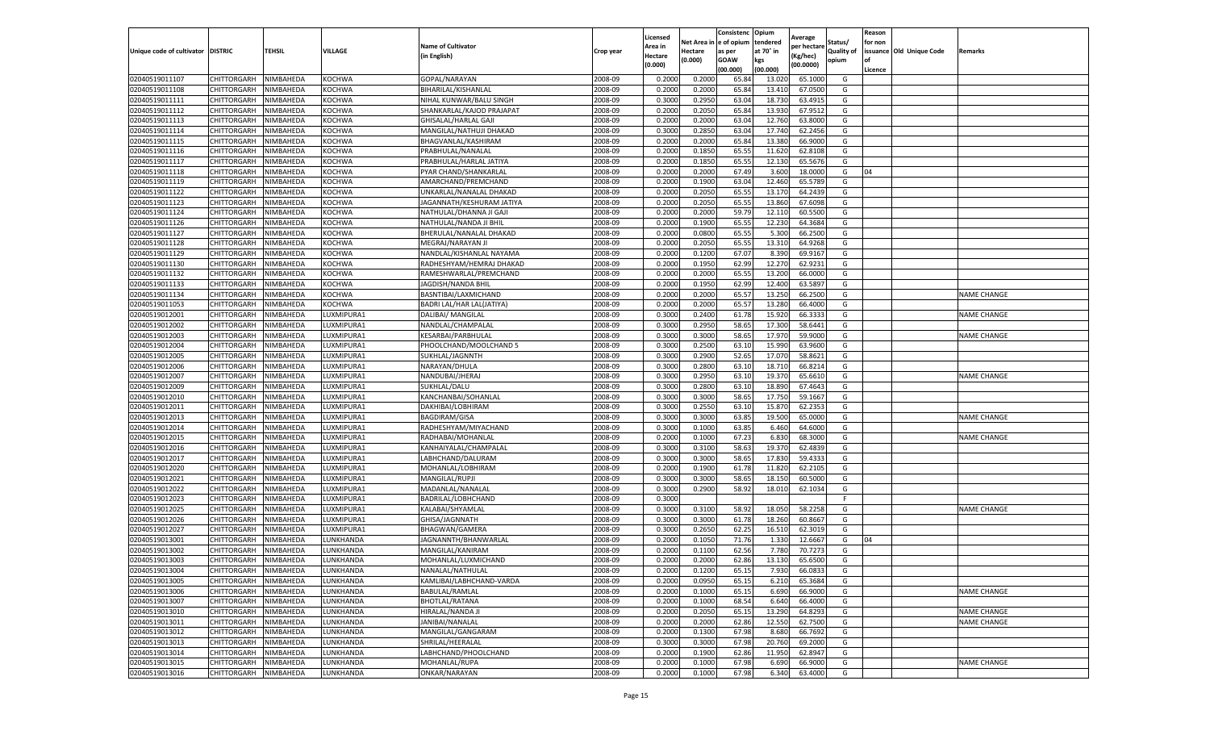| Unique code of cultivator | DISTRIC | TEHSIL | VILLAGE | Name of Cultivator (in English) | Crop year | Licensed Area in Hectare (0.000) | Net Area in Hectare (0.000) | Consistenc e of opium as per GOAW (00.000) | Opium tendered at 70˚ in kgs (00.000) | Average per hectare (Kg/hec) (00.0000) | Status/ Quality of opium | Reason for non issuance of Licence | Old Unique Code | Remarks |
|---|---|---|---|---|---|---|---|---|---|---|---|---|---|---|
| 02040519011107 | CHITTORGARH | NIMBAHEDA | KOCHWA | GOPAL/NARAYAN | 2008-09 | 0.2000 | 0.2000 | 65.84 | 13.020 | 65.1000 | G | | | |
| 02040519011108 | CHITTORGARH | NIMBAHEDA | KOCHWA | BIHARILAL/KISHANLAL | 2008-09 | 0.2000 | 0.2000 | 65.84 | 13.410 | 67.0500 | G | | | |
| 02040519011111 | CHITTORGARH | NIMBAHEDA | KOCHWA | NIHAL KUNWAR/BALU SINGH | 2008-09 | 0.3000 | 0.2950 | 63.04 | 18.730 | 63.4915 | G | | | |
| 02040519011112 | CHITTORGARH | NIMBAHEDA | KOCHWA | SHANKARLAL/KAJOD PRAJAPAT | 2008-09 | 0.2000 | 0.2050 | 65.84 | 13.930 | 67.9512 | G | | | |
| 02040519011113 | CHITTORGARH | NIMBAHEDA | KOCHWA | GHISALAL/HARLAL GAJI | 2008-09 | 0.2000 | 0.2000 | 63.04 | 12.760 | 63.8000 | G | | | |
| 02040519011114 | CHITTORGARH | NIMBAHEDA | KOCHWA | MANGILAL/NATHUJI DHAKAD | 2008-09 | 0.3000 | 0.2850 | 63.04 | 17.740 | 62.2456 | G | | | |
| 02040519011115 | CHITTORGARH | NIMBAHEDA | KOCHWA | BHAGVANLAL/KASHIRAM | 2008-09 | 0.2000 | 0.2000 | 65.84 | 13.380 | 66.9000 | G | | | |
| 02040519011116 | CHITTORGARH | NIMBAHEDA | KOCHWA | PRABHULAL/NANALAL | 2008-09 | 0.2000 | 0.1850 | 65.55 | 11.620 | 62.8108 | G | | | |
| 02040519011117 | CHITTORGARH | NIMBAHEDA | KOCHWA | PRABHULAL/HARLAL JATIYA | 2008-09 | 0.2000 | 0.1850 | 65.55 | 12.130 | 65.5676 | G | | | |
| 02040519011118 | CHITTORGARH | NIMBAHEDA | KOCHWA | PYAR CHAND/SHANKARLAL | 2008-09 | 0.2000 | 0.2000 | 67.49 | 3.600 | 18.0000 | G | 04 | | |
| 02040519011119 | CHITTORGARH | NIMBAHEDA | KOCHWA | AMARCHAND/PREMCHAND | 2008-09 | 0.2000 | 0.1900 | 63.04 | 12.460 | 65.5789 | G | | | |
| 02040519011122 | CHITTORGARH | NIMBAHEDA | KOCHWA | UNKARLAL/NANALAL DHAKAD | 2008-09 | 0.2000 | 0.2050 | 65.55 | 13.170 | 64.2439 | G | | | |
| 02040519011123 | CHITTORGARH | NIMBAHEDA | KOCHWA | JAGANNATH/KESHURAM JATIYA | 2008-09 | 0.2000 | 0.2050 | 65.55 | 13.860 | 67.6098 | G | | | |
| 02040519011124 | CHITTORGARH | NIMBAHEDA | KOCHWA | NATHULAL/DHANNA JI GAJI | 2008-09 | 0.2000 | 0.2000 | 59.79 | 12.110 | 60.5500 | G | | | |
| 02040519011126 | CHITTORGARH | NIMBAHEDA | KOCHWA | NATHULAL/NANDA JI BHIL | 2008-09 | 0.2000 | 0.1900 | 65.55 | 12.230 | 64.3684 | G | | | |
| 02040519011127 | CHITTORGARH | NIMBAHEDA | KOCHWA | BHERULAL/NANALAL DHAKAD | 2008-09 | 0.2000 | 0.0800 | 65.55 | 5.300 | 66.2500 | G | | | |
| 02040519011128 | CHITTORGARH | NIMBAHEDA | KOCHWA | MEGRAJ/NARAYAN JI | 2008-09 | 0.2000 | 0.2050 | 65.55 | 13.310 | 64.9268 | G | | | |
| 02040519011129 | CHITTORGARH | NIMBAHEDA | KOCHWA | NANDLAL/KISHANLAL NAYAMA | 2008-09 | 0.2000 | 0.1200 | 67.07 | 8.390 | 69.9167 | G | | | |
| 02040519011130 | CHITTORGARH | NIMBAHEDA | KOCHWA | RADHESHYAM/HEMRAJ DHAKAD | 2008-09 | 0.2000 | 0.1950 | 62.99 | 12.270 | 62.9231 | G | | | |
| 02040519011132 | CHITTORGARH | NIMBAHEDA | KOCHWA | RAMESHWARLAL/PREMCHAND | 2008-09 | 0.2000 | 0.2000 | 65.55 | 13.200 | 66.0000 | G | | | |
| 02040519011133 | CHITTORGARH | NIMBAHEDA | KOCHWA | JAGDISH/NANDA BHIL | 2008-09 | 0.2000 | 0.1950 | 62.99 | 12.400 | 63.5897 | G | | | |
| 02040519011134 | CHITTORGARH | NIMBAHEDA | KOCHWA | BASNTIBAI/LAXMICHAND | 2008-09 | 0.2000 | 0.2000 | 65.57 | 13.250 | 66.2500 | G | | | NAME CHANGE |
| 02040519011053 | CHITTORGARH | NIMBAHEDA | KOCHWA | BADRI LAL/HAR LAL(JATIYA) | 2008-09 | 0.2000 | 0.2000 | 65.57 | 13.280 | 66.4000 | G | | | |
| 02040519012001 | CHITTORGARH | NIMBAHEDA | LUXMIPURA1 | DALIBAI/ MANGILAL | 2008-09 | 0.3000 | 0.2400 | 61.78 | 15.920 | 66.3333 | G | | | NAME CHANGE |
| 02040519012002 | CHITTORGARH | NIMBAHEDA | LUXMIPURA1 | NANDLAL/CHAMPALAL | 2008-09 | 0.3000 | 0.2950 | 58.65 | 17.300 | 58.6441 | G | | | |
| 02040519012003 | CHITTORGARH | NIMBAHEDA | LUXMIPURA1 | KESARBAI/PARBHULAL | 2008-09 | 0.3000 | 0.3000 | 58.65 | 17.970 | 59.9000 | G | | | NAME CHANGE |
| 02040519012004 | CHITTORGARH | NIMBAHEDA | LUXMIPURA1 | PHOOLCHAND/MOOLCHAND 5 | 2008-09 | 0.3000 | 0.2500 | 63.10 | 15.990 | 63.9600 | G | | | |
| 02040519012005 | CHITTORGARH | NIMBAHEDA | LUXMIPURA1 | SUKHLAL/JAGNNTH | 2008-09 | 0.3000 | 0.2900 | 52.65 | 17.070 | 58.8621 | G | | | |
| 02040519012006 | CHITTORGARH | NIMBAHEDA | LUXMIPURA1 | NARAYAN/DHULA | 2008-09 | 0.3000 | 0.2800 | 63.10 | 18.710 | 66.8214 | G | | | |
| 02040519012007 | CHITTORGARH | NIMBAHEDA | LUXMIPURA1 | NANDUBAI/JHERAJ | 2008-09 | 0.3000 | 0.2950 | 63.10 | 19.370 | 65.6610 | G | | | NAME CHANGE |
| 02040519012009 | CHITTORGARH | NIMBAHEDA | LUXMIPURA1 | SUKHLAL/DALU | 2008-09 | 0.3000 | 0.2800 | 63.10 | 18.890 | 67.4643 | G | | | |
| 02040519012010 | CHITTORGARH | NIMBAHEDA | LUXMIPURA1 | KANCHANBAI/SOHANLAL | 2008-09 | 0.3000 | 0.3000 | 58.65 | 17.750 | 59.1667 | G | | | |
| 02040519012011 | CHITTORGARH | NIMBAHEDA | LUXMIPURA1 | DAKHIBAI/LOBHIRAM | 2008-09 | 0.3000 | 0.2550 | 63.10 | 15.870 | 62.2353 | G | | | |
| 02040519012013 | CHITTORGARH | NIMBAHEDA | LUXMIPURA1 | BAGDIRAM/GISA | 2008-09 | 0.3000 | 0.3000 | 63.85 | 19.500 | 65.0000 | G | | | NAME CHANGE |
| 02040519012014 | CHITTORGARH | NIMBAHEDA | LUXMIPURA1 | RADHESHYAM/MIYACHAND | 2008-09 | 0.3000 | 0.1000 | 63.85 | 6.460 | 64.6000 | G | | | |
| 02040519012015 | CHITTORGARH | NIMBAHEDA | LUXMIPURA1 | RADHABAI/MOHANLAL | 2008-09 | 0.2000 | 0.1000 | 67.23 | 6.830 | 68.3000 | G | | | NAME CHANGE |
| 02040519012016 | CHITTORGARH | NIMBAHEDA | LUXMIPURA1 | KANHAIYALAL/CHAMPALAL | 2008-09 | 0.3000 | 0.3100 | 58.63 | 19.370 | 62.4839 | G | | | |
| 02040519012017 | CHITTORGARH | NIMBAHEDA | LUXMIPURA1 | LABHCHAND/DALURAM | 2008-09 | 0.3000 | 0.3000 | 58.65 | 17.830 | 59.4333 | G | | | |
| 02040519012020 | CHITTORGARH | NIMBAHEDA | LUXMIPURA1 | MOHANLAL/LOBHIRAM | 2008-09 | 0.2000 | 0.1900 | 61.78 | 11.820 | 62.2105 | G | | | |
| 02040519012021 | CHITTORGARH | NIMBAHEDA | LUXMIPURA1 | MANGILAL/RUPJI | 2008-09 | 0.3000 | 0.3000 | 58.65 | 18.150 | 60.5000 | G | | | |
| 02040519012022 | CHITTORGARH | NIMBAHEDA | LUXMIPURA1 | MADANLAL/NANALAL | 2008-09 | 0.3000 | 0.2900 | 58.92 | 18.010 | 62.1034 | G | | | |
| 02040519012023 | CHITTORGARH | NIMBAHEDA | LUXMIPURA1 | BADRILAL/LOBHCHAND | 2008-09 | 0.3000 | | | | | F | | | |
| 02040519012025 | CHITTORGARH | NIMBAHEDA | LUXMIPURA1 | KALABAI/SHYAMLAL | 2008-09 | 0.3000 | 0.3100 | 58.92 | 18.050 | 58.2258 | G | | | NAME CHANGE |
| 02040519012026 | CHITTORGARH | NIMBAHEDA | LUXMIPURA1 | GHISA/JAGNNATH | 2008-09 | 0.3000 | 0.3000 | 61.78 | 18.260 | 60.8667 | G | | | |
| 02040519012027 | CHITTORGARH | NIMBAHEDA | LUXMIPURA1 | BHAGWAN/GAMERA | 2008-09 | 0.3000 | 0.2650 | 62.25 | 16.510 | 62.3019 | G | | | |
| 02040519013001 | CHITTORGARH | NIMBAHEDA | LUNKHANDA | JAGNANNTH/BHANWARLAL | 2008-09 | 0.2000 | 0.1050 | 71.76 | 1.330 | 12.6667 | G | 04 | | |
| 02040519013002 | CHITTORGARH | NIMBAHEDA | LUNKHANDA | MANGILAL/KANIRAM | 2008-09 | 0.2000 | 0.1100 | 62.56 | 7.780 | 70.7273 | G | | | |
| 02040519013003 | CHITTORGARH | NIMBAHEDA | LUNKHANDA | MOHANLAL/LUXMICHAND | 2008-09 | 0.2000 | 0.2000 | 62.86 | 13.130 | 65.6500 | G | | | |
| 02040519013004 | CHITTORGARH | NIMBAHEDA | LUNKHANDA | NANALAL/NATHULAL | 2008-09 | 0.2000 | 0.1200 | 65.15 | 7.930 | 66.0833 | G | | | |
| 02040519013005 | CHITTORGARH | NIMBAHEDA | LUNKHANDA | KAMLIBAI/LABHCHAND-VARDA | 2008-09 | 0.2000 | 0.0950 | 65.15 | 6.210 | 65.3684 | G | | | |
| 02040519013006 | CHITTORGARH | NIMBAHEDA | LUNKHANDA | BABULAL/RAMLAL | 2008-09 | 0.2000 | 0.1000 | 65.15 | 6.690 | 66.9000 | G | | | NAME CHANGE |
| 02040519013007 | CHITTORGARH | NIMBAHEDA | LUNKHANDA | BHOTLAL/RATANA | 2008-09 | 0.2000 | 0.1000 | 68.54 | 6.640 | 66.4000 | G | | | |
| 02040519013010 | CHITTORGARH | NIMBAHEDA | LUNKHANDA | HIRALAL/NANDA JI | 2008-09 | 0.2000 | 0.2050 | 65.15 | 13.290 | 64.8293 | G | | | NAME CHANGE |
| 02040519013011 | CHITTORGARH | NIMBAHEDA | LUNKHANDA | JANIBAI/NANALAL | 2008-09 | 0.2000 | 0.2000 | 62.86 | 12.550 | 62.7500 | G | | | NAME CHANGE |
| 02040519013012 | CHITTORGARH | NIMBAHEDA | LUNKHANDA | MANGILAL/GANGARAM | 2008-09 | 0.2000 | 0.1300 | 67.98 | 8.680 | 66.7692 | G | | | |
| 02040519013013 | CHITTORGARH | NIMBAHEDA | LUNKHANDA | SHRILAL/HEERALAL | 2008-09 | 0.3000 | 0.3000 | 67.98 | 20.760 | 69.2000 | G | | | |
| 02040519013014 | CHITTORGARH | NIMBAHEDA | LUNKHANDA | LABHCHAND/PHOOLCHAND | 2008-09 | 0.2000 | 0.1900 | 62.86 | 11.950 | 62.8947 | G | | | |
| 02040519013015 | CHITTORGARH | NIMBAHEDA | LUNKHANDA | MOHANLAL/RUPA | 2008-09 | 0.2000 | 0.1000 | 67.98 | 6.690 | 66.9000 | G | | | NAME CHANGE |
| 02040519013016 | CHITTORGARH | NIMBAHEDA | LUNKHANDA | ONKAR/NARAYAN | 2008-09 | 0.2000 | 0.1000 | 67.98 | 6.340 | 63.4000 | G | | | |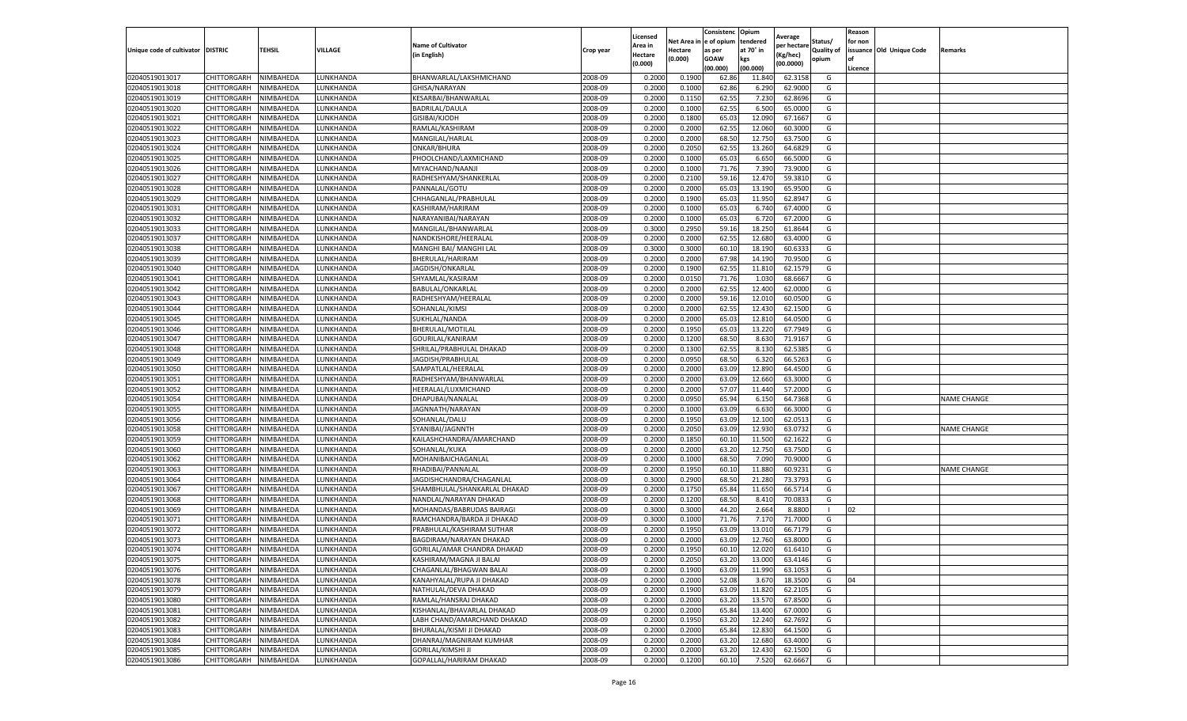| Unique code of cultivator | DISTRIC | TEHSIL | VILLAGE | Name of Cultivator (in English) | Crop year | Licensed Area in Hectare (0.000) | Net Area in Hectare (0.000) | Consistenc e of opium as per GOAW (00.000) | Opium tendered at 70° in kgs (00.000) | Average per hectare (Kg/hec) (00.0000) | Status/ Quality of opium | Reason for non issuance of Licence | Old Unique Code | Remarks |
|---|---|---|---|---|---|---|---|---|---|---|---|---|---|---|
| 02040519013017 | CHITTORGARH | NIMBAHEDA | LUNKHANDA | BHANWARLAL/LAKSHMICHAND | 2008-09 | 0.2000 | 0.1900 | 62.86 | 11.840 | 62.3158 | G | | | |
| 02040519013018 | CHITTORGARH | NIMBAHEDA | LUNKHANDA | GHISA/NARAYAN | 2008-09 | 0.2000 | 0.1000 | 62.86 | 6.290 | 62.9000 | G | | | |
| 02040519013019 | CHITTORGARH | NIMBAHEDA | LUNKHANDA | KESARBAI/BHANWARLAL | 2008-09 | 0.2000 | 0.1150 | 62.55 | 7.230 | 62.8696 | G | | | |
| 02040519013020 | CHITTORGARH | NIMBAHEDA | LUNKHANDA | BADRILAL/DAULA | 2008-09 | 0.2000 | 0.1000 | 62.55 | 6.500 | 65.0000 | G | | | |
| 02040519013021 | CHITTORGARH | NIMBAHEDA | LUNKHANDA | GISIBAI/KJODH | 2008-09 | 0.2000 | 0.1800 | 65.03 | 12.090 | 67.1667 | G | | | |
| 02040519013022 | CHITTORGARH | NIMBAHEDA | LUNKHANDA | RAMLAL/KASHIRAM | 2008-09 | 0.2000 | 0.2000 | 62.55 | 12.060 | 60.3000 | G | | | |
| 02040519013023 | CHITTORGARH | NIMBAHEDA | LUNKHANDA | MANGILAL/HARLAL | 2008-09 | 0.2000 | 0.2000 | 68.50 | 12.750 | 63.7500 | G | | | |
| 02040519013024 | CHITTORGARH | NIMBAHEDA | LUNKHANDA | ONKAR/BHURA | 2008-09 | 0.2000 | 0.2050 | 62.55 | 13.260 | 64.6829 | G | | | |
| 02040519013025 | CHITTORGARH | NIMBAHEDA | LUNKHANDA | PHOOLCHAND/LAXMICHAND | 2008-09 | 0.2000 | 0.1000 | 65.03 | 6.650 | 66.5000 | G | | | |
| 02040519013026 | CHITTORGARH | NIMBAHEDA | LUNKHANDA | MIYACHAND/NAANJI | 2008-09 | 0.2000 | 0.1000 | 71.76 | 7.390 | 73.9000 | G | | | |
| 02040519013027 | CHITTORGARH | NIMBAHEDA | LUNKHANDA | RADHESHYAM/SHANKERLAL | 2008-09 | 0.2000 | 0.2100 | 59.16 | 12.470 | 59.3810 | G | | | |
| 02040519013028 | CHITTORGARH | NIMBAHEDA | LUNKHANDA | PANNALAL/GOTU | 2008-09 | 0.2000 | 0.2000 | 65.03 | 13.190 | 65.9500 | G | | | |
| 02040519013029 | CHITTORGARH | NIMBAHEDA | LUNKHANDA | CHHAGANLAL/PRABHULAL | 2008-09 | 0.2000 | 0.1900 | 65.03 | 11.950 | 62.8947 | G | | | |
| 02040519013031 | CHITTORGARH | NIMBAHEDA | LUNKHANDA | KASHIRAM/HARIRAM | 2008-09 | 0.2000 | 0.1000 | 65.03 | 6.740 | 67.4000 | G | | | |
| 02040519013032 | CHITTORGARH | NIMBAHEDA | LUNKHANDA | NARAYANIBAI/NARAYAN | 2008-09 | 0.2000 | 0.1000 | 65.03 | 6.720 | 67.2000 | G | | | |
| 02040519013033 | CHITTORGARH | NIMBAHEDA | LUNKHANDA | MANGILAL/BHANWARLAL | 2008-09 | 0.3000 | 0.2950 | 59.16 | 18.250 | 61.8644 | G | | | |
| 02040519013037 | CHITTORGARH | NIMBAHEDA | LUNKHANDA | NANDKISHORE/HEERALAL | 2008-09 | 0.2000 | 0.2000 | 62.55 | 12.680 | 63.4000 | G | | | |
| 02040519013038 | CHITTORGARH | NIMBAHEDA | LUNKHANDA | MANGHI BAI/ MANGHI LAL | 2008-09 | 0.3000 | 0.3000 | 60.10 | 18.190 | 60.6333 | G | | | |
| 02040519013039 | CHITTORGARH | NIMBAHEDA | LUNKHANDA | BHERULAL/HARIRAM | 2008-09 | 0.2000 | 0.2000 | 67.98 | 14.190 | 70.9500 | G | | | |
| 02040519013040 | CHITTORGARH | NIMBAHEDA | LUNKHANDA | JAGDISH/ONKARLAL | 2008-09 | 0.2000 | 0.1900 | 62.55 | 11.810 | 62.1579 | G | | | |
| 02040519013041 | CHITTORGARH | NIMBAHEDA | LUNKHANDA | SHYAMLAL/KASIRAM | 2008-09 | 0.2000 | 0.0150 | 71.76 | 1.030 | 68.6667 | G | | | |
| 02040519013042 | CHITTORGARH | NIMBAHEDA | LUNKHANDA | BABULAL/ONKARLAL | 2008-09 | 0.2000 | 0.2000 | 62.55 | 12.400 | 62.0000 | G | | | |
| 02040519013043 | CHITTORGARH | NIMBAHEDA | LUNKHANDA | RADHESHYAM/HEERALAL | 2008-09 | 0.2000 | 0.2000 | 59.16 | 12.010 | 60.0500 | G | | | |
| 02040519013044 | CHITTORGARH | NIMBAHEDA | LUNKHANDA | SOHANLAL/KIMSI | 2008-09 | 0.2000 | 0.2000 | 62.55 | 12.430 | 62.1500 | G | | | |
| 02040519013045 | CHITTORGARH | NIMBAHEDA | LUNKHANDA | SUKHLAL/NANDA | 2008-09 | 0.2000 | 0.2000 | 65.03 | 12.810 | 64.0500 | G | | | |
| 02040519013046 | CHITTORGARH | NIMBAHEDA | LUNKHANDA | BHERULAL/MOTILAL | 2008-09 | 0.2000 | 0.1950 | 65.03 | 13.220 | 67.7949 | G | | | |
| 02040519013047 | CHITTORGARH | NIMBAHEDA | LUNKHANDA | GOURILAL/KANIRAM | 2008-09 | 0.2000 | 0.1200 | 68.50 | 8.630 | 71.9167 | G | | | |
| 02040519013048 | CHITTORGARH | NIMBAHEDA | LUNKHANDA | SHRILAL/PRABHULAL DHAKAD | 2008-09 | 0.2000 | 0.1300 | 62.55 | 8.130 | 62.5385 | G | | | |
| 02040519013049 | CHITTORGARH | NIMBAHEDA | LUNKHANDA | JAGDISH/PRABHULAL | 2008-09 | 0.2000 | 0.0950 | 68.50 | 6.320 | 66.5263 | G | | | |
| 02040519013050 | CHITTORGARH | NIMBAHEDA | LUNKHANDA | SAMPATLAL/HEERALAL | 2008-09 | 0.2000 | 0.2000 | 63.09 | 12.890 | 64.4500 | G | | | |
| 02040519013051 | CHITTORGARH | NIMBAHEDA | LUNKHANDA | RADHESHYAM/BHANWARLAL | 2008-09 | 0.2000 | 0.2000 | 63.09 | 12.660 | 63.3000 | G | | | |
| 02040519013052 | CHITTORGARH | NIMBAHEDA | LUNKHANDA | HEERALAL/LUXMICHAND | 2008-09 | 0.2000 | 0.2000 | 57.07 | 11.440 | 57.2000 | G | | | |
| 02040519013054 | CHITTORGARH | NIMBAHEDA | LUNKHANDA | DHAPUBAI/NANALAL | 2008-09 | 0.2000 | 0.0950 | 65.94 | 6.150 | 64.7368 | G | | | NAME CHANGE |
| 02040519013055 | CHITTORGARH | NIMBAHEDA | LUNKHANDA | JAGNNATH/NARAYAN | 2008-09 | 0.2000 | 0.1000 | 63.09 | 6.630 | 66.3000 | G | | | |
| 02040519013056 | CHITTORGARH | NIMBAHEDA | LUNKHANDA | SOHANLAL/DALU | 2008-09 | 0.2000 | 0.1950 | 63.09 | 12.100 | 62.0513 | G | | | |
| 02040519013058 | CHITTORGARH | NIMBAHEDA | LUNKHANDA | SYANIBAI/JAGNNTH | 2008-09 | 0.2000 | 0.2050 | 63.09 | 12.930 | 63.0732 | G | | | NAME CHANGE |
| 02040519013059 | CHITTORGARH | NIMBAHEDA | LUNKHANDA | KAILASHCHANDRA/AMARCHAND | 2008-09 | 0.2000 | 0.1850 | 60.10 | 11.500 | 62.1622 | G | | | |
| 02040519013060 | CHITTORGARH | NIMBAHEDA | LUNKHANDA | SOHANLAL/KUKA | 2008-09 | 0.2000 | 0.2000 | 63.20 | 12.750 | 63.7500 | G | | | |
| 02040519013062 | CHITTORGARH | NIMBAHEDA | LUNKHANDA | MOHANIBAICHAGANLAL | 2008-09 | 0.2000 | 0.1000 | 68.50 | 7.090 | 70.9000 | G | | | |
| 02040519013063 | CHITTORGARH | NIMBAHEDA | LUNKHANDA | RHADIBAI/PANNALAL | 2008-09 | 0.2000 | 0.1950 | 60.10 | 11.880 | 60.9231 | G | | | NAME CHANGE |
| 02040519013064 | CHITTORGARH | NIMBAHEDA | LUNKHANDA | JAGDISHCHANDRA/CHAGANLAL | 2008-09 | 0.3000 | 0.2900 | 68.50 | 21.280 | 73.3793 | G | | | |
| 02040519013067 | CHITTORGARH | NIMBAHEDA | LUNKHANDA | SHAMBHULAL/SHANKARLAL DHAKAD | 2008-09 | 0.2000 | 0.1750 | 65.84 | 11.650 | 66.5714 | G | | | |
| 02040519013068 | CHITTORGARH | NIMBAHEDA | LUNKHANDA | NANDLAL/NARAYAN DHAKAD | 2008-09 | 0.2000 | 0.1200 | 68.50 | 8.410 | 70.0833 | G | | | |
| 02040519013069 | CHITTORGARH | NIMBAHEDA | LUNKHANDA | MOHANDAS/BABRUDAS BAIRAGI | 2008-09 | 0.3000 | 0.3000 | 44.20 | 2.664 | 8.8800 | I | 02 | | |
| 02040519013071 | CHITTORGARH | NIMBAHEDA | LUNKHANDA | RAMCHANDRA/BARDA JI DHAKAD | 2008-09 | 0.3000 | 0.1000 | 71.76 | 7.170 | 71.7000 | G | | | |
| 02040519013072 | CHITTORGARH | NIMBAHEDA | LUNKHANDA | PRABHULAL/KASHIRAM SUTHAR | 2008-09 | 0.2000 | 0.1950 | 63.09 | 13.010 | 66.7179 | G | | | |
| 02040519013073 | CHITTORGARH | NIMBAHEDA | LUNKHANDA | BAGDIRAM/NARAYAN DHAKAD | 2008-09 | 0.2000 | 0.2000 | 63.09 | 12.760 | 63.8000 | G | | | |
| 02040519013074 | CHITTORGARH | NIMBAHEDA | LUNKHANDA | GORILAL/AMAR CHANDRA DHAKAD | 2008-09 | 0.2000 | 0.1950 | 60.10 | 12.020 | 61.6410 | G | | | |
| 02040519013075 | CHITTORGARH | NIMBAHEDA | LUNKHANDA | KASHIRAM/MAGNA JI BALAI | 2008-09 | 0.2000 | 0.2050 | 63.20 | 13.000 | 63.4146 | G | | | |
| 02040519013076 | CHITTORGARH | NIMBAHEDA | LUNKHANDA | CHAGANLAL/BHAGWAN BALAI | 2008-09 | 0.2000 | 0.1900 | 63.09 | 11.990 | 63.1053 | G | | | |
| 02040519013078 | CHITTORGARH | NIMBAHEDA | LUNKHANDA | KANAHYALAL/RUPA JI DHAKAD | 2008-09 | 0.2000 | 0.2000 | 52.08 | 3.670 | 18.3500 | G | 04 | | |
| 02040519013079 | CHITTORGARH | NIMBAHEDA | LUNKHANDA | NATHULAL/DEVA DHAKAD | 2008-09 | 0.2000 | 0.1900 | 63.09 | 11.820 | 62.2105 | G | | | |
| 02040519013080 | CHITTORGARH | NIMBAHEDA | LUNKHANDA | RAMLAL/HANSRAJ DHAKAD | 2008-09 | 0.2000 | 0.2000 | 63.20 | 13.570 | 67.8500 | G | | | |
| 02040519013081 | CHITTORGARH | NIMBAHEDA | LUNKHANDA | KISHANLAL/BHAVARLAL DHAKAD | 2008-09 | 0.2000 | 0.2000 | 65.84 | 13.400 | 67.0000 | G | | | |
| 02040519013082 | CHITTORGARH | NIMBAHEDA | LUNKHANDA | LABH CHAND/AMARCHAND DHAKAD | 2008-09 | 0.2000 | 0.1950 | 63.20 | 12.240 | 62.7692 | G | | | |
| 02040519013083 | CHITTORGARH | NIMBAHEDA | LUNKHANDA | BHURALAL/KISMI JI DHAKAD | 2008-09 | 0.2000 | 0.2000 | 65.84 | 12.830 | 64.1500 | G | | | |
| 02040519013084 | CHITTORGARH | NIMBAHEDA | LUNKHANDA | DHANRAJ/MAGNIRAM KUMHAR | 2008-09 | 0.2000 | 0.2000 | 63.20 | 12.680 | 63.4000 | G | | | |
| 02040519013085 | CHITTORGARH | NIMBAHEDA | LUNKHANDA | GORILAL/KIMSHI JI | 2008-09 | 0.2000 | 0.2000 | 63.20 | 12.430 | 62.1500 | G | | | |
| 02040519013086 | CHITTORGARH | NIMBAHEDA | LUNKHANDA | GOPALLAL/HARIRAM DHAKAD | 2008-09 | 0.2000 | 0.1200 | 60.10 | 7.520 | 62.6667 | G | | | |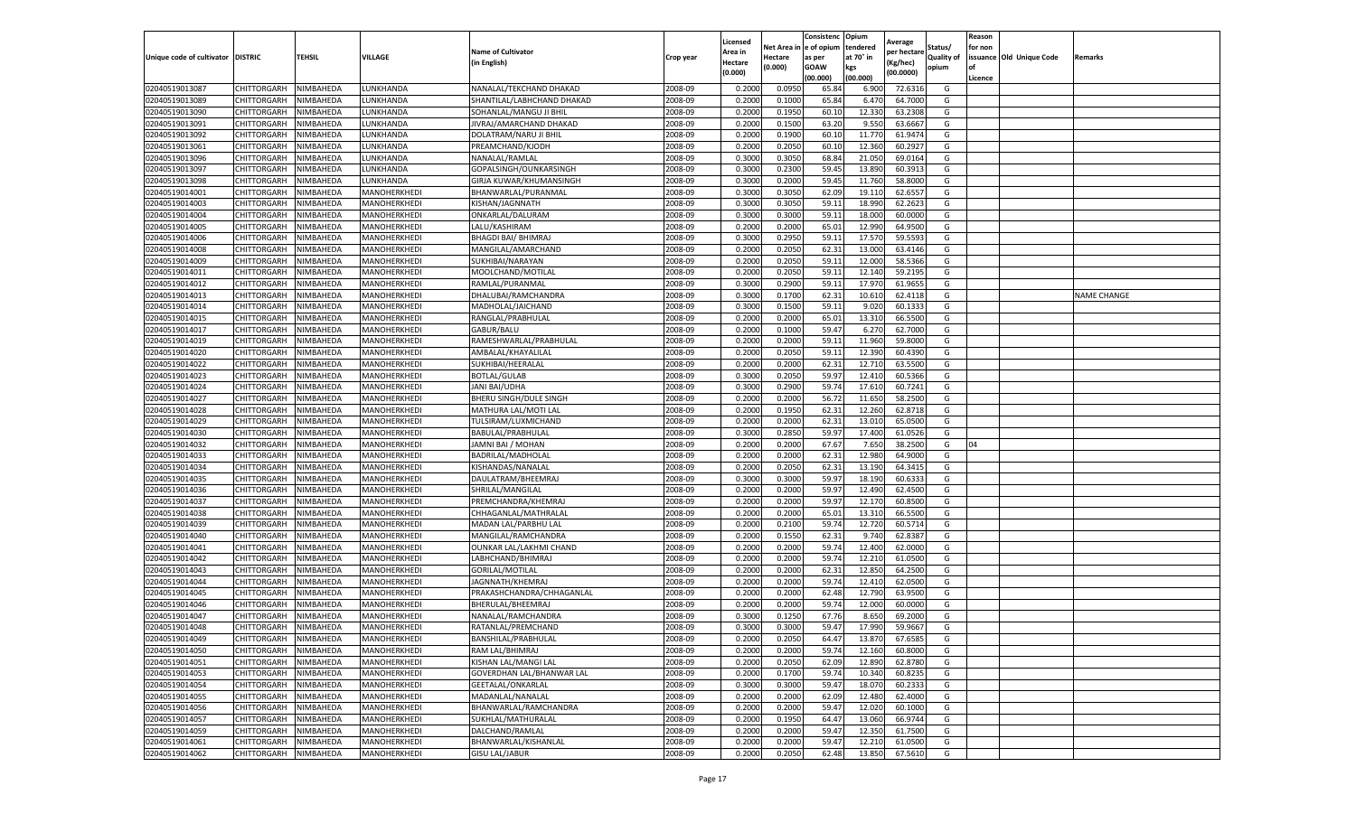| Unique code of cultivator | DISTRIC | TEHSIL | VILLAGE | Name of Cultivator (in English) | Crop year | Licensed Area in Hectare (0.000) | Net Area in Hectare (0.000) | Consistenc e of opium as per GOAW (00.000) | Opium tendered at 70° in kgs (00.000) | Average per hectare (Kg/hec) (00.0000) | Status/ Quality of opium | Reason for non issuance of Licence | Old Unique Code | Remarks |
|---|---|---|---|---|---|---|---|---|---|---|---|---|---|---|
| 02040519013087 | CHITTORGARH | NIMBAHEDA | LUNKHANDA | NANALAL/TEKCHAND DHAKAD | 2008-09 | 0.2000 | 0.0950 | 65.84 | 6.900 | 72.6316 | G | | | |
| 02040519013089 | CHITTORGARH | NIMBAHEDA | LUNKHANDA | SHANTILAL/LABHCHAND DHAKAD | 2008-09 | 0.2000 | 0.1000 | 65.84 | 6.470 | 64.7000 | G | | | |
| 02040519013090 | CHITTORGARH | NIMBAHEDA | LUNKHANDA | SOHANLAL/MANGU JI BHIL | 2008-09 | 0.2000 | 0.1950 | 60.10 | 12.330 | 63.2308 | G | | | |
| 02040519013091 | CHITTORGARH | NIMBAHEDA | LUNKHANDA | JIVRAJ/AMARCHAND DHAKAD | 2008-09 | 0.2000 | 0.1500 | 63.20 | 9.550 | 63.6667 | G | | | |
| 02040519013092 | CHITTORGARH | NIMBAHEDA | LUNKHANDA | DOLATRAM/NARU JI BHIL | 2008-09 | 0.2000 | 0.1900 | 60.10 | 11.770 | 61.9474 | G | | | |
| 02040519013061 | CHITTORGARH | NIMBAHEDA | LUNKHANDA | PREAMCHAND/KJODH | 2008-09 | 0.2000 | 0.2050 | 60.10 | 12.360 | 60.2927 | G | | | |
| 02040519013096 | CHITTORGARH | NIMBAHEDA | LUNKHANDA | NANALAL/RAMLAL | 2008-09 | 0.3000 | 0.3050 | 68.84 | 21.050 | 69.0164 | G | | | |
| 02040519013097 | CHITTORGARH | NIMBAHEDA | LUNKHANDA | GOPALSINGH/OUNKARSINGH | 2008-09 | 0.3000 | 0.2300 | 59.45 | 13.890 | 60.3913 | G | | | |
| 02040519013098 | CHITTORGARH | NIMBAHEDA | LUNKHANDA | GIRJA KUWAR/KHUMANSINGH | 2008-09 | 0.3000 | 0.2000 | 59.45 | 11.760 | 58.8000 | G | | | |
| 02040519014001 | CHITTORGARH | NIMBAHEDA | MANOHERKHEDI | BHANWARLAL/PURANMAL | 2008-09 | 0.3000 | 0.3050 | 62.09 | 19.110 | 62.6557 | G | | | |
| 02040519014003 | CHITTORGARH | NIMBAHEDA | MANOHERKHEDI | KISHAN/JAGNNATH | 2008-09 | 0.3000 | 0.3050 | 59.11 | 18.990 | 62.2623 | G | | | |
| 02040519014004 | CHITTORGARH | NIMBAHEDA | MANOHERKHEDI | ONKARLAL/DALURAM | 2008-09 | 0.3000 | 0.3000 | 59.11 | 18.000 | 60.0000 | G | | | |
| 02040519014005 | CHITTORGARH | NIMBAHEDA | MANOHERKHEDI | LALU/KASHIRAM | 2008-09 | 0.2000 | 0.2000 | 65.01 | 12.990 | 64.9500 | G | | | |
| 02040519014006 | CHITTORGARH | NIMBAHEDA | MANOHERKHEDI | BHAGDI BAI/ BHIMRAJ | 2008-09 | 0.3000 | 0.2950 | 59.11 | 17.570 | 59.5593 | G | | | |
| 02040519014008 | CHITTORGARH | NIMBAHEDA | MANOHERKHEDI | MANGILAL/AMARCHAND | 2008-09 | 0.2000 | 0.2050 | 62.31 | 13.000 | 63.4146 | G | | | |
| 02040519014009 | CHITTORGARH | NIMBAHEDA | MANOHERKHEDI | SUKHIBAI/NARAYAN | 2008-09 | 0.2000 | 0.2050 | 59.11 | 12.000 | 58.5366 | G | | | |
| 02040519014011 | CHITTORGARH | NIMBAHEDA | MANOHERKHEDI | MOOLCHAND/MOTILAL | 2008-09 | 0.2000 | 0.2050 | 59.11 | 12.140 | 59.2195 | G | | | |
| 02040519014012 | CHITTORGARH | NIMBAHEDA | MANOHERKHEDI | RAMLAL/PURANMAL | 2008-09 | 0.3000 | 0.2900 | 59.11 | 17.970 | 61.9655 | G | | | |
| 02040519014013 | CHITTORGARH | NIMBAHEDA | MANOHERKHEDI | DHALUBAI/RAMCHANDRA | 2008-09 | 0.3000 | 0.1700 | 62.31 | 10.610 | 62.4118 | G | | | NAME CHANGE |
| 02040519014014 | CHITTORGARH | NIMBAHEDA | MANOHERKHEDI | MADHOLAL/JAICHAND | 2008-09 | 0.3000 | 0.1500 | 59.11 | 9.020 | 60.1333 | G | | | |
| 02040519014015 | CHITTORGARH | NIMBAHEDA | MANOHERKHEDI | RANGLAL/PRABHULAL | 2008-09 | 0.2000 | 0.2000 | 65.01 | 13.310 | 66.5500 | G | | | |
| 02040519014017 | CHITTORGARH | NIMBAHEDA | MANOHERKHEDI | GABUR/BALU | 2008-09 | 0.2000 | 0.1000 | 59.47 | 6.270 | 62.7000 | G | | | |
| 02040519014019 | CHITTORGARH | NIMBAHEDA | MANOHERKHEDI | RAMESHWARLAL/PRABHULAL | 2008-09 | 0.2000 | 0.2000 | 59.11 | 11.960 | 59.8000 | G | | | |
| 02040519014020 | CHITTORGARH | NIMBAHEDA | MANOHERKHEDI | AMBALAL/KHAYALILAL | 2008-09 | 0.2000 | 0.2050 | 59.11 | 12.390 | 60.4390 | G | | | |
| 02040519014022 | CHITTORGARH | NIMBAHEDA | MANOHERKHEDI | SUKHIBAI/HEERALAL | 2008-09 | 0.2000 | 0.2000 | 62.31 | 12.710 | 63.5500 | G | | | |
| 02040519014023 | CHITTORGARH | NIMBAHEDA | MANOHERKHEDI | BOTLAL/GULAB | 2008-09 | 0.3000 | 0.2050 | 59.97 | 12.410 | 60.5366 | G | | | |
| 02040519014024 | CHITTORGARH | NIMBAHEDA | MANOHERKHEDI | JANI BAI/UDHA | 2008-09 | 0.3000 | 0.2900 | 59.74 | 17.610 | 60.7241 | G | | | |
| 02040519014027 | CHITTORGARH | NIMBAHEDA | MANOHERKHEDI | BHERU SINGH/DULE SINGH | 2008-09 | 0.2000 | 0.2000 | 56.72 | 11.650 | 58.2500 | G | | | |
| 02040519014028 | CHITTORGARH | NIMBAHEDA | MANOHERKHEDI | MATHURA LAL/MOTI LAL | 2008-09 | 0.2000 | 0.1950 | 62.31 | 12.260 | 62.8718 | G | | | |
| 02040519014029 | CHITTORGARH | NIMBAHEDA | MANOHERKHEDI | TULSIRAM/LUXMICHAND | 2008-09 | 0.2000 | 0.2000 | 62.31 | 13.010 | 65.0500 | G | | | |
| 02040519014030 | CHITTORGARH | NIMBAHEDA | MANOHERKHEDI | BABULAL/PRABHULAL | 2008-09 | 0.3000 | 0.2850 | 59.97 | 17.400 | 61.0526 | G | | | |
| 02040519014032 | CHITTORGARH | NIMBAHEDA | MANOHERKHEDI | JAMNI BAI / MOHAN | 2008-09 | 0.2000 | 0.2000 | 67.67 | 7.650 | 38.2500 | G | 04 | | |
| 02040519014033 | CHITTORGARH | NIMBAHEDA | MANOHERKHEDI | BADRILAL/MADHOLAL | 2008-09 | 0.2000 | 0.2000 | 62.31 | 12.980 | 64.9000 | G | | | |
| 02040519014034 | CHITTORGARH | NIMBAHEDA | MANOHERKHEDI | KISHANDAS/NANALAL | 2008-09 | 0.2000 | 0.2050 | 62.31 | 13.190 | 64.3415 | G | | | |
| 02040519014035 | CHITTORGARH | NIMBAHEDA | MANOHERKHEDI | DAULATRAM/BHEEMRAJ | 2008-09 | 0.3000 | 0.3000 | 59.97 | 18.190 | 60.6333 | G | | | |
| 02040519014036 | CHITTORGARH | NIMBAHEDA | MANOHERKHEDI | SHRILAL/MANGILAL | 2008-09 | 0.2000 | 0.2000 | 59.97 | 12.490 | 62.4500 | G | | | |
| 02040519014037 | CHITTORGARH | NIMBAHEDA | MANOHERKHEDI | PREMCHANDRA/KHEMRAJ | 2008-09 | 0.2000 | 0.2000 | 59.97 | 12.170 | 60.8500 | G | | | |
| 02040519014038 | CHITTORGARH | NIMBAHEDA | MANOHERKHEDI | CHHAGANLAL/MATHRALAL | 2008-09 | 0.2000 | 0.2000 | 65.01 | 13.310 | 66.5500 | G | | | |
| 02040519014039 | CHITTORGARH | NIMBAHEDA | MANOHERKHEDI | MADAN LAL/PARBHU LAL | 2008-09 | 0.2000 | 0.2100 | 59.74 | 12.720 | 60.5714 | G | | | |
| 02040519014040 | CHITTORGARH | NIMBAHEDA | MANOHERKHEDI | MANGILAL/RAMCHANDRA | 2008-09 | 0.2000 | 0.1550 | 62.31 | 9.740 | 62.8387 | G | | | |
| 02040519014041 | CHITTORGARH | NIMBAHEDA | MANOHERKHEDI | OUNKAR LAL/LAKHMI CHAND | 2008-09 | 0.2000 | 0.2000 | 59.74 | 12.400 | 62.0000 | G | | | |
| 02040519014042 | CHITTORGARH | NIMBAHEDA | MANOHERKHEDI | LABHCHAND/BHIMRAJ | 2008-09 | 0.2000 | 0.2000 | 59.74 | 12.210 | 61.0500 | G | | | |
| 02040519014043 | CHITTORGARH | NIMBAHEDA | MANOHERKHEDI | GORILAL/MOTILAL | 2008-09 | 0.2000 | 0.2000 | 62.31 | 12.850 | 64.2500 | G | | | |
| 02040519014044 | CHITTORGARH | NIMBAHEDA | MANOHERKHEDI | JAGNNATH/KHEMRAJ | 2008-09 | 0.2000 | 0.2000 | 59.74 | 12.410 | 62.0500 | G | | | |
| 02040519014045 | CHITTORGARH | NIMBAHEDA | MANOHERKHEDI | PRAKASHCHANDRA/CHHAGANLAL | 2008-09 | 0.2000 | 0.2000 | 62.48 | 12.790 | 63.9500 | G | | | |
| 02040519014046 | CHITTORGARH | NIMBAHEDA | MANOHERKHEDI | BHERULAL/BHEEMRAJ | 2008-09 | 0.2000 | 0.2000 | 59.74 | 12.000 | 60.0000 | G | | | |
| 02040519014047 | CHITTORGARH | NIMBAHEDA | MANOHERKHEDI | NANALAL/RAMCHANDRA | 2008-09 | 0.3000 | 0.1250 | 67.76 | 8.650 | 69.2000 | G | | | |
| 02040519014048 | CHITTORGARH | NIMBAHEDA | MANOHERKHEDI | RATANLAL/PREMCHAND | 2008-09 | 0.3000 | 0.3000 | 59.47 | 17.990 | 59.9667 | G | | | |
| 02040519014049 | CHITTORGARH | NIMBAHEDA | MANOHERKHEDI | BANSHILAL/PRABHULAL | 2008-09 | 0.2000 | 0.2050 | 64.47 | 13.870 | 67.6585 | G | | | |
| 02040519014050 | CHITTORGARH | NIMBAHEDA | MANOHERKHEDI | RAM LAL/BHIMRAJ | 2008-09 | 0.2000 | 0.2000 | 59.74 | 12.160 | 60.8000 | G | | | |
| 02040519014051 | CHITTORGARH | NIMBAHEDA | MANOHERKHEDI | KISHAN LAL/MANGI LAL | 2008-09 | 0.2000 | 0.2050 | 62.09 | 12.890 | 62.8780 | G | | | |
| 02040519014053 | CHITTORGARH | NIMBAHEDA | MANOHERKHEDI | GOVERDHAN LAL/BHANWAR LAL | 2008-09 | 0.2000 | 0.1700 | 59.74 | 10.340 | 60.8235 | G | | | |
| 02040519014054 | CHITTORGARH | NIMBAHEDA | MANOHERKHEDI | GEETALAL/ONKARLAL | 2008-09 | 0.3000 | 0.3000 | 59.47 | 18.070 | 60.2333 | G | | | |
| 02040519014055 | CHITTORGARH | NIMBAHEDA | MANOHERKHEDI | MADANLAL/NANALAL | 2008-09 | 0.2000 | 0.2000 | 62.09 | 12.480 | 62.4000 | G | | | |
| 02040519014056 | CHITTORGARH | NIMBAHEDA | MANOHERKHEDI | BHANWARLAL/RAMCHANDRA | 2008-09 | 0.2000 | 0.2000 | 59.47 | 12.020 | 60.1000 | G | | | |
| 02040519014057 | CHITTORGARH | NIMBAHEDA | MANOHERKHEDI | SUKHLAL/MATHURALAL | 2008-09 | 0.2000 | 0.1950 | 64.47 | 13.060 | 66.9744 | G | | | |
| 02040519014059 | CHITTORGARH | NIMBAHEDA | MANOHERKHEDI | DALCHAND/RAMLAL | 2008-09 | 0.2000 | 0.2000 | 59.47 | 12.350 | 61.7500 | G | | | |
| 02040519014061 | CHITTORGARH | NIMBAHEDA | MANOHERKHEDI | BHANWARLAL/KISHANLAL | 2008-09 | 0.2000 | 0.2000 | 59.47 | 12.210 | 61.0500 | G | | | |
| 02040519014062 | CHITTORGARH | NIMBAHEDA | MANOHERKHEDI | GISU LAL/JABUR | 2008-09 | 0.2000 | 0.2050 | 62.48 | 13.850 | 67.5610 | G | | | |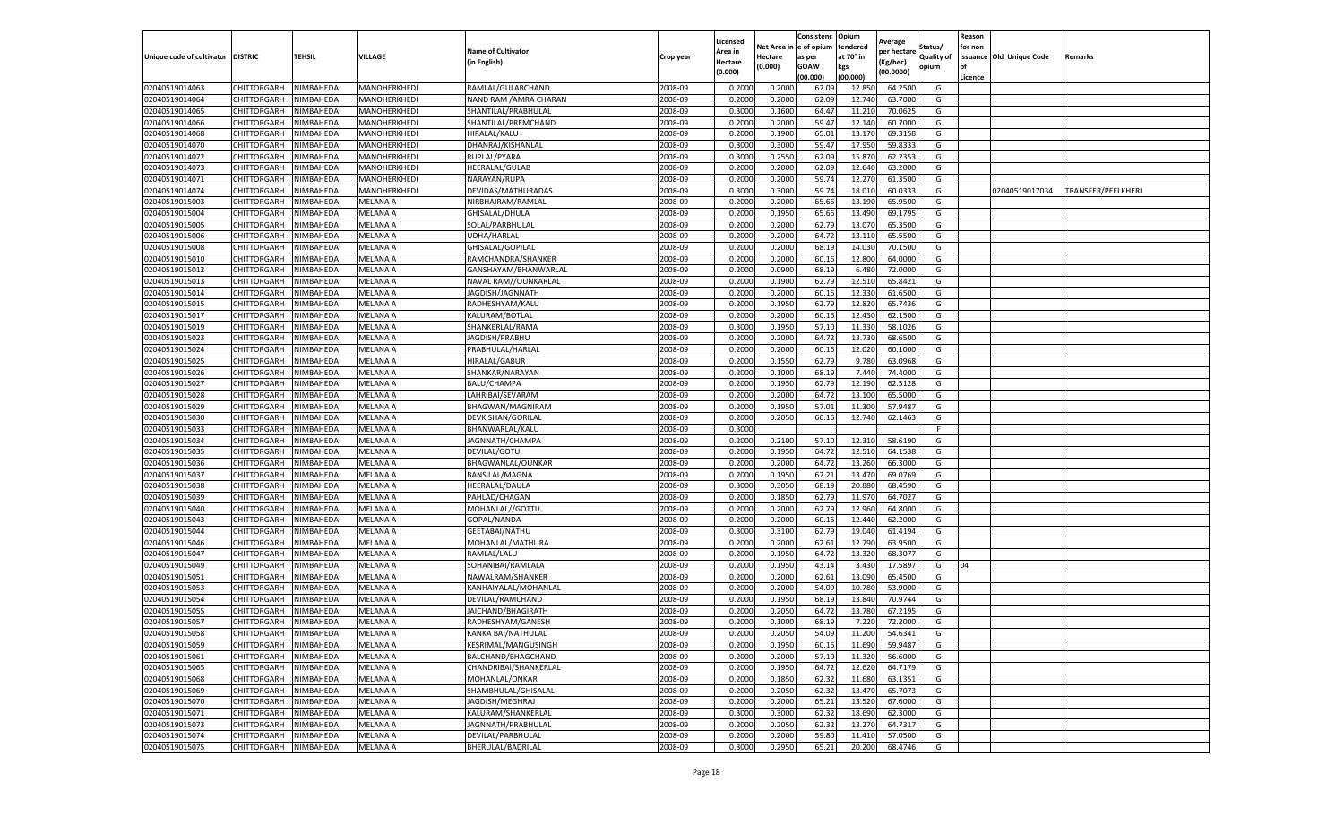| Unique code of cultivator | DISTRIC | TEHSIL | VILLAGE | Name of Cultivator (in English) | Crop year | Licensed Area in Hectare (0.000) | Net Area in Hectare (0.000) | Consistence of opium as per GOAW (00.000) | Opium tendered at 70° in kgs (00.000) | Average per hectare (Kg/hec) (00.0000) | Status/ Quality of opium | Reason for non issuance of Licence | Old Unique Code | Remarks |
|---|---|---|---|---|---|---|---|---|---|---|---|---|---|---|
| 02040519014063 | CHITTORGARH | NIMBAHEDA | MANOHERKHEDI | RAMLAL/GULABCHAND | 2008-09 | 0.2000 | 0.2000 | 62.09 | 12.850 | 64.2500 | G | | | |
| 02040519014064 | CHITTORGARH | NIMBAHEDA | MANOHERKHEDI | NAND RAM /AMRA CHARAN | 2008-09 | 0.2000 | 0.2000 | 62.09 | 12.740 | 63.7000 | G | | | |
| 02040519014065 | CHITTORGARH | NIMBAHEDA | MANOHERKHEDI | SHANTILAL/PRABHULAL | 2008-09 | 0.3000 | 0.1600 | 64.47 | 11.210 | 70.0625 | G | | | |
| 02040519014066 | CHITTORGARH | NIMBAHEDA | MANOHERKHEDI | SHANTILAL/PREMCHAND | 2008-09 | 0.2000 | 0.2000 | 59.47 | 12.140 | 60.7000 | G | | | |
| 02040519014068 | CHITTORGARH | NIMBAHEDA | MANOHERKHEDI | HIRALAL/KALU | 2008-09 | 0.2000 | 0.1900 | 65.01 | 13.170 | 69.3158 | G | | | |
| 02040519014070 | CHITTORGARH | NIMBAHEDA | MANOHERKHEDI | DHANRAJ/KISHANLAL | 2008-09 | 0.3000 | 0.3000 | 59.47 | 17.950 | 59.8333 | G | | | |
| 02040519014072 | CHITTORGARH | NIMBAHEDA | MANOHERKHEDI | RUPLAL/PYARA | 2008-09 | 0.3000 | 0.2550 | 62.09 | 15.870 | 62.2353 | G | | | |
| 02040519014073 | CHITTORGARH | NIMBAHEDA | MANOHERKHEDI | HEERALAL/GULAB | 2008-09 | 0.2000 | 0.2000 | 62.09 | 12.640 | 63.2000 | G | | | |
| 02040519014071 | CHITTORGARH | NIMBAHEDA | MANOHERKHEDI | NARAYAN/RUPA | 2008-09 | 0.2000 | 0.2000 | 59.74 | 12.270 | 61.3500 | G | | | |
| 02040519014074 | CHITTORGARH | NIMBAHEDA | MANOHERKHEDI | DEVIDAS/MATHURADAS | 2008-09 | 0.3000 | 0.3000 | 59.74 | 18.010 | 60.0333 | G | | 02040519017034 | TRANSFER/PEELKHERI |
| 02040519015003 | CHITTORGARH | NIMBAHEDA | MELANA A | NIRBHAIRAM/RAMLAL | 2008-09 | 0.2000 | 0.2000 | 65.66 | 13.190 | 65.9500 | G | | | |
| 02040519015004 | CHITTORGARH | NIMBAHEDA | MELANA A | GHISALAL/DHULA | 2008-09 | 0.2000 | 0.1950 | 65.66 | 13.490 | 69.1795 | G | | | |
| 02040519015005 | CHITTORGARH | NIMBAHEDA | MELANA A | SOLAL/PARBHULAL | 2008-09 | 0.2000 | 0.2000 | 62.79 | 13.070 | 65.3500 | G | | | |
| 02040519015006 | CHITTORGARH | NIMBAHEDA | MELANA A | UDHA/HARLAL | 2008-09 | 0.2000 | 0.2000 | 64.72 | 13.110 | 65.5500 | G | | | |
| 02040519015008 | CHITTORGARH | NIMBAHEDA | MELANA A | GHISALAL/GOPILAL | 2008-09 | 0.2000 | 0.2000 | 68.19 | 14.030 | 70.1500 | G | | | |
| 02040519015010 | CHITTORGARH | NIMBAHEDA | MELANA A | RAMCHANDRA/SHANKER | 2008-09 | 0.2000 | 0.2000 | 60.16 | 12.800 | 64.0000 | G | | | |
| 02040519015012 | CHITTORGARH | NIMBAHEDA | MELANA A | GANSHAYAM/BHANWARLAL | 2008-09 | 0.2000 | 0.0900 | 68.19 | 6.480 | 72.0000 | G | | | |
| 02040519015013 | CHITTORGARH | NIMBAHEDA | MELANA A | NAVAL RAM//OUNKARLAL | 2008-09 | 0.2000 | 0.1900 | 62.79 | 12.510 | 65.8421 | G | | | |
| 02040519015014 | CHITTORGARH | NIMBAHEDA | MELANA A | JAGDISH/JAGNNATH | 2008-09 | 0.2000 | 0.2000 | 60.16 | 12.330 | 61.6500 | G | | | |
| 02040519015015 | CHITTORGARH | NIMBAHEDA | MELANA A | RADHESHYAM/KALU | 2008-09 | 0.2000 | 0.1950 | 62.79 | 12.820 | 65.7436 | G | | | |
| 02040519015017 | CHITTORGARH | NIMBAHEDA | MELANA A | KALURAM/BOTLAL | 2008-09 | 0.2000 | 0.2000 | 60.16 | 12.430 | 62.1500 | G | | | |
| 02040519015019 | CHITTORGARH | NIMBAHEDA | MELANA A | SHANKERLAL/RAMA | 2008-09 | 0.3000 | 0.1950 | 57.10 | 11.330 | 58.1026 | G | | | |
| 02040519015023 | CHITTORGARH | NIMBAHEDA | MELANA A | JAGDISH/PRABHU | 2008-09 | 0.2000 | 0.2000 | 64.72 | 13.730 | 68.6500 | G | | | |
| 02040519015024 | CHITTORGARH | NIMBAHEDA | MELANA A | PRABHULAL/HARLAL | 2008-09 | 0.2000 | 0.2000 | 60.16 | 12.020 | 60.1000 | G | | | |
| 02040519015025 | CHITTORGARH | NIMBAHEDA | MELANA A | HIRALAL/GABUR | 2008-09 | 0.2000 | 0.1550 | 62.79 | 9.780 | 63.0968 | G | | | |
| 02040519015026 | CHITTORGARH | NIMBAHEDA | MELANA A | SHANKAR/NARAYAN | 2008-09 | 0.2000 | 0.1000 | 68.19 | 7.440 | 74.4000 | G | | | |
| 02040519015027 | CHITTORGARH | NIMBAHEDA | MELANA A | BALU/CHAMPA | 2008-09 | 0.2000 | 0.1950 | 62.79 | 12.190 | 62.5128 | G | | | |
| 02040519015028 | CHITTORGARH | NIMBAHEDA | MELANA A | LAHRIBAI/SEVARAM | 2008-09 | 0.2000 | 0.2000 | 64.72 | 13.100 | 65.5000 | G | | | |
| 02040519015029 | CHITTORGARH | NIMBAHEDA | MELANA A | BHAGWAN/MAGNIRAM | 2008-09 | 0.2000 | 0.1950 | 57.01 | 11.300 | 57.9487 | G | | | |
| 02040519015030 | CHITTORGARH | NIMBAHEDA | MELANA A | DEVKISHAN/GORILAL | 2008-09 | 0.2000 | 0.2050 | 60.16 | 12.740 | 62.1463 | G | | | |
| 02040519015033 | CHITTORGARH | NIMBAHEDA | MELANA A | BHANWARLAL/KALU | 2008-09 | 0.3000 | | | | | F | | | |
| 02040519015034 | CHITTORGARH | NIMBAHEDA | MELANA A | JAGNNATH/CHAMPA | 2008-09 | 0.2000 | 0.2100 | 57.10 | 12.310 | 58.6190 | G | | | |
| 02040519015035 | CHITTORGARH | NIMBAHEDA | MELANA A | DEVILAL/GOTU | 2008-09 | 0.2000 | 0.1950 | 64.72 | 12.510 | 64.1538 | G | | | |
| 02040519015036 | CHITTORGARH | NIMBAHEDA | MELANA A | BHAGWANLAL/OUNKAR | 2008-09 | 0.2000 | 0.2000 | 64.72 | 13.260 | 66.3000 | G | | | |
| 02040519015037 | CHITTORGARH | NIMBAHEDA | MELANA A | BANSILAL/MAGNA | 2008-09 | 0.2000 | 0.1950 | 62.21 | 13.470 | 69.0769 | G | | | |
| 02040519015038 | CHITTORGARH | NIMBAHEDA | MELANA A | HEERALAL/DAULA | 2008-09 | 0.3000 | 0.3050 | 68.19 | 20.880 | 68.4590 | G | | | |
| 02040519015039 | CHITTORGARH | NIMBAHEDA | MELANA A | PAHLAD/CHAGAN | 2008-09 | 0.2000 | 0.1850 | 62.79 | 11.970 | 64.7027 | G | | | |
| 02040519015040 | CHITTORGARH | NIMBAHEDA | MELANA A | MOHANLAL//GOTTU | 2008-09 | 0.2000 | 0.2000 | 62.79 | 12.960 | 64.8000 | G | | | |
| 02040519015043 | CHITTORGARH | NIMBAHEDA | MELANA A | GOPAL/NANDA | 2008-09 | 0.2000 | 0.2000 | 60.16 | 12.440 | 62.2000 | G | | | |
| 02040519015044 | CHITTORGARH | NIMBAHEDA | MELANA A | GEETABAI/NATHU | 2008-09 | 0.3000 | 0.3100 | 62.79 | 19.040 | 61.4194 | G | | | |
| 02040519015046 | CHITTORGARH | NIMBAHEDA | MELANA A | MOHANLAL/MATHURA | 2008-09 | 0.2000 | 0.2000 | 62.61 | 12.790 | 63.9500 | G | | | |
| 02040519015047 | CHITTORGARH | NIMBAHEDA | MELANA A | RAMLAL/LALU | 2008-09 | 0.2000 | 0.1950 | 64.72 | 13.320 | 68.3077 | G | | | |
| 02040519015049 | CHITTORGARH | NIMBAHEDA | MELANA A | SOHANIBAI/RAMLALA | 2008-09 | 0.2000 | 0.1950 | 43.14 | 3.430 | 17.5897 | G | 04 | | |
| 02040519015051 | CHITTORGARH | NIMBAHEDA | MELANA A | NAWALRAM/SHANKER | 2008-09 | 0.2000 | 0.2000 | 62.61 | 13.090 | 65.4500 | G | | | |
| 02040519015053 | CHITTORGARH | NIMBAHEDA | MELANA A | KANHAIYALAL/MOHANLAL | 2008-09 | 0.2000 | 0.2000 | 54.09 | 10.780 | 53.9000 | G | | | |
| 02040519015054 | CHITTORGARH | NIMBAHEDA | MELANA A | DEVILAL/RAMCHAND | 2008-09 | 0.2000 | 0.1950 | 68.19 | 13.840 | 70.9744 | G | | | |
| 02040519015055 | CHITTORGARH | NIMBAHEDA | MELANA A | JAICHAND/BHAGIRATH | 2008-09 | 0.2000 | 0.2050 | 64.72 | 13.780 | 67.2195 | G | | | |
| 02040519015057 | CHITTORGARH | NIMBAHEDA | MELANA A | RADHESHYAM/GANESH | 2008-09 | 0.2000 | 0.1000 | 68.19 | 7.220 | 72.2000 | G | | | |
| 02040519015058 | CHITTORGARH | NIMBAHEDA | MELANA A | KANKA BAI/NATHULAL | 2008-09 | 0.2000 | 0.2050 | 54.09 | 11.200 | 54.6341 | G | | | |
| 02040519015059 | CHITTORGARH | NIMBAHEDA | MELANA A | KESRIMAL/MANGUSINGH | 2008-09 | 0.2000 | 0.1950 | 60.16 | 11.690 | 59.9487 | G | | | |
| 02040519015061 | CHITTORGARH | NIMBAHEDA | MELANA A | BALCHAND/BHAGCHAND | 2008-09 | 0.2000 | 0.2000 | 57.10 | 11.320 | 56.6000 | G | | | |
| 02040519015065 | CHITTORGARH | NIMBAHEDA | MELANA A | CHANDRIBAI/SHANKERLAL | 2008-09 | 0.2000 | 0.1950 | 64.72 | 12.620 | 64.7179 | G | | | |
| 02040519015068 | CHITTORGARH | NIMBAHEDA | MELANA A | MOHANLAL/ONKAR | 2008-09 | 0.2000 | 0.1850 | 62.32 | 11.680 | 63.1351 | G | | | |
| 02040519015069 | CHITTORGARH | NIMBAHEDA | MELANA A | SHAMBHULAL/GHISALAL | 2008-09 | 0.2000 | 0.2050 | 62.32 | 13.470 | 65.7073 | G | | | |
| 02040519015070 | CHITTORGARH | NIMBAHEDA | MELANA A | JAGDISH/MEGHRAJ | 2008-09 | 0.2000 | 0.2000 | 65.21 | 13.520 | 67.6000 | G | | | |
| 02040519015071 | CHITTORGARH | NIMBAHEDA | MELANA A | KALURAM/SHANKERLAL | 2008-09 | 0.3000 | 0.3000 | 62.32 | 18.690 | 62.3000 | G | | | |
| 02040519015073 | CHITTORGARH | NIMBAHEDA | MELANA A | JAGNNATH/PRABHULAL | 2008-09 | 0.2000 | 0.2050 | 62.32 | 13.270 | 64.7317 | G | | | |
| 02040519015074 | CHITTORGARH | NIMBAHEDA | MELANA A | DEVILAL/PARBHULAL | 2008-09 | 0.2000 | 0.2000 | 59.80 | 11.410 | 57.0500 | G | | | |
| 02040519015075 | CHITTORGARH | NIMBAHEDA | MELANA A | BHERULAL/BADRILAL | 2008-09 | 0.3000 | 0.2950 | 65.21 | 20.200 | 68.4746 | G | | | |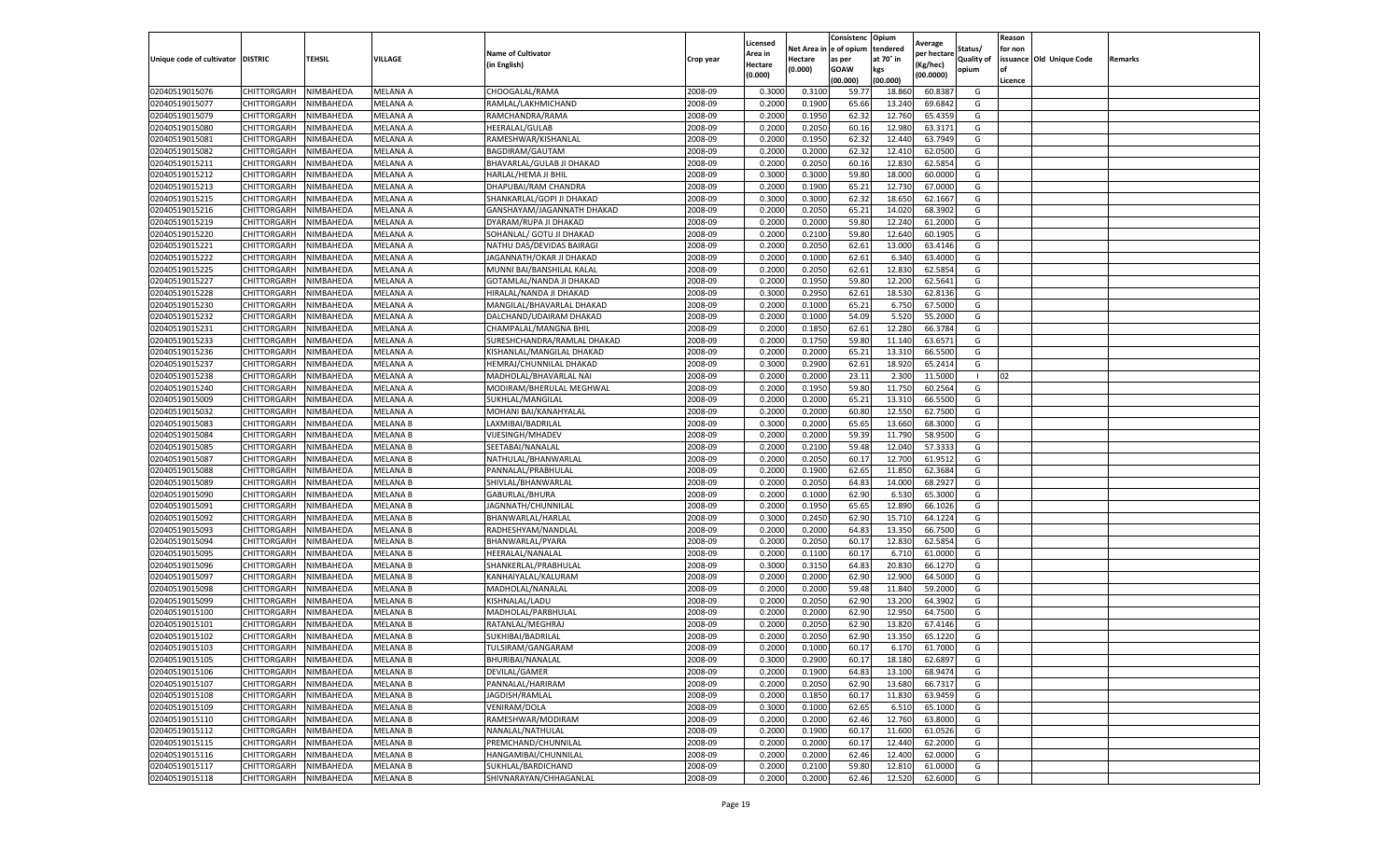| Unique code of cultivator | DISTRIC | TEHSIL | VILLAGE | Name of Cultivator (in English) | Crop year | Licensed Area in Hectare (0.000) | Net Area in Hectare (0.000) | Consistence of opium as per GOAW (00.000) | Opium tendered at 70° in kgs (00.000) | Average per hectare (Kg/hec) (00.0000) | Status/ Quality of opium | Reason for non issuance of Licence | Old Unique Code | Remarks |
|---|---|---|---|---|---|---|---|---|---|---|---|---|---|---|
| 02040519015076 | CHITTORGARH | NIMBAHEDA | MELANA A | CHOOGALAL/RAMA | 2008-09 | 0.3000 | 0.3100 | 59.77 | 18.860 | 60.8387 | G | | | |
| 02040519015077 | CHITTORGARH | NIMBAHEDA | MELANA A | RAMLAL/LAKHMICHAND | 2008-09 | 0.2000 | 0.1900 | 65.66 | 13.240 | 69.6842 | G | | | |
| 02040519015079 | CHITTORGARH | NIMBAHEDA | MELANA A | RAMCHANDRA/RAMA | 2008-09 | 0.2000 | 0.1950 | 62.32 | 12.760 | 65.4359 | G | | | |
| 02040519015080 | CHITTORGARH | NIMBAHEDA | MELANA A | HEERALAL/GULAB | 2008-09 | 0.2000 | 0.2050 | 60.16 | 12.980 | 63.3171 | G | | | |
| 02040519015081 | CHITTORGARH | NIMBAHEDA | MELANA A | RAMESHWAR/KISHANLAL | 2008-09 | 0.2000 | 0.1950 | 62.32 | 12.440 | 63.7949 | G | | | |
| 02040519015082 | CHITTORGARH | NIMBAHEDA | MELANA A | BAGDIRAM/GAUTAM | 2008-09 | 0.2000 | 0.2000 | 62.32 | 12.410 | 62.0500 | G | | | |
| 02040519015211 | CHITTORGARH | NIMBAHEDA | MELANA A | BHAVARLAL/GULAB JI DHAKAD | 2008-09 | 0.2000 | 0.2050 | 60.16 | 12.830 | 62.5854 | G | | | |
| 02040519015212 | CHITTORGARH | NIMBAHEDA | MELANA A | HARLAL/HEMA JI BHIL | 2008-09 | 0.3000 | 0.3000 | 59.80 | 18.000 | 60.0000 | G | | | |
| 02040519015213 | CHITTORGARH | NIMBAHEDA | MELANA A | DHAPUBAI/RAM CHANDRA | 2008-09 | 0.2000 | 0.1900 | 65.21 | 12.730 | 67.0000 | G | | | |
| 02040519015215 | CHITTORGARH | NIMBAHEDA | MELANA A | SHANKARLAL/GOPI JI DHAKAD | 2008-09 | 0.3000 | 0.3000 | 62.32 | 18.650 | 62.1667 | G | | | |
| 02040519015216 | CHITTORGARH | NIMBAHEDA | MELANA A | GANSHAYAM/JAGANNATH DHAKAD | 2008-09 | 0.2000 | 0.2050 | 65.21 | 14.020 | 68.3902 | G | | | |
| 02040519015219 | CHITTORGARH | NIMBAHEDA | MELANA A | DYARAM/RUPA JI DHAKAD | 2008-09 | 0.2000 | 0.2000 | 59.80 | 12.240 | 61.2000 | G | | | |
| 02040519015220 | CHITTORGARH | NIMBAHEDA | MELANA A | SOHANLAL/ GOTU JI DHAKAD | 2008-09 | 0.2000 | 0.2100 | 59.80 | 12.640 | 60.1905 | G | | | |
| 02040519015221 | CHITTORGARH | NIMBAHEDA | MELANA A | NATHU DAS/DEVIDAS BAIRAGI | 2008-09 | 0.2000 | 0.2050 | 62.61 | 13.000 | 63.4146 | G | | | |
| 02040519015222 | CHITTORGARH | NIMBAHEDA | MELANA A | JAGANNATH/OKAR JI DHAKAD | 2008-09 | 0.2000 | 0.1000 | 62.61 | 6.340 | 63.4000 | G | | | |
| 02040519015225 | CHITTORGARH | NIMBAHEDA | MELANA A | MUNNI BAI/BANSHILAL KALAL | 2008-09 | 0.2000 | 0.2050 | 62.61 | 12.830 | 62.5854 | G | | | |
| 02040519015227 | CHITTORGARH | NIMBAHEDA | MELANA A | GOTAMLAL/NANDA JI DHAKAD | 2008-09 | 0.2000 | 0.1950 | 59.80 | 12.200 | 62.5641 | G | | | |
| 02040519015228 | CHITTORGARH | NIMBAHEDA | MELANA A | HIRALAL/NANDA JI DHAKAD | 2008-09 | 0.3000 | 0.2950 | 62.61 | 18.530 | 62.8136 | G | | | |
| 02040519015230 | CHITTORGARH | NIMBAHEDA | MELANA A | MANGILAL/BHAVARLAL DHAKAD | 2008-09 | 0.2000 | 0.1000 | 65.21 | 6.750 | 67.5000 | G | | | |
| 02040519015232 | CHITTORGARH | NIMBAHEDA | MELANA A | DALCHAND/UDAIRAM DHAKAD | 2008-09 | 0.2000 | 0.1000 | 54.09 | 5.520 | 55.2000 | G | | | |
| 02040519015231 | CHITTORGARH | NIMBAHEDA | MELANA A | CHAMPALAL/MANGNA BHIL | 2008-09 | 0.2000 | 0.1850 | 62.61 | 12.280 | 66.3784 | G | | | |
| 02040519015233 | CHITTORGARH | NIMBAHEDA | MELANA A | SURESHCHANDRA/RAMLAL DHAKAD | 2008-09 | 0.2000 | 0.1750 | 59.80 | 11.140 | 63.6571 | G | | | |
| 02040519015236 | CHITTORGARH | NIMBAHEDA | MELANA A | KISHANLAL/MANGILAL DHAKAD | 2008-09 | 0.2000 | 0.2000 | 65.21 | 13.310 | 66.5500 | G | | | |
| 02040519015237 | CHITTORGARH | NIMBAHEDA | MELANA A | HEMRAJ/CHUNNILAL DHAKAD | 2008-09 | 0.3000 | 0.2900 | 62.61 | 18.920 | 65.2414 | G | | | |
| 02040519015238 | CHITTORGARH | NIMBAHEDA | MELANA A | MADHOLAL/BHAVARLAL NAI | 2008-09 | 0.2000 | 0.2000 | 23.11 | 2.300 | 11.5000 | I | 02 | | |
| 02040519015240 | CHITTORGARH | NIMBAHEDA | MELANA A | MODIRAM/BHERULAL MEGHWAL | 2008-09 | 0.2000 | 0.1950 | 59.80 | 11.750 | 60.2564 | G | | | |
| 02040519015009 | CHITTORGARH | NIMBAHEDA | MELANA A | SUKHLAL/MANGILAL | 2008-09 | 0.2000 | 0.2000 | 65.21 | 13.310 | 66.5500 | G | | | |
| 02040519015032 | CHITTORGARH | NIMBAHEDA | MELANA A | MOHANI BAI/KANAHYALAL | 2008-09 | 0.2000 | 0.2000 | 60.80 | 12.550 | 62.7500 | G | | | |
| 02040519015083 | CHITTORGARH | NIMBAHEDA | MELANA B | LAXMIBAI/BADRILAL | 2008-09 | 0.3000 | 0.2000 | 65.65 | 13.660 | 68.3000 | G | | | |
| 02040519015084 | CHITTORGARH | NIMBAHEDA | MELANA B | VIJESINGH/MHADEV | 2008-09 | 0.2000 | 0.2000 | 59.39 | 11.790 | 58.9500 | G | | | |
| 02040519015085 | CHITTORGARH | NIMBAHEDA | MELANA B | SEETABAI/NANALAL | 2008-09 | 0.2000 | 0.2100 | 59.48 | 12.040 | 57.3333 | G | | | |
| 02040519015087 | CHITTORGARH | NIMBAHEDA | MELANA B | NATHULAL/BHANWARLAL | 2008-09 | 0.2000 | 0.2050 | 60.17 | 12.700 | 61.9512 | G | | | |
| 02040519015088 | CHITTORGARH | NIMBAHEDA | MELANA B | PANNALAL/PRABHULAL | 2008-09 | 0.2000 | 0.1900 | 62.65 | 11.850 | 62.3684 | G | | | |
| 02040519015089 | CHITTORGARH | NIMBAHEDA | MELANA B | SHIVLAL/BHANWARLAL | 2008-09 | 0.2000 | 0.2050 | 64.83 | 14.000 | 68.2927 | G | | | |
| 02040519015090 | CHITTORGARH | NIMBAHEDA | MELANA B | GABURLAL/BHURA | 2008-09 | 0.2000 | 0.1000 | 62.90 | 6.530 | 65.3000 | G | | | |
| 02040519015091 | CHITTORGARH | NIMBAHEDA | MELANA B | JAGNNATH/CHUNNILAL | 2008-09 | 0.2000 | 0.1950 | 65.65 | 12.890 | 66.1026 | G | | | |
| 02040519015092 | CHITTORGARH | NIMBAHEDA | MELANA B | BHANWARLAL/HARLAL | 2008-09 | 0.3000 | 0.2450 | 62.90 | 15.710 | 64.1224 | G | | | |
| 02040519015093 | CHITTORGARH | NIMBAHEDA | MELANA B | RADHESHYAM/NANDLAL | 2008-09 | 0.2000 | 0.2000 | 64.83 | 13.350 | 66.7500 | G | | | |
| 02040519015094 | CHITTORGARH | NIMBAHEDA | MELANA B | BHANWARLAL/PYARA | 2008-09 | 0.2000 | 0.2050 | 60.17 | 12.830 | 62.5854 | G | | | |
| 02040519015095 | CHITTORGARH | NIMBAHEDA | MELANA B | HEERALAL/NANALAL | 2008-09 | 0.2000 | 0.1100 | 60.17 | 6.710 | 61.0000 | G | | | |
| 02040519015096 | CHITTORGARH | NIMBAHEDA | MELANA B | SHANKERLAL/PRABHULAL | 2008-09 | 0.3000 | 0.3150 | 64.83 | 20.830 | 66.1270 | G | | | |
| 02040519015097 | CHITTORGARH | NIMBAHEDA | MELANA B | KANHAIYALAL/KALURAM | 2008-09 | 0.2000 | 0.2000 | 62.90 | 12.900 | 64.5000 | G | | | |
| 02040519015098 | CHITTORGARH | NIMBAHEDA | MELANA B | MADHOLAL/NANALAL | 2008-09 | 0.2000 | 0.2000 | 59.48 | 11.840 | 59.2000 | G | | | |
| 02040519015099 | CHITTORGARH | NIMBAHEDA | MELANA B | KISHNALAL/LADU | 2008-09 | 0.2000 | 0.2050 | 62.90 | 13.200 | 64.3902 | G | | | |
| 02040519015100 | CHITTORGARH | NIMBAHEDA | MELANA B | MADHOLAL/PARBHULAL | 2008-09 | 0.2000 | 0.2000 | 62.90 | 12.950 | 64.7500 | G | | | |
| 02040519015101 | CHITTORGARH | NIMBAHEDA | MELANA B | RATANLAL/MEGHRAJ | 2008-09 | 0.2000 | 0.2050 | 62.90 | 13.820 | 67.4146 | G | | | |
| 02040519015102 | CHITTORGARH | NIMBAHEDA | MELANA B | SUKHIBAI/BADRILAL | 2008-09 | 0.2000 | 0.2050 | 62.90 | 13.350 | 65.1220 | G | | | |
| 02040519015103 | CHITTORGARH | NIMBAHEDA | MELANA B | TULSIRAM/GANGARAM | 2008-09 | 0.2000 | 0.1000 | 60.17 | 6.170 | 61.7000 | G | | | |
| 02040519015105 | CHITTORGARH | NIMBAHEDA | MELANA B | BHURIBAI/NANALAL | 2008-09 | 0.3000 | 0.2900 | 60.17 | 18.180 | 62.6897 | G | | | |
| 02040519015106 | CHITTORGARH | NIMBAHEDA | MELANA B | DEVILAL/GAMER | 2008-09 | 0.2000 | 0.1900 | 64.83 | 13.100 | 68.9474 | G | | | |
| 02040519015107 | CHITTORGARH | NIMBAHEDA | MELANA B | PANNALAL/HARIRAM | 2008-09 | 0.2000 | 0.2050 | 62.90 | 13.680 | 66.7317 | G | | | |
| 02040519015108 | CHITTORGARH | NIMBAHEDA | MELANA B | JAGDISH/RAMLAL | 2008-09 | 0.2000 | 0.1850 | 60.17 | 11.830 | 63.9459 | G | | | |
| 02040519015109 | CHITTORGARH | NIMBAHEDA | MELANA B | VENIRAM/DOLA | 2008-09 | 0.3000 | 0.1000 | 62.65 | 6.510 | 65.1000 | G | | | |
| 02040519015110 | CHITTORGARH | NIMBAHEDA | MELANA B | RAMESHWAR/MODIRAM | 2008-09 | 0.2000 | 0.2000 | 62.46 | 12.760 | 63.8000 | G | | | |
| 02040519015112 | CHITTORGARH | NIMBAHEDA | MELANA B | NANALAL/NATHULAL | 2008-09 | 0.2000 | 0.1900 | 60.17 | 11.600 | 61.0526 | G | | | |
| 02040519015115 | CHITTORGARH | NIMBAHEDA | MELANA B | PREMCHAND/CHUNNILAL | 2008-09 | 0.2000 | 0.2000 | 60.17 | 12.440 | 62.2000 | G | | | |
| 02040519015116 | CHITTORGARH | NIMBAHEDA | MELANA B | HANGAMIBAI/CHUNNILAL | 2008-09 | 0.2000 | 0.2000 | 62.46 | 12.400 | 62.0000 | G | | | |
| 02040519015117 | CHITTORGARH | NIMBAHEDA | MELANA B | SUKHLAL/BARDICHAND | 2008-09 | 0.2000 | 0.2100 | 59.80 | 12.810 | 61.0000 | G | | | |
| 02040519015118 | CHITTORGARH | NIMBAHEDA | MELANA B | SHIVNARAYAN/CHHAGANLAL | 2008-09 | 0.2000 | 0.2000 | 62.46 | 12.520 | 62.6000 | G | | | |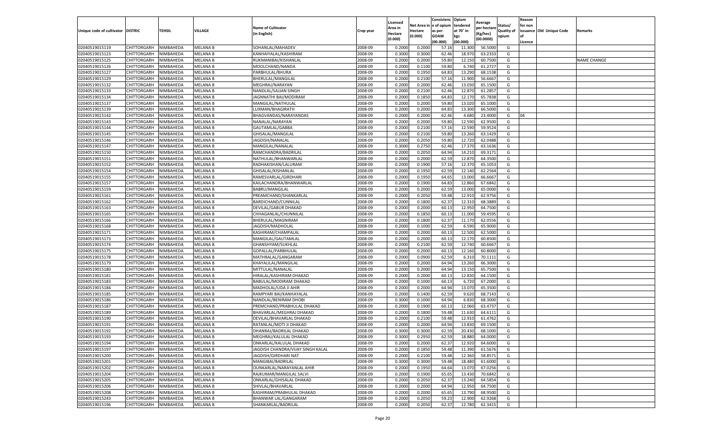| Unique code of cultivator | DISTRIC | TEHSIL | VILLAGE | Name of Cultivator (in English) | Crop year | Licensed Area in Hectare (0.000) | Net Area in Hectare (0.000) | Consistenc e of opium as per GOAW (00.000) | Opium tendered at 70° in kgs (00.000) | Average per hectare (Kg/hec) (00.0000) | Status/ Quality of opium | Reason for non issuance of Licence | Old Unique Code | Remarks |
|---|---|---|---|---|---|---|---|---|---|---|---|---|---|---|
| 02040519015119 | CHITTORGARH | NIMBAHEDA | MELANA B | SOHANLAL/MAHADEV | 2008-09 | 0.2000 | 0.2000 | 57.16 | 11.300 | 56.5000 | G | | | |
| 02040519015123 | CHITTORGARH | NIMBAHEDA | MELANA B | KANHAIYALAL/KASHIRAM | 2008-09 | 0.3000 | 0.3000 | 62.46 | 18.970 | 63.2333 | G | | | |
| 02040519015125 | CHITTORGARH | NIMBAHEDA | MELANA B | RUKMANIBAI/KISHANLAL | 2008-09 | 0.2000 | 0.2000 | 59.80 | 12.150 | 60.7500 | G | | | NAME CHANGE |
| 02040519015126 | CHITTORGARH | NIMBAHEDA | MELANA B | MOOLCHAND/NANDA | 2008-09 | 0.2000 | 0.1100 | 59.80 | 6.740 | 61.2727 | G | | | |
| 02040519015127 | CHITTORGARH | NIMBAHEDA | MELANA B | PARBHULAL/BHURA | 2008-09 | 0.2000 | 0.1950 | 64.83 | 13.290 | 68.1538 | G | | | |
| 02040519015129 | CHITTORGARH | NIMBAHEDA | MELANA B | BHERULAL/MANGILAL | 2008-09 | 0.2000 | 0.2100 | 57.16 | 11.900 | 56.6667 | G | | | |
| 02040519015132 | CHITTORGARH | NIMBAHEDA | MELANA B | MEGHRAJ/NARAYAN | 2008-09 | 0.2000 | 0.2000 | 62.46 | 13.030 | 65.1500 | G | | | |
| 02040519015133 | CHITTORGARH | NIMBAHEDA | MELANA B | NANDLAL/SAJJAN SINGH | 2008-09 | 0.2000 | 0.2100 | 62.46 | 12.870 | 61.2857 | G | | | |
| 02040519015134 | CHITTORGARH | NIMBAHEDA | MELANA B | JAGNNATHI BAI/MODIRAM | 2008-09 | 0.2000 | 0.1850 | 64.83 | 12.170 | 65.7838 | G | | | |
| 02040519015137 | CHITTORGARH | NIMBAHEDA | MELANA B | MANGILAL/NATHULAL | 2008-09 | 0.2000 | 0.2000 | 59.80 | 13.020 | 65.1000 | G | | | |
| 02040519015139 | CHITTORGARH | NIMBAHEDA | MELANA B | LUXMAN/BHAGIRATH | 2008-09 | 0.2000 | 0.2000 | 64.83 | 13.300 | 66.5000 | G | | | |
| 02040519015142 | CHITTORGARH | NIMBAHEDA | MELANA B | BHAGVANDAS/NARAYANDAS | 2008-09 | 0.2000 | 0.2000 | 62.46 | 4.680 | 23.4000 | G | 04 | | |
| 02040519015143 | CHITTORGARH | NIMBAHEDA | MELANA B | NANALAL/NARAYAN | 2008-09 | 0.2000 | 0.2000 | 59.80 | 12.590 | 62.9500 | G | | | |
| 02040519015144 | CHITTORGARH | NIMBAHEDA | MELANA B | GAUTAMLAL/GABBA | 2008-09 | 0.2000 | 0.2100 | 57.16 | 12.590 | 59.9524 | G | | | |
| 02040519015145 | CHITTORGARH | NIMBAHEDA | MELANA B | GHISALAL/MANGILAL | 2008-09 | 0.2000 | 0.2100 | 59.80 | 13.260 | 63.1429 | G | | | |
| 02040519015146 | CHITTORGARH | NIMBAHEDA | MELANA B | JAGDISH/NANALAL | 2008-09 | 0.2000 | 0.2050 | 59.80 | 12.720 | 62.0488 | G | | | |
| 02040519015147 | CHITTORGARH | NIMBAHEDA | MELANA B | MANGILAL/NANALAL | 2008-09 | 0.3000 | 0.2750 | 62.46 | 17.370 | 63.1636 | G | | | |
| 02040519015150 | CHITTORGARH | NIMBAHEDA | MELANA B | RAMCHANDRA/BADRILAL | 2008-09 | 0.2000 | 0.2050 | 64.94 | 14.210 | 69.3171 | G | | | |
| 02040519015151 | CHITTORGARH | NIMBAHEDA | MELANA B | NATHULAL/BHANWARLAL | 2008-09 | 0.2000 | 0.2000 | 62.59 | 12.870 | 64.3500 | G | | | |
| 02040519015152 | CHITTORGARH | NIMBAHEDA | MELANA B | RADHAKISHAN/LALURAM | 2008-09 | 0.2000 | 0.1900 | 57.16 | 12.370 | 65.1053 | G | | | |
| 02040519015154 | CHITTORGARH | NIMBAHEDA | MELANA B | GHISALAL/KISHANLAL | 2008-09 | 0.2000 | 0.1950 | 62.59 | 12.140 | 62.2564 | G | | | |
| 02040519015155 | CHITTORGARH | NIMBAHEDA | MELANA B | RAMESVARLAL/GIRDHARI | 2008-09 | 0.2000 | 0.1950 | 64.65 | 13.000 | 66.6667 | G | | | |
| 02040519015157 | CHITTORGARH | NIMBAHEDA | MELANA B | KAILACHANDRA/BHANWARLAL | 2008-09 | 0.2000 | 0.1900 | 64.83 | 12.860 | 67.6842 | G | | | |
| 02040519015159 | CHITTORGARH | NIMBAHEDA | MELANA B | BABRU/MANGILAL | 2008-09 | 0.2000 | 0.2000 | 62.59 | 13.000 | 65.0000 | G | | | |
| 02040519015161 | CHITTORGARH | NIMBAHEDA | MELANA B | PREAMCHAND/SHANKARLAL | 2008-09 | 0.2000 | 0.2050 | 59.48 | 12.910 | 62.9756 | G | | | |
| 02040519015162 | CHITTORGARH | NIMBAHEDA | MELANA B | BARDICHAND/CUNNILAL | 2008-09 | 0.2000 | 0.1800 | 62.37 | 12.310 | 68.3889 | G | | | |
| 02040519015163 | CHITTORGARH | NIMBAHEDA | MELANA B | DEVILAL/GABUR DHAKAD | 2008-09 | 0.2000 | 0.2000 | 60.13 | 12.950 | 64.7500 | G | | | |
| 02040519015165 | CHITTORGARH | NIMBAHEDA | MELANA B | CHHAGANLAL/CHUNNILAL | 2008-09 | 0.2000 | 0.1850 | 60.13 | 11.000 | 59.4595 | G | | | |
| 02040519015166 | CHITTORGARH | NIMBAHEDA | MELANA B | BHERULAL/MAGNIRAM | 2008-09 | 0.2000 | 0.1800 | 62.37 | 11.170 | 62.0556 | G | | | |
| 02040519015168 | CHITTORGARH | NIMBAHEDA | MELANA B | JAGDISH/MADHOLAL | 2008-09 | 0.2000 | 0.1000 | 62.59 | 6.590 | 65.9000 | G | | | |
| 02040519015171 | CHITTORGARH | NIMBAHEDA | MELANA B | KASHIRAM/CHAMPALAL | 2008-09 | 0.2000 | 0.2000 | 60.13 | 12.500 | 62.5000 | G | | | |
| 02040519015173 | CHITTORGARH | NIMBAHEDA | MELANA B | MANGILAL/GAUTAMLAL | 2008-09 | 0.2000 | 0.2000 | 60.13 | 12.170 | 60.8500 | G | | | |
| 02040519015174 | CHITTORGARH | NIMBAHEDA | MELANA B | GHANSHYAM/SUKHLAL | 2008-09 | 0.2000 | 0.2100 | 62.59 | 12.740 | 60.6667 | G | | | |
| 02040519015175 | CHITTORGARH | NIMBAHEDA | MELANA B | GOPALLAL/PARBHULAL | 2008-09 | 0.2000 | 0.2000 | 60.13 | 12.160 | 60.8000 | G | | | |
| 02040519015178 | CHITTORGARH | NIMBAHEDA | MELANA B | MATHRALAL/GANGARAM | 2008-09 | 0.2000 | 0.0900 | 62.59 | 6.310 | 70.1111 | G | | | |
| 02040519015179 | CHITTORGARH | NIMBAHEDA | MELANA B | KHAYALILAL/MANGILAL | 2008-09 | 0.2000 | 0.2000 | 64.94 | 13.260 | 66.3000 | G | | | |
| 02040519015180 | CHITTORGARH | NIMBAHEDA | MELANA B | MITTULAL/NANALAL | 2008-09 | 0.2000 | 0.2000 | 64.94 | 13.150 | 65.7500 | G | | | |
| 02040519015181 | CHITTORGARH | NIMBAHEDA | MELANA B | HIRALAL/KASHIRAM DHAKAD | 2008-09 | 0.2000 | 0.2000 | 60.13 | 12.830 | 64.1500 | G | | | |
| 02040519015183 | CHITTORGARH | NIMBAHEDA | MELANA B | BABULAL/MODIRAM DHAKAD | 2008-09 | 0.2000 | 0.1000 | 60.13 | 6.720 | 67.2000 | G | | | |
| 02040519015184 | CHITTORGARH | NIMBAHEDA | MELANA B | MADHOLAL/UDA JI AHIR | 2008-09 | 0.2000 | 0.2000 | 64.94 | 13.070 | 65.3500 | G | | | |
| 02040519015185 | CHITTORGARH | NIMBAHEDA | MELANA B | RAMPYARI BAI/KANHAYALAL | 2008-09 | 0.2000 | 0.1400 | 62.59 | 9.620 | 68.7143 | G | | | |
| 02040519015186 | CHITTORGARH | NIMBAHEDA | MELANA B | NANDLAL/BENIRAM DHOBI | 2008-09 | 0.3000 | 0.1000 | 64.94 | 6.830 | 68.3000 | G | | | |
| 02040519015187 | CHITTORGARH | NIMBAHEDA | MELANA B | PREMCHAND/PRABHULAL DHAKAD | 2008-09 | 0.2000 | 0.1900 | 60.13 | 12.060 | 63.4737 | G | | | |
| 02040519015189 | CHITTORGARH | NIMBAHEDA | MELANA B | BHAVARLAL/MEGHRAJ DHAKAD | 2008-09 | 0.2000 | 0.1800 | 59.48 | 11.630 | 64.6111 | G | | | |
| 02040519015190 | CHITTORGARH | NIMBAHEDA | MELANA B | DEVILAL/BHAVARLAL DHAKAD | 2008-09 | 0.2000 | 0.2100 | 59.48 | 12.910 | 61.4762 | G | | | |
| 02040519015191 | CHITTORGARH | NIMBAHEDA | MELANA B | RATANLAL/MOTI JI DHAKAD | 2008-09 | 0.2000 | 0.2000 | 64.94 | 13.830 | 69.1500 | G | | | |
| 02040519015192 | CHITTORGARH | NIMBAHEDA | MELANA B | DHANRAJ/BADRILAL DHAKAD | 2008-09 | 0.3000 | 0.3000 | 62.59 | 20.430 | 68.1000 | G | | | |
| 02040519015193 | CHITTORGARH | NIMBAHEDA | MELANA B | MEGHRAJ/KALULAL DHAKAD | 2008-09 | 0.3000 | 0.2950 | 62.59 | 18.880 | 64.0000 | G | | | |
| 02040519015194 | CHITTORGARH | NIMBAHEDA | MELANA B | ONKARLAL/KALULAL DHAKAD | 2008-09 | 0.2000 | 0.2000 | 62.37 | 12.920 | 64.6000 | G | | | |
| 02040519015197 | CHITTORGARH | NIMBAHEDA | MELANA B | JAGDISH CHANDRA/VIJAY SINGH KALAL | 2008-09 | 0.2000 | 0.1850 | 59.48 | 11.390 | 61.5676 | G | | | |
| 02040519015200 | CHITTORGARH | NIMBAHEDA | MELANA B | JAGDISH/GIRDHARI NAT | 2008-09 | 0.2000 | 0.2100 | 59.48 | 12.360 | 58.8571 | G | | | |
| 02040519015201 | CHITTORGARH | NIMBAHEDA | MELANA B | MANGIBAI/BADRILAL | 2008-09 | 0.3000 | 0.3000 | 59.48 | 18.480 | 61.6000 | G | | | |
| 02040519015202 | CHITTORGARH | NIMBAHEDA | MELANA B | OUNKARLAL/NARAYANLAL AHIR | 2008-09 | 0.2000 | 0.1950 | 64.64 | 13.070 | 67.0256 | G | | | |
| 02040519015204 | CHITTORGARH | NIMBAHEDA | MELANA B | RAJKUMAR/MANGILAL SALVI | 2008-09 | 0.2000 | 0.1900 | 65.65 | 13.430 | 70.6842 | G | | | |
| 02040519015205 | CHITTORGARH | NIMBAHEDA | MELANA B | ONKARLAL/GHISALAL DHAKAD | 2008-09 | 0.2000 | 0.2050 | 62.37 | 13.240 | 64.5854 | G | | | |
| 02040519015206 | CHITTORGARH | NIMBAHEDA | MELANA B | SHIVLAL/BHAVARLAL | 2008-09 | 0.2000 | 0.2000 | 64.94 | 12.950 | 64.7500 | G | | | |
| 02040519015208 | CHITTORGARH | NIMBAHEDA | MELANA B | KASHIRAM/PRABHULAL DHAKAD | 2008-09 | 0.2000 | 0.2000 | 65.65 | 13.790 | 68.9500 | G | | | |
| 02040519015243 | CHITTORGARH | NIMBAHEDA | MELANA B | BHANWAR LAL/GANGARAM | 2008-09 | 0.2000 | 0.2050 | 59.23 | 12.900 | 62.9268 | G | | | |
| 02040519015196 | CHITTORGARH | NIMBAHEDA | MELANA B | SHANKARLAL/BADRILAL | 2008-09 | 0.2000 | 0.2050 | 62.37 | 12.780 | 62.3415 | G | | | |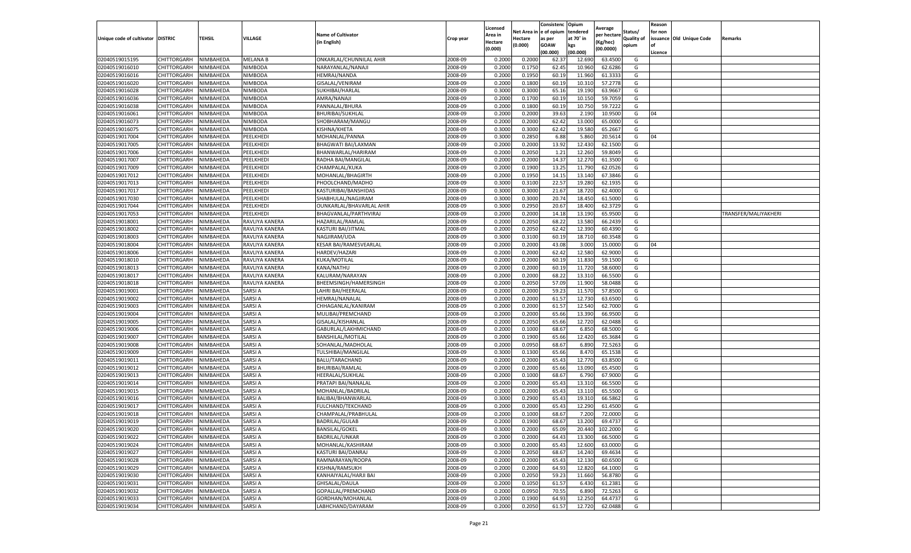| Unique code of cultivator | DISTRIC | TEHSIL | VILLAGE | Name of Cultivator (in English) | Crop year | Licensed Area in Hectare (0.000) | Net Area in Hectare (0.000) | Consistenc e of opium as per GOAW (00.000) | Opium tendered at 70° in kgs (00.000) | Average per hectare (Kg/hec) (00.0000) | Status/ Quality of opium | Reason for non issuance of Licence | Old Unique Code | Remarks |
|---|---|---|---|---|---|---|---|---|---|---|---|---|---|---|
| 02040519015195 | CHITTORGARH | NIMBAHEDA | MELANA B | ONKARLAL/CHUNNILAL AHIR | 2008-09 | 0.2000 | 0.2000 | 62.37 | 12.690 | 63.4500 | G | | | |
| 02040519016010 | CHITTORGARH | NIMBAHEDA | NIMBODA | NARAYANLAL/NANAJI | 2008-09 | 0.2000 | 0.1750 | 62.45 | 10.960 | 62.6286 | G | | | |
| 02040519016016 | CHITTORGARH | NIMBAHEDA | NIMBODA | HEMRAJ/NANDA | 2008-09 | 0.2000 | 0.1950 | 60.19 | 11.960 | 61.3333 | G | | | |
| 02040519016020 | CHITTORGARH | NIMBAHEDA | NIMBODA | GISALAL/VENIRAM | 2008-09 | 0.2000 | 0.1800 | 60.19 | 10.310 | 57.2778 | G | | | |
| 02040519016028 | CHITTORGARH | NIMBAHEDA | NIMBODA | SUKHIBAI/HARLAL | 2008-09 | 0.3000 | 0.3000 | 65.16 | 19.190 | 63.9667 | G | | | |
| 02040519016036 | CHITTORGARH | NIMBAHEDA | NIMBODA | AMRA/NANAJI | 2008-09 | 0.2000 | 0.1700 | 60.19 | 10.150 | 59.7059 | G | | | |
| 02040519016038 | CHITTORGARH | NIMBAHEDA | NIMBODA | PANNALAL/BHURA | 2008-09 | 0.2000 | 0.1800 | 60.19 | 10.750 | 59.7222 | G | | | |
| 02040519016061 | CHITTORGARH | NIMBAHEDA | NIMBODA | BHURIBAI/SUKHLAL | 2008-09 | 0.2000 | 0.2000 | 39.63 | 2.190 | 10.9500 | G | 04 | | |
| 02040519016073 | CHITTORGARH | NIMBAHEDA | NIMBODA | SHOBHARAM/MANGU | 2008-09 | 0.2000 | 0.2000 | 62.42 | 13.000 | 65.0000 | G | | | |
| 02040519016075 | CHITTORGARH | NIMBAHEDA | NIMBODA | KISHNA/KHETA | 2008-09 | 0.3000 | 0.3000 | 62.42 | 19.580 | 65.2667 | G | | | |
| 02040519017004 | CHITTORGARH | NIMBAHEDA | PEELKHEDI | MOHANLAL/PANNA | 2008-09 | 0.3000 | 0.2850 | 6.88 | 5.860 | 20.5614 | G | 04 | | |
| 02040519017005 | CHITTORGARH | NIMBAHEDA | PEELKHEDI | BHAGWATI BAI/LAXMAN | 2008-09 | 0.2000 | 0.2000 | 13.92 | 12.430 | 62.1500 | G | | | |
| 02040519017006 | CHITTORGARH | NIMBAHEDA | PEELKHEDI | BHANWARLAL/HARIRAM | 2008-09 | 0.2000 | 0.2050 | 1.21 | 12.260 | 59.8049 | G | | | |
| 02040519017007 | CHITTORGARH | NIMBAHEDA | PEELKHEDI | RADHA BAI/MANGILAL | 2008-09 | 0.2000 | 0.2000 | 14.37 | 12.270 | 61.3500 | G | | | |
| 02040519017009 | CHITTORGARH | NIMBAHEDA | PEELKHEDI | CHAMPALAL/KUKA | 2008-09 | 0.2000 | 0.1900 | 13.25 | 11.790 | 62.0526 | G | | | |
| 02040519017012 | CHITTORGARH | NIMBAHEDA | PEELKHEDI | MOHANLAL/BHAGIRTH | 2008-09 | 0.2000 | 0.1950 | 14.15 | 13.140 | 67.3846 | G | | | |
| 02040519017013 | CHITTORGARH | NIMBAHEDA | PEELKHEDI | PHOOLCHAND/MADHO | 2008-09 | 0.3000 | 0.3100 | 22.57 | 19.280 | 62.1935 | G | | | |
| 02040519017017 | CHITTORGARH | NIMBAHEDA | PEELKHEDI | KASTURIBAI/BANSHIDAS | 2008-09 | 0.3000 | 0.3000 | 21.67 | 18.720 | 62.4000 | G | | | |
| 02040519017030 | CHITTORGARH | NIMBAHEDA | PEELKHEDI | SHABHULAL/NAGJIRAM | 2008-09 | 0.3000 | 0.3000 | 20.74 | 18.450 | 61.5000 | G | | | |
| 02040519017044 | CHITTORGARH | NIMBAHEDA | PEELKHEDI | OUNKARLAL/BHAVARLAL AHIR | 2008-09 | 0.3000 | 0.2950 | 20.67 | 18.400 | 62.3729 | G | | | |
| 02040519017053 | CHITTORGARH | NIMBAHEDA | PEELKHEDI | BHAGVANLAL/PARTHVIRAJ | 2008-09 | 0.2000 | 0.2000 | 14.18 | 13.190 | 65.9500 | G | | | TRANSFER/MALIYAKHERI |
| 02040519018001 | CHITTORGARH | NIMBAHEDA | RAVLIYA KANERA | HAZARILAL/RAMLAL | 2008-09 | 0.2000 | 0.2050 | 68.22 | 13.580 | 66.2439 | G | | | |
| 02040519018002 | CHITTORGARH | NIMBAHEDA | RAVLIYA KANERA | KASTURI BAI/JITMAL | 2008-09 | 0.2000 | 0.2050 | 62.42 | 12.390 | 60.4390 | G | | | |
| 02040519018003 | CHITTORGARH | NIMBAHEDA | RAVLIYA KANERA | NAGJIRAM/UDA | 2008-09 | 0.3000 | 0.3100 | 60.19 | 18.710 | 60.3548 | G | | | |
| 02040519018004 | CHITTORGARH | NIMBAHEDA | RAVLIYA KANERA | KESAR BAI/RAMESVEARLAL | 2008-09 | 0.2000 | 0.2000 | 43.08 | 3.000 | 15.0000 | G | 04 | | |
| 02040519018006 | CHITTORGARH | NIMBAHEDA | RAVLIYA KANERA | HARDEV/HAZARI | 2008-09 | 0.2000 | 0.2000 | 62.42 | 12.580 | 62.9000 | G | | | |
| 02040519018010 | CHITTORGARH | NIMBAHEDA | RAVLIYA KANERA | KUKA/MOTILAL | 2008-09 | 0.2000 | 0.2000 | 60.19 | 11.830 | 59.1500 | G | | | |
| 02040519018013 | CHITTORGARH | NIMBAHEDA | RAVLIYA KANERA | KANA/NATHU | 2008-09 | 0.2000 | 0.2000 | 60.19 | 11.720 | 58.6000 | G | | | |
| 02040519018017 | CHITTORGARH | NIMBAHEDA | RAVLIYA KANERA | KALURAM/NARAYAN | 2008-09 | 0.2000 | 0.2000 | 68.22 | 13.310 | 66.5500 | G | | | |
| 02040519018018 | CHITTORGARH | NIMBAHEDA | RAVLIYA KANERA | BHEEMSINGH/HAMERSINGH | 2008-09 | 0.2000 | 0.2050 | 57.09 | 11.900 | 58.0488 | G | | | |
| 02040519019001 | CHITTORGARH | NIMBAHEDA | SARSI A | LAHRI BAI/HEERALAL | 2008-09 | 0.2000 | 0.2000 | 59.23 | 11.570 | 57.8500 | G | | | |
| 02040519019002 | CHITTORGARH | NIMBAHEDA | SARSI A | HEMRAJ/NANALAL | 2008-09 | 0.2000 | 0.2000 | 61.57 | 12.730 | 63.6500 | G | | | |
| 02040519019003 | CHITTORGARH | NIMBAHEDA | SARSI A | CHHAGANLAL/KANIRAM | 2008-09 | 0.2000 | 0.2000 | 61.57 | 12.540 | 62.7000 | G | | | |
| 02040519019004 | CHITTORGARH | NIMBAHEDA | SARSI A | MULIBAI/PREMCHAND | 2008-09 | 0.2000 | 0.2000 | 65.66 | 13.390 | 66.9500 | G | | | |
| 02040519019005 | CHITTORGARH | NIMBAHEDA | SARSI A | GISALAL/KISHANLAL | 2008-09 | 0.2000 | 0.2050 | 65.66 | 12.720 | 62.0488 | G | | | |
| 02040519019006 | CHITTORGARH | NIMBAHEDA | SARSI A | GABURLAL/LAKHMICHAND | 2008-09 | 0.2000 | 0.1000 | 68.67 | 6.850 | 68.5000 | G | | | |
| 02040519019007 | CHITTORGARH | NIMBAHEDA | SARSI A | BANSHILAL/MOTILAL | 2008-09 | 0.2000 | 0.1900 | 65.66 | 12.420 | 65.3684 | G | | | |
| 02040519019008 | CHITTORGARH | NIMBAHEDA | SARSI A | SOHANLAL/MADHOLAL | 2008-09 | 0.2000 | 0.0950 | 68.67 | 6.890 | 72.5263 | G | | | |
| 02040519019009 | CHITTORGARH | NIMBAHEDA | SARSI A | TULSHIBAI/MANGILAL | 2008-09 | 0.3000 | 0.1300 | 65.66 | 8.470 | 65.1538 | G | | | |
| 02040519019011 | CHITTORGARH | NIMBAHEDA | SARSI A | BALU/TARACHAND | 2008-09 | 0.2000 | 0.2000 | 65.43 | 12.770 | 63.8500 | G | | | |
| 02040519019012 | CHITTORGARH | NIMBAHEDA | SARSI A | BHURIBAI/RAMLAL | 2008-09 | 0.2000 | 0.2000 | 65.66 | 13.090 | 65.4500 | G | | | |
| 02040519019013 | CHITTORGARH | NIMBAHEDA | SARSI A | HEERALAL/SUKHLAL | 2008-09 | 0.2000 | 0.1000 | 68.67 | 6.790 | 67.9000 | G | | | |
| 02040519019014 | CHITTORGARH | NIMBAHEDA | SARSI A | PRATAPI BAI/NANALAL | 2008-09 | 0.2000 | 0.2000 | 65.43 | 13.310 | 66.5500 | G | | | |
| 02040519019015 | CHITTORGARH | NIMBAHEDA | SARSI A | MOHANLAL/BADRILAL | 2008-09 | 0.2000 | 0.2000 | 65.43 | 13.110 | 65.5500 | G | | | |
| 02040519019016 | CHITTORGARH | NIMBAHEDA | SARSI A | BALIBAI/BHANWARLAL | 2008-09 | 0.3000 | 0.2900 | 65.43 | 19.310 | 66.5862 | G | | | |
| 02040519019017 | CHITTORGARH | NIMBAHEDA | SARSI A | FULCHAND/TEKCHAND | 2008-09 | 0.2000 | 0.2000 | 65.43 | 12.290 | 61.4500 | G | | | |
| 02040519019018 | CHITTORGARH | NIMBAHEDA | SARSI A | CHAMPALAL/PRABHULAL | 2008-09 | 0.2000 | 0.1000 | 68.67 | 7.200 | 72.0000 | G | | | |
| 02040519019019 | CHITTORGARH | NIMBAHEDA | SARSI A | BADRILAL/GULAB | 2008-09 | 0.2000 | 0.1900 | 68.67 | 13.200 | 69.4737 | G | | | |
| 02040519019020 | CHITTORGARH | NIMBAHEDA | SARSI A | BANSILAL/GOKEL | 2008-09 | 0.3000 | 0.2000 | 65.09 | 20.440 | 102.2000 | G | | | |
| 02040519019022 | CHITTORGARH | NIMBAHEDA | SARSI A | BADRILAL/UNKAR | 2008-09 | 0.2000 | 0.2000 | 64.43 | 13.300 | 66.5000 | G | | | |
| 02040519019024 | CHITTORGARH | NIMBAHEDA | SARSI A | MOHANLAL/KASHIRAM | 2008-09 | 0.3000 | 0.2000 | 65.43 | 12.600 | 63.0000 | G | | | |
| 02040519019027 | CHITTORGARH | NIMBAHEDA | SARSI A | KASTURI BAI/DANRAJ | 2008-09 | 0.2000 | 0.2050 | 68.67 | 14.240 | 69.4634 | G | | | |
| 02040519019028 | CHITTORGARH | NIMBAHEDA | SARSI A | RAMNARAYAN/ROOPA | 2008-09 | 0.2000 | 0.2000 | 65.43 | 12.130 | 60.6500 | G | | | |
| 02040519019029 | CHITTORGARH | NIMBAHEDA | SARSI A | KISHNA/RAMSUKH | 2008-09 | 0.2000 | 0.2000 | 64.93 | 12.820 | 64.1000 | G | | | |
| 02040519019030 | CHITTORGARH | NIMBAHEDA | SARSI A | KANHAIYALAL/HARJI BAI | 2008-09 | 0.2000 | 0.2050 | 59.23 | 11.660 | 56.8780 | G | | | |
| 02040519019031 | CHITTORGARH | NIMBAHEDA | SARSI A | GHISALAL/DAULA | 2008-09 | 0.2000 | 0.1050 | 61.57 | 6.430 | 61.2381 | G | | | |
| 02040519019032 | CHITTORGARH | NIMBAHEDA | SARSI A | GOPALLAL/PREMCHAND | 2008-09 | 0.2000 | 0.0950 | 70.55 | 6.890 | 72.5263 | G | | | |
| 02040519019033 | CHITTORGARH | NIMBAHEDA | SARSI A | GORDHAN/MOHANLAL | 2008-09 | 0.2000 | 0.1900 | 64.93 | 12.250 | 64.4737 | G | | | |
| 02040519019034 | CHITTORGARH | NIMBAHEDA | SARSI A | LABHCHAND/DAYARAM | 2008-09 | 0.2000 | 0.2050 | 61.57 | 12.720 | 62.0488 | G | | | |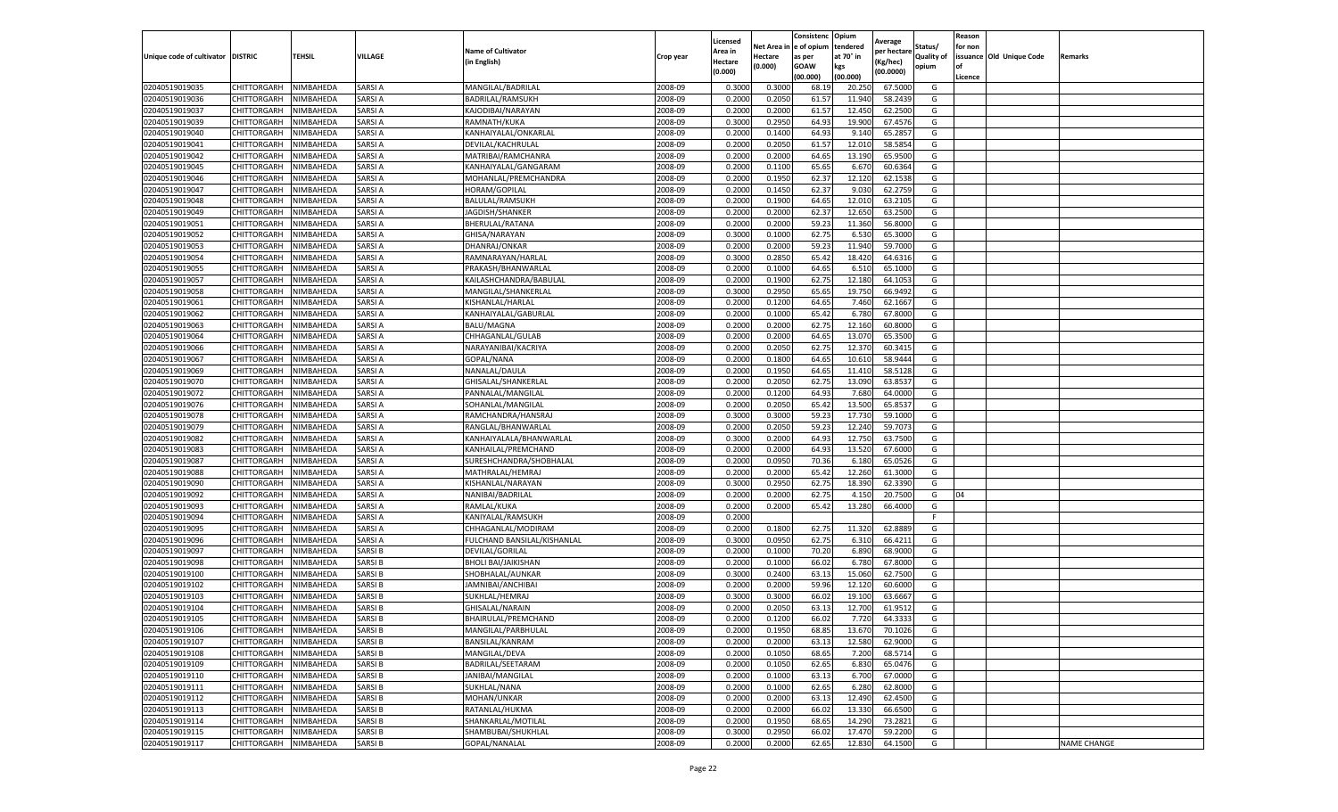| Unique code of cultivator | DISTRIC | TEHSIL | VILLAGE | Name of Cultivator (in English) | Crop year | Licensed Area in Hectare (0.000) | Net Area in Hectare (0.000) | Consistence of opium as per GOAW (00.000) | Opium tendered at 70° in kgs (00.000) | Average per hectare (Kg/hec) (00.0000) | Status/ Quality of opium | Reason for non issuance of Licence | Old Unique Code | Remarks |
|---|---|---|---|---|---|---|---|---|---|---|---|---|---|---|
| 02040519019035 | CHITTORGARH | NIMBAHEDA | SARSI A | MANGILAL/BADRILAL | 2008-09 | 0.3000 | 0.3000 | 68.19 | 20.250 | 67.5000 | G | | | |
| 02040519019036 | CHITTORGARH | NIMBAHEDA | SARSI A | BADRILAL/RAMSUKH | 2008-09 | 0.2000 | 0.2050 | 61.57 | 11.940 | 58.2439 | G | | | |
| 02040519019037 | CHITTORGARH | NIMBAHEDA | SARSI A | KAJODIBAI/NARAYAN | 2008-09 | 0.2000 | 0.2000 | 61.57 | 12.450 | 62.2500 | G | | | |
| 02040519019039 | CHITTORGARH | NIMBAHEDA | SARSI A | RAMNATH/KUKA | 2008-09 | 0.3000 | 0.2950 | 64.93 | 19.900 | 67.4576 | G | | | |
| 02040519019040 | CHITTORGARH | NIMBAHEDA | SARSI A | KANHAIYALAL/ONKARLAL | 2008-09 | 0.2000 | 0.1400 | 64.93 | 9.140 | 65.2857 | G | | | |
| 02040519019041 | CHITTORGARH | NIMBAHEDA | SARSI A | DEVILAL/KACHRULAL | 2008-09 | 0.2000 | 0.2050 | 61.57 | 12.010 | 58.5854 | G | | | |
| 02040519019042 | CHITTORGARH | NIMBAHEDA | SARSI A | MATRIBAI/RAMCHANRA | 2008-09 | 0.2000 | 0.2000 | 64.65 | 13.190 | 65.9500 | G | | | |
| 02040519019045 | CHITTORGARH | NIMBAHEDA | SARSI A | KANHAIYALAL/GANGARAM | 2008-09 | 0.2000 | 0.1100 | 65.65 | 6.670 | 60.6364 | G | | | |
| 02040519019046 | CHITTORGARH | NIMBAHEDA | SARSI A | MOHANLAL/PREMCHANDRA | 2008-09 | 0.2000 | 0.1950 | 62.37 | 12.120 | 62.1538 | G | | | |
| 02040519019047 | CHITTORGARH | NIMBAHEDA | SARSI A | HORAM/GOPILAL | 2008-09 | 0.2000 | 0.1450 | 62.37 | 9.030 | 62.2759 | G | | | |
| 02040519019048 | CHITTORGARH | NIMBAHEDA | SARSI A | BALULAL/RAMSUKH | 2008-09 | 0.2000 | 0.1900 | 64.65 | 12.010 | 63.2105 | G | | | |
| 02040519019049 | CHITTORGARH | NIMBAHEDA | SARSI A | JAGDISH/SHANKER | 2008-09 | 0.2000 | 0.2000 | 62.37 | 12.650 | 63.2500 | G | | | |
| 02040519019051 | CHITTORGARH | NIMBAHEDA | SARSI A | BHERULAL/RATANA | 2008-09 | 0.2000 | 0.2000 | 59.23 | 11.360 | 56.8000 | G | | | |
| 02040519019052 | CHITTORGARH | NIMBAHEDA | SARSI A | GHISA/NARAYAN | 2008-09 | 0.3000 | 0.1000 | 62.75 | 6.530 | 65.3000 | G | | | |
| 02040519019053 | CHITTORGARH | NIMBAHEDA | SARSI A | DHANRAJ/ONKAR | 2008-09 | 0.2000 | 0.2000 | 59.23 | 11.940 | 59.7000 | G | | | |
| 02040519019054 | CHITTORGARH | NIMBAHEDA | SARSI A | RAMNARAYAN/HARLAL | 2008-09 | 0.3000 | 0.2850 | 65.42 | 18.420 | 64.6316 | G | | | |
| 02040519019055 | CHITTORGARH | NIMBAHEDA | SARSI A | PRAKASH/BHANWARLAL | 2008-09 | 0.2000 | 0.1000 | 64.65 | 6.510 | 65.1000 | G | | | |
| 02040519019057 | CHITTORGARH | NIMBAHEDA | SARSI A | KAILASHCHANDRA/BABULAL | 2008-09 | 0.2000 | 0.1900 | 62.75 | 12.180 | 64.1053 | G | | | |
| 02040519019058 | CHITTORGARH | NIMBAHEDA | SARSI A | MANGILAL/SHANKERLAL | 2008-09 | 0.3000 | 0.2950 | 65.65 | 19.750 | 66.9492 | G | | | |
| 02040519019061 | CHITTORGARH | NIMBAHEDA | SARSI A | KISHANLAL/HARLAL | 2008-09 | 0.2000 | 0.1200 | 64.65 | 7.460 | 62.1667 | G | | | |
| 02040519019062 | CHITTORGARH | NIMBAHEDA | SARSI A | KANHAIYALAL/GABURLAL | 2008-09 | 0.2000 | 0.1000 | 65.42 | 6.780 | 67.8000 | G | | | |
| 02040519019063 | CHITTORGARH | NIMBAHEDA | SARSI A | BALU/MAGNA | 2008-09 | 0.2000 | 0.2000 | 62.75 | 12.160 | 60.8000 | G | | | |
| 02040519019064 | CHITTORGARH | NIMBAHEDA | SARSI A | CHHAGANLAL/GULAB | 2008-09 | 0.2000 | 0.2000 | 64.65 | 13.070 | 65.3500 | G | | | |
| 02040519019066 | CHITTORGARH | NIMBAHEDA | SARSI A | NARAYANIBAI/KACRIYA | 2008-09 | 0.2000 | 0.2050 | 62.75 | 12.370 | 60.3415 | G | | | |
| 02040519019067 | CHITTORGARH | NIMBAHEDA | SARSI A | GOPAL/NANA | 2008-09 | 0.2000 | 0.1800 | 64.65 | 10.610 | 58.9444 | G | | | |
| 02040519019069 | CHITTORGARH | NIMBAHEDA | SARSI A | NANALAL/DAULA | 2008-09 | 0.2000 | 0.1950 | 64.65 | 11.410 | 58.5128 | G | | | |
| 02040519019070 | CHITTORGARH | NIMBAHEDA | SARSI A | GHISALAL/SHANKERLAL | 2008-09 | 0.2000 | 0.2050 | 62.75 | 13.090 | 63.8537 | G | | | |
| 02040519019072 | CHITTORGARH | NIMBAHEDA | SARSI A | PANNALAL/MANGILAL | 2008-09 | 0.2000 | 0.1200 | 64.93 | 7.680 | 64.0000 | G | | | |
| 02040519019076 | CHITTORGARH | NIMBAHEDA | SARSI A | SOHANLAL/MANGILAL | 2008-09 | 0.2000 | 0.2050 | 65.42 | 13.500 | 65.8537 | G | | | |
| 02040519019078 | CHITTORGARH | NIMBAHEDA | SARSI A | RAMCHANDRA/HANSRAJ | 2008-09 | 0.3000 | 0.3000 | 59.23 | 17.730 | 59.1000 | G | | | |
| 02040519019079 | CHITTORGARH | NIMBAHEDA | SARSI A | RANGLAL/BHANWARLAL | 2008-09 | 0.2000 | 0.2050 | 59.23 | 12.240 | 59.7073 | G | | | |
| 02040519019082 | CHITTORGARH | NIMBAHEDA | SARSI A | KANHAIYALALA/BHANWARLAL | 2008-09 | 0.3000 | 0.2000 | 64.93 | 12.750 | 63.7500 | G | | | |
| 02040519019083 | CHITTORGARH | NIMBAHEDA | SARSI A | KANHAILAL/PREMCHAND | 2008-09 | 0.2000 | 0.2000 | 64.93 | 13.520 | 67.6000 | G | | | |
| 02040519019087 | CHITTORGARH | NIMBAHEDA | SARSI A | SURESHCHANDRA/SHOBHALAL | 2008-09 | 0.2000 | 0.0950 | 70.36 | 6.180 | 65.0526 | G | | | |
| 02040519019088 | CHITTORGARH | NIMBAHEDA | SARSI A | MATHRALAL/HEMRAJ | 2008-09 | 0.2000 | 0.2000 | 65.42 | 12.260 | 61.3000 | G | | | |
| 02040519019090 | CHITTORGARH | NIMBAHEDA | SARSI A | KISHANLAL/NARAYAN | 2008-09 | 0.3000 | 0.2950 | 62.75 | 18.390 | 62.3390 | G | | | |
| 02040519019092 | CHITTORGARH | NIMBAHEDA | SARSI A | NANIBAI/BADRILAL | 2008-09 | 0.2000 | 0.2000 | 62.75 | 4.150 | 20.7500 | G | 04 | | |
| 02040519019093 | CHITTORGARH | NIMBAHEDA | SARSI A | RAMLAL/KUKA | 2008-09 | 0.2000 | 0.2000 | 65.42 | 13.280 | 66.4000 | G | | | |
| 02040519019094 | CHITTORGARH | NIMBAHEDA | SARSI A | KANIYALAL/RAMSUKH | 2008-09 | 0.2000 | | | | | F | | | |
| 02040519019095 | CHITTORGARH | NIMBAHEDA | SARSI A | CHHAGANLAL/MODIRAM | 2008-09 | 0.2000 | 0.1800 | 62.75 | 11.320 | 62.8889 | G | | | |
| 02040519019096 | CHITTORGARH | NIMBAHEDA | SARSI A | FULCHAND BANSILAL/KISHANLAL | 2008-09 | 0.3000 | 0.0950 | 62.75 | 6.310 | 66.4211 | G | | | |
| 02040519019097 | CHITTORGARH | NIMBAHEDA | SARSI B | DEVILAL/GORILAL | 2008-09 | 0.2000 | 0.1000 | 70.20 | 6.890 | 68.9000 | G | | | |
| 02040519019098 | CHITTORGARH | NIMBAHEDA | SARSI B | BHOLI BAI/JAIKISHAN | 2008-09 | 0.2000 | 0.1000 | 66.02 | 6.780 | 67.8000 | G | | | |
| 02040519019100 | CHITTORGARH | NIMBAHEDA | SARSI B | SHOBHALAL/AUNKAR | 2008-09 | 0.3000 | 0.2400 | 63.13 | 15.060 | 62.7500 | G | | | |
| 02040519019102 | CHITTORGARH | NIMBAHEDA | SARSI B | JAMNIBAI/ANCHIBAI | 2008-09 | 0.2000 | 0.2000 | 59.96 | 12.120 | 60.6000 | G | | | |
| 02040519019103 | CHITTORGARH | NIMBAHEDA | SARSI B | SUKHLAL/HEMRAJ | 2008-09 | 0.3000 | 0.3000 | 66.02 | 19.100 | 63.6667 | G | | | |
| 02040519019104 | CHITTORGARH | NIMBAHEDA | SARSI B | GHISALAL/NARAIN | 2008-09 | 0.2000 | 0.2050 | 63.13 | 12.700 | 61.9512 | G | | | |
| 02040519019105 | CHITTORGARH | NIMBAHEDA | SARSI B | BHAIRULAL/PREMCHAND | 2008-09 | 0.2000 | 0.1200 | 66.02 | 7.720 | 64.3333 | G | | | |
| 02040519019106 | CHITTORGARH | NIMBAHEDA | SARSI B | MANGILAL/PARBHULAL | 2008-09 | 0.2000 | 0.1950 | 68.85 | 13.670 | 70.1026 | G | | | |
| 02040519019107 | CHITTORGARH | NIMBAHEDA | SARSI B | BANSILAL/KANRAM | 2008-09 | 0.2000 | 0.2000 | 63.13 | 12.580 | 62.9000 | G | | | |
| 02040519019108 | CHITTORGARH | NIMBAHEDA | SARSI B | MANGILAL/DEVA | 2008-09 | 0.2000 | 0.1050 | 68.65 | 7.200 | 68.5714 | G | | | |
| 02040519019109 | CHITTORGARH | NIMBAHEDA | SARSI B | BADRILAL/SEETARAM | 2008-09 | 0.2000 | 0.1050 | 62.65 | 6.830 | 65.0476 | G | | | |
| 02040519019110 | CHITTORGARH | NIMBAHEDA | SARSI B | JANIBAI/MANGILAL | 2008-09 | 0.2000 | 0.1000 | 63.13 | 6.700 | 67.0000 | G | | | |
| 02040519019111 | CHITTORGARH | NIMBAHEDA | SARSI B | SUKHLAL/NANA | 2008-09 | 0.2000 | 0.1000 | 62.65 | 6.280 | 62.8000 | G | | | |
| 02040519019112 | CHITTORGARH | NIMBAHEDA | SARSI B | MOHAN/UNKAR | 2008-09 | 0.2000 | 0.2000 | 63.13 | 12.490 | 62.4500 | G | | | |
| 02040519019113 | CHITTORGARH | NIMBAHEDA | SARSI B | RATANLAL/HUKMA | 2008-09 | 0.2000 | 0.2000 | 66.02 | 13.330 | 66.6500 | G | | | |
| 02040519019114 | CHITTORGARH | NIMBAHEDA | SARSI B | SHANKARLAL/MOTILAL | 2008-09 | 0.2000 | 0.1950 | 68.65 | 14.290 | 73.2821 | G | | | |
| 02040519019115 | CHITTORGARH | NIMBAHEDA | SARSI B | SHAMBUBAI/SHUKHLAL | 2008-09 | 0.3000 | 0.2950 | 66.02 | 17.470 | 59.2200 | G | | | |
| 02040519019117 | CHITTORGARH | NIMBAHEDA | SARSI B | GOPAL/NANALAL | 2008-09 | 0.2000 | 0.2000 | 62.65 | 12.830 | 64.1500 | G | | | NAME CHANGE |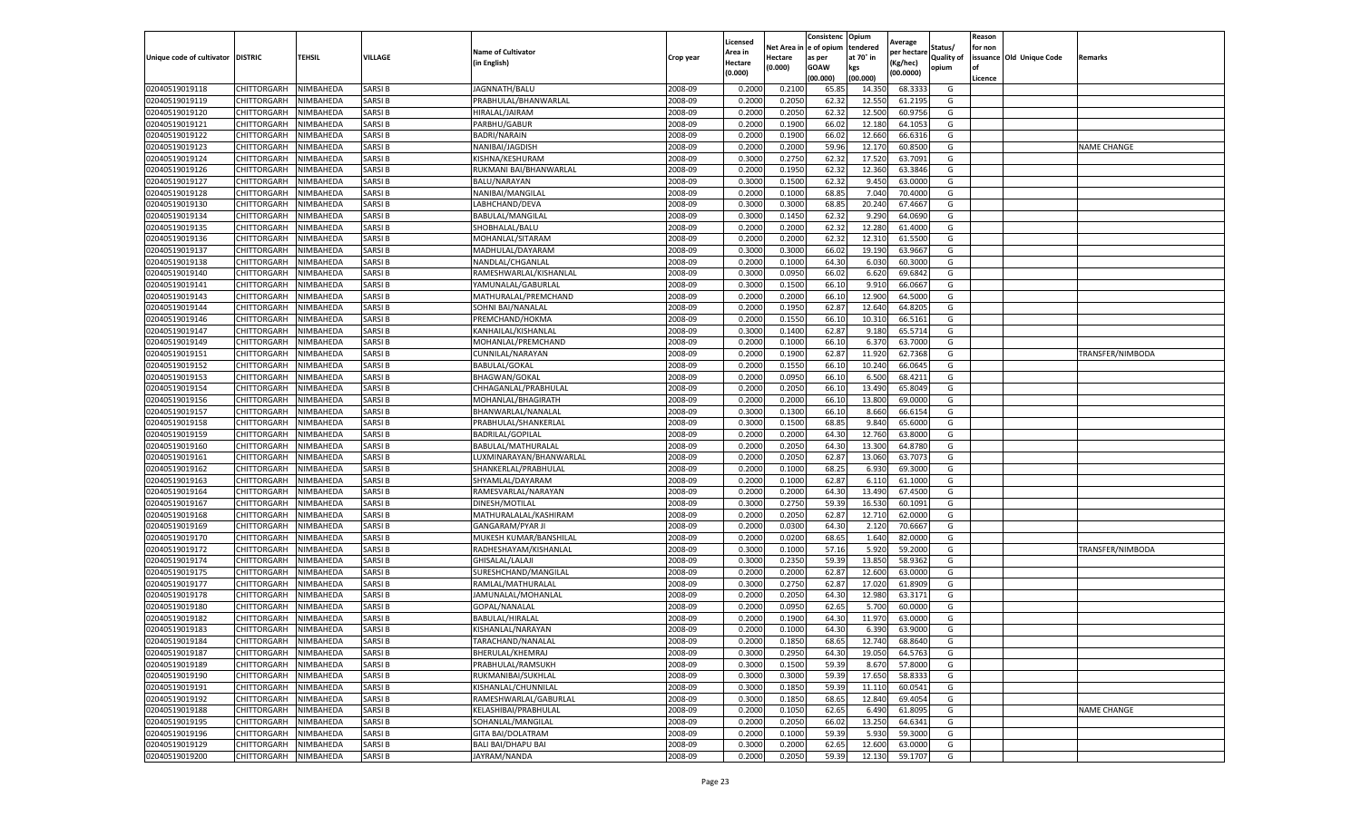| Unique code of cultivator | DISTRIC | TEHSIL | VILLAGE | Name of Cultivator (in English) | Crop year | Licensed Area in Hectare (0.000) | Net Area in Hectare (0.000) | Consistence of opium as per GOAW (00.000) | Opium tendered at 70° in kgs (00.000) | Average per hectare (Kg/hec) (00.0000) | Status/ Quality of opium | Reason for non issuance of Licence | Old Unique Code | Remarks |
|---|---|---|---|---|---|---|---|---|---|---|---|---|---|---|
| 02040519019118 | CHITTORGARH | NIMBAHEDA | SARSI B | JAGNNATH/BALU | 2008-09 | 0.2000 | 0.2100 | 65.85 | 14.350 | 68.3333 | G | | | |
| 02040519019119 | CHITTORGARH | NIMBAHEDA | SARSI B | PRABHULAL/BHANWARLAL | 2008-09 | 0.2000 | 0.2050 | 62.32 | 12.550 | 61.2195 | G | | | |
| 02040519019120 | CHITTORGARH | NIMBAHEDA | SARSI B | HIRALAL/JAIRAM | 2008-09 | 0.2000 | 0.2050 | 62.32 | 12.500 | 60.9756 | G | | | |
| 02040519019121 | CHITTORGARH | NIMBAHEDA | SARSI B | PARBHU/GABUR | 2008-09 | 0.2000 | 0.1900 | 66.02 | 12.180 | 64.1053 | G | | | |
| 02040519019122 | CHITTORGARH | NIMBAHEDA | SARSI B | BADRI/NARAIN | 2008-09 | 0.2000 | 0.1900 | 66.02 | 12.660 | 66.6316 | G | | | |
| 02040519019123 | CHITTORGARH | NIMBAHEDA | SARSI B | NANIBAI/JAGDISH | 2008-09 | 0.2000 | 0.2000 | 59.96 | 12.170 | 60.8500 | G | | | NAME CHANGE |
| 02040519019124 | CHITTORGARH | NIMBAHEDA | SARSI B | KISHNA/KESHURAM | 2008-09 | 0.3000 | 0.2750 | 62.32 | 17.520 | 63.7091 | G | | | |
| 02040519019126 | CHITTORGARH | NIMBAHEDA | SARSI B | RUKMANI BAI/BHANWARLAL | 2008-09 | 0.2000 | 0.1950 | 62.32 | 12.360 | 63.3846 | G | | | |
| 02040519019127 | CHITTORGARH | NIMBAHEDA | SARSI B | BALU/NARAYAN | 2008-09 | 0.3000 | 0.1500 | 62.32 | 9.450 | 63.0000 | G | | | |
| 02040519019128 | CHITTORGARH | NIMBAHEDA | SARSI B | NANIBAI/MANGILAL | 2008-09 | 0.2000 | 0.1000 | 68.85 | 7.040 | 70.4000 | G | | | |
| 02040519019130 | CHITTORGARH | NIMBAHEDA | SARSI B | LABHCHAND/DEVA | 2008-09 | 0.3000 | 0.3000 | 68.85 | 20.240 | 67.4667 | G | | | |
| 02040519019134 | CHITTORGARH | NIMBAHEDA | SARSI B | BABULAL/MANGILAL | 2008-09 | 0.3000 | 0.1450 | 62.32 | 9.290 | 64.0690 | G | | | |
| 02040519019135 | CHITTORGARH | NIMBAHEDA | SARSI B | SHOBHALAL/BALU | 2008-09 | 0.2000 | 0.2000 | 62.32 | 12.280 | 61.4000 | G | | | |
| 02040519019136 | CHITTORGARH | NIMBAHEDA | SARSI B | MOHANLAL/SITARAM | 2008-09 | 0.2000 | 0.2000 | 62.32 | 12.310 | 61.5500 | G | | | |
| 02040519019137 | CHITTORGARH | NIMBAHEDA | SARSI B | MADHULAL/DAYARAM | 2008-09 | 0.3000 | 0.3000 | 66.02 | 19.190 | 63.9667 | G | | | |
| 02040519019138 | CHITTORGARH | NIMBAHEDA | SARSI B | NANDLAL/CHGANLAL | 2008-09 | 0.2000 | 0.1000 | 64.30 | 6.030 | 60.3000 | G | | | |
| 02040519019140 | CHITTORGARH | NIMBAHEDA | SARSI B | RAMESHWARLAL/KISHANLAL | 2008-09 | 0.3000 | 0.0950 | 66.02 | 6.620 | 69.6842 | G | | | |
| 02040519019141 | CHITTORGARH | NIMBAHEDA | SARSI B | YAMUNALAL/GABURLAL | 2008-09 | 0.3000 | 0.1500 | 66.10 | 9.910 | 66.0667 | G | | | |
| 02040519019143 | CHITTORGARH | NIMBAHEDA | SARSI B | MATHURALAL/PREMCHAND | 2008-09 | 0.2000 | 0.2000 | 66.10 | 12.900 | 64.5000 | G | | | |
| 02040519019144 | CHITTORGARH | NIMBAHEDA | SARSI B | SOHNI BAI/NANALAL | 2008-09 | 0.2000 | 0.1950 | 62.87 | 12.640 | 64.8205 | G | | | |
| 02040519019146 | CHITTORGARH | NIMBAHEDA | SARSI B | PREMCHAND/HOKMA | 2008-09 | 0.2000 | 0.1550 | 66.10 | 10.310 | 66.5161 | G | | | |
| 02040519019147 | CHITTORGARH | NIMBAHEDA | SARSI B | KANHAILAL/KISHANLAL | 2008-09 | 0.3000 | 0.1400 | 62.87 | 9.180 | 65.5714 | G | | | |
| 02040519019149 | CHITTORGARH | NIMBAHEDA | SARSI B | MOHANLAL/PREMCHAND | 2008-09 | 0.2000 | 0.1000 | 66.10 | 6.370 | 63.7000 | G | | | |
| 02040519019151 | CHITTORGARH | NIMBAHEDA | SARSI B | CUNNILAL/NARAYAN | 2008-09 | 0.2000 | 0.1900 | 62.87 | 11.920 | 62.7368 | G | | | TRANSFER/NIMBODA |
| 02040519019152 | CHITTORGARH | NIMBAHEDA | SARSI B | BABULAL/GOKAL | 2008-09 | 0.2000 | 0.1550 | 66.10 | 10.240 | 66.0645 | G | | | |
| 02040519019153 | CHITTORGARH | NIMBAHEDA | SARSI B | BHAGWAN/GOKAL | 2008-09 | 0.2000 | 0.0950 | 66.10 | 6.500 | 68.4211 | G | | | |
| 02040519019154 | CHITTORGARH | NIMBAHEDA | SARSI B | CHHAGANLAL/PRABHULAL | 2008-09 | 0.2000 | 0.2050 | 66.10 | 13.490 | 65.8049 | G | | | |
| 02040519019156 | CHITTORGARH | NIMBAHEDA | SARSI B | MOHANLAL/BHAGIRATH | 2008-09 | 0.2000 | 0.2000 | 66.10 | 13.800 | 69.0000 | G | | | |
| 02040519019157 | CHITTORGARH | NIMBAHEDA | SARSI B | BHANWARLAL/NANALAL | 2008-09 | 0.3000 | 0.1300 | 66.10 | 8.660 | 66.6154 | G | | | |
| 02040519019158 | CHITTORGARH | NIMBAHEDA | SARSI B | PRABHULAL/SHANKERLAL | 2008-09 | 0.3000 | 0.1500 | 68.85 | 9.840 | 65.6000 | G | | | |
| 02040519019159 | CHITTORGARH | NIMBAHEDA | SARSI B | BADRILAL/GOPILAL | 2008-09 | 0.2000 | 0.2000 | 64.30 | 12.760 | 63.8000 | G | | | |
| 02040519019160 | CHITTORGARH | NIMBAHEDA | SARSI B | BABULAL/MATHURALAL | 2008-09 | 0.2000 | 0.2050 | 64.30 | 13.300 | 64.8780 | G | | | |
| 02040519019161 | CHITTORGARH | NIMBAHEDA | SARSI B | LUXMINARAYAN/BHANWARLAL | 2008-09 | 0.2000 | 0.2050 | 62.87 | 13.060 | 63.7073 | G | | | |
| 02040519019162 | CHITTORGARH | NIMBAHEDA | SARSI B | SHANKERLAL/PRABHULAL | 2008-09 | 0.2000 | 0.1000 | 68.25 | 6.930 | 69.3000 | G | | | |
| 02040519019163 | CHITTORGARH | NIMBAHEDA | SARSI B | SHYAMLAL/DAYARAM | 2008-09 | 0.2000 | 0.1000 | 62.87 | 6.110 | 61.1000 | G | | | |
| 02040519019164 | CHITTORGARH | NIMBAHEDA | SARSI B | RAMESVARLAL/NARAYAN | 2008-09 | 0.2000 | 0.2000 | 64.30 | 13.490 | 67.4500 | G | | | |
| 02040519019167 | CHITTORGARH | NIMBAHEDA | SARSI B | DINESH/MOTILAL | 2008-09 | 0.3000 | 0.2750 | 59.39 | 16.530 | 60.1091 | G | | | |
| 02040519019168 | CHITTORGARH | NIMBAHEDA | SARSI B | MATHURALALAL/KASHIRAM | 2008-09 | 0.2000 | 0.2050 | 62.87 | 12.710 | 62.0000 | G | | | |
| 02040519019169 | CHITTORGARH | NIMBAHEDA | SARSI B | GANGARAM/PYAR JI | 2008-09 | 0.2000 | 0.0300 | 64.30 | 2.120 | 70.6667 | G | | | |
| 02040519019170 | CHITTORGARH | NIMBAHEDA | SARSI B | MUKESH KUMAR/BANSHILAL | 2008-09 | 0.2000 | 0.0200 | 68.65 | 1.640 | 82.0000 | G | | | |
| 02040519019172 | CHITTORGARH | NIMBAHEDA | SARSI B | RADHESHAYAM/KISHANLAL | 2008-09 | 0.3000 | 0.1000 | 57.16 | 5.920 | 59.2000 | G | | | TRANSFER/NIMBODA |
| 02040519019174 | CHITTORGARH | NIMBAHEDA | SARSI B | GHISALAL/LALAJI | 2008-09 | 0.3000 | 0.2350 | 59.39 | 13.850 | 58.9362 | G | | | |
| 02040519019175 | CHITTORGARH | NIMBAHEDA | SARSI B | SURESHCHAND/MANGILAL | 2008-09 | 0.2000 | 0.2000 | 62.87 | 12.600 | 63.0000 | G | | | |
| 02040519019177 | CHITTORGARH | NIMBAHEDA | SARSI B | RAMLAL/MATHURALAL | 2008-09 | 0.3000 | 0.2750 | 62.87 | 17.020 | 61.8909 | G | | | |
| 02040519019178 | CHITTORGARH | NIMBAHEDA | SARSI B | JAMUNALAL/MOHANLAL | 2008-09 | 0.2000 | 0.2050 | 64.30 | 12.980 | 63.3171 | G | | | |
| 02040519019180 | CHITTORGARH | NIMBAHEDA | SARSI B | GOPAL/NANALAL | 2008-09 | 0.2000 | 0.0950 | 62.65 | 5.700 | 60.0000 | G | | | |
| 02040519019182 | CHITTORGARH | NIMBAHEDA | SARSI B | BABULAL/HIRALAL | 2008-09 | 0.2000 | 0.1900 | 64.30 | 11.970 | 63.0000 | G | | | |
| 02040519019183 | CHITTORGARH | NIMBAHEDA | SARSI B | KISHANLAL/NARAYAN | 2008-09 | 0.2000 | 0.1000 | 64.30 | 6.390 | 63.9000 | G | | | |
| 02040519019184 | CHITTORGARH | NIMBAHEDA | SARSI B | TARACHAND/NANALAL | 2008-09 | 0.2000 | 0.1850 | 68.65 | 12.740 | 68.8640 | G | | | |
| 02040519019187 | CHITTORGARH | NIMBAHEDA | SARSI B | BHERULAL/KHEMRAJ | 2008-09 | 0.3000 | 0.2950 | 64.30 | 19.050 | 64.5763 | G | | | |
| 02040519019189 | CHITTORGARH | NIMBAHEDA | SARSI B | PRABHULAL/RAMSUKH | 2008-09 | 0.3000 | 0.1500 | 59.39 | 8.670 | 57.8000 | G | | | |
| 02040519019190 | CHITTORGARH | NIMBAHEDA | SARSI B | RUKMANIBAI/SUKHLAL | 2008-09 | 0.3000 | 0.3000 | 59.39 | 17.650 | 58.8333 | G | | | |
| 02040519019191 | CHITTORGARH | NIMBAHEDA | SARSI B | KISHANLAL/CHUNNILAL | 2008-09 | 0.3000 | 0.1850 | 59.39 | 11.110 | 60.0541 | G | | | |
| 02040519019192 | CHITTORGARH | NIMBAHEDA | SARSI B | RAMESHWARLAL/GABURLAL | 2008-09 | 0.3000 | 0.1850 | 68.65 | 12.840 | 69.4054 | G | | | |
| 02040519019188 | CHITTORGARH | NIMBAHEDA | SARSI B | KELASHIBAI/PRABHULAL | 2008-09 | 0.2000 | 0.1050 | 62.65 | 6.490 | 61.8095 | G | | | NAME CHANGE |
| 02040519019195 | CHITTORGARH | NIMBAHEDA | SARSI B | SOHANLAL/MANGILAL | 2008-09 | 0.2000 | 0.2050 | 66.02 | 13.250 | 64.6341 | G | | | |
| 02040519019196 | CHITTORGARH | NIMBAHEDA | SARSI B | GITA BAI/DOLATRAM | 2008-09 | 0.2000 | 0.1000 | 59.39 | 5.930 | 59.3000 | G | | | |
| 02040519019129 | CHITTORGARH | NIMBAHEDA | SARSI B | BALI BAI/DHAPU BAI | 2008-09 | 0.3000 | 0.2000 | 62.65 | 12.600 | 63.0000 | G | | | |
| 02040519019200 | CHITTORGARH | NIMBAHEDA | SARSI B | JAYRAM/NANDA | 2008-09 | 0.2000 | 0.2050 | 59.39 | 12.130 | 59.1707 | G | | | |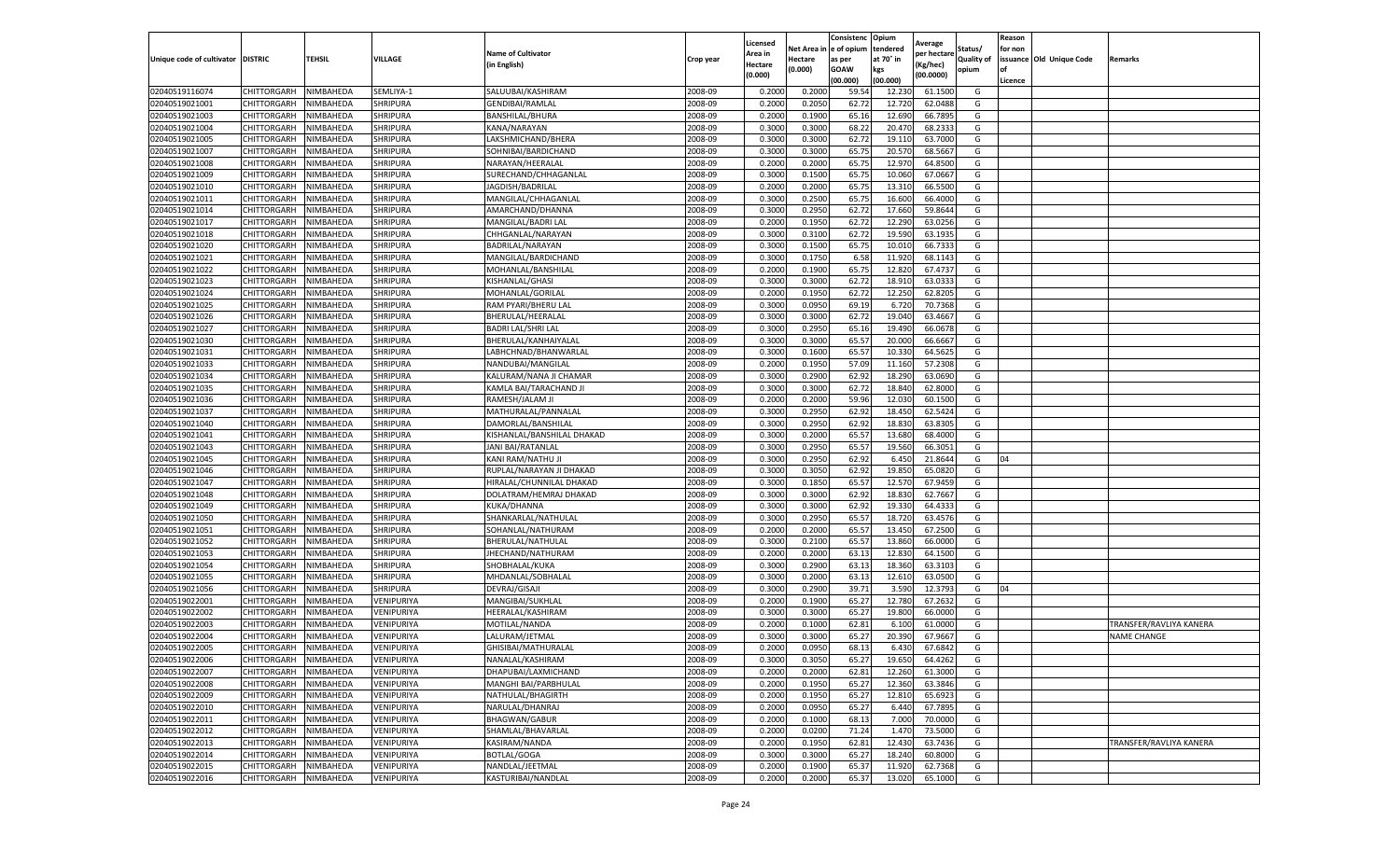| Unique code of cultivator | DISTRIC | TEHSIL | VILLAGE | Name of Cultivator (in English) | Crop year | Licensed Area in Hectare (0.000) | Net Area in Hectare (0.000) | Consistence of opium as per GOAW (00.000) | Opium tendered at 70° in kgs (00.000) | Average per hectare (Kg/hec) (00.0000) | Status/ Quality of opium | Reason for non issuance of Licence | Old Unique Code | Remarks |
|---|---|---|---|---|---|---|---|---|---|---|---|---|---|---|
| 02040519116074 | CHITTORGARH | NIMBAHEDA | SEMLIYA-1 | SALUUBAI/KASHIRAM | 2008-09 | 0.2000 | 0.2000 | 59.54 | 12.230 | 61.1500 | G | | | |
| 02040519021001 | CHITTORGARH | NIMBAHEDA | SHRIPURA | GENDIBAI/RAMLAL | 2008-09 | 0.2000 | 0.2050 | 62.72 | 12.720 | 62.0488 | G | | | |
| 02040519021003 | CHITTORGARH | NIMBAHEDA | SHRIPURA | BANSHILAL/BHURA | 2008-09 | 0.2000 | 0.1900 | 65.16 | 12.690 | 66.7895 | G | | | |
| 02040519021004 | CHITTORGARH | NIMBAHEDA | SHRIPURA | KANA/NARAYAN | 2008-09 | 0.3000 | 0.3000 | 68.22 | 20.470 | 68.2333 | G | | | |
| 02040519021005 | CHITTORGARH | NIMBAHEDA | SHRIPURA | LAKSHMICHAND/BHERA | 2008-09 | 0.3000 | 0.3000 | 62.72 | 19.110 | 63.7000 | G | | | |
| 02040519021007 | CHITTORGARH | NIMBAHEDA | SHRIPURA | SOHNIBAI/BARDICHAND | 2008-09 | 0.3000 | 0.3000 | 65.75 | 20.570 | 68.5667 | G | | | |
| 02040519021008 | CHITTORGARH | NIMBAHEDA | SHRIPURA | NARAYAN/HEERALAL | 2008-09 | 0.2000 | 0.2000 | 65.75 | 12.970 | 64.8500 | G | | | |
| 02040519021009 | CHITTORGARH | NIMBAHEDA | SHRIPURA | SURECHAND/CHHAGANLAL | 2008-09 | 0.3000 | 0.1500 | 65.75 | 10.060 | 67.0667 | G | | | |
| 02040519021010 | CHITTORGARH | NIMBAHEDA | SHRIPURA | JAGDISH/BADRILAL | 2008-09 | 0.2000 | 0.2000 | 65.75 | 13.310 | 66.5500 | G | | | |
| 02040519021011 | CHITTORGARH | NIMBAHEDA | SHRIPURA | MANGILAL/CHHAGANLAL | 2008-09 | 0.3000 | 0.2500 | 65.75 | 16.600 | 66.4000 | G | | | |
| 02040519021014 | CHITTORGARH | NIMBAHEDA | SHRIPURA | AMARCHAND/DHANNA | 2008-09 | 0.3000 | 0.2950 | 62.72 | 17.660 | 59.8644 | G | | | |
| 02040519021017 | CHITTORGARH | NIMBAHEDA | SHRIPURA | MANGILAL/BADRI LAL | 2008-09 | 0.2000 | 0.1950 | 62.72 | 12.290 | 63.0256 | G | | | |
| 02040519021018 | CHITTORGARH | NIMBAHEDA | SHRIPURA | CHHGANLAL/NARAYAN | 2008-09 | 0.3000 | 0.3100 | 62.72 | 19.590 | 63.1935 | G | | | |
| 02040519021020 | CHITTORGARH | NIMBAHEDA | SHRIPURA | BADRILAL/NARAYAN | 2008-09 | 0.3000 | 0.1500 | 65.75 | 10.010 | 66.7333 | G | | | |
| 02040519021021 | CHITTORGARH | NIMBAHEDA | SHRIPURA | MANGILAL/BARDICHAND | 2008-09 | 0.3000 | 0.1750 | 6.58 | 11.920 | 68.1143 | G | | | |
| 02040519021022 | CHITTORGARH | NIMBAHEDA | SHRIPURA | MOHANLAL/BANSHILAL | 2008-09 | 0.2000 | 0.1900 | 65.75 | 12.820 | 67.4737 | G | | | |
| 02040519021023 | CHITTORGARH | NIMBAHEDA | SHRIPURA | KISHANLAL/GHASI | 2008-09 | 0.3000 | 0.3000 | 62.72 | 18.910 | 63.0333 | G | | | |
| 02040519021024 | CHITTORGARH | NIMBAHEDA | SHRIPURA | MOHANLAL/GORILAL | 2008-09 | 0.2000 | 0.1950 | 62.72 | 12.250 | 62.8205 | G | | | |
| 02040519021025 | CHITTORGARH | NIMBAHEDA | SHRIPURA | RAM PYARI/BHERU LAL | 2008-09 | 0.3000 | 0.0950 | 69.19 | 6.720 | 70.7368 | G | | | |
| 02040519021026 | CHITTORGARH | NIMBAHEDA | SHRIPURA | BHERULAL/HEERALAL | 2008-09 | 0.3000 | 0.3000 | 62.72 | 19.040 | 63.4667 | G | | | |
| 02040519021027 | CHITTORGARH | NIMBAHEDA | SHRIPURA | BADRI LAL/SHRI LAL | 2008-09 | 0.3000 | 0.2950 | 65.16 | 19.490 | 66.0678 | G | | | |
| 02040519021030 | CHITTORGARH | NIMBAHEDA | SHRIPURA | BHERULAL/KANHAIYALAL | 2008-09 | 0.3000 | 0.3000 | 65.57 | 20.000 | 66.6667 | G | | | |
| 02040519021031 | CHITTORGARH | NIMBAHEDA | SHRIPURA | LABHCHNAD/BHANWARLAL | 2008-09 | 0.3000 | 0.1600 | 65.57 | 10.330 | 64.5625 | G | | | |
| 02040519021033 | CHITTORGARH | NIMBAHEDA | SHRIPURA | NANDUBAI/MANGILAL | 2008-09 | 0.2000 | 0.1950 | 57.09 | 11.160 | 57.2308 | G | | | |
| 02040519021034 | CHITTORGARH | NIMBAHEDA | SHRIPURA | KALURAM/NANA JI CHAMAR | 2008-09 | 0.3000 | 0.2900 | 62.92 | 18.290 | 63.0690 | G | | | |
| 02040519021035 | CHITTORGARH | NIMBAHEDA | SHRIPURA | KAMLA BAI/TARACHAND JI | 2008-09 | 0.3000 | 0.3000 | 62.72 | 18.840 | 62.8000 | G | | | |
| 02040519021036 | CHITTORGARH | NIMBAHEDA | SHRIPURA | RAMESH/JALAM JI | 2008-09 | 0.2000 | 0.2000 | 59.96 | 12.030 | 60.1500 | G | | | |
| 02040519021037 | CHITTORGARH | NIMBAHEDA | SHRIPURA | MATHURALAL/PANNALAL | 2008-09 | 0.3000 | 0.2950 | 62.92 | 18.450 | 62.5424 | G | | | |
| 02040519021040 | CHITTORGARH | NIMBAHEDA | SHRIPURA | DAMORLAL/BANSHILAL | 2008-09 | 0.3000 | 0.2950 | 62.92 | 18.830 | 63.8305 | G | | | |
| 02040519021041 | CHITTORGARH | NIMBAHEDA | SHRIPURA | KISHANLAL/BANSHILAL DHAKAD | 2008-09 | 0.3000 | 0.2000 | 65.57 | 13.680 | 68.4000 | G | | | |
| 02040519021043 | CHITTORGARH | NIMBAHEDA | SHRIPURA | JANI BAI/RATANLAL | 2008-09 | 0.3000 | 0.2950 | 65.57 | 19.560 | 66.3051 | G | | | |
| 02040519021045 | CHITTORGARH | NIMBAHEDA | SHRIPURA | KANI RAM/NATHU JI | 2008-09 | 0.3000 | 0.2950 | 62.92 | 6.450 | 21.8644 | G | 04 | | |
| 02040519021046 | CHITTORGARH | NIMBAHEDA | SHRIPURA | RUPLAL/NARAYAN JI DHAKAD | 2008-09 | 0.3000 | 0.3050 | 62.92 | 19.850 | 65.0820 | G | | | |
| 02040519021047 | CHITTORGARH | NIMBAHEDA | SHRIPURA | HIRALAL/CHUNNILAL DHAKAD | 2008-09 | 0.3000 | 0.1850 | 65.57 | 12.570 | 67.9459 | G | | | |
| 02040519021048 | CHITTORGARH | NIMBAHEDA | SHRIPURA | DOLATRAM/HEMRAJ DHAKAD | 2008-09 | 0.3000 | 0.3000 | 62.92 | 18.830 | 62.7667 | G | | | |
| 02040519021049 | CHITTORGARH | NIMBAHEDA | SHRIPURA | KUKA/DHANNA | 2008-09 | 0.3000 | 0.3000 | 62.92 | 19.330 | 64.4333 | G | | | |
| 02040519021050 | CHITTORGARH | NIMBAHEDA | SHRIPURA | SHANKARLAL/NATHULAL | 2008-09 | 0.3000 | 0.2950 | 65.57 | 18.720 | 63.4576 | G | | | |
| 02040519021051 | CHITTORGARH | NIMBAHEDA | SHRIPURA | SOHANLAL/NATHURAM | 2008-09 | 0.2000 | 0.2000 | 65.57 | 13.450 | 67.2500 | G | | | |
| 02040519021052 | CHITTORGARH | NIMBAHEDA | SHRIPURA | BHERULAL/NATHULAL | 2008-09 | 0.3000 | 0.2100 | 65.57 | 13.860 | 66.0000 | G | | | |
| 02040519021053 | CHITTORGARH | NIMBAHEDA | SHRIPURA | JHECHAND/NATHURAM | 2008-09 | 0.2000 | 0.2000 | 63.13 | 12.830 | 64.1500 | G | | | |
| 02040519021054 | CHITTORGARH | NIMBAHEDA | SHRIPURA | SHOBHALAL/KUKA | 2008-09 | 0.3000 | 0.2900 | 63.13 | 18.360 | 63.3103 | G | | | |
| 02040519021055 | CHITTORGARH | NIMBAHEDA | SHRIPURA | MHDANLAL/SOBHALAL | 2008-09 | 0.3000 | 0.2000 | 63.13 | 12.610 | 63.0500 | G | | | |
| 02040519021056 | CHITTORGARH | NIMBAHEDA | SHRIPURA | DEVRAJ/GISAJI | 2008-09 | 0.3000 | 0.2900 | 39.71 | 3.590 | 12.3793 | G | 04 | | |
| 02040519022001 | CHITTORGARH | NIMBAHEDA | VENIPURIYA | MANGIBAI/SUKHLAL | 2008-09 | 0.2000 | 0.1900 | 65.27 | 12.780 | 67.2632 | G | | | |
| 02040519022002 | CHITTORGARH | NIMBAHEDA | VENIPURIYA | HEERALAL/KASHIRAM | 2008-09 | 0.3000 | 0.3000 | 65.27 | 19.800 | 66.0000 | G | | | |
| 02040519022003 | CHITTORGARH | NIMBAHEDA | VENIPURIYA | MOTILAL/NANDA | 2008-09 | 0.2000 | 0.1000 | 62.81 | 6.100 | 61.0000 | G | | | TRANSFER/RAVLIYA KANERA |
| 02040519022004 | CHITTORGARH | NIMBAHEDA | VENIPURIYA | LALURAM/JETMAL | 2008-09 | 0.3000 | 0.3000 | 65.27 | 20.390 | 67.9667 | G | | | NAME CHANGE |
| 02040519022005 | CHITTORGARH | NIMBAHEDA | VENIPURIYA | GHISIBAI/MATHURALAL | 2008-09 | 0.2000 | 0.0950 | 68.13 | 6.430 | 67.6842 | G | | | |
| 02040519022006 | CHITTORGARH | NIMBAHEDA | VENIPURIYA | NANALAL/KASHIRAM | 2008-09 | 0.3000 | 0.3050 | 65.27 | 19.650 | 64.4262 | G | | | |
| 02040519022007 | CHITTORGARH | NIMBAHEDA | VENIPURIYA | DHAPUBAI/LAXMICHAND | 2008-09 | 0.2000 | 0.2000 | 62.81 | 12.260 | 61.3000 | G | | | |
| 02040519022008 | CHITTORGARH | NIMBAHEDA | VENIPURIYA | MANGHI BAI/PARBHULAL | 2008-09 | 0.2000 | 0.1950 | 65.27 | 12.360 | 63.3846 | G | | | |
| 02040519022009 | CHITTORGARH | NIMBAHEDA | VENIPURIYA | NATHULAL/BHAGIRTH | 2008-09 | 0.2000 | 0.1950 | 65.27 | 12.810 | 65.6923 | G | | | |
| 02040519022010 | CHITTORGARH | NIMBAHEDA | VENIPURIYA | NARULAL/DHANRAJ | 2008-09 | 0.2000 | 0.0950 | 65.27 | 6.440 | 67.7895 | G | | | |
| 02040519022011 | CHITTORGARH | NIMBAHEDA | VENIPURIYA | BHAGWAN/GABUR | 2008-09 | 0.2000 | 0.1000 | 68.13 | 7.000 | 70.0000 | G | | | |
| 02040519022012 | CHITTORGARH | NIMBAHEDA | VENIPURIYA | SHAMLAL/BHAVARLAL | 2008-09 | 0.2000 | 0.0200 | 71.24 | 1.470 | 73.5000 | G | | | |
| 02040519022013 | CHITTORGARH | NIMBAHEDA | VENIPURIYA | KASIRAM/NANDA | 2008-09 | 0.2000 | 0.1950 | 62.81 | 12.430 | 63.7436 | G | | | TRANSFER/RAVLIYA KANERA |
| 02040519022014 | CHITTORGARH | NIMBAHEDA | VENIPURIYA | BOTLAL/GOGA | 2008-09 | 0.3000 | 0.3000 | 65.27 | 18.240 | 60.8000 | G | | | |
| 02040519022015 | CHITTORGARH | NIMBAHEDA | VENIPURIYA | NANDLAL/JEETMAL | 2008-09 | 0.2000 | 0.1900 | 65.37 | 11.920 | 62.7368 | G | | | |
| 02040519022016 | CHITTORGARH | NIMBAHEDA | VENIPURIYA | KASTURIBAI/NANDLAL | 2008-09 | 0.2000 | 0.2000 | 65.37 | 13.020 | 65.1000 | G | | | |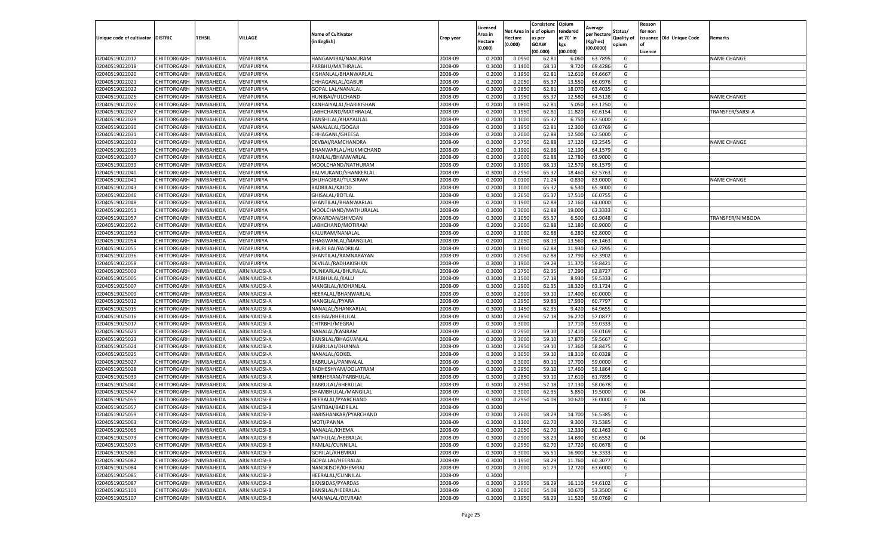| Unique code of cultivator | DISTRIC | TEHSIL | VILLAGE | Name of Cultivator (in English) | Crop year | Licensed Area in Hectare (0.000) | Net Area in Hectare (0.000) | Consistence of opium as per GOAW (00.000) | Opium tendered at 70° in kgs (00.000) | Average per hectare (Kg/hec) (00.0000) | Status/ Quality of opium | Reason for non issuance of Licence | Old Unique Code | Remarks |
|---|---|---|---|---|---|---|---|---|---|---|---|---|---|---|
| 02040519022017 | CHITTORGARH | NIMBAHEDA | VENIPURIYA | HANGAMIBAI/NANURAM | 2008-09 | 0.2000 | 0.0950 | 62.81 | 6.060 | 63.7895 | G | | | NAME CHANGE |
| 02040519022018 | CHITTORGARH | NIMBAHEDA | VENIPURIYA | PARBHU/MATHRALAL | 2008-09 | 0.3000 | 0.1400 | 68.13 | 9.720 | 69.4286 | G | | | |
| 02040519022020 | CHITTORGARH | NIMBAHEDA | VENIPURIYA | KISHANLAL/BHANWARLAL | 2008-09 | 0.2000 | 0.1950 | 62.81 | 12.610 | 64.6667 | G | | | |
| 02040519022021 | CHITTORGARH | NIMBAHEDA | VENIPURIYA | CHHAGANLAL/GABUR | 2008-09 | 0.2000 | 0.2050 | 65.37 | 13.550 | 66.0976 | G | | | |
| 02040519022022 | CHITTORGARH | NIMBAHEDA | VENIPURIYA | GOPAL LAL/NANALAL | 2008-09 | 0.3000 | 0.2850 | 62.81 | 18.070 | 63.4035 | G | | | |
| 02040519022025 | CHITTORGARH | NIMBAHEDA | VENIPURIYA | HUNIBAI/FULCHAND | 2008-09 | 0.2000 | 0.1950 | 65.37 | 12.580 | 64.5128 | G | | | NAME CHANGE |
| 02040519022026 | CHITTORGARH | NIMBAHEDA | VENIPURIYA | KANHAIYALAL/HARIKISHAN | 2008-09 | 0.2000 | 0.0800 | 62.81 | 5.050 | 63.1250 | G | | | |
| 02040519022027 | CHITTORGARH | NIMBAHEDA | VENIPURIYA | LABHCHAND/MATHRALAL | 2008-09 | 0.2000 | 0.1950 | 62.81 | 11.820 | 60.6154 | G | | | TRANSFER/SARSI-A |
| 02040519022029 | CHITTORGARH | NIMBAHEDA | VENIPURIYA | BANSHILAL/KHAYALILAL | 2008-09 | 0.2000 | 0.1000 | 65.37 | 6.750 | 67.5000 | G | | | |
| 02040519022030 | CHITTORGARH | NIMBAHEDA | VENIPURIYA | NANALALAL/GOGAJI | 2008-09 | 0.2000 | 0.1950 | 62.81 | 12.300 | 63.0769 | G | | | |
| 02040519022031 | CHITTORGARH | NIMBAHEDA | VENIPURIYA | CHHAGANL/GHEESA | 2008-09 | 0.2000 | 0.2000 | 62.88 | 12.500 | 62.5000 | G | | | |
| 02040519022033 | CHITTORGARH | NIMBAHEDA | VENIPURIYA | DEVBAI/RAMCHANDRA | 2008-09 | 0.3000 | 0.2750 | 62.88 | 17.120 | 62.2545 | G | | | NAME CHANGE |
| 02040519022035 | CHITTORGARH | NIMBAHEDA | VENIPURIYA | BHANWARLAL/HUKMICHAND | 2008-09 | 0.2000 | 0.1900 | 62.88 | 12.190 | 64.1579 | G | | | |
| 02040519022037 | CHITTORGARH | NIMBAHEDA | VENIPURIYA | RAMLAL/BHANWARLAL | 2008-09 | 0.2000 | 0.2000 | 62.88 | 12.780 | 63.9000 | G | | | |
| 02040519022039 | CHITTORGARH | NIMBAHEDA | VENIPURIYA | MOOLCHAND/NATHURAM | 2008-09 | 0.2000 | 0.1900 | 68.13 | 12.570 | 66.1579 | G | | | |
| 02040519022040 | CHITTORGARH | NIMBAHEDA | VENIPURIYA | BALMUKAND/SHANKERLAL | 2008-09 | 0.3000 | 0.2950 | 65.37 | 18.460 | 62.5763 | G | | | |
| 02040519022041 | CHITTORGARH | NIMBAHEDA | VENIPURIYA | SHUHAGIBAI/TULSIRAM | 2008-09 | 0.2000 | 0.0100 | 71.24 | 0.830 | 83.0000 | G | | | NAME CHANGE |
| 02040519022043 | CHITTORGARH | NIMBAHEDA | VENIPURIYA | BADRILAL/KAJOD | 2008-09 | 0.2000 | 0.1000 | 65.37 | 6.530 | 65.3000 | G | | | |
| 02040519022046 | CHITTORGARH | NIMBAHEDA | VENIPURIYA | GHISALAL/BOTLAL | 2008-09 | 0.3000 | 0.2650 | 65.37 | 17.510 | 66.0755 | G | | | |
| 02040519022048 | CHITTORGARH | NIMBAHEDA | VENIPURIYA | SHANTILAL/BHANWARLAL | 2008-09 | 0.2000 | 0.1900 | 62.88 | 12.160 | 64.0000 | G | | | |
| 02040519022051 | CHITTORGARH | NIMBAHEDA | VENIPURIYA | MOOLCHAND/MATHURALAL | 2008-09 | 0.3000 | 0.3000 | 62.88 | 19.000 | 63.3333 | G | | | |
| 02040519022057 | CHITTORGARH | NIMBAHEDA | VENIPURIYA | ONKARDAN/SHIVDAN | 2008-09 | 0.3000 | 0.1050 | 65.37 | 6.500 | 61.9048 | G | | | TRANSFER/NIMBODA |
| 02040519022052 | CHITTORGARH | NIMBAHEDA | VENIPURIYA | LABHCHAND/MOTIRAM | 2008-09 | 0.2000 | 0.2000 | 62.88 | 12.180 | 60.9000 | G | | | |
| 02040519022053 | CHITTORGARH | NIMBAHEDA | VENIPURIYA | KALURAM/NANALAL | 2008-09 | 0.2000 | 0.1000 | 62.88 | 6.280 | 62.8000 | G | | | |
| 02040519022054 | CHITTORGARH | NIMBAHEDA | VENIPURIYA | BHAGWANLAL/MANGILAL | 2008-09 | 0.2000 | 0.2050 | 68.13 | 13.560 | 66.1463 | G | | | |
| 02040519022055 | CHITTORGARH | NIMBAHEDA | VENIPURIYA | BHURI BAI/BADRILAL | 2008-09 | 0.2000 | 0.1900 | 62.88 | 11.930 | 62.7895 | G | | | |
| 02040519022036 | CHITTORGARH | NIMBAHEDA | VENIPURIYA | SHANTILAL/RAMNARAYAN | 2008-09 | 0.2000 | 0.2050 | 62.88 | 12.790 | 62.3902 | G | | | |
| 02040519022058 | CHITTORGARH | NIMBAHEDA | VENIPURIYA | DEVILAL/RADHAKISHAN | 2008-09 | 0.3000 | 0.1900 | 59.28 | 11.370 | 59.8421 | G | | | |
| 02040519025003 | CHITTORGARH | NIMBAHEDA | ARNIYAJOSI-A | OUNKARLAL/BHURALAL | 2008-09 | 0.3000 | 0.2750 | 62.35 | 17.290 | 62.8727 | G | | | |
| 02040519025005 | CHITTORGARH | NIMBAHEDA | ARNIYAJOSI-A | PARBHULAL/KALU | 2008-09 | 0.3000 | 0.1500 | 57.18 | 8.930 | 59.5333 | G | | | |
| 02040519025007 | CHITTORGARH | NIMBAHEDA | ARNIYAJOSI-A | MANGILAL/MOHANLAL | 2008-09 | 0.3000 | 0.2900 | 62.35 | 18.320 | 63.1724 | G | | | |
| 02040519025009 | CHITTORGARH | NIMBAHEDA | ARNIYAJOSI-A | HEERALAL/BHANWARLAL | 2008-09 | 0.3000 | 0.2900 | 59.10 | 17.400 | 60.0000 | G | | | |
| 02040519025012 | CHITTORGARH | NIMBAHEDA | ARNIYAJOSI-A | MANGILAL/PYARA | 2008-09 | 0.3000 | 0.2950 | 59.83 | 17.930 | 60.7797 | G | | | |
| 02040519025015 | CHITTORGARH | NIMBAHEDA | ARNIYAJOSI-A | NANALAL/SHANKARLAL | 2008-09 | 0.3000 | 0.1450 | 62.35 | 9.420 | 64.9655 | G | | | |
| 02040519025016 | CHITTORGARH | NIMBAHEDA | ARNIYAJOSI-A | KASIBAI/BHERULAL | 2008-09 | 0.3000 | 0.2850 | 57.18 | 16.270 | 57.0877 | G | | | |
| 02040519025017 | CHITTORGARH | NIMBAHEDA | ARNIYAJOSI-A | CHTRBHJ/MEGRAJ | 2008-09 | 0.3000 | 0.3000 | | 17.710 | 59.0333 | G | | | |
| 02040519025021 | CHITTORGARH | NIMBAHEDA | ARNIYAJOSI-A | NANALAL/KASIRAM | 2008-09 | 0.3000 | 0.2950 | 59.10 | 17.410 | 59.0169 | G | | | |
| 02040519025023 | CHITTORGARH | NIMBAHEDA | ARNIYAJOSI-A | BANSILAL/BHAGVANLAL | 2008-09 | 0.3000 | 0.3000 | 59.10 | 17.870 | 59.5667 | G | | | |
| 02040519025024 | CHITTORGARH | NIMBAHEDA | ARNIYAJOSI-A | BABRULAL/DHANNA | 2008-09 | 0.3000 | 0.2950 | 59.10 | 17.360 | 58.8475 | G | | | |
| 02040519025025 | CHITTORGARH | NIMBAHEDA | ARNIYAJOSI-A | NANALAL/GOKEL | 2008-09 | 0.3000 | 0.3050 | 59.10 | 18.310 | 60.0328 | G | | | |
| 02040519025027 | CHITTORGARH | NIMBAHEDA | ARNIYAJOSI-A | BABRULAL/PANNALAL | 2008-09 | 0.3000 | 0.3000 | 60.11 | 17.700 | 59.0000 | G | | | |
| 02040519025028 | CHITTORGARH | NIMBAHEDA | ARNIYAJOSI-A | RADHESHYAM/DOLATRAM | 2008-09 | 0.3000 | 0.2950 | 59.10 | 17.460 | 59.1864 | G | | | |
| 02040519025039 | CHITTORGARH | NIMBAHEDA | ARNIYAJOSI-A | NIRBHERAM/PARBHULAL | 2008-09 | 0.3000 | 0.2850 | 59.10 | 17.610 | 61.7895 | G | | | |
| 02040519025040 | CHITTORGARH | NIMBAHEDA | ARNIYAJOSI-A | BABRULAL/BHERULAL | 2008-09 | 0.3000 | 0.2950 | 57.18 | 17.130 | 58.0678 | G | | | |
| 02040519025047 | CHITTORGARH | NIMBAHEDA | ARNIYAJOSI-A | SHAMBHULAL/MANGILAL | 2008-09 | 0.3000 | 0.3000 | 62.35 | 5.850 | 19.5000 | G | 04 | | |
| 02040519025055 | CHITTORGARH | NIMBAHEDA | ARNIYAJOSI-B | HEERALAL/PYARCHAND | 2008-09 | 0.3000 | 0.2950 | 54.08 | 10.620 | 36.0000 | G | 04 | | |
| 02040519025057 | CHITTORGARH | NIMBAHEDA | ARNIYAJOSI-B | SANTIBAI/BADRILAL | 2008-09 | 0.3000 | | | | | F | | | |
| 02040519025059 | CHITTORGARH | NIMBAHEDA | ARNIYAJOSI-B | HARISHANKAR/PYARCHAND | 2008-09 | 0.3000 | 0.2600 | 58.29 | 14.700 | 56.5385 | G | | | |
| 02040519025063 | CHITTORGARH | NIMBAHEDA | ARNIYAJOSI-B | MOTI/PANNA | 2008-09 | 0.3000 | 0.1300 | 62.70 | 9.300 | 71.5385 | G | | | |
| 02040519025065 | CHITTORGARH | NIMBAHEDA | ARNIYAJOSI-B | NANALAL/KHEMA | 2008-09 | 0.3000 | 0.2050 | 62.70 | 12.330 | 60.1463 | G | | | |
| 02040519025073 | CHITTORGARH | NIMBAHEDA | ARNIYAJOSI-B | NATHULAL/HEERALAL | 2008-09 | 0.3000 | 0.2900 | 58.29 | 14.690 | 50.6552 | G | 04 | | |
| 02040519025075 | CHITTORGARH | NIMBAHEDA | ARNIYAJOSI-B | RAMLAL/CUNNILAL | 2008-09 | 0.3000 | 0.2950 | 62.70 | 17.720 | 60.0678 | G | | | |
| 02040519025080 | CHITTORGARH | NIMBAHEDA | ARNIYAJOSI-B | GORILAL/KHEMRAJ | 2008-09 | 0.3000 | 0.3000 | 56.51 | 16.900 | 56.3333 | G | | | |
| 02040519025082 | CHITTORGARH | NIMBAHEDA | ARNIYAJOSI-B | GOPALLAL/HEERALAL | 2008-09 | 0.3000 | 0.1950 | 58.29 | 11.760 | 60.3077 | G | | | |
| 02040519025084 | CHITTORGARH | NIMBAHEDA | ARNIYAJOSI-B | NANDKISOR/KHEMRAJ | 2008-09 | 0.2000 | 0.2000 | 61.79 | 12.720 | 63.6000 | G | | | |
| 02040519025085 | CHITTORGARH | NIMBAHEDA | ARNIYAJOSI-B | HEERALAL/CUNNILAL | 2008-09 | 0.3000 | | | | | F | | | |
| 02040519025087 | CHITTORGARH | NIMBAHEDA | ARNIYAJOSI-B | BANSIDAS/PYARDAS | 2008-09 | 0.3000 | 0.2950 | 58.29 | 16.110 | 54.6102 | G | | | |
| 02040519025101 | CHITTORGARH | NIMBAHEDA | ARNIYAJOSI-B | BANSILAL/HEERALAL | 2008-09 | 0.3000 | 0.2000 | 54.08 | 10.670 | 53.3500 | G | | | |
| 02040519025107 | CHITTORGARH | NIMBAHEDA | ARNIYAJOSI-B | MANNALAL/DEVRAM | 2008-09 | 0.3000 | 0.1950 | 58.29 | 11.520 | 59.0769 | G | | | |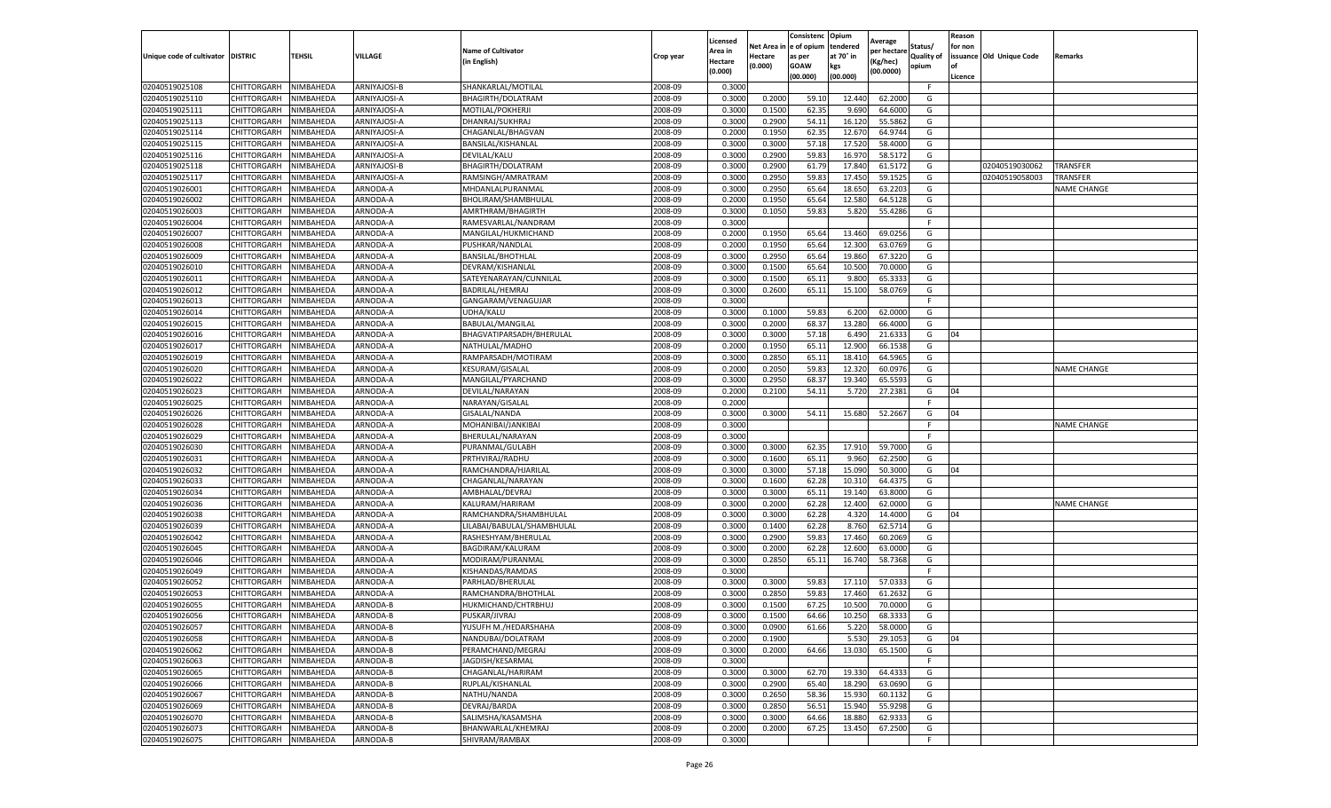| Unique code of cultivator | DISTRIC | TEHSIL | VILLAGE | Name of Cultivator (in English) | Crop year | Licensed Area in Hectare (0.000) | Net Area in Hectare (0.000) | Consistenc e of opium as per GOAW (00.000) | Opium tendered at 70° in kgs (00.000) | Average per hectare (Kg/hec) (00.0000) | Status/ Quality of opium | Reason for non issuance of Licence | Old Unique Code | Remarks |
|---|---|---|---|---|---|---|---|---|---|---|---|---|---|---|
| 02040519025108 | CHITTORGARH | NIMBAHEDA | ARNIYAJOSI-B | SHANKARLAL/MOTILAL | 2008-09 | 0.3000 | | | | | F | | | |
| 02040519025110 | CHITTORGARH | NIMBAHEDA | ARNIYAJOSI-A | BHAGIRTH/DOLATRAM | 2008-09 | 0.3000 | 0.2000 | 59.10 | 12.440 | 62.2000 | G | | | |
| 02040519025111 | CHITTORGARH | NIMBAHEDA | ARNIYAJOSI-A | MOTILAL/POKHERJI | 2008-09 | 0.3000 | 0.1500 | 62.35 | 9.690 | 64.6000 | G | | | |
| 02040519025113 | CHITTORGARH | NIMBAHEDA | ARNIYAJOSI-A | DHANRAJ/SUKHRAJ | 2008-09 | 0.3000 | 0.2900 | 54.11 | 16.120 | 55.5862 | G | | | |
| 02040519025114 | CHITTORGARH | NIMBAHEDA | ARNIYAJOSI-A | CHAGANLAL/BHAGVAN | 2008-09 | 0.2000 | 0.1950 | 62.35 | 12.670 | 64.9744 | G | | | |
| 02040519025115 | CHITTORGARH | NIMBAHEDA | ARNIYAJOSI-A | BANSILAL/KISHANLAL | 2008-09 | 0.3000 | 0.3000 | 57.18 | 17.520 | 58.4000 | G | | | |
| 02040519025116 | CHITTORGARH | NIMBAHEDA | ARNIYAJOSI-A | DEVILAL/KALU | 2008-09 | 0.3000 | 0.2900 | 59.83 | 16.970 | 58.5172 | G | | | |
| 02040519025118 | CHITTORGARH | NIMBAHEDA | ARNIYAJOSI-B | BHAGIRTH/DOLATRAM | 2008-09 | 0.3000 | 0.2900 | 61.79 | 17.840 | 61.5172 | G | | 02040519030062 | TRANSFER |
| 02040519025117 | CHITTORGARH | NIMBAHEDA | ARNIYAJOSI-A | RAMSINGH/AMRATRAM | 2008-09 | 0.3000 | 0.2950 | 59.83 | 17.450 | 59.1525 | G | | 02040519058003 | TRANSFER |
| 02040519026001 | CHITTORGARH | NIMBAHEDA | ARNODA-A | MHDANLALPURANMAL | 2008-09 | 0.3000 | 0.2950 | 65.64 | 18.650 | 63.2203 | G | | | NAME CHANGE |
| 02040519026002 | CHITTORGARH | NIMBAHEDA | ARNODA-A | BHOLIRAM/SHAMBHULAL | 2008-09 | 0.2000 | 0.1950 | 65.64 | 12.580 | 64.5128 | G | | | |
| 02040519026003 | CHITTORGARH | NIMBAHEDA | ARNODA-A | AMRTHRAM/BHAGIRTH | 2008-09 | 0.3000 | 0.1050 | 59.83 | 5.820 | 55.4286 | G | | | |
| 02040519026004 | CHITTORGARH | NIMBAHEDA | ARNODA-A | RAMESVARLAL/NANDRAM | 2008-09 | 0.3000 | | | | | F | | | |
| 02040519026007 | CHITTORGARH | NIMBAHEDA | ARNODA-A | MANGILAL/HUKMICHAND | 2008-09 | 0.2000 | 0.1950 | 65.64 | 13.460 | 69.0256 | G | | | |
| 02040519026008 | CHITTORGARH | NIMBAHEDA | ARNODA-A | PUSHKAR/NANDLAL | 2008-09 | 0.2000 | 0.1950 | 65.64 | 12.300 | 63.0769 | G | | | |
| 02040519026009 | CHITTORGARH | NIMBAHEDA | ARNODA-A | BANSILAL/BHOTHLAL | 2008-09 | 0.3000 | 0.2950 | 65.64 | 19.860 | 67.3220 | G | | | |
| 02040519026010 | CHITTORGARH | NIMBAHEDA | ARNODA-A | DEVRAM/KISHANLAL | 2008-09 | 0.3000 | 0.1500 | 65.64 | 10.500 | 70.0000 | G | | | |
| 02040519026011 | CHITTORGARH | NIMBAHEDA | ARNODA-A | SATEYENARAYAN/CUNNILAL | 2008-09 | 0.3000 | 0.1500 | 65.11 | 9.800 | 65.3333 | G | | | |
| 02040519026012 | CHITTORGARH | NIMBAHEDA | ARNODA-A | BADRILAL/HEMRAJ | 2008-09 | 0.3000 | 0.2600 | 65.11 | 15.100 | 58.0769 | G | | | |
| 02040519026013 | CHITTORGARH | NIMBAHEDA | ARNODA-A | GANGARAM/VENAGUJAR | 2008-09 | 0.3000 | | | | | F | | | |
| 02040519026014 | CHITTORGARH | NIMBAHEDA | ARNODA-A | UDHA/KALU | 2008-09 | 0.3000 | 0.1000 | 59.83 | 6.200 | 62.0000 | G | | | |
| 02040519026015 | CHITTORGARH | NIMBAHEDA | ARNODA-A | BABULAL/MANGILAL | 2008-09 | 0.3000 | 0.2000 | 68.37 | 13.280 | 66.4000 | G | | | |
| 02040519026016 | CHITTORGARH | NIMBAHEDA | ARNODA-A | BHAGVATIPARSADH/BHERULAL | 2008-09 | 0.3000 | 0.3000 | 57.18 | 6.490 | 21.6333 | G | 04 | | |
| 02040519026017 | CHITTORGARH | NIMBAHEDA | ARNODA-A | NATHULAL/MADHO | 2008-09 | 0.2000 | 0.1950 | 65.11 | 12.900 | 66.1538 | G | | | |
| 02040519026019 | CHITTORGARH | NIMBAHEDA | ARNODA-A | RAMPARSADH/MOTIRAM | 2008-09 | 0.3000 | 0.2850 | 65.11 | 18.410 | 64.5965 | G | | | |
| 02040519026020 | CHITTORGARH | NIMBAHEDA | ARNODA-A | KESURAM/GISALAL | 2008-09 | 0.2000 | 0.2050 | 59.83 | 12.320 | 60.0976 | G | | | NAME CHANGE |
| 02040519026022 | CHITTORGARH | NIMBAHEDA | ARNODA-A | MANGILAL/PYARCHAND | 2008-09 | 0.3000 | 0.2950 | 68.37 | 19.340 | 65.5593 | G | | | |
| 02040519026023 | CHITTORGARH | NIMBAHEDA | ARNODA-A | DEVILAL/NARAYAN | 2008-09 | 0.2000 | 0.2100 | 54.11 | 5.720 | 27.2381 | G | 04 | | |
| 02040519026025 | CHITTORGARH | NIMBAHEDA | ARNODA-A | NARAYAN/GISALAL | 2008-09 | 0.2000 | | | | | F | | | |
| 02040519026026 | CHITTORGARH | NIMBAHEDA | ARNODA-A | GISALAL/NANDA | 2008-09 | 0.3000 | 0.3000 | 54.11 | 15.680 | 52.2667 | G | 04 | | |
| 02040519026028 | CHITTORGARH | NIMBAHEDA | ARNODA-A | MOHANIBAI/JANKIBAI | 2008-09 | 0.3000 | | | | | F | | | NAME CHANGE |
| 02040519026029 | CHITTORGARH | NIMBAHEDA | ARNODA-A | BHERULAL/NARAYAN | 2008-09 | 0.3000 | | | | | F | | | |
| 02040519026030 | CHITTORGARH | NIMBAHEDA | ARNODA-A | PURANMAL/GULABH | 2008-09 | 0.3000 | 0.3000 | 62.35 | 17.910 | 59.7000 | G | | | |
| 02040519026031 | CHITTORGARH | NIMBAHEDA | ARNODA-A | PRTHVIRAJ/RADHU | 2008-09 | 0.3000 | 0.1600 | 65.11 | 9.960 | 62.2500 | G | | | |
| 02040519026032 | CHITTORGARH | NIMBAHEDA | ARNODA-A | RAMCHANDRA/HJARILAL | 2008-09 | 0.3000 | 0.3000 | 57.18 | 15.090 | 50.3000 | G | 04 | | |
| 02040519026033 | CHITTORGARH | NIMBAHEDA | ARNODA-A | CHAGANLAL/NARAYAN | 2008-09 | 0.3000 | 0.1600 | 62.28 | 10.310 | 64.4375 | G | | | |
| 02040519026034 | CHITTORGARH | NIMBAHEDA | ARNODA-A | AMBHALAL/DEVRAJ | 2008-09 | 0.3000 | 0.3000 | 65.11 | 19.140 | 63.8000 | G | | | |
| 02040519026036 | CHITTORGARH | NIMBAHEDA | ARNODA-A | KALURAM/HARIRAM | 2008-09 | 0.3000 | 0.2000 | 62.28 | 12.400 | 62.0000 | G | | | NAME CHANGE |
| 02040519026038 | CHITTORGARH | NIMBAHEDA | ARNODA-A | RAMCHANDRA/SHAMBHULAL | 2008-09 | 0.3000 | 0.3000 | 62.28 | 4.320 | 14.4000 | G | 04 | | |
| 02040519026039 | CHITTORGARH | NIMBAHEDA | ARNODA-A | LILABAI/BABULAL/SHAMBHULAL | 2008-09 | 0.3000 | 0.1400 | 62.28 | 8.760 | 62.5714 | G | | | |
| 02040519026042 | CHITTORGARH | NIMBAHEDA | ARNODA-A | RASHESHYAM/BHERULAL | 2008-09 | 0.3000 | 0.2900 | 59.83 | 17.460 | 60.2069 | G | | | |
| 02040519026045 | CHITTORGARH | NIMBAHEDA | ARNODA-A | BAGDIRAM/KALURAM | 2008-09 | 0.3000 | 0.2000 | 62.28 | 12.600 | 63.0000 | G | | | |
| 02040519026046 | CHITTORGARH | NIMBAHEDA | ARNODA-A | MODIRAM/PURANMAL | 2008-09 | 0.3000 | 0.2850 | 65.11 | 16.740 | 58.7368 | G | | | |
| 02040519026049 | CHITTORGARH | NIMBAHEDA | ARNODA-A | KISHANDAS/RAMDAS | 2008-09 | 0.3000 | | | | | F | | | |
| 02040519026052 | CHITTORGARH | NIMBAHEDA | ARNODA-A | PARHLAD/BHERULAL | 2008-09 | 0.3000 | 0.3000 | 59.83 | 17.110 | 57.0333 | G | | | |
| 02040519026053 | CHITTORGARH | NIMBAHEDA | ARNODA-A | RAMCHANDRA/BHOTHLAL | 2008-09 | 0.3000 | 0.2850 | 59.83 | 17.460 | 61.2632 | G | | | |
| 02040519026055 | CHITTORGARH | NIMBAHEDA | ARNODA-B | HUKMICHAND/CHTRBHUJ | 2008-09 | 0.3000 | 0.1500 | 67.25 | 10.500 | 70.0000 | G | | | |
| 02040519026056 | CHITTORGARH | NIMBAHEDA | ARNODA-B | PUSKAR/JIVRAJ | 2008-09 | 0.3000 | 0.1500 | 64.66 | 10.250 | 68.3333 | G | | | |
| 02040519026057 | CHITTORGARH | NIMBAHEDA | ARNODA-B | YUSUFH M./HEDARSHAHA | 2008-09 | 0.3000 | 0.0900 | 61.66 | 5.220 | 58.0000 | G | | | |
| 02040519026058 | CHITTORGARH | NIMBAHEDA | ARNODA-B | NANDUBAI/DOLATRAM | 2008-09 | 0.2000 | 0.1900 | | 5.530 | 29.1053 | G | 04 | | |
| 02040519026062 | CHITTORGARH | NIMBAHEDA | ARNODA-B | PERAMCHAND/MEGRAJ | 2008-09 | 0.3000 | 0.2000 | 64.66 | 13.030 | 65.1500 | G | | | |
| 02040519026063 | CHITTORGARH | NIMBAHEDA | ARNODA-B | JAGDISH/KESARMAL | 2008-09 | 0.3000 | | | | | F | | | |
| 02040519026065 | CHITTORGARH | NIMBAHEDA | ARNODA-B | CHAGANLAL/HARIRAM | 2008-09 | 0.3000 | 0.3000 | 62.70 | 19.330 | 64.4333 | G | | | |
| 02040519026066 | CHITTORGARH | NIMBAHEDA | ARNODA-B | RUPLAL/KISHANLAL | 2008-09 | 0.3000 | 0.2900 | 65.40 | 18.290 | 63.0690 | G | | | |
| 02040519026067 | CHITTORGARH | NIMBAHEDA | ARNODA-B | NATHU/NANDA | 2008-09 | 0.3000 | 0.2650 | 58.36 | 15.930 | 60.1132 | G | | | |
| 02040519026069 | CHITTORGARH | NIMBAHEDA | ARNODA-B | DEVRAJ/BARDA | 2008-09 | 0.3000 | 0.2850 | 56.51 | 15.940 | 55.9298 | G | | | |
| 02040519026070 | CHITTORGARH | NIMBAHEDA | ARNODA-B | SALIMSHA/KASAMSHA | 2008-09 | 0.3000 | 0.3000 | 64.66 | 18.880 | 62.9333 | G | | | |
| 02040519026073 | CHITTORGARH | NIMBAHEDA | ARNODA-B | BHANWARLAL/KHEMRAJ | 2008-09 | 0.2000 | 0.2000 | 67.25 | 13.450 | 67.2500 | G | | | |
| 02040519026075 | CHITTORGARH | NIMBAHEDA | ARNODA-B | SHIVRAM/RAMBAX | 2008-09 | 0.3000 | | | | | F | | | |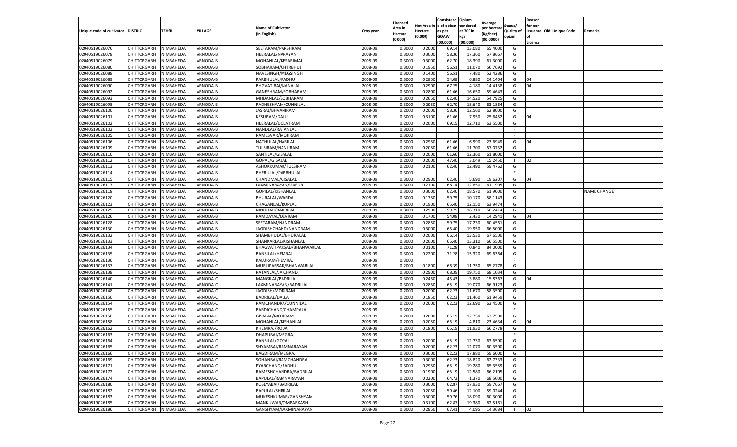| Unique code of cultivator | DISTRIC | TEHSIL | VILLAGE | Name of Cultivator (in English) | Crop year | Licensed Area in Hectare (0.000) | Net Area in Hectare (0.000) | Consistenc e of opium as per GOAW (00.000) | Opium tendered at 70˚ in kgs (00.000) | Average per hectare (Kg/hec) (00.0000) | Status/ Quality of opium | Reason for non issuance of Licence | Old Unique Code | Remarks |
|---|---|---|---|---|---|---|---|---|---|---|---|---|---|---|
| 02040519026076 | CHITTORGARH | NIMBAHEDA | ARNODA-B | SEETARAM/PARSHRAM | 2008-09 | 0.3000 | 0.2000 | 69.14 | 13.080 | 65.4000 | G | | | |
| 02040519026078 | CHITTORGARH | NIMBAHEDA | ARNODA-B | HEERALAL/NARAYAN | 2008-09 | 0.3000 | 0.3000 | 58.36 | 17.360 | 57.8667 | G | | | |
| 02040519026079 | CHITTORGARH | NIMBAHEDA | ARNODA-B | MOHANLAL/KESARIMAL | 2008-09 | 0.3000 | 0.3000 | 62.70 | 18.390 | 61.3000 | G | | | |
| 02040519026080 | CHITTORGARH | NIMBAHEDA | ARNODA-B | SOBHARAM/CHTRBHUJ | 2008-09 | 0.3000 | 0.1950 | 56.51 | 11.070 | 56.7692 | G | | | |
| 02040519026088 | CHITTORGARH | NIMBAHEDA | ARNODA-B | NAVLSINGH/MEGSINGH | 2008-09 | 0.3000 | 0.1400 | 56.51 | 7.480 | 53.4286 | G | | | |
| 02040519026089 | CHITTORGARH | NIMBAHEDA | ARNODA-B | PARBHULAL/RADHU | 2008-09 | 0.3000 | 0.2850 | 54.08 | 6.880 | 24.1404 | G | 04 | | |
| 02040519026090 | CHITTORGARH | NIMBAHEDA | ARNODA-B | BHGVATIBAI/NANALAL | 2008-09 | 0.3000 | 0.2900 | 67.25 | 4.180 | 14.4138 | G | 04 | | |
| 02040519026092 | CHITTORGARH | NIMBAHEDA | ARNODA-B | GANESHRAM/SOBHARAM | 2008-09 | 0.3000 | 0.2800 | 61.66 | 16.650 | 59.4643 | G | | | |
| 02040519026093 | CHITTORGARH | NIMBAHEDA | ARNODA-B | MHDANLAL/SOBHARAM | 2008-09 | 0.3000 | 0.2650 | 62.40 | 14.520 | 54.7925 | G | | | |
| 02040519026098 | CHITTORGARH | NIMBAHEDA | ARNODA-B | RADHESHYAM/CUNNILAL | 2008-09 | 0.3000 | 0.2950 | 62.70 | 18.640 | 63.1864 | G | | | |
| 02040519026100 | CHITTORGARH | NIMBAHEDA | ARNODA-B | JASRAJ/BHVANIRAM | 2008-09 | 0.2000 | 0.2000 | 58.36 | 12.560 | 62.8000 | G | | | |
| 02040519026101 | CHITTORGARH | NIMBAHEDA | ARNODA-B | KESURAM/DALU | 2008-09 | 0.3000 | 0.3100 | 61.66 | 7.950 | 25.6452 | G | 04 | | |
| 02040519026102 | CHITTORGARH | NIMBAHEDA | ARNODA-B | HEERALAL/DOLATRAM | 2008-09 | 0.2000 | 0.2000 | 69.15 | 12.710 | 63.5500 | G | | | |
| 02040519026103 | CHITTORGARH | NIMBAHEDA | ARNODA-B | NANDLAL/RATANLAL | 2008-09 | 0.3000 | | | | | F | | | |
| 02040519026105 | CHITTORGARH | NIMBAHEDA | ARNODA-B | RAMESVAR/MOJIRAM | 2008-09 | 0.3000 | | | | | F | | | |
| 02040519026106 | CHITTORGARH | NIMBAHEDA | ARNODA-B | NATHULAL/HARILAL | 2008-09 | 0.3000 | 0.2950 | 61.66 | 6.990 | 23.6949 | G | 04 | | |
| 02040519026109 | CHITTORGARH | NIMBAHEDA | ARNODA-B | TULSIRAM/NANURAM | 2008-09 | 0.2000 | 0.2050 | 61.66 | 11.700 | 57.0732 | G | | | |
| 02040519026110 | CHITTORGARH | NIMBAHEDA | ARNODA-B | SANTILAL/GISALAL | 2008-09 | 0.2000 | 0.2000 | 61.66 | 12.360 | 61.8000 | G | | | |
| 02040519026112 | CHITTORGARH | NIMBAHEDA | ARNODA-B | GOPAL/GISALAL | 2008-09 | 0.2000 | 0.2000 | 47.40 | 3.049 | 15.2450 | I | 02 | | |
| 02040519026113 | CHITTORGARH | NIMBAHEDA | ARNODA-B | ASHOKKUMAR/TULSIRAM | 2008-09 | 0.2000 | 0.2100 | 62.40 | 12.490 | 59.4762 | G | | | |
| 02040519026114 | CHITTORGARH | NIMBAHEDA | ARNODA-B | BHERULAL/PARBHULAL | 2008-09 | 0.3000 | | | | | F | | | |
| 02040519026115 | CHITTORGARH | NIMBAHEDA | ARNODA-B | CHANDMAL/GISALAL | 2008-09 | 0.3000 | 0.2900 | 62.40 | 5.690 | 19.6207 | G | 04 | | |
| 02040519026117 | CHITTORGARH | NIMBAHEDA | ARNODA-B | LAXMINARAYAN/GAFUR | 2008-09 | 0.3000 | 0.2100 | 66.14 | 12.850 | 61.1905 | G | | | |
| 02040519026118 | CHITTORGARH | NIMBAHEDA | ARNODA-B | GOPILAL/KISHANLAL | 2008-09 | 0.3000 | 0.3000 | 62.40 | 18.570 | 61.9000 | G | | | NAME CHANGE |
| 02040519026120 | CHITTORGARH | NIMBAHEDA | ARNODA-B | BHURALAL/WARDA | 2008-09 | 0.3000 | 0.1750 | 59.75 | 10.170 | 58.1143 | G | | | |
| 02040519026123 | CHITTORGARH | NIMBAHEDA | ARNODA-B | CHAGANLAL/RUPLAL | 2008-09 | 0.2000 | 0.1900 | 65.40 | 12.150 | 63.9474 | G | | | |
| 02040519026125 | CHITTORGARH | NIMBAHEDA | ARNODA-B | MNOHAR/BADRILAL | 2008-09 | 0.3000 | 0.2900 | 59.75 | 16.310 | 56.2414 | G | | | |
| 02040519026126 | CHITTORGARH | NIMBAHEDA | ARNODA-B | RAMDAYAL/DEVRAM | 2008-09 | 0.2000 | 0.1700 | 54.08 | 2.430 | 14.2941 | G | 04 | | |
| 02040519026128 | CHITTORGARH | NIMBAHEDA | ARNODA-B | SEETARAM/NANDRAM | 2008-09 | 0.3000 | 0.2850 | 59.75 | 17.230 | 60.4561 | G | | | |
| 02040519026130 | CHITTORGARH | NIMBAHEDA | ARNODA-B | JAGDISHCHAND/NANDRAM | 2008-09 | 0.3000 | 0.3000 | 65.40 | 19.950 | 66.5000 | G | | | |
| 02040519026132 | CHITTORGARH | NIMBAHEDA | ARNODA-B | SHAMBHULAL/BHURALAL | 2008-09 | 0.2000 | 0.2000 | 66.14 | 13.530 | 67.6500 | G | | | |
| 02040519026133 | CHITTORGARH | NIMBAHEDA | ARNODA-B | SHANKARLAL/KISHANLAL | 2008-09 | 0.3000 | 0.2000 | 65.40 | 13.310 | 66.5500 | G | | | |
| 02040519026134 | CHITTORGARH | NIMBAHEDA | ARNODA-C | BHAGVATIPARSAD/BHANWARLAL | 2008-09 | 0.2000 | 0.0100 | 71.28 | 0.840 | 84.0000 | G | | | |
| 02040519026135 | CHITTORGARH | NIMBAHEDA | ARNODA-C | BANSILAL/HEMRAJ | 2008-09 | 0.3000 | 0.2200 | 71.28 | 15.320 | 69.6364 | G | | | |
| 02040519026136 | CHITTORGARH | NIMBAHEDA | ARNODA-C | KALURAM/HEMRAJ | 2008-09 | 0.3000 | | | | | F | | | |
| 02040519026137 | CHITTORGARH | NIMBAHEDA | ARNODA-C | MURLIPARSAD/BHANWARLAL | 2008-09 | 0.2000 | 0.1800 | 68.39 | 11.750 | 65.2778 | G | | | |
| 02040519026138 | CHITTORGARH | NIMBAHEDA | ARNODA-C | RATANLAL/JAICHAND | 2008-09 | 0.3000 | 0.2900 | 68.39 | 19.750 | 68.1034 | G | | | |
| 02040519026140 | CHITTORGARH | NIMBAHEDA | ARNODA-C | MANGILAL/BADRILAL | 2008-09 | 0.3000 | 0.2450 | 45.43 | 3.880 | 15.8367 | G | 04 | | |
| 02040519026141 | CHITTORGARH | NIMBAHEDA | ARNODA-C | LAXMINARAYAN/BADRILAL | 2008-09 | 0.3000 | 0.2850 | 65.19 | 19.070 | 66.9123 | G | | | |
| 02040519026148 | CHITTORGARH | NIMBAHEDA | ARNODA-C | JAGDISH/MODIRAM | 2008-09 | 0.2000 | 0.2000 | 62.23 | 11.670 | 58.3500 | G | | | |
| 02040519026150 | CHITTORGARH | NIMBAHEDA | ARNODA-C | BADRILAL/DALLA | 2008-09 | 0.2000 | 0.1850 | 62.23 | 11.460 | 61.9459 | G | | | |
| 02040519026154 | CHITTORGARH | NIMBAHEDA | ARNODA-C | RAMCHANDRA/CUNNILAL | 2008-09 | 0.2000 | 0.2000 | 62.23 | 12.690 | 63.4500 | G | | | |
| 02040519026155 | CHITTORGARH | NIMBAHEDA | ARNODA-C | BARDICHAND/CHAMPALAL | 2008-09 | 0.3000 | | | | | F | | | |
| 02040519026156 | CHITTORGARH | NIMBAHEDA | ARNODA-C | GISALAL/MOTIRAM | 2008-09 | 0.2000 | 0.2000 | 65.19 | 12.750 | 63.7500 | G | | | |
| 02040519026158 | CHITTORGARH | NIMBAHEDA | ARNODA-C | MOHANLAL/KISHANLAL | 2008-09 | 0.2000 | 0.2050 | 65.19 | 4.810 | 23.4634 | G | 04 | | |
| 02040519026162 | CHITTORGARH | NIMBAHEDA | ARNODA-C | KHEMRAJ/RODA | 2008-09 | 0.2000 | 0.1800 | 65.19 | 11.930 | 66.2778 | G | | | |
| 02040519026163 | CHITTORGARH | NIMBAHEDA | ARNODA-C | DHAPUBAI/MEGRAJ | 2008-09 | 0.3000 | | | | | F | | | |
| 02040519026164 | CHITTORGARH | NIMBAHEDA | ARNODA-C | BANSILAL/GOPAL | 2008-09 | 0.2000 | 0.2000 | 65.19 | 12.730 | 63.6500 | G | | | |
| 02040519026165 | CHITTORGARH | NIMBAHEDA | ARNODA-C | SHYAMBAI/RAMNARAYAN | 2008-09 | 0.2000 | 0.2000 | 62.23 | 12.070 | 60.3500 | G | | | |
| 02040519026166 | CHITTORGARH | NIMBAHEDA | ARNODA-C | BAGDIRAM/MEGRAJ | 2008-09 | 0.3000 | 0.3000 | 62.23 | 17.880 | 59.6000 | G | | | |
| 02040519026169 | CHITTORGARH | NIMBAHEDA | ARNODA-C | SOHANBAI/RAMCHANDRA | 2008-09 | 0.3000 | 0.3000 | 62.23 | 18.820 | 62.7333 | G | | | |
| 02040519026171 | CHITTORGARH | NIMBAHEDA | ARNODA-C | PYARCHAND/RADHU | 2008-09 | 0.3000 | 0.2950 | 65.19 | 19.280 | 65.3559 | G | | | |
| 02040519026172 | CHITTORGARH | NIMBAHEDA | ARNODA-C | RAMESHCHANDRA/BADRILAL | 2008-09 | 0.3000 | 0.1900 | 65.19 | 12.580 | 66.2105 | G | | | |
| 02040519026174 | CHITTORGARH | NIMBAHEDA | ARNODA-C | BAPULAL/RAMNARAYAN | 2008-09 | 0.2000 | 0.0200 | 64.73 | 1.370 | 68.5000 | G | | | |
| 02040519026180 | CHITTORGARH | NIMBAHEDA | ARNODA-C | KOSLYABAI/BADRILAL | 2008-09 | 0.3000 | 0.3000 | 62.87 | 17.930 | 59.7667 | G | | | |
| 02040519026182 | CHITTORGARH | NIMBAHEDA | ARNODA-C | BAPULAL/SHRILAL | 2008-09 | 0.2000 | 0.2050 | 59.46 | 12.100 | 59.0244 | G | | | |
| 02040519026183 | CHITTORGARH | NIMBAHEDA | ARNODA-C | MUKESHKUMAR/GANSHYAM | 2008-09 | 0.3000 | 0.3000 | 59.76 | 18.090 | 60.3000 | G | | | |
| 02040519026185 | CHITTORGARH | NIMBAHEDA | ARNODA-C | MANKUWAR/OMPARKASH | 2008-09 | 0.3000 | 0.3100 | 62.87 | 19.380 | 62.5161 | G | | | |
| 02040519026186 | CHITTORGARH | NIMBAHEDA | ARNODA-C | GANSHYAM/LAXMINARAYAN | 2008-09 | 0.3000 | 0.2850 | 67.41 | 4.095 | 14.3684 | I | 02 | | |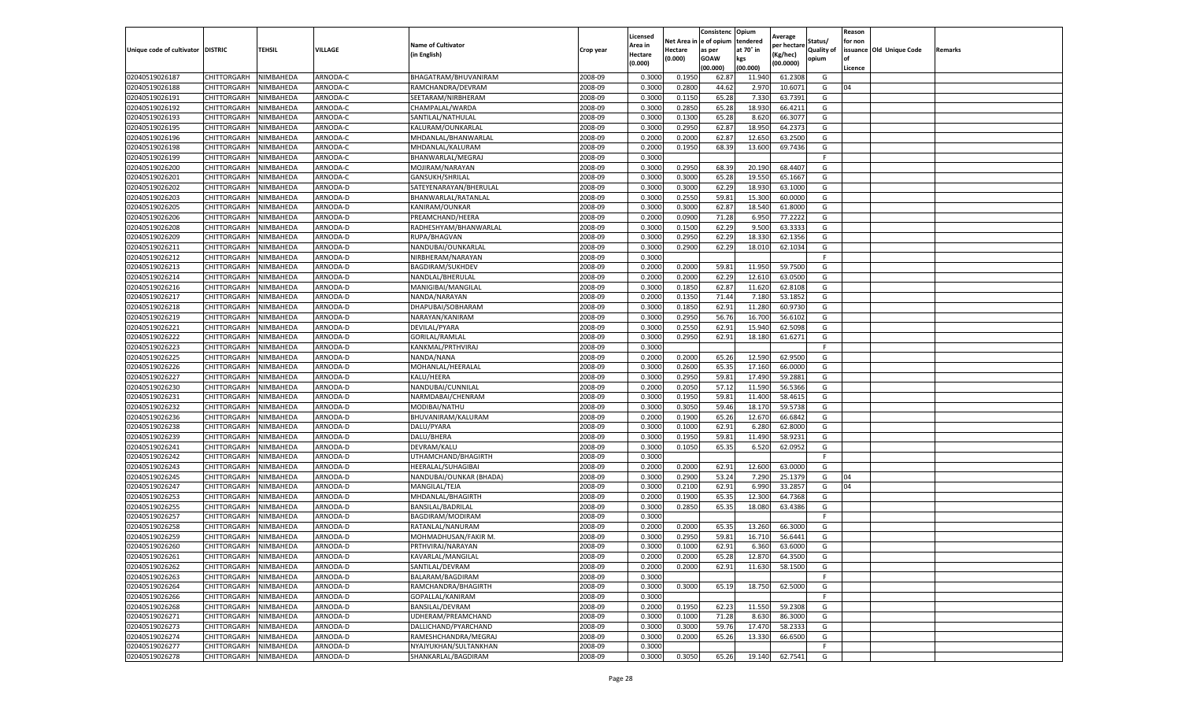| Unique code of cultivator | DISTRIC | TEHSIL | VILLAGE | Name of Cultivator (in English) | Crop year | Licensed Area in Hectare (0.000) | Net Area in Hectare (0.000) | Consistence of opium as per GOAW (00.000) | Opium tendered at 70° in kgs (00.000) | Average per hectare (Kg/hec) (00.0000) | Status/ Quality of opium | Reason for non issuance of Licence | Old Unique Code | Remarks |
|---|---|---|---|---|---|---|---|---|---|---|---|---|---|---|
| 02040519026187 | CHITTORGARH | NIMBAHEDA | ARNODA-C | BHAGATRAM/BHUVANIRAM | 2008-09 | 0.3000 | 0.1950 | 62.87 | 11.940 | 61.2308 | G | | | |
| 02040519026188 | CHITTORGARH | NIMBAHEDA | ARNODA-C | RAMCHANDRA/DEVRAM | 2008-09 | 0.3000 | 0.2800 | 44.62 | 2.970 | 10.6071 | G | 04 | | |
| 02040519026191 | CHITTORGARH | NIMBAHEDA | ARNODA-C | SEETARAM/NIRBHERAM | 2008-09 | 0.3000 | 0.1150 | 65.28 | 7.330 | 63.7391 | G | | | |
| 02040519026192 | CHITTORGARH | NIMBAHEDA | ARNODA-C | CHAMPALAL/WARDA | 2008-09 | 0.3000 | 0.2850 | 65.28 | 18.930 | 66.4211 | G | | | |
| 02040519026193 | CHITTORGARH | NIMBAHEDA | ARNODA-C | SANTILAL/NATHULAL | 2008-09 | 0.3000 | 0.1300 | 65.28 | 8.620 | 66.3077 | G | | | |
| 02040519026195 | CHITTORGARH | NIMBAHEDA | ARNODA-C | KALURAM/OUNKARLAL | 2008-09 | 0.3000 | 0.2950 | 62.87 | 18.950 | 64.2373 | G | | | |
| 02040519026196 | CHITTORGARH | NIMBAHEDA | ARNODA-C | MHDANLAL/BHANWARLAL | 2008-09 | 0.2000 | 0.2000 | 62.87 | 12.650 | 63.2500 | G | | | |
| 02040519026198 | CHITTORGARH | NIMBAHEDA | ARNODA-C | MHDANLAL/KALURAM | 2008-09 | 0.2000 | 0.1950 | 68.39 | 13.600 | 69.7436 | G | | | |
| 02040519026199 | CHITTORGARH | NIMBAHEDA | ARNODA-C | BHANWARLAL/MEGRAJ | 2008-09 | 0.3000 | | | | | F | | | |
| 02040519026200 | CHITTORGARH | NIMBAHEDA | ARNODA-C | MOJIRAM/NARAYAN | 2008-09 | 0.3000 | 0.2950 | 68.39 | 20.190 | 68.4407 | G | | | |
| 02040519026201 | CHITTORGARH | NIMBAHEDA | ARNODA-C | GANSUKH/SHRILAL | 2008-09 | 0.3000 | 0.3000 | 65.28 | 19.550 | 65.1667 | G | | | |
| 02040519026202 | CHITTORGARH | NIMBAHEDA | ARNODA-D | SATEYENARAYAN/BHERULAL | 2008-09 | 0.3000 | 0.3000 | 62.29 | 18.930 | 63.1000 | G | | | |
| 02040519026203 | CHITTORGARH | NIMBAHEDA | ARNODA-D | BHANWARLAL/RATANLAL | 2008-09 | 0.3000 | 0.2550 | 59.81 | 15.300 | 60.0000 | G | | | |
| 02040519026205 | CHITTORGARH | NIMBAHEDA | ARNODA-D | KANIRAM/OUNKAR | 2008-09 | 0.3000 | 0.3000 | 62.87 | 18.540 | 61.8000 | G | | | |
| 02040519026206 | CHITTORGARH | NIMBAHEDA | ARNODA-D | PREAMCHAND/HEERA | 2008-09 | 0.2000 | 0.0900 | 71.28 | 6.950 | 77.2222 | G | | | |
| 02040519026208 | CHITTORGARH | NIMBAHEDA | ARNODA-D | RADHESHYAM/BHANWARLAL | 2008-09 | 0.3000 | 0.1500 | 62.29 | 9.500 | 63.3333 | G | | | |
| 02040519026209 | CHITTORGARH | NIMBAHEDA | ARNODA-D | RUPA/BHAGVAN | 2008-09 | 0.3000 | 0.2950 | 62.29 | 18.330 | 62.1356 | G | | | |
| 02040519026211 | CHITTORGARH | NIMBAHEDA | ARNODA-D | NANDUBAI/OUNKARLAL | 2008-09 | 0.3000 | 0.2900 | 62.29 | 18.010 | 62.1034 | G | | | |
| 02040519026212 | CHITTORGARH | NIMBAHEDA | ARNODA-D | NIRBHERAM/NARAYAN | 2008-09 | 0.3000 | | | | | F | | | |
| 02040519026213 | CHITTORGARH | NIMBAHEDA | ARNODA-D | BAGDIRAM/SUKHDEV | 2008-09 | 0.2000 | 0.2000 | 59.81 | 11.950 | 59.7500 | G | | | |
| 02040519026214 | CHITTORGARH | NIMBAHEDA | ARNODA-D | NANDLAL/BHERULAL | 2008-09 | 0.2000 | 0.2000 | 62.29 | 12.610 | 63.0500 | G | | | |
| 02040519026216 | CHITTORGARH | NIMBAHEDA | ARNODA-D | MANIGIBAI/MANGILAL | 2008-09 | 0.3000 | 0.1850 | 62.87 | 11.620 | 62.8108 | G | | | |
| 02040519026217 | CHITTORGARH | NIMBAHEDA | ARNODA-D | NANDA/NARAYAN | 2008-09 | 0.2000 | 0.1350 | 71.44 | 7.180 | 53.1852 | G | | | |
| 02040519026218 | CHITTORGARH | NIMBAHEDA | ARNODA-D | DHAPUBAI/SOBHARAM | 2008-09 | 0.3000 | 0.1850 | 62.91 | 11.280 | 60.9730 | G | | | |
| 02040519026219 | CHITTORGARH | NIMBAHEDA | ARNODA-D | NARAYAN/KANIRAM | 2008-09 | 0.3000 | 0.2950 | 56.76 | 16.700 | 56.6102 | G | | | |
| 02040519026221 | CHITTORGARH | NIMBAHEDA | ARNODA-D | DEVILAL/PYARA | 2008-09 | 0.3000 | 0.2550 | 62.91 | 15.940 | 62.5098 | G | | | |
| 02040519026222 | CHITTORGARH | NIMBAHEDA | ARNODA-D | GORILAL/RAMLAL | 2008-09 | 0.3000 | 0.2950 | 62.91 | 18.180 | 61.6271 | G | | | |
| 02040519026223 | CHITTORGARH | NIMBAHEDA | ARNODA-D | KANKMAL/PRTHVIRAJ | 2008-09 | 0.3000 | | | | | F | | | |
| 02040519026225 | CHITTORGARH | NIMBAHEDA | ARNODA-D | NANDA/NANA | 2008-09 | 0.2000 | 0.2000 | 65.26 | 12.590 | 62.9500 | G | | | |
| 02040519026226 | CHITTORGARH | NIMBAHEDA | ARNODA-D | MOHANLAL/HEERALAL | 2008-09 | 0.3000 | 0.2600 | 65.35 | 17.160 | 66.0000 | G | | | |
| 02040519026227 | CHITTORGARH | NIMBAHEDA | ARNODA-D | KALU/HEERA | 2008-09 | 0.3000 | 0.2950 | 59.81 | 17.490 | 59.2881 | G | | | |
| 02040519026230 | CHITTORGARH | NIMBAHEDA | ARNODA-D | NANDUBAI/CUNNILAL | 2008-09 | 0.2000 | 0.2050 | 57.12 | 11.590 | 56.5366 | G | | | |
| 02040519026231 | CHITTORGARH | NIMBAHEDA | ARNODA-D | NARMDABAI/CHENRAM | 2008-09 | 0.3000 | 0.1950 | 59.81 | 11.400 | 58.4615 | G | | | |
| 02040519026232 | CHITTORGARH | NIMBAHEDA | ARNODA-D | MODIBAI/NATHU | 2008-09 | 0.3000 | 0.3050 | 59.46 | 18.170 | 59.5738 | G | | | |
| 02040519026236 | CHITTORGARH | NIMBAHEDA | ARNODA-D | BHUVANIRAM/KALURAM | 2008-09 | 0.2000 | 0.1900 | 65.26 | 12.670 | 66.6842 | G | | | |
| 02040519026238 | CHITTORGARH | NIMBAHEDA | ARNODA-D | DALU/PYARA | 2008-09 | 0.3000 | 0.1000 | 62.91 | 6.280 | 62.8000 | G | | | |
| 02040519026239 | CHITTORGARH | NIMBAHEDA | ARNODA-D | DALU/BHERA | 2008-09 | 0.3000 | 0.1950 | 59.81 | 11.490 | 58.9231 | G | | | |
| 02040519026241 | CHITTORGARH | NIMBAHEDA | ARNODA-D | DEVRAM/KALU | 2008-09 | 0.3000 | 0.1050 | 65.35 | 6.520 | 62.0952 | G | | | |
| 02040519026242 | CHITTORGARH | NIMBAHEDA | ARNODA-D | UTHAMCHAND/BHAGIRTH | 2008-09 | 0.3000 | | | | | F | | | |
| 02040519026243 | CHITTORGARH | NIMBAHEDA | ARNODA-D | HEERALAL/SUHAGIBAI | 2008-09 | 0.2000 | 0.2000 | 62.91 | 12.600 | 63.0000 | G | | | |
| 02040519026245 | CHITTORGARH | NIMBAHEDA | ARNODA-D | NANDUBAI/OUNKAR (BHADA) | 2008-09 | 0.3000 | 0.2900 | 53.24 | 7.290 | 25.1379 | G | 04 | | |
| 02040519026247 | CHITTORGARH | NIMBAHEDA | ARNODA-D | MANGILAL/TEJA | 2008-09 | 0.3000 | 0.2100 | 62.91 | 6.990 | 33.2857 | G | 04 | | |
| 02040519026253 | CHITTORGARH | NIMBAHEDA | ARNODA-D | MHDANLAL/BHAGIRTH | 2008-09 | 0.2000 | 0.1900 | 65.35 | 12.300 | 64.7368 | G | | | |
| 02040519026255 | CHITTORGARH | NIMBAHEDA | ARNODA-D | BANSILAL/BADRILAL | 2008-09 | 0.3000 | 0.2850 | 65.35 | 18.080 | 63.4386 | G | | | |
| 02040519026257 | CHITTORGARH | NIMBAHEDA | ARNODA-D | BAGDIRAM/MODIRAM | 2008-09 | 0.3000 | | | | | F | | | |
| 02040519026258 | CHITTORGARH | NIMBAHEDA | ARNODA-D | RATANLAL/NANURAM | 2008-09 | 0.2000 | 0.2000 | 65.35 | 13.260 | 66.3000 | G | | | |
| 02040519026259 | CHITTORGARH | NIMBAHEDA | ARNODA-D | MOHMADHUSAN/FAKIR M. | 2008-09 | 0.3000 | 0.2950 | 59.81 | 16.710 | 56.6441 | G | | | |
| 02040519026260 | CHITTORGARH | NIMBAHEDA | ARNODA-D | PRTHVIRAJ/NARAYAN | 2008-09 | 0.3000 | 0.1000 | 62.91 | 6.360 | 63.6000 | G | | | |
| 02040519026261 | CHITTORGARH | NIMBAHEDA | ARNODA-D | KAVARLAL/MANGILAL | 2008-09 | 0.2000 | 0.2000 | 65.28 | 12.870 | 64.3500 | G | | | |
| 02040519026262 | CHITTORGARH | NIMBAHEDA | ARNODA-D | SANTILAL/DEVRAM | 2008-09 | 0.2000 | 0.2000 | 62.91 | 11.630 | 58.1500 | G | | | |
| 02040519026263 | CHITTORGARH | NIMBAHEDA | ARNODA-D | BALARAM/BAGDIRAM | 2008-09 | 0.3000 | | | | | F | | | |
| 02040519026264 | CHITTORGARH | NIMBAHEDA | ARNODA-D | RAMCHANDRA/BHAGIRTH | 2008-09 | 0.3000 | 0.3000 | 65.19 | 18.750 | 62.5000 | G | | | |
| 02040519026266 | CHITTORGARH | NIMBAHEDA | ARNODA-D | GOPALLAL/KANIRAM | 2008-09 | 0.3000 | | | | | F | | | |
| 02040519026268 | CHITTORGARH | NIMBAHEDA | ARNODA-D | BANSILAL/DEVRAM | 2008-09 | 0.2000 | 0.1950 | 62.23 | 11.550 | 59.2308 | G | | | |
| 02040519026271 | CHITTORGARH | NIMBAHEDA | ARNODA-D | UDHERAM/PREAMCHAND | 2008-09 | 0.3000 | 0.1000 | 71.28 | 8.630 | 86.3000 | G | | | |
| 02040519026273 | CHITTORGARH | NIMBAHEDA | ARNODA-D | DALLICHAND/PYARCHAND | 2008-09 | 0.3000 | 0.3000 | 59.76 | 17.470 | 58.2333 | G | | | |
| 02040519026274 | CHITTORGARH | NIMBAHEDA | ARNODA-D | RAMESHCHANDRA/MEGRAJ | 2008-09 | 0.3000 | 0.2000 | 65.26 | 13.330 | 66.6500 | G | | | |
| 02040519026277 | CHITTORGARH | NIMBAHEDA | ARNODA-D | NYAJYUKHAN/SULTANKHAN | 2008-09 | 0.3000 | | | | | F | | | |
| 02040519026278 | CHITTORGARH | NIMBAHEDA | ARNODA-D | SHANKARLAL/BAGDIRAM | 2008-09 | 0.3000 | 0.3050 | 65.26 | 19.140 | 62.7541 | G | | | |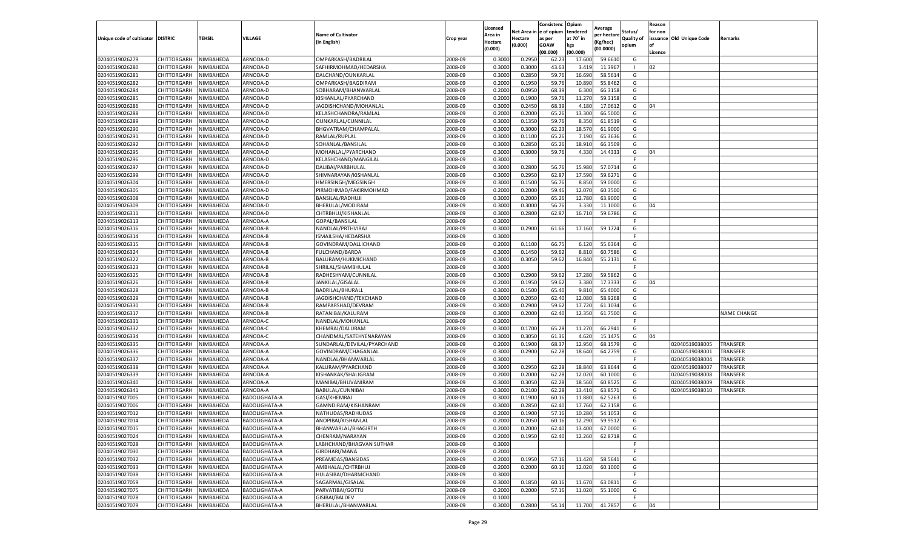| Unique code of cultivator | DISTRIC | TEHSIL | VILLAGE | Name of Cultivator (in English) | Crop year | Licensed Area in Hectare (0.000) | Net Area in Hectare (0.000) | Consistenc e of opium as per GOAW (00.000) | Opium tendered at 70° in kgs (00.000) | Average per hectare (Kg/hec) (00.0000) | Status/ Quality of opium | Reason for non issuance of Licence | Old Unique Code | Remarks |
|---|---|---|---|---|---|---|---|---|---|---|---|---|---|---|
| 02040519026279 | CHITTORGARH | NIMBAHEDA | ARNODA-D | OMPARKASH/BADRILAL | 2008-09 | 0.3000 | 0.2950 | 62.23 | 17.600 | 59.6610 | G | | | |
| 02040519026280 | CHITTORGARH | NIMBAHEDA | ARNODA-D | SAFHIRMOHMAD/HEDARSHA | 2008-09 | 0.3000 | 0.3000 | 43.63 | 3.419 | 11.3967 | I | 02 | | |
| 02040519026281 | CHITTORGARH | NIMBAHEDA | ARNODA-D | DALCHAND/OUNKARLAL | 2008-09 | 0.3000 | 0.2850 | 59.76 | 16.690 | 58.5614 | G | | | |
| 02040519026282 | CHITTORGARH | NIMBAHEDA | ARNODA-D | OMPARKASH/BAGDIRAM | 2008-09 | 0.2000 | 0.1950 | 59.76 | 10.890 | 55.8462 | G | | | |
| 02040519026284 | CHITTORGARH | NIMBAHEDA | ARNODA-D | SOBHARAM/BHANWARLAL | 2008-09 | 0.2000 | 0.0950 | 68.39 | 6.300 | 66.3158 | G | | | |
| 02040519026285 | CHITTORGARH | NIMBAHEDA | ARNODA-D | KISHANLAL/PYARCHAND | 2008-09 | 0.2000 | 0.1900 | 59.76 | 11.270 | 59.3158 | G | | | |
| 02040519026286 | CHITTORGARH | NIMBAHEDA | ARNODA-D | JAGDISHCHAND/MOHANLAL | 2008-09 | 0.3000 | 0.2450 | 68.39 | 4.180 | 17.0612 | G | 04 | | |
| 02040519026288 | CHITTORGARH | NIMBAHEDA | ARNODA-D | KELASHCHANDRA/RAMLAL | 2008-09 | 0.2000 | 0.2000 | 65.26 | 13.300 | 66.5000 | G | | | |
| 02040519026289 | CHITTORGARH | NIMBAHEDA | ARNODA-D | OUNKARLAL/CUNNILAL | 2008-09 | 0.3000 | 0.1350 | 59.76 | 8.350 | 61.8519 | G | | | |
| 02040519026290 | CHITTORGARH | NIMBAHEDA | ARNODA-D | BHGVATRAM/CHAMPALAL | 2008-09 | 0.3000 | 0.3000 | 62.23 | 18.570 | 61.9000 | G | | | |
| 02040519026291 | CHITTORGARH | NIMBAHEDA | ARNODA-D | RAMLAL/RUPLAL | 2008-09 | 0.3000 | 0.1100 | 65.26 | 7.190 | 65.3636 | G | | | |
| 02040519026292 | CHITTORGARH | NIMBAHEDA | ARNODA-D | SOHANLAL/BANSILAL | 2008-09 | 0.3000 | 0.2850 | 65.26 | 18.910 | 66.3509 | G | | | |
| 02040519026295 | CHITTORGARH | NIMBAHEDA | ARNODA-D | MOHANLAL/PYARCHAND | 2008-09 | 0.3000 | 0.3000 | 59.76 | 4.330 | 14.4333 | G | 04 | | |
| 02040519026296 | CHITTORGARH | NIMBAHEDA | ARNODA-D | KELASHCHAND/MANGILAL | 2008-09 | 0.3000 | | | | | F | | | |
| 02040519026297 | CHITTORGARH | NIMBAHEDA | ARNODA-D | DALIBAI/PARBHULAL | 2008-09 | 0.3000 | 0.2800 | 56.76 | 15.980 | 57.0714 | G | | | |
| 02040519026299 | CHITTORGARH | NIMBAHEDA | ARNODA-D | SHIVNARAYAN/KISHANLAL | 2008-09 | 0.3000 | 0.2950 | 62.87 | 17.590 | 59.6271 | G | | | |
| 02040519026304 | CHITTORGARH | NIMBAHEDA | ARNODA-D | HMERSINGH/MEGSINGH | 2008-09 | 0.3000 | 0.1500 | 56.76 | 8.850 | 59.0000 | G | | | |
| 02040519026305 | CHITTORGARH | NIMBAHEDA | ARNODA-D | PIRMOHMAD/FAKIRMOHMAD | 2008-09 | 0.2000 | 0.2000 | 59.46 | 12.070 | 60.3500 | G | | | |
| 02040519026308 | CHITTORGARH | NIMBAHEDA | ARNODA-D | BANSILAL/RADHUJI | 2008-09 | 0.3000 | 0.2000 | 65.26 | 12.780 | 63.9000 | G | | | |
| 02040519026309 | CHITTORGARH | NIMBAHEDA | ARNODA-D | BHERULAL/MODIRAM | 2008-09 | 0.3000 | 0.3000 | 56.76 | 3.330 | 11.1000 | G | 04 | | |
| 02040519026311 | CHITTORGARH | NIMBAHEDA | ARNODA-D | CHTRBHUJ/KISHANLAL | 2008-09 | 0.3000 | 0.2800 | 62.87 | 16.710 | 59.6786 | G | | | |
| 02040519026313 | CHITTORGARH | NIMBAHEDA | ARNODA-A | GOPAL/BANSILAL | 2008-09 | 0.3000 | | | | | F | | | |
| 02040519026316 | CHITTORGARH | NIMBAHEDA | ARNODA-B | NANDLAL/PRTHVIRAJ | 2008-09 | 0.3000 | 0.2900 | 61.66 | 17.160 | 59.1724 | G | | | |
| 02040519026314 | CHITTORGARH | NIMBAHEDA | ARNODA-B | ISMAILSHA/HEDARSHA | 2008-09 | 0.3000 | | | | | F | | | |
| 02040519026315 | CHITTORGARH | NIMBAHEDA | ARNODA-B | GOVINDRAM/DALLICHAND | 2008-09 | 0.2000 | 0.1100 | 66.75 | 6.120 | 55.6364 | G | | | |
| 02040519026324 | CHITTORGARH | NIMBAHEDA | ARNODA-B | FULCHAND/BARDA | 2008-09 | 0.3000 | 0.1450 | 59.62 | 8.810 | 60.7586 | G | | | |
| 02040519026322 | CHITTORGARH | NIMBAHEDA | ARNODA-B | BALURAM/HUKMICHAND | 2008-09 | 0.3000 | 0.3050 | 59.62 | 16.840 | 55.2131 | G | | | |
| 02040519026323 | CHITTORGARH | NIMBAHEDA | ARNODA-B | SHRILAL/SHAMBHULAL | 2008-09 | 0.3000 | | | | | F | | | |
| 02040519026325 | CHITTORGARH | NIMBAHEDA | ARNODA-B | RADHESHYAM/CUNNILAL | 2008-09 | 0.3000 | 0.2900 | 59.62 | 17.280 | 59.5862 | G | | | |
| 02040519026326 | CHITTORGARH | NIMBAHEDA | ARNODA-B | JANKILAL/GISALAL | 2008-09 | 0.2000 | 0.1950 | 59.62 | 3.380 | 17.3333 | G | 04 | | |
| 02040519026328 | CHITTORGARH | NIMBAHEDA | ARNODA-B | BADRILAL/BHURALL | 2008-09 | 0.3000 | 0.1500 | 65.40 | 9.810 | 65.4000 | G | | | |
| 02040519026329 | CHITTORGARH | NIMBAHEDA | ARNODA-B | JAGDISHCHAND/TEKCHAND | 2008-09 | 0.3000 | 0.2050 | 62.40 | 12.080 | 58.9268 | G | | | |
| 02040519026330 | CHITTORGARH | NIMBAHEDA | ARNODA-B | RAMPARSHAD/DEVRAM | 2008-09 | 0.3000 | 0.2900 | 59.62 | 17.720 | 61.1034 | G | | | |
| 02040519026317 | CHITTORGARH | NIMBAHEDA | ARNODA-B | RATANIBAI/KALURAM | 2008-09 | 0.3000 | 0.2000 | 62.40 | 12.350 | 61.7500 | G | | | NAME CHANGE |
| 02040519026331 | CHITTORGARH | NIMBAHEDA | ARNODA-C | NANDLAL/MOHANLAL | 2008-09 | 0.3000 | | | | | F | | | |
| 02040519026332 | CHITTORGARH | NIMBAHEDA | ARNODA-C | KHEMRAJ/DALURAM | 2008-09 | 0.3000 | 0.1700 | 65.28 | 11.270 | 66.2941 | G | | | |
| 02040519026334 | CHITTORGARH | NIMBAHEDA | ARNODA-C | CHANDMAL/SATEHYENARAYAN | 2008-09 | 0.3000 | 0.3050 | 61.36 | 4.620 | 15.1475 | G | 04 | | |
| 02040519026335 | CHITTORGARH | NIMBAHEDA | ARNODA-A | SUNDARLAL/DEVILAL/PYARCHAND | 2008-09 | 0.2000 | 0.1900 | 68.37 | 12.950 | 68.1579 | G | | 02040519038005 | TRANSFER |
| 02040519026336 | CHITTORGARH | NIMBAHEDA | ARNODA-A | GOVINDRAM/CHAGANLAL | 2008-09 | 0.3000 | 0.2900 | 62.28 | 18.640 | 64.2759 | G | | 02040519038001 | TRANSFER |
| 02040519026337 | CHITTORGARH | NIMBAHEDA | ARNODA-A | NANDLAL/BHANWARLAL | 2008-09 | 0.3000 | | | | | F | | 02040519038004 | TRANSFER |
| 02040519026338 | CHITTORGARH | NIMBAHEDA | ARNODA-A | KALURAM/PYARCHAND | 2008-09 | 0.3000 | 0.2950 | 62.28 | 18.840 | 63.8644 | G | | 02040519038007 | TRANSFER |
| 02040519026339 | CHITTORGARH | NIMBAHEDA | ARNODA-A | KISHANKAK/SHALIGRAM | 2008-09 | 0.2000 | 0.2000 | 62.28 | 12.020 | 60.1000 | G | | 02040519038008 | TRANSFER |
| 02040519026340 | CHITTORGARH | NIMBAHEDA | ARNODA-A | MANIBAI/BHUVANIRAM | 2008-09 | 0.3000 | 0.3050 | 62.28 | 18.560 | 60.8525 | G | | 02040519038009 | TRANSFER |
| 02040519026341 | CHITTORGARH | NIMBAHEDA | ARNODA-A | BABULAL/CUNNIBAI | 2008-09 | 0.3000 | 0.2100 | 62.28 | 13.410 | 63.8571 | G | | 02040519038010 | TRANSFER |
| 02040519027005 | CHITTORGARH | NIMBAHEDA | BADOLIGHATA-A | GASI/KHEMRAJ | 2008-09 | 0.3000 | 0.1900 | 60.16 | 11.880 | 62.5263 | G | | | |
| 02040519027006 | CHITTORGARH | NIMBAHEDA | BADOLIGHATA-A | GAMNDIRAM/KISHANRAM | 2008-09 | 0.3000 | 0.2850 | 62.40 | 17.760 | 62.3158 | G | | | |
| 02040519027012 | CHITTORGARH | NIMBAHEDA | BADOLIGHATA-A | NATHUDAS/RADHUDAS | 2008-09 | 0.2000 | 0.1900 | 57.16 | 10.280 | 54.1053 | G | | | |
| 02040519027014 | CHITTORGARH | NIMBAHEDA | BADOLIGHATA-A | ANOPIBAI/KISHANLAL | 2008-09 | 0.2000 | 0.2050 | 60.16 | 12.290 | 59.9512 | G | | | |
| 02040519027015 | CHITTORGARH | NIMBAHEDA | BADOLIGHATA-A | BHANWARLAL/BHAGIRTH | 2008-09 | 0.2000 | 0.2000 | 62.40 | 13.400 | 67.0000 | G | | | |
| 02040519027024 | CHITTORGARH | NIMBAHEDA | BADOLIGHATA-A | CHENRAM/NARAYAN | 2008-09 | 0.2000 | 0.1950 | 62.40 | 12.260 | 62.8718 | G | | | |
| 02040519027028 | CHITTORGARH | NIMBAHEDA | BADOLIGHATA-A | LABHCHAND/BHAGVAN SUTHAR | 2008-09 | 0.3000 | | | | | F | | | |
| 02040519027030 | CHITTORGARH | NIMBAHEDA | BADOLIGHATA-A | GIRDHARI/MANA | 2008-09 | 0.2000 | | | | | F | | | |
| 02040519027032 | CHITTORGARH | NIMBAHEDA | BADOLIGHATA-A | PREAMDAS/BANSIDAS | 2008-09 | 0.2000 | 0.1950 | 57.16 | 11.420 | 58.5641 | G | | | |
| 02040519027033 | CHITTORGARH | NIMBAHEDA | BADOLIGHATA-A | AMBHALAL/CHTRBHUJ | 2008-09 | 0.2000 | 0.2000 | 60.16 | 12.020 | 60.1000 | G | | | |
| 02040519027038 | CHITTORGARH | NIMBAHEDA | BADOLIGHATA-A | HULASIBAI/DHARMCHAND | 2008-09 | 0.3000 | | | | | F | | | |
| 02040519027059 | CHITTORGARH | NIMBAHEDA | BADOLIGHATA-A | SAGARMAL/GISALAL | 2008-09 | 0.3000 | 0.1850 | 60.16 | 11.670 | 63.0811 | G | | | |
| 02040519027075 | CHITTORGARH | NIMBAHEDA | BADOLIGHATA-A | PARVATIBAI/GOTTU | 2008-09 | 0.2000 | 0.2000 | 57.16 | 11.020 | 55.1000 | G | | | |
| 02040519027078 | CHITTORGARH | NIMBAHEDA | BADOLIGHATA-A | GISIBAI/BALDEV | 2008-09 | 0.1000 | | | | | F | | | |
| 02040519027079 | CHITTORGARH | NIMBAHEDA | BADOLIGHATA-A | BHERULAL/BHANWARLAL | 2008-09 | 0.3000 | 0.2800 | 54.14 | 11.700 | 41.7857 | G | 04 | | |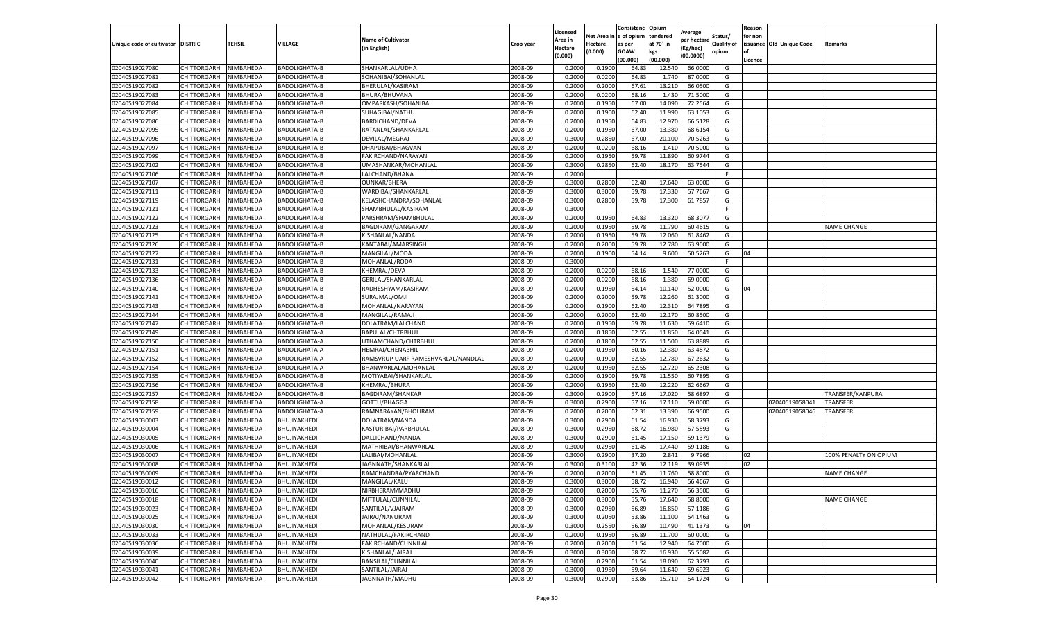| Unique code of cultivator | DISTRIC | TEHSIL | VILLAGE | Name of Cultivator (in English) | Crop year | Licensed Area in Hectare (0.000) | Net Area in Hectare (0.000) | Consistenc e of opium as per GOAW (00.000) | Opium tendered at 70° in kgs (00.000) | Average per hectare (Kg/hec) (00.0000) | Status/ Quality of opium | Reason for non issuance of Licence | Old Unique Code | Remarks |
|---|---|---|---|---|---|---|---|---|---|---|---|---|---|---|
| 02040519027080 | CHITTORGARH | NIMBAHEDA | BADOLIGHATA-B | SHANKARLAL/UDHA | 2008-09 | 0.2000 | 0.1900 | 64.83 | 12.540 | 66.0000 | G | | | |
| 02040519027081 | CHITTORGARH | NIMBAHEDA | BADOLIGHATA-B | SOHANIBAI/SOHANLAL | 2008-09 | 0.2000 | 0.0200 | 64.83 | 1.740 | 87.0000 | G | | | |
| 02040519027082 | CHITTORGARH | NIMBAHEDA | BADOLIGHATA-B | BHERULAL/KASIRAM | 2008-09 | 0.2000 | 0.2000 | 67.61 | 13.210 | 66.0500 | G | | | |
| 02040519027083 | CHITTORGARH | NIMBAHEDA | BADOLIGHATA-B | BHURA/BHUVANA | 2008-09 | 0.2000 | 0.0200 | 68.16 | 1.430 | 71.5000 | G | | | |
| 02040519027084 | CHITTORGARH | NIMBAHEDA | BADOLIGHATA-B | OMPARKASH/SOHANIBAI | 2008-09 | 0.2000 | 0.1950 | 67.00 | 14.090 | 72.2564 | G | | | |
| 02040519027085 | CHITTORGARH | NIMBAHEDA | BADOLIGHATA-B | SUHAGIBAI/NATHU | 2008-09 | 0.2000 | 0.1900 | 62.40 | 11.990 | 63.1053 | G | | | |
| 02040519027086 | CHITTORGARH | NIMBAHEDA | BADOLIGHATA-B | BARDICHAND/DEVA | 2008-09 | 0.2000 | 0.1950 | 64.83 | 12.970 | 66.5128 | G | | | |
| 02040519027095 | CHITTORGARH | NIMBAHEDA | BADOLIGHATA-B | RATANLAL/SHANKARLAL | 2008-09 | 0.2000 | 0.1950 | 67.00 | 13.380 | 68.6154 | G | | | |
| 02040519027096 | CHITTORGARH | NIMBAHEDA | BADOLIGHATA-B | DEVILAL/MEGRAJ | 2008-09 | 0.3000 | 0.2850 | 67.00 | 20.100 | 70.5263 | G | | | |
| 02040519027097 | CHITTORGARH | NIMBAHEDA | BADOLIGHATA-B | DHAPUBAI/BHAGVAN | 2008-09 | 0.2000 | 0.0200 | 68.16 | 1.410 | 70.5000 | G | | | |
| 02040519027099 | CHITTORGARH | NIMBAHEDA | BADOLIGHATA-B | FAKIRCHAND/NARAYAN | 2008-09 | 0.2000 | 0.1950 | 59.78 | 11.890 | 60.9744 | G | | | |
| 02040519027102 | CHITTORGARH | NIMBAHEDA | BADOLIGHATA-B | UMASHANKAR/MOHANLAL | 2008-09 | 0.3000 | 0.2850 | 62.40 | 18.170 | 63.7544 | G | | | |
| 02040519027106 | CHITTORGARH | NIMBAHEDA | BADOLIGHATA-B | LALCHAND/BHANA | 2008-09 | 0.2000 | | | | | F | | | |
| 02040519027107 | CHITTORGARH | NIMBAHEDA | BADOLIGHATA-B | OUNKAR/BHERA | 2008-09 | 0.3000 | 0.2800 | 62.40 | 17.640 | 63.0000 | G | | | |
| 02040519027111 | CHITTORGARH | NIMBAHEDA | BADOLIGHATA-B | WARDIBAI/SHANKARLAL | 2008-09 | 0.3000 | 0.3000 | 59.78 | 17.330 | 57.7667 | G | | | |
| 02040519027119 | CHITTORGARH | NIMBAHEDA | BADOLIGHATA-B | KELASHCHANDRA/SOHANLAL | 2008-09 | 0.3000 | 0.2800 | 59.78 | 17.300 | 61.7857 | G | | | |
| 02040519027121 | CHITTORGARH | NIMBAHEDA | BADOLIGHATA-B | SHAMBHULAL/KASIRAM | 2008-09 | 0.3000 | | | | | F | | | |
| 02040519027122 | CHITTORGARH | NIMBAHEDA | BADOLIGHATA-B | PARSHRAM/SHAMBHULAL | 2008-09 | 0.2000 | 0.1950 | 64.83 | 13.320 | 68.3077 | G | | | |
| 02040519027123 | CHITTORGARH | NIMBAHEDA | BADOLIGHATA-B | BAGDIRAM/GANGARAM | 2008-09 | 0.2000 | 0.1950 | 59.78 | 11.790 | 60.4615 | G | | | NAME CHANGE |
| 02040519027125 | CHITTORGARH | NIMBAHEDA | BADOLIGHATA-B | KISHANLAL/NANDA | 2008-09 | 0.2000 | 0.1950 | 59.78 | 12.060 | 61.8462 | G | | | |
| 02040519027126 | CHITTORGARH | NIMBAHEDA | BADOLIGHATA-B | KANTABAI/AMARSINGH | 2008-09 | 0.2000 | 0.2000 | 59.78 | 12.780 | 63.9000 | G | | | |
| 02040519027127 | CHITTORGARH | NIMBAHEDA | BADOLIGHATA-B | MANGILAL/MODA | 2008-09 | 0.2000 | 0.1900 | 54.14 | 9.600 | 50.5263 | G | 04 | | |
| 02040519027131 | CHITTORGARH | NIMBAHEDA | BADOLIGHATA-B | MOHANLAL/RODA | 2008-09 | 0.3000 | | | | | F | | | |
| 02040519027133 | CHITTORGARH | NIMBAHEDA | BADOLIGHATA-B | KHEMRAJ/DEVA | 2008-09 | 0.2000 | 0.0200 | 68.16 | 1.540 | 77.0000 | G | | | |
| 02040519027136 | CHITTORGARH | NIMBAHEDA | BADOLIGHATA-B | GERILAL/SHANKARLAL | 2008-09 | 0.2000 | 0.0200 | 68.16 | 1.380 | 69.0000 | G | | | |
| 02040519027140 | CHITTORGARH | NIMBAHEDA | BADOLIGHATA-B | RADHESHYAM/KASIRAM | 2008-09 | 0.2000 | 0.1950 | 54.14 | 10.140 | 52.0000 | G | 04 | | |
| 02040519027141 | CHITTORGARH | NIMBAHEDA | BADOLIGHATA-B | SURAJMAL/OMJI | 2008-09 | 0.2000 | 0.2000 | 59.78 | 12.260 | 61.3000 | G | | | |
| 02040519027143 | CHITTORGARH | NIMBAHEDA | BADOLIGHATA-B | MOHANLAL/NARAYAN | 2008-09 | 0.2000 | 0.1900 | 62.40 | 12.310 | 64.7895 | G | | | |
| 02040519027144 | CHITTORGARH | NIMBAHEDA | BADOLIGHATA-B | MANGILAL/RAMAJI | 2008-09 | 0.2000 | 0.2000 | 62.40 | 12.170 | 60.8500 | G | | | |
| 02040519027147 | CHITTORGARH | NIMBAHEDA | BADOLIGHATA-B | DOLATRAM/LALCHAND | 2008-09 | 0.2000 | 0.1950 | 59.78 | 11.630 | 59.6410 | G | | | |
| 02040519027149 | CHITTORGARH | NIMBAHEDA | BADOLIGHATA-A | BAPULAL/CHTRBHUJ | 2008-09 | 0.2000 | 0.1850 | 62.55 | 11.850 | 64.0541 | G | | | |
| 02040519027150 | CHITTORGARH | NIMBAHEDA | BADOLIGHATA-A | UTHAMCHAND/CHTRBHUJ | 2008-09 | 0.2000 | 0.1800 | 62.55 | 11.500 | 63.8889 | G | | | |
| 02040519027151 | CHITTORGARH | NIMBAHEDA | BADOLIGHATA-A | HEMRAJ/CHENABHIL | 2008-09 | 0.2000 | 0.1950 | 60.16 | 12.380 | 63.4872 | G | | | |
| 02040519027152 | CHITTORGARH | NIMBAHEDA | BADOLIGHATA-A | RAMSVRUP UARF RAMESHVARLAL/NANDLAL | 2008-09 | 0.2000 | 0.1900 | 62.55 | 12.780 | 67.2632 | G | | | |
| 02040519027154 | CHITTORGARH | NIMBAHEDA | BADOLIGHATA-A | BHANWARLAL/MOHANLAL | 2008-09 | 0.2000 | 0.1950 | 62.55 | 12.720 | 65.2308 | G | | | |
| 02040519027155 | CHITTORGARH | NIMBAHEDA | BADOLIGHATA-B | MOTIYABAI/SHANKARLAL | 2008-09 | 0.2000 | 0.1900 | 59.78 | 11.550 | 60.7895 | G | | | |
| 02040519027156 | CHITTORGARH | NIMBAHEDA | BADOLIGHATA-B | KHEMRAJ/BHURA | 2008-09 | 0.2000 | 0.1950 | 62.40 | 12.220 | 62.6667 | G | | | |
| 02040519027157 | CHITTORGARH | NIMBAHEDA | BADOLIGHATA-B | BAGDIRAM/SHANKAR | 2008-09 | 0.3000 | 0.2900 | 57.16 | 17.020 | 58.6897 | G | | | TRANSFER/KANPURA |
| 02040519027158 | CHITTORGARH | NIMBAHEDA | BADOLIGHATA-A | GOTTU/BHAGGA | 2008-09 | 0.3000 | 0.2900 | 57.16 | 17.110 | 59.0000 | G | | 02040519058041 | TRANSFER |
| 02040519027159 | CHITTORGARH | NIMBAHEDA | BADOLIGHATA-A | RAMNARAYAN/BHOLIRAM | 2008-09 | 0.2000 | 0.2000 | 62.31 | 13.390 | 66.9500 | G | | 02040519058046 | TRANSFER |
| 02040519030003 | CHITTORGARH | NIMBAHEDA | BHUJIYAKHEDI | DOLATRAM/NANDA | 2008-09 | 0.3000 | 0.2900 | 61.54 | 16.930 | 58.3793 | G | | | |
| 02040519030004 | CHITTORGARH | NIMBAHEDA | BHUJIYAKHEDI | KASTURIBAI/PARBHULAL | 2008-09 | 0.3000 | 0.2950 | 58.72 | 16.980 | 57.5593 | G | | | |
| 02040519030005 | CHITTORGARH | NIMBAHEDA | BHUJIYAKHEDI | DALLICHAND/NANDA | 2008-09 | 0.3000 | 0.2900 | 61.45 | 17.150 | 59.1379 | G | | | |
| 02040519030006 | CHITTORGARH | NIMBAHEDA | BHUJIYAKHEDI | MATHRIBAI/BHANWARLAL | 2008-09 | 0.3000 | 0.2950 | 61.45 | 17.440 | 59.1186 | G | | | |
| 02040519030007 | CHITTORGARH | NIMBAHEDA | BHUJIYAKHEDI | LALIBAI/MOHANLAL | 2008-09 | 0.3000 | 0.2900 | 37.20 | 2.841 | 9.7966 | I | 02 | | 100% PENALTY ON OPIUM |
| 02040519030008 | CHITTORGARH | NIMBAHEDA | BHUJIYAKHEDI | JAGNNATH/SHANKARLAL | 2008-09 | 0.3000 | 0.3100 | 42.36 | 12.119 | 39.0935 | I | 02 | | |
| 02040519030009 | CHITTORGARH | NIMBAHEDA | BHUJIYAKHEDI | RAMCHANDRA/PYARCHAND | 2008-09 | 0.2000 | 0.2000 | 61.45 | 11.760 | 58.8000 | G | | | NAME CHANGE |
| 02040519030012 | CHITTORGARH | NIMBAHEDA | BHUJIYAKHEDI | MANGILAL/KALU | 2008-09 | 0.3000 | 0.3000 | 58.72 | 16.940 | 56.4667 | G | | | |
| 02040519030016 | CHITTORGARH | NIMBAHEDA | BHUJIYAKHEDI | NIRBHERAM/MADHU | 2008-09 | 0.2000 | 0.2000 | 55.76 | 11.270 | 56.3500 | G | | | |
| 02040519030018 | CHITTORGARH | NIMBAHEDA | BHUJIYAKHEDI | MITTULAL/CUNNILAL | 2008-09 | 0.3000 | 0.3000 | 55.76 | 17.640 | 58.8000 | G | | | NAME CHANGE |
| 02040519030023 | CHITTORGARH | NIMBAHEDA | BHUJIYAKHEDI | SANTILAL/VJAIRAM | 2008-09 | 0.3000 | 0.2950 | 56.89 | 16.850 | 57.1186 | G | | | |
| 02040519030025 | CHITTORGARH | NIMBAHEDA | BHUJIYAKHEDI | JAIRAJ/NANURAM | 2008-09 | 0.3000 | 0.2050 | 53.86 | 11.100 | 54.1463 | G | | | |
| 02040519030030 | CHITTORGARH | NIMBAHEDA | BHUJIYAKHEDI | MOHANLAL/KESURAM | 2008-09 | 0.3000 | 0.2550 | 56.89 | 10.490 | 41.1373 | G | 04 | | |
| 02040519030033 | CHITTORGARH | NIMBAHEDA | BHUJIYAKHEDI | NATHULAL/FAKIRCHAND | 2008-09 | 0.2000 | 0.1950 | 56.89 | 11.700 | 60.0000 | G | | | |
| 02040519030036 | CHITTORGARH | NIMBAHEDA | BHUJIYAKHEDI | FAKIRCHAND/CUNNILAL | 2008-09 | 0.2000 | 0.2000 | 61.54 | 12.940 | 64.7000 | G | | | |
| 02040519030039 | CHITTORGARH | NIMBAHEDA | BHUJIYAKHEDI | KISHANLAL/JAIRAJ | 2008-09 | 0.3000 | 0.3050 | 58.72 | 16.930 | 55.5082 | G | | | |
| 02040519030040 | CHITTORGARH | NIMBAHEDA | BHUJIYAKHEDI | BANSILAL/CUNNILAL | 2008-09 | 0.3000 | 0.2900 | 61.54 | 18.090 | 62.3793 | G | | | |
| 02040519030041 | CHITTORGARH | NIMBAHEDA | BHUJIYAKHEDI | SANTILAL/JAIRAJ | 2008-09 | 0.3000 | 0.1950 | 59.64 | 11.640 | 59.6923 | G | | | |
| 02040519030042 | CHITTORGARH | NIMBAHEDA | BHUJIYAKHEDI | JAGNNATH/MADHU | 2008-09 | 0.3000 | 0.2900 | 53.86 | 15.710 | 54.1724 | G | | | |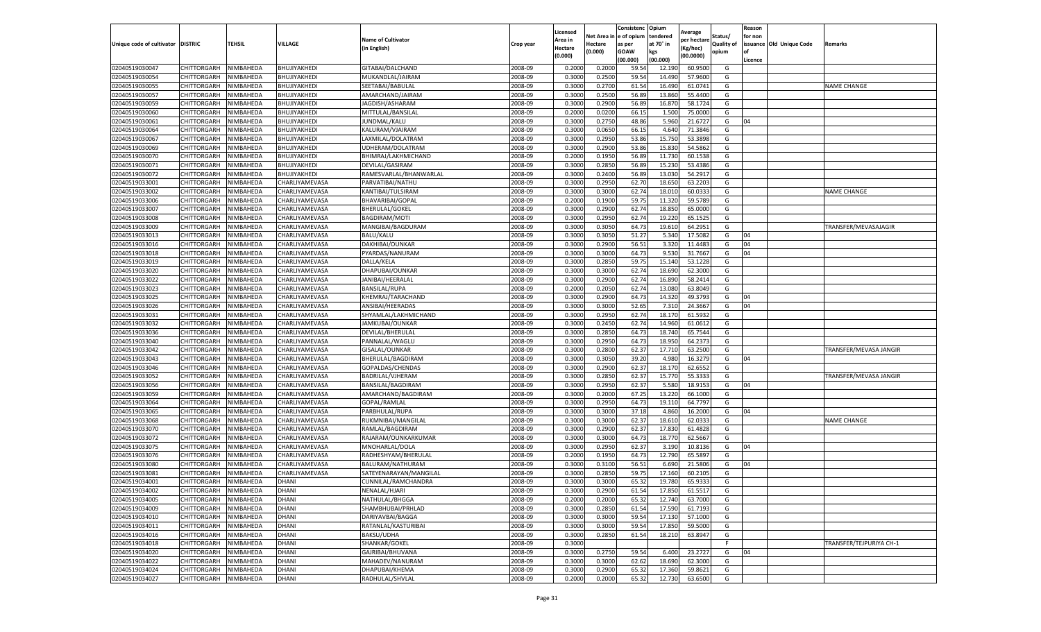| Unique code of cultivator | DISTRIC | TEHSIL | VILLAGE | Name of Cultivator (in English) | Crop year | Licensed Area in Hectare (0.000) | Net Area in Hectare (0.000) | Consistence of opium as per GOAW (00.000) | Opium tendered at 70° in kgs (00.000) | Average per hectare (Kg/hec) (00.0000) | Status/ Quality of opium | Reason for non issuance of Licence | Old Unique Code | Remarks |
|---|---|---|---|---|---|---|---|---|---|---|---|---|---|---|
| 02040519030047 | CHITTORGARH | NIMBAHEDA | BHUJIYAKHEDI | GITABAI/DALCHAND | 2008-09 | 0.2000 | 0.2000 | 59.54 | 12.190 | 60.9500 | G | | | |
| 02040519030054 | CHITTORGARH | NIMBAHEDA | BHUJIYAKHEDI | MUKANDLAL/JAIRAM | 2008-09 | 0.3000 | 0.2500 | 59.54 | 14.490 | 57.9600 | G | | | |
| 02040519030055 | CHITTORGARH | NIMBAHEDA | BHUJIYAKHEDI | SEETABAI/BABULAL | 2008-09 | 0.3000 | 0.2700 | 61.54 | 16.490 | 61.0741 | G | | | NAME CHANGE |
| 02040519030057 | CHITTORGARH | NIMBAHEDA | BHUJIYAKHEDI | AMARCHAND/JAIRAM | 2008-09 | 0.3000 | 0.2500 | 56.89 | 13.860 | 55.4400 | G | | | |
| 02040519030059 | CHITTORGARH | NIMBAHEDA | BHUJIYAKHEDI | JAGDISH/ASHARAM | 2008-09 | 0.3000 | 0.2900 | 56.89 | 16.870 | 58.1724 | G | | | |
| 02040519030060 | CHITTORGARH | NIMBAHEDA | BHUJIYAKHEDI | MITTULAL/BANSILAL | 2008-09 | 0.2000 | 0.0200 | 66.15 | 1.500 | 75.0000 | G | | | |
| 02040519030061 | CHITTORGARH | NIMBAHEDA | BHUJIYAKHEDI | JUNDMAL/KALU | 2008-09 | 0.3000 | 0.2750 | 48.86 | 5.960 | 21.6727 | G | 04 | | |
| 02040519030064 | CHITTORGARH | NIMBAHEDA | BHUJIYAKHEDI | KALURAM/VJAIRAM | 2008-09 | 0.3000 | 0.0650 | 66.15 | 4.640 | 71.3846 | G | | | |
| 02040519030067 | CHITTORGARH | NIMBAHEDA | BHUJIYAKHEDI | LAXMILAL/DOLATRAM | 2008-09 | 0.3000 | 0.2950 | 53.86 | 15.750 | 53.3898 | G | | | |
| 02040519030069 | CHITTORGARH | NIMBAHEDA | BHUJIYAKHEDI | UDHERAM/DOLATRAM | 2008-09 | 0.3000 | 0.2900 | 53.86 | 15.830 | 54.5862 | G | | | |
| 02040519030070 | CHITTORGARH | NIMBAHEDA | BHUJIYAKHEDI | BHIMRAJ/LAKHMICHAND | 2008-09 | 0.2000 | 0.1950 | 56.89 | 11.730 | 60.1538 | G | | | |
| 02040519030071 | CHITTORGARH | NIMBAHEDA | BHUJIYAKHEDI | DEVILAL/GASIRAM | 2008-09 | 0.3000 | 0.2850 | 56.89 | 15.230 | 53.4386 | G | | | |
| 02040519030072 | CHITTORGARH | NIMBAHEDA | BHUJIYAKHEDI | RAMESVARLAL/BHANWARLAL | 2008-09 | 0.3000 | 0.2400 | 56.89 | 13.030 | 54.2917 | G | | | |
| 02040519033001 | CHITTORGARH | NIMBAHEDA | CHARLIYAMEVASA | PARVATIBAI/NATHU | 2008-09 | 0.3000 | 0.2950 | 62.70 | 18.650 | 63.2203 | G | | | |
| 02040519033002 | CHITTORGARH | NIMBAHEDA | CHARLIYAMEVASA | KANTIBAI/TULSIRAM | 2008-09 | 0.3000 | 0.3000 | 62.74 | 18.010 | 60.0333 | G | | | NAME CHANGE |
| 02040519033006 | CHITTORGARH | NIMBAHEDA | CHARLIYAMEVASA | BHAVARIBAI/GOPAL | 2008-09 | 0.2000 | 0.1900 | 59.75 | 11.320 | 59.5789 | G | | | |
| 02040519033007 | CHITTORGARH | NIMBAHEDA | CHARLIYAMEVASA | BHERULAL/GOKEL | 2008-09 | 0.3000 | 0.2900 | 62.74 | 18.850 | 65.0000 | G | | | |
| 02040519033008 | CHITTORGARH | NIMBAHEDA | CHARLIYAMEVASA | BAGDIRAM/MOTI | 2008-09 | 0.3000 | 0.2950 | 62.74 | 19.220 | 65.1525 | G | | | |
| 02040519033009 | CHITTORGARH | NIMBAHEDA | CHARLIYAMEVASA | MANGIBAI/BAGDURAM | 2008-09 | 0.3000 | 0.3050 | 64.73 | 19.610 | 64.2951 | G | | | TRANSFER/MEVASAJAGIR |
| 02040519033013 | CHITTORGARH | NIMBAHEDA | CHARLIYAMEVASA | BALU/KALU | 2008-09 | 0.3000 | 0.3050 | 51.27 | 5.340 | 17.5082 | G | 04 | | |
| 02040519033016 | CHITTORGARH | NIMBAHEDA | CHARLIYAMEVASA | DAKHIBAI/OUNKAR | 2008-09 | 0.3000 | 0.2900 | 56.51 | 3.320 | 11.4483 | G | 04 | | |
| 02040519033018 | CHITTORGARH | NIMBAHEDA | CHARLIYAMEVASA | PYARDAS/NANURAM | 2008-09 | 0.3000 | 0.3000 | 64.73 | 9.530 | 31.7667 | G | 04 | | |
| 02040519033019 | CHITTORGARH | NIMBAHEDA | CHARLIYAMEVASA | DALLA/KELA | 2008-09 | 0.3000 | 0.2850 | 59.75 | 15.140 | 53.1228 | G | | | |
| 02040519033020 | CHITTORGARH | NIMBAHEDA | CHARLIYAMEVASA | DHAPUBAI/OUNKAR | 2008-09 | 0.3000 | 0.3000 | 62.74 | 18.690 | 62.3000 | G | | | |
| 02040519033022 | CHITTORGARH | NIMBAHEDA | CHARLIYAMEVASA | JANIBAI/HEERALAL | 2008-09 | 0.3000 | 0.2900 | 62.74 | 16.890 | 58.2414 | G | | | |
| 02040519033023 | CHITTORGARH | NIMBAHEDA | CHARLIYAMEVASA | BANSILAL/RUPA | 2008-09 | 0.2000 | 0.2050 | 62.74 | 13.080 | 63.8049 | G | | | |
| 02040519033025 | CHITTORGARH | NIMBAHEDA | CHARLIYAMEVASA | KHEMRAJ/TARACHAND | 2008-09 | 0.3000 | 0.2900 | 64.73 | 14.320 | 49.3793 | G | 04 | | |
| 02040519033026 | CHITTORGARH | NIMBAHEDA | CHARLIYAMEVASA | ANSIBAI/HEERADAS | 2008-09 | 0.3000 | 0.3000 | 52.65 | 7.310 | 24.3667 | G | 04 | | |
| 02040519033031 | CHITTORGARH | NIMBAHEDA | CHARLIYAMEVASA | SHYAMLAL/LAKHMICHAND | 2008-09 | 0.3000 | 0.2950 | 62.74 | 18.170 | 61.5932 | G | | | |
| 02040519033032 | CHITTORGARH | NIMBAHEDA | CHARLIYAMEVASA | JAMKUBAI/OUNKAR | 2008-09 | 0.3000 | 0.2450 | 62.74 | 14.960 | 61.0612 | G | | | |
| 02040519033036 | CHITTORGARH | NIMBAHEDA | CHARLIYAMEVASA | DEVILAL/BHERULAL | 2008-09 | 0.3000 | 0.2850 | 64.73 | 18.740 | 65.7544 | G | | | |
| 02040519033040 | CHITTORGARH | NIMBAHEDA | CHARLIYAMEVASA | PANNALAL/WAGLU | 2008-09 | 0.3000 | 0.2950 | 64.73 | 18.950 | 64.2373 | G | | | |
| 02040519033042 | CHITTORGARH | NIMBAHEDA | CHARLIYAMEVASA | GISALAL/OUNKAR | 2008-09 | 0.3000 | 0.2800 | 62.37 | 17.710 | 63.2500 | G | | | TRANSFER/MEVASA JANGIR |
| 02040519033043 | CHITTORGARH | NIMBAHEDA | CHARLIYAMEVASA | BHERULAL/BAGDIRAM | 2008-09 | 0.3000 | 0.3050 | 39.20 | 4.980 | 16.3279 | G | 04 | | |
| 02040519033046 | CHITTORGARH | NIMBAHEDA | CHARLIYAMEVASA | GOPALDAS/CHENDAS | 2008-09 | 0.3000 | 0.2900 | 62.37 | 18.170 | 62.6552 | G | | | |
| 02040519033052 | CHITTORGARH | NIMBAHEDA | CHARLIYAMEVASA | BADRILAL/VJHERAM | 2008-09 | 0.3000 | 0.2850 | 62.37 | 15.770 | 55.3333 | G | | | TRANSFER/MEVASA JANGIR |
| 02040519033056 | CHITTORGARH | NIMBAHEDA | CHARLIYAMEVASA | BANSILAL/BAGDIRAM | 2008-09 | 0.3000 | 0.2950 | 62.37 | 5.580 | 18.9153 | G | 04 | | |
| 02040519033059 | CHITTORGARH | NIMBAHEDA | CHARLIYAMEVASA | AMARCHAND/BAGDIRAM | 2008-09 | 0.3000 | 0.2000 | 67.25 | 13.220 | 66.1000 | G | | | |
| 02040519033064 | CHITTORGARH | NIMBAHEDA | CHARLIYAMEVASA | GOPAL/RAMLAL | 2008-09 | 0.3000 | 0.2950 | 64.73 | 19.110 | 64.7797 | G | | | |
| 02040519033065 | CHITTORGARH | NIMBAHEDA | CHARLIYAMEVASA | PARBHULAL/RUPA | 2008-09 | 0.3000 | 0.3000 | 37.18 | 4.860 | 16.2000 | G | 04 | | |
| 02040519033068 | CHITTORGARH | NIMBAHEDA | CHARLIYAMEVASA | RUKMNIBAI/MANGILAL | 2008-09 | 0.3000 | 0.3000 | 62.37 | 18.610 | 62.0333 | G | | | NAME CHANGE |
| 02040519033070 | CHITTORGARH | NIMBAHEDA | CHARLIYAMEVASA | RAMLAL/BAGDIRAM | 2008-09 | 0.3000 | 0.2900 | 62.37 | 17.830 | 61.4828 | G | | | |
| 02040519033072 | CHITTORGARH | NIMBAHEDA | CHARLIYAMEVASA | RAJARAM/OUNKARKUMAR | 2008-09 | 0.3000 | 0.3000 | 64.73 | 18.770 | 62.5667 | G | | | |
| 02040519033075 | CHITTORGARH | NIMBAHEDA | CHARLIYAMEVASA | MNOHARLAL/DOLA | 2008-09 | 0.3000 | 0.2950 | 62.37 | 3.190 | 10.8136 | G | 04 | | |
| 02040519033076 | CHITTORGARH | NIMBAHEDA | CHARLIYAMEVASA | RADHESHYAM/BHERULAL | 2008-09 | 0.2000 | 0.1950 | 64.73 | 12.790 | 65.5897 | G | | | |
| 02040519033080 | CHITTORGARH | NIMBAHEDA | CHARLIYAMEVASA | BALURAM/NATHURAM | 2008-09 | 0.3000 | 0.3100 | 56.51 | 6.690 | 21.5806 | G | 04 | | |
| 02040519033081 | CHITTORGARH | NIMBAHEDA | CHARLIYAMEVASA | SATEYENARAYAN/MANGILAL | 2008-09 | 0.3000 | 0.2850 | 59.75 | 17.160 | 60.2105 | G | | | |
| 02040519034001 | CHITTORGARH | NIMBAHEDA | DHANI | CUNNILAL/RAMCHANDRA | 2008-09 | 0.3000 | 0.3000 | 65.32 | 19.780 | 65.9333 | G | | | |
| 02040519034002 | CHITTORGARH | NIMBAHEDA | DHANI | NENALAL/HJARI | 2008-09 | 0.3000 | 0.2900 | 61.54 | 17.850 | 61.5517 | G | | | |
| 02040519034005 | CHITTORGARH | NIMBAHEDA | DHANI | NATHULAL/BHGGA | 2008-09 | 0.2000 | 0.2000 | 65.32 | 12.740 | 63.7000 | G | | | |
| 02040519034009 | CHITTORGARH | NIMBAHEDA | DHANI | SHAMBHUBAI/PRHLAD | 2008-09 | 0.3000 | 0.2850 | 61.54 | 17.590 | 61.7193 | G | | | |
| 02040519034010 | CHITTORGARH | NIMBAHEDA | DHANI | DARIYAVBAI/BAGGA | 2008-09 | 0.3000 | 0.3000 | 59.54 | 17.130 | 57.1000 | G | | | |
| 02040519034011 | CHITTORGARH | NIMBAHEDA | DHANI | RATANLAL/KASTURIBAI | 2008-09 | 0.3000 | 0.3000 | 59.54 | 17.850 | 59.5000 | G | | | |
| 02040519034016 | CHITTORGARH | NIMBAHEDA | DHANI | BAKSU/UDHA | 2008-09 | 0.3000 | 0.2850 | 61.54 | 18.210 | 63.8947 | G | | | |
| 02040519034018 | CHITTORGARH | NIMBAHEDA | DHANI | SHANKAR/GOKEL | 2008-09 | 0.3000 | | | | | F | | | TRANSFER/TEJPURIYA CH-1 |
| 02040519034020 | CHITTORGARH | NIMBAHEDA | DHANI | GAJRIBAI/BHUVANA | 2008-09 | 0.3000 | 0.2750 | 59.54 | 6.400 | 23.2727 | G | 04 | | |
| 02040519034022 | CHITTORGARH | NIMBAHEDA | DHANI | MAHADEV/NANURAM | 2008-09 | 0.3000 | 0.3000 | 62.62 | 18.690 | 62.3000 | G | | | |
| 02040519034024 | CHITTORGARH | NIMBAHEDA | DHANI | DHAPUBAI/KHEMA | 2008-09 | 0.3000 | 0.2900 | 65.32 | 17.360 | 59.8621 | G | | | |
| 02040519034027 | CHITTORGARH | NIMBAHEDA | DHANI | RADHULAL/SHVLAL | 2008-09 | 0.2000 | 0.2000 | 65.32 | 12.730 | 63.6500 | G | | | |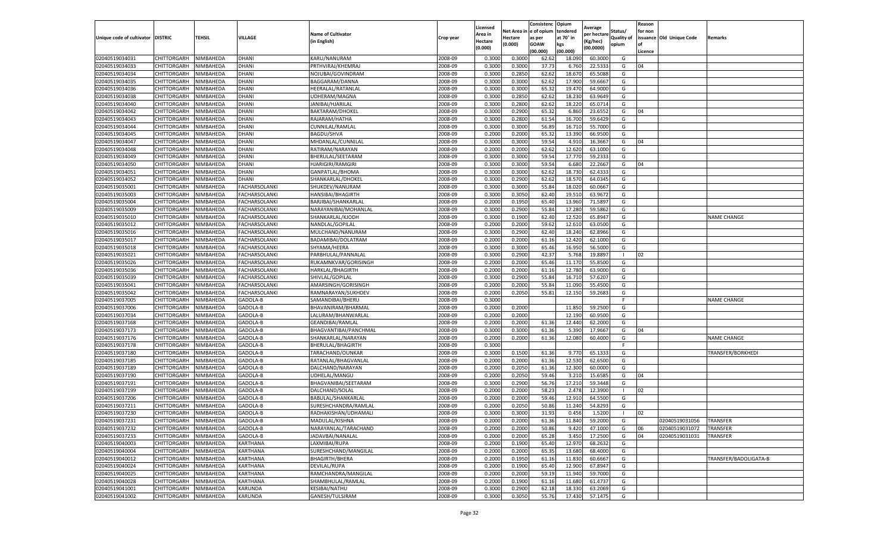| Unique code of cultivator | DISTRIC | TEHSIL | VILLAGE | Name of Cultivator (in English) | Crop year | Licensed Area in Hectare (0.000) | Net Area in Hectare (0.000) | Consistence of opium as per GOAW (00.000) | Opium tendered at 70° in kgs (00.000) | Average per hectare (Kg/hec) (00.0000) | Status/ Quality of opium | Reason for non issuance of Licence | Old Unique Code | Remarks |
|---|---|---|---|---|---|---|---|---|---|---|---|---|---|---|
| 02040519034031 | CHITTORGARH | NIMBAHEDA | DHANI | KARU/NANURAM | 2008-09 | 0.3000 | 0.3000 | 62.62 | 18.090 | 60.3000 | G | | | |
| 02040519034033 | CHITTORGARH | NIMBAHEDA | DHANI | PRTHVIRAJ/KHEMRAJ | 2008-09 | 0.3000 | 0.3000 | 37.73 | 6.760 | 22.5333 | G | 04 | | |
| 02040519034034 | CHITTORGARH | NIMBAHEDA | DHANI | NOJUBAI/GOVINDRAM | 2008-09 | 0.3000 | 0.2850 | 62.62 | 18.670 | 65.5088 | G | | | |
| 02040519034035 | CHITTORGARH | NIMBAHEDA | DHANI | BAGGARAM/DANNA | 2008-09 | 0.3000 | 0.3000 | 62.62 | 17.900 | 59.6667 | G | | | |
| 02040519034036 | CHITTORGARH | NIMBAHEDA | DHANI | HEERALAL/RATANLAL | 2008-09 | 0.3000 | 0.3000 | 65.32 | 19.470 | 64.9000 | G | | | |
| 02040519034038 | CHITTORGARH | NIMBAHEDA | DHANI | UDHERAM/MAGNA | 2008-09 | 0.3000 | 0.2850 | 62.62 | 18.230 | 63.9649 | G | | | |
| 02040519034040 | CHITTORGARH | NIMBAHEDA | DHANI | JANIBAI/HJARILAL | 2008-09 | 0.3000 | 0.2800 | 62.62 | 18.220 | 65.0714 | G | | | |
| 02040519034042 | CHITTORGARH | NIMBAHEDA | DHANI | BAKTARAM/DHOKEL | 2008-09 | 0.3000 | 0.2900 | 65.32 | 6.860 | 23.6552 | G | 04 | | |
| 02040519034043 | CHITTORGARH | NIMBAHEDA | DHANI | RAJARAM/HATHA | 2008-09 | 0.3000 | 0.2800 | 61.54 | 16.700 | 59.6429 | G | | | |
| 02040519034044 | CHITTORGARH | NIMBAHEDA | DHANI | CUNNILAL/RAMLAL | 2008-09 | 0.3000 | 0.3000 | 56.89 | 16.710 | 55.7000 | G | | | |
| 02040519034045 | CHITTORGARH | NIMBAHEDA | DHANI | BAGDU/SHVA | 2008-09 | 0.2000 | 0.2000 | 65.32 | 13.390 | 66.9500 | G | | | |
| 02040519034047 | CHITTORGARH | NIMBAHEDA | DHANI | MHDANLAL/CUNNILAL | 2008-09 | 0.3000 | 0.3000 | 59.54 | 4.910 | 16.3667 | G | 04 | | |
| 02040519034048 | CHITTORGARH | NIMBAHEDA | DHANI | RATIRAM/NARAYAN | 2008-09 | 0.2000 | 0.2000 | 62.62 | 12.620 | 63.1000 | G | | | |
| 02040519034049 | CHITTORGARH | NIMBAHEDA | DHANI | BHERULAL/SEETARAM | 2008-09 | 0.3000 | 0.3000 | 59.54 | 17.770 | 59.2333 | G | | | |
| 02040519034050 | CHITTORGARH | NIMBAHEDA | DHANI | HJARIGIRI/RAMGIRI | 2008-09 | 0.3000 | 0.3000 | 59.54 | 6.680 | 22.2667 | G | 04 | | |
| 02040519034051 | CHITTORGARH | NIMBAHEDA | DHANI | GANPATLAL/BHOMA | 2008-09 | 0.3000 | 0.3000 | 62.62 | 18.730 | 62.4333 | G | | | |
| 02040519034052 | CHITTORGARH | NIMBAHEDA | DHANI | SHANKARLAL/DHOKEL | 2008-09 | 0.3000 | 0.2900 | 62.62 | 18.570 | 64.0345 | G | | | |
| 02040519035001 | CHITTORGARH | NIMBAHEDA | FACHARSOLANKI | SHUKDEV/NANURAM | 2008-09 | 0.3000 | 0.3000 | 55.84 | 18.020 | 60.0667 | G | | | |
| 02040519035003 | CHITTORGARH | NIMBAHEDA | FACHARSOLANKI | HANSIBAI/BHAGIRTH | 2008-09 | 0.3000 | 0.3050 | 62.40 | 19.510 | 63.9672 | G | | | |
| 02040519035004 | CHITTORGARH | NIMBAHEDA | FACHARSOLANKI | BARJIBAI/SHANKARLAL | 2008-09 | 0.2000 | 0.1950 | 65.40 | 13.960 | 71.5897 | G | | | |
| 02040519035009 | CHITTORGARH | NIMBAHEDA | FACHARSOLANKI | NARAYANIBAI/MOHANLAL | 2008-09 | 0.3000 | 0.2900 | 55.84 | 17.280 | 59.5862 | G | | | |
| 02040519035010 | CHITTORGARH | NIMBAHEDA | FACHARSOLANKI | SHANKARLAL/KJODH | 2008-09 | 0.3000 | 0.1900 | 62.40 | 12.520 | 65.8947 | G | | | NAME CHANGE |
| 02040519035012 | CHITTORGARH | NIMBAHEDA | FACHARSOLANKI | NANDLAL/GOPILAL | 2008-09 | 0.2000 | 0.2000 | 59.62 | 12.610 | 63.0500 | G | | | |
| 02040519035016 | CHITTORGARH | NIMBAHEDA | FACHARSOLANKI | MULCHAND/NANURAM | 2008-09 | 0.3000 | 0.2900 | 62.40 | 18.240 | 62.8966 | G | | | |
| 02040519035017 | CHITTORGARH | NIMBAHEDA | FACHARSOLANKI | BADAMIBAI/DOLATRAM | 2008-09 | 0.2000 | 0.2000 | 61.16 | 12.420 | 62.1000 | G | | | |
| 02040519035018 | CHITTORGARH | NIMBAHEDA | FACHARSOLANKI | SHYAMA/HEERA | 2008-09 | 0.3000 | 0.3000 | 65.46 | 16.950 | 56.5000 | G | | | |
| 02040519035021 | CHITTORGARH | NIMBAHEDA | FACHARSOLANKI | PARBHULAL/PANNALAL | 2008-09 | 0.3000 | 0.2900 | 42.37 | 5.768 | 19.8897 | I | 02 | | |
| 02040519035026 | CHITTORGARH | NIMBAHEDA | FACHARSOLANKI | RUKAMNKVAR/GORISINGH | 2008-09 | 0.2000 | 0.2000 | 65.46 | 11.170 | 55.8500 | G | | | |
| 02040519035036 | CHITTORGARH | NIMBAHEDA | FACHARSOLANKI | HARKLAL/BHAGIRTH | 2008-09 | 0.2000 | 0.2000 | 61.16 | 12.780 | 63.9000 | G | | | |
| 02040519035039 | CHITTORGARH | NIMBAHEDA | FACHARSOLANKI | SHIVLAL/GOPILAL | 2008-09 | 0.3000 | 0.2900 | 55.84 | 16.710 | 57.6207 | G | | | |
| 02040519035041 | CHITTORGARH | NIMBAHEDA | FACHARSOLANKI | AMARSINGH/GORISINGH | 2008-09 | 0.2000 | 0.2000 | 55.84 | 11.090 | 55.4500 | G | | | |
| 02040519035042 | CHITTORGARH | NIMBAHEDA | FACHARSOLANKI | RAMNARAYAN/SUKHDEV | 2008-09 | 0.2000 | 0.2050 | 55.81 | 12.150 | 59.2683 | G | | | |
| 02040519037005 | CHITTORGARH | NIMBAHEDA | GADOLA-B | SAMANDIBAI/BHERU | 2008-09 | 0.3000 | | | | | F | | | NAME CHANGE |
| 02040519037006 | CHITTORGARH | NIMBAHEDA | GADOLA-B | BHAVANIRAM/BHARMAL | 2008-09 | 0.2000 | 0.2000 | | 11.850 | 59.2500 | G | | | |
| 02040519037034 | CHITTORGARH | NIMBAHEDA | GADOLA-B | LALURAM/BHANWARLAL | 2008-09 | 0.2000 | 0.2000 | | 12.190 | 60.9500 | G | | | |
| 02040519037168 | CHITTORGARH | NIMBAHEDA | GADOLA-B | GEANDIBAI/RAMLAL | 2008-09 | 0.2000 | 0.2000 | 61.36 | 12.440 | 62.2000 | G | | | |
| 02040519037173 | CHITTORGARH | NIMBAHEDA | GADOLA-B | BHAGVANTIBAI/PANCHMAL | 2008-09 | 0.3000 | 0.3000 | 61.36 | 5.390 | 17.9667 | G | 04 | | |
| 02040519037176 | CHITTORGARH | NIMBAHEDA | GADOLA-B | SHANKARLAL/NARAYAN | 2008-09 | 0.2000 | 0.2000 | 61.36 | 12.080 | 60.4000 | G | | | NAME CHANGE |
| 02040519037178 | CHITTORGARH | NIMBAHEDA | GADOLA-B | BHERULAL/BHAGIRTH | 2008-09 | 0.3000 | | | | | F | | | |
| 02040519037180 | CHITTORGARH | NIMBAHEDA | GADOLA-B | TARACHAND/OUNKAR | 2008-09 | 0.3000 | 0.1500 | 61.36 | 9.770 | 65.1333 | G | | | TRANSFER/BORKHEDI |
| 02040519037185 | CHITTORGARH | NIMBAHEDA | GADOLA-B | RATANLAL/BHAGVANLAL | 2008-09 | 0.2000 | 0.2000 | 61.36 | 12.530 | 62.6500 | G | | | |
| 02040519037189 | CHITTORGARH | NIMBAHEDA | GADOLA-B | DALCHAND/NARAYAN | 2008-09 | 0.2000 | 0.2050 | 61.36 | 12.300 | 60.0000 | G | | | |
| 02040519037190 | CHITTORGARH | NIMBAHEDA | GADOLA-B | UDHELAL/MANGU | 2008-09 | 0.2000 | 0.2050 | 59.46 | 3.210 | 15.6585 | G | 04 | | |
| 02040519037191 | CHITTORGARH | NIMBAHEDA | GADOLA-B | BHAGVANIBAI/SEETARAM | 2008-09 | 0.3000 | 0.2900 | 56.76 | 17.210 | 59.3448 | G | | | |
| 02040519037199 | CHITTORGARH | NIMBAHEDA | GADOLA-B | DALCHAND/SOLAL | 2008-09 | 0.2000 | 0.2000 | 58.23 | 2.478 | 12.3900 | I | 02 | | |
| 02040519037206 | CHITTORGARH | NIMBAHEDA | GADOLA-B | BABULAL/SHANKARLAL | 2008-09 | 0.2000 | 0.2000 | 59.46 | 12.910 | 64.5500 | G | | | |
| 02040519037211 | CHITTORGARH | NIMBAHEDA | GADOLA-B | SURESHCHANDRA/RAMLAL | 2008-09 | 0.2000 | 0.2050 | 50.86 | 11.240 | 54.8293 | G | | | |
| 02040519037230 | CHITTORGARH | NIMBAHEDA | GADOLA-B | RADHAKISHAN/UDHAMALI | 2008-09 | 0.3000 | 0.3000 | 31.93 | 0.456 | 1.5200 | I | 02 | | |
| 02040519037231 | CHITTORGARH | NIMBAHEDA | GADOLA-B | MADULAL/KISHNA | 2008-09 | 0.2000 | 0.2000 | 61.36 | 11.840 | 59.2000 | G | | 02040519031056 | TRANSFER |
| 02040519037232 | CHITTORGARH | NIMBAHEDA | GADOLA-B | NARAYANLAL/TARACHAND | 2008-09 | 0.2000 | 0.2000 | 50.86 | 9.420 | 47.1000 | G | 06 | 02040519031072 | TRANSFER |
| 02040519037233 | CHITTORGARH | NIMBAHEDA | GADOLA-B | JADAVBAI/NANALAL | 2008-09 | 0.2000 | 0.2000 | 65.28 | 3.450 | 17.2500 | G | 04 | 02040519031031 | TRANSFER |
| 02040519040003 | CHITTORGARH | NIMBAHEDA | KARTHANA | LAXMIBAI/RUPA | 2008-09 | 0.2000 | 0.1900 | 65.40 | 12.970 | 68.2632 | G | | | |
| 02040519040004 | CHITTORGARH | NIMBAHEDA | KARTHANA | SURESHCHAND/MANGILAL | 2008-09 | 0.2000 | 0.2000 | 65.35 | 13.680 | 68.4000 | G | | | |
| 02040519040012 | CHITTORGARH | NIMBAHEDA | KARTHANA | BHAGIRTH/BHERA | 2008-09 | 0.2000 | 0.1950 | 61.16 | 11.830 | 60.6667 | G | | | TRANSFER/BADOLIGATA-B |
| 02040519040024 | CHITTORGARH | NIMBAHEDA | KARTHANA | DEVILAL/RUPA | 2008-09 | 0.2000 | 0.1900 | 65.40 | 12.900 | 67.8947 | G | | | |
| 02040519040025 | CHITTORGARH | NIMBAHEDA | KARTHANA | RAMCHANDRA/MANGILAL | 2008-09 | 0.2000 | 0.2000 | 59.19 | 11.940 | 59.7000 | G | | | |
| 02040519040028 | CHITTORGARH | NIMBAHEDA | KARTHANA | SHAMBHULAL/RAMLAL | 2008-09 | 0.2000 | 0.1900 | 61.16 | 11.680 | 61.4737 | G | | | |
| 02040519041001 | CHITTORGARH | NIMBAHEDA | KARUNDA | KESIBAI/NATHU | 2008-09 | 0.3000 | 0.2900 | 62.18 | 18.330 | 63.2069 | G | | | |
| 02040519041002 | CHITTORGARH | NIMBAHEDA | KARUNDA | GANESH/TULSIRAM | 2008-09 | 0.3000 | 0.3050 | 55.76 | 17.430 | 57.1475 | G | | | |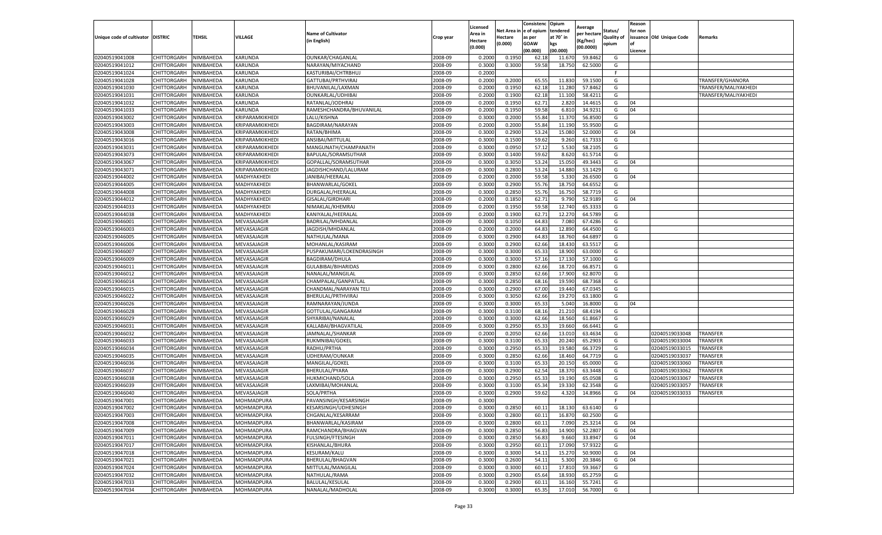| Unique code of cultivator | DISTRIC | TEHSIL | VILLAGE | Name of Cultivator (in English) | Crop year | Licensed Area in Hectare (0.000) | Net Area in Hectare (0.000) | Consistenc e of opium as per GOAW (00.000) | Opium tendered at 70° in kgs (00.000) | Average per hectare (Kg/hec) (00.0000) | Status/ Quality of opium | Reason for non issuance of Licence | Old Unique Code | Remarks |
|---|---|---|---|---|---|---|---|---|---|---|---|---|---|---|
| 02040519041008 | CHITTORGARH | NIMBAHEDA | KARUNDA | OUNKAR/CHAGANLAL | 2008-09 | 0.2000 | 0.1950 | 62.18 | 11.670 | 59.8462 | G | | | |
| 02040519041012 | CHITTORGARH | NIMBAHEDA | KARUNDA | NARAYAN/MIYACHAND | 2008-09 | 0.3000 | 0.3000 | 59.58 | 18.750 | 62.5000 | G | | | |
| 02040519041024 | CHITTORGARH | NIMBAHEDA | KARUNDA | KASTURIBAI/CHTRBHUJ | 2008-09 | 0.2000 | | | | | F | | | |
| 02040519041028 | CHITTORGARH | NIMBAHEDA | KARUNDA | GATTUBAI/PRTHVIRAJ | 2008-09 | 0.2000 | 0.2000 | 65.55 | 11.830 | 59.1500 | G | | | TRANSFER/GHANORA |
| 02040519041030 | CHITTORGARH | NIMBAHEDA | KARUNDA | BHUVANILAL/LAXMAN | 2008-09 | 0.2000 | 0.1950 | 62.18 | 11.280 | 57.8462 | G | | | TRANSFER/MALIYAKHEDI |
| 02040519041031 | CHITTORGARH | NIMBAHEDA | KARUNDA | OUNKARLAL/UDHIBAI | 2008-09 | 0.2000 | 0.1900 | 62.18 | 11.100 | 58.4211 | G | | | TRANSFER/MALIYAKHEDI |
| 02040519041032 | CHITTORGARH | NIMBAHEDA | KARUNDA | RATANLAL/JODHRAJ | 2008-09 | 0.2000 | 0.1950 | 62.71 | 2.820 | 14.4615 | G | 04 | | |
| 02040519041033 | CHITTORGARH | NIMBAHEDA | KARUNDA | RAMESHCHANDRA/BHUVANILAL | 2008-09 | 0.2000 | 0.1950 | 59.58 | 6.810 | 34.9231 | G | 04 | | |
| 02040519043002 | CHITTORGARH | NIMBAHEDA | KRIPARAMKIKHEDI | LALU/KISHNA | 2008-09 | 0.3000 | 0.2000 | 55.84 | 11.370 | 56.8500 | G | | | |
| 02040519043003 | CHITTORGARH | NIMBAHEDA | KRIPARAMKIKHEDI | BAGDIRAM/NARAYAN | 2008-09 | 0.2000 | 0.2000 | 55.84 | 11.190 | 55.9500 | G | | | |
| 02040519043008 | CHITTORGARH | NIMBAHEDA | KRIPARAMKIKHEDI | RATAN/BHIMA | 2008-09 | 0.3000 | 0.2900 | 53.24 | 15.080 | 52.0000 | G | 04 | | |
| 02040519043016 | CHITTORGARH | NIMBAHEDA | KRIPARAMKIKHEDI | ANSIBAI/MITTULAL | 2008-09 | 0.3000 | 0.1500 | 59.62 | 9.260 | 61.7333 | G | | | |
| 02040519043031 | CHITTORGARH | NIMBAHEDA | KRIPARAMKIKHEDI | MANGUNATH/CHAMPANATH | 2008-09 | 0.3000 | 0.0950 | 57.12 | 5.530 | 58.2105 | G | | | |
| 02040519043073 | CHITTORGARH | NIMBAHEDA | KRIPARAMKIKHEDI | BAPULAL/SORAMSUTHAR | 2008-09 | 0.3000 | 0.1400 | 59.62 | 8.620 | 61.5714 | G | | | |
| 02040519043067 | CHITTORGARH | NIMBAHEDA | KRIPARAMKIKHEDI | GOPALLAL/SORAMSUTHAR | 2008-09 | 0.3000 | 0.3050 | 53.24 | 15.050 | 49.3443 | G | 04 | | |
| 02040519043071 | CHITTORGARH | NIMBAHEDA | KRIPARAMKIKHEDI | JAGDISHCHAND/LALURAM | 2008-09 | 0.3000 | 0.2800 | 53.24 | 14.880 | 53.1429 | G | | | |
| 02040519044002 | CHITTORGARH | NIMBAHEDA | MADHYAKHEDI | JANIBAI/HEERALAL | 2008-09 | 0.2000 | 0.2000 | 59.58 | 5.330 | 26.6500 | G | 04 | | |
| 02040519044005 | CHITTORGARH | NIMBAHEDA | MADHYAKHEDI | BHANWARLAL/GOKEL | 2008-09 | 0.3000 | 0.2900 | 55.76 | 18.750 | 64.6552 | G | | | |
| 02040519044008 | CHITTORGARH | NIMBAHEDA | MADHYAKHEDI | DURGALAL/HEERALAL | 2008-09 | 0.3000 | 0.2850 | 55.76 | 16.750 | 58.7719 | G | | | |
| 02040519044012 | CHITTORGARH | NIMBAHEDA | MADHYAKHEDI | GISALAL/GIRDHARI | 2008-09 | 0.2000 | 0.1850 | 62.71 | 9.790 | 52.9189 | G | 04 | | |
| 02040519044033 | CHITTORGARH | NIMBAHEDA | MADHYAKHEDI | NIMAKLAL/KHEMRAJ | 2008-09 | 0.2000 | 0.1950 | 59.58 | 12.740 | 65.3333 | G | | | |
| 02040519044038 | CHITTORGARH | NIMBAHEDA | MADHYAKHEDI | KANIYALAL/HEERALAL | 2008-09 | 0.2000 | 0.1900 | 62.71 | 12.270 | 64.5789 | G | | | |
| 02040519046001 | CHITTORGARH | NIMBAHEDA | MEVASAJAGIR | BADRILAL/MHDANLAL | 2008-09 | 0.3000 | 0.1050 | 64.83 | 7.080 | 67.4286 | G | | | |
| 02040519046003 | CHITTORGARH | NIMBAHEDA | MEVASAJAGIR | JAGDISH/MHDANLAL | 2008-09 | 0.2000 | 0.2000 | 64.83 | 12.890 | 64.4500 | G | | | |
| 02040519046005 | CHITTORGARH | NIMBAHEDA | MEVASAJAGIR | NATHULAL/MANA | 2008-09 | 0.3000 | 0.2900 | 64.83 | 18.760 | 64.6897 | G | | | |
| 02040519046006 | CHITTORGARH | NIMBAHEDA | MEVASAJAGIR | MOHANLAL/KASIRAM | 2008-09 | 0.3000 | 0.2900 | 62.66 | 18.430 | 63.5517 | G | | | |
| 02040519046007 | CHITTORGARH | NIMBAHEDA | MEVASAJAGIR | PUSPAKUMARI/LOKENDRASINGH | 2008-09 | 0.3000 | 0.3000 | 65.33 | 18.900 | 63.0000 | G | | | |
| 02040519046009 | CHITTORGARH | NIMBAHEDA | MEVASAJAGIR | BAGDIRAM/DHULA | 2008-09 | 0.3000 | 0.3000 | 57.16 | 17.130 | 57.1000 | G | | | |
| 02040519046011 | CHITTORGARH | NIMBAHEDA | MEVASAJAGIR | GULABIBAI/BIHARIDAS | 2008-09 | 0.3000 | 0.2800 | 62.66 | 18.720 | 66.8571 | G | | | |
| 02040519046012 | CHITTORGARH | NIMBAHEDA | MEVASAJAGIR | NANALAL/MANGILAL | 2008-09 | 0.3000 | 0.2850 | 62.66 | 17.900 | 62.8070 | G | | | |
| 02040519046014 | CHITTORGARH | NIMBAHEDA | MEVASAJAGIR | CHAMPALAL/GANPATLAL | 2008-09 | 0.3000 | 0.2850 | 68.16 | 19.590 | 68.7368 | G | | | |
| 02040519046015 | CHITTORGARH | NIMBAHEDA | MEVASAJAGIR | CHANDMAL/NARAYAN TELI | 2008-09 | 0.3000 | 0.2900 | 67.00 | 19.440 | 67.0345 | G | | | |
| 02040519046022 | CHITTORGARH | NIMBAHEDA | MEVASAJAGIR | BHERULAL/PRTHVIRAJ | 2008-09 | 0.3000 | 0.3050 | 62.66 | 19.270 | 63.1800 | G | | | |
| 02040519046026 | CHITTORGARH | NIMBAHEDA | MEVASAJAGIR | RAMNARAYAN/JUNDA | 2008-09 | 0.3000 | 0.3000 | 65.33 | 5.040 | 16.8000 | G | 04 | | |
| 02040519046028 | CHITTORGARH | NIMBAHEDA | MEVASAJAGIR | GOTTULAL/GANGARAM | 2008-09 | 0.3000 | 0.3100 | 68.16 | 21.210 | 68.4194 | G | | | |
| 02040519046029 | CHITTORGARH | NIMBAHEDA | MEVASAJAGIR | SHYARIBAI/NANALAL | 2008-09 | 0.3000 | 0.3000 | 62.66 | 18.560 | 61.8667 | G | | | |
| 02040519046031 | CHITTORGARH | NIMBAHEDA | MEVASAJAGIR | KALLABAI/BHAGVATILAL | 2008-09 | 0.3000 | 0.2950 | 65.33 | 19.660 | 66.6441 | G | | | |
| 02040519046032 | CHITTORGARH | NIMBAHEDA | MEVASAJAGIR | JAMNALAL/SHANKAR | 2008-09 | 0.2000 | 0.2050 | 62.66 | 13.010 | 63.4634 | G | | 02040519033048 | TRANSFER |
| 02040519046033 | CHITTORGARH | NIMBAHEDA | MEVASAJAGIR | RUKMNIBAI/GOKEL | 2008-09 | 0.3000 | 0.3100 | 65.33 | 20.240 | 65.2903 | G | | 02040519033004 | TRANSFER |
| 02040519046034 | CHITTORGARH | NIMBAHEDA | MEVASAJAGIR | RADHU/PRTHA | 2008-09 | 0.3000 | 0.2950 | 65.33 | 19.580 | 66.3729 | G | | 02040519033015 | TRANSFER |
| 02040519046035 | CHITTORGARH | NIMBAHEDA | MEVASAJAGIR | UDHERAM/OUNKAR | 2008-09 | 0.3000 | 0.2850 | 62.66 | 18.460 | 64.7719 | G | | 02040519033037 | TRANSFER |
| 02040519046036 | CHITTORGARH | NIMBAHEDA | MEVASAJAGIR | MANGILAL/GOKEL | 2008-09 | 0.3000 | 0.3100 | 65.33 | 20.150 | 65.0000 | G | | 02040519033060 | TRANSFER |
| 02040519046037 | CHITTORGARH | NIMBAHEDA | MEVASAJAGIR | BHERULAL/PYARA | 2008-09 | 0.3000 | 0.2900 | 62.54 | 18.370 | 63.3448 | G | | 02040519033062 | TRANSFER |
| 02040519046038 | CHITTORGARH | NIMBAHEDA | MEVASAJAGIR | HUKMICHAND/SOLA | 2008-09 | 0.3000 | 0.2950 | 65.33 | 19.190 | 65.0508 | G | | 02040519033067 | TRANSFER |
| 02040519046039 | CHITTORGARH | NIMBAHEDA | MEVASAJAGIR | LAXMIBAI/MOHANLAL | 2008-09 | 0.3000 | 0.3100 | 65.34 | 19.330 | 62.3548 | G | | 02040519033057 | TRANSFER |
| 02040519046040 | CHITTORGARH | NIMBAHEDA | MEVASAJAGIR | SOLA/PRTHA | 2008-09 | 0.3000 | 0.2900 | 59.62 | 4.320 | 14.8966 | G | 04 | 02040519033033 | TRANSFER |
| 02040519047001 | CHITTORGARH | NIMBAHEDA | MOHMADPURA | PAVANSINGH/KESARSINGH | 2008-09 | 0.3000 | | | | | F | | | |
| 02040519047002 | CHITTORGARH | NIMBAHEDA | MOHMADPURA | KESARSINGH/UDHESINGH | 2008-09 | 0.3000 | 0.2850 | 60.11 | 18.130 | 63.6140 | G | | | |
| 02040519047003 | CHITTORGARH | NIMBAHEDA | MOHMADPURA | CHGANLAL/KESARRAM | 2008-09 | 0.3000 | 0.2800 | 60.11 | 16.870 | 60.2500 | G | | | |
| 02040519047008 | CHITTORGARH | NIMBAHEDA | MOHMADPURA | BHANWARLAL/KASIRAM | 2008-09 | 0.3000 | 0.2800 | 60.11 | 7.090 | 25.3214 | G | 04 | | |
| 02040519047009 | CHITTORGARH | NIMBAHEDA | MOHMADPURA | RAMCHANDRA/BHAGVAN | 2008-09 | 0.3000 | 0.2850 | 56.83 | 14.900 | 52.2807 | G | 04 | | |
| 02040519047011 | CHITTORGARH | NIMBAHEDA | MOHMADPURA | FULSINGH/FTESINGH | 2008-09 | 0.3000 | 0.2850 | 56.83 | 9.660 | 33.8947 | G | 04 | | |
| 02040519047017 | CHITTORGARH | NIMBAHEDA | MOHMADPURA | KISHANLAL/BHURA | 2008-09 | 0.3000 | 0.2950 | 60.11 | 17.090 | 57.9322 | G | | | |
| 02040519047018 | CHITTORGARH | NIMBAHEDA | MOHMADPURA | KESURAM/KALU | 2008-09 | 0.3000 | 0.3000 | 54.11 | 15.270 | 50.9000 | G | 04 | | |
| 02040519047021 | CHITTORGARH | NIMBAHEDA | MOHMADPURA | BHERULAL/BHAGVAN | 2008-09 | 0.3000 | 0.2600 | 54.11 | 5.300 | 20.3846 | G | 04 | | |
| 02040519047024 | CHITTORGARH | NIMBAHEDA | MOHMADPURA | MITTULAL/MANGILAL | 2008-09 | 0.3000 | 0.3000 | 60.11 | 17.810 | 59.3667 | G | | | |
| 02040519047032 | CHITTORGARH | NIMBAHEDA | MOHMADPURA | NATHULAL/RAMA | 2008-09 | 0.3000 | 0.2900 | 65.64 | 18.930 | 65.2759 | G | | | |
| 02040519047033 | CHITTORGARH | NIMBAHEDA | MOHMADPURA | BALULAL/KESULAL | 2008-09 | 0.3000 | 0.2900 | 60.11 | 16.160 | 55.7241 | G | | | |
| 02040519047034 | CHITTORGARH | NIMBAHEDA | MOHMADPURA | NANALAL/MADHOLAL | 2008-09 | 0.3000 | 0.3000 | 65.35 | 17.010 | 56.7000 | G | | | |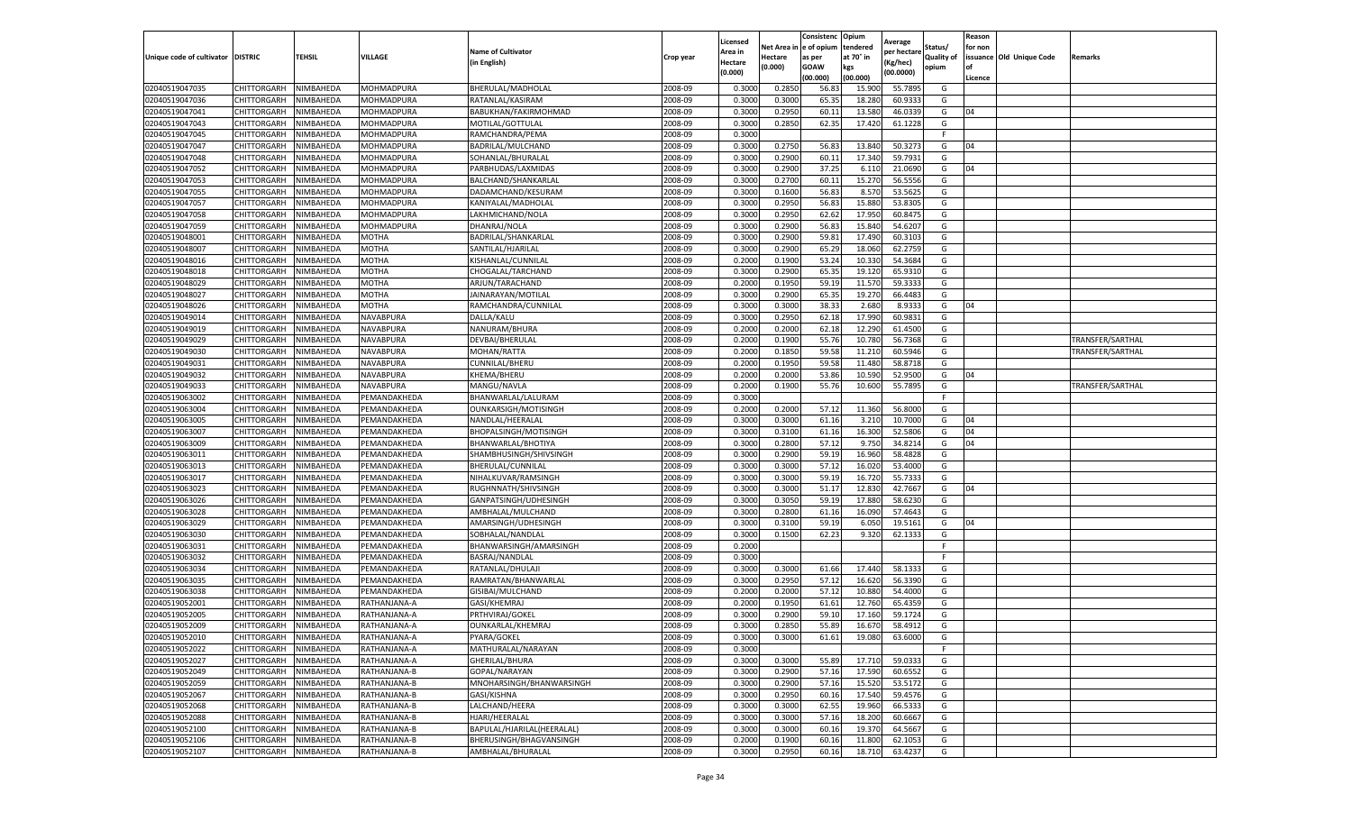| Unique code of cultivator | DISTRIC | TEHSIL | VILLAGE | Name of Cultivator (in English) | Crop year | Licensed Area in Hectare (0.000) | Net Area in Hectare (0.000) | Consistenc e of opium as per GOAW (00.000) | Opium tendered at 70° in kgs (00.000) | Average per hectare (Kg/hec) (00.0000) | Status/ Quality of opium | Reason for non issuance of Licence | Old Unique Code | Remarks |
|---|---|---|---|---|---|---|---|---|---|---|---|---|---|---|
| 02040519047035 | CHITTORGARH | NIMBAHEDA | MOHMADPURA | BHERULAL/MADHOLAL | 2008-09 | 0.3000 | 0.2850 | 56.83 | 15.900 | 55.7895 | G | | | |
| 02040519047036 | CHITTORGARH | NIMBAHEDA | MOHMADPURA | RATANLAL/KASIRAM | 2008-09 | 0.3000 | 0.3000 | 65.35 | 18.280 | 60.9333 | G | | | |
| 02040519047041 | CHITTORGARH | NIMBAHEDA | MOHMADPURA | BABUKHAN/FAKIRMOHMAD | 2008-09 | 0.3000 | 0.2950 | 60.11 | 13.580 | 46.0339 | G | 04 | | |
| 02040519047043 | CHITTORGARH | NIMBAHEDA | MOHMADPURA | MOTILAL/GOTTULAL | 2008-09 | 0.3000 | 0.2850 | 62.35 | 17.420 | 61.1228 | G | | | |
| 02040519047045 | CHITTORGARH | NIMBAHEDA | MOHMADPURA | RAMCHANDRA/PEMA | 2008-09 | 0.3000 | | | | | F | | | |
| 02040519047047 | CHITTORGARH | NIMBAHEDA | MOHMADPURA | BADRILAL/MULCHAND | 2008-09 | 0.3000 | 0.2750 | 56.83 | 13.840 | 50.3273 | G | 04 | | |
| 02040519047048 | CHITTORGARH | NIMBAHEDA | MOHMADPURA | SOHANLAL/BHURALAL | 2008-09 | 0.3000 | 0.2900 | 60.11 | 17.340 | 59.7931 | G | | | |
| 02040519047052 | CHITTORGARH | NIMBAHEDA | MOHMADPURA | PARBHUDAS/LAXMIDAS | 2008-09 | 0.3000 | 0.2900 | 37.25 | 6.110 | 21.0690 | G | 04 | | |
| 02040519047053 | CHITTORGARH | NIMBAHEDA | MOHMADPURA | BALCHAND/SHANKARLAL | 2008-09 | 0.3000 | 0.2700 | 60.11 | 15.270 | 56.5556 | G | | | |
| 02040519047055 | CHITTORGARH | NIMBAHEDA | MOHMADPURA | DADAMCHAND/KESURAM | 2008-09 | 0.3000 | 0.1600 | 56.83 | 8.570 | 53.5625 | G | | | |
| 02040519047057 | CHITTORGARH | NIMBAHEDA | MOHMADPURA | KANIYALAL/MADHOLAL | 2008-09 | 0.3000 | 0.2950 | 56.83 | 15.880 | 53.8305 | G | | | |
| 02040519047058 | CHITTORGARH | NIMBAHEDA | MOHMADPURA | LAKHMICHAND/NOLA | 2008-09 | 0.3000 | 0.2950 | 62.62 | 17.950 | 60.8475 | G | | | |
| 02040519047059 | CHITTORGARH | NIMBAHEDA | MOHMADPURA | DHANRAJ/NOLA | 2008-09 | 0.3000 | 0.2900 | 56.83 | 15.840 | 54.6207 | G | | | |
| 02040519048001 | CHITTORGARH | NIMBAHEDA | MOTHA | BADRILAL/SHANKARLAL | 2008-09 | 0.3000 | 0.2900 | 59.81 | 17.490 | 60.3103 | G | | | |
| 02040519048007 | CHITTORGARH | NIMBAHEDA | MOTHA | SANTILAL/HJARILAL | 2008-09 | 0.3000 | 0.2900 | 65.29 | 18.060 | 62.2759 | G | | | |
| 02040519048016 | CHITTORGARH | NIMBAHEDA | MOTHA | KISHANLAL/CUNNILAL | 2008-09 | 0.2000 | 0.1900 | 53.24 | 10.330 | 54.3684 | G | | | |
| 02040519048018 | CHITTORGARH | NIMBAHEDA | MOTHA | CHOGALAL/TARCHAND | 2008-09 | 0.3000 | 0.2900 | 65.35 | 19.120 | 65.9310 | G | | | |
| 02040519048029 | CHITTORGARH | NIMBAHEDA | MOTHA | ARJUN/TARACHAND | 2008-09 | 0.2000 | 0.1950 | 59.19 | 11.570 | 59.3333 | G | | | |
| 02040519048027 | CHITTORGARH | NIMBAHEDA | MOTHA | JAINARAYAN/MOTILAL | 2008-09 | 0.3000 | 0.2900 | 65.35 | 19.270 | 66.4483 | G | | | |
| 02040519048026 | CHITTORGARH | NIMBAHEDA | MOTHA | RAMCHANDRA/CUNNILAL | 2008-09 | 0.3000 | 0.3000 | 38.33 | 2.680 | 8.9333 | G | 04 | | |
| 02040519049014 | CHITTORGARH | NIMBAHEDA | NAVABPURA | DALLA/KALU | 2008-09 | 0.3000 | 0.2950 | 62.18 | 17.990 | 60.9831 | G | | | |
| 02040519049019 | CHITTORGARH | NIMBAHEDA | NAVABPURA | NANURAM/BHURA | 2008-09 | 0.2000 | 0.2000 | 62.18 | 12.290 | 61.4500 | G | | | |
| 02040519049029 | CHITTORGARH | NIMBAHEDA | NAVABPURA | DEVBAI/BHERULAL | 2008-09 | 0.2000 | 0.1900 | 55.76 | 10.780 | 56.7368 | G | | | TRANSFER/SARTHAL |
| 02040519049030 | CHITTORGARH | NIMBAHEDA | NAVABPURA | MOHAN/RATTA | 2008-09 | 0.2000 | 0.1850 | 59.58 | 11.210 | 60.5946 | G | | | TRANSFER/SARTHAL |
| 02040519049031 | CHITTORGARH | NIMBAHEDA | NAVABPURA | CUNNILAL/BHERU | 2008-09 | 0.2000 | 0.1950 | 59.58 | 11.480 | 58.8718 | G | | | |
| 02040519049032 | CHITTORGARH | NIMBAHEDA | NAVABPURA | KHEMA/BHERU | 2008-09 | 0.2000 | 0.2000 | 53.86 | 10.590 | 52.9500 | G | 04 | | |
| 02040519049033 | CHITTORGARH | NIMBAHEDA | NAVABPURA | MANGU/NAVLA | 2008-09 | 0.2000 | 0.1900 | 55.76 | 10.600 | 55.7895 | G | | | TRANSFER/SARTHAL |
| 02040519063002 | CHITTORGARH | NIMBAHEDA | PEMANDAKHEDA | BHANWARLAL/LALURAM | 2008-09 | 0.3000 | | | | | F | | | |
| 02040519063004 | CHITTORGARH | NIMBAHEDA | PEMANDAKHEDA | OUNKARSIGH/MOTISINGH | 2008-09 | 0.2000 | 0.2000 | 57.12 | 11.360 | 56.8000 | G | | | |
| 02040519063005 | CHITTORGARH | NIMBAHEDA | PEMANDAKHEDA | NANDLAL/HEERALAL | 2008-09 | 0.3000 | 0.3000 | 61.16 | 3.210 | 10.7000 | G | 04 | | |
| 02040519063007 | CHITTORGARH | NIMBAHEDA | PEMANDAKHEDA | BHOPALSINGH/MOTISINGH | 2008-09 | 0.3000 | 0.3100 | 61.16 | 16.300 | 52.5806 | G | 04 | | |
| 02040519063009 | CHITTORGARH | NIMBAHEDA | PEMANDAKHEDA | BHANWARLAL/BHOTIYA | 2008-09 | 0.3000 | 0.2800 | 57.12 | 9.750 | 34.8214 | G | 04 | | |
| 02040519063011 | CHITTORGARH | NIMBAHEDA | PEMANDAKHEDA | SHAMBHUSINGH/SHIVSINGH | 2008-09 | 0.3000 | 0.2900 | 59.19 | 16.960 | 58.4828 | G | | | |
| 02040519063013 | CHITTORGARH | NIMBAHEDA | PEMANDAKHEDA | BHERULAL/CUNNILAL | 2008-09 | 0.3000 | 0.3000 | 57.12 | 16.020 | 53.4000 | G | | | |
| 02040519063017 | CHITTORGARH | NIMBAHEDA | PEMANDAKHEDA | NIHALKUVAR/RAMSINGH | 2008-09 | 0.3000 | 0.3000 | 59.19 | 16.720 | 55.7333 | G | | | |
| 02040519063023 | CHITTORGARH | NIMBAHEDA | PEMANDAKHEDA | RUGHNNATH/SHIVSINGH | 2008-09 | 0.3000 | 0.3000 | 51.17 | 12.830 | 42.7667 | G | 04 | | |
| 02040519063026 | CHITTORGARH | NIMBAHEDA | PEMANDAKHEDA | GANPATSINGH/UDHESINGH | 2008-09 | 0.3000 | 0.3050 | 59.19 | 17.880 | 58.6230 | G | | | |
| 02040519063028 | CHITTORGARH | NIMBAHEDA | PEMANDAKHEDA | AMBHALAL/MULCHAND | 2008-09 | 0.3000 | 0.2800 | 61.16 | 16.090 | 57.4643 | G | | | |
| 02040519063029 | CHITTORGARH | NIMBAHEDA | PEMANDAKHEDA | AMARSINGH/UDHESINGH | 2008-09 | 0.3000 | 0.3100 | 59.19 | 6.050 | 19.5161 | G | 04 | | |
| 02040519063030 | CHITTORGARH | NIMBAHEDA | PEMANDAKHEDA | SOBHALAL/NANDLAL | 2008-09 | 0.3000 | 0.1500 | 62.23 | 9.320 | 62.1333 | G | | | |
| 02040519063031 | CHITTORGARH | NIMBAHEDA | PEMANDAKHEDA | BHANWARSINGH/AMARSINGH | 2008-09 | 0.2000 | | | | | F | | | |
| 02040519063032 | CHITTORGARH | NIMBAHEDA | PEMANDAKHEDA | BASRAJ/NANDLAL | 2008-09 | 0.3000 | | | | | F | | | |
| 02040519063034 | CHITTORGARH | NIMBAHEDA | PEMANDAKHEDA | RATANLAL/DHULAJI | 2008-09 | 0.3000 | 0.3000 | 61.66 | 17.440 | 58.1333 | G | | | |
| 02040519063035 | CHITTORGARH | NIMBAHEDA | PEMANDAKHEDA | RAMRATAN/BHANWARLAL | 2008-09 | 0.3000 | 0.2950 | 57.12 | 16.620 | 56.3390 | G | | | |
| 02040519063038 | CHITTORGARH | NIMBAHEDA | PEMANDAKHEDA | GISIBAI/MULCHAND | 2008-09 | 0.2000 | 0.2000 | 57.12 | 10.880 | 54.4000 | G | | | |
| 02040519052001 | CHITTORGARH | NIMBAHEDA | RATHANJANA-A | GASI/KHEMRAJ | 2008-09 | 0.2000 | 0.1950 | 61.61 | 12.760 | 65.4359 | G | | | |
| 02040519052005 | CHITTORGARH | NIMBAHEDA | RATHANJANA-A | PRTHVIRAJ/GOKEL | 2008-09 | 0.3000 | 0.2900 | 59.10 | 17.160 | 59.1724 | G | | | |
| 02040519052009 | CHITTORGARH | NIMBAHEDA | RATHANJANA-A | OUNKARLAL/KHEMRAJ | 2008-09 | 0.3000 | 0.2850 | 55.89 | 16.670 | 58.4912 | G | | | |
| 02040519052010 | CHITTORGARH | NIMBAHEDA | RATHANJANA-A | PYARA/GOKEL | 2008-09 | 0.3000 | 0.3000 | 61.61 | 19.080 | 63.6000 | G | | | |
| 02040519052022 | CHITTORGARH | NIMBAHEDA | RATHANJANA-A | MATHURALAL/NARAYAN | 2008-09 | 0.3000 | | | | | F | | | |
| 02040519052027 | CHITTORGARH | NIMBAHEDA | RATHANJANA-A | GHERILAL/BHURA | 2008-09 | 0.3000 | 0.3000 | 55.89 | 17.710 | 59.0333 | G | | | |
| 02040519052049 | CHITTORGARH | NIMBAHEDA | RATHANJANA-B | GOPAL/NARAYAN | 2008-09 | 0.3000 | 0.2900 | 57.16 | 17.590 | 60.6552 | G | | | |
| 02040519052059 | CHITTORGARH | NIMBAHEDA | RATHANJANA-B | MNOHARSINGH/BHANWARSINGH | 2008-09 | 0.3000 | 0.2900 | 57.16 | 15.520 | 53.5172 | G | | | |
| 02040519052067 | CHITTORGARH | NIMBAHEDA | RATHANJANA-B | GASI/KISHNA | 2008-09 | 0.3000 | 0.2950 | 60.16 | 17.540 | 59.4576 | G | | | |
| 02040519052068 | CHITTORGARH | NIMBAHEDA | RATHANJANA-B | LALCHAND/HEERA | 2008-09 | 0.3000 | 0.3000 | 62.55 | 19.960 | 66.5333 | G | | | |
| 02040519052088 | CHITTORGARH | NIMBAHEDA | RATHANJANA-B | HJARI/HEERALAL | 2008-09 | 0.3000 | 0.3000 | 57.16 | 18.200 | 60.6667 | G | | | |
| 02040519052100 | CHITTORGARH | NIMBAHEDA | RATHANJANA-B | BAPULAL/HJARILAL(HEERALAL) | 2008-09 | 0.3000 | 0.3000 | 60.16 | 19.370 | 64.5667 | G | | | |
| 02040519052106 | CHITTORGARH | NIMBAHEDA | RATHANJANA-B | BHERUSINGH/BHAGVANSINGH | 2008-09 | 0.2000 | 0.1900 | 60.16 | 11.800 | 62.1053 | G | | | |
| 02040519052107 | CHITTORGARH | NIMBAHEDA | RATHANJANA-B | AMBHALAL/BHURALAL | 2008-09 | 0.3000 | 0.2950 | 60.16 | 18.710 | 63.4237 | G | | | |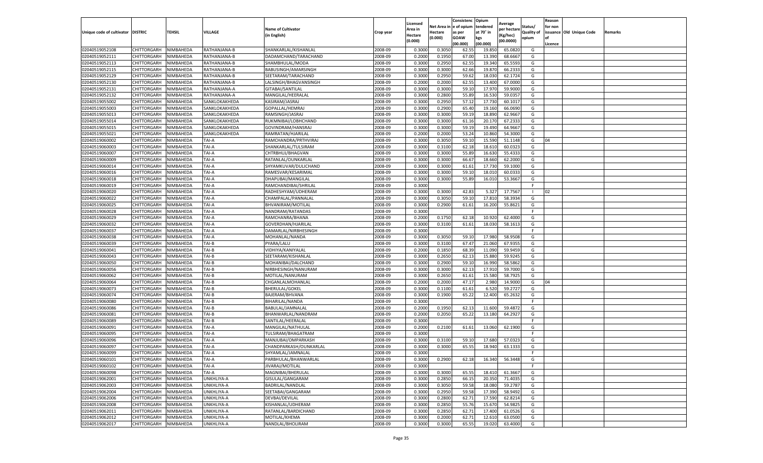| Unique code of cultivator | DISTRIC | TEHSIL | VILLAGE | Name of Cultivator (in English) | Crop year | Licensed Area in Hectare (0.000) | Net Area in Hectare (0.000) | Consistence of opium as per GOAW (00.000) | Opium tendered at 70° in kgs (00.000) | Average per hectare (Kg/hec) (00.0000) | Status/ Quality of opium | Reason for non issuance of Licence | Old Unique Code | Remarks |
|---|---|---|---|---|---|---|---|---|---|---|---|---|---|---|
| 02040519052108 | CHITTORGARH | NIMBAHEDA | RATHANJANA-B | SHANKARLAL/KISHANLAL | 2008-09 | 0.3000 | 0.3050 | 62.55 | 19.850 | 65.0820 | G | | | |
| 02040519052111 | CHITTORGARH | NIMBAHEDA | RATHANJANA-B | DADAMCHAND/TARACHAND | 2008-09 | 0.2000 | 0.1950 | 67.00 | 13.390 | 68.6667 | G | | | |
| 02040519052113 | CHITTORGARH | NIMBAHEDA | RATHANJANA-B | SHAMBHULAL/MODA | 2008-09 | 0.3000 | 0.2950 | 62.55 | 19.340 | 65.5593 | G | | | |
| 02040519052115 | CHITTORGARH | NIMBAHEDA | RATHANJANA-B | BABUSINGH/AMARSINGH | 2008-09 | 0.3000 | 0.3000 | 62.66 | 19.870 | 66.2333 | G | | | |
| 02040519052129 | CHITTORGARH | NIMBAHEDA | RATHANJANA-B | SEETARAM/TARACHAND | 2008-09 | 0.3000 | 0.2950 | 59.62 | 18.030 | 62.1724 | G | | | |
| 02040519052130 | CHITTORGARH | NIMBAHEDA | RATHANJANA-B | LALSINGH/BHAGVANSINGH | 2008-09 | 0.2000 | 0.2000 | 62.55 | 13.400 | 67.0000 | G | | | |
| 02040519052131 | CHITTORGARH | NIMBAHEDA | RATHANJANA-A | GITABAI/SANTILAL | 2008-09 | 0.3000 | 0.3000 | 59.10 | 17.970 | 59.9000 | G | | | |
| 02040519052132 | CHITTORGARH | NIMBAHEDA | RATHANJANA-A | MANGILAL/HEERALAL | 2008-09 | 0.3000 | 0.2800 | 55.89 | 16.530 | 59.0357 | G | | | |
| 02040519055002 | CHITTORGARH | NIMBAHEDA | SANKLOKAKHEDA | KASIRAM/JASRAJ | 2008-09 | 0.3000 | 0.2950 | 57.12 | 17.730 | 60.1017 | G | | | |
| 02040519055003 | CHITTORGARH | NIMBAHEDA | SANKLOKAKHEDA | GOPALLAL/HEMRAJ | 2008-09 | 0.3000 | 0.2900 | 65.40 | 19.160 | 66.0690 | G | | | |
| 02040519055013 | CHITTORGARH | NIMBAHEDA | SANKLOKAKHEDA | RAMSINGH/JASRAJ | 2008-09 | 0.3000 | 0.3000 | 59.19 | 18.890 | 62.9667 | G | | | |
| 02040519055014 | CHITTORGARH | NIMBAHEDA | SANKLOKAKHEDA | RUKMNIBAI/LOBHCHAND | 2008-09 | 0.3000 | 0.3000 | 61.16 | 20.170 | 67.2333 | G | | | |
| 02040519055015 | CHITTORGARH | NIMBAHEDA | SANKLOKAKHEDA | GOVINDRAM/HANSRAJ | 2008-09 | 0.3000 | 0.3000 | 59.19 | 19.490 | 64.9667 | G | | | |
| 02040519055021 | CHITTORGARH | NIMBAHEDA | SANKLOKAKHEDA | RAMRATAN/HJARILAL | 2008-09 | 0.2000 | 0.2000 | 53.24 | 10.860 | 54.3000 | G | | | |
| 02040519060002 | CHITTORGARH | NIMBAHEDA | TAI-A | RAMCHANDRA/PRTHVIRAJ | 2008-09 | 0.3000 | 0.3050 | 59.10 | 15.590 | 51.1148 | G | 04 | | |
| 02040519060003 | CHITTORGARH | NIMBAHEDA | TAI-A | SHANKARLAL/TULSIRAM | 2008-09 | 0.3000 | 0.3100 | 62.18 | 18.610 | 60.0323 | G | | | |
| 02040519060007 | CHITTORGARH | NIMBAHEDA | TAI-A | CHTRBHUJ/BHAGVAN | 2008-09 | 0.3000 | 0.3000 | 55.89 | 16.630 | 55.4333 | G | | | |
| 02040519060009 | CHITTORGARH | NIMBAHEDA | TAI-A | RATANLAL/OUNKARLAL | 2008-09 | 0.3000 | 0.3000 | 66.67 | 18.660 | 62.2000 | G | | | |
| 02040519060014 | CHITTORGARH | NIMBAHEDA | TAI-A | SHYAMKUVAR/DULICHAND | 2008-09 | 0.3000 | 0.3000 | 61.61 | 17.730 | 59.1000 | G | | | |
| 02040519060016 | CHITTORGARH | NIMBAHEDA | TAI-A | RAMESVAR/KESARIMAL | 2008-09 | 0.3000 | 0.3000 | 59.10 | 18.010 | 60.0333 | G | | | |
| 02040519060018 | CHITTORGARH | NIMBAHEDA | TAI-A | DHAPUBAI/MANGILAL | 2008-09 | 0.3000 | 0.3000 | 55.89 | 16.010 | 53.3667 | G | | | |
| 02040519060019 | CHITTORGARH | NIMBAHEDA | TAI-A | RAMCHANDIBAI/SHRILAL | 2008-09 | 0.3000 | | | | | F | | | |
| 02040519060020 | CHITTORGARH | NIMBAHEDA | TAI-A | RADHESHYAM/UDHERAM | 2008-09 | 0.3000 | 0.3000 | 42.83 | 5.327 | 17.7567 | I | 02 | | |
| 02040519060022 | CHITTORGARH | NIMBAHEDA | TAI-A | CHAMPALAL/PANNALAL | 2008-09 | 0.3000 | 0.3050 | 59.10 | 17.810 | 58.3934 | G | | | |
| 02040519060025 | CHITTORGARH | NIMBAHEDA | TAI-A | BHVANIRAM/MOTILAL | 2008-09 | 0.3000 | 0.2900 | 61.61 | 16.200 | 55.8621 | G | | | |
| 02040519060028 | CHITTORGARH | NIMBAHEDA | TAI-A | NANDRAM/RATANDAS | 2008-09 | 0.3000 | | | | | F | | | |
| 02040519060029 | CHITTORGARH | NIMBAHEDA | TAI-A | RAMCHANRA/BHANA | 2008-09 | 0.2000 | 0.1750 | 62.18 | 10.920 | 62.4000 | G | | | |
| 02040519060032 | CHITTORGARH | NIMBAHEDA | TAI-A | GOVERDHAN/HJARILAL | 2008-09 | 0.3000 | 0.3100 | 61.61 | 18.030 | 58.1613 | G | | | |
| 02040519060037 | CHITTORGARH | NIMBAHEDA | TAI-A | DAMARLAL/NIRBHESINGH | 2008-09 | 0.3000 | | | | | F | | | |
| 02040519060038 | CHITTORGARH | NIMBAHEDA | TAI-A | MOHANLAL/NANDA | 2008-09 | 0.3000 | 0.3050 | 59.10 | 17.980 | 58.9508 | G | | | |
| 02040519060039 | CHITTORGARH | NIMBAHEDA | TAI-B | PYARA/LALU | 2008-09 | 0.3000 | 0.3100 | 67.47 | 21.060 | 67.9355 | G | | | |
| 02040519060041 | CHITTORGARH | NIMBAHEDA | TAI-B | VIDHIYA/KANIYALAL | 2008-09 | 0.2000 | 0.1850 | 68.39 | 11.090 | 59.9459 | G | | | |
| 02040519060043 | CHITTORGARH | NIMBAHEDA | TAI-B | SEETARAM/KISHANLAL | 2008-09 | 0.3000 | 0.2650 | 62.13 | 15.880 | 59.9245 | G | | | |
| 02040519060050 | CHITTORGARH | NIMBAHEDA | TAI-B | MOHANIBAI/DALCHAND | 2008-09 | 0.3000 | 0.2900 | 59.10 | 16.990 | 58.5862 | G | | | |
| 02040519060056 | CHITTORGARH | NIMBAHEDA | TAI-B | NIRBHESINGH/NANURAM | 2008-09 | 0.3000 | 0.3000 | 62.13 | 17.910 | 59.7000 | G | | | |
| 02040519060062 | CHITTORGARH | NIMBAHEDA | TAI-B | MOTILAL/NANURAM | 2008-09 | 0.3000 | 0.2650 | 61.61 | 15.580 | 58.7925 | G | | | |
| 02040519060064 | CHITTORGARH | NIMBAHEDA | TAI-B | CHGANLALMOHANLAL | 2008-09 | 0.2000 | 0.2000 | 47.17 | 2.980 | 14.9000 | G | 04 | | |
| 02040519060073 | CHITTORGARH | NIMBAHEDA | TAI-B | BHERULAL/GOKEL | 2008-09 | 0.3000 | 0.1100 | 61.61 | 6.520 | 59.2727 | G | | | |
| 02040519060074 | CHITTORGARH | NIMBAHEDA | TAI-B | BAJERAM/BHVANA | 2008-09 | 0.3000 | 0.1900 | 65.22 | 12.400 | 65.2632 | G | | | |
| 02040519060080 | CHITTORGARH | NIMBAHEDA | TAI-B | BIHARILAL/NANDA | 2008-09 | 0.3000 | | | | | F | | | |
| 02040519060086 | CHITTORGARH | NIMBAHEDA | TAI-B | BABULAL/JAMNALAL | 2008-09 | 0.2000 | 0.1950 | 62.13 | 11.600 | 59.4872 | G | | | |
| 02040519060081 | CHITTORGARH | NIMBAHEDA | TAI-B | BHANWARLAL/NANDRAM | 2008-09 | 0.2000 | 0.2050 | 65.22 | 13.180 | 64.2927 | G | | | |
| 02040519060089 | CHITTORGARH | NIMBAHEDA | TAI-B | SANTILAL/HEERALAL | 2008-09 | 0.3000 | | | | | F | | | |
| 02040519060091 | CHITTORGARH | NIMBAHEDA | TAI-A | MANGILAL/NATHULAL | 2008-09 | 0.2000 | 0.2100 | 61.61 | 13.060 | 62.1900 | G | | | |
| 02040519060095 | CHITTORGARH | NIMBAHEDA | TAI-A | TULSIRAM/BHAGATRAM | 2008-09 | 0.3000 | | | | | F | | | |
| 02040519060096 | CHITTORGARH | NIMBAHEDA | TAI-A | MANJUBAI/OMPARKASH | 2008-09 | 0.3000 | 0.3100 | 59.10 | 17.680 | 57.0323 | G | | | |
| 02040519060097 | CHITTORGARH | NIMBAHEDA | TAI-A | CHANDPARKASH/OUNKARLAL | 2008-09 | 0.3000 | 0.3000 | 65.55 | 18.940 | 63.1333 | G | | | |
| 02040519060099 | CHITTORGARH | NIMBAHEDA | TAI-A | SHYAMLAL/JAMNALAL | 2008-09 | 0.3000 | | | | | F | | | |
| 02040519060101 | CHITTORGARH | NIMBAHEDA | TAI-A | PARBHULAL/BHANWARLAL | 2008-09 | 0.3000 | 0.2900 | 62.18 | 16.340 | 56.3448 | G | | | |
| 02040519060102 | CHITTORGARH | NIMBAHEDA | TAI-A | JIVARAJ/MOTILAL | 2008-09 | 0.3000 | | | | | F | | | |
| 02040519060098 | CHITTORGARH | NIMBAHEDA | TAI-A | MAGNIBAI/BHERULAL | 2008-09 | 0.3000 | 0.3000 | 65.55 | 18.410 | 61.3667 | G | | | |
| 02040519062001 | CHITTORGARH | NIMBAHEDA | UNKHLIYA-A | GISULAL/GANGARAM | 2008-09 | 0.3000 | 0.2850 | 66.15 | 20.350 | 71.4035 | G | | | |
| 02040519062003 | CHITTORGARH | NIMBAHEDA | UNKHLIYA-A | BADRILAL/NANDLAL | 2008-09 | 0.3000 | 0.3050 | 59.58 | 18.080 | 59.2787 | G | | | |
| 02040519062004 | CHITTORGARH | NIMBAHEDA | UNKHLIYA-A | SEETABAI/GANGARAM | 2008-09 | 0.3000 | 0.2950 | 59.58 | 17.390 | 58.9492 | G | | | |
| 02040519062006 | CHITTORGARH | NIMBAHEDA | UNKHLIYA-A | DEVBAI/DEVILAL | 2008-09 | 0.3000 | 0.2800 | 62.71 | 17.590 | 62.8214 | G | | | |
| 02040519062008 | CHITTORGARH | NIMBAHEDA | UNKHLIYA-A | KISHANLAL/UDHERAM | 2008-09 | 0.3000 | 0.2850 | 55.76 | 15.670 | 54.9825 | G | | | |
| 02040519062011 | CHITTORGARH | NIMBAHEDA | UNKHLIYA-A | RATANLAL/BARDICHAND | 2008-09 | 0.3000 | 0.2850 | 62.71 | 17.400 | 61.0526 | G | | | |
| 02040519062012 | CHITTORGARH | NIMBAHEDA | UNKHLIYA-A | MOTILAL/KHEMA | 2008-09 | 0.3000 | 0.2000 | 62.71 | 12.610 | 63.0500 | G | | | |
| 02040519062017 | CHITTORGARH | NIMBAHEDA | UNKHLIYA-A | NANDLAL/BHOLIRAM | 2008-09 | 0.3000 | 0.3000 | 65.55 | 19.020 | 63.4000 | G | | | |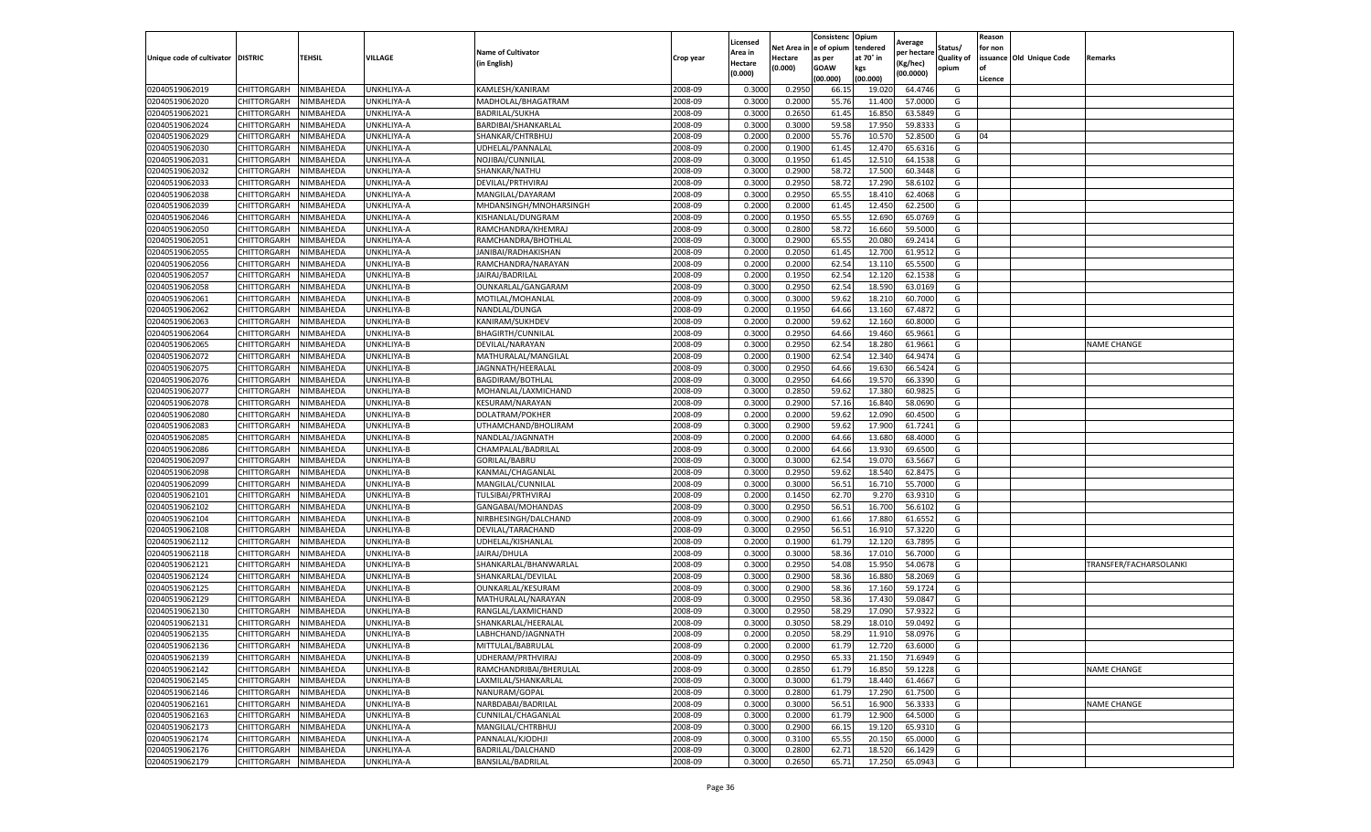| Unique code of cultivator | DISTRIC | TEHSIL | VILLAGE | Name of Cultivator (in English) | Crop year | Licensed Area in Hectare (0.000) | Net Area in Hectare (0.000) | Consistence of opium as per GOAW (00.000) | Opium tendered at 70° in kgs (00.000) | Average per hectare (Kg/hec) (00.0000) | Status/ Quality of opium | Reason for non issuance of Licence | Old Unique Code | Remarks |
|---|---|---|---|---|---|---|---|---|---|---|---|---|---|---|
| 02040519062019 | CHITTORGARH | NIMBAHEDA | UNKHLIYA-A | KAMLESH/KANIRAM | 2008-09 | 0.3000 | 0.2950 | 66.15 | 19.020 | 64.4746 | G | | | |
| 02040519062020 | CHITTORGARH | NIMBAHEDA | UNKHLIYA-A | MADHOLAL/BHAGATRAM | 2008-09 | 0.3000 | 0.2000 | 55.76 | 11.400 | 57.0000 | G | | | |
| 02040519062021 | CHITTORGARH | NIMBAHEDA | UNKHLIYA-A | BADRILAL/SUKHA | 2008-09 | 0.3000 | 0.2650 | 61.45 | 16.850 | 63.5849 | G | | | |
| 02040519062024 | CHITTORGARH | NIMBAHEDA | UNKHLIYA-A | BARDIBAI/SHANKARLAL | 2008-09 | 0.3000 | 0.3000 | 59.58 | 17.950 | 59.8333 | G | | | |
| 02040519062029 | CHITTORGARH | NIMBAHEDA | UNKHLIYA-A | SHANKAR/CHTRBHUJ | 2008-09 | 0.2000 | 0.2000 | 55.76 | 10.570 | 52.8500 | G | 04 | | |
| 02040519062030 | CHITTORGARH | NIMBAHEDA | UNKHLIYA-A | UDHELAL/PANNALAL | 2008-09 | 0.2000 | 0.1900 | 61.45 | 12.470 | 65.6316 | G | | | |
| 02040519062031 | CHITTORGARH | NIMBAHEDA | UNKHLIYA-A | NOJIBAI/CUNNILAL | 2008-09 | 0.3000 | 0.1950 | 61.45 | 12.510 | 64.1538 | G | | | |
| 02040519062032 | CHITTORGARH | NIMBAHEDA | UNKHLIYA-A | SHANKAR/NATHU | 2008-09 | 0.3000 | 0.2900 | 58.72 | 17.500 | 60.3448 | G | | | |
| 02040519062033 | CHITTORGARH | NIMBAHEDA | UNKHLIYA-A | DEVILAL/PRTHVIRAJ | 2008-09 | 0.3000 | 0.2950 | 58.72 | 17.290 | 58.6102 | G | | | |
| 02040519062038 | CHITTORGARH | NIMBAHEDA | UNKHLIYA-A | MANGILAL/DAYARAM | 2008-09 | 0.3000 | 0.2950 | 65.55 | 18.410 | 62.4068 | G | | | |
| 02040519062039 | CHITTORGARH | NIMBAHEDA | UNKHLIYA-A | MHDANSINGH/MNOHARSINGH | 2008-09 | 0.2000 | 0.2000 | 61.45 | 12.450 | 62.2500 | G | | | |
| 02040519062046 | CHITTORGARH | NIMBAHEDA | UNKHLIYA-A | KISHANLAL/DUNGRAM | 2008-09 | 0.2000 | 0.1950 | 65.55 | 12.690 | 65.0769 | G | | | |
| 02040519062050 | CHITTORGARH | NIMBAHEDA | UNKHLIYA-A | RAMCHANDRA/KHEMRAJ | 2008-09 | 0.3000 | 0.2800 | 58.72 | 16.660 | 59.5000 | G | | | |
| 02040519062051 | CHITTORGARH | NIMBAHEDA | UNKHLIYA-A | RAMCHANDRA/BHOTHLAL | 2008-09 | 0.3000 | 0.2900 | 65.55 | 20.080 | 69.2414 | G | | | |
| 02040519062055 | CHITTORGARH | NIMBAHEDA | UNKHLIYA-A | JANIBAI/RADHAKISHAN | 2008-09 | 0.2000 | 0.2050 | 61.45 | 12.700 | 61.9512 | G | | | |
| 02040519062056 | CHITTORGARH | NIMBAHEDA | UNKHLIYA-B | RAMCHANDRA/NARAYAN | 2008-09 | 0.2000 | 0.2000 | 62.54 | 13.110 | 65.5500 | G | | | |
| 02040519062057 | CHITTORGARH | NIMBAHEDA | UNKHLIYA-B | JAIRAJ/BADRILAL | 2008-09 | 0.2000 | 0.1950 | 62.54 | 12.120 | 62.1538 | G | | | |
| 02040519062058 | CHITTORGARH | NIMBAHEDA | UNKHLIYA-B | OUNKARLAL/GANGARAM | 2008-09 | 0.3000 | 0.2950 | 62.54 | 18.590 | 63.0169 | G | | | |
| 02040519062061 | CHITTORGARH | NIMBAHEDA | UNKHLIYA-B | MOTILAL/MOHANLAL | 2008-09 | 0.3000 | 0.3000 | 59.62 | 18.210 | 60.7000 | G | | | |
| 02040519062062 | CHITTORGARH | NIMBAHEDA | UNKHLIYA-B | NANDLAL/DUNGA | 2008-09 | 0.2000 | 0.1950 | 64.66 | 13.160 | 67.4872 | G | | | |
| 02040519062063 | CHITTORGARH | NIMBAHEDA | UNKHLIYA-B | KANIRAM/SUKHDEV | 2008-09 | 0.2000 | 0.2000 | 59.62 | 12.160 | 60.8000 | G | | | |
| 02040519062064 | CHITTORGARH | NIMBAHEDA | UNKHLIYA-B | BHAGIRTH/CUNNILAL | 2008-09 | 0.3000 | 0.2950 | 64.66 | 19.460 | 65.9661 | G | | | |
| 02040519062065 | CHITTORGARH | NIMBAHEDA | UNKHLIYA-B | DEVILAL/NARAYAN | 2008-09 | 0.3000 | 0.2950 | 62.54 | 18.280 | 61.9661 | G | | | NAME CHANGE |
| 02040519062072 | CHITTORGARH | NIMBAHEDA | UNKHLIYA-B | MATHURALAL/MANGILAL | 2008-09 | 0.2000 | 0.1900 | 62.54 | 12.340 | 64.9474 | G | | | |
| 02040519062075 | CHITTORGARH | NIMBAHEDA | UNKHLIYA-B | JAGNNATH/HEERALAL | 2008-09 | 0.3000 | 0.2950 | 64.66 | 19.630 | 66.5424 | G | | | |
| 02040519062076 | CHITTORGARH | NIMBAHEDA | UNKHLIYA-B | BAGDIRAM/BOTHLAL | 2008-09 | 0.3000 | 0.2950 | 64.66 | 19.570 | 66.3390 | G | | | |
| 02040519062077 | CHITTORGARH | NIMBAHEDA | UNKHLIYA-B | MOHANLAL/LAXMICHAND | 2008-09 | 0.3000 | 0.2850 | 59.62 | 17.380 | 60.9825 | G | | | |
| 02040519062078 | CHITTORGARH | NIMBAHEDA | UNKHLIYA-B | KESURAM/NARAYAN | 2008-09 | 0.3000 | 0.2900 | 57.16 | 16.840 | 58.0690 | G | | | |
| 02040519062080 | CHITTORGARH | NIMBAHEDA | UNKHLIYA-B | DOLATRAM/POKHER | 2008-09 | 0.2000 | 0.2000 | 59.62 | 12.090 | 60.4500 | G | | | |
| 02040519062083 | CHITTORGARH | NIMBAHEDA | UNKHLIYA-B | UTHAMCHAND/BHOLIRAM | 2008-09 | 0.3000 | 0.2900 | 59.62 | 17.900 | 61.7241 | G | | | |
| 02040519062085 | CHITTORGARH | NIMBAHEDA | UNKHLIYA-B | NANDLAL/JAGNNATH | 2008-09 | 0.2000 | 0.2000 | 64.66 | 13.680 | 68.4000 | G | | | |
| 02040519062086 | CHITTORGARH | NIMBAHEDA | UNKHLIYA-B | CHAMPALAL/BADRILAL | 2008-09 | 0.3000 | 0.2000 | 64.66 | 13.930 | 69.6500 | G | | | |
| 02040519062097 | CHITTORGARH | NIMBAHEDA | UNKHLIYA-B | GORILAL/BABRU | 2008-09 | 0.3000 | 0.3000 | 62.54 | 19.070 | 63.5667 | G | | | |
| 02040519062098 | CHITTORGARH | NIMBAHEDA | UNKHLIYA-B | KANMAL/CHAGANLAL | 2008-09 | 0.3000 | 0.2950 | 59.62 | 18.540 | 62.8475 | G | | | |
| 02040519062099 | CHITTORGARH | NIMBAHEDA | UNKHLIYA-B | MANGILAL/CUNNILAL | 2008-09 | 0.3000 | 0.3000 | 56.51 | 16.710 | 55.7000 | G | | | |
| 02040519062101 | CHITTORGARH | NIMBAHEDA | UNKHLIYA-B | TULSIBAI/PRTHVIRAJ | 2008-09 | 0.2000 | 0.1450 | 62.70 | 9.270 | 63.9310 | G | | | |
| 02040519062102 | CHITTORGARH | NIMBAHEDA | UNKHLIYA-B | GANGABAI/MOHANDAS | 2008-09 | 0.3000 | 0.2950 | 56.51 | 16.700 | 56.6102 | G | | | |
| 02040519062104 | CHITTORGARH | NIMBAHEDA | UNKHLIYA-B | NIRBHESINGH/DALCHAND | 2008-09 | 0.3000 | 0.2900 | 61.66 | 17.880 | 61.6552 | G | | | |
| 02040519062108 | CHITTORGARH | NIMBAHEDA | UNKHLIYA-B | DEVILAL/TARACHAND | 2008-09 | 0.3000 | 0.2950 | 56.51 | 16.910 | 57.3220 | G | | | |
| 02040519062112 | CHITTORGARH | NIMBAHEDA | UNKHLIYA-B | UDHELAL/KISHANLAL | 2008-09 | 0.2000 | 0.1900 | 61.79 | 12.120 | 63.7895 | G | | | |
| 02040519062118 | CHITTORGARH | NIMBAHEDA | UNKHLIYA-B | JAIRAJ/DHULA | 2008-09 | 0.3000 | 0.3000 | 58.36 | 17.010 | 56.7000 | G | | | |
| 02040519062121 | CHITTORGARH | NIMBAHEDA | UNKHLIYA-B | SHANKARLAL/BHANWARLAL | 2008-09 | 0.3000 | 0.2950 | 54.08 | 15.950 | 54.0678 | G | | | TRANSFER/FACHARSOLANKI |
| 02040519062124 | CHITTORGARH | NIMBAHEDA | UNKHLIYA-B | SHANKARLAL/DEVILAL | 2008-09 | 0.3000 | 0.2900 | 58.36 | 16.880 | 58.2069 | G | | | |
| 02040519062125 | CHITTORGARH | NIMBAHEDA | UNKHLIYA-B | OUNKARLAL/KESURAM | 2008-09 | 0.3000 | 0.2900 | 58.36 | 17.160 | 59.1724 | G | | | |
| 02040519062129 | CHITTORGARH | NIMBAHEDA | UNKHLIYA-B | MATHURALAL/NARAYAN | 2008-09 | 0.3000 | 0.2950 | 58.36 | 17.430 | 59.0847 | G | | | |
| 02040519062130 | CHITTORGARH | NIMBAHEDA | UNKHLIYA-B | RANGLAL/LAXMICHAND | 2008-09 | 0.3000 | 0.2950 | 58.29 | 17.090 | 57.9322 | G | | | |
| 02040519062131 | CHITTORGARH | NIMBAHEDA | UNKHLIYA-B | SHANKARLAL/HEERALAL | 2008-09 | 0.3000 | 0.3050 | 58.29 | 18.010 | 59.0492 | G | | | |
| 02040519062135 | CHITTORGARH | NIMBAHEDA | UNKHLIYA-B | LABHCHAND/JAGNNATH | 2008-09 | 0.2000 | 0.2050 | 58.29 | 11.910 | 58.0976 | G | | | |
| 02040519062136 | CHITTORGARH | NIMBAHEDA | UNKHLIYA-B | MITTULAL/BABRULAL | 2008-09 | 0.2000 | 0.2000 | 61.79 | 12.720 | 63.6000 | G | | | |
| 02040519062139 | CHITTORGARH | NIMBAHEDA | UNKHLIYA-B | UDHERAM/PRTHVIRAJ | 2008-09 | 0.3000 | 0.2950 | 65.33 | 21.150 | 71.6949 | G | | | |
| 02040519062142 | CHITTORGARH | NIMBAHEDA | UNKHLIYA-B | RAMCHANDRIBAI/BHERULAL | 2008-09 | 0.3000 | 0.2850 | 61.79 | 16.850 | 59.1228 | G | | | NAME CHANGE |
| 02040519062145 | CHITTORGARH | NIMBAHEDA | UNKHLIYA-B | LAXMILAL/SHANKARLAL | 2008-09 | 0.3000 | 0.3000 | 61.79 | 18.440 | 61.4667 | G | | | |
| 02040519062146 | CHITTORGARH | NIMBAHEDA | UNKHLIYA-B | NANURAM/GOPAL | 2008-09 | 0.3000 | 0.2800 | 61.79 | 17.290 | 61.7500 | G | | | |
| 02040519062161 | CHITTORGARH | NIMBAHEDA | UNKHLIYA-B | NARBDABAI/BADRILAL | 2008-09 | 0.3000 | 0.3000 | 56.51 | 16.900 | 56.3333 | G | | | NAME CHANGE |
| 02040519062163 | CHITTORGARH | NIMBAHEDA | UNKHLIYA-B | CUNNILAL/CHAGANLAL | 2008-09 | 0.3000 | 0.2000 | 61.79 | 12.900 | 64.5000 | G | | | |
| 02040519062173 | CHITTORGARH | NIMBAHEDA | UNKHLIYA-A | MANGILAL/CHTRBHUJ | 2008-09 | 0.3000 | 0.2900 | 66.15 | 19.120 | 65.9310 | G | | | |
| 02040519062174 | CHITTORGARH | NIMBAHEDA | UNKHLIYA-A | PANNALAL/KJODHJI | 2008-09 | 0.3000 | 0.3100 | 65.55 | 20.150 | 65.0000 | G | | | |
| 02040519062176 | CHITTORGARH | NIMBAHEDA | UNKHLIYA-A | BADRILAL/DALCHAND | 2008-09 | 0.3000 | 0.2800 | 62.71 | 18.520 | 66.1429 | G | | | |
| 02040519062179 | CHITTORGARH | NIMBAHEDA | UNKHLIYA-A | BANSILAL/BADRILAL | 2008-09 | 0.3000 | 0.2650 | 65.71 | 17.250 | 65.0943 | G | | | |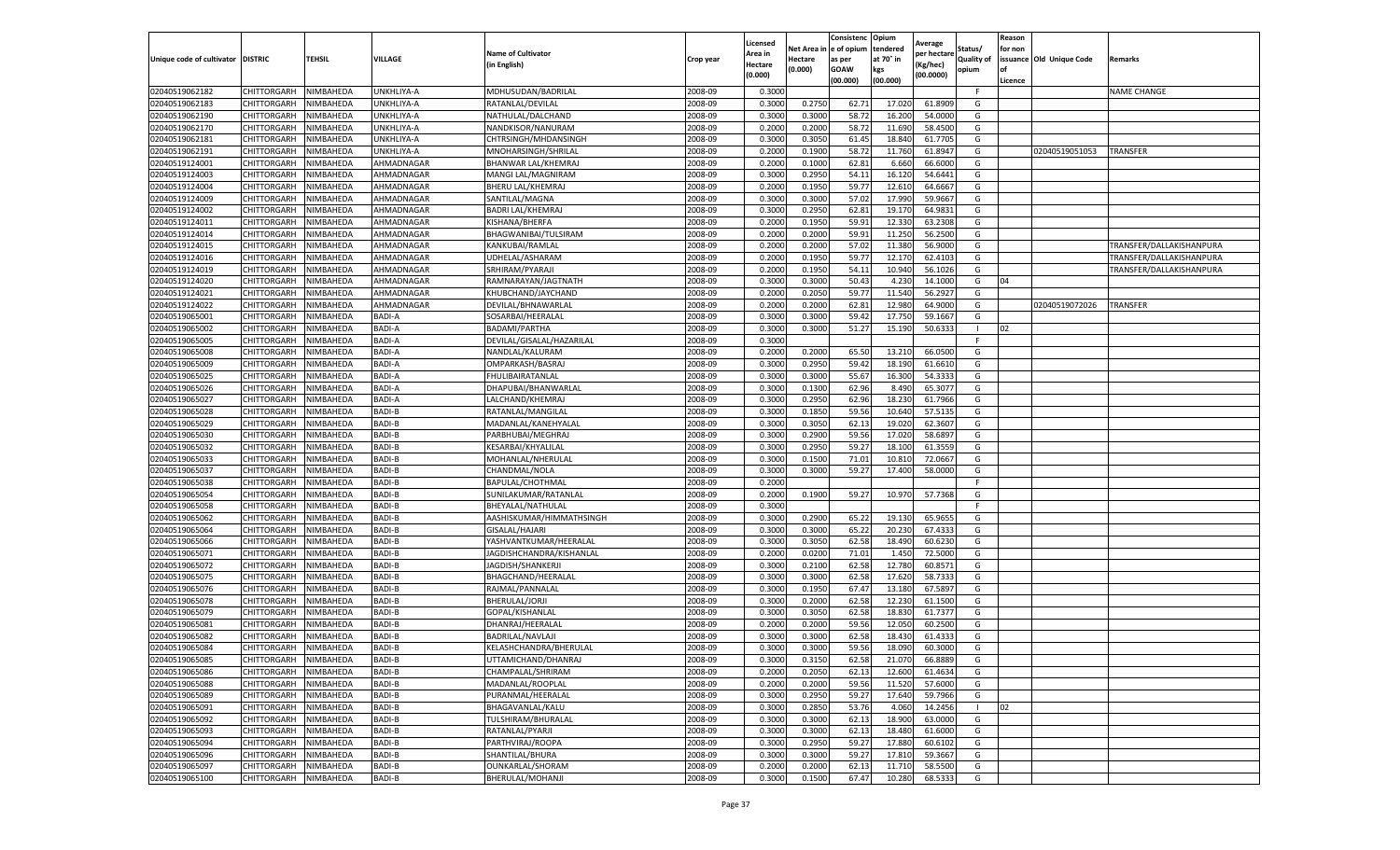| Unique code of cultivator | DISTRIC | TEHSIL | VILLAGE | Name of Cultivator (in English) | Crop year | Licensed Area in Hectare (0.000) | Net Area in Hectare (0.000) | Consistence of opium as per GOAW (00.000) | Opium tendered at 70° in kgs (00.000) | Average per hectare (Kg/hec) (00.0000) | Status/ Quality of opium | Reason for non issuance of Licence | Old Unique Code | Remarks |
|---|---|---|---|---|---|---|---|---|---|---|---|---|---|---|
| 02040519062182 | CHITTORGARH | NIMBAHEDA | UNKHLIYA-A | MDHUSUDAN/BADRILAL | 2008-09 | 0.3000 | | | | | F | | | NAME CHANGE |
| 02040519062183 | CHITTORGARH | NIMBAHEDA | UNKHLIYA-A | RATANLAL/DEVILAL | 2008-09 | 0.3000 | 0.2750 | 62.71 | 17.020 | 61.8909 | G | | | |
| 02040519062190 | CHITTORGARH | NIMBAHEDA | UNKHLIYA-A | NATHULAL/DALCHAND | 2008-09 | 0.3000 | 0.3000 | 58.72 | 16.200 | 54.0000 | G | | | |
| 02040519062170 | CHITTORGARH | NIMBAHEDA | UNKHLIYA-A | NANDKISOR/NANURAM | 2008-09 | 0.2000 | 0.2000 | 58.72 | 11.690 | 58.4500 | G | | | |
| 02040519062181 | CHITTORGARH | NIMBAHEDA | UNKHLIYA-A | CHTRSINGH/MHDANSINGH | 2008-09 | 0.3000 | 0.3050 | 61.45 | 18.840 | 61.7705 | G | | | |
| 02040519062191 | CHITTORGARH | NIMBAHEDA | UNKHLIYA-A | MNOHARSINGH/SHRILAL | 2008-09 | 0.2000 | 0.1900 | 58.72 | 11.760 | 61.8947 | G | | 02040519051053 | TRANSFER |
| 02040519124001 | CHITTORGARH | NIMBAHEDA | AHMADNAGAR | BHANWAR LAL/KHEMRAJ | 2008-09 | 0.2000 | 0.1000 | 62.81 | 6.660 | 66.6000 | G | | | |
| 02040519124003 | CHITTORGARH | NIMBAHEDA | AHMADNAGAR | MANGI LAL/MAGNIRAM | 2008-09 | 0.3000 | 0.2950 | 54.11 | 16.120 | 54.6441 | G | | | |
| 02040519124004 | CHITTORGARH | NIMBAHEDA | AHMADNAGAR | BHERU LAL/KHEMRAJ | 2008-09 | 0.2000 | 0.1950 | 59.77 | 12.610 | 64.6667 | G | | | |
| 02040519124009 | CHITTORGARH | NIMBAHEDA | AHMADNAGAR | SANTILAL/MAGNA | 2008-09 | 0.3000 | 0.3000 | 57.02 | 17.990 | 59.9667 | G | | | |
| 02040519124002 | CHITTORGARH | NIMBAHEDA | AHMADNAGAR | BADRI LAL/KHEMRAJ | 2008-09 | 0.3000 | 0.2950 | 62.81 | 19.170 | 64.9831 | G | | | |
| 02040519124011 | CHITTORGARH | NIMBAHEDA | AHMADNAGAR | KISHANA/BHERFA | 2008-09 | 0.2000 | 0.1950 | 59.91 | 12.330 | 63.2308 | G | | | |
| 02040519124014 | CHITTORGARH | NIMBAHEDA | AHMADNAGAR | BHAGWANIBAI/TULSIRAM | 2008-09 | 0.2000 | 0.2000 | 59.91 | 11.250 | 56.2500 | G | | | |
| 02040519124015 | CHITTORGARH | NIMBAHEDA | AHMADNAGAR | KANKUBAI/RAMLAL | 2008-09 | 0.2000 | 0.2000 | 57.02 | 11.380 | 56.9000 | G | | | TRANSFER/DALLAKISHANPURA |
| 02040519124016 | CHITTORGARH | NIMBAHEDA | AHMADNAGAR | UDHELAL/ASHARAM | 2008-09 | 0.2000 | 0.1950 | 59.77 | 12.170 | 62.4103 | G | | | TRANSFER/DALLAKISHANPURA |
| 02040519124019 | CHITTORGARH | NIMBAHEDA | AHMADNAGAR | SRHIRAM/PYARAJI | 2008-09 | 0.2000 | 0.1950 | 54.11 | 10.940 | 56.1026 | G | | | TRANSFER/DALLAKISHANPURA |
| 02040519124020 | CHITTORGARH | NIMBAHEDA | AHMADNAGAR | RAMNARAYAN/JAGTNATH | 2008-09 | 0.3000 | 0.3000 | 50.43 | 4.230 | 14.1000 | G | 04 | | |
| 02040519124021 | CHITTORGARH | NIMBAHEDA | AHMADNAGAR | KHUBCHAND/JAYCHAND | 2008-09 | 0.2000 | 0.2050 | 59.77 | 11.540 | 56.2927 | G | | | |
| 02040519124022 | CHITTORGARH | NIMBAHEDA | AHMADNAGAR | DEVILAL/BHNAWARLAL | 2008-09 | 0.2000 | 0.2000 | 62.81 | 12.980 | 64.9000 | G | | 02040519072026 | TRANSFER |
| 02040519065001 | CHITTORGARH | NIMBAHEDA | BADI-A | SOSARBAI/HEERALAL | 2008-09 | 0.3000 | 0.3000 | 59.42 | 17.750 | 59.1667 | G | | | |
| 02040519065002 | CHITTORGARH | NIMBAHEDA | BADI-A | BADAMI/PARTHA | 2008-09 | 0.3000 | 0.3000 | 51.27 | 15.190 | 50.6333 | I | 02 | | |
| 02040519065005 | CHITTORGARH | NIMBAHEDA | BADI-A | DEVILAL/GISALAL/HAZARILAL | 2008-09 | 0.3000 | | | | | F | | | |
| 02040519065008 | CHITTORGARH | NIMBAHEDA | BADI-A | NANDLAL/KALURAM | 2008-09 | 0.2000 | 0.2000 | 65.50 | 13.210 | 66.0500 | G | | | |
| 02040519065009 | CHITTORGARH | NIMBAHEDA | BADI-A | OMPARKASH/BASRAJ | 2008-09 | 0.3000 | 0.2950 | 59.42 | 18.190 | 61.6610 | G | | | |
| 02040519065025 | CHITTORGARH | NIMBAHEDA | BADI-A | FHULIBAIRATANLAL | 2008-09 | 0.3000 | 0.3000 | 55.67 | 16.300 | 54.3333 | G | | | |
| 02040519065026 | CHITTORGARH | NIMBAHEDA | BADI-A | DHAPUBAI/BHANWARLAL | 2008-09 | 0.3000 | 0.1300 | 62.96 | 8.490 | 65.3077 | G | | | |
| 02040519065027 | CHITTORGARH | NIMBAHEDA | BADI-A | LALCHAND/KHEMRAJ | 2008-09 | 0.3000 | 0.2950 | 62.96 | 18.230 | 61.7966 | G | | | |
| 02040519065028 | CHITTORGARH | NIMBAHEDA | BADI-B | RATANLAL/MANGILAL | 2008-09 | 0.3000 | 0.1850 | 59.56 | 10.640 | 57.5135 | G | | | |
| 02040519065029 | CHITTORGARH | NIMBAHEDA | BADI-B | MADANLAL/KANEHYALAL | 2008-09 | 0.3000 | 0.3050 | 62.13 | 19.020 | 62.3607 | G | | | |
| 02040519065030 | CHITTORGARH | NIMBAHEDA | BADI-B | PARBHUBAI/MEGHRAJ | 2008-09 | 0.3000 | 0.2900 | 59.56 | 17.020 | 58.6897 | G | | | |
| 02040519065032 | CHITTORGARH | NIMBAHEDA | BADI-B | KESARBAI/KHYALILAL | 2008-09 | 0.3000 | 0.2950 | 59.27 | 18.100 | 61.3559 | G | | | |
| 02040519065033 | CHITTORGARH | NIMBAHEDA | BADI-B | MOHANLAL/NHERULAL | 2008-09 | 0.3000 | 0.1500 | 71.01 | 10.810 | 72.0667 | G | | | |
| 02040519065037 | CHITTORGARH | NIMBAHEDA | BADI-B | CHANDMAL/NOLA | 2008-09 | 0.3000 | 0.3000 | 59.27 | 17.400 | 58.0000 | G | | | |
| 02040519065038 | CHITTORGARH | NIMBAHEDA | BADI-B | BAPULAL/CHOTHMAL | 2008-09 | 0.2000 | | | | | F | | | |
| 02040519065054 | CHITTORGARH | NIMBAHEDA | BADI-B | SUNILAKUMAR/RATANLAL | 2008-09 | 0.2000 | 0.1900 | 59.27 | 10.970 | 57.7368 | G | | | |
| 02040519065058 | CHITTORGARH | NIMBAHEDA | BADI-B | BHEYALAL/NATHULAL | 2008-09 | 0.3000 | | | | | F | | | |
| 02040519065062 | CHITTORGARH | NIMBAHEDA | BADI-B | AASHISKUMAR/HIMMATHSINGH | 2008-09 | 0.3000 | 0.2900 | 65.22 | 19.130 | 65.9655 | G | | | |
| 02040519065064 | CHITTORGARH | NIMBAHEDA | BADI-B | GISALAL/HAJARI | 2008-09 | 0.3000 | 0.3000 | 65.22 | 20.230 | 67.4333 | G | | | |
| 02040519065066 | CHITTORGARH | NIMBAHEDA | BADI-B | YASHVANTKUMAR/HEERALAL | 2008-09 | 0.3000 | 0.3050 | 62.58 | 18.490 | 60.6230 | G | | | |
| 02040519065071 | CHITTORGARH | NIMBAHEDA | BADI-B | JAGDISHCHANDRA/KISHANLAL | 2008-09 | 0.2000 | 0.0200 | 71.01 | 1.450 | 72.5000 | G | | | |
| 02040519065072 | CHITTORGARH | NIMBAHEDA | BADI-B | JAGDISH/SHANKERJI | 2008-09 | 0.3000 | 0.2100 | 62.58 | 12.780 | 60.8571 | G | | | |
| 02040519065075 | CHITTORGARH | NIMBAHEDA | BADI-B | BHAGCHAND/HEERALAL | 2008-09 | 0.3000 | 0.3000 | 62.58 | 17.620 | 58.7333 | G | | | |
| 02040519065076 | CHITTORGARH | NIMBAHEDA | BADI-B | RAJMAL/PANNALAL | 2008-09 | 0.3000 | 0.1950 | 67.47 | 13.180 | 67.5897 | G | | | |
| 02040519065078 | CHITTORGARH | NIMBAHEDA | BADI-B | BHERULAL/JORJI | 2008-09 | 0.3000 | 0.2000 | 62.58 | 12.230 | 61.1500 | G | | | |
| 02040519065079 | CHITTORGARH | NIMBAHEDA | BADI-B | GOPAL/KISHANLAL | 2008-09 | 0.3000 | 0.3050 | 62.58 | 18.830 | 61.7377 | G | | | |
| 02040519065081 | CHITTORGARH | NIMBAHEDA | BADI-B | DHANRAJ/HEERALAL | 2008-09 | 0.2000 | 0.2000 | 59.56 | 12.050 | 60.2500 | G | | | |
| 02040519065082 | CHITTORGARH | NIMBAHEDA | BADI-B | BADRILAL/NAVLAJI | 2008-09 | 0.3000 | 0.3000 | 62.58 | 18.430 | 61.4333 | G | | | |
| 02040519065084 | CHITTORGARH | NIMBAHEDA | BADI-B | KELASHCHANDRA/BHERULAL | 2008-09 | 0.3000 | 0.3000 | 59.56 | 18.090 | 60.3000 | G | | | |
| 02040519065085 | CHITTORGARH | NIMBAHEDA | BADI-B | UTTAMICHAND/DHANRAJ | 2008-09 | 0.3000 | 0.3150 | 62.58 | 21.070 | 66.8889 | G | | | |
| 02040519065086 | CHITTORGARH | NIMBAHEDA | BADI-B | CHAMPALAL/SHRIRAM | 2008-09 | 0.2000 | 0.2050 | 62.13 | 12.600 | 61.4634 | G | | | |
| 02040519065088 | CHITTORGARH | NIMBAHEDA | BADI-B | MADANLAL/ROOPLAL | 2008-09 | 0.2000 | 0.2000 | 59.56 | 11.520 | 57.6000 | G | | | |
| 02040519065089 | CHITTORGARH | NIMBAHEDA | BADI-B | PURANMAL/HEERALAL | 2008-09 | 0.3000 | 0.2950 | 59.27 | 17.640 | 59.7966 | G | | | |
| 02040519065091 | CHITTORGARH | NIMBAHEDA | BADI-B | BHAGAVANLAL/KALU | 2008-09 | 0.3000 | 0.2850 | 53.76 | 4.060 | 14.2456 | I | 02 | | |
| 02040519065092 | CHITTORGARH | NIMBAHEDA | BADI-B | TULSHIRAM/BHURALAL | 2008-09 | 0.3000 | 0.3000 | 62.13 | 18.900 | 63.0000 | G | | | |
| 02040519065093 | CHITTORGARH | NIMBAHEDA | BADI-B | RATANLAL/PYARJI | 2008-09 | 0.3000 | 0.3000 | 62.13 | 18.480 | 61.6000 | G | | | |
| 02040519065094 | CHITTORGARH | NIMBAHEDA | BADI-B | PARTHVIRAJ/ROOPA | 2008-09 | 0.3000 | 0.2950 | 59.27 | 17.880 | 60.6102 | G | | | |
| 02040519065096 | CHITTORGARH | NIMBAHEDA | BADI-B | SHANTILAL/BHURA | 2008-09 | 0.3000 | 0.3000 | 59.27 | 17.810 | 59.3667 | G | | | |
| 02040519065097 | CHITTORGARH | NIMBAHEDA | BADI-B | OUNKARLAL/SHORAM | 2008-09 | 0.2000 | 0.2000 | 62.13 | 11.710 | 58.5500 | G | | | |
| 02040519065100 | CHITTORGARH | NIMBAHEDA | BADI-B | BHERULAL/MOHANJI | 2008-09 | 0.3000 | 0.1500 | 67.47 | 10.280 | 68.5333 | G | | | |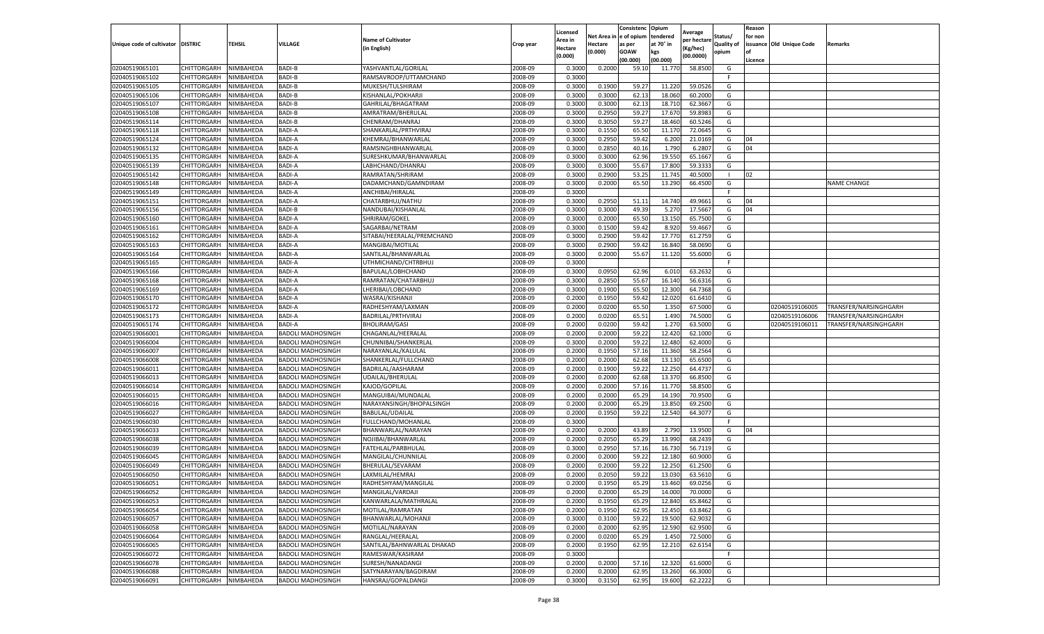| Unique code of cultivator | DISTRIC | TEHSIL | VILLAGE | Name of Cultivator (in English) | Crop year | Licensed Area in Hectare (0.000) | Net Area in Hectare (0.000) | Consistence of opium as per GOAW (00.000) | Opium tendered at 70° in kgs (00.000) | Average per hectare (Kg/hec) (00.0000) | Status/ Quality of opium | Reason for non issuance of Licence | Old Unique Code | Remarks |
|---|---|---|---|---|---|---|---|---|---|---|---|---|---|---|
| 02040519065101 | CHITTORGARH | NIMBAHEDA | BADI-B | YASHVANTLAL/GORILAL | 2008-09 | 0.3000 | 0.2000 | 59.10 | 11.770 | 58.8500 | G | | | |
| 02040519065102 | CHITTORGARH | NIMBAHEDA | BADI-B | RAMSAVROOP/UTTAMCHAND | 2008-09 | 0.3000 | | | | | F | | | |
| 02040519065105 | CHITTORGARH | NIMBAHEDA | BADI-B | MUKESH/TULSHIRAM | 2008-09 | 0.3000 | 0.1900 | 59.27 | 11.220 | 59.0526 | G | | | |
| 02040519065106 | CHITTORGARH | NIMBAHEDA | BADI-B | KISHANLAL/POKHARJI | 2008-09 | 0.3000 | 0.3000 | 62.13 | 18.060 | 60.2000 | G | | | |
| 02040519065107 | CHITTORGARH | NIMBAHEDA | BADI-B | GAHRILAL/BHAGATRAM | 2008-09 | 0.3000 | 0.3000 | 62.13 | 18.710 | 62.3667 | G | | | |
| 02040519065108 | CHITTORGARH | NIMBAHEDA | BADI-B | AMRATRAM/BHERULAL | 2008-09 | 0.3000 | 0.2950 | 59.27 | 17.670 | 59.8983 | G | | | |
| 02040519065114 | CHITTORGARH | NIMBAHEDA | BADI-B | CHENRAM/DHANRAJ | 2008-09 | 0.3000 | 0.3050 | 59.27 | 18.460 | 60.5246 | G | | | |
| 02040519065118 | CHITTORGARH | NIMBAHEDA | BADI-A | SHANKARLAL/PRTHVIRAJ | 2008-09 | 0.3000 | 0.1550 | 65.50 | 11.170 | 72.0645 | G | | | |
| 02040519065124 | CHITTORGARH | NIMBAHEDA | BADI-A | KHEMRAJ/BHANWARLAL | 2008-09 | 0.3000 | 0.2950 | 59.42 | 6.200 | 21.0169 | G | 04 | | |
| 02040519065132 | CHITTORGARH | NIMBAHEDA | BADI-A | RAMSINGHBHANWARLAL | 2008-09 | 0.3000 | 0.2850 | 40.16 | 1.790 | 6.2807 | G | 04 | | |
| 02040519065135 | CHITTORGARH | NIMBAHEDA | BADI-A | SURESHKUMAR/BHANWARLAL | 2008-09 | 0.3000 | 0.3000 | 62.96 | 19.550 | 65.1667 | G | | | |
| 02040519065139 | CHITTORGARH | NIMBAHEDA | BADI-A | LABHCHAND/DHANRAJ | 2008-09 | 0.3000 | 0.3000 | 55.67 | 17.800 | 59.3333 | G | | | |
| 02040519065142 | CHITTORGARH | NIMBAHEDA | BADI-A | RAMRATAN/SHRIRAM | 2008-09 | 0.3000 | 0.2900 | 53.25 | 11.745 | 40.5000 | I | 02 | | |
| 02040519065148 | CHITTORGARH | NIMBAHEDA | BADI-A | DADAMCHAND/GAMNDIRAM | 2008-09 | 0.3000 | 0.2000 | 65.50 | 13.290 | 66.4500 | G | | | NAME CHANGE |
| 02040519065149 | CHITTORGARH | NIMBAHEDA | BADI-A | ANCHIBAI/HIRALAL | 2008-09 | 0.3000 | | | | | F | | | |
| 02040519065151 | CHITTORGARH | NIMBAHEDA | BADI-A | CHATARBHUJ/NATHU | 2008-09 | 0.3000 | 0.2950 | 51.11 | 14.740 | 49.9661 | G | 04 | | |
| 02040519065156 | CHITTORGARH | NIMBAHEDA | BADI-B | NANDUBAI/KISHANLAL | 2008-09 | 0.3000 | 0.3000 | 49.39 | 5.270 | 17.5667 | G | 04 | | |
| 02040519065160 | CHITTORGARH | NIMBAHEDA | BADI-A | SHRIRAM/GOKEL | 2008-09 | 0.3000 | 0.2000 | 65.50 | 13.150 | 65.7500 | G | | | |
| 02040519065161 | CHITTORGARH | NIMBAHEDA | BADI-A | SAGARBAI/NETRAM | 2008-09 | 0.3000 | 0.1500 | 59.42 | 8.920 | 59.4667 | G | | | |
| 02040519065162 | CHITTORGARH | NIMBAHEDA | BADI-A | SITABAI/HEERALAL/PREMCHAND | 2008-09 | 0.3000 | 0.2900 | 59.42 | 17.770 | 61.2759 | G | | | |
| 02040519065163 | CHITTORGARH | NIMBAHEDA | BADI-A | MANGIBAI/MOTILAL | 2008-09 | 0.3000 | 0.2900 | 59.42 | 16.840 | 58.0690 | G | | | |
| 02040519065164 | CHITTORGARH | NIMBAHEDA | BADI-A | SANTILAL/BHANWARLAL | 2008-09 | 0.3000 | 0.2000 | 55.67 | 11.120 | 55.6000 | G | | | |
| 02040519065165 | CHITTORGARH | NIMBAHEDA | BADI-A | UTHMICHAND/CHTRBHUJ | 2008-09 | 0.3000 | | | | | F | | | |
| 02040519065166 | CHITTORGARH | NIMBAHEDA | BADI-A | BAPULAL/LOBHCHAND | 2008-09 | 0.3000 | 0.0950 | 62.96 | 6.010 | 63.2632 | G | | | |
| 02040519065168 | CHITTORGARH | NIMBAHEDA | BADI-A | RAMRATAN/CHATARBHUJ | 2008-09 | 0.3000 | 0.2850 | 55.67 | 16.140 | 56.6316 | G | | | |
| 02040519065169 | CHITTORGARH | NIMBAHEDA | BADI-A | LHERIBAI/LOBCHAND | 2008-09 | 0.3000 | 0.1900 | 65.50 | 12.300 | 64.7368 | G | | | |
| 02040519065170 | CHITTORGARH | NIMBAHEDA | BADI-A | WASRAJ/KISHANJI | 2008-09 | 0.2000 | 0.1950 | 59.42 | 12.020 | 61.6410 | G | | | |
| 02040519065172 | CHITTORGARH | NIMBAHEDA | BADI-A | RADHESHYAM/LAXMAN | 2008-09 | 0.2000 | 0.0200 | 65.50 | 1.350 | 67.5000 | G | | 02040519106005 | TRANSFER/NARSINGHGARH |
| 02040519065173 | CHITTORGARH | NIMBAHEDA | BADI-A | BADRILAL/PRTHVIRAJ | 2008-09 | 0.2000 | 0.0200 | 65.51 | 1.490 | 74.5000 | G | | 02040519106006 | TRANSFER/NARSINGHGARH |
| 02040519065174 | CHITTORGARH | NIMBAHEDA | BADI-A | BHOLIRAM/GASI | 2008-09 | 0.2000 | 0.0200 | 59.42 | 1.270 | 63.5000 | G | | 02040519106011 | TRANSFER/NARSINGHGARH |
| 02040519066001 | CHITTORGARH | NIMBAHEDA | BADOLI MADHOSINGH | CHAGANLAL/HEERALAL | 2008-09 | 0.2000 | 0.2000 | 59.22 | 12.420 | 62.1000 | G | | | |
| 02040519066004 | CHITTORGARH | NIMBAHEDA | BADOLI MADHOSINGH | CHUNNIBAI/SHANKERLAL | 2008-09 | 0.3000 | 0.2000 | 59.22 | 12.480 | 62.4000 | G | | | |
| 02040519066007 | CHITTORGARH | NIMBAHEDA | BADOLI MADHOSINGH | NARAYANLAL/KALULAL | 2008-09 | 0.2000 | 0.1950 | 57.16 | 11.360 | 58.2564 | G | | | |
| 02040519066008 | CHITTORGARH | NIMBAHEDA | BADOLI MADHOSINGH | SHANKERLAL/FULLCHAND | 2008-09 | 0.2000 | 0.2000 | 62.68 | 13.130 | 65.6500 | G | | | |
| 02040519066011 | CHITTORGARH | NIMBAHEDA | BADOLI MADHOSINGH | BADRILAL/AASHARAM | 2008-09 | 0.2000 | 0.1900 | 59.22 | 12.250 | 64.4737 | G | | | |
| 02040519066013 | CHITTORGARH | NIMBAHEDA | BADOLI MADHOSINGH | UDAILAL/BHERULAL | 2008-09 | 0.2000 | 0.2000 | 62.68 | 13.370 | 66.8500 | G | | | |
| 02040519066014 | CHITTORGARH | NIMBAHEDA | BADOLI MADHOSINGH | KAJOD/GOPILAL | 2008-09 | 0.2000 | 0.2000 | 57.16 | 11.770 | 58.8500 | G | | | |
| 02040519066015 | CHITTORGARH | NIMBAHEDA | BADOLI MADHOSINGH | MANGUIBAI/MUNDALAL | 2008-09 | 0.2000 | 0.2000 | 65.29 | 14.190 | 70.9500 | G | | | |
| 02040519066016 | CHITTORGARH | NIMBAHEDA | BADOLI MADHOSINGH | NARAYANSINGH/BHOPALSINGH | 2008-09 | 0.2000 | 0.2000 | 65.29 | 13.850 | 69.2500 | G | | | |
| 02040519066027 | CHITTORGARH | NIMBAHEDA | BADOLI MADHOSINGH | BABULAL/UDAILAL | 2008-09 | 0.2000 | 0.1950 | 59.22 | 12.540 | 64.3077 | G | | | |
| 02040519066030 | CHITTORGARH | NIMBAHEDA | BADOLI MADHOSINGH | FULLCHAND/MOHANLAL | 2008-09 | 0.3000 | | | | | F | | | |
| 02040519066033 | CHITTORGARH | NIMBAHEDA | BADOLI MADHOSINGH | BHANWARLAL/NARAYAN | 2008-09 | 0.2000 | 0.2000 | 43.89 | 2.790 | 13.9500 | G | 04 | | |
| 02040519066038 | CHITTORGARH | NIMBAHEDA | BADOLI MADHOSINGH | NOJIBAI/BHANWARLAL | 2008-09 | 0.2000 | 0.2050 | 65.29 | 13.990 | 68.2439 | G | | | |
| 02040519066039 | CHITTORGARH | NIMBAHEDA | BADOLI MADHOSINGH | FATEHLAL/PARBHULAL | 2008-09 | 0.3000 | 0.2950 | 57.16 | 16.730 | 56.7119 | G | | | |
| 02040519066045 | CHITTORGARH | NIMBAHEDA | BADOLI MADHOSINGH | MANGILAL/CHUNNILAL | 2008-09 | 0.2000 | 0.2000 | 59.22 | 12.180 | 60.9000 | G | | | |
| 02040519066049 | CHITTORGARH | NIMBAHEDA | BADOLI MADHOSINGH | BHERULAL/SEVARAM | 2008-09 | 0.2000 | 0.2000 | 59.22 | 12.250 | 61.2500 | G | | | |
| 02040519066050 | CHITTORGARH | NIMBAHEDA | BADOLI MADHOSINGH | LAXMILAL/HEMRAJ | 2008-09 | 0.2000 | 0.2050 | 59.22 | 13.030 | 63.5610 | G | | | |
| 02040519066051 | CHITTORGARH | NIMBAHEDA | BADOLI MADHOSINGH | RADHESHYAM/MANGILAL | 2008-09 | 0.2000 | 0.1950 | 65.29 | 13.460 | 69.0256 | G | | | |
| 02040519066052 | CHITTORGARH | NIMBAHEDA | BADOLI MADHOSINGH | MANGILAL/VARDAJI | 2008-09 | 0.2000 | 0.2000 | 65.29 | 14.000 | 70.0000 | G | | | |
| 02040519066053 | CHITTORGARH | NIMBAHEDA | BADOLI MADHOSINGH | KANWARLALA/MATHRALAL | 2008-09 | 0.2000 | 0.1950 | 65.29 | 12.840 | 65.8462 | G | | | |
| 02040519066054 | CHITTORGARH | NIMBAHEDA | BADOLI MADHOSINGH | MOTILAL/RAMRATAN | 2008-09 | 0.2000 | 0.1950 | 62.95 | 12.450 | 63.8462 | G | | | |
| 02040519066057 | CHITTORGARH | NIMBAHEDA | BADOLI MADHOSINGH | BHANWARLAL/MOHANJI | 2008-09 | 0.3000 | 0.3100 | 59.22 | 19.500 | 62.9032 | G | | | |
| 02040519066058 | CHITTORGARH | NIMBAHEDA | BADOLI MADHOSINGH | MOTILAL/NARAYAN | 2008-09 | 0.2000 | 0.2000 | 62.95 | 12.590 | 62.9500 | G | | | |
| 02040519066064 | CHITTORGARH | NIMBAHEDA | BADOLI MADHOSINGH | RANGLAL/HEERALAL | 2008-09 | 0.2000 | 0.0200 | 65.29 | 1.450 | 72.5000 | G | | | |
| 02040519066065 | CHITTORGARH | NIMBAHEDA | BADOLI MADHOSINGH | SANTILAL/BAHNWARLAL DHAKAD | 2008-09 | 0.2000 | 0.1950 | 62.95 | 12.210 | 62.6154 | G | | | |
| 02040519066072 | CHITTORGARH | NIMBAHEDA | BADOLI MADHOSINGH | RAMESWAR/KASIRAM | 2008-09 | 0.3000 | | | | | F | | | |
| 02040519066078 | CHITTORGARH | NIMBAHEDA | BADOLI MADHOSINGH | SURESH/NANADANGI | 2008-09 | 0.2000 | 0.2000 | 57.16 | 12.320 | 61.6000 | G | | | |
| 02040519066088 | CHITTORGARH | NIMBAHEDA | BADOLI MADHOSINGH | SATYNARAYAN/BAGDIRAM | 2008-09 | 0.2000 | 0.2000 | 62.95 | 13.260 | 66.3000 | G | | | |
| 02040519066091 | CHITTORGARH | NIMBAHEDA | BADOLI MADHOSINGH | HANSRAJ/GOPALDANGI | 2008-09 | 0.3000 | 0.3150 | 62.95 | 19.600 | 62.2222 | G | | | |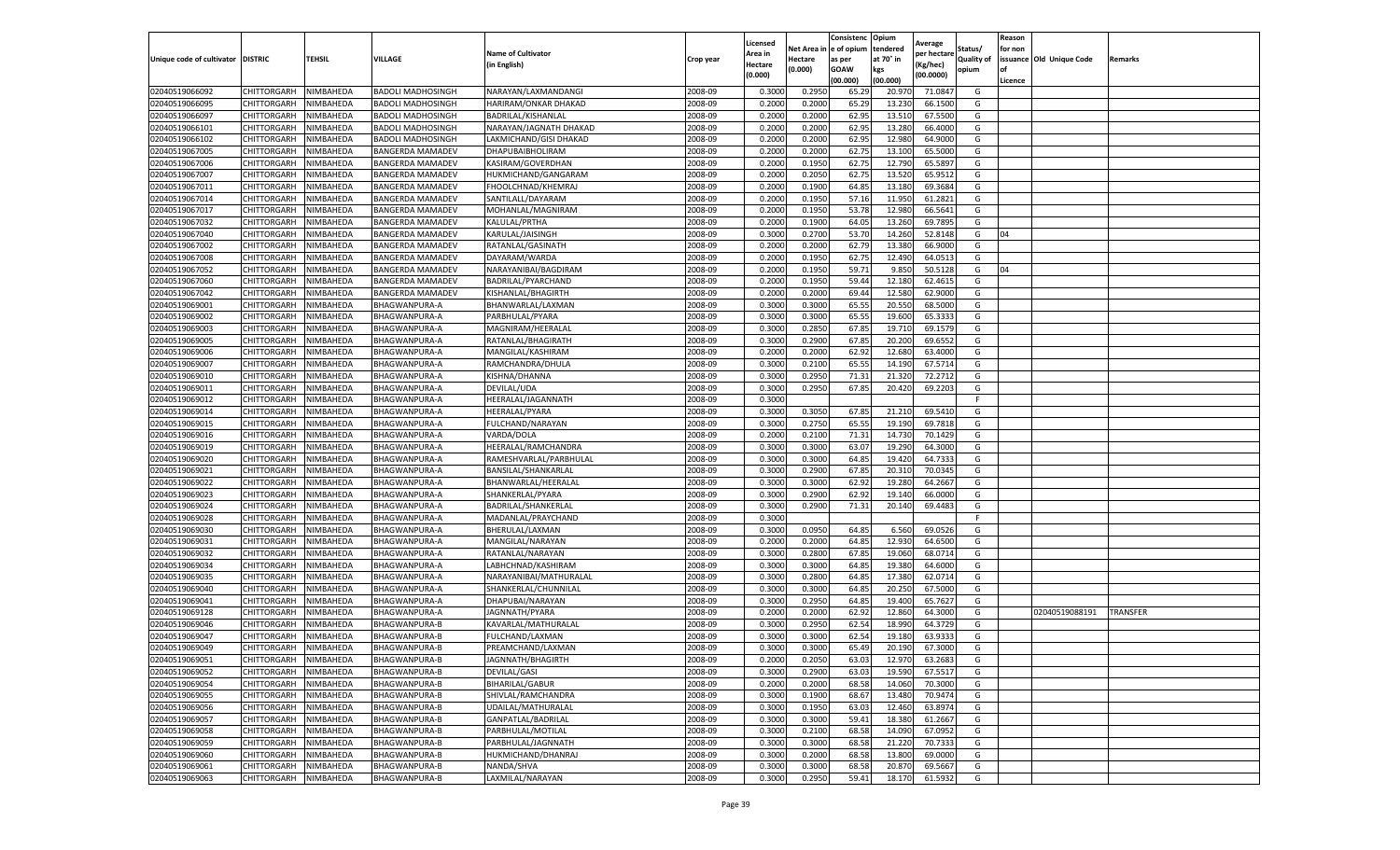| Unique code of cultivator | DISTRIC | TEHSIL | VILLAGE | Name of Cultivator (in English) | Crop year | Licensed Area in Hectare (0.000) | Net Area in Hectare (0.000) | Consistence of opium as per GOAW (00.000) | Opium tendered at 70° in kgs (00.000) | Average per hectare (Kg/hec) (00.0000) | Status/ Quality of opium | Reason for non issuance of Licence | Old Unique Code | Remarks |
|---|---|---|---|---|---|---|---|---|---|---|---|---|---|---|
| 02040519066092 | CHITTORGARH | NIMBAHEDA | BADOLI MADHOSINGH | NARAYAN/LAXMANDANGI | 2008-09 | 0.3000 | 0.2950 | 65.29 | 20.970 | 71.0847 | G | | | |
| 02040519066095 | CHITTORGARH | NIMBAHEDA | BADOLI MADHOSINGH | HARIRAM/ONKAR DHAKAD | 2008-09 | 0.2000 | 0.2000 | 65.29 | 13.230 | 66.1500 | G | | | |
| 02040519066097 | CHITTORGARH | NIMBAHEDA | BADOLI MADHOSINGH | BADRILAL/KISHANLAL | 2008-09 | 0.2000 | 0.2000 | 62.95 | 13.510 | 67.5500 | G | | | |
| 02040519066101 | CHITTORGARH | NIMBAHEDA | BADOLI MADHOSINGH | NARAYAN/JAGNATH DHAKAD | 2008-09 | 0.2000 | 0.2000 | 62.95 | 13.280 | 66.4000 | G | | | |
| 02040519066102 | CHITTORGARH | NIMBAHEDA | BADOLI MADHOSINGH | LAKMICHAND/GISI DHAKAD | 2008-09 | 0.2000 | 0.2000 | 62.95 | 12.980 | 64.9000 | G | | | |
| 02040519067005 | CHITTORGARH | NIMBAHEDA | BANGERDA MAMADEV | DHAPUBAIBHOLIRAM | 2008-09 | 0.2000 | 0.2000 | 62.75 | 13.100 | 65.5000 | G | | | |
| 02040519067006 | CHITTORGARH | NIMBAHEDA | BANGERDA MAMADEV | KASIRAM/GOVERDHAN | 2008-09 | 0.2000 | 0.1950 | 62.75 | 12.790 | 65.5897 | G | | | |
| 02040519067007 | CHITTORGARH | NIMBAHEDA | BANGERDA MAMADEV | HUKMICHAND/GANGARAM | 2008-09 | 0.2000 | 0.2050 | 62.75 | 13.520 | 65.9512 | G | | | |
| 02040519067011 | CHITTORGARH | NIMBAHEDA | BANGERDA MAMADEV | FHOOLCHNAD/KHEMRAJ | 2008-09 | 0.2000 | 0.1900 | 64.85 | 13.180 | 69.3684 | G | | | |
| 02040519067014 | CHITTORGARH | NIMBAHEDA | BANGERDA MAMADEV | SANTILALL/DAYARAM | 2008-09 | 0.2000 | 0.1950 | 57.16 | 11.950 | 61.2821 | G | | | |
| 02040519067017 | CHITTORGARH | NIMBAHEDA | BANGERDA MAMADEV | MOHANLAL/MAGNIRAM | 2008-09 | 0.2000 | 0.1950 | 53.78 | 12.980 | 66.5641 | G | | | |
| 02040519067032 | CHITTORGARH | NIMBAHEDA | BANGERDA MAMADEV | KALULAL/PRTHA | 2008-09 | 0.2000 | 0.1900 | 64.05 | 13.260 | 69.7895 | G | | | |
| 02040519067040 | CHITTORGARH | NIMBAHEDA | BANGERDA MAMADEV | KARULAL/JAISINGH | 2008-09 | 0.3000 | 0.2700 | 53.70 | 14.260 | 52.8148 | G | 04 | | |
| 02040519067002 | CHITTORGARH | NIMBAHEDA | BANGERDA MAMADEV | RATANLAL/GASINATH | 2008-09 | 0.2000 | 0.2000 | 62.79 | 13.380 | 66.9000 | G | | | |
| 02040519067008 | CHITTORGARH | NIMBAHEDA | BANGERDA MAMADEV | DAYARAM/WARDA | 2008-09 | 0.2000 | 0.1950 | 62.75 | 12.490 | 64.0513 | G | | | |
| 02040519067052 | CHITTORGARH | NIMBAHEDA | BANGERDA MAMADEV | NARAYANIBAI/BAGDIRAM | 2008-09 | 0.2000 | 0.1950 | 59.71 | 9.850 | 50.5128 | G | 04 | | |
| 02040519067060 | CHITTORGARH | NIMBAHEDA | BANGERDA MAMADEV | BADRILAL/PYARCHAND | 2008-09 | 0.2000 | 0.1950 | 59.44 | 12.180 | 62.4615 | G | | | |
| 02040519067042 | CHITTORGARH | NIMBAHEDA | BANGERDA MAMADEV | KISHANLAL/BHAGIRTH | 2008-09 | 0.2000 | 0.2000 | 69.44 | 12.580 | 62.9000 | G | | | |
| 02040519069001 | CHITTORGARH | NIMBAHEDA | BHAGWANPURA-A | BHANWARLAL/LAXMAN | 2008-09 | 0.3000 | 0.3000 | 65.55 | 20.550 | 68.5000 | G | | | |
| 02040519069002 | CHITTORGARH | NIMBAHEDA | BHAGWANPURA-A | PARBHULAL/PYARA | 2008-09 | 0.3000 | 0.3000 | 65.55 | 19.600 | 65.3333 | G | | | |
| 02040519069003 | CHITTORGARH | NIMBAHEDA | BHAGWANPURA-A | MAGNIRAM/HEERALAL | 2008-09 | 0.3000 | 0.2850 | 67.85 | 19.710 | 69.1579 | G | | | |
| 02040519069005 | CHITTORGARH | NIMBAHEDA | BHAGWANPURA-A | RATANLAL/BHAGIRATH | 2008-09 | 0.3000 | 0.2900 | 67.85 | 20.200 | 69.6552 | G | | | |
| 02040519069006 | CHITTORGARH | NIMBAHEDA | BHAGWANPURA-A | MANGILAL/KASHIRAM | 2008-09 | 0.2000 | 0.2000 | 62.92 | 12.680 | 63.4000 | G | | | |
| 02040519069007 | CHITTORGARH | NIMBAHEDA | BHAGWANPURA-A | RAMCHANDRA/DHULA | 2008-09 | 0.3000 | 0.2100 | 65.55 | 14.190 | 67.5714 | G | | | |
| 02040519069010 | CHITTORGARH | NIMBAHEDA | BHAGWANPURA-A | KISHNA/DHANNA | 2008-09 | 0.3000 | 0.2950 | 71.31 | 21.320 | 72.2712 | G | | | |
| 02040519069011 | CHITTORGARH | NIMBAHEDA | BHAGWANPURA-A | DEVILAL/UDA | 2008-09 | 0.3000 | 0.2950 | 67.85 | 20.420 | 69.2203 | G | | | |
| 02040519069012 | CHITTORGARH | NIMBAHEDA | BHAGWANPURA-A | HEERALAL/JAGANNATH | 2008-09 | 0.3000 | | | | | F | | | |
| 02040519069014 | CHITTORGARH | NIMBAHEDA | BHAGWANPURA-A | HEERALAL/PYARA | 2008-09 | 0.3000 | 0.3050 | 67.85 | 21.210 | 69.5410 | G | | | |
| 02040519069015 | CHITTORGARH | NIMBAHEDA | BHAGWANPURA-A | FULCHAND/NARAYAN | 2008-09 | 0.3000 | 0.2750 | 65.55 | 19.190 | 69.7818 | G | | | |
| 02040519069016 | CHITTORGARH | NIMBAHEDA | BHAGWANPURA-A | VARDA/DOLA | 2008-09 | 0.2000 | 0.2100 | 71.31 | 14.730 | 70.1429 | G | | | |
| 02040519069019 | CHITTORGARH | NIMBAHEDA | BHAGWANPURA-A | HEERALAL/RAMCHANDRA | 2008-09 | 0.3000 | 0.3000 | 63.07 | 19.290 | 64.3000 | G | | | |
| 02040519069020 | CHITTORGARH | NIMBAHEDA | BHAGWANPURA-A | RAMESHVARLAL/PARBHULAL | 2008-09 | 0.3000 | 0.3000 | 64.85 | 19.420 | 64.7333 | G | | | |
| 02040519069021 | CHITTORGARH | NIMBAHEDA | BHAGWANPURA-A | BANSILAL/SHANKARLAL | 2008-09 | 0.3000 | 0.2900 | 67.85 | 20.310 | 70.0345 | G | | | |
| 02040519069022 | CHITTORGARH | NIMBAHEDA | BHAGWANPURA-A | BHANWARLAL/HEERALAL | 2008-09 | 0.3000 | 0.3000 | 62.92 | 19.280 | 64.2667 | G | | | |
| 02040519069023 | CHITTORGARH | NIMBAHEDA | BHAGWANPURA-A | SHANKERLAL/PYARA | 2008-09 | 0.3000 | 0.2900 | 62.92 | 19.140 | 66.0000 | G | | | |
| 02040519069024 | CHITTORGARH | NIMBAHEDA | BHAGWANPURA-A | BADRILAL/SHANKERLAL | 2008-09 | 0.3000 | 0.2900 | 71.31 | 20.140 | 69.4483 | G | | | |
| 02040519069028 | CHITTORGARH | NIMBAHEDA | BHAGWANPURA-A | MADANLAL/PRAYCHAND | 2008-09 | 0.3000 | | | | | F | | | |
| 02040519069030 | CHITTORGARH | NIMBAHEDA | BHAGWANPURA-A | BHERULAL/LAXMAN | 2008-09 | 0.3000 | 0.0950 | 64.85 | 6.560 | 69.0526 | G | | | |
| 02040519069031 | CHITTORGARH | NIMBAHEDA | BHAGWANPURA-A | MANGILAL/NARAYAN | 2008-09 | 0.2000 | 0.2000 | 64.85 | 12.930 | 64.6500 | G | | | |
| 02040519069032 | CHITTORGARH | NIMBAHEDA | BHAGWANPURA-A | RATANLAL/NARAYAN | 2008-09 | 0.3000 | 0.2800 | 67.85 | 19.060 | 68.0714 | G | | | |
| 02040519069034 | CHITTORGARH | NIMBAHEDA | BHAGWANPURA-A | LABHCHNAD/KASHIRAM | 2008-09 | 0.3000 | 0.3000 | 64.85 | 19.380 | 64.6000 | G | | | |
| 02040519069035 | CHITTORGARH | NIMBAHEDA | BHAGWANPURA-A | NARAYANIBAI/MATHURALAL | 2008-09 | 0.3000 | 0.2800 | 64.85 | 17.380 | 62.0714 | G | | | |
| 02040519069040 | CHITTORGARH | NIMBAHEDA | BHAGWANPURA-A | SHANKERLAL/CHUNNILAL | 2008-09 | 0.3000 | 0.3000 | 64.85 | 20.250 | 67.5000 | G | | | |
| 02040519069041 | CHITTORGARH | NIMBAHEDA | BHAGWANPURA-A | DHAPUBAI/NARAYAN | 2008-09 | 0.3000 | 0.2950 | 64.85 | 19.400 | 65.7627 | G | | | |
| 02040519069128 | CHITTORGARH | NIMBAHEDA | BHAGWANPURA-A | JAGNNATH/PYARA | 2008-09 | 0.2000 | 0.2000 | 62.92 | 12.860 | 64.3000 | G | | 02040519088191 | TRANSFER |
| 02040519069046 | CHITTORGARH | NIMBAHEDA | BHAGWANPURA-B | KAVARLAL/MATHURALAL | 2008-09 | 0.3000 | 0.2950 | 62.54 | 18.990 | 64.3729 | G | | | |
| 02040519069047 | CHITTORGARH | NIMBAHEDA | BHAGWANPURA-B | FULCHAND/LAXMAN | 2008-09 | 0.3000 | 0.3000 | 62.54 | 19.180 | 63.9333 | G | | | |
| 02040519069049 | CHITTORGARH | NIMBAHEDA | BHAGWANPURA-B | PREAMCHAND/LAXMAN | 2008-09 | 0.3000 | 0.3000 | 65.49 | 20.190 | 67.3000 | G | | | |
| 02040519069051 | CHITTORGARH | NIMBAHEDA | BHAGWANPURA-B | JAGNNATH/BHAGIRTH | 2008-09 | 0.2000 | 0.2050 | 63.03 | 12.970 | 63.2683 | G | | | |
| 02040519069052 | CHITTORGARH | NIMBAHEDA | BHAGWANPURA-B | DEVILAL/GASI | 2008-09 | 0.3000 | 0.2900 | 63.03 | 19.590 | 67.5517 | G | | | |
| 02040519069054 | CHITTORGARH | NIMBAHEDA | BHAGWANPURA-B | BIHARILAL/GABUR | 2008-09 | 0.2000 | 0.2000 | 68.58 | 14.060 | 70.3000 | G | | | |
| 02040519069055 | CHITTORGARH | NIMBAHEDA | BHAGWANPURA-B | SHIVLAL/RAMCHANDRA | 2008-09 | 0.3000 | 0.1900 | 68.67 | 13.480 | 70.9474 | G | | | |
| 02040519069056 | CHITTORGARH | NIMBAHEDA | BHAGWANPURA-B | UDAILAL/MATHURALAL | 2008-09 | 0.3000 | 0.1950 | 63.03 | 12.460 | 63.8974 | G | | | |
| 02040519069057 | CHITTORGARH | NIMBAHEDA | BHAGWANPURA-B | GANPATLAL/BADRILAL | 2008-09 | 0.3000 | 0.3000 | 59.41 | 18.380 | 61.2667 | G | | | |
| 02040519069058 | CHITTORGARH | NIMBAHEDA | BHAGWANPURA-B | PARBHULAL/MOTILAL | 2008-09 | 0.3000 | 0.2100 | 68.58 | 14.090 | 67.0952 | G | | | |
| 02040519069059 | CHITTORGARH | NIMBAHEDA | BHAGWANPURA-B | PARBHULAL/JAGNNATH | 2008-09 | 0.3000 | 0.3000 | 68.58 | 21.220 | 70.7333 | G | | | |
| 02040519069060 | CHITTORGARH | NIMBAHEDA | BHAGWANPURA-B | HUKMICHAND/DHANRAJ | 2008-09 | 0.3000 | 0.2000 | 68.58 | 13.800 | 69.0000 | G | | | |
| 02040519069061 | CHITTORGARH | NIMBAHEDA | BHAGWANPURA-B | NANDA/SHVA | 2008-09 | 0.3000 | 0.3000 | 68.58 | 20.870 | 69.5667 | G | | | |
| 02040519069063 | CHITTORGARH | NIMBAHEDA | BHAGWANPURA-B | LAXMILAL/NARAYAN | 2008-09 | 0.3000 | 0.2950 | 59.41 | 18.170 | 61.5932 | G | | | |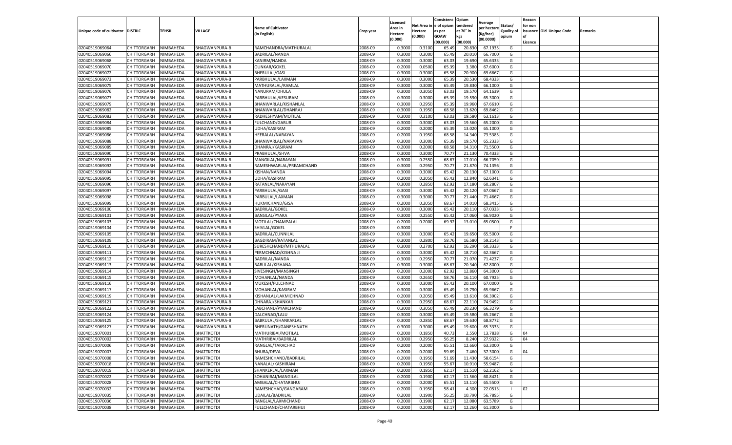| Unique code of cultivator | DISTRIC | TEHSIL | VILLAGE | Name of Cultivator (in English) | Crop year | Licensed Area in Hectare (0.000) | Net Area in Hectare (0.000) | Consistenc e of opium as per GOAW (00.000) | Opium tendered at 70° in kgs (00.000) | Average per hectare (Kg/hec) (00.0000) | Status/ Quality of opium | Reason for non issuance of Licence | Old Unique Code | Remarks |
|---|---|---|---|---|---|---|---|---|---|---|---|---|---|---|
| 02040519069064 | CHITTORGARH | NIMBAHEDA | BHAGWANPURA-B | RAMCHANDRA/MATHURALAL | 2008-09 | 0.3000 | 0.3100 | 65.49 | 20.830 | 67.1935 | G | | | |
| 02040519069066 | CHITTORGARH | NIMBAHEDA | BHAGWANPURA-B | BADRILAL/NANDA | 2008-09 | 0.3000 | 0.3000 | 65.49 | 20.010 | 66.7000 | G | | | |
| 02040519069068 | CHITTORGARH | NIMBAHEDA | BHAGWANPURA-B | KANIRM/NANDA | 2008-09 | 0.3000 | 0.3000 | 63.03 | 19.690 | 65.6333 | G | | | |
| 02040519069070 | CHITTORGARH | NIMBAHEDA | BHAGWANPURA-B | OUNKAR/GOKEL | 2008-09 | 0.2000 | 0.0500 | 65.39 | 3.380 | 67.6000 | G | | | |
| 02040519069072 | CHITTORGARH | NIMBAHEDA | BHAGWANPURA-B | BHERULAL/GASI | 2008-09 | 0.3000 | 0.3000 | 65.58 | 20.900 | 69.6667 | G | | | |
| 02040519069073 | CHITTORGARH | NIMBAHEDA | BHAGWANPURA-B | PARBHULAL/LAXMAN | 2008-09 | 0.3000 | 0.3000 | 65.39 | 20.530 | 68.4333 | G | | | |
| 02040519069075 | CHITTORGARH | NIMBAHEDA | BHAGWANPURA-B | MATHURALAL/RAMLAL | 2008-09 | 0.3000 | 0.3000 | 65.49 | 19.830 | 66.1000 | G | | | |
| 02040519069076 | CHITTORGARH | NIMBAHEDA | BHAGWANPURA-B | NANURAM/DHULA | 2008-09 | 0.3000 | 0.3050 | 63.03 | 19.570 | 64.1639 | G | | | |
| 02040519069077 | CHITTORGARH | NIMBAHEDA | BHAGWANPURA-B | PARBHULAL/KESURAM | 2008-09 | 0.3000 | 0.3000 | 65.39 | 19.590 | 65.3000 | G | | | |
| 02040519069079 | CHITTORGARH | NIMBAHEDA | BHAGWANPURA-B | BHANWARLAL/KISHANLAL | 2008-09 | 0.3000 | 0.2950 | 65.39 | 19.960 | 67.6610 | G | | | |
| 02040519069082 | CHITTORGARH | NIMBAHEDA | BHAGWANPURA-B | BHANWARLAL/DHANRAJ | 2008-09 | 0.3000 | 0.1950 | 68.58 | 13.620 | 69.8462 | G | | | |
| 02040519069083 | CHITTORGARH | NIMBAHEDA | BHAGWANPURA-B | RADHESHYAM/MOTILAL | 2008-09 | 0.3000 | 0.3100 | 63.03 | 19.580 | 63.1613 | G | | | |
| 02040519069084 | CHITTORGARH | NIMBAHEDA | BHAGWANPURA-B | FULCHAND/GABUR | 2008-09 | 0.3000 | 0.3000 | 63.03 | 19.560 | 65.2000 | G | | | |
| 02040519069085 | CHITTORGARH | NIMBAHEDA | BHAGWANPURA-B | UDHA/KASIRAM | 2008-09 | 0.2000 | 0.2000 | 65.39 | 13.020 | 65.1000 | G | | | |
| 02040519069086 | CHITTORGARH | NIMBAHEDA | BHAGWANPURA-B | HEERALAL/NARAYAN | 2008-09 | 0.2000 | 0.1950 | 68.58 | 14.340 | 73.5385 | G | | | |
| 02040519069088 | CHITTORGARH | NIMBAHEDA | BHAGWANPURA-B | BHANWARLAL/NARAYAN | 2008-09 | 0.3000 | 0.3000 | 65.39 | 19.570 | 65.2333 | G | | | |
| 02040519069089 | CHITTORGARH | NIMBAHEDA | BHAGWANPURA-B | DHANRAJ/KASIRAM | 2008-09 | 0.2000 | 0.2000 | 68.58 | 14.310 | 71.5500 | G | | | |
| 02040519069090 | CHITTORGARH | NIMBAHEDA | BHAGWANPURA-B | PRABHULAL/SHVA | 2008-09 | 0.3000 | 0.3000 | 70.77 | 21.130 | 70.4333 | G | | | |
| 02040519069091 | CHITTORGARH | NIMBAHEDA | BHAGWANPURA-B | MANGILAL/NARAYAN | 2008-09 | 0.3000 | 0.2550 | 68.67 | 17.010 | 66.7059 | G | | | |
| 02040519069092 | CHITTORGARH | NIMBAHEDA | BHAGWANPURA-B | RAMESHWARLAL/PREAMCHAND | 2008-09 | 0.3000 | 0.2950 | 70.77 | 21.870 | 74.1356 | G | | | |
| 02040519069094 | CHITTORGARH | NIMBAHEDA | BHAGWANPURA-B | KISHAN/NANDA | 2008-09 | 0.3000 | 0.3000 | 65.42 | 20.130 | 67.1000 | G | | | |
| 02040519069095 | CHITTORGARH | NIMBAHEDA | BHAGWANPURA-B | UDHA/KASIRAM | 2008-09 | 0.2000 | 0.2050 | 65.42 | 12.840 | 62.6341 | G | | | |
| 02040519069096 | CHITTORGARH | NIMBAHEDA | BHAGWANPURA-B | RATANLAL/NARAYAN | 2008-09 | 0.3000 | 0.2850 | 62.92 | 17.180 | 60.2807 | G | | | |
| 02040519069097 | CHITTORGARH | NIMBAHEDA | BHAGWANPURA-B | PARBHULAL/GASI | 2008-09 | 0.3000 | 0.3000 | 65.42 | 20.120 | 67.0667 | G | | | |
| 02040519069098 | CHITTORGARH | NIMBAHEDA | BHAGWANPURA-B | PARBULAL/LAXMAN | 2008-09 | 0.3000 | 0.3000 | 70.77 | 21.440 | 71.4667 | G | | | |
| 02040519069099 | CHITTORGARH | NIMBAHEDA | BHAGWANPURA-B | HUKMICHAND/GISA | 2008-09 | 0.2000 | 0.2050 | 68.67 | 14.010 | 68.3415 | G | | | |
| 02040519069100 | CHITTORGARH | NIMBAHEDA | BHAGWANPURA-B | BADRILAL/GOKEL | 2008-09 | 0.3000 | 0.3000 | 65.42 | 20.110 | 67.0333 | G | | | |
| 02040519069101 | CHITTORGARH | NIMBAHEDA | BHAGWANPURA-B | BANSILAL/PYARA | 2008-09 | 0.3000 | 0.2550 | 65.42 | 17.060 | 66.9020 | G | | | |
| 02040519069103 | CHITTORGARH | NIMBAHEDA | BHAGWANPURA-B | MOTILAL/CHAMPALAL | 2008-09 | 0.2000 | 0.2000 | 69.92 | 13.010 | 65.0500 | G | | | |
| 02040519069104 | CHITTORGARH | NIMBAHEDA | BHAGWANPURA-B | SHIVLAL/GOKEL | 2008-09 | 0.3000 | | | | | F | | | |
| 02040519069105 | CHITTORGARH | NIMBAHEDA | BHAGWANPURA-B | BADRILAL/CUNNILAL | 2008-09 | 0.3000 | 0.3000 | 65.42 | 19.650 | 65.5000 | G | | | |
| 02040519069109 | CHITTORGARH | NIMBAHEDA | BHAGWANPURA-B | BAGDIRAM/RATANLAL | 2008-09 | 0.3000 | 0.2800 | 58.76 | 16.580 | 59.2143 | G | | | |
| 02040519069110 | CHITTORGARH | NIMBAHEDA | BHAGWANPURA-B | SURESHCHAND/MTHURALAL | 2008-09 | 0.3000 | 0.2700 | 62.92 | 16.290 | 60.3333 | G | | | |
| 02040519069111 | CHITTORGARH | NIMBAHEDA | BHAGWANPURA-B | PERMCHNAD/KISHNA JI | 2008-09 | 0.3000 | 0.3000 | 65.42 | 18.710 | 62.3667 | G | | | |
| 02040519069112 | CHITTORGARH | NIMBAHEDA | BHAGWANPURA-B | BADRILAL/NANDA | 2008-09 | 0.3000 | 0.2950 | 70.77 | 21.070 | 71.4237 | G | | | |
| 02040519069113 | CHITTORGARH | NIMBAHEDA | BHAGWANPURA-B | BABULAL/KISHANA | 2008-09 | 0.3000 | 0.3000 | 68.67 | 20.340 | 67.8000 | G | | | |
| 02040519069114 | CHITTORGARH | NIMBAHEDA | BHAGWANPURA-B | SIVESINGH/MANSINGH | 2008-09 | 0.2000 | 0.2000 | 62.92 | 12.860 | 64.3000 | G | | | |
| 02040519069115 | CHITTORGARH | NIMBAHEDA | BHAGWANPURA-B | MOHANLAL/NANDA | 2008-09 | 0.3000 | 0.2650 | 58.76 | 16.110 | 60.7925 | G | | | |
| 02040519069116 | CHITTORGARH | NIMBAHEDA | BHAGWANPURA-B | MUKESH/FULCHNAD | 2008-09 | 0.3000 | 0.3000 | 65.42 | 20.100 | 67.0000 | G | | | |
| 02040519069117 | CHITTORGARH | NIMBAHEDA | BHAGWANPURA-B | MOHANLAL/KASIRAM | 2008-09 | 0.3000 | 0.3000 | 65.49 | 19.790 | 65.9667 | G | | | |
| 02040519069119 | CHITTORGARH | NIMBAHEDA | BHAGWANPURA-B | KISHANLAL/LAKMICHNAD | 2008-09 | 0.2000 | 0.2050 | 65.49 | 13.610 | 66.3902 | G | | | |
| 02040519069121 | CHITTORGARH | NIMBAHEDA | BHAGWANPURA-B | DHNARAJ/SHANKAR | 2008-09 | 0.3000 | 0.2950 | 68.67 | 22.110 | 74.9492 | G | | | |
| 02040519069122 | CHITTORGARH | NIMBAHEDA | BHAGWANPURA-B | LABCHAND/PYARCHAND | 2008-09 | 0.3000 | 0.3050 | 65.49 | 20.230 | 66.3279 | G | | | |
| 02040519069124 | CHITTORGARH | NIMBAHEDA | BHAGWANPURA-B | DALCHNAD/LALU | 2008-09 | 0.3000 | 0.3000 | 65.49 | 19.580 | 65.2667 | G | | | |
| 02040519069125 | CHITTORGARH | NIMBAHEDA | BHAGWANPURA-B | BABRULAL/SHANKARLAL | 2008-09 | 0.3000 | 0.2850 | 68.67 | 19.630 | 68.8772 | G | | | |
| 02040519069127 | CHITTORGARH | NIMBAHEDA | BHAGWANPURA-B | BHERUNATH/GANESHNATH | 2008-09 | 0.3000 | 0.3000 | 65.49 | 19.600 | 65.3333 | G | | | |
| 02040519070001 | CHITTORGARH | NIMBAHEDA | BHATTKOTDI | MATHURIBAI/MOTILAL | 2008-09 | 0.2000 | 0.1850 | 40.73 | 2.550 | 13.7838 | G | 04 | | |
| 02040519070002 | CHITTORGARH | NIMBAHEDA | BHATTKOTDI | MATHRIBAI/BADRILAL | 2008-09 | 0.3000 | 0.2950 | 56.25 | 8.240 | 27.9322 | G | 04 | | |
| 02040519070006 | CHITTORGARH | NIMBAHEDA | BHATTKOTDI | RANGLAL/TARACHAD | 2008-09 | 0.2000 | 0.2000 | 65.51 | 12.660 | 63.3000 | G | | | |
| 02040519070007 | CHITTORGARH | NIMBAHEDA | BHATTKOTDI | BHURA/DEVA | 2008-09 | 0.2000 | 0.2000 | 59.69 | 7.460 | 37.3000 | G | 04 | | |
| 02040519070008 | CHITTORGARH | NIMBAHEDA | BHATTKOTDI | RAMESHCHAND/BADRILAL | 2008-09 | 0.2000 | 0.1950 | 51.69 | 11.430 | 58.6154 | G | | | |
| 02040519070018 | CHITTORGARH | NIMBAHEDA | BHATTKOTDI | NANALAL/KASHIRAM | 2008-09 | 0.2000 | 0.1950 | 55.67 | 10.910 | 55.9487 | G | | | |
| 02040519070019 | CHITTORGARH | NIMBAHEDA | BHATTKOTDI | SHANKERLAL/LAXMAN | 2008-09 | 0.2000 | 0.1850 | 62.17 | 11.510 | 62.2162 | G | | | |
| 02040519070022 | CHITTORGARH | NIMBAHEDA | BHATTKOTDI | SOHANIBAI/MANGILAL | 2008-09 | 0.2000 | 0.1900 | 62.17 | 11.560 | 60.8421 | G | | | |
| 02040519070028 | CHITTORGARH | NIMBAHEDA | BHATTKOTDI | AMBALAL/CHATARBHUJ | 2008-09 | 0.2000 | 0.2000 | 65.51 | 13.110 | 65.5500 | G | | | |
| 02040519070032 | CHITTORGARH | NIMBAHEDA | BHATTKOTDI | RAMESHCHAD/GANGARAM | 2008-09 | 0.2000 | 0.1950 | 58.41 | 4.300 | 22.0513 | I | 02 | | |
| 02040519070035 | CHITTORGARH | NIMBAHEDA | BHATTKOTDI | UDAILAL/BADRILAL | 2008-09 | 0.2000 | 0.1900 | 56.25 | 10.790 | 56.7895 | G | | | |
| 02040519070036 | CHITTORGARH | NIMBAHEDA | BHATTKOTDI | RANGLAL/LAXMICHAND | 2008-09 | 0.2000 | 0.1900 | 62.17 | 12.080 | 63.5789 | G | | | |
| 02040519070038 | CHITTORGARH | NIMBAHEDA | BHATTKOTDI | FULLCHAND/CHATARBHUJ | 2008-09 | 0.2000 | 0.2000 | 62.17 | 12.260 | 61.3000 | G | | | |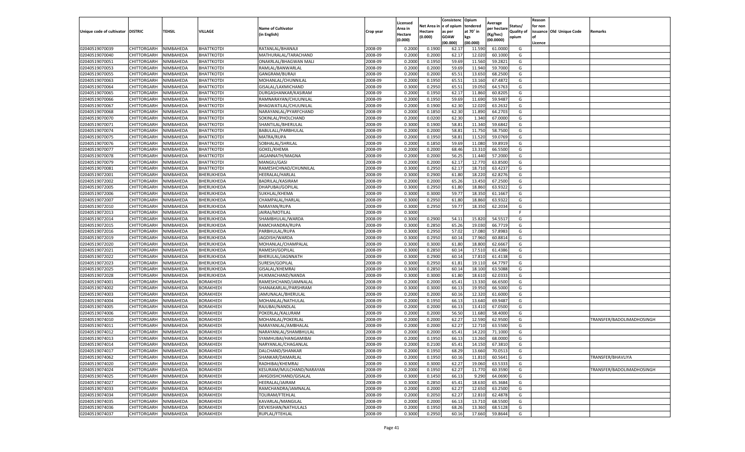| Unique code of cultivator | DISTRIC | TEHSIL | VILLAGE | Name of Cultivator (in English) | Crop year | Licensed Area in Hectare (0.000) | Net Area in Hectare (0.000) | Consistenc e of opium as per GOAW (00.000) | Opium tendered at 70° in kgs (00.000) | Average per hectare (Kg/hec) (00.0000) | Status/ Quality of opium | Reason for non issuance of Licence | Old Unique Code | Remarks |
|---|---|---|---|---|---|---|---|---|---|---|---|---|---|---|
| 02040519070039 | CHITTORGARH | NIMBAHEDA | BHATTKOTDI | RATANLAL/BHANAJI | 2008-09 | 0.2000 | 0.1900 | 62.17 | 11.590 | 61.0000 | G | | | |
| 02040519070040 | CHITTORGARH | NIMBAHEDA | BHATTKOTDI | MATHURALAL/TARACHAND | 2008-09 | 0.2000 | 0.2000 | 62.17 | 12.020 | 60.1000 | G | | | |
| 02040519070051 | CHITTORGARH | NIMBAHEDA | BHATTKOTDI | ONAKRLAL/BHAGWAN MALI | 2008-09 | 0.2000 | 0.1950 | 59.69 | 11.560 | 59.2821 | G | | | |
| 02040519070053 | CHITTORGARH | NIMBAHEDA | BHATTKOTDI | RAMLAL/BANWARLAL | 2008-09 | 0.2000 | 0.2000 | 59.69 | 11.940 | 59.7000 | G | | | |
| 02040519070055 | CHITTORGARH | NIMBAHEDA | BHATTKOTDI | GANGRAM/BURAJI | 2008-09 | 0.2000 | 0.2000 | 65.51 | 13.650 | 68.2500 | G | | | |
| 02040519070063 | CHITTORGARH | NIMBAHEDA | BHATTKOTDI | MOHANLAL/CHUNNILAL | 2008-09 | 0.2000 | 0.1950 | 65.51 | 13.160 | 67.4872 | G | | | |
| 02040519070064 | CHITTORGARH | NIMBAHEDA | BHATTKOTDI | GISALAL/LAXMICHAND | 2008-09 | 0.3000 | 0.2950 | 65.51 | 19.050 | 64.5763 | G | | | |
| 02040519070065 | CHITTORGARH | NIMBAHEDA | BHATTKOTDI | DURGASHANKAR/KASIRAM | 2008-09 | 0.2000 | 0.1950 | 62.17 | 11.860 | 60.8205 | G | | | |
| 02040519070066 | CHITTORGARH | NIMBAHEDA | BHATTKOTDI | RAMNARAYAN/CHUUNILAL | 2008-09 | 0.2000 | 0.1950 | 59.69 | 11.690 | 59.9487 | G | | | |
| 02040519070067 | CHITTORGARH | NIMBAHEDA | BHATTKOTDI | BHAGWATILAL/CHUUNILAL | 2008-09 | 0.2000 | 0.1900 | 62.30 | 12.020 | 63.2632 | G | | | |
| 02040519070068 | CHITTORGARH | NIMBAHEDA | BHATTKOTDI | NARAYANLAL/PYARFCHAND | 2008-09 | 0.2000 | 0.1850 | 62.30 | 11.890 | 64.2703 | G | | | |
| 02040519070070 | CHITTORGARH | NIMBAHEDA | BHATTKOTDI | SOKINLAL/PHOLCHAND | 2008-09 | 0.2000 | 0.0200 | 62.30 | 1.340 | 67.0000 | G | | | |
| 02040519070071 | CHITTORGARH | NIMBAHEDA | BHATTKOTDI | SHANTILAL/BHERULAL | 2008-09 | 0.3000 | 0.1900 | 58.81 | 11.340 | 59.6842 | G | | | |
| 02040519070074 | CHITTORGARH | NIMBAHEDA | BHATTKOTDI | BABULALL/PARBHULAL | 2008-09 | 0.2000 | 0.2000 | 58.81 | 11.750 | 58.7500 | G | | | |
| 02040519070075 | CHITTORGARH | NIMBAHEDA | BHATTKOTDI | MATRA/RUPA | 2008-09 | 0.2000 | 0.1950 | 58.81 | 11.520 | 59.0769 | G | | | |
| 02040519070076 | CHITTORGARH | NIMBAHEDA | BHATTKOTDI | SOBHALAL/SHRILAL | 2008-09 | 0.2000 | 0.1850 | 59.69 | 11.080 | 59.8919 | G | | | |
| 02040519070077 | CHITTORGARH | NIMBAHEDA | BHATTKOTDI | GOKEL/KHEMA | 2008-09 | 0.2000 | 0.2000 | 68.46 | 13.310 | 66.5500 | G | | | |
| 02040519070078 | CHITTORGARH | NIMBAHEDA | BHATTKOTDI | JAGANNATH/MAGNA | 2008-09 | 0.2000 | 0.2000 | 56.25 | 11.440 | 57.2000 | G | | | |
| 02040519070079 | CHITTORGARH | NIMBAHEDA | BHATTKOTDI | MANGIU/GASI | 2008-09 | 0.2000 | 0.2000 | 62.17 | 12.770 | 63.8500 | G | | | |
| 02040519070081 | CHITTORGARH | NIMBAHEDA | BHATTKOTDI | RAMESHCHNAD/CHUNNILAL | 2008-09 | 0.3000 | 0.2950 | 62.17 | 18.710 | 63.4237 | G | | | |
| 02040519072001 | CHITTORGARH | NIMBAHEDA | BHERUKHEDA | HEERALAL/HARLAL | 2008-09 | 0.3000 | 0.2900 | 61.80 | 18.220 | 62.8276 | G | | | |
| 02040519072002 | CHITTORGARH | NIMBAHEDA | BHERUKHEDA | BADRILAL/KASIRAM | 2008-09 | 0.2000 | 0.2000 | 65.26 | 13.450 | 67.2500 | G | | | |
| 02040519072005 | CHITTORGARH | NIMBAHEDA | BHERUKHEDA | DHAPUBAI/GOPILAL | 2008-09 | 0.3000 | 0.2950 | 61.80 | 18.860 | 63.9322 | G | | | |
| 02040519072006 | CHITTORGARH | NIMBAHEDA | BHERUKHEDA | SUKHLAL/KHEMA | 2008-09 | 0.3000 | 0.3000 | 59.77 | 18.350 | 61.1667 | G | | | |
| 02040519072007 | CHITTORGARH | NIMBAHEDA | BHERUKHEDA | CHAMPALAL/HARLAL | 2008-09 | 0.3000 | 0.2950 | 61.80 | 18.860 | 63.9322 | G | | | |
| 02040519072010 | CHITTORGARH | NIMBAHEDA | BHERUKHEDA | NARAYAN/RUPA | 2008-09 | 0.3000 | 0.2950 | 59.77 | 18.350 | 62.2034 | G | | | |
| 02040519072013 | CHITTORGARH | NIMBAHEDA | BHERUKHEDA | JAIRAJ/MOTILAL | 2008-09 | 0.3000 | | | | | F | | | |
| 02040519072014 | CHITTORGARH | NIMBAHEDA | BHERUKHEDA | SHAMBHULAL/WARDA | 2008-09 | 0.3000 | 0.2900 | 54.11 | 15.820 | 54.5517 | G | | | |
| 02040519072015 | CHITTORGARH | NIMBAHEDA | BHERUKHEDA | RAMCHANDRA/RUPA | 2008-09 | 0.3000 | 0.2850 | 65.26 | 19.030 | 66.7719 | G | | | |
| 02040519072016 | CHITTORGARH | NIMBAHEDA | BHERUKHEDA | PARBHULAL/RUPA | 2008-09 | 0.3000 | 0.2950 | 57.02 | 17.080 | 57.8983 | G | | | |
| 02040519072019 | CHITTORGARH | NIMBAHEDA | BHERUKHEDA | JAGDISH/WARDA | 2008-09 | 0.3000 | 0.2950 | 60.14 | 17.960 | 60.8814 | G | | | |
| 02040519072020 | CHITTORGARH | NIMBAHEDA | BHERUKHEDA | MOHANLAL/CHAMPALAL | 2008-09 | 0.3000 | 0.3000 | 61.80 | 18.800 | 62.6667 | G | | | |
| 02040519072021 | CHITTORGARH | NIMBAHEDA | BHERUKHEDA | RAMESH/GOPILAL | 2008-09 | 0.3000 | 0.2850 | 60.14 | 17.510 | 61.4386 | G | | | |
| 02040519072022 | CHITTORGARH | NIMBAHEDA | BHERUKHEDA | BHERULAL/JAGNNATH | 2008-09 | 0.3000 | 0.2900 | 60.14 | 17.810 | 61.4138 | G | | | |
| 02040519072023 | CHITTORGARH | NIMBAHEDA | BHERUKHEDA | SURESH/GOPILAL | 2008-09 | 0.3000 | 0.2950 | 61.81 | 19.110 | 64.7797 | G | | | |
| 02040519072025 | CHITTORGARH | NIMBAHEDA | BHERUKHEDA | GISALAL/KHEMRAJ | 2008-09 | 0.3000 | 0.2850 | 60.14 | 18.100 | 63.5088 | G | | | |
| 02040519072028 | CHITTORGARH | NIMBAHEDA | BHERUKHEDA | HUKMACHAND/NANDA | 2008-09 | 0.3000 | 0.3000 | 61.80 | 18.610 | 62.0333 | G | | | |
| 02040519074001 | CHITTORGARH | NIMBAHEDA | BORAKHEDI | RAMESHCHAND/JAMNALAL | 2008-09 | 0.2000 | 0.2000 | 65.41 | 13.330 | 66.6500 | G | | | |
| 02040519074002 | CHITTORGARH | NIMBAHEDA | BORAKHEDI | SHANAKARLAL/PARSHRAM | 2008-09 | 0.3000 | 0.3000 | 66.13 | 19.950 | 66.5000 | G | | | |
| 02040519074003 | CHITTORGARH | NIMBAHEDA | BORAKHEDI | JAMUNALAL/BHERULAL | 2008-09 | 0.2000 | 0.2000 | 60.16 | 12.320 | 61.6000 | G | | | |
| 02040519074004 | CHITTORGARH | NIMBAHEDA | BORAKHEDI | MOHANLAL/NATHULAL | 2008-09 | 0.2000 | 0.1950 | 66.13 | 13.640 | 69.9487 | G | | | |
| 02040519074005 | CHITTORGARH | NIMBAHEDA | BORAKHEDI | RAJUBAI/NANDLAL | 2008-09 | 0.2000 | 0.2000 | 66.13 | 13.410 | 67.0500 | G | | | |
| 02040519074006 | CHITTORGARH | NIMBAHEDA | BORAKHEDI | POKERLAL/KALURAM | 2008-09 | 0.2000 | 0.2000 | 56.50 | 11.680 | 58.4000 | G | | | |
| 02040519074010 | CHITTORGARH | NIMBAHEDA | BORAKHEDI | MOHANLAL/POKERLAL | 2008-09 | 0.2000 | 0.2000 | 62.27 | 12.590 | 62.9500 | G | | | TRANSFER/BADOLIMADHOSINGH |
| 02040519074011 | CHITTORGARH | NIMBAHEDA | BORAKHEDI | NARAYANLAL/AMBHALAL | 2008-09 | 0.2000 | 0.2000 | 62.27 | 12.710 | 63.5500 | G | | | |
| 02040519074012 | CHITTORGARH | NIMBAHEDA | BORAKHEDI | NARAYANLAL/SHAMBHULAL | 2008-09 | 0.2000 | 0.2000 | 65.41 | 14.220 | 71.1000 | G | | | |
| 02040519074013 | CHITTORGARH | NIMBAHEDA | BORAKHEDI | SYAMHUBAI/HANGAMIBAI | 2008-09 | 0.2000 | 0.1950 | 66.13 | 13.260 | 68.0000 | G | | | |
| 02040519074014 | CHITTORGARH | NIMBAHEDA | BORAKHEDI | NARYANLAL/CHAGANLAL | 2008-09 | 0.2000 | 0.2100 | 65.41 | 14.150 | 67.3810 | G | | | |
| 02040519074017 | CHITTORGARH | NIMBAHEDA | BORAKHEDI | DALCHAND/SHANKAR | 2008-09 | 0.2000 | 0.1950 | 68.29 | 13.660 | 70.0513 | G | | | |
| 02040519074062 | CHITTORGARH | NIMBAHEDA | BORAKHEDI | SHANKAR/DAMARLAL | 2008-09 | 0.2000 | 0.1950 | 60.16 | 11.810 | 60.5641 | G | | | TRANSFER/BHAVLIYA |
| 02040519074020 | CHITTORGARH | NIMBAHEDA | BORAKHEDI | RADHIBAI/KHEMRAJ | 2008-09 | 0.3000 | 0.3000 | 62.27 | 19.060 | 63.5333 | G | | | |
| 02040519074024 | CHITTORGARH | NIMBAHEDA | BORAKHEDI | KESURAM/MULCHAND/NARAYAN | 2008-09 | 0.2000 | 0.1950 | 62.27 | 11.770 | 60.3590 | G | | | TRANSFER/BADOLIMADHOSINGH |
| 02040519074025 | CHITTORGARH | NIMBAHEDA | BORAKHEDI | JAHGDISHCHAND/GISALAL | 2008-09 | 0.3000 | 0.1450 | 66.13 | 9.290 | 64.0690 | G | | | |
| 02040519074027 | CHITTORGARH | NIMBAHEDA | BORAKHEDI | HEERALAL/JAIRAM | 2008-09 | 0.3000 | 0.2850 | 65.41 | 18.630 | 65.3684 | G | | | |
| 02040519074033 | CHITTORGARH | NIMBAHEDA | BORAKHEDI | RAMCHANDRA/JAMNALAL | 2008-09 | 0.2000 | 0.2000 | 62.27 | 12.650 | 63.2500 | G | | | |
| 02040519074034 | CHITTORGARH | NIMBAHEDA | BORAKHEDI | TOLIRAM/FTEHLAL | 2008-09 | 0.2000 | 0.2050 | 62.27 | 12.810 | 62.4878 | G | | | |
| 02040519074035 | CHITTORGARH | NIMBAHEDA | BORAKHEDI | KAVARLAL/MANGILAL | 2008-09 | 0.2000 | 0.2000 | 66.13 | 13.710 | 68.5500 | G | | | |
| 02040519074036 | CHITTORGARH | NIMBAHEDA | BORAKHEDI | DEVKISHAN/NATHULALS | 2008-09 | 0.2000 | 0.1950 | 68.26 | 13.360 | 68.5128 | G | | | |
| 02040519074037 | CHITTORGARH | NIMBAHEDA | BORAKHEDI | RUPLAL/FTEHLAL | 2008-09 | 0.3000 | 0.2950 | 60.16 | 17.660 | 59.8644 | G | | | |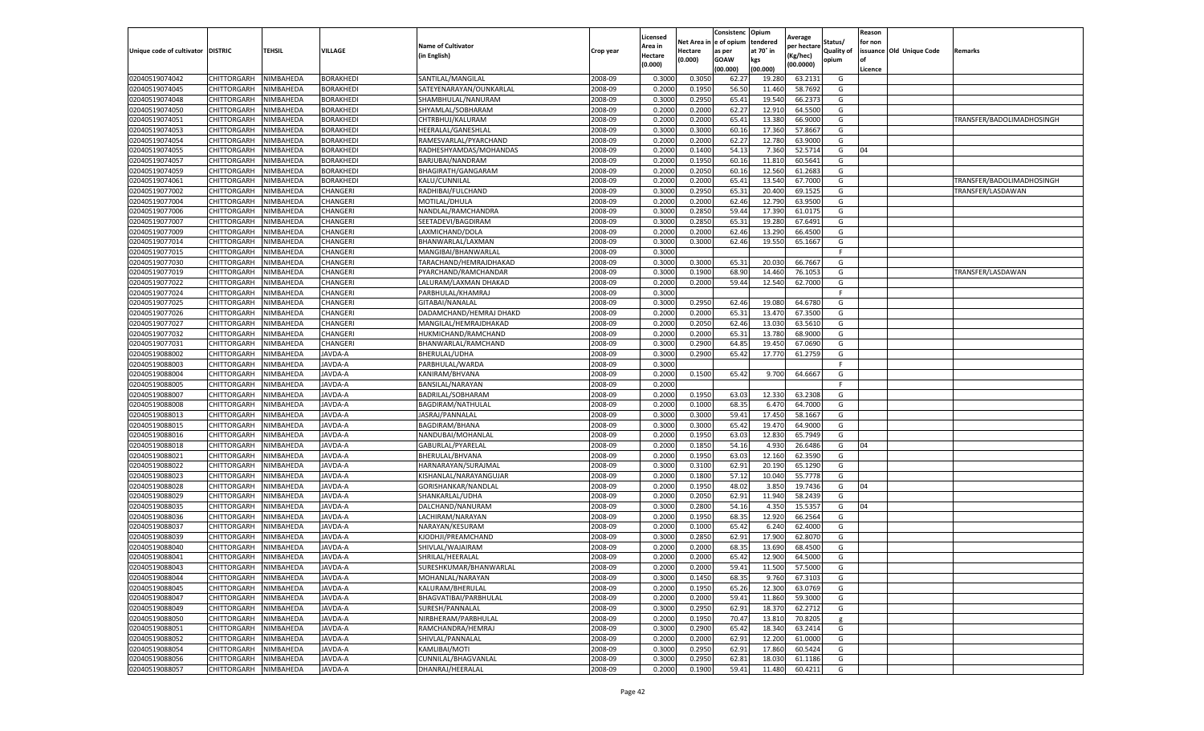| Unique code of cultivator | DISTRIC | TEHSIL | VILLAGE | Name of Cultivator (in English) | Crop year | Licensed Area in Hectare (0.000) | Net Area in Hectare (0.000) | Consistence of opium as per GOAW (00.000) | Opium tendered at 70° in kgs (00.000) | Average per hectare (Kg/hec) (00.0000) | Status/ Quality of opium | Reason for non issuance of Licence | Old Unique Code | Remarks |
|---|---|---|---|---|---|---|---|---|---|---|---|---|---|---|
| 02040519074042 | CHITTORGARH | NIMBAHEDA | BORAKHEDI | SANTILAL/MANGILAL | 2008-09 | 0.3000 | 0.3050 | 62.27 | 19.280 | 63.2131 | G | | | |
| 02040519074045 | CHITTORGARH | NIMBAHEDA | BORAKHEDI | SATEYENARAYAN/OUNKARLAL | 2008-09 | 0.2000 | 0.1950 | 56.50 | 11.460 | 58.7692 | G | | | |
| 02040519074048 | CHITTORGARH | NIMBAHEDA | BORAKHEDI | SHAMBHULAL/NANURAM | 2008-09 | 0.3000 | 0.2950 | 65.41 | 19.540 | 66.2373 | G | | | |
| 02040519074050 | CHITTORGARH | NIMBAHEDA | BORAKHEDI | SHYAMLAL/SOBHARAM | 2008-09 | 0.2000 | 0.2000 | 62.27 | 12.910 | 64.5500 | G | | | |
| 02040519074051 | CHITTORGARH | NIMBAHEDA | BORAKHEDI | CHTRBHUJ/KALURAM | 2008-09 | 0.2000 | 0.2000 | 65.41 | 13.380 | 66.9000 | G | | | TRANSFER/BADOLIMADHOSINGH |
| 02040519074053 | CHITTORGARH | NIMBAHEDA | BORAKHEDI | HEERALAL/GANESHLAL | 2008-09 | 0.3000 | 0.3000 | 60.16 | 17.360 | 57.8667 | G | | | |
| 02040519074054 | CHITTORGARH | NIMBAHEDA | BORAKHEDI | RAMESVARLAL/PYARCHAND | 2008-09 | 0.2000 | 0.2000 | 62.27 | 12.780 | 63.9000 | G | | | |
| 02040519074055 | CHITTORGARH | NIMBAHEDA | BORAKHEDI | RADHESHYAMDAS/MOHANDAS | 2008-09 | 0.2000 | 0.1400 | 54.13 | 7.360 | 52.5714 | G | 04 | | |
| 02040519074057 | CHITTORGARH | NIMBAHEDA | BORAKHEDI | BARJUBAI/NANDRAM | 2008-09 | 0.2000 | 0.1950 | 60.16 | 11.810 | 60.5641 | G | | | |
| 02040519074059 | CHITTORGARH | NIMBAHEDA | BORAKHEDI | BHAGIRATH/GANGARAM | 2008-09 | 0.2000 | 0.2050 | 60.16 | 12.560 | 61.2683 | G | | | |
| 02040519074061 | CHITTORGARH | NIMBAHEDA | BORAKHEDI | KALU/CUNNILAL | 2008-09 | 0.2000 | 0.2000 | 65.41 | 13.540 | 67.7000 | G | | | TRANSFER/BADOLIMADHOSINGH |
| 02040519077002 | CHITTORGARH | NIMBAHEDA | CHANGERI | RADHIBAI/FULCHAND | 2008-09 | 0.3000 | 0.2950 | 65.31 | 20.400 | 69.1525 | G | | | TRANSFER/LASDAWAN |
| 02040519077004 | CHITTORGARH | NIMBAHEDA | CHANGERI | MOTILAL/DHULA | 2008-09 | 0.2000 | 0.2000 | 62.46 | 12.790 | 63.9500 | G | | | |
| 02040519077006 | CHITTORGARH | NIMBAHEDA | CHANGERI | NANDLAL/RAMCHANDRA | 2008-09 | 0.3000 | 0.2850 | 59.44 | 17.390 | 61.0175 | G | | | |
| 02040519077007 | CHITTORGARH | NIMBAHEDA | CHANGERI | SEETADEVI/BAGDIRAM | 2008-09 | 0.3000 | 0.2850 | 65.31 | 19.280 | 67.6491 | G | | | |
| 02040519077009 | CHITTORGARH | NIMBAHEDA | CHANGERI | LAXMICHAND/DOLA | 2008-09 | 0.2000 | 0.2000 | 62.46 | 13.290 | 66.4500 | G | | | |
| 02040519077014 | CHITTORGARH | NIMBAHEDA | CHANGERI | BHANWARLAL/LAXMAN | 2008-09 | 0.3000 | 0.3000 | 62.46 | 19.550 | 65.1667 | G | | | |
| 02040519077015 | CHITTORGARH | NIMBAHEDA | CHANGERI | MANGIBAI/BHANWARLAL | 2008-09 | 0.3000 | | | | | F | | | |
| 02040519077030 | CHITTORGARH | NIMBAHEDA | CHANGERI | TARACHAND/HEMRAJDHAKAD | 2008-09 | 0.3000 | 0.3000 | 65.31 | 20.030 | 66.7667 | G | | | |
| 02040519077019 | CHITTORGARH | NIMBAHEDA | CHANGERI | PYARCHAND/RAMCHANDAR | 2008-09 | 0.3000 | 0.1900 | 68.90 | 14.460 | 76.1053 | G | | | TRANSFER/LASDAWAN |
| 02040519077022 | CHITTORGARH | NIMBAHEDA | CHANGERI | LALURAM/LAXMAN DHAKAD | 2008-09 | 0.2000 | 0.2000 | 59.44 | 12.540 | 62.7000 | G | | | |
| 02040519077024 | CHITTORGARH | NIMBAHEDA | CHANGERI | PARBHULAL/KHAMRAJ | 2008-09 | 0.3000 | | | | | F | | | |
| 02040519077025 | CHITTORGARH | NIMBAHEDA | CHANGERI | GITABAI/NANALAL | 2008-09 | 0.3000 | 0.2950 | 62.46 | 19.080 | 64.6780 | G | | | |
| 02040519077026 | CHITTORGARH | NIMBAHEDA | CHANGERI | DADAMCHAND/HEMRAJ DHAKD | 2008-09 | 0.2000 | 0.2000 | 65.31 | 13.470 | 67.3500 | G | | | |
| 02040519077027 | CHITTORGARH | NIMBAHEDA | CHANGERI | MANGILAL/HEMRAJDHAKAD | 2008-09 | 0.2000 | 0.2050 | 62.46 | 13.030 | 63.5610 | G | | | |
| 02040519077032 | CHITTORGARH | NIMBAHEDA | CHANGERI | HUKMICHAND/RAMCHAND | 2008-09 | 0.2000 | 0.2000 | 65.31 | 13.780 | 68.9000 | G | | | |
| 02040519077031 | CHITTORGARH | NIMBAHEDA | CHANGERI | BHANWARLAL/RAMCHAND | 2008-09 | 0.3000 | 0.2900 | 64.85 | 19.450 | 67.0690 | G | | | |
| 02040519088002 | CHITTORGARH | NIMBAHEDA | JAVDA-A | BHERULAL/UDHA | 2008-09 | 0.3000 | 0.2900 | 65.42 | 17.770 | 61.2759 | G | | | |
| 02040519088003 | CHITTORGARH | NIMBAHEDA | JAVDA-A | PARBHULAL/WARDA | 2008-09 | 0.3000 | | | | | F | | | |
| 02040519088004 | CHITTORGARH | NIMBAHEDA | JAVDA-A | KANIRAM/BHVANA | 2008-09 | 0.2000 | 0.1500 | 65.42 | 9.700 | 64.6667 | G | | | |
| 02040519088005 | CHITTORGARH | NIMBAHEDA | JAVDA-A | BANSILAL/NARAYAN | 2008-09 | 0.2000 | | | | | F | | | |
| 02040519088007 | CHITTORGARH | NIMBAHEDA | JAVDA-A | BADRILAL/SOBHARAM | 2008-09 | 0.2000 | 0.1950 | 63.03 | 12.330 | 63.2308 | G | | | |
| 02040519088008 | CHITTORGARH | NIMBAHEDA | JAVDA-A | BAGDIRAM/NATHULAL | 2008-09 | 0.2000 | 0.1000 | 68.35 | 6.470 | 64.7000 | G | | | |
| 02040519088013 | CHITTORGARH | NIMBAHEDA | JAVDA-A | JASRAJ/PANNALAL | 2008-09 | 0.3000 | 0.3000 | 59.41 | 17.450 | 58.1667 | G | | | |
| 02040519088015 | CHITTORGARH | NIMBAHEDA | JAVDA-A | BAGDIRAM/BHANA | 2008-09 | 0.3000 | 0.3000 | 65.42 | 19.470 | 64.9000 | G | | | |
| 02040519088016 | CHITTORGARH | NIMBAHEDA | JAVDA-A | NANDUBAI/MOHANLAL | 2008-09 | 0.2000 | 0.1950 | 63.03 | 12.830 | 65.7949 | G | | | |
| 02040519088018 | CHITTORGARH | NIMBAHEDA | JAVDA-A | GABURLAL/PYARELAL | 2008-09 | 0.2000 | 0.1850 | 54.16 | 4.930 | 26.6486 | G | 04 | | |
| 02040519088021 | CHITTORGARH | NIMBAHEDA | JAVDA-A | BHERULAL/BHVANA | 2008-09 | 0.2000 | 0.1950 | 63.03 | 12.160 | 62.3590 | G | | | |
| 02040519088022 | CHITTORGARH | NIMBAHEDA | JAVDA-A | HARNARAYAN/SURAJMAL | 2008-09 | 0.3000 | 0.3100 | 62.91 | 20.190 | 65.1290 | G | | | |
| 02040519088023 | CHITTORGARH | NIMBAHEDA | JAVDA-A | KISHANLAL/NARAYANGUJAR | 2008-09 | 0.2000 | 0.1800 | 57.12 | 10.040 | 55.7778 | G | | | |
| 02040519088028 | CHITTORGARH | NIMBAHEDA | JAVDA-A | GORISHANKAR/NANDLAL | 2008-09 | 0.2000 | 0.1950 | 48.02 | 3.850 | 19.7436 | G | 04 | | |
| 02040519088029 | CHITTORGARH | NIMBAHEDA | JAVDA-A | SHANKARLAL/UDHA | 2008-09 | 0.2000 | 0.2050 | 62.91 | 11.940 | 58.2439 | G | | | |
| 02040519088035 | CHITTORGARH | NIMBAHEDA | JAVDA-A | DALCHAND/NANURAM | 2008-09 | 0.3000 | 0.2800 | 54.16 | 4.350 | 15.5357 | G | 04 | | |
| 02040519088036 | CHITTORGARH | NIMBAHEDA | JAVDA-A | LACHIRAM/NARAYAN | 2008-09 | 0.2000 | 0.1950 | 68.35 | 12.920 | 66.2564 | G | | | |
| 02040519088037 | CHITTORGARH | NIMBAHEDA | JAVDA-A | NARAYAN/KESURAM | 2008-09 | 0.2000 | 0.1000 | 65.42 | 6.240 | 62.4000 | G | | | |
| 02040519088039 | CHITTORGARH | NIMBAHEDA | JAVDA-A | KJODHJI/PREAMCHAND | 2008-09 | 0.3000 | 0.2850 | 62.91 | 17.900 | 62.8070 | G | | | |
| 02040519088040 | CHITTORGARH | NIMBAHEDA | JAVDA-A | SHIVLAL/WAJAIRAM | 2008-09 | 0.2000 | 0.2000 | 68.35 | 13.690 | 68.4500 | G | | | |
| 02040519088041 | CHITTORGARH | NIMBAHEDA | JAVDA-A | SHRILAL/HEERALAL | 2008-09 | 0.2000 | 0.2000 | 65.42 | 12.900 | 64.5000 | G | | | |
| 02040519088043 | CHITTORGARH | NIMBAHEDA | JAVDA-A | SURESHKUMAR/BHANWARLAL | 2008-09 | 0.2000 | 0.2000 | 59.41 | 11.500 | 57.5000 | G | | | |
| 02040519088044 | CHITTORGARH | NIMBAHEDA | JAVDA-A | MOHANLAL/NARAYAN | 2008-09 | 0.3000 | 0.1450 | 68.35 | 9.760 | 67.3103 | G | | | |
| 02040519088045 | CHITTORGARH | NIMBAHEDA | JAVDA-A | KALURAM/BHERULAL | 2008-09 | 0.2000 | 0.1950 | 65.26 | 12.300 | 63.0769 | G | | | |
| 02040519088047 | CHITTORGARH | NIMBAHEDA | JAVDA-A | BHAGVATIBAI/PARBHULAL | 2008-09 | 0.2000 | 0.2000 | 59.41 | 11.860 | 59.3000 | G | | | |
| 02040519088049 | CHITTORGARH | NIMBAHEDA | JAVDA-A | SURESH/PANNALAL | 2008-09 | 0.3000 | 0.2950 | 62.91 | 18.370 | 62.2712 | G | | | |
| 02040519088050 | CHITTORGARH | NIMBAHEDA | JAVDA-A | NIRBHERAM/PARBHULAL | 2008-09 | 0.2000 | 0.1950 | 70.47 | 13.810 | 70.8205 | g | | | |
| 02040519088051 | CHITTORGARH | NIMBAHEDA | JAVDA-A | RAMCHANDRA/HEMRAJ | 2008-09 | 0.3000 | 0.2900 | 65.42 | 18.340 | 63.2414 | G | | | |
| 02040519088052 | CHITTORGARH | NIMBAHEDA | JAVDA-A | SHIVLAL/PANNALAL | 2008-09 | 0.2000 | 0.2000 | 62.91 | 12.200 | 61.0000 | G | | | |
| 02040519088054 | CHITTORGARH | NIMBAHEDA | JAVDA-A | KAMLIBAI/MOTI | 2008-09 | 0.3000 | 0.2950 | 62.91 | 17.860 | 60.5424 | G | | | |
| 02040519088056 | CHITTORGARH | NIMBAHEDA | JAVDA-A | CUNNILAL/BHAGVANLAL | 2008-09 | 0.3000 | 0.2950 | 62.81 | 18.030 | 61.1186 | G | | | |
| 02040519088057 | CHITTORGARH | NIMBAHEDA | JAVDA-A | DHANRAJ/HEERALAL | 2008-09 | 0.2000 | 0.1900 | 59.41 | 11.480 | 60.4211 | G | | | |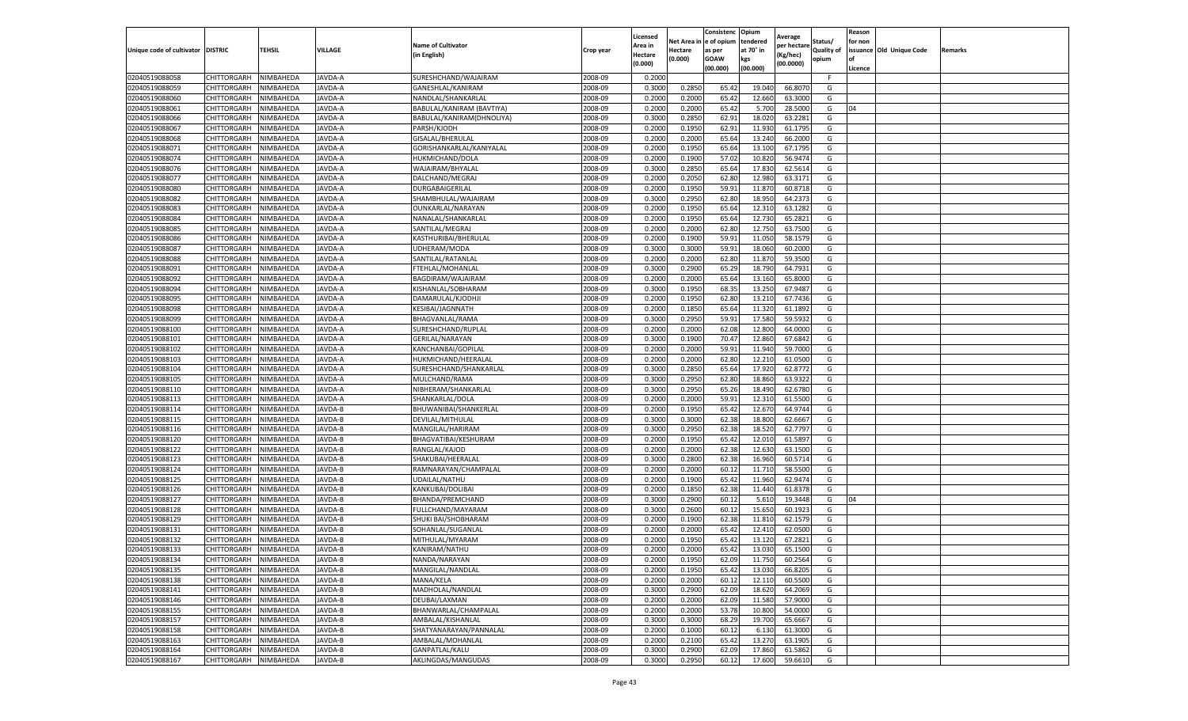| Unique code of cultivator | DISTRIC | TEHSIL | VILLAGE | Name of Cultivator (in English) | Crop year | Licensed Area in Hectare (0.000) | Net Area in Hectare (0.000) | Consistence of opium as per GOAW (00.000) | Opium tendered at 70° in kgs (00.000) | Average per hectare (Kg/hec) (00.0000) | Status/ Quality of opium | Reason for non issuance of Licence | Old Unique Code | Remarks |
|---|---|---|---|---|---|---|---|---|---|---|---|---|---|---|
| 02040519088058 | CHITTORGARH | NIMBAHEDA | JAVDA-A | SURESHCHAND/WAJAIRAM | 2008-09 | 0.2000 | | | | | F | | | |
| 02040519088059 | CHITTORGARH | NIMBAHEDA | JAVDA-A | GANESHLAL/KANIRAM | 2008-09 | 0.3000 | 0.2850 | 65.42 | 19.040 | 66.8070 | G | | | |
| 02040519088060 | CHITTORGARH | NIMBAHEDA | JAVDA-A | NANDLAL/SHANKARLAL | 2008-09 | 0.2000 | 0.2000 | 65.42 | 12.660 | 63.3000 | G | | | |
| 02040519088061 | CHITTORGARH | NIMBAHEDA | JAVDA-A | BABULAL/KANIRAM (BAVTIYA) | 2008-09 | 0.2000 | 0.2000 | 65.42 | 5.700 | 28.5000 | G | 04 | | |
| 02040519088066 | CHITTORGARH | NIMBAHEDA | JAVDA-A | BABULAL/KANIRAM(DHNOLIYA) | 2008-09 | 0.3000 | 0.2850 | 62.91 | 18.020 | 63.2281 | G | | | |
| 02040519088067 | CHITTORGARH | NIMBAHEDA | JAVDA-A | PARSH/KJODH | 2008-09 | 0.2000 | 0.1950 | 62.91 | 11.930 | 61.1795 | G | | | |
| 02040519088068 | CHITTORGARH | NIMBAHEDA | JAVDA-A | GISALAL/BHERULAL | 2008-09 | 0.2000 | 0.2000 | 65.64 | 13.240 | 66.2000 | G | | | |
| 02040519088071 | CHITTORGARH | NIMBAHEDA | JAVDA-A | GORISHANKARLAL/KANIYALAL | 2008-09 | 0.2000 | 0.1950 | 65.64 | 13.100 | 67.1795 | G | | | |
| 02040519088074 | CHITTORGARH | NIMBAHEDA | JAVDA-A | HUKMICHAND/DOLA | 2008-09 | 0.2000 | 0.1900 | 57.02 | 10.820 | 56.9474 | G | | | |
| 02040519088076 | CHITTORGARH | NIMBAHEDA | JAVDA-A | WAJAIRAM/BHYALAL | 2008-09 | 0.3000 | 0.2850 | 65.64 | 17.830 | 62.5614 | G | | | |
| 02040519088077 | CHITTORGARH | NIMBAHEDA | JAVDA-A | DALCHAND/MEGRAJ | 2008-09 | 0.2000 | 0.2050 | 62.80 | 12.980 | 63.3171 | G | | | |
| 02040519088080 | CHITTORGARH | NIMBAHEDA | JAVDA-A | DURGABAIGERILAL | 2008-09 | 0.2000 | 0.1950 | 59.91 | 11.870 | 60.8718 | G | | | |
| 02040519088082 | CHITTORGARH | NIMBAHEDA | JAVDA-A | SHAMBHULAL/WAJAIRAM | 2008-09 | 0.3000 | 0.2950 | 62.80 | 18.950 | 64.2373 | G | | | |
| 02040519088083 | CHITTORGARH | NIMBAHEDA | JAVDA-A | OUNKARLAL/NARAYAN | 2008-09 | 0.2000 | 0.1950 | 65.64 | 12.310 | 63.1282 | G | | | |
| 02040519088084 | CHITTORGARH | NIMBAHEDA | JAVDA-A | NANALAL/SHANKARLAL | 2008-09 | 0.2000 | 0.1950 | 65.64 | 12.730 | 65.2821 | G | | | |
| 02040519088085 | CHITTORGARH | NIMBAHEDA | JAVDA-A | SANTILAL/MEGRAJ | 2008-09 | 0.2000 | 0.2000 | 62.80 | 12.750 | 63.7500 | G | | | |
| 02040519088086 | CHITTORGARH | NIMBAHEDA | JAVDA-A | KASTHURIBAI/BHERULAL | 2008-09 | 0.2000 | 0.1900 | 59.91 | 11.050 | 58.1579 | G | | | |
| 02040519088087 | CHITTORGARH | NIMBAHEDA | JAVDA-A | UDHERAM/MODA | 2008-09 | 0.3000 | 0.3000 | 59.91 | 18.060 | 60.2000 | G | | | |
| 02040519088088 | CHITTORGARH | NIMBAHEDA | JAVDA-A | SANTILAL/RATANLAL | 2008-09 | 0.2000 | 0.2000 | 62.80 | 11.870 | 59.3500 | G | | | |
| 02040519088091 | CHITTORGARH | NIMBAHEDA | JAVDA-A | FTEHLAL/MOHANLAL | 2008-09 | 0.3000 | 0.2900 | 65.29 | 18.790 | 64.7931 | G | | | |
| 02040519088092 | CHITTORGARH | NIMBAHEDA | JAVDA-A | BAGDIRAM/WAJAIRAM | 2008-09 | 0.2000 | 0.2000 | 65.64 | 13.160 | 65.8000 | G | | | |
| 02040519088094 | CHITTORGARH | NIMBAHEDA | JAVDA-A | KISHANLAL/SOBHARAM | 2008-09 | 0.3000 | 0.1950 | 68.35 | 13.250 | 67.9487 | G | | | |
| 02040519088095 | CHITTORGARH | NIMBAHEDA | JAVDA-A | DAMARULAL/KJODHJI | 2008-09 | 0.2000 | 0.1950 | 62.80 | 13.210 | 67.7436 | G | | | |
| 02040519088098 | CHITTORGARH | NIMBAHEDA | JAVDA-A | KESIBAI/JAGNNATH | 2008-09 | 0.2000 | 0.1850 | 65.64 | 11.320 | 61.1892 | G | | | |
| 02040519088099 | CHITTORGARH | NIMBAHEDA | JAVDA-A | BHAGVANLAL/RAMA | 2008-09 | 0.3000 | 0.2950 | 59.91 | 17.580 | 59.5932 | G | | | |
| 02040519088100 | CHITTORGARH | NIMBAHEDA | JAVDA-A | SURESHCHAND/RUPLAL | 2008-09 | 0.2000 | 0.2000 | 62.08 | 12.800 | 64.0000 | G | | | |
| 02040519088101 | CHITTORGARH | NIMBAHEDA | JAVDA-A | GERILAL/NARAYAN | 2008-09 | 0.3000 | 0.1900 | 70.47 | 12.860 | 67.6842 | G | | | |
| 02040519088102 | CHITTORGARH | NIMBAHEDA | JAVDA-A | KANCHANBAI/GOPILAL | 2008-09 | 0.2000 | 0.2000 | 59.91 | 11.940 | 59.7000 | G | | | |
| 02040519088103 | CHITTORGARH | NIMBAHEDA | JAVDA-A | HUKMICHAND/HEERALAL | 2008-09 | 0.2000 | 0.2000 | 62.80 | 12.210 | 61.0500 | G | | | |
| 02040519088104 | CHITTORGARH | NIMBAHEDA | JAVDA-A | SURESHCHAND/SHANKARLAL | 2008-09 | 0.3000 | 0.2850 | 65.64 | 17.920 | 62.8772 | G | | | |
| 02040519088105 | CHITTORGARH | NIMBAHEDA | JAVDA-A | MULCHAND/RAMA | 2008-09 | 0.3000 | 0.2950 | 62.80 | 18.860 | 63.9322 | G | | | |
| 02040519088110 | CHITTORGARH | NIMBAHEDA | JAVDA-A | NIBHERAM/SHANKARLAL | 2008-09 | 0.3000 | 0.2950 | 65.26 | 18.490 | 62.6780 | G | | | |
| 02040519088113 | CHITTORGARH | NIMBAHEDA | JAVDA-A | SHANKARLAL/DOLA | 2008-09 | 0.2000 | 0.2000 | 59.91 | 12.310 | 61.5500 | G | | | |
| 02040519088114 | CHITTORGARH | NIMBAHEDA | JAVDA-B | BHUWANIBAI/SHANKERLAL | 2008-09 | 0.2000 | 0.1950 | 65.42 | 12.670 | 64.9744 | G | | | |
| 02040519088115 | CHITTORGARH | NIMBAHEDA | JAVDA-B | DEVILAL/MITHULAL | 2008-09 | 0.3000 | 0.3000 | 62.38 | 18.800 | 62.6667 | G | | | |
| 02040519088116 | CHITTORGARH | NIMBAHEDA | JAVDA-B | MANGILAL/HARIRAM | 2008-09 | 0.3000 | 0.2950 | 62.38 | 18.520 | 62.7797 | G | | | |
| 02040519088120 | CHITTORGARH | NIMBAHEDA | JAVDA-B | BHAGVATIBAI/KESHURAM | 2008-09 | 0.2000 | 0.1950 | 65.42 | 12.010 | 61.5897 | G | | | |
| 02040519088122 | CHITTORGARH | NIMBAHEDA | JAVDA-B | RANGLAL/KAJOD | 2008-09 | 0.2000 | 0.2000 | 62.38 | 12.630 | 63.1500 | G | | | |
| 02040519088123 | CHITTORGARH | NIMBAHEDA | JAVDA-B | SHAKUBAI/HEERALAL | 2008-09 | 0.3000 | 0.2800 | 62.38 | 16.960 | 60.5714 | G | | | |
| 02040519088124 | CHITTORGARH | NIMBAHEDA | JAVDA-B | RAMNARAYAN/CHAMPALAL | 2008-09 | 0.2000 | 0.2000 | 60.12 | 11.710 | 58.5500 | G | | | |
| 02040519088125 | CHITTORGARH | NIMBAHEDA | JAVDA-B | UDAILAL/NATHU | 2008-09 | 0.2000 | 0.1900 | 65.42 | 11.960 | 62.9474 | G | | | |
| 02040519088126 | CHITTORGARH | NIMBAHEDA | JAVDA-B | KANKUBAI/DOLIBAI | 2008-09 | 0.2000 | 0.1850 | 62.38 | 11.440 | 61.8378 | G | | | |
| 02040519088127 | CHITTORGARH | NIMBAHEDA | JAVDA-B | BHANDA/PREMCHAND | 2008-09 | 0.3000 | 0.2900 | 60.12 | 5.610 | 19.3448 | G | 04 | | |
| 02040519088128 | CHITTORGARH | NIMBAHEDA | JAVDA-B | FULLCHAND/MAYARAM | 2008-09 | 0.3000 | 0.2600 | 60.12 | 15.650 | 60.1923 | G | | | |
| 02040519088129 | CHITTORGARH | NIMBAHEDA | JAVDA-B | SHUKI BAI/SHOBHARAM | 2008-09 | 0.2000 | 0.1900 | 62.38 | 11.810 | 62.1579 | G | | | |
| 02040519088131 | CHITTORGARH | NIMBAHEDA | JAVDA-B | SOHANLAL/SUGANLAL | 2008-09 | 0.2000 | 0.2000 | 65.42 | 12.410 | 62.0500 | G | | | |
| 02040519088132 | CHITTORGARH | NIMBAHEDA | JAVDA-B | MITHULAL/MYARAM | 2008-09 | 0.2000 | 0.1950 | 65.42 | 13.120 | 67.2821 | G | | | |
| 02040519088133 | CHITTORGARH | NIMBAHEDA | JAVDA-B | KANIRAM/NATHU | 2008-09 | 0.2000 | 0.2000 | 65.42 | 13.030 | 65.1500 | G | | | |
| 02040519088134 | CHITTORGARH | NIMBAHEDA | JAVDA-B | NANDA/NARAYAN | 2008-09 | 0.2000 | 0.1950 | 62.09 | 11.750 | 60.2564 | G | | | |
| 02040519088135 | CHITTORGARH | NIMBAHEDA | JAVDA-B | MANGILAL/NANDLAL | 2008-09 | 0.2000 | 0.1950 | 65.42 | 13.030 | 66.8205 | G | | | |
| 02040519088138 | CHITTORGARH | NIMBAHEDA | JAVDA-B | MANA/KELA | 2008-09 | 0.2000 | 0.2000 | 60.12 | 12.110 | 60.5500 | G | | | |
| 02040519088141 | CHITTORGARH | NIMBAHEDA | JAVDA-B | MADHOLAL/NANDLAL | 2008-09 | 0.3000 | 0.2900 | 62.09 | 18.620 | 64.2069 | G | | | |
| 02040519088146 | CHITTORGARH | NIMBAHEDA | JAVDA-B | DEUBAI/LAXMAN | 2008-09 | 0.2000 | 0.2000 | 62.09 | 11.580 | 57.9000 | G | | | |
| 02040519088155 | CHITTORGARH | NIMBAHEDA | JAVDA-B | BHANWARLAL/CHAMPALAL | 2008-09 | 0.2000 | 0.2000 | 53.78 | 10.800 | 54.0000 | G | | | |
| 02040519088157 | CHITTORGARH | NIMBAHEDA | JAVDA-B | AMBALAL/KISHANLAL | 2008-09 | 0.3000 | 0.3000 | 68.29 | 19.700 | 65.6667 | G | | | |
| 02040519088158 | CHITTORGARH | NIMBAHEDA | JAVDA-B | SHATYANARAYAN/PANNALAL | 2008-09 | 0.2000 | 0.1000 | 60.12 | 6.130 | 61.3000 | G | | | |
| 02040519088163 | CHITTORGARH | NIMBAHEDA | JAVDA-B | AMBALAL/MOHANLAL | 2008-09 | 0.2000 | 0.2100 | 65.42 | 13.270 | 63.1905 | G | | | |
| 02040519088164 | CHITTORGARH | NIMBAHEDA | JAVDA-B | GANPATLAL/KALU | 2008-09 | 0.3000 | 0.2900 | 62.09 | 17.860 | 61.5862 | G | | | |
| 02040519088167 | CHITTORGARH | NIMBAHEDA | JAVDA-B | AKLINGDAS/MANGUDAS | 2008-09 | 0.3000 | 0.2950 | 60.12 | 17.600 | 59.6610 | G | | | |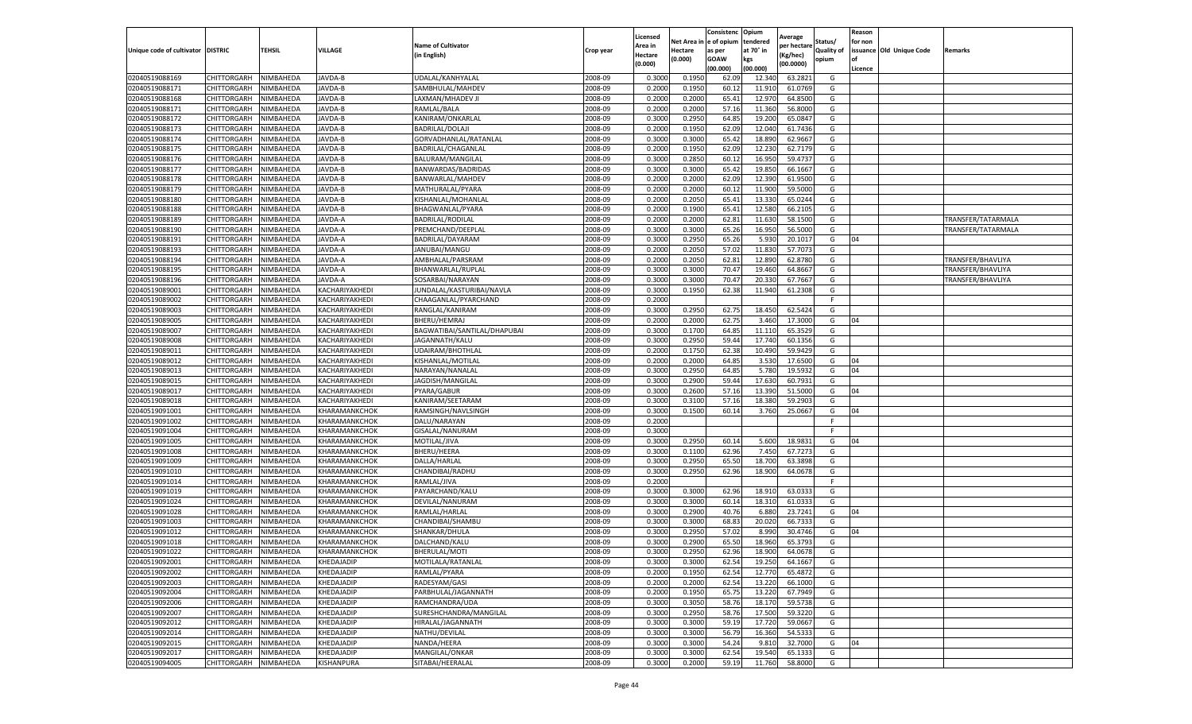| Unique code of cultivator | DISTRIC | TEHSIL | VILLAGE | Name of Cultivator (in English) | Crop year | Licensed Area in Hectare (0.000) | Net Area in Hectare (0.000) | Consistence of opium as per GOAW (00.000) | Opium tendered at 70° in kgs (00.000) | Average per hectare (Kg/hec) (00.0000) | Status/ Quality of opium | Reason for non issuance of Licence | Old Unique Code | Remarks |
|---|---|---|---|---|---|---|---|---|---|---|---|---|---|---|
| 02040519088169 | CHITTORGARH | NIMBAHEDA | JAVDA-B | UDALAL/KANHYALAL | 2008-09 | 0.3000 | 0.1950 | 62.09 | 12.340 | 63.2821 | G | | | |
| 02040519088171 | CHITTORGARH | NIMBAHEDA | JAVDA-B | SAMBHULAL/MAHDEV | 2008-09 | 0.2000 | 0.1950 | 60.12 | 11.910 | 61.0769 | G | | | |
| 02040519088168 | CHITTORGARH | NIMBAHEDA | JAVDA-B | LAXMAN/MHADEV JI | 2008-09 | 0.2000 | 0.2000 | 65.41 | 12.970 | 64.8500 | G | | | |
| 02040519088171 | CHITTORGARH | NIMBAHEDA | JAVDA-B | RAMLAL/BALA | 2008-09 | 0.2000 | 0.2000 | 57.16 | 11.360 | 56.8000 | G | | | |
| 02040519088172 | CHITTORGARH | NIMBAHEDA | JAVDA-B | KANIRAM/ONKARLAL | 2008-09 | 0.3000 | 0.2950 | 64.85 | 19.200 | 65.0847 | G | | | |
| 02040519088173 | CHITTORGARH | NIMBAHEDA | JAVDA-B | BADRILAL/DOLAJI | 2008-09 | 0.2000 | 0.1950 | 62.09 | 12.040 | 61.7436 | G | | | |
| 02040519088174 | CHITTORGARH | NIMBAHEDA | JAVDA-B | GORVADHANLAL/RATANLAL | 2008-09 | 0.3000 | 0.3000 | 65.42 | 18.890 | 62.9667 | G | | | |
| 02040519088175 | CHITTORGARH | NIMBAHEDA | JAVDA-B | BADRILAL/CHAGANLAL | 2008-09 | 0.2000 | 0.1950 | 62.09 | 12.230 | 62.7179 | G | | | |
| 02040519088176 | CHITTORGARH | NIMBAHEDA | JAVDA-B | BALURAM/MANGILAL | 2008-09 | 0.3000 | 0.2850 | 60.12 | 16.950 | 59.4737 | G | | | |
| 02040519088177 | CHITTORGARH | NIMBAHEDA | JAVDA-B | BANWARDAS/BADRIDAS | 2008-09 | 0.3000 | 0.3000 | 65.42 | 19.850 | 66.1667 | G | | | |
| 02040519088178 | CHITTORGARH | NIMBAHEDA | JAVDA-B | BANWARLAL/MAHDEV | 2008-09 | 0.2000 | 0.2000 | 62.09 | 12.390 | 61.9500 | G | | | |
| 02040519088179 | CHITTORGARH | NIMBAHEDA | JAVDA-B | MATHURALAL/PYARA | 2008-09 | 0.2000 | 0.2000 | 60.12 | 11.900 | 59.5000 | G | | | |
| 02040519088180 | CHITTORGARH | NIMBAHEDA | JAVDA-B | KISHANLAL/MOHANLAL | 2008-09 | 0.2000 | 0.2050 | 65.41 | 13.330 | 65.0244 | G | | | |
| 02040519088188 | CHITTORGARH | NIMBAHEDA | JAVDA-B | BHAGWANLAL/PYARA | 2008-09 | 0.2000 | 0.1900 | 65.41 | 12.580 | 66.2105 | G | | | |
| 02040519088189 | CHITTORGARH | NIMBAHEDA | JAVDA-A | BADRILAL/RODILAL | 2008-09 | 0.2000 | 0.2000 | 62.81 | 11.630 | 58.1500 | G | | | TRANSFER/TATARMALA |
| 02040519088190 | CHITTORGARH | NIMBAHEDA | JAVDA-A | PREMCHAND/DEEPLAL | 2008-09 | 0.3000 | 0.3000 | 65.26 | 16.950 | 56.5000 | G | | | TRANSFER/TATARMALA |
| 02040519088191 | CHITTORGARH | NIMBAHEDA | JAVDA-A | BADRILAL/DAYARAM | 2008-09 | 0.3000 | 0.2950 | 65.26 | 5.930 | 20.1017 | G | 04 | | |
| 02040519088193 | CHITTORGARH | NIMBAHEDA | JAVDA-A | JANUBAI/MANGU | 2008-09 | 0.2000 | 0.2050 | 57.02 | 11.830 | 57.7073 | G | | | |
| 02040519088194 | CHITTORGARH | NIMBAHEDA | JAVDA-A | AMBHALAL/PARSRAM | 2008-09 | 0.2000 | 0.2050 | 62.81 | 12.890 | 62.8780 | G | | | TRANSFER/BHAVLIYA |
| 02040519088195 | CHITTORGARH | NIMBAHEDA | JAVDA-A | BHANWARLAL/RUPLAL | 2008-09 | 0.3000 | 0.3000 | 70.47 | 19.460 | 64.8667 | G | | | TRANSFER/BHAVLIYA |
| 02040519088196 | CHITTORGARH | NIMBAHEDA | JAVDA-A | SOSARBAI/NARAYAN | 2008-09 | 0.3000 | 0.3000 | 70.47 | 20.330 | 67.7667 | G | | | TRANSFER/BHAVLIYA |
| 02040519089001 | CHITTORGARH | NIMBAHEDA | KACHARIYAKHEDI | JUNDALAL/KASTURIBAI/NAVLA | 2008-09 | 0.3000 | 0.1950 | 62.38 | 11.940 | 61.2308 | G | | | |
| 02040519089002 | CHITTORGARH | NIMBAHEDA | KACHARIYAKHEDI | CHAAGANLAL/PYARCHAND | 2008-09 | 0.2000 | | | | | F | | | |
| 02040519089003 | CHITTORGARH | NIMBAHEDA | KACHARIYAKHEDI | RANGLAL/KANIRAM | 2008-09 | 0.3000 | 0.2950 | 62.75 | 18.450 | 62.5424 | G | | | |
| 02040519089005 | CHITTORGARH | NIMBAHEDA | KACHARIYAKHEDI | BHERU/HEMRAJ | 2008-09 | 0.2000 | 0.2000 | 62.75 | 3.460 | 17.3000 | G | 04 | | |
| 02040519089007 | CHITTORGARH | NIMBAHEDA | KACHARIYAKHEDI | BAGWATIBAI/SANTILAL/DHAPUBAI | 2008-09 | 0.3000 | 0.1700 | 64.85 | 11.110 | 65.3529 | G | | | |
| 02040519089008 | CHITTORGARH | NIMBAHEDA | KACHARIYAKHEDI | JAGANNATH/KALU | 2008-09 | 0.3000 | 0.2950 | 59.44 | 17.740 | 60.1356 | G | | | |
| 02040519089011 | CHITTORGARH | NIMBAHEDA | KACHARIYAKHEDI | UDAIRAM/BHOTHLAL | 2008-09 | 0.2000 | 0.1750 | 62.38 | 10.490 | 59.9429 | G | | | |
| 02040519089012 | CHITTORGARH | NIMBAHEDA | KACHARIYAKHEDI | KISHANLAL/MOTILAL | 2008-09 | 0.2000 | 0.2000 | 64.85 | 3.530 | 17.6500 | G | 04 | | |
| 02040519089013 | CHITTORGARH | NIMBAHEDA | KACHARIYAKHEDI | NARAYAN/NANALAL | 2008-09 | 0.3000 | 0.2950 | 64.85 | 5.780 | 19.5932 | G | 04 | | |
| 02040519089015 | CHITTORGARH | NIMBAHEDA | KACHARIYAKHEDI | JAGDISH/MANGILAL | 2008-09 | 0.3000 | 0.2900 | 59.44 | 17.630 | 60.7931 | G | | | |
| 02040519089017 | CHITTORGARH | NIMBAHEDA | KACHARIYAKHEDI | PYARA/GABUR | 2008-09 | 0.3000 | 0.2600 | 57.16 | 13.390 | 51.5000 | G | 04 | | |
| 02040519089018 | CHITTORGARH | NIMBAHEDA | KACHARIYAKHEDI | KANIRAM/SEETARAM | 2008-09 | 0.3000 | 0.3100 | 57.16 | 18.380 | 59.2903 | G | | | |
| 02040519091001 | CHITTORGARH | NIMBAHEDA | KHARAMANKCHOK | RAMSINGH/NAVLSINGH | 2008-09 | 0.3000 | 0.1500 | 60.14 | 3.760 | 25.0667 | G | 04 | | |
| 02040519091002 | CHITTORGARH | NIMBAHEDA | KHARAMANKCHOK | DALU/NARAYAN | 2008-09 | 0.2000 | | | | | F | | | |
| 02040519091004 | CHITTORGARH | NIMBAHEDA | KHARAMANKCHOK | GISALAL/NANURAM | 2008-09 | 0.3000 | | | | | F | | | |
| 02040519091005 | CHITTORGARH | NIMBAHEDA | KHARAMANKCHOK | MOTILAL/JIVA | 2008-09 | 0.3000 | 0.2950 | 60.14 | 5.600 | 18.9831 | G | 04 | | |
| 02040519091008 | CHITTORGARH | NIMBAHEDA | KHARAMANKCHOK | BHERU/HEERA | 2008-09 | 0.3000 | 0.1100 | 62.96 | 7.450 | 67.7273 | G | | | |
| 02040519091009 | CHITTORGARH | NIMBAHEDA | KHARAMANKCHOK | DALLA/HARLAL | 2008-09 | 0.3000 | 0.2950 | 65.50 | 18.700 | 63.3898 | G | | | |
| 02040519091010 | CHITTORGARH | NIMBAHEDA | KHARAMANKCHOK | CHANDIBAI/RADHU | 2008-09 | 0.3000 | 0.2950 | 62.96 | 18.900 | 64.0678 | G | | | |
| 02040519091014 | CHITTORGARH | NIMBAHEDA | KHARAMANKCHOK | RAMLAL/JIVA | 2008-09 | 0.2000 | | | | | F | | | |
| 02040519091019 | CHITTORGARH | NIMBAHEDA | KHARAMANKCHOK | PAYARCHAND/KALU | 2008-09 | 0.3000 | 0.3000 | 62.96 | 18.910 | 63.0333 | G | | | |
| 02040519091024 | CHITTORGARH | NIMBAHEDA | KHARAMANKCHOK | DEVILAL/NANURAM | 2008-09 | 0.3000 | 0.3000 | 60.14 | 18.310 | 61.0333 | G | | | |
| 02040519091028 | CHITTORGARH | NIMBAHEDA | KHARAMANKCHOK | RAMLAL/HARLAL | 2008-09 | 0.3000 | 0.2900 | 40.76 | 6.880 | 23.7241 | G | 04 | | |
| 02040519091003 | CHITTORGARH | NIMBAHEDA | KHARAMANKCHOK | CHANDIBAI/SHAMBU | 2008-09 | 0.3000 | 0.3000 | 68.83 | 20.020 | 66.7333 | G | | | |
| 02040519091012 | CHITTORGARH | NIMBAHEDA | KHARAMANKCHOK | SHANKAR/DHULA | 2008-09 | 0.3000 | 0.2950 | 57.02 | 8.990 | 30.4746 | G | 04 | | |
| 02040519091018 | CHITTORGARH | NIMBAHEDA | KHARAMANKCHOK | DALCHAND/KALU | 2008-09 | 0.3000 | 0.2900 | 65.50 | 18.960 | 65.3793 | G | | | |
| 02040519091022 | CHITTORGARH | NIMBAHEDA | KHARAMANKCHOK | BHERULAL/MOTI | 2008-09 | 0.3000 | 0.2950 | 62.96 | 18.900 | 64.0678 | G | | | |
| 02040519092001 | CHITTORGARH | NIMBAHEDA | KHEDAJADIP | MOTILALA/RATANLAL | 2008-09 | 0.3000 | 0.3000 | 62.54 | 19.250 | 64.1667 | G | | | |
| 02040519092002 | CHITTORGARH | NIMBAHEDA | KHEDAJADIP | RAMLAL/PYARA | 2008-09 | 0.2000 | 0.1950 | 62.54 | 12.770 | 65.4872 | G | | | |
| 02040519092003 | CHITTORGARH | NIMBAHEDA | KHEDAJADIP | RADESYAM/GASI | 2008-09 | 0.2000 | 0.2000 | 62.54 | 13.220 | 66.1000 | G | | | |
| 02040519092004 | CHITTORGARH | NIMBAHEDA | KHEDAJADIP | PARBHULAL/JAGANNATH | 2008-09 | 0.2000 | 0.1950 | 65.75 | 13.220 | 67.7949 | G | | | |
| 02040519092006 | CHITTORGARH | NIMBAHEDA | KHEDAJADIP | RAMCHANDRA/UDA | 2008-09 | 0.3000 | 0.3050 | 58.76 | 18.170 | 59.5738 | G | | | |
| 02040519092007 | CHITTORGARH | NIMBAHEDA | KHEDAJADIP | SURESHCHANDRA/MANGILAL | 2008-09 | 0.3000 | 0.2950 | 58.76 | 17.500 | 59.3220 | G | | | |
| 02040519092012 | CHITTORGARH | NIMBAHEDA | KHEDAJADIP | HIRALAL/JAGANNATH | 2008-09 | 0.3000 | 0.3000 | 59.19 | 17.720 | 59.0667 | G | | | |
| 02040519092014 | CHITTORGARH | NIMBAHEDA | KHEDAJADIP | NATHU/DEVILAL | 2008-09 | 0.3000 | 0.3000 | 56.79 | 16.360 | 54.5333 | G | | | |
| 02040519092015 | CHITTORGARH | NIMBAHEDA | KHEDAJADIP | NANDA/HEERA | 2008-09 | 0.3000 | 0.3000 | 54.24 | 9.810 | 32.7000 | G | 04 | | |
| 02040519092017 | CHITTORGARH | NIMBAHEDA | KHEDAJADIP | MANGILAL/ONKAR | 2008-09 | 0.3000 | 0.3000 | 62.54 | 19.540 | 65.1333 | G | | | |
| 02040519094005 | CHITTORGARH | NIMBAHEDA | KISHANPURA | SITABAI/HEERALAL | 2008-09 | 0.3000 | 0.2000 | 59.19 | 11.760 | 58.8000 | G | | | |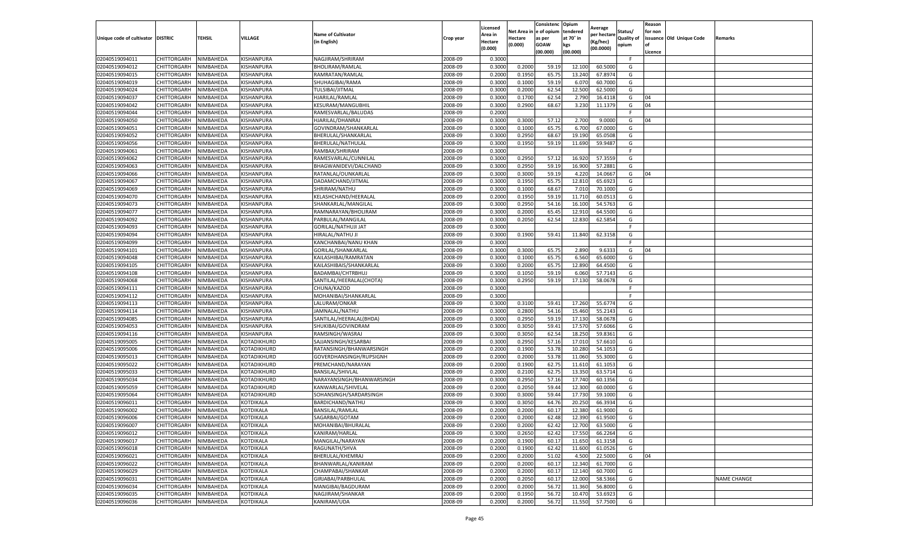| Unique code of cultivator | DISTRIC | TEHSIL | VILLAGE | Name of Cultivator (in English) | Crop year | Licensed Area in Hectare (0.000) | Net Area in Hectare (0.000) | Consistenc e of opium as per GOAW (00.000) | Opium tendered at 70° in kgs (00.000) | Average per hectare (Kg/hec) (00.0000) | Status/ Quality of opium | Reason for non issuance of Licence | Old Unique Code | Remarks |
|---|---|---|---|---|---|---|---|---|---|---|---|---|---|---|
| 02040519094011 | CHITTORGARH | NIMBAHEDA | KISHANPURA | NAGJIRAM/SHRIRAM | 2008-09 | 0.3000 | | | | | F | | | |
| 02040519094012 | CHITTORGARH | NIMBAHEDA | KISHANPURA | BHOLIRAM/RAMLAL | 2008-09 | 0.3000 | 0.2000 | 59.19 | 12.100 | 60.5000 | G | | | |
| 02040519094015 | CHITTORGARH | NIMBAHEDA | KISHANPURA | RAMRATAN/RAMLAL | 2008-09 | 0.2000 | 0.1950 | 65.75 | 13.240 | 67.8974 | G | | | |
| 02040519094019 | CHITTORGARH | NIMBAHEDA | KISHANPURA | SHUHAGIBAI/RAMA | 2008-09 | 0.3000 | 0.1000 | 59.19 | 6.070 | 60.7000 | G | | | |
| 02040519094024 | CHITTORGARH | NIMBAHEDA | KISHANPURA | TULSIBAI/JITMAL | 2008-09 | 0.3000 | 0.2000 | 62.54 | 12.500 | 62.5000 | G | | | |
| 02040519094037 | CHITTORGARH | NIMBAHEDA | KISHANPURA | HJARILAL/RAMLAL | 2008-09 | 0.3000 | 0.1700 | 62.54 | 2.790 | 16.4118 | G | 04 | | |
| 02040519094042 | CHITTORGARH | NIMBAHEDA | KISHANPURA | KESURAM/MANGUBHIL | 2008-09 | 0.3000 | 0.2900 | 68.67 | 3.230 | 11.1379 | G | 04 | | |
| 02040519094044 | CHITTORGARH | NIMBAHEDA | KISHANPURA | RAMESVARLAL/BALUDAS | 2008-09 | 0.2000 | | | | | F | | | |
| 02040519094050 | CHITTORGARH | NIMBAHEDA | KISHANPURA | HJARILAL/DHANRAJ | 2008-09 | 0.3000 | 0.3000 | 57.12 | 2.700 | 9.0000 | G | 04 | | |
| 02040519094051 | CHITTORGARH | NIMBAHEDA | KISHANPURA | GOVINDRAM/SHANKARLAL | 2008-09 | 0.3000 | 0.1000 | 65.75 | 6.700 | 67.0000 | G | | | |
| 02040519094052 | CHITTORGARH | NIMBAHEDA | KISHANPURA | BHERULAL/SHANKARLAL | 2008-09 | 0.3000 | 0.2950 | 68.67 | 19.190 | 65.0508 | G | | | |
| 02040519094056 | CHITTORGARH | NIMBAHEDA | KISHANPURA | BHERULAL/NATHULAL | 2008-09 | 0.3000 | 0.1950 | 59.19 | 11.690 | 59.9487 | G | | | |
| 02040519094061 | CHITTORGARH | NIMBAHEDA | KISHANPURA | RAMBAX/SHRIRAM | 2008-09 | 0.3000 | | | | | F | | | |
| 02040519094062 | CHITTORGARH | NIMBAHEDA | KISHANPURA | RAMESVARLAL/CUNNILAL | 2008-09 | 0.3000 | 0.2950 | 57.12 | 16.920 | 57.3559 | G | | | |
| 02040519094063 | CHITTORGARH | NIMBAHEDA | KISHANPURA | BHAGWANIDEVI/DALCHAND | 2008-09 | 0.3000 | 0.2950 | 59.19 | 16.900 | 57.2881 | G | | | |
| 02040519094066 | CHITTORGARH | NIMBAHEDA | KISHANPURA | RATANLAL/OUNKARLAL | 2008-09 | 0.3000 | 0.3000 | 59.19 | 4.220 | 14.0667 | G | 04 | | |
| 02040519094067 | CHITTORGARH | NIMBAHEDA | KISHANPURA | DADAMCHAND/JITMAL | 2008-09 | 0.3000 | 0.1950 | 65.75 | 12.810 | 65.6923 | G | | | |
| 02040519094069 | CHITTORGARH | NIMBAHEDA | KISHANPURA | SHRIRAM/NATHU | 2008-09 | 0.3000 | 0.1000 | 68.67 | 7.010 | 70.1000 | G | | | |
| 02040519094070 | CHITTORGARH | NIMBAHEDA | KISHANPURA | KELASHCHAND/HEERALAL | 2008-09 | 0.2000 | 0.1950 | 59.19 | 11.710 | 60.0513 | G | | | |
| 02040519094073 | CHITTORGARH | NIMBAHEDA | KISHANPURA | SHANKARLAL/MANGILAL | 2008-09 | 0.3000 | 0.2950 | 54.16 | 16.100 | 54.5763 | G | | | |
| 02040519094077 | CHITTORGARH | NIMBAHEDA | KISHANPURA | RAMNARAYAN/BHOLIRAM | 2008-09 | 0.3000 | 0.2000 | 65.45 | 12.910 | 64.5500 | G | | | |
| 02040519094092 | CHITTORGARH | NIMBAHEDA | KISHANPURA | PARBULAL/MANGILAL | 2008-09 | 0.3000 | 0.2050 | 62.54 | 12.830 | 62.5854 | G | | | |
| 02040519094093 | CHITTORGARH | NIMBAHEDA | KISHANPURA | GORILAL/NATHUJI JAT | 2008-09 | 0.3000 | | | | | F | | | |
| 02040519094094 | CHITTORGARH | NIMBAHEDA | KISHANPURA | HIRALAL/NATHU JI | 2008-09 | 0.3000 | 0.1900 | 59.41 | 11.840 | 62.3158 | G | | | |
| 02040519094099 | CHITTORGARH | NIMBAHEDA | KISHANPURA | KANCHANBAI/NANU KHAN | 2008-09 | 0.3000 | | | | | F | | | |
| 02040519094101 | CHITTORGARH | NIMBAHEDA | KISHANPURA | GORILAL/SHANKARLAL | 2008-09 | 0.3000 | 0.3000 | 65.75 | 2.890 | 9.6333 | G | 04 | | |
| 02040519094048 | CHITTORGARH | NIMBAHEDA | KISHANPURA | KAILASHIBAI/RAMRATAN | 2008-09 | 0.3000 | 0.1000 | 65.75 | 6.560 | 65.6000 | G | | | |
| 02040519094105 | CHITTORGARH | NIMBAHEDA | KISHANPURA | KAILASHIBAIS/SHANKARLAL | 2008-09 | 0.3000 | 0.2000 | 65.75 | 12.890 | 64.4500 | G | | | |
| 02040519094108 | CHITTORGARH | NIMBAHEDA | KISHANPURA | BADAMBAI/CHTRBHUJ | 2008-09 | 0.3000 | 0.1050 | 59.19 | 6.060 | 57.7143 | G | | | |
| 02040519094068 | CHITTORGARH | NIMBAHEDA | KISHANPURA | SANTILAL/HEERALAL(CHOTA) | 2008-09 | 0.3000 | 0.2950 | 59.19 | 17.130 | 58.0678 | G | | | |
| 02040519094111 | CHITTORGARH | NIMBAHEDA | KISHANPURA | CHUNA/KAZOD | 2008-09 | 0.3000 | | | | | F | | | |
| 02040519094112 | CHITTORGARH | NIMBAHEDA | KISHANPURA | MOHANIBAI/SHANKARLAL | 2008-09 | 0.3000 | | | | | F | | | |
| 02040519094113 | CHITTORGARH | NIMBAHEDA | KISHANPURA | LALURAM/ONKAR | 2008-09 | 0.3000 | 0.3100 | 59.41 | 17.260 | 55.6774 | G | | | |
| 02040519094114 | CHITTORGARH | NIMBAHEDA | KISHANPURA | JAMNALAL/NATHU | 2008-09 | 0.3000 | 0.2800 | 54.16 | 15.460 | 55.2143 | G | | | |
| 02040519094085 | CHITTORGARH | NIMBAHEDA | KISHANPURA | SANTILAL/HEERALAL(BHDA) | 2008-09 | 0.3000 | 0.2950 | 59.19 | 17.130 | 58.0678 | G | | | |
| 02040519094053 | CHITTORGARH | NIMBAHEDA | KISHANPURA | SHUKIBAI/GOVINDRAM | 2008-09 | 0.3000 | 0.3050 | 59.41 | 17.570 | 57.6066 | G | | | |
| 02040519094116 | CHITTORGARH | NIMBAHEDA | KISHANPURA | RAMSINGH/WASRAJ | 2008-09 | 0.3000 | 0.3050 | 62.54 | 18.250 | 59.8361 | G | | | |
| 02040519095005 | CHITTORGARH | NIMBAHEDA | KOTADIKHURD | SAJJANSINGH/KESARBAI | 2008-09 | 0.3000 | 0.2950 | 57.16 | 17.010 | 57.6610 | G | | | |
| 02040519095006 | CHITTORGARH | NIMBAHEDA | KOTADIKHURD | RATANSINGH/BHANWARSINGH | 2008-09 | 0.2000 | 0.1900 | 53.78 | 10.280 | 54.1053 | G | | | |
| 02040519095013 | CHITTORGARH | NIMBAHEDA | KOTADIKHURD | GOVERDHANSINGH/RUPSIGNH | 2008-09 | 0.2000 | 0.2000 | 53.78 | 11.060 | 55.3000 | G | | | |
| 02040519095022 | CHITTORGARH | NIMBAHEDA | KOTADIKHURD | PREMCHAND/NARAYAN | 2008-09 | 0.2000 | 0.1900 | 62.75 | 11.610 | 61.1053 | G | | | |
| 02040519095033 | CHITTORGARH | NIMBAHEDA | KOTADIKHURD | BANSILAL/SHIVLAL | 2008-09 | 0.2000 | 0.2100 | 62.75 | 13.350 | 63.5714 | G | | | |
| 02040519095034 | CHITTORGARH | NIMBAHEDA | KOTADIKHURD | NARAYANSINGH/BHANWARSINGH | 2008-09 | 0.3000 | 0.2950 | 57.16 | 17.740 | 60.1356 | G | | | |
| 02040519095059 | CHITTORGARH | NIMBAHEDA | KOTADIKHURD | KANWARLAL/SHIVELAL | 2008-09 | 0.2000 | 0.2050 | 59.44 | 12.300 | 60.0000 | G | | | |
| 02040519095064 | CHITTORGARH | NIMBAHEDA | KOTADIKHURD | SOHANSINGH/SARDARSINGH | 2008-09 | 0.3000 | 0.3000 | 59.44 | 17.730 | 59.1000 | G | | | |
| 02040519096011 | CHITTORGARH | NIMBAHEDA | KOTDIKALA | BARDICHAND/NATHU | 2008-09 | 0.3000 | 0.3050 | 64.76 | 20.250 | 66.3934 | G | | | |
| 02040519096002 | CHITTORGARH | NIMBAHEDA | KOTDIKALA | BANSILAL/RAMLAL | 2008-09 | 0.2000 | 0.2000 | 60.17 | 12.380 | 61.9000 | G | | | |
| 02040519096006 | CHITTORGARH | NIMBAHEDA | KOTDIKALA | SAGARBAI/GOTAM | 2008-09 | 0.2000 | 0.2000 | 62.48 | 12.390 | 61.9500 | G | | | |
| 02040519096007 | CHITTORGARH | NIMBAHEDA | KOTDIKALA | MOHANIBAI/BHURALAL | 2008-09 | 0.2000 | 0.2000 | 62.42 | 12.700 | 63.5000 | G | | | |
| 02040519096012 | CHITTORGARH | NIMBAHEDA | KOTDIKALA | KANIRAM/HARLAL | 2008-09 | 0.3000 | 0.2650 | 62.42 | 17.550 | 66.2264 | G | | | |
| 02040519096017 | CHITTORGARH | NIMBAHEDA | KOTDIKALA | MANGILAL/NARAYAN | 2008-09 | 0.2000 | 0.1900 | 60.17 | 11.650 | 61.3158 | G | | | |
| 02040519096018 | CHITTORGARH | NIMBAHEDA | KOTDIKALA | RAGUNATH/SHVA | 2008-09 | 0.2000 | 0.1900 | 62.42 | 11.600 | 61.0526 | G | | | |
| 02040519096021 | CHITTORGARH | NIMBAHEDA | KOTDIKALA | BHERULAL/KHEMRAJ | 2008-09 | 0.2000 | 0.2000 | 51.02 | 4.500 | 22.5000 | G | 04 | | |
| 02040519096022 | CHITTORGARH | NIMBAHEDA | KOTDIKALA | BHANWARLAL/KANIRAM | 2008-09 | 0.2000 | 0.2000 | 60.17 | 12.340 | 61.7000 | G | | | |
| 02040519096029 | CHITTORGARH | NIMBAHEDA | KOTDIKALA | CHAMPABAI/SHANKAR | 2008-09 | 0.2000 | 0.2000 | 60.17 | 12.140 | 60.7000 | G | | | |
| 02040519096031 | CHITTORGARH | NIMBAHEDA | KOTDIKALA | GIRJABAI/PARBHULAL | 2008-09 | 0.2000 | 0.2050 | 60.17 | 12.000 | 58.5366 | G | | | NAME CHANGE |
| 02040519096034 | CHITTORGARH | NIMBAHEDA | KOTDIKALA | MANGIBAI/BAGDURAM | 2008-09 | 0.2000 | 0.2000 | 56.72 | 11.360 | 56.8000 | G | | | |
| 02040519096035 | CHITTORGARH | NIMBAHEDA | KOTDIKALA | NAGJIRAM/SHANKAR | 2008-09 | 0.2000 | 0.1950 | 56.72 | 10.470 | 53.6923 | G | | | |
| 02040519096036 | CHITTORGARH | NIMBAHEDA | KOTDIKALA | KANIRAM/UDA | 2008-09 | 0.2000 | 0.2000 | 56.72 | 11.550 | 57.7500 | G | | | |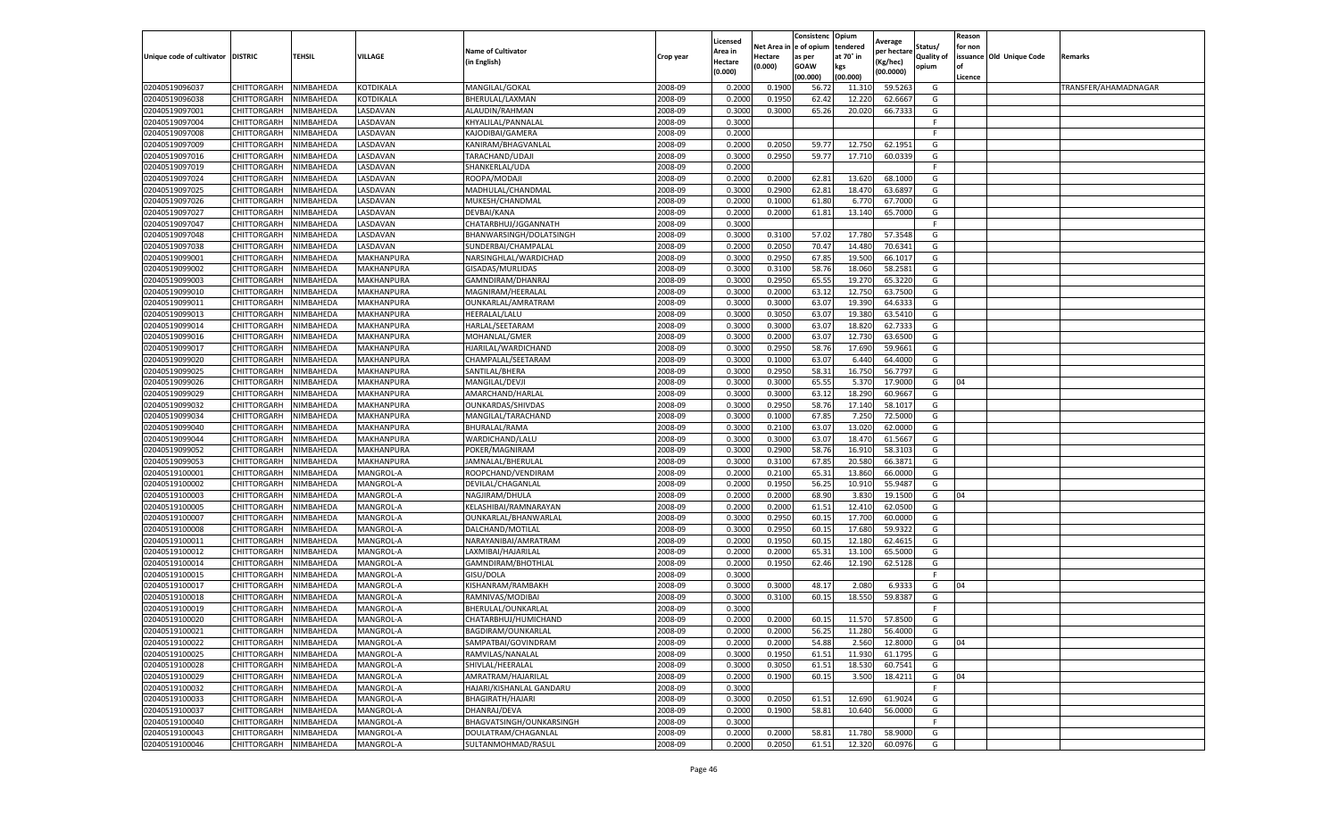| Unique code of cultivator | DISTRIC | TEHSIL | VILLAGE | Name of Cultivator (in English) | Crop year | Licensed Area in Hectare (0.000) | Net Area in Hectare (0.000) | Consistenc e of opium as per GOAW (00.000) | Opium tendered at 70° in kgs (00.000) | Average per hectare (Kg/hec) (00.0000) | Status/ Quality of opium | Reason for non issuance of Licence | Old Unique Code | Remarks |
|---|---|---|---|---|---|---|---|---|---|---|---|---|---|---|
| 02040519096037 | CHITTORGARH | NIMBAHEDA | KOTDIKALA | MANGILAL/GOKAL | 2008-09 | 0.2000 | 0.1900 | 56.72 | 11.310 | 59.5263 | G | | | TRANSFER/AHAMADNAGAR |
| 02040519096038 | CHITTORGARH | NIMBAHEDA | KOTDIKALA | BHERULAL/LAXMAN | 2008-09 | 0.2000 | 0.1950 | 62.42 | 12.220 | 62.6667 | G | | | |
| 02040519097001 | CHITTORGARH | NIMBAHEDA | LASDAVAN | ALAUDIN/RAHMAN | 2008-09 | 0.3000 | 0.3000 | 65.26 | 20.020 | 66.7333 | G | | | |
| 02040519097004 | CHITTORGARH | NIMBAHEDA | LASDAVAN | KHYALILAL/PANNALAL | 2008-09 | 0.3000 | | | | | F | | | |
| 02040519097008 | CHITTORGARH | NIMBAHEDA | LASDAVAN | KAJODIBAI/GAMERA | 2008-09 | 0.2000 | | | | | F | | | |
| 02040519097009 | CHITTORGARH | NIMBAHEDA | LASDAVAN | KANIRAM/BHAGVANLAL | 2008-09 | 0.2000 | 0.2050 | 59.77 | 12.750 | 62.1951 | G | | | |
| 02040519097016 | CHITTORGARH | NIMBAHEDA | LASDAVAN | TARACHAND/UDAJI | 2008-09 | 0.3000 | 0.2950 | 59.77 | 17.710 | 60.0339 | G | | | |
| 02040519097019 | CHITTORGARH | NIMBAHEDA | LASDAVAN | SHANKERLAL/UDA | 2008-09 | 0.2000 | | | | | F | | | |
| 02040519097024 | CHITTORGARH | NIMBAHEDA | LASDAVAN | ROOPA/MODAJI | 2008-09 | 0.2000 | 0.2000 | 62.81 | 13.620 | 68.1000 | G | | | |
| 02040519097025 | CHITTORGARH | NIMBAHEDA | LASDAVAN | MADHULAL/CHANDMAL | 2008-09 | 0.3000 | 0.2900 | 62.81 | 18.470 | 63.6897 | G | | | |
| 02040519097026 | CHITTORGARH | NIMBAHEDA | LASDAVAN | MUKESH/CHANDMAL | 2008-09 | 0.2000 | 0.1000 | 61.80 | 6.770 | 67.7000 | G | | | |
| 02040519097027 | CHITTORGARH | NIMBAHEDA | LASDAVAN | DEVBAI/KANA | 2008-09 | 0.2000 | 0.2000 | 61.81 | 13.140 | 65.7000 | G | | | |
| 02040519097047 | CHITTORGARH | NIMBAHEDA | LASDAVAN | CHATARBHUJ/JGGANNATH | 2008-09 | 0.3000 | | | | | F | | | |
| 02040519097048 | CHITTORGARH | NIMBAHEDA | LASDAVAN | BHANWARSINGH/DOLATSINGH | 2008-09 | 0.3000 | 0.3100 | 57.02 | 17.780 | 57.3548 | G | | | |
| 02040519097038 | CHITTORGARH | NIMBAHEDA | LASDAVAN | SUNDERBAI/CHAMPALAL | 2008-09 | 0.2000 | 0.2050 | 70.47 | 14.480 | 70.6341 | G | | | |
| 02040519099001 | CHITTORGARH | NIMBAHEDA | MAKHANPURA | NARSINGHLAL/WARDICHAD | 2008-09 | 0.3000 | 0.2950 | 67.85 | 19.500 | 66.1017 | G | | | |
| 02040519099002 | CHITTORGARH | NIMBAHEDA | MAKHANPURA | GISADAS/MURLIDAS | 2008-09 | 0.3000 | 0.3100 | 58.76 | 18.060 | 58.2581 | G | | | |
| 02040519099003 | CHITTORGARH | NIMBAHEDA | MAKHANPURA | GAMNDIRAM/DHANRAJ | 2008-09 | 0.3000 | 0.2950 | 65.55 | 19.270 | 65.3220 | G | | | |
| 02040519099010 | CHITTORGARH | NIMBAHEDA | MAKHANPURA | MAGNIRAM/HEERALAL | 2008-09 | 0.3000 | 0.2000 | 63.12 | 12.750 | 63.7500 | G | | | |
| 02040519099011 | CHITTORGARH | NIMBAHEDA | MAKHANPURA | OUNKARLAL/AMRATRAM | 2008-09 | 0.3000 | 0.3000 | 63.07 | 19.390 | 64.6333 | G | | | |
| 02040519099013 | CHITTORGARH | NIMBAHEDA | MAKHANPURA | HEERALAL/LALU | 2008-09 | 0.3000 | 0.3050 | 63.07 | 19.380 | 63.5410 | G | | | |
| 02040519099014 | CHITTORGARH | NIMBAHEDA | MAKHANPURA | HARLAL/SEETARAM | 2008-09 | 0.3000 | 0.3000 | 63.07 | 18.820 | 62.7333 | G | | | |
| 02040519099016 | CHITTORGARH | NIMBAHEDA | MAKHANPURA | MOHANLAL/GMER | 2008-09 | 0.3000 | 0.2000 | 63.07 | 12.730 | 63.6500 | G | | | |
| 02040519099017 | CHITTORGARH | NIMBAHEDA | MAKHANPURA | HJARILAL/WARDICHAND | 2008-09 | 0.3000 | 0.2950 | 58.76 | 17.690 | 59.9661 | G | | | |
| 02040519099020 | CHITTORGARH | NIMBAHEDA | MAKHANPURA | CHAMPALAL/SEETARAM | 2008-09 | 0.3000 | 0.1000 | 63.07 | 6.440 | 64.4000 | G | | | |
| 02040519099025 | CHITTORGARH | NIMBAHEDA | MAKHANPURA | SANTILAL/BHERA | 2008-09 | 0.3000 | 0.2950 | 58.31 | 16.750 | 56.7797 | G | | | |
| 02040519099026 | CHITTORGARH | NIMBAHEDA | MAKHANPURA | MANGILAL/DEVJI | 2008-09 | 0.3000 | 0.3000 | 65.55 | 5.370 | 17.9000 | G | 04 | | |
| 02040519099029 | CHITTORGARH | NIMBAHEDA | MAKHANPURA | AMARCHAND/HARLAL | 2008-09 | 0.3000 | 0.3000 | 63.12 | 18.290 | 60.9667 | G | | | |
| 02040519099032 | CHITTORGARH | NIMBAHEDA | MAKHANPURA | OUNKARDAS/SHIVDAS | 2008-09 | 0.3000 | 0.2950 | 58.76 | 17.140 | 58.1017 | G | | | |
| 02040519099034 | CHITTORGARH | NIMBAHEDA | MAKHANPURA | MANGILAL/TARACHAND | 2008-09 | 0.3000 | 0.1000 | 67.85 | 7.250 | 72.5000 | G | | | |
| 02040519099040 | CHITTORGARH | NIMBAHEDA | MAKHANPURA | BHURALAL/RAMA | 2008-09 | 0.3000 | 0.2100 | 63.07 | 13.020 | 62.0000 | G | | | |
| 02040519099044 | CHITTORGARH | NIMBAHEDA | MAKHANPURA | WARDICHAND/LALU | 2008-09 | 0.3000 | 0.3000 | 63.07 | 18.470 | 61.5667 | G | | | |
| 02040519099052 | CHITTORGARH | NIMBAHEDA | MAKHANPURA | POKER/MAGNIRAM | 2008-09 | 0.3000 | 0.2900 | 58.76 | 16.910 | 58.3103 | G | | | |
| 02040519099053 | CHITTORGARH | NIMBAHEDA | MAKHANPURA | JAMNALAL/BHERULAL | 2008-09 | 0.3000 | 0.3100 | 67.85 | 20.580 | 66.3871 | G | | | |
| 02040519100001 | CHITTORGARH | NIMBAHEDA | MANGROL-A | ROOPCHAND/VENDIRAM | 2008-09 | 0.2000 | 0.2100 | 65.31 | 13.860 | 66.0000 | G | | | |
| 02040519100002 | CHITTORGARH | NIMBAHEDA | MANGROL-A | DEVILAL/CHAGANLAL | 2008-09 | 0.2000 | 0.1950 | 56.25 | 10.910 | 55.9487 | G | | | |
| 02040519100003 | CHITTORGARH | NIMBAHEDA | MANGROL-A | NAGJIRAM/DHULA | 2008-09 | 0.2000 | 0.2000 | 68.90 | 3.830 | 19.1500 | G | 04 | | |
| 02040519100005 | CHITTORGARH | NIMBAHEDA | MANGROL-A | KELASHIBAI/RAMNARAYAN | 2008-09 | 0.2000 | 0.2000 | 61.51 | 12.410 | 62.0500 | G | | | |
| 02040519100007 | CHITTORGARH | NIMBAHEDA | MANGROL-A | OUNKARLAL/BHANWARLAL | 2008-09 | 0.3000 | 0.2950 | 60.15 | 17.700 | 60.0000 | G | | | |
| 02040519100008 | CHITTORGARH | NIMBAHEDA | MANGROL-A | DALCHAND/MOTILAL | 2008-09 | 0.3000 | 0.2950 | 60.15 | 17.680 | 59.9322 | G | | | |
| 02040519100011 | CHITTORGARH | NIMBAHEDA | MANGROL-A | NARAYANIBAI/AMRATRAM | 2008-09 | 0.2000 | 0.1950 | 60.15 | 12.180 | 62.4615 | G | | | |
| 02040519100012 | CHITTORGARH | NIMBAHEDA | MANGROL-A | LAXMIBAI/HAJARILAL | 2008-09 | 0.2000 | 0.2000 | 65.31 | 13.100 | 65.5000 | G | | | |
| 02040519100014 | CHITTORGARH | NIMBAHEDA | MANGROL-A | GAMNDIRAM/BHOTHLAL | 2008-09 | 0.2000 | 0.1950 | 62.46 | 12.190 | 62.5128 | G | | | |
| 02040519100015 | CHITTORGARH | NIMBAHEDA | MANGROL-A | GISU/DOLA | 2008-09 | 0.3000 | | | | | F | | | |
| 02040519100017 | CHITTORGARH | NIMBAHEDA | MANGROL-A | KISHANRAM/RAMBAKH | 2008-09 | 0.3000 | 0.3000 | 48.17 | 2.080 | 6.9333 | G | 04 | | |
| 02040519100018 | CHITTORGARH | NIMBAHEDA | MANGROL-A | RAMNIVAS/MODIBAI | 2008-09 | 0.3000 | 0.3100 | 60.15 | 18.550 | 59.8387 | G | | | |
| 02040519100019 | CHITTORGARH | NIMBAHEDA | MANGROL-A | BHERULAL/OUNKARLAL | 2008-09 | 0.3000 | | | | | F | | | |
| 02040519100020 | CHITTORGARH | NIMBAHEDA | MANGROL-A | CHATARBHUJ/HUMICHAND | 2008-09 | 0.2000 | 0.2000 | 60.15 | 11.570 | 57.8500 | G | | | |
| 02040519100021 | CHITTORGARH | NIMBAHEDA | MANGROL-A | BAGDIRAM/OUNKARLAL | 2008-09 | 0.2000 | 0.2000 | 56.25 | 11.280 | 56.4000 | G | | | |
| 02040519100022 | CHITTORGARH | NIMBAHEDA | MANGROL-A | SAMPATBAI/GOVINDRAM | 2008-09 | 0.2000 | 0.2000 | 54.88 | 2.560 | 12.8000 | G | 04 | | |
| 02040519100025 | CHITTORGARH | NIMBAHEDA | MANGROL-A | RAMVILAS/NANALAL | 2008-09 | 0.3000 | 0.1950 | 61.51 | 11.930 | 61.1795 | G | | | |
| 02040519100028 | CHITTORGARH | NIMBAHEDA | MANGROL-A | SHIVLAL/HEERALAL | 2008-09 | 0.3000 | 0.3050 | 61.51 | 18.530 | 60.7541 | G | | | |
| 02040519100029 | CHITTORGARH | NIMBAHEDA | MANGROL-A | AMRATRAM/HAJARILAL | 2008-09 | 0.2000 | 0.1900 | 60.15 | 3.500 | 18.4211 | G | 04 | | |
| 02040519100032 | CHITTORGARH | NIMBAHEDA | MANGROL-A | HAJARI/KISHANLAL GANDARU | 2008-09 | 0.3000 | | | | | F | | | |
| 02040519100033 | CHITTORGARH | NIMBAHEDA | MANGROL-A | BHAGIRATH/HAJARI | 2008-09 | 0.3000 | 0.2050 | 61.51 | 12.690 | 61.9024 | G | | | |
| 02040519100037 | CHITTORGARH | NIMBAHEDA | MANGROL-A | DHANRAJ/DEVA | 2008-09 | 0.2000 | 0.1900 | 58.81 | 10.640 | 56.0000 | G | | | |
| 02040519100040 | CHITTORGARH | NIMBAHEDA | MANGROL-A | BHAGVATSINGH/OUNKARSINGH | 2008-09 | 0.3000 | | | | | F | | | |
| 02040519100043 | CHITTORGARH | NIMBAHEDA | MANGROL-A | DOULATRAM/CHAGANLAL | 2008-09 | 0.2000 | 0.2000 | 58.81 | 11.780 | 58.9000 | G | | | |
| 02040519100046 | CHITTORGARH | NIMBAHEDA | MANGROL-A | SULTANMOHMAD/RASUL | 2008-09 | 0.2000 | 0.2050 | 61.51 | 12.320 | 60.0976 | G | | | |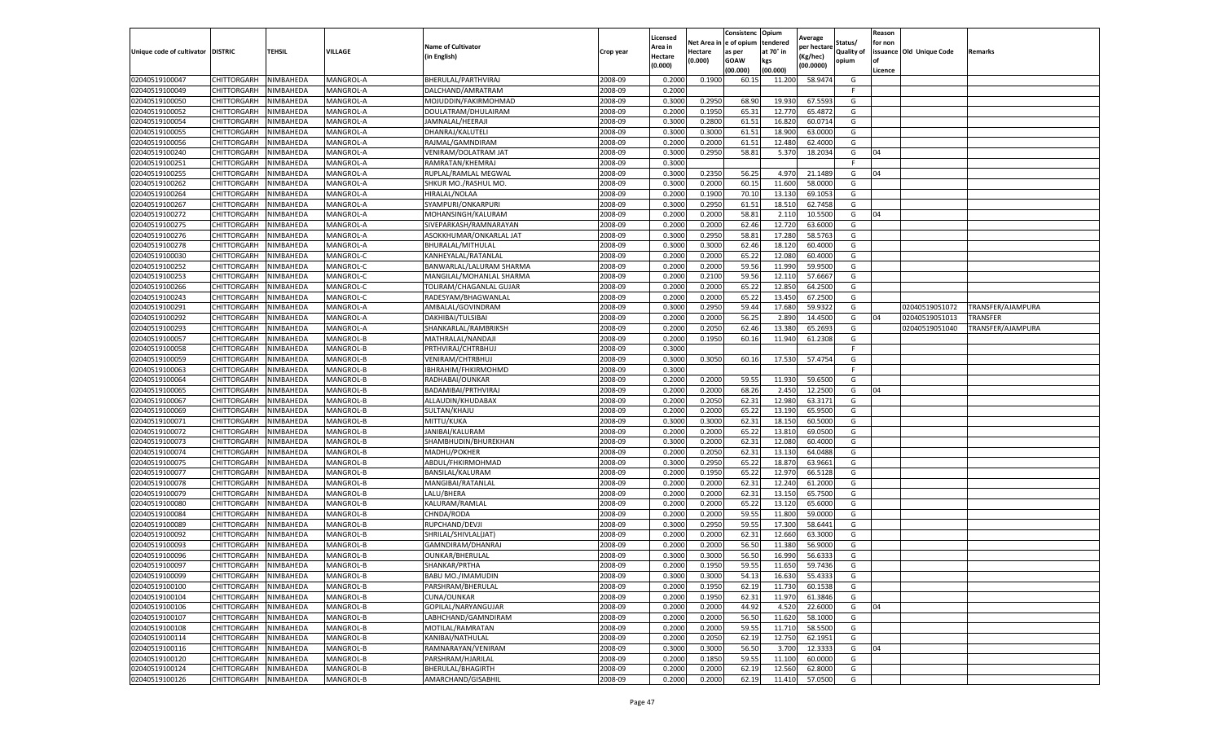| Unique code of cultivator | DISTRIC | TEHSIL | VILLAGE | Name of Cultivator (in English) | Crop year | Licensed Area in Hectare (0.000) | Net Area in Hectare (0.000) | Consistenc e of opium as per GOAW (00.000) | Opium tendered at 70° in kgs (00.000) | Average per hectare (Kg/hec) (00.0000) | Status/ Quality of opium | Reason for non issuance of Licence | Old Unique Code | Remarks |
|---|---|---|---|---|---|---|---|---|---|---|---|---|---|---|
| 02040519100047 | CHITTORGARH | NIMBAHEDA | MANGROL-A | BHERULAL/PARTHVIRAJ | 2008-09 | 0.2000 | 0.1900 | 60.15 | 11.200 | 58.9474 | G | | | |
| 02040519100049 | CHITTORGARH | NIMBAHEDA | MANGROL-A | DALCHAND/AMRATRAM | 2008-09 | 0.2000 | | | | | F | | | |
| 02040519100050 | CHITTORGARH | NIMBAHEDA | MANGROL-A | MOJUDDIN/FAKIRMOHMAD | 2008-09 | 0.3000 | 0.2950 | 68.90 | 19.930 | 67.5593 | G | | | |
| 02040519100052 | CHITTORGARH | NIMBAHEDA | MANGROL-A | DOULATRAM/DHULAIRAM | 2008-09 | 0.2000 | 0.1950 | 65.31 | 12.770 | 65.4872 | G | | | |
| 02040519100054 | CHITTORGARH | NIMBAHEDA | MANGROL-A | JAMNALAL/HEERAJI | 2008-09 | 0.3000 | 0.2800 | 61.51 | 16.820 | 60.0714 | G | | | |
| 02040519100055 | CHITTORGARH | NIMBAHEDA | MANGROL-A | DHANRAJ/KALUTELI | 2008-09 | 0.3000 | 0.3000 | 61.51 | 18.900 | 63.0000 | G | | | |
| 02040519100056 | CHITTORGARH | NIMBAHEDA | MANGROL-A | RAJMAL/GAMNDIRAM | 2008-09 | 0.2000 | 0.2000 | 61.51 | 12.480 | 62.4000 | G | | | |
| 02040519100240 | CHITTORGARH | NIMBAHEDA | MANGROL-A | VENIRAM/DOLATRAM JAT | 2008-09 | 0.3000 | 0.2950 | 58.81 | 5.370 | 18.2034 | G | 04 | | |
| 02040519100251 | CHITTORGARH | NIMBAHEDA | MANGROL-A | RAMRATAN/KHEMRAJ | 2008-09 | 0.3000 | | | | | F | | | |
| 02040519100255 | CHITTORGARH | NIMBAHEDA | MANGROL-A | RUPLAL/RAMLAL MEGWAL | 2008-09 | 0.3000 | 0.2350 | 56.25 | 4.970 | 21.1489 | G | 04 | | |
| 02040519100262 | CHITTORGARH | NIMBAHEDA | MANGROL-A | SHKUR MO./RASHUL MO. | 2008-09 | 0.3000 | 0.2000 | 60.15 | 11.600 | 58.0000 | G | | | |
| 02040519100264 | CHITTORGARH | NIMBAHEDA | MANGROL-A | HIRALAL/NOLAA | 2008-09 | 0.2000 | 0.1900 | 70.10 | 13.130 | 69.1053 | G | | | |
| 02040519100267 | CHITTORGARH | NIMBAHEDA | MANGROL-A | SYAMPURI/ONKARPURI | 2008-09 | 0.3000 | 0.2950 | 61.51 | 18.510 | 62.7458 | G | | | |
| 02040519100272 | CHITTORGARH | NIMBAHEDA | MANGROL-A | MOHANSINGH/KALURAM | 2008-09 | 0.2000 | 0.2000 | 58.81 | 2.110 | 10.5500 | G | 04 | | |
| 02040519100275 | CHITTORGARH | NIMBAHEDA | MANGROL-A | SIVEPARKASH/RAMNARAYAN | 2008-09 | 0.2000 | 0.2000 | 62.46 | 12.720 | 63.6000 | G | | | |
| 02040519100276 | CHITTORGARH | NIMBAHEDA | MANGROL-A | ASOKKHUMAR/ONKARLAL JAT | 2008-09 | 0.3000 | 0.2950 | 58.81 | 17.280 | 58.5763 | G | | | |
| 02040519100278 | CHITTORGARH | NIMBAHEDA | MANGROL-A | BHURALAL/MITHULAL | 2008-09 | 0.3000 | 0.3000 | 62.46 | 18.120 | 60.4000 | G | | | |
| 02040519100030 | CHITTORGARH | NIMBAHEDA | MANGROL-C | KANHEYALAL/RATANLAL | 2008-09 | 0.2000 | 0.2000 | 65.22 | 12.080 | 60.4000 | G | | | |
| 02040519100252 | CHITTORGARH | NIMBAHEDA | MANGROL-C | BANWARLAL/LALURAM SHARMA | 2008-09 | 0.2000 | 0.2000 | 59.56 | 11.990 | 59.9500 | G | | | |
| 02040519100253 | CHITTORGARH | NIMBAHEDA | MANGROL-C | MANGILAL/MOHANLAL SHARMA | 2008-09 | 0.2000 | 0.2100 | 59.56 | 12.110 | 57.6667 | G | | | |
| 02040519100266 | CHITTORGARH | NIMBAHEDA | MANGROL-C | TOLIRAM/CHAGANLAL GUJAR | 2008-09 | 0.2000 | 0.2000 | 65.22 | 12.850 | 64.2500 | G | | | |
| 02040519100243 | CHITTORGARH | NIMBAHEDA | MANGROL-C | RADESYAM/BHAGWANLAL | 2008-09 | 0.2000 | 0.2000 | 65.22 | 13.450 | 67.2500 | G | | | |
| 02040519100291 | CHITTORGARH | NIMBAHEDA | MANGROL-A | AMBALAL/GOVINDRAM | 2008-09 | 0.3000 | 0.2950 | 59.64 | 17.680 | 59.9322 | G | | 02040519051072 | TRANSFER/AJAMPURA |
| 02040519100292 | CHITTORGARH | NIMBAHEDA | MANGROL-A | DAKHIBAI/TULSIBAI | 2008-09 | 0.2000 | 0.2000 | 56.25 | 2.890 | 14.4500 | G | 04 | 02040519051013 | TRANSFER |
| 02040519100293 | CHITTORGARH | NIMBAHEDA | MANGROL-A | SHANKARLAL/RAMBRIKSH | 2008-09 | 0.2000 | 0.2050 | 62.46 | 13.380 | 65.2693 | G | | 02040519051040 | TRANSFER/AJAMPURA |
| 02040519100057 | CHITTORGARH | NIMBAHEDA | MANGROL-B | MATHRALAL/NANDAJI | 2008-09 | 0.2000 | 0.1950 | 60.16 | 11.940 | 61.2308 | G | | | |
| 02040519100058 | CHITTORGARH | NIMBAHEDA | MANGROL-B | PRTHVIRAJ/CHTRBHUJ | 2008-09 | 0.3000 | | | | | F | | | |
| 02040519100059 | CHITTORGARH | NIMBAHEDA | MANGROL-B | VENIRAM/CHTRBHUJ | 2008-09 | 0.3000 | 0.3050 | 60.16 | 17.530 | 57.4754 | G | | | |
| 02040519100063 | CHITTORGARH | NIMBAHEDA | MANGROL-B | IBHRAHIM/FHKIRMOHMD | 2008-09 | 0.3000 | | | | | F | | | |
| 02040519100064 | CHITTORGARH | NIMBAHEDA | MANGROL-B | RADHABAI/OUNKAR | 2008-09 | 0.2000 | 0.2000 | 59.55 | 11.930 | 59.6500 | G | | | |
| 02040519100065 | CHITTORGARH | NIMBAHEDA | MANGROL-B | BADAMIBAI/PRTHVIRAJ | 2008-09 | 0.2000 | 0.2000 | 68.26 | 2.450 | 12.2500 | G | 04 | | |
| 02040519100067 | CHITTORGARH | NIMBAHEDA | MANGROL-B | ALLAUDIN/KHUDABAX | 2008-09 | 0.2000 | 0.2050 | 62.31 | 12.980 | 63.3171 | G | | | |
| 02040519100069 | CHITTORGARH | NIMBAHEDA | MANGROL-B | SULTAN/KHAJU | 2008-09 | 0.2000 | 0.2000 | 65.22 | 13.190 | 65.9500 | G | | | |
| 02040519100071 | CHITTORGARH | NIMBAHEDA | MANGROL-B | MITTU/KUKA | 2008-09 | 0.3000 | 0.3000 | 62.31 | 18.150 | 60.5000 | G | | | |
| 02040519100072 | CHITTORGARH | NIMBAHEDA | MANGROL-B | JANIBAI/KALURAM | 2008-09 | 0.2000 | 0.2000 | 65.22 | 13.810 | 69.0500 | G | | | |
| 02040519100073 | CHITTORGARH | NIMBAHEDA | MANGROL-B | SHAMBHUDIN/BHUREKHAN | 2008-09 | 0.3000 | 0.2000 | 62.31 | 12.080 | 60.4000 | G | | | |
| 02040519100074 | CHITTORGARH | NIMBAHEDA | MANGROL-B | MADHU/POKHER | 2008-09 | 0.2000 | 0.2050 | 62.31 | 13.130 | 64.0488 | G | | | |
| 02040519100075 | CHITTORGARH | NIMBAHEDA | MANGROL-B | ABDUL/FHKIRMOHMAD | 2008-09 | 0.3000 | 0.2950 | 65.22 | 18.870 | 63.9661 | G | | | |
| 02040519100077 | CHITTORGARH | NIMBAHEDA | MANGROL-B | BANSILAL/KALURAM | 2008-09 | 0.2000 | 0.1950 | 65.22 | 12.970 | 66.5128 | G | | | |
| 02040519100078 | CHITTORGARH | NIMBAHEDA | MANGROL-B | MANGIBAI/RATANLAL | 2008-09 | 0.2000 | 0.2000 | 62.31 | 12.240 | 61.2000 | G | | | |
| 02040519100079 | CHITTORGARH | NIMBAHEDA | MANGROL-B | LALU/BHERA | 2008-09 | 0.2000 | 0.2000 | 62.31 | 13.150 | 65.7500 | G | | | |
| 02040519100080 | CHITTORGARH | NIMBAHEDA | MANGROL-B | KALURAM/RAMLAL | 2008-09 | 0.2000 | 0.2000 | 65.22 | 13.120 | 65.6000 | G | | | |
| 02040519100084 | CHITTORGARH | NIMBAHEDA | MANGROL-B | CHNDA/RODA | 2008-09 | 0.2000 | 0.2000 | 59.55 | 11.800 | 59.0000 | G | | | |
| 02040519100089 | CHITTORGARH | NIMBAHEDA | MANGROL-B | RUPCHAND/DEVJI | 2008-09 | 0.3000 | 0.2950 | 59.55 | 17.300 | 58.6441 | G | | | |
| 02040519100092 | CHITTORGARH | NIMBAHEDA | MANGROL-B | SHRILAL/SHIVLAL(JAT) | 2008-09 | 0.2000 | 0.2000 | 62.31 | 12.660 | 63.3000 | G | | | |
| 02040519100093 | CHITTORGARH | NIMBAHEDA | MANGROL-B | GAMNDIRAM/DHANRAJ | 2008-09 | 0.2000 | 0.2000 | 56.50 | 11.380 | 56.9000 | G | | | |
| 02040519100096 | CHITTORGARH | NIMBAHEDA | MANGROL-B | OUNKAR/BHERULAL | 2008-09 | 0.3000 | 0.3000 | 56.50 | 16.990 | 56.6333 | G | | | |
| 02040519100097 | CHITTORGARH | NIMBAHEDA | MANGROL-B | SHANKAR/PRTHA | 2008-09 | 0.2000 | 0.1950 | 59.55 | 11.650 | 59.7436 | G | | | |
| 02040519100099 | CHITTORGARH | NIMBAHEDA | MANGROL-B | BABU MO./IMAMUDIN | 2008-09 | 0.3000 | 0.3000 | 54.13 | 16.630 | 55.4333 | G | | | |
| 02040519100100 | CHITTORGARH | NIMBAHEDA | MANGROL-B | PARSHRAM/BHERULAL | 2008-09 | 0.2000 | 0.1950 | 62.19 | 11.730 | 60.1538 | G | | | |
| 02040519100104 | CHITTORGARH | NIMBAHEDA | MANGROL-B | CUNA/OUNKAR | 2008-09 | 0.2000 | 0.1950 | 62.31 | 11.970 | 61.3846 | G | | | |
| 02040519100106 | CHITTORGARH | NIMBAHEDA | MANGROL-B | GOPILAL/NARYANGUJAR | 2008-09 | 0.2000 | 0.2000 | 44.92 | 4.520 | 22.6000 | G | 04 | | |
| 02040519100107 | CHITTORGARH | NIMBAHEDA | MANGROL-B | LABHCHAND/GAMNDIRAM | 2008-09 | 0.2000 | 0.2000 | 56.50 | 11.620 | 58.1000 | G | | | |
| 02040519100108 | CHITTORGARH | NIMBAHEDA | MANGROL-B | MOTILAL/RAMRATAN | 2008-09 | 0.2000 | 0.2000 | 59.55 | 11.710 | 58.5500 | G | | | |
| 02040519100114 | CHITTORGARH | NIMBAHEDA | MANGROL-B | KANIBAI/NATHULAL | 2008-09 | 0.2000 | 0.2050 | 62.19 | 12.750 | 62.1951 | G | | | |
| 02040519100116 | CHITTORGARH | NIMBAHEDA | MANGROL-B | RAMNARAYAN/VENIRAM | 2008-09 | 0.3000 | 0.3000 | 56.50 | 3.700 | 12.3333 | G | 04 | | |
| 02040519100120 | CHITTORGARH | NIMBAHEDA | MANGROL-B | PARSHRAM/HJARILAL | 2008-09 | 0.2000 | 0.1850 | 59.55 | 11.100 | 60.0000 | G | | | |
| 02040519100124 | CHITTORGARH | NIMBAHEDA | MANGROL-B | BHERULAL/BHAGIRTH | 2008-09 | 0.2000 | 0.2000 | 62.19 | 12.560 | 62.8000 | G | | | |
| 02040519100126 | CHITTORGARH | NIMBAHEDA | MANGROL-B | AMARCHAND/GISABHIL | 2008-09 | 0.2000 | 0.2000 | 62.19 | 11.410 | 57.0500 | G | | | |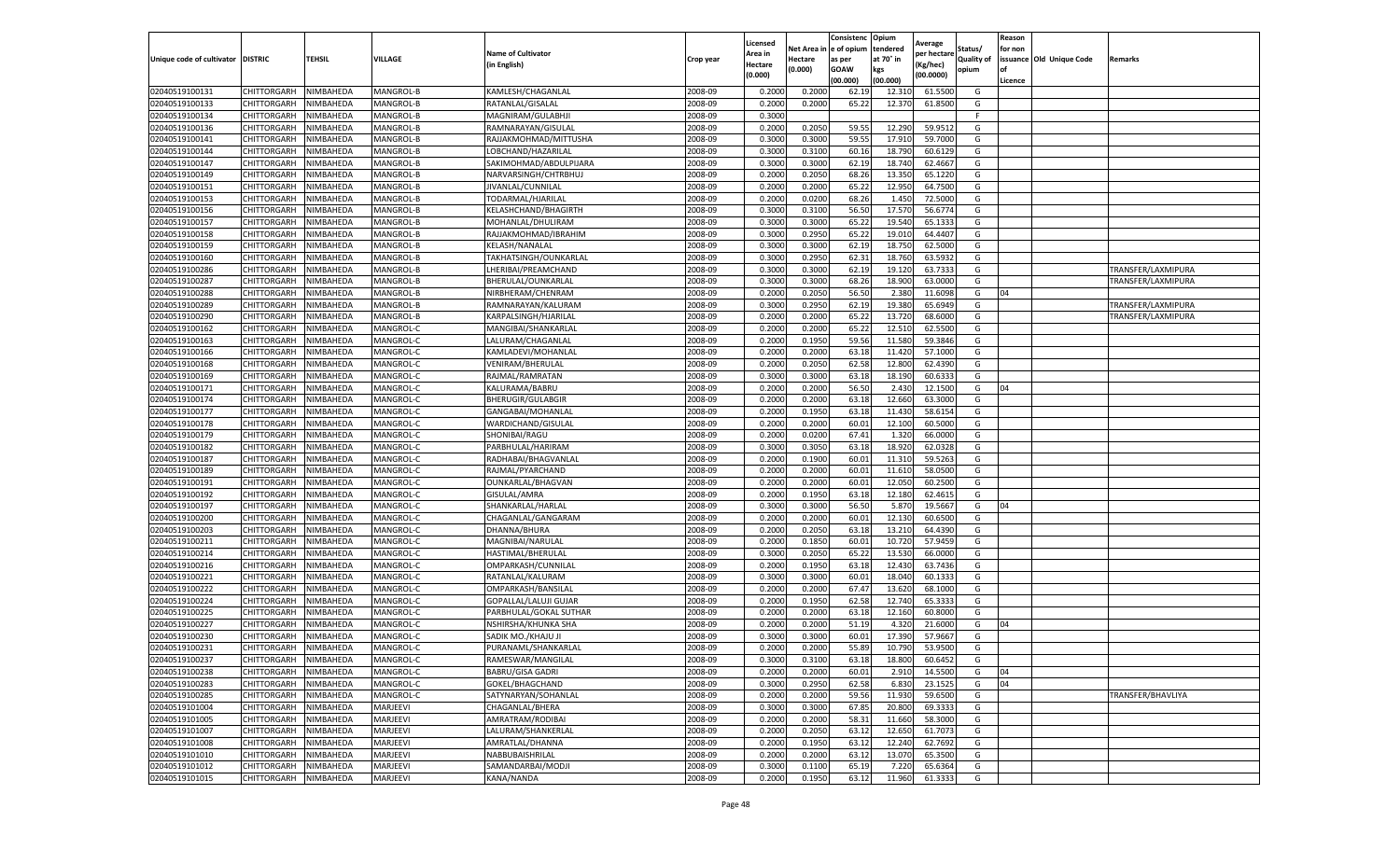| Unique code of cultivator | DISTRIC | TEHSIL | VILLAGE | Name of Cultivator (in English) | Crop year | Licensed Area in Hectare (0.000) | Net Area in Hectare (0.000) | Consistence of opium as per GOAW (00.000) | Opium tendered at 70° in kgs (00.000) | Average per hectare (Kg/hec) (00.0000) | Status/ Quality of opium | Reason for non issuance of Licence | Old Unique Code | Remarks |
|---|---|---|---|---|---|---|---|---|---|---|---|---|---|---|
| 02040519100131 | CHITTORGARH | NIMBAHEDA | MANGROL-B | KAMLESH/CHAGANLAL | 2008-09 | 0.2000 | 0.2000 | 62.19 | 12.310 | 61.5500 | G | | | |
| 02040519100133 | CHITTORGARH | NIMBAHEDA | MANGROL-B | RATANLAL/GISALAL | 2008-09 | 0.2000 | 0.2000 | 65.22 | 12.370 | 61.8500 | G | | | |
| 02040519100134 | CHITTORGARH | NIMBAHEDA | MANGROL-B | MAGNIRAM/GULABHJI | 2008-09 | 0.3000 | | | | | F | | | |
| 02040519100136 | CHITTORGARH | NIMBAHEDA | MANGROL-B | RAMNARAYAN/GISULAL | 2008-09 | 0.2000 | 0.2050 | 59.55 | 12.290 | 59.9512 | G | | | |
| 02040519100141 | CHITTORGARH | NIMBAHEDA | MANGROL-B | RAJJAKMOHMAD/MITTUSHA | 2008-09 | 0.3000 | 0.3000 | 59.55 | 17.910 | 59.7000 | G | | | |
| 02040519100144 | CHITTORGARH | NIMBAHEDA | MANGROL-B | LOBCHAND/HAZARILAL | 2008-09 | 0.3000 | 0.3100 | 60.16 | 18.790 | 60.6129 | G | | | |
| 02040519100147 | CHITTORGARH | NIMBAHEDA | MANGROL-B | SAKIMOHMAD/ABDULPIJARA | 2008-09 | 0.3000 | 0.3000 | 62.19 | 18.740 | 62.4667 | G | | | |
| 02040519100149 | CHITTORGARH | NIMBAHEDA | MANGROL-B | NARVARSINGH/CHTRBHUJ | 2008-09 | 0.2000 | 0.2050 | 68.26 | 13.350 | 65.1220 | G | | | |
| 02040519100151 | CHITTORGARH | NIMBAHEDA | MANGROL-B | JIVANLAL/CUNNILAL | 2008-09 | 0.2000 | 0.2000 | 65.22 | 12.950 | 64.7500 | G | | | |
| 02040519100153 | CHITTORGARH | NIMBAHEDA | MANGROL-B | TODARMAL/HJARILAL | 2008-09 | 0.2000 | 0.0200 | 68.26 | 1.450 | 72.5000 | G | | | |
| 02040519100156 | CHITTORGARH | NIMBAHEDA | MANGROL-B | KELASHCHAND/BHAGIRTH | 2008-09 | 0.3000 | 0.3100 | 56.50 | 17.570 | 56.6774 | G | | | |
| 02040519100157 | CHITTORGARH | NIMBAHEDA | MANGROL-B | MOHANLAL/DHULIRAM | 2008-09 | 0.3000 | 0.3000 | 65.22 | 19.540 | 65.1333 | G | | | |
| 02040519100158 | CHITTORGARH | NIMBAHEDA | MANGROL-B | RAJJAKMOHMAD/IBRAHIM | 2008-09 | 0.3000 | 0.2950 | 65.22 | 19.010 | 64.4407 | G | | | |
| 02040519100159 | CHITTORGARH | NIMBAHEDA | MANGROL-B | KELASH/NANALAL | 2008-09 | 0.3000 | 0.3000 | 62.19 | 18.750 | 62.5000 | G | | | |
| 02040519100160 | CHITTORGARH | NIMBAHEDA | MANGROL-B | TAKHATSINGH/OUNKARLAL | 2008-09 | 0.3000 | 0.2950 | 62.31 | 18.760 | 63.5932 | G | | | |
| 02040519100286 | CHITTORGARH | NIMBAHEDA | MANGROL-B | LHERIBAI/PREAMCHAND | 2008-09 | 0.3000 | 0.3000 | 62.19 | 19.120 | 63.7333 | G | | | TRANSFER/LAXMIPURA |
| 02040519100287 | CHITTORGARH | NIMBAHEDA | MANGROL-B | BHERULAL/OUNKARLAL | 2008-09 | 0.3000 | 0.3000 | 68.26 | 18.900 | 63.0000 | G | | | TRANSFER/LAXMIPURA |
| 02040519100288 | CHITTORGARH | NIMBAHEDA | MANGROL-B | NIRBHERAM/CHENRAM | 2008-09 | 0.2000 | 0.2050 | 56.50 | 2.380 | 11.6098 | G | 04 | | |
| 02040519100289 | CHITTORGARH | NIMBAHEDA | MANGROL-B | RAMNARAYAN/KALURAM | 2008-09 | 0.3000 | 0.2950 | 62.19 | 19.380 | 65.6949 | G | | | TRANSFER/LAXMIPURA |
| 02040519100290 | CHITTORGARH | NIMBAHEDA | MANGROL-B | KARPALSINGH/HJARILAL | 2008-09 | 0.2000 | 0.2000 | 65.22 | 13.720 | 68.6000 | G | | | TRANSFER/LAXMIPURA |
| 02040519100162 | CHITTORGARH | NIMBAHEDA | MANGROL-C | MANGIBAI/SHANKARLAL | 2008-09 | 0.2000 | 0.2000 | 65.22 | 12.510 | 62.5500 | G | | | |
| 02040519100163 | CHITTORGARH | NIMBAHEDA | MANGROL-C | LALURAM/CHAGANLAL | 2008-09 | 0.2000 | 0.1950 | 59.56 | 11.580 | 59.3846 | G | | | |
| 02040519100166 | CHITTORGARH | NIMBAHEDA | MANGROL-C | KAMLADEVI/MOHANLAL | 2008-09 | 0.2000 | 0.2000 | 63.18 | 11.420 | 57.1000 | G | | | |
| 02040519100168 | CHITTORGARH | NIMBAHEDA | MANGROL-C | VENIRAM/BHERULAL | 2008-09 | 0.2000 | 0.2050 | 62.58 | 12.800 | 62.4390 | G | | | |
| 02040519100169 | CHITTORGARH | NIMBAHEDA | MANGROL-C | RAJMAL/RAMRATAN | 2008-09 | 0.3000 | 0.3000 | 63.18 | 18.190 | 60.6333 | G | | | |
| 02040519100171 | CHITTORGARH | NIMBAHEDA | MANGROL-C | KALURAMA/BABRU | 2008-09 | 0.2000 | 0.2000 | 56.50 | 2.430 | 12.1500 | G | 04 | | |
| 02040519100174 | CHITTORGARH | NIMBAHEDA | MANGROL-C | BHERUGIR/GULABGIR | 2008-09 | 0.2000 | 0.2000 | 63.18 | 12.660 | 63.3000 | G | | | |
| 02040519100177 | CHITTORGARH | NIMBAHEDA | MANGROL-C | GANGABAI/MOHANLAL | 2008-09 | 0.2000 | 0.1950 | 63.18 | 11.430 | 58.6154 | G | | | |
| 02040519100178 | CHITTORGARH | NIMBAHEDA | MANGROL-C | WARDICHAND/GISULAL | 2008-09 | 0.2000 | 0.2000 | 60.01 | 12.100 | 60.5000 | G | | | |
| 02040519100179 | CHITTORGARH | NIMBAHEDA | MANGROL-C | SHONIBAI/RAGU | 2008-09 | 0.2000 | 0.0200 | 67.41 | 1.320 | 66.0000 | G | | | |
| 02040519100182 | CHITTORGARH | NIMBAHEDA | MANGROL-C | PARBHULAL/HARIRAM | 2008-09 | 0.3000 | 0.3050 | 63.18 | 18.920 | 62.0328 | G | | | |
| 02040519100187 | CHITTORGARH | NIMBAHEDA | MANGROL-C | RADHABAI/BHAGVANLAL | 2008-09 | 0.2000 | 0.1900 | 60.01 | 11.310 | 59.5263 | G | | | |
| 02040519100189 | CHITTORGARH | NIMBAHEDA | MANGROL-C | RAJMAL/PYARCHAND | 2008-09 | 0.2000 | 0.2000 | 60.01 | 11.610 | 58.0500 | G | | | |
| 02040519100191 | CHITTORGARH | NIMBAHEDA | MANGROL-C | OUNKARLAL/BHAGVAN | 2008-09 | 0.2000 | 0.2000 | 60.01 | 12.050 | 60.2500 | G | | | |
| 02040519100192 | CHITTORGARH | NIMBAHEDA | MANGROL-C | GISULAL/AMRA | 2008-09 | 0.2000 | 0.1950 | 63.18 | 12.180 | 62.4615 | G | | | |
| 02040519100197 | CHITTORGARH | NIMBAHEDA | MANGROL-C | SHANKARLAL/HARLAL | 2008-09 | 0.3000 | 0.3000 | 56.50 | 5.870 | 19.5667 | G | 04 | | |
| 02040519100200 | CHITTORGARH | NIMBAHEDA | MANGROL-C | CHAGANLAL/GANGARAM | 2008-09 | 0.2000 | 0.2000 | 60.01 | 12.130 | 60.6500 | G | | | |
| 02040519100203 | CHITTORGARH | NIMBAHEDA | MANGROL-C | DHANNA/BHURA | 2008-09 | 0.2000 | 0.2050 | 63.18 | 13.210 | 64.4390 | G | | | |
| 02040519100211 | CHITTORGARH | NIMBAHEDA | MANGROL-C | MAGNIBAI/NARULAL | 2008-09 | 0.2000 | 0.1850 | 60.01 | 10.720 | 57.9459 | G | | | |
| 02040519100214 | CHITTORGARH | NIMBAHEDA | MANGROL-C | HASTIMAL/BHERULAL | 2008-09 | 0.3000 | 0.2050 | 65.22 | 13.530 | 66.0000 | G | | | |
| 02040519100216 | CHITTORGARH | NIMBAHEDA | MANGROL-C | OMPARKASH/CUNNILAL | 2008-09 | 0.2000 | 0.1950 | 63.18 | 12.430 | 63.7436 | G | | | |
| 02040519100221 | CHITTORGARH | NIMBAHEDA | MANGROL-C | RATANLAL/KALURAM | 2008-09 | 0.3000 | 0.3000 | 60.01 | 18.040 | 60.1333 | G | | | |
| 02040519100222 | CHITTORGARH | NIMBAHEDA | MANGROL-C | OMPARKASH/BANSILAL | 2008-09 | 0.2000 | 0.2000 | 67.47 | 13.620 | 68.1000 | G | | | |
| 02040519100224 | CHITTORGARH | NIMBAHEDA | MANGROL-C | GOPALLAL/LALUJI GUJAR | 2008-09 | 0.2000 | 0.1950 | 62.58 | 12.740 | 65.3333 | G | | | |
| 02040519100225 | CHITTORGARH | NIMBAHEDA | MANGROL-C | PARBHULAL/GOKAL SUTHAR | 2008-09 | 0.2000 | 0.2000 | 63.18 | 12.160 | 60.8000 | G | | | |
| 02040519100227 | CHITTORGARH | NIMBAHEDA | MANGROL-C | NSHIRSHA/KHUNKA SHA | 2008-09 | 0.2000 | 0.2000 | 51.19 | 4.320 | 21.6000 | G | 04 | | |
| 02040519100230 | CHITTORGARH | NIMBAHEDA | MANGROL-C | SADIK MO./KHAJU JI | 2008-09 | 0.3000 | 0.3000 | 60.01 | 17.390 | 57.9667 | G | | | |
| 02040519100231 | CHITTORGARH | NIMBAHEDA | MANGROL-C | PURANAML/SHANKARLAL | 2008-09 | 0.2000 | 0.2000 | 55.89 | 10.790 | 53.9500 | G | | | |
| 02040519100237 | CHITTORGARH | NIMBAHEDA | MANGROL-C | RAMESWAR/MANGILAL | 2008-09 | 0.3000 | 0.3100 | 63.18 | 18.800 | 60.6452 | G | | | |
| 02040519100238 | CHITTORGARH | NIMBAHEDA | MANGROL-C | BABRU/GISA GADRI | 2008-09 | 0.2000 | 0.2000 | 60.01 | 2.910 | 14.5500 | G | 04 | | |
| 02040519100283 | CHITTORGARH | NIMBAHEDA | MANGROL-C | GOKEL/BHAGCHAND | 2008-09 | 0.3000 | 0.2950 | 62.58 | 6.830 | 23.1525 | G | 04 | | |
| 02040519100285 | CHITTORGARH | NIMBAHEDA | MANGROL-C | SATYNARYAN/SOHANLAL | 2008-09 | 0.2000 | 0.2000 | 59.56 | 11.930 | 59.6500 | G | | | TRANSFER/BHAVLIYA |
| 02040519101004 | CHITTORGARH | NIMBAHEDA | MARJEEVI | CHAGANLAL/BHERA | 2008-09 | 0.3000 | 0.3000 | 67.85 | 20.800 | 69.3333 | G | | | |
| 02040519101005 | CHITTORGARH | NIMBAHEDA | MARJEEVI | AMRATRAM/RODIBAI | 2008-09 | 0.2000 | 0.2000 | 58.31 | 11.660 | 58.3000 | G | | | |
| 02040519101007 | CHITTORGARH | NIMBAHEDA | MARJEEVI | LALURAM/SHANKERLAL | 2008-09 | 0.2000 | 0.2050 | 63.12 | 12.650 | 61.7073 | G | | | |
| 02040519101008 | CHITTORGARH | NIMBAHEDA | MARJEEVI | AMRATLAL/DHANNA | 2008-09 | 0.2000 | 0.1950 | 63.12 | 12.240 | 62.7692 | G | | | |
| 02040519101010 | CHITTORGARH | NIMBAHEDA | MARJEEVI | NABBUBAISHRILAL | 2008-09 | 0.2000 | 0.2000 | 63.12 | 13.070 | 65.3500 | G | | | |
| 02040519101012 | CHITTORGARH | NIMBAHEDA | MARJEEVI | SAMANDARBAI/MODJI | 2008-09 | 0.3000 | 0.1100 | 65.19 | 7.220 | 65.6364 | G | | | |
| 02040519101015 | CHITTORGARH | NIMBAHEDA | MARJEEVI | KANA/NANDA | 2008-09 | 0.2000 | 0.1950 | 63.12 | 11.960 | 61.3333 | G | | | |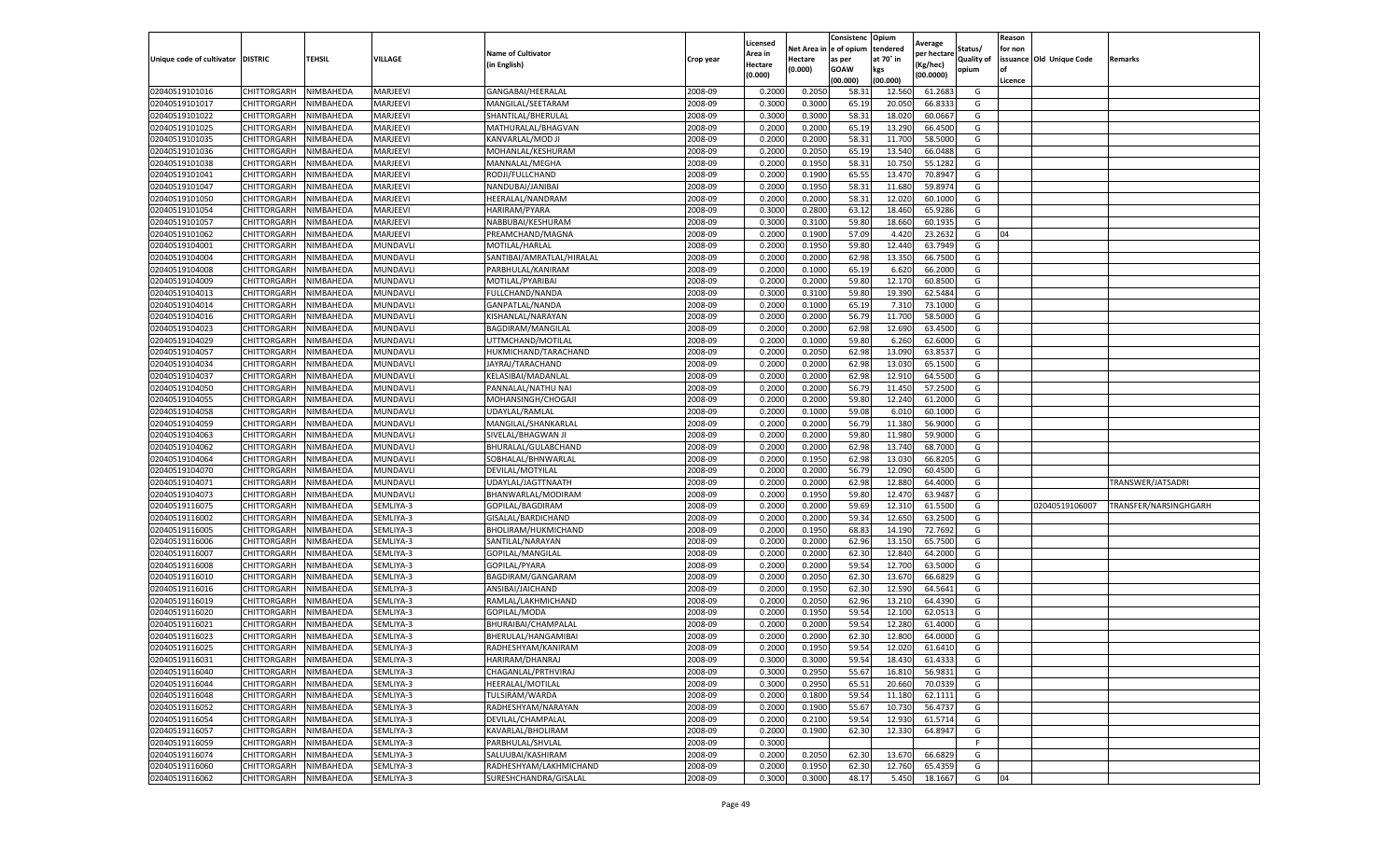| Unique code of cultivator | DISTRIC | TEHSIL | VILLAGE | Name of Cultivator (in English) | Crop year | Licensed Area in Hectare (0.000) | Net Area in Hectare (0.000) | Consistenc e of opium as per GOAW (00.000) | Opium tendered at 70˚ in kgs (00.000) | Average per hectare (Kg/hec) (00.0000) | Status/ Quality of opium | Reason for non issuance of Licence | Old Unique Code | Remarks |
|---|---|---|---|---|---|---|---|---|---|---|---|---|---|---|
| 02040519101016 | CHITTORGARH | NIMBAHEDA | MARJEEVI | GANGABAI/HEERALAL | 2008-09 | 0.2000 | 0.2050 | 58.31 | 12.560 | 61.2683 | G | | | |
| 02040519101017 | CHITTORGARH | NIMBAHEDA | MARJEEVI | MANGILAL/SEETARAM | 2008-09 | 0.3000 | 0.3000 | 65.19 | 20.050 | 66.8333 | G | | | |
| 02040519101022 | CHITTORGARH | NIMBAHEDA | MARJEEVI | SHANTILAL/BHERULAL | 2008-09 | 0.3000 | 0.3000 | 58.31 | 18.020 | 60.0667 | G | | | |
| 02040519101025 | CHITTORGARH | NIMBAHEDA | MARJEEVI | MATHURALAL/BHAGVAN | 2008-09 | 0.2000 | 0.2000 | 65.19 | 13.290 | 66.4500 | G | | | |
| 02040519101035 | CHITTORGARH | NIMBAHEDA | MARJEEVI | KANVARLAL/MOD JI | 2008-09 | 0.2000 | 0.2000 | 58.31 | 11.700 | 58.5000 | G | | | |
| 02040519101036 | CHITTORGARH | NIMBAHEDA | MARJEEVI | MOHANLAL/KESHURAM | 2008-09 | 0.2000 | 0.2050 | 65.19 | 13.540 | 66.0488 | G | | | |
| 02040519101038 | CHITTORGARH | NIMBAHEDA | MARJEEVI | MANNALAL/MEGHA | 2008-09 | 0.2000 | 0.1950 | 58.31 | 10.750 | 55.1282 | G | | | |
| 02040519101041 | CHITTORGARH | NIMBAHEDA | MARJEEVI | RODJI/FULLCHAND | 2008-09 | 0.2000 | 0.1900 | 65.55 | 13.470 | 70.8947 | G | | | |
| 02040519101047 | CHITTORGARH | NIMBAHEDA | MARJEEVI | NANDUBAI/JANIBAI | 2008-09 | 0.2000 | 0.1950 | 58.31 | 11.680 | 59.8974 | G | | | |
| 02040519101050 | CHITTORGARH | NIMBAHEDA | MARJEEVI | HEERALAL/NANDRAM | 2008-09 | 0.2000 | 0.2000 | 58.31 | 12.020 | 60.1000 | G | | | |
| 02040519101054 | CHITTORGARH | NIMBAHEDA | MARJEEVI | HARIRAM/PYARA | 2008-09 | 0.3000 | 0.2800 | 63.12 | 18.460 | 65.9286 | G | | | |
| 02040519101057 | CHITTORGARH | NIMBAHEDA | MARJEEVI | NABBUBAI/KESHURAM | 2008-09 | 0.3000 | 0.3100 | 59.80 | 18.660 | 60.1935 | G | | | |
| 02040519101062 | CHITTORGARH | NIMBAHEDA | MARJEEVI | PREAMCHAND/MAGNA | 2008-09 | 0.2000 | 0.1900 | 57.09 | 4.420 | 23.2632 | G | 04 | | |
| 02040519104001 | CHITTORGARH | NIMBAHEDA | MUNDAVLI | MOTILAL/HARLAL | 2008-09 | 0.2000 | 0.1950 | 59.80 | 12.440 | 63.7949 | G | | | |
| 02040519104004 | CHITTORGARH | NIMBAHEDA | MUNDAVLI | SANTIBAI/AMRATLAL/HIRALAL | 2008-09 | 0.2000 | 0.2000 | 62.98 | 13.350 | 66.7500 | G | | | |
| 02040519104008 | CHITTORGARH | NIMBAHEDA | MUNDAVLI | PARBHULAL/KANIRAM | 2008-09 | 0.2000 | 0.1000 | 65.19 | 6.620 | 66.2000 | G | | | |
| 02040519104009 | CHITTORGARH | NIMBAHEDA | MUNDAVLI | MOTILAL/PYARIBAI | 2008-09 | 0.2000 | 0.2000 | 59.80 | 12.170 | 60.8500 | G | | | |
| 02040519104013 | CHITTORGARH | NIMBAHEDA | MUNDAVLI | FULLCHAND/NANDA | 2008-09 | 0.3000 | 0.3100 | 59.80 | 19.390 | 62.5484 | G | | | |
| 02040519104014 | CHITTORGARH | NIMBAHEDA | MUNDAVLI | GANPATLAL/NANDA | 2008-09 | 0.2000 | 0.1000 | 65.19 | 7.310 | 73.1000 | G | | | |
| 02040519104016 | CHITTORGARH | NIMBAHEDA | MUNDAVLI | KISHANLAL/NARAYAN | 2008-09 | 0.2000 | 0.2000 | 56.79 | 11.700 | 58.5000 | G | | | |
| 02040519104023 | CHITTORGARH | NIMBAHEDA | MUNDAVLI | BAGDIRAM/MANGILAL | 2008-09 | 0.2000 | 0.2000 | 62.98 | 12.690 | 63.4500 | G | | | |
| 02040519104029 | CHITTORGARH | NIMBAHEDA | MUNDAVLI | UTTMCHAND/MOTILAL | 2008-09 | 0.2000 | 0.1000 | 59.80 | 6.260 | 62.6000 | G | | | |
| 02040519104057 | CHITTORGARH | NIMBAHEDA | MUNDAVLI | HUKMICHAND/TARACHAND | 2008-09 | 0.2000 | 0.2050 | 62.98 | 13.090 | 63.8537 | G | | | |
| 02040519104034 | CHITTORGARH | NIMBAHEDA | MUNDAVLI | JAYRAJ/TARACHAND | 2008-09 | 0.2000 | 0.2000 | 62.98 | 13.030 | 65.1500 | G | | | |
| 02040519104037 | CHITTORGARH | NIMBAHEDA | MUNDAVLI | KELASIBAI/MADANLAL | 2008-09 | 0.2000 | 0.2000 | 62.98 | 12.910 | 64.5500 | G | | | |
| 02040519104050 | CHITTORGARH | NIMBAHEDA | MUNDAVLI | PANNALAL/NATHU NAI | 2008-09 | 0.2000 | 0.2000 | 56.79 | 11.450 | 57.2500 | G | | | |
| 02040519104055 | CHITTORGARH | NIMBAHEDA | MUNDAVLI | MOHANSINGH/CHOGAJI | 2008-09 | 0.2000 | 0.2000 | 59.80 | 12.240 | 61.2000 | G | | | |
| 02040519104058 | CHITTORGARH | NIMBAHEDA | MUNDAVLI | UDAYLAL/RAMLAL | 2008-09 | 0.2000 | 0.1000 | 59.08 | 6.010 | 60.1000 | G | | | |
| 02040519104059 | CHITTORGARH | NIMBAHEDA | MUNDAVLI | MANGILAL/SHANKARLAL | 2008-09 | 0.2000 | 0.2000 | 56.79 | 11.380 | 56.9000 | G | | | |
| 02040519104063 | CHITTORGARH | NIMBAHEDA | MUNDAVLI | SIVELAL/BHAGWAN JI | 2008-09 | 0.2000 | 0.2000 | 59.80 | 11.980 | 59.9000 | G | | | |
| 02040519104062 | CHITTORGARH | NIMBAHEDA | MUNDAVLI | BHURALAL/GULABCHAND | 2008-09 | 0.2000 | 0.2000 | 62.98 | 13.740 | 68.7000 | G | | | |
| 02040519104064 | CHITTORGARH | NIMBAHEDA | MUNDAVLI | SOBHALAL/BHNWARLAL | 2008-09 | 0.2000 | 0.1950 | 62.98 | 13.030 | 66.8205 | G | | | |
| 02040519104070 | CHITTORGARH | NIMBAHEDA | MUNDAVLI | DEVILAL/MOTYILAL | 2008-09 | 0.2000 | 0.2000 | 56.79 | 12.090 | 60.4500 | G | | | |
| 02040519104071 | CHITTORGARH | NIMBAHEDA | MUNDAVLI | UDAYLAL/JAGTTNAATH | 2008-09 | 0.2000 | 0.2000 | 62.98 | 12.880 | 64.4000 | G | | | TRANSWER/JATSADRI |
| 02040519104073 | CHITTORGARH | NIMBAHEDA | MUNDAVLI | BHANWARLAL/MODIRAM | 2008-09 | 0.2000 | 0.1950 | 59.80 | 12.470 | 63.9487 | G | | | |
| 02040519116075 | CHITTORGARH | NIMBAHEDA | SEMLIYA-3 | GOPILAL/BAGDIRAM | 2008-09 | 0.2000 | 0.2000 | 59.69 | 12.310 | 61.5500 | G | | 02040519106007 | TRANSFER/NARSINGHGARH |
| 02040519116002 | CHITTORGARH | NIMBAHEDA | SEMLIYA-3 | GISALAL/BARDICHAND | 2008-09 | 0.2000 | 0.2000 | 59.34 | 12.650 | 63.2500 | G | | | |
| 02040519116005 | CHITTORGARH | NIMBAHEDA | SEMLIYA-3 | BHOLIRAM/HUKMICHAND | 2008-09 | 0.2000 | 0.1950 | 68.83 | 14.190 | 72.7692 | G | | | |
| 02040519116006 | CHITTORGARH | NIMBAHEDA | SEMLIYA-3 | SANTILAL/NARAYAN | 2008-09 | 0.2000 | 0.2000 | 62.96 | 13.150 | 65.7500 | G | | | |
| 02040519116007 | CHITTORGARH | NIMBAHEDA | SEMLIYA-3 | GOPILAL/MANGILAL | 2008-09 | 0.2000 | 0.2000 | 62.30 | 12.840 | 64.2000 | G | | | |
| 02040519116008 | CHITTORGARH | NIMBAHEDA | SEMLIYA-3 | GOPILAL/PYARA | 2008-09 | 0.2000 | 0.2000 | 59.54 | 12.700 | 63.5000 | G | | | |
| 02040519116010 | CHITTORGARH | NIMBAHEDA | SEMLIYA-3 | BAGDIRAM/GANGARAM | 2008-09 | 0.2000 | 0.2050 | 62.30 | 13.670 | 66.6829 | G | | | |
| 02040519116016 | CHITTORGARH | NIMBAHEDA | SEMLIYA-3 | ANSIBAI/JAICHAND | 2008-09 | 0.2000 | 0.1950 | 62.30 | 12.590 | 64.5641 | G | | | |
| 02040519116019 | CHITTORGARH | NIMBAHEDA | SEMLIYA-3 | RAMLAL/LAKHMICHAND | 2008-09 | 0.2000 | 0.2050 | 62.96 | 13.210 | 64.4390 | G | | | |
| 02040519116020 | CHITTORGARH | NIMBAHEDA | SEMLIYA-3 | GOPILAL/MODA | 2008-09 | 0.2000 | 0.1950 | 59.54 | 12.100 | 62.0513 | G | | | |
| 02040519116021 | CHITTORGARH | NIMBAHEDA | SEMLIYA-3 | BHURAIBAI/CHAMPALAL | 2008-09 | 0.2000 | 0.2000 | 59.54 | 12.280 | 61.4000 | G | | | |
| 02040519116023 | CHITTORGARH | NIMBAHEDA | SEMLIYA-3 | BHERULAL/HANGAMIBAI | 2008-09 | 0.2000 | 0.2000 | 62.30 | 12.800 | 64.0000 | G | | | |
| 02040519116025 | CHITTORGARH | NIMBAHEDA | SEMLIYA-3 | RADHESHYAM/KANIRAM | 2008-09 | 0.2000 | 0.1950 | 59.54 | 12.020 | 61.6410 | G | | | |
| 02040519116031 | CHITTORGARH | NIMBAHEDA | SEMLIYA-3 | HARIRAM/DHANRAJ | 2008-09 | 0.3000 | 0.3000 | 59.54 | 18.430 | 61.4333 | G | | | |
| 02040519116040 | CHITTORGARH | NIMBAHEDA | SEMLIYA-3 | CHAGANLAL/PRTHVIRAJ | 2008-09 | 0.3000 | 0.2950 | 55.67 | 16.810 | 56.9831 | G | | | |
| 02040519116044 | CHITTORGARH | NIMBAHEDA | SEMLIYA-3 | HEERALAL/MOTILAL | 2008-09 | 0.3000 | 0.2950 | 65.51 | 20.660 | 70.0339 | G | | | |
| 02040519116048 | CHITTORGARH | NIMBAHEDA | SEMLIYA-3 | TULSIRAM/WARDA | 2008-09 | 0.2000 | 0.1800 | 59.54 | 11.180 | 62.1111 | G | | | |
| 02040519116052 | CHITTORGARH | NIMBAHEDA | SEMLIYA-3 | RADHESHYAM/NARAYAN | 2008-09 | 0.2000 | 0.1900 | 55.67 | 10.730 | 56.4737 | G | | | |
| 02040519116054 | CHITTORGARH | NIMBAHEDA | SEMLIYA-3 | DEVILAL/CHAMPALAL | 2008-09 | 0.2000 | 0.2100 | 59.54 | 12.930 | 61.5714 | G | | | |
| 02040519116057 | CHITTORGARH | NIMBAHEDA | SEMLIYA-3 | KAVARLAL/BHOLIRAM | 2008-09 | 0.2000 | 0.1900 | 62.30 | 12.330 | 64.8947 | G | | | |
| 02040519116059 | CHITTORGARH | NIMBAHEDA | SEMLIYA-3 | PARBHULAL/SHVLAL | 2008-09 | 0.3000 | | | | | F | | | |
| 02040519116074 | CHITTORGARH | NIMBAHEDA | SEMLIYA-3 | SALUUBAI/KASHIRAM | 2008-09 | 0.2000 | 0.2050 | 62.30 | 13.670 | 66.6829 | G | | | |
| 02040519116060 | CHITTORGARH | NIMBAHEDA | SEMLIYA-3 | RADHESHYAM/LAKHMICHAND | 2008-09 | 0.2000 | 0.1950 | 62.30 | 12.760 | 65.4359 | G | | | |
| 02040519116062 | CHITTORGARH | NIMBAHEDA | SEMLIYA-3 | SURESHCHANDRA/GISALAL | 2008-09 | 0.3000 | 0.3000 | 48.17 | 5.450 | 18.1667 | G | 04 | | |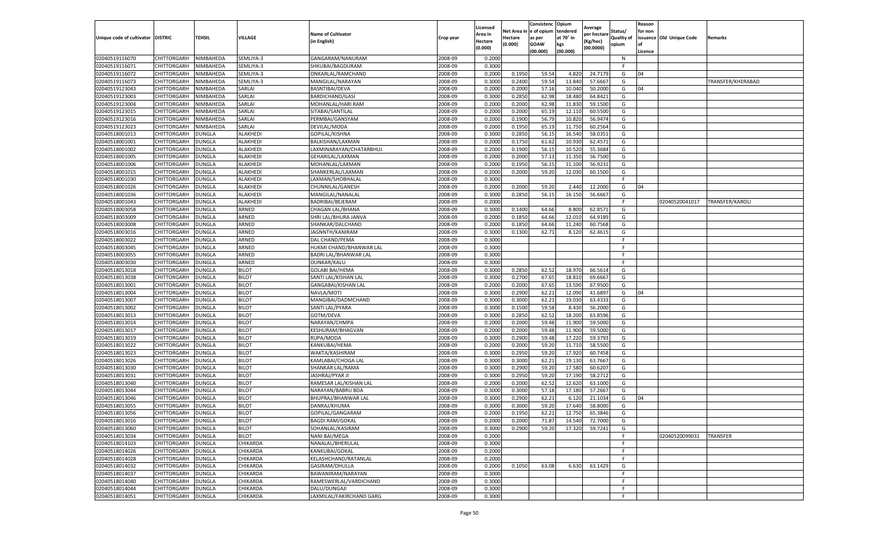| Unique code of cultivator | DISTRIC | TEHSIL | VILLAGE | Name of Cultivator (in English) | Crop year | Licensed Area in Hectare (0.000) | Net Area in Hectare (0.000) | Consistence of opium as per GOAW (00.000) | Opium tendered at 70° in kgs (00.000) | Average per hectare (Kg/hec) (00.0000) | Status/ Quality of opium | Reason for non issuance of Licence | Old Unique Code | Remarks |
|---|---|---|---|---|---|---|---|---|---|---|---|---|---|---|
| 02040519116070 | CHITTORGARH | NIMBAHEDA | SEMLIYA-3 | GANGARAM/NANURAM | 2008-09 | 0.2000 | | | | | N | | | |
| 02040519116071 | CHITTORGARH | NIMBAHEDA | SEMLIYA-3 | SHKUBAI/BAGDURAM | 2008-09 | 0.3000 | | | | | F | | | |
| 02040519116072 | CHITTORGARH | NIMBAHEDA | SEMLIYA-3 | ONKARLAL/RAMCHAND | 2008-09 | 0.2000 | 0.1950 | 59.54 | 4.820 | 24.7179 | G | 04 | | |
| 02040519116073 | CHITTORGARH | NIMBAHEDA | SEMLIYA-3 | MANGILAL/NARAYAN | 2008-09 | 0.3000 | 0.2400 | 59.54 | 13.840 | 57.6667 | G | | | TRANSFER/KHERABAD |
| 02040519123043 | CHITTORGARH | NIMBAHEDA | SARLAI | BASNTIBAI/DEVA | 2008-09 | 0.2000 | 0.2000 | 57.16 | 10.040 | 50.2000 | G | 04 | | |
| 02040519123003 | CHITTORGARH | NIMBAHEDA | SARLAI | BARDICHAND/GASI | 2008-09 | 0.3000 | 0.2850 | 62.98 | 18.480 | 64.8421 | G | | | |
| 02040519123004 | CHITTORGARH | NIMBAHEDA | SARLAI | MOHANLAL/HARI RAM | 2008-09 | 0.2000 | 0.2000 | 62.98 | 11.830 | 59.1500 | G | | | |
| 02040519123015 | CHITTORGARH | NIMBAHEDA | SARLAI | SITABAI/SANTILAL | 2008-09 | 0.2000 | 0.2000 | 65.19 | 12.110 | 60.5500 | G | | | |
| 02040519123016 | CHITTORGARH | NIMBAHEDA | SARLAI | PERMBAI/GANSYAM | 2008-09 | 0.2000 | 0.1900 | 56.79 | 10.820 | 56.9474 | G | | | |
| 02040519123023 | CHITTORGARH | NIMBAHEDA | SARLAI | DEVILAL/MODA | 2008-09 | 0.2000 | 0.1950 | 65.19 | 11.750 | 60.2564 | G | | | |
| 02040518001013 | CHITTORGARH | DUNGLA | ALAKHEDI | GOPILAL/KISHNA | 2008-09 | 0.3000 | 0.2850 | 56.15 | 16.540 | 58.0351 | G | | | |
| 02040518001001 | CHITTORGARH | DUNGLA | ALAKHEDI | BALKISHAN/LAXMAN | 2008-09 | 0.2000 | 0.1750 | 61.62 | 10.930 | 62.4571 | G | | | |
| 02040518001002 | CHITTORGARH | DUNGLA | ALAKHEDI | LAXMINARAYAN/CHATARBHUJ | 2008-09 | 0.2000 | 0.1900 | 56.15 | 10.520 | 55.3684 | G | | | |
| 02040518001005 | CHITTORGARH | DUNGLA | ALAKHEDI | GEHARILAL/LAXMAN | 2008-09 | 0.2000 | 0.2000 | 57.13 | 11.350 | 56.7500 | G | | | |
| 02040518001006 | CHITTORGARH | DUNGLA | ALAKHEDI | MOHANLAL/LAXMAN | 2008-09 | 0.2000 | 0.1950 | 56.15 | 11.100 | 56.9231 | G | | | |
| 02040518001015 | CHITTORGARH | DUNGLA | ALAKHEDI | SHANKERLAL/LAXMAN | 2008-09 | 0.2000 | 0.2000 | 59.20 | 12.030 | 60.1500 | G | | | |
| 02040518001030 | CHITTORGARH | DUNGLA | ALAKHEDI | LAXMAN/SHOBHALAL | 2008-09 | 0.3000 | | | | | F | | | |
| 02040518001026 | CHITTORGARH | DUNGLA | ALAKHEDI | CHUNNILAL/GANESH | 2008-09 | 0.2000 | 0.2000 | 59.20 | 2.440 | 12.2000 | G | 04 | | |
| 02040518001036 | CHITTORGARH | DUNGLA | ALAKHEDI | MANGILAL/NANALAL | 2008-09 | 0.3000 | 0.2850 | 56.15 | 16.150 | 56.6667 | G | | | |
| 02040518001043 | CHITTORGARH | DUNGLA | ALAKHEDI | BADRIBAI/BEJERAM | 2008-09 | 0.2000 | | | | | F | | 02040520041017 | TRANSFER/KAROLI |
| 02040518003058 | CHITTORGARH | DUNGLA | ARNED | CHAGAN LAL/BHANA | 2008-09 | 0.3000 | 0.1400 | 64.66 | 8.800 | 62.8571 | G | | | |
| 02040518003009 | CHITTORGARH | DUNGLA | ARNED | SHRI LAL/BHURA JANVA | 2008-09 | 0.2000 | 0.1850 | 64.66 | 12.010 | 64.9189 | G | | | |
| 02040518003008 | CHITTORGARH | DUNGLA | ARNED | SHANKAR/DALCHAND | 2008-09 | 0.2000 | 0.1850 | 64.66 | 11.240 | 60.7568 | G | | | |
| 02040518003016 | CHITTORGARH | DUNGLA | ARNED | JAGNNTH/KANIRAM | 2008-09 | 0.3000 | 0.1300 | 62.71 | 8.120 | 62.4615 | G | | | |
| 02040518003022 | CHITTORGARH | DUNGLA | ARNED | DAL CHAND/PEMA | 2008-09 | 0.3000 | | | | | F | | | |
| 02040518003045 | CHITTORGARH | DUNGLA | ARNED | HUKMI CHAND/BHANWAR LAL | 2008-09 | 0.3000 | | | | | F | | | |
| 02040518003055 | CHITTORGARH | DUNGLA | ARNED | BADRI LAL/BHANWAR LAL | 2008-09 | 0.3000 | | | | | F | | | |
| 02040518003030 | CHITTORGARH | DUNGLA | ARNED | OUNKAR/KALU | 2008-09 | 0.3000 | | | | | F | | | |
| 02040518013018 | CHITTORGARH | DUNGLA | BILOT | GOLABI BAI/HEMA | 2008-09 | 0.3000 | 0.2850 | 62.52 | 18.970 | 66.5614 | G | | | |
| 02040518013038 | CHITTORGARH | DUNGLA | BILOT | SANTI LAL/KISHAN LAL | 2008-09 | 0.3000 | 0.2700 | 67.65 | 18.810 | 69.6667 | G | | | |
| 02040518013001 | CHITTORGARH | DUNGLA | BILOT | GANGABAI/KISHAN LAL | 2008-09 | 0.2000 | 0.2000 | 67.65 | 13.590 | 67.9500 | G | | | |
| 02040518013004 | CHITTORGARH | DUNGLA | BILOT | NAVLA/MOTI | 2008-09 | 0.3000 | 0.2900 | 62.21 | 12.090 | 41.6897 | G | 04 | | |
| 02040518013007 | CHITTORGARH | DUNGLA | BILOT | MANGIBAI/DADMCHAND | 2008-09 | 0.3000 | 0.3000 | 62.21 | 19.030 | 63.4333 | G | | | |
| 02040518013002 | CHITTORGARH | DUNGLA | BILOT | SANTI LAL/PYARA | 2008-09 | 0.3000 | 0.1500 | 59.58 | 8.430 | 56.2000 | G | | | |
| 02040518013013 | CHITTORGARH | DUNGLA | BILOT | GOTM/DEVA | 2008-09 | 0.3000 | 0.2850 | 62.52 | 18.200 | 63.8596 | G | | | |
| 02040518013014 | CHITTORGARH | DUNGLA | BILOT | NARAYAN/CHMPA | 2008-09 | 0.2000 | 0.2000 | 59.48 | 11.900 | 59.5000 | G | | | |
| 02040518013017 | CHITTORGARH | DUNGLA | BILOT | KESHURAM/BHAGVAN | 2008-09 | 0.2000 | 0.2000 | 59.48 | 11.900 | 59.5000 | G | | | |
| 02040518013019 | CHITTORGARH | DUNGLA | BILOT | RUPA/MODA | 2008-09 | 0.3000 | 0.2900 | 59.48 | 17.220 | 59.3793 | G | | | |
| 02040518013022 | CHITTORGARH | DUNGLA | BILOT | KANKUBAI/HEMA | 2008-09 | 0.2000 | 0.2000 | 59.20 | 11.710 | 58.5500 | G | | | |
| 02040518013023 | CHITTORGARH | DUNGLA | BILOT | WAKTA/KASHIRAM | 2008-09 | 0.3000 | 0.2950 | 59.20 | 17.920 | 60.7458 | G | | | |
| 02040518013026 | CHITTORGARH | DUNGLA | BILOT | KAMLABAI/CHOGA LAL | 2008-09 | 0.3000 | 0.3000 | 62.21 | 19.130 | 63.7667 | G | | | |
| 02040518013030 | CHITTORGARH | DUNGLA | BILOT | SHANKAR LAL/RAMA | 2008-09 | 0.3000 | 0.2900 | 59.20 | 17.580 | 60.6207 | G | | | |
| 02040518013031 | CHITTORGARH | DUNGLA | BILOT | JASHRAJ/PYAR JI | 2008-09 | 0.3000 | 0.2950 | 59.20 | 17.190 | 58.2712 | G | | | |
| 02040518013040 | CHITTORGARH | DUNGLA | BILOT | RAMESAR LAL/KISHAN LAL | 2008-09 | 0.2000 | 0.2000 | 62.52 | 12.620 | 63.1000 | G | | | |
| 02040518013044 | CHITTORGARH | DUNGLA | BILOT | NARAYAN/BABRU BDA | 2008-09 | 0.3000 | 0.3000 | 57.18 | 17.180 | 57.2667 | G | | | |
| 02040518013046 | CHITTORGARH | DUNGLA | BILOT | BHUPRAJ/BHANWAR LAL | 2008-09 | 0.3000 | 0.2900 | 62.21 | 6.120 | 21.1034 | G | 04 | | |
| 02040518013055 | CHITTORGARH | DUNGLA | BILOT | DANRAJ/KHUMA | 2008-09 | 0.3000 | 0.3000 | 59.20 | 17.640 | 58.8000 | G | | | |
| 02040518013056 | CHITTORGARH | DUNGLA | BILOT | GOPILAL/GANGARAM | 2008-09 | 0.2000 | 0.1950 | 62.21 | 12.750 | 65.3846 | G | | | |
| 02040518013016 | CHITTORGARH | DUNGLA | BILOT | BAGDI RAM/GOKAL | 2008-09 | 0.2000 | 0.2000 | 71.87 | 14.540 | 72.7000 | G | | | |
| 02040518013060 | CHITTORGARH | DUNGLA | BILOT | SOHANLAL/KASIRAM | 2008-09 | 0.3000 | 0.2900 | 59.20 | 17.320 | 59.7241 | G | | | |
| 02040518013034 | CHITTORGARH | DUNGLA | BILOT | NANI BAI/MEGA | 2008-09 | 0.2000 | | | | | F | | 02040520099031 | TRANSFER |
| 02040518014103 | CHITTORGARH | DUNGLA | CHIKARDA | NANALAL/BHERULAL | 2008-09 | 0.3000 | | | | | F | | | |
| 02040518014026 | CHITTORGARH | DUNGLA | CHIKARDA | KANKUBAI/GOKAL | 2008-09 | 0.2000 | | | | | F | | | |
| 02040518014028 | CHITTORGARH | DUNGLA | CHIKARDA | KELASHCHAND/RATANLAL | 2008-09 | 0.2000 | | | | | F | | | |
| 02040518014032 | CHITTORGARH | DUNGLA | CHIKARDA | GASIRAM/DHULLA | 2008-09 | 0.2000 | 0.1050 | 63.08 | 6.630 | 63.1429 | G | | | |
| 02040518014037 | CHITTORGARH | DUNGLA | CHIKARDA | BAWANIRAM/NARAYAN | 2008-09 | 0.3000 | | | | | F | | | |
| 02040518014040 | CHITTORGARH | DUNGLA | CHIKARDA | RAMESWERLAL/VARDICHAND | 2008-09 | 0.3000 | | | | | F | | | |
| 02040518014044 | CHITTORGARH | DUNGLA | CHIKARDA | DALU/DUNGAJI | 2008-09 | 0.3000 | | | | | F | | | |
| 02040518014051 | CHITTORGARH | DUNGLA | CHIKARDA | LAXMILAL/FAKIRCHAND GARG | 2008-09 | 0.3000 | | | | | F | | | |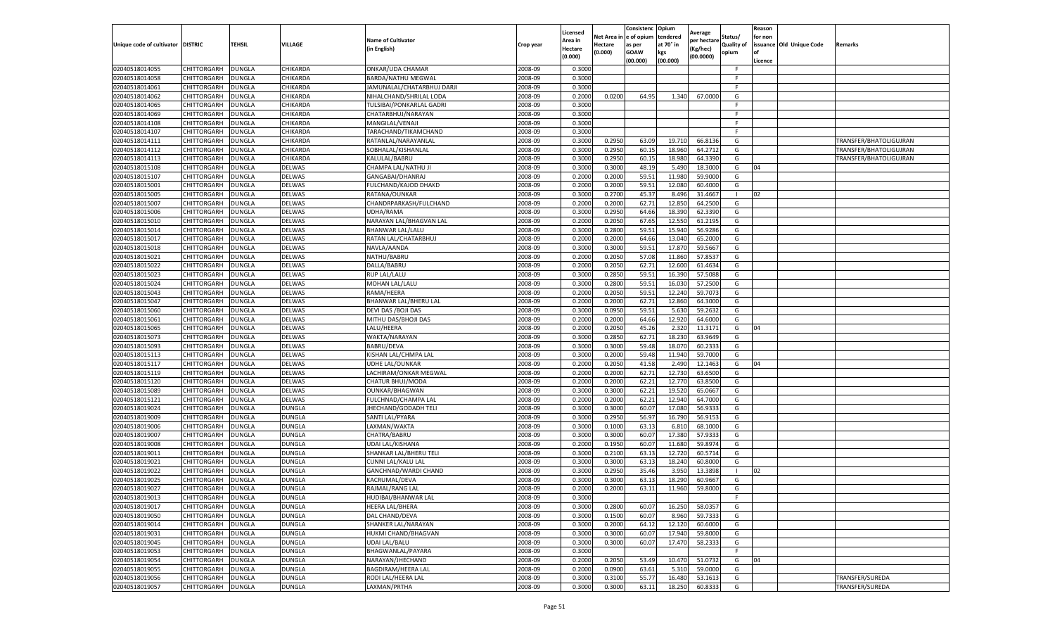| Unique code of cultivator | DISTRIC | TEHSIL | VILLAGE | Name of Cultivator (in English) | Crop year | Licensed Area in Hectare (0.000) | Net Area in Hectare (0.000) | Consistenc e of opium as per GOAW (00.000) | Opium tendered at 70° in kgs (00.000) | Average per hectare (Kg/hec) (00.0000) | Status/ Quality of opium | Reason for non issuance of Licence | Old Unique Code | Remarks |
|---|---|---|---|---|---|---|---|---|---|---|---|---|---|---|
| 02040518014055 | CHITTORGARH | DUNGLA | CHIKARDA | ONKAR/UDA CHAMAR | 2008-09 | 0.3000 | | | | | F | | | |
| 02040518014058 | CHITTORGARH | DUNGLA | CHIKARDA | BARDA/NATHU MEGWAL | 2008-09 | 0.3000 | | | | | F | | | |
| 02040518014061 | CHITTORGARH | DUNGLA | CHIKARDA | JAMUNALAL/CHATARBHUJ DARJI | 2008-09 | 0.3000 | | | | | F | | | |
| 02040518014062 | CHITTORGARH | DUNGLA | CHIKARDA | NIHALCHAND/SHRILAL LODA | 2008-09 | 0.2000 | 0.0200 | 64.95 | 1.340 | 67.0000 | G | | | |
| 02040518014065 | CHITTORGARH | DUNGLA | CHIKARDA | TULSIBAI/PONKARLAL GADRI | 2008-09 | 0.3000 | | | | | F | | | |
| 02040518014069 | CHITTORGARH | DUNGLA | CHIKARDA | CHATARBHUJ/NARAYAN | 2008-09 | 0.3000 | | | | | F | | | |
| 02040518014108 | CHITTORGARH | DUNGLA | CHIKARDA | MANGILAL/VENAJI | 2008-09 | 0.3000 | | | | | F | | | |
| 02040518014107 | CHITTORGARH | DUNGLA | CHIKARDA | TARACHAND/TIKAMCHAND | 2008-09 | 0.3000 | | | | | F | | | |
| 02040518014111 | CHITTORGARH | DUNGLA | CHIKARDA | RATANLAL/NARAYANLAL | 2008-09 | 0.3000 | 0.2950 | 63.09 | 19.710 | 66.8136 | G | | | TRANSFER/BHATOLIGUJRAN |
| 02040518014112 | CHITTORGARH | DUNGLA | CHIKARDA | SOBHALAL/KISHANLAL | 2008-09 | 0.3000 | 0.2950 | 60.15 | 18.960 | 64.2712 | G | | | TRANSFER/BHATOLIGUJRAN |
| 02040518014113 | CHITTORGARH | DUNGLA | CHIKARDA | KALULAL/BABRU | 2008-09 | 0.3000 | 0.2950 | 60.15 | 18.980 | 64.3390 | G | | | TRANSFER/BHATOLIGUJRAN |
| 02040518015108 | CHITTORGARH | DUNGLA | DELWAS | CHAMPA LAL/NATHU JI | 2008-09 | 0.3000 | 0.3000 | 48.19 | 5.490 | 18.3000 | G | 04 | | |
| 02040518015107 | CHITTORGARH | DUNGLA | DELWAS | GANGABAI/DHANRAJ | 2008-09 | 0.2000 | 0.2000 | 59.51 | 11.980 | 59.9000 | G | | | |
| 02040518015001 | CHITTORGARH | DUNGLA | DELWAS | FULCHAND/KAJOD DHAKD | 2008-09 | 0.2000 | 0.2000 | 59.51 | 12.080 | 60.4000 | G | | | |
| 02040518015005 | CHITTORGARH | DUNGLA | DELWAS | RATANA/OUNKAR | 2008-09 | 0.3000 | 0.2700 | 45.37 | 8.496 | 31.4667 | I | 02 | | |
| 02040518015007 | CHITTORGARH | DUNGLA | DELWAS | CHANDRPARKASH/FULCHAND | 2008-09 | 0.2000 | 0.2000 | 62.71 | 12.850 | 64.2500 | G | | | |
| 02040518015006 | CHITTORGARH | DUNGLA | DELWAS | UDHA/RAMA | 2008-09 | 0.3000 | 0.2950 | 64.66 | 18.390 | 62.3390 | G | | | |
| 02040518015010 | CHITTORGARH | DUNGLA | DELWAS | NARAYAN LAL/BHAGVAN LAL | 2008-09 | 0.2000 | 0.2050 | 67.65 | 12.550 | 61.2195 | G | | | |
| 02040518015014 | CHITTORGARH | DUNGLA | DELWAS | BHANWAR LAL/LALU | 2008-09 | 0.3000 | 0.2800 | 59.51 | 15.940 | 56.9286 | G | | | |
| 02040518015017 | CHITTORGARH | DUNGLA | DELWAS | RATAN LAL/CHATARBHUJ | 2008-09 | 0.2000 | 0.2000 | 64.66 | 13.040 | 65.2000 | G | | | |
| 02040518015018 | CHITTORGARH | DUNGLA | DELWAS | NAVLA/AANDA | 2008-09 | 0.3000 | 0.3000 | 59.51 | 17.870 | 59.5667 | G | | | |
| 02040518015021 | CHITTORGARH | DUNGLA | DELWAS | NATHU/BABRU | 2008-09 | 0.2000 | 0.2050 | 57.08 | 11.860 | 57.8537 | G | | | |
| 02040518015022 | CHITTORGARH | DUNGLA | DELWAS | DALLA/BABRU | 2008-09 | 0.2000 | 0.2050 | 62.71 | 12.600 | 61.4634 | G | | | |
| 02040518015023 | CHITTORGARH | DUNGLA | DELWAS | RUP LAL/LALU | 2008-09 | 0.3000 | 0.2850 | 59.51 | 16.390 | 57.5088 | G | | | |
| 02040518015024 | CHITTORGARH | DUNGLA | DELWAS | MOHAN LAL/LALU | 2008-09 | 0.3000 | 0.2800 | 59.51 | 16.030 | 57.2500 | G | | | |
| 02040518015043 | CHITTORGARH | DUNGLA | DELWAS | RAMA/HEERA | 2008-09 | 0.2000 | 0.2050 | 59.51 | 12.240 | 59.7073 | G | | | |
| 02040518015047 | CHITTORGARH | DUNGLA | DELWAS | BHANWAR LAL/BHERU LAL | 2008-09 | 0.2000 | 0.2000 | 62.71 | 12.860 | 64.3000 | G | | | |
| 02040518015060 | CHITTORGARH | DUNGLA | DELWAS | DEVI DAS /BOJI DAS | 2008-09 | 0.3000 | 0.0950 | 59.51 | 5.630 | 59.2632 | G | | | |
| 02040518015061 | CHITTORGARH | DUNGLA | DELWAS | MITHU DAS/BHOJI DAS | 2008-09 | 0.2000 | 0.2000 | 64.66 | 12.920 | 64.6000 | G | | | |
| 02040518015065 | CHITTORGARH | DUNGLA | DELWAS | LALU/HEERA | 2008-09 | 0.2000 | 0.2050 | 45.26 | 2.320 | 11.3171 | G | 04 | | |
| 02040518015073 | CHITTORGARH | DUNGLA | DELWAS | WAKTA/NARAYAN | 2008-09 | 0.3000 | 0.2850 | 62.71 | 18.230 | 63.9649 | G | | | |
| 02040518015093 | CHITTORGARH | DUNGLA | DELWAS | BABRU/DEVA | 2008-09 | 0.3000 | 0.3000 | 59.48 | 18.070 | 60.2333 | G | | | |
| 02040518015113 | CHITTORGARH | DUNGLA | DELWAS | KISHAN LAL/CHMPA LAL | 2008-09 | 0.3000 | 0.2000 | 59.48 | 11.940 | 59.7000 | G | | | |
| 02040518015117 | CHITTORGARH | DUNGLA | DELWAS | UDHE LAL/OUNKAR | 2008-09 | 0.2000 | 0.2050 | 41.58 | 2.490 | 12.1463 | G | 04 | | |
| 02040518015119 | CHITTORGARH | DUNGLA | DELWAS | LACHIRAM/ONKAR MEGWAL | 2008-09 | 0.2000 | 0.2000 | 62.71 | 12.730 | 63.6500 | G | | | |
| 02040518015120 | CHITTORGARH | DUNGLA | DELWAS | CHATUR BHUJ/MODA | 2008-09 | 0.2000 | 0.2000 | 62.21 | 12.770 | 63.8500 | G | | | |
| 02040518015089 | CHITTORGARH | DUNGLA | DELWAS | OUNKAR/BHAGWAN | 2008-09 | 0.3000 | 0.3000 | 62.21 | 19.520 | 65.0667 | G | | | |
| 02040518015121 | CHITTORGARH | DUNGLA | DELWAS | FULCHNAD/CHAMPA LAL | 2008-09 | 0.2000 | 0.2000 | 62.21 | 12.940 | 64.7000 | G | | | |
| 02040518019024 | CHITTORGARH | DUNGLA | DUNGLA | JHECHAND/GODADH TELI | 2008-09 | 0.3000 | 0.3000 | 60.07 | 17.080 | 56.9333 | G | | | |
| 02040518019009 | CHITTORGARH | DUNGLA | DUNGLA | SANTI LAL/PYARA | 2008-09 | 0.3000 | 0.2950 | 56.97 | 16.790 | 56.9153 | G | | | |
| 02040518019006 | CHITTORGARH | DUNGLA | DUNGLA | LAXMAN/WAKTA | 2008-09 | 0.3000 | 0.1000 | 63.13 | 6.810 | 68.1000 | G | | | |
| 02040518019007 | CHITTORGARH | DUNGLA | DUNGLA | CHATRA/BABRU | 2008-09 | 0.3000 | 0.3000 | 60.07 | 17.380 | 57.9333 | G | | | |
| 02040518019008 | CHITTORGARH | DUNGLA | DUNGLA | UDAI LAL/KISHANA | 2008-09 | 0.2000 | 0.1950 | 60.07 | 11.680 | 59.8974 | G | | | |
| 02040518019011 | CHITTORGARH | DUNGLA | DUNGLA | SHANKAR LAL/BHERU TELI | 2008-09 | 0.3000 | 0.2100 | 63.13 | 12.720 | 60.5714 | G | | | |
| 02040518019021 | CHITTORGARH | DUNGLA | DUNGLA | CUNNI LAL/KALU LAL | 2008-09 | 0.3000 | 0.3000 | 63.13 | 18.240 | 60.8000 | G | | | |
| 02040518019022 | CHITTORGARH | DUNGLA | DUNGLA | GANCHNAD/WARDI CHAND | 2008-09 | 0.3000 | 0.2950 | 35.46 | 3.950 | 13.3898 | I | 02 | | |
| 02040518019025 | CHITTORGARH | DUNGLA | DUNGLA | KACRUMAL/DEVA | 2008-09 | 0.3000 | 0.3000 | 63.13 | 18.290 | 60.9667 | G | | | |
| 02040518019027 | CHITTORGARH | DUNGLA | DUNGLA | RAJMAL/RANG LAL | 2008-09 | 0.2000 | 0.2000 | 63.11 | 11.960 | 59.8000 | G | | | |
| 02040518019013 | CHITTORGARH | DUNGLA | DUNGLA | HUDIBAI/BHANWAR LAL | 2008-09 | 0.3000 | | | | | F | | | |
| 02040518019017 | CHITTORGARH | DUNGLA | DUNGLA | HEERA LAL/BHERA | 2008-09 | 0.3000 | 0.2800 | 60.07 | 16.250 | 58.0357 | G | | | |
| 02040518019050 | CHITTORGARH | DUNGLA | DUNGLA | DAL CHAND/DEVA | 2008-09 | 0.3000 | 0.1500 | 60.07 | 8.960 | 59.7333 | G | | | |
| 02040518019014 | CHITTORGARH | DUNGLA | DUNGLA | SHANKER LAL/NARAYAN | 2008-09 | 0.3000 | 0.2000 | 64.12 | 12.120 | 60.6000 | G | | | |
| 02040518019031 | CHITTORGARH | DUNGLA | DUNGLA | HUKMI CHAND/BHAGVAN | 2008-09 | 0.3000 | 0.3000 | 60.07 | 17.940 | 59.8000 | G | | | |
| 02040518019045 | CHITTORGARH | DUNGLA | DUNGLA | UDAI LAL/BALU | 2008-09 | 0.3000 | 0.3000 | 60.07 | 17.470 | 58.2333 | G | | | |
| 02040518019053 | CHITTORGARH | DUNGLA | DUNGLA | BHAGWANLAL/PAYARA | 2008-09 | 0.3000 | | | | | F | | | |
| 02040518019054 | CHITTORGARH | DUNGLA | DUNGLA | NARAYAN/JHECHAND | 2008-09 | 0.2000 | 0.2050 | 53.49 | 10.470 | 51.0732 | G | 04 | | |
| 02040518019055 | CHITTORGARH | DUNGLA | DUNGLA | BAGDIRAM/HEERA LAL | 2008-09 | 0.2000 | 0.0900 | 63.61 | 5.310 | 59.0000 | G | | | |
| 02040518019056 | CHITTORGARH | DUNGLA | DUNGLA | RODI LAL/HEERA LAL | 2008-09 | 0.3000 | 0.3100 | 55.77 | 16.480 | 53.1613 | G | | | TRANSFER/SUREDA |
| 02040518019057 | CHITTORGARH | DUNGLA | DUNGLA | LAXMAN/PRTHA | 2008-09 | 0.3000 | 0.3000 | 63.11 | 18.250 | 60.8333 | G | | | TRANSFER/SUREDA |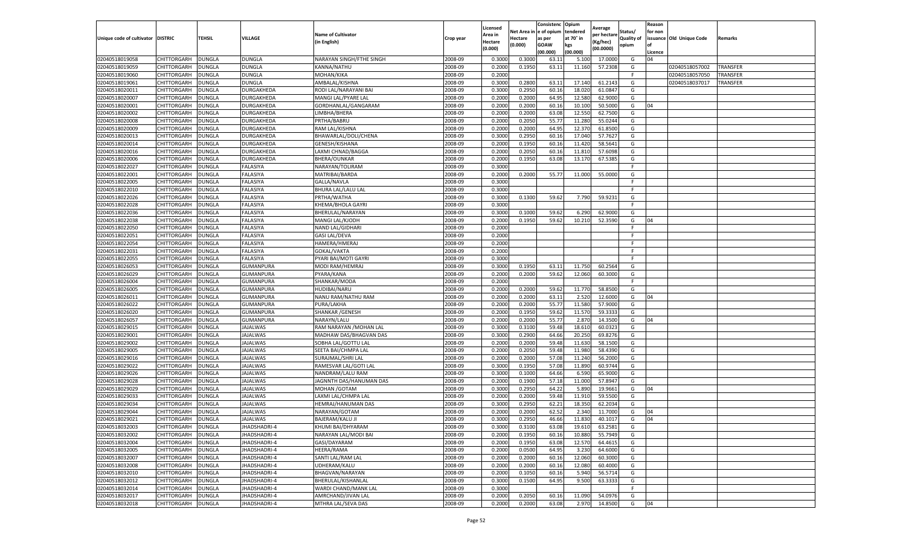| Unique code of cultivator | DISTRIC | TEHSIL | VILLAGE | Name of Cultivator (in English) | Crop year | Licensed Area in Hectare (0.000) | Net Area in Hectare (0.000) | Consistence of opium as per GOAW (00.000) | Opium tendered at 70° in kgs (00.000) | Average per hectare (Kg/hec) (00.0000) | Status/ Quality of opium | Reason for non issuance of Licence | Old Unique Code | Remarks |
|---|---|---|---|---|---|---|---|---|---|---|---|---|---|---|
| 02040518019058 | CHITTORGARH | DUNGLA | DUNGLA | NARAYAN SINGH/FTHE SINGH | 2008-09 | 0.3000 | 0.3000 | 63.11 | 5.100 | 17.0000 | G | 04 | | |
| 02040518019059 | CHITTORGARH | DUNGLA | DUNGLA | KANNA/NATHU | 2008-09 | 0.2000 | 0.1950 | 63.11 | 11.160 | 57.2308 | G | | 02040518057002 | TRANSFER |
| 02040518019060 | CHITTORGARH | DUNGLA | DUNGLA | MOHAN/KIKA | 2008-09 | 0.2000 | | | | | F | | 02040518057050 | TRANSFER |
| 02040518019061 | CHITTORGARH | DUNGLA | DUNGLA | AMBALAL/KISHNA | 2008-09 | 0.3000 | 0.2800 | 63.11 | 17.140 | 61.2143 | G | | 02040518037017 | TRANSFER |
| 02040518020011 | CHITTORGARH | DUNGLA | DURGAKHEDA | RODI LAL/NARAYANI BAI | 2008-09 | 0.3000 | 0.2950 | 60.16 | 18.020 | 61.0847 | G | | | |
| 02040518020007 | CHITTORGARH | DUNGLA | DURGAKHEDA | MANGI LAL/PYARE LAL | 2008-09 | 0.2000 | 0.2000 | 64.95 | 12.580 | 62.9000 | G | | | |
| 02040518020001 | CHITTORGARH | DUNGLA | DURGAKHEDA | GORDHANLAL/GANGARAM | 2008-09 | 0.2000 | 0.2000 | 60.16 | 10.100 | 50.5000 | G | 04 | | |
| 02040518020002 | CHITTORGARH | DUNGLA | DURGAKHEDA | LIMBHA/BHERA | 2008-09 | 0.2000 | 0.2000 | 63.08 | 12.550 | 62.7500 | G | | | |
| 02040518020008 | CHITTORGARH | DUNGLA | DURGAKHEDA | PRTHA/BABRU | 2008-09 | 0.2000 | 0.2050 | 55.77 | 11.280 | 55.0244 | G | | | |
| 02040518020009 | CHITTORGARH | DUNGLA | DURGAKHEDA | RAM LAL/KISHNA | 2008-09 | 0.2000 | 0.2000 | 64.95 | 12.370 | 61.8500 | G | | | |
| 02040518020013 | CHITTORGARH | DUNGLA | DURGAKHEDA | BHAWARLAL/DOLI/CHENA | 2008-09 | 0.3000 | 0.2950 | 60.16 | 17.040 | 57.7627 | G | | | |
| 02040518020014 | CHITTORGARH | DUNGLA | DURGAKHEDA | GENESH/KISHANA | 2008-09 | 0.2000 | 0.1950 | 60.16 | 11.420 | 58.5641 | G | | | |
| 02040518020016 | CHITTORGARH | DUNGLA | DURGAKHEDA | LAXMI CHNAD/BAGGA | 2008-09 | 0.2000 | 0.2050 | 60.16 | 11.810 | 57.6098 | G | | | |
| 02040518020006 | CHITTORGARH | DUNGLA | DURGAKHEDA | BHERA/OUNKAR | 2008-09 | 0.2000 | 0.1950 | 63.08 | 13.170 | 67.5385 | G | | | |
| 02040518022027 | CHITTORGARH | DUNGLA | FALASIYA | NARAYAN/TOLIRAM | 2008-09 | 0.3000 | | | | | F | | | |
| 02040518022001 | CHITTORGARH | DUNGLA | FALASIYA | MATRIBAI/BARDA | 2008-09 | 0.2000 | 0.2000 | 55.77 | 11.000 | 55.0000 | G | | | |
| 02040518022005 | CHITTORGARH | DUNGLA | FALASIYA | GALLA/NAVLA | 2008-09 | 0.3000 | | | | | F | | | |
| 02040518022010 | CHITTORGARH | DUNGLA | FALASIYA | BHURA LAL/LALU LAL | 2008-09 | 0.3000 | | | | | F | | | |
| 02040518022026 | CHITTORGARH | DUNGLA | FALASIYA | PRTHA/WATHA | 2008-09 | 0.3000 | 0.1300 | 59.62 | 7.790 | 59.9231 | G | | | |
| 02040518022028 | CHITTORGARH | DUNGLA | FALASIYA | KHEMA/BHOLA GAYRI | 2008-09 | 0.3000 | | | | | F | | | |
| 02040518022036 | CHITTORGARH | DUNGLA | FALASIYA | BHERULAL/NARAYAN | 2008-09 | 0.3000 | 0.1000 | 59.62 | 6.290 | 62.9000 | G | | | |
| 02040518022038 | CHITTORGARH | DUNGLA | FALASIYA | MANGI LAL/KJODH | 2008-09 | 0.2000 | 0.1950 | 59.62 | 10.210 | 52.3590 | G | 04 | | |
| 02040518022050 | CHITTORGARH | DUNGLA | FALASIYA | NAND LAL/GIDHARI | 2008-09 | 0.2000 | | | | | F | | | |
| 02040518022051 | CHITTORGARH | DUNGLA | FALASIYA | GASI LAL/DEVA | 2008-09 | 0.2000 | | | | | F | | | |
| 02040518022054 | CHITTORGARH | DUNGLA | FALASIYA | HAMERA/HMERAJ | 2008-09 | 0.2000 | | | | | F | | | |
| 02040518022031 | CHITTORGARH | DUNGLA | FALASIYA | GOKAL/VAKTA | 2008-09 | 0.2000 | | | | | F | | | |
| 02040518022055 | CHITTORGARH | DUNGLA | FALASIYA | PYARI BAI/MOTI GAYRI | 2008-09 | 0.3000 | | | | | F | | | |
| 02040518026053 | CHITTORGARH | DUNGLA | GUMANPURA | MODI RAM/HEMRAJ | 2008-09 | 0.3000 | 0.1950 | 63.11 | 11.750 | 60.2564 | G | | | |
| 02040518026029 | CHITTORGARH | DUNGLA | GUMANPURA | PYARA/KANA | 2008-09 | 0.2000 | 0.2000 | 59.62 | 12.060 | 60.3000 | G | | | |
| 02040518026004 | CHITTORGARH | DUNGLA | GUMANPURA | SHANKAR/MODA | 2008-09 | 0.2000 | | | | | F | | | |
| 02040518026005 | CHITTORGARH | DUNGLA | GUMANPURA | HUDIBAI/NARU | 2008-09 | 0.2000 | 0.2000 | 59.62 | 11.770 | 58.8500 | G | | | |
| 02040518026011 | CHITTORGARH | DUNGLA | GUMANPURA | NANU RAM/NATHU RAM | 2008-09 | 0.2000 | 0.2000 | 63.11 | 2.520 | 12.6000 | G | 04 | | |
| 02040518026022 | CHITTORGARH | DUNGLA | GUMANPURA | PURA/LAKHA | 2008-09 | 0.2000 | 0.2000 | 55.77 | 11.580 | 57.9000 | G | | | |
| 02040518026020 | CHITTORGARH | DUNGLA | GUMANPURA | SHANKAR /GENESH | 2008-09 | 0.2000 | 0.1950 | 59.62 | 11.570 | 59.3333 | G | | | |
| 02040518026057 | CHITTORGARH | DUNGLA | GUMANPURA | NARAYN/LALU | 2008-09 | 0.2000 | 0.2000 | 55.77 | 2.870 | 14.3500 | G | 04 | | |
| 02040518029015 | CHITTORGARH | DUNGLA | JAJALWAS | RAM NARAYAN /MOHAN LAL | 2008-09 | 0.3000 | 0.3100 | 59.48 | 18.610 | 60.0323 | G | | | |
| 02040518029001 | CHITTORGARH | DUNGLA | JAJALWAS | MADHAW DAS/BHAGVAN DAS | 2008-09 | 0.3000 | 0.2900 | 64.66 | 20.250 | 69.8276 | G | | | |
| 02040518029002 | CHITTORGARH | DUNGLA | JAJALWAS | SOBHA LAL/GOTTU LAL | 2008-09 | 0.2000 | 0.2000 | 59.48 | 11.630 | 58.1500 | G | | | |
| 02040518029005 | CHITTORGARH | DUNGLA | JAJALWAS | SEETA BAI/CHMPA LAL | 2008-09 | 0.2000 | 0.2050 | 59.48 | 11.980 | 58.4390 | G | | | |
| 02040518029016 | CHITTORGARH | DUNGLA | JAJALWAS | SURAJMAL/SHRI LAL | 2008-09 | 0.2000 | 0.2000 | 57.08 | 11.240 | 56.2000 | G | | | |
| 02040518029022 | CHITTORGARH | DUNGLA | JAJALWAS | RAMESVAR LAL/GOTI LAL | 2008-09 | 0.3000 | 0.1950 | 57.08 | 11.890 | 60.9744 | G | | | |
| 02040518029026 | CHITTORGARH | DUNGLA | JAJALWAS | NANDRAM/LALU RAM | 2008-09 | 0.3000 | 0.1000 | 64.66 | 6.590 | 65.9000 | G | | | |
| 02040518029028 | CHITTORGARH | DUNGLA | JAJALWAS | JAGNNTH DAS/HANUMAN DAS | 2008-09 | 0.2000 | 0.1900 | 57.18 | 11.000 | 57.8947 | G | | | |
| 02040518029029 | CHITTORGARH | DUNGLA | JAJALWAS | MOHAN /GOTAM | 2008-09 | 0.3000 | 0.2950 | 64.22 | 5.890 | 19.9661 | G | 04 | | |
| 02040518029033 | CHITTORGARH | DUNGLA | JAJALWAS | LAXMI LAL/CHMPA LAL | 2008-09 | 0.2000 | 0.2000 | 59.48 | 11.910 | 59.5500 | G | | | |
| 02040518029034 | CHITTORGARH | DUNGLA | JAJALWAS | HEMRAJ/HANUMAN DAS | 2008-09 | 0.3000 | 0.2950 | 62.21 | 18.350 | 62.2034 | G | | | |
| 02040518029044 | CHITTORGARH | DUNGLA | JAJALWAS | NARAYAN/GOTAM | 2008-09 | 0.2000 | 0.2000 | 62.52 | 2.340 | 11.7000 | G | 04 | | |
| 02040518029021 | CHITTORGARH | DUNGLA | JAJALWAS | BAJERAM/KALU JI | 2008-09 | 0.3000 | 0.2950 | 46.66 | 11.830 | 40.1017 | G | 04 | | |
| 02040518032003 | CHITTORGARH | DUNGLA | JHADSHADRI-4 | KHUMI BAI/DHYARAM | 2008-09 | 0.3000 | 0.3100 | 63.08 | 19.610 | 63.2581 | G | | | |
| 02040518032002 | CHITTORGARH | DUNGLA | JHADSHADRI-4 | NARAYAN LAL/MODI BAI | 2008-09 | 0.2000 | 0.1950 | 60.16 | 10.880 | 55.7949 | G | | | |
| 02040518032004 | CHITTORGARH | DUNGLA | JHADSHADRI-4 | GASI/DAYARAM | 2008-09 | 0.2000 | 0.1950 | 63.08 | 12.570 | 64.4615 | G | | | |
| 02040518032005 | CHITTORGARH | DUNGLA | JHADSHADRI-4 | HEERA/RAMA | 2008-09 | 0.2000 | 0.0500 | 64.95 | 3.230 | 64.6000 | G | | | |
| 02040518032007 | CHITTORGARH | DUNGLA | JHADSHADRI-4 | SANTI LAL/RAM LAL | 2008-09 | 0.2000 | 0.2000 | 60.16 | 12.060 | 60.3000 | G | | | |
| 02040518032008 | CHITTORGARH | DUNGLA | JHADSHADRI-4 | UDHERAM/KALU | 2008-09 | 0.2000 | 0.2000 | 60.16 | 12.080 | 60.4000 | G | | | |
| 02040518032010 | CHITTORGARH | DUNGLA | JHADSHADRI-4 | BHAGVAN/NARAYAN | 2008-09 | 0.2000 | 0.1050 | 60.16 | 5.940 | 56.5714 | G | | | |
| 02040518032012 | CHITTORGARH | DUNGLA | JHADSHADRI-4 | BHERULAL/KISHANLAL | 2008-09 | 0.3000 | 0.1500 | 64.95 | 9.500 | 63.3333 | G | | | |
| 02040518032014 | CHITTORGARH | DUNGLA | JHADSHADRI-4 | WARDI CHAND/MANK LAL | 2008-09 | 0.3000 | | | | | F | | | |
| 02040518032017 | CHITTORGARH | DUNGLA | JHADSHADRI-4 | AMRCHAND/JIVAN LAL | 2008-09 | 0.2000 | 0.2050 | 60.16 | 11.090 | 54.0976 | G | | | |
| 02040518032018 | CHITTORGARH | DUNGLA | JHADSHADRI-4 | MTHRA LAL/SEVA DAS | 2008-09 | 0.2000 | 0.2000 | 63.08 | 2.970 | 14.8500 | G | 04 | | |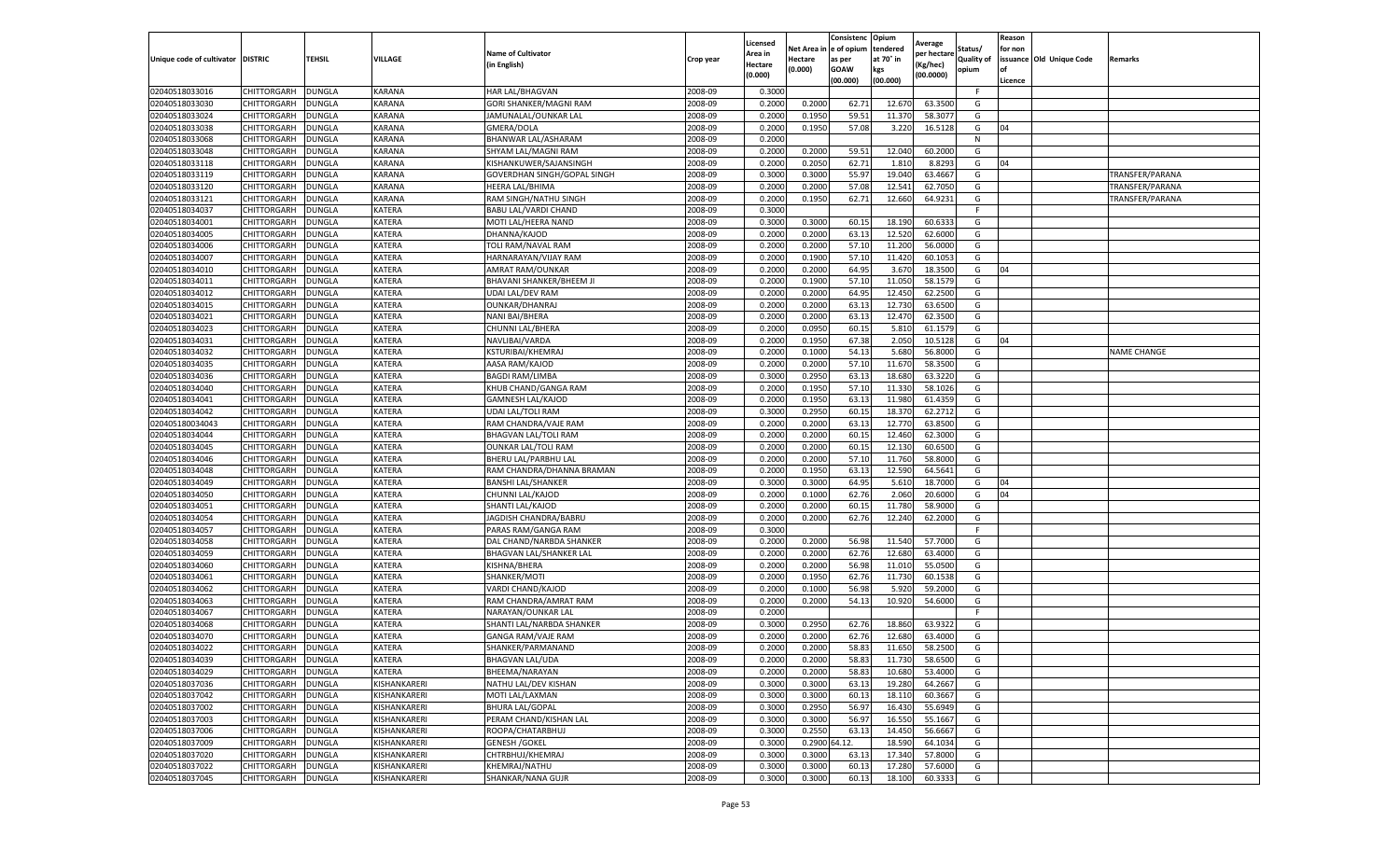| Unique code of cultivator | DISTRIC | TEHSIL | VILLAGE | Name of Cultivator (in English) | Crop year | Licensed Area in Hectare (0.000) | Net Area in Hectare (0.000) | Consistenc e of opium as per GOAW kgs (00.000) | Opium tendered at 70° in kgs (00.000) | Average per hectare (Kg/hec) (00.0000) | Status/ Quality of opium | Reason for non issuance of Licence | Old Unique Code | Remarks |
|---|---|---|---|---|---|---|---|---|---|---|---|---|---|---|
| 02040518033016 | CHITTORGARH | DUNGLA | KARANA | HAR LAL/BHAGVAN | 2008-09 | 0.3000 | | | | | F | | | |
| 02040518033030 | CHITTORGARH | DUNGLA | KARANA | GORI SHANKER/MAGNI RAM | 2008-09 | 0.2000 | 0.2000 | 62.71 | 12.670 | 63.3500 | G | | | |
| 02040518033024 | CHITTORGARH | DUNGLA | KARANA | JAMUNALAL/OUNKAR LAL | 2008-09 | 0.2000 | 0.1950 | 59.51 | 11.370 | 58.3077 | G | | | |
| 02040518033038 | CHITTORGARH | DUNGLA | KARANA | GMERA/DOLA | 2008-09 | 0.2000 | 0.1950 | 57.08 | 3.220 | 16.5128 | G | 04 | | |
| 02040518033068 | CHITTORGARH | DUNGLA | KARANA | BHANWAR LAL/ASHARAM | 2008-09 | 0.2000 | | | | | N | | | |
| 02040518033048 | CHITTORGARH | DUNGLA | KARANA | SHYAM LAL/MAGNI RAM | 2008-09 | 0.2000 | 0.2000 | 59.51 | 12.040 | 60.2000 | G | | | |
| 02040518033118 | CHITTORGARH | DUNGLA | KARANA | KISHANKUWER/SAJANSINGH | 2008-09 | 0.2000 | 0.2050 | 62.71 | 1.810 | 8.8293 | G | 04 | | |
| 02040518033119 | CHITTORGARH | DUNGLA | KARANA | GOVERDHAN SINGH/GOPAL SINGH | 2008-09 | 0.3000 | 0.3000 | 55.97 | 19.040 | 63.4667 | G | | | TRANSFER/PARANA |
| 02040518033120 | CHITTORGARH | DUNGLA | KARANA | HEERA LAL/BHIMA | 2008-09 | 0.2000 | 0.2000 | 57.08 | 12.541 | 62.7050 | G | | | TRANSFER/PARANA |
| 02040518033121 | CHITTORGARH | DUNGLA | KARANA | RAM SINGH/NATHU SINGH | 2008-09 | 0.2000 | 0.1950 | 62.71 | 12.660 | 64.9231 | G | | | TRANSFER/PARANA |
| 02040518034037 | CHITTORGARH | DUNGLA | KATERA | BABU LAL/VARDI CHAND | 2008-09 | 0.3000 | | | | | F | | | |
| 02040518034001 | CHITTORGARH | DUNGLA | KATERA | MOTI LAL/HEERA NAND | 2008-09 | 0.3000 | 0.3000 | 60.15 | 18.190 | 60.6333 | G | | | |
| 02040518034005 | CHITTORGARH | DUNGLA | KATERA | DHANNA/KAJOD | 2008-09 | 0.2000 | 0.2000 | 63.13 | 12.520 | 62.6000 | G | | | |
| 02040518034006 | CHITTORGARH | DUNGLA | KATERA | TOLI RAM/NAVAL RAM | 2008-09 | 0.2000 | 0.2000 | 57.10 | 11.200 | 56.0000 | G | | | |
| 02040518034007 | CHITTORGARH | DUNGLA | KATERA | HARNARAYAN/VIJAY RAM | 2008-09 | 0.2000 | 0.1900 | 57.10 | 11.420 | 60.1053 | G | | | |
| 02040518034010 | CHITTORGARH | DUNGLA | KATERA | AMRAT RAM/OUNKAR | 2008-09 | 0.2000 | 0.2000 | 64.95 | 3.670 | 18.3500 | G | 04 | | |
| 02040518034011 | CHITTORGARH | DUNGLA | KATERA | BHAVANI SHANKER/BHEEM JI | 2008-09 | 0.2000 | 0.1900 | 57.10 | 11.050 | 58.1579 | G | | | |
| 02040518034012 | CHITTORGARH | DUNGLA | KATERA | UDAI LAL/DEV RAM | 2008-09 | 0.2000 | 0.2000 | 64.95 | 12.450 | 62.2500 | G | | | |
| 02040518034015 | CHITTORGARH | DUNGLA | KATERA | OUNKAR/DHANRAJ | 2008-09 | 0.2000 | 0.2000 | 63.13 | 12.730 | 63.6500 | G | | | |
| 02040518034021 | CHITTORGARH | DUNGLA | KATERA | NANI BAI/BHERA | 2008-09 | 0.2000 | 0.2000 | 63.13 | 12.470 | 62.3500 | G | | | |
| 02040518034023 | CHITTORGARH | DUNGLA | KATERA | CHUNNI LAL/BHERA | 2008-09 | 0.2000 | 0.0950 | 60.15 | 5.810 | 61.1579 | G | | | |
| 02040518034031 | CHITTORGARH | DUNGLA | KATERA | NAVLIBAI/VARDA | 2008-09 | 0.2000 | 0.1950 | 67.38 | 2.050 | 10.5128 | G | 04 | | |
| 02040518034032 | CHITTORGARH | DUNGLA | KATERA | KSTURIBAI/KHEMRAJ | 2008-09 | 0.2000 | 0.1000 | 54.13 | 5.680 | 56.8000 | G | | | NAME CHANGE |
| 02040518034035 | CHITTORGARH | DUNGLA | KATERA | AASA RAM/KAJOD | 2008-09 | 0.2000 | 0.2000 | 57.10 | 11.670 | 58.3500 | G | | | |
| 02040518034036 | CHITTORGARH | DUNGLA | KATERA | BAGDI RAM/LIMBA | 2008-09 | 0.3000 | 0.2950 | 63.13 | 18.680 | 63.3220 | G | | | |
| 02040518034040 | CHITTORGARH | DUNGLA | KATERA | KHUB CHAND/GANGA RAM | 2008-09 | 0.2000 | 0.1950 | 57.10 | 11.330 | 58.1026 | G | | | |
| 02040518034041 | CHITTORGARH | DUNGLA | KATERA | GAMNESH LAL/KAJOD | 2008-09 | 0.2000 | 0.1950 | 63.13 | 11.980 | 61.4359 | G | | | |
| 02040518034042 | CHITTORGARH | DUNGLA | KATERA | UDAI LAL/TOLI RAM | 2008-09 | 0.3000 | 0.2950 | 60.15 | 18.370 | 62.2712 | G | | | |
| 020405180034043 | CHITTORGARH | DUNGLA | KATERA | RAM CHANDRA/VAJE RAM | 2008-09 | 0.2000 | 0.2000 | 63.13 | 12.770 | 63.8500 | G | | | |
| 02040518034044 | CHITTORGARH | DUNGLA | KATERA | BHAGVAN LAL/TOLI RAM | 2008-09 | 0.2000 | 0.2000 | 60.15 | 12.460 | 62.3000 | G | | | |
| 02040518034045 | CHITTORGARH | DUNGLA | KATERA | OUNKAR LAL/TOLI RAM | 2008-09 | 0.2000 | 0.2000 | 60.15 | 12.130 | 60.6500 | G | | | |
| 02040518034046 | CHITTORGARH | DUNGLA | KATERA | BHERU LAL/PARBHU LAL | 2008-09 | 0.2000 | 0.2000 | 57.10 | 11.760 | 58.8000 | G | | | |
| 02040518034048 | CHITTORGARH | DUNGLA | KATERA | RAM CHANDRA/DHANNA BRAMAN | 2008-09 | 0.2000 | 0.1950 | 63.13 | 12.590 | 64.5641 | G | | | |
| 02040518034049 | CHITTORGARH | DUNGLA | KATERA | BANSHI LAL/SHANKER | 2008-09 | 0.3000 | 0.3000 | 64.95 | 5.610 | 18.7000 | G | 04 | | |
| 02040518034050 | CHITTORGARH | DUNGLA | KATERA | CHUNNI LAL/KAJOD | 2008-09 | 0.2000 | 0.1000 | 62.76 | 2.060 | 20.6000 | G | 04 | | |
| 02040518034051 | CHITTORGARH | DUNGLA | KATERA | SHANTI LAL/KAJOD | 2008-09 | 0.2000 | 0.2000 | 60.15 | 11.780 | 58.9000 | G | | | |
| 02040518034054 | CHITTORGARH | DUNGLA | KATERA | JAGDISH CHANDRA/BABRU | 2008-09 | 0.2000 | 0.2000 | 62.76 | 12.240 | 62.2000 | G | | | |
| 02040518034057 | CHITTORGARH | DUNGLA | KATERA | PARAS RAM/GANGA RAM | 2008-09 | 0.3000 | | | | | F | | | |
| 02040518034058 | CHITTORGARH | DUNGLA | KATERA | DAL CHAND/NARBDA SHANKER | 2008-09 | 0.2000 | 0.2000 | 56.98 | 11.540 | 57.7000 | G | | | |
| 02040518034059 | CHITTORGARH | DUNGLA | KATERA | BHAGVAN LAL/SHANKER LAL | 2008-09 | 0.2000 | 0.2000 | 62.76 | 12.680 | 63.4000 | G | | | |
| 02040518034060 | CHITTORGARH | DUNGLA | KATERA | KISHNA/BHERA | 2008-09 | 0.2000 | 0.2000 | 56.98 | 11.010 | 55.0500 | G | | | |
| 02040518034061 | CHITTORGARH | DUNGLA | KATERA | SHANKER/MOTI | 2008-09 | 0.2000 | 0.1950 | 62.76 | 11.730 | 60.1538 | G | | | |
| 02040518034062 | CHITTORGARH | DUNGLA | KATERA | VARDI CHAND/KAJOD | 2008-09 | 0.2000 | 0.1000 | 56.98 | 5.920 | 59.2000 | G | | | |
| 02040518034063 | CHITTORGARH | DUNGLA | KATERA | RAM CHANDRA/AMRAT RAM | 2008-09 | 0.2000 | 0.2000 | 54.13 | 10.920 | 54.6000 | G | | | |
| 02040518034067 | CHITTORGARH | DUNGLA | KATERA | NARAYAN/OUNKAR LAL | 2008-09 | 0.2000 | | | | | F | | | |
| 02040518034068 | CHITTORGARH | DUNGLA | KATERA | SHANTI LAL/NARBDA SHANKER | 2008-09 | 0.3000 | 0.2950 | 62.76 | 18.860 | 63.9322 | G | | | |
| 02040518034070 | CHITTORGARH | DUNGLA | KATERA | GANGA RAM/VAJE RAM | 2008-09 | 0.2000 | 0.2000 | 62.76 | 12.680 | 63.4000 | G | | | |
| 02040518034022 | CHITTORGARH | DUNGLA | KATERA | SHANKER/PARMANAND | 2008-09 | 0.2000 | 0.2000 | 58.83 | 11.650 | 58.2500 | G | | | |
| 02040518034039 | CHITTORGARH | DUNGLA | KATERA | BHAGVAN LAL/UDA | 2008-09 | 0.2000 | 0.2000 | 58.83 | 11.730 | 58.6500 | G | | | |
| 02040518034029 | CHITTORGARH | DUNGLA | KATERA | BHEEMA/NARAYAN | 2008-09 | 0.2000 | 0.2000 | 58.83 | 10.680 | 53.4000 | G | | | |
| 02040518037036 | CHITTORGARH | DUNGLA | KISHANKARERI | NATHU LAL/DEV KISHAN | 2008-09 | 0.3000 | 0.3000 | 63.13 | 19.280 | 64.2667 | G | | | |
| 02040518037042 | CHITTORGARH | DUNGLA | KISHANKARERI | MOTI LAL/LAXMAN | 2008-09 | 0.3000 | 0.3000 | 60.13 | 18.110 | 60.3667 | G | | | |
| 02040518037002 | CHITTORGARH | DUNGLA | KISHANKARERI | BHURA LAL/GOPAL | 2008-09 | 0.3000 | 0.2950 | 56.97 | 16.430 | 55.6949 | G | | | |
| 02040518037003 | CHITTORGARH | DUNGLA | KISHANKARERI | PERAM CHAND/KISHAN LAL | 2008-09 | 0.3000 | 0.3000 | 56.97 | 16.550 | 55.1667 | G | | | |
| 02040518037006 | CHITTORGARH | DUNGLA | KISHANKARERI | ROOPA/CHATARBHUJ | 2008-09 | 0.3000 | 0.2550 | 63.13 | 14.450 | 56.6667 | G | | | |
| 02040518037009 | CHITTORGARH | DUNGLA | KISHANKARERI | GENESH /GOKEL | 2008-09 | 0.3000 | 0.2900 | 64.12 | 18.590 | 64.1034 | G | | | |
| 02040518037020 | CHITTORGARH | DUNGLA | KISHANKARERI | CHTRBHUJ/KHEMRAJ | 2008-09 | 0.3000 | 0.3000 | 63.13 | 17.340 | 57.8000 | G | | | |
| 02040518037022 | CHITTORGARH | DUNGLA | KISHANKARERI | KHEMRAJ/NATHU | 2008-09 | 0.3000 | 0.3000 | 60.13 | 17.280 | 57.6000 | G | | | |
| 02040518037045 | CHITTORGARH | DUNGLA | KISHANKARERI | SHANKAR/NANA GUJR | 2008-09 | 0.3000 | 0.3000 | 60.13 | 18.100 | 60.3333 | G | | | |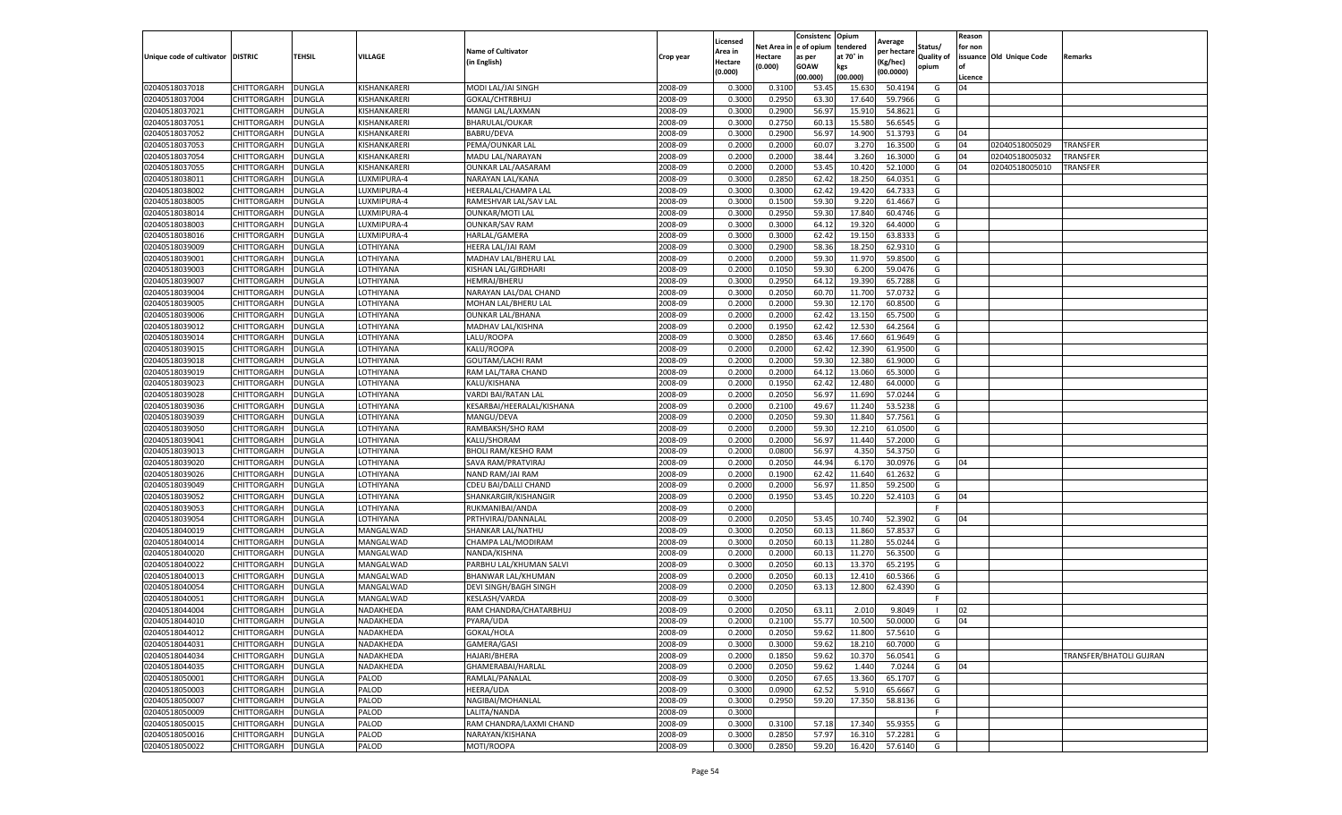| Unique code of cultivator | DISTRIC | TEHSIL | VILLAGE | Name of Cultivator (in English) | Crop year | Licensed Area in Hectare (0.000) | Net Area in Hectare (0.000) | Consistenc e of opium as per GOAW (00.000) | Opium tendered at 70˚ in kgs (00.000) | Average per hectare (Kg/hec) (00.0000) | Status/ Quality of opium | Reason for non issuance of Licence | Old Unique Code | Remarks |
|---|---|---|---|---|---|---|---|---|---|---|---|---|---|---|
| 02040518037018 | CHITTORGARH | DUNGLA | KISHANKARERI | MODI LAL/JAI SINGH | 2008-09 | 0.3000 | 0.3100 | 53.45 | 15.630 | 50.4194 | G | 04 | | |
| 02040518037004 | CHITTORGARH | DUNGLA | KISHANKARERI | GOKAL/CHTRBHUJ | 2008-09 | 0.3000 | 0.2950 | 63.30 | 17.640 | 59.7966 | G | | | |
| 02040518037021 | CHITTORGARH | DUNGLA | KISHANKARERI | MANGI LAL/LAXMAN | 2008-09 | 0.3000 | 0.2900 | 56.97 | 15.910 | 54.8621 | G | | | |
| 02040518037051 | CHITTORGARH | DUNGLA | KISHANKARERI | BHARULAL/OUKAR | 2008-09 | 0.3000 | 0.2750 | 60.13 | 15.580 | 56.6545 | G | | | |
| 02040518037052 | CHITTORGARH | DUNGLA | KISHANKARERI | BABRU/DEVA | 2008-09 | 0.3000 | 0.2900 | 56.97 | 14.900 | 51.3793 | G | 04 | | |
| 02040518037053 | CHITTORGARH | DUNGLA | KISHANKARERI | PEMA/OUNKAR LAL | 2008-09 | 0.2000 | 0.2000 | 60.07 | 3.270 | 16.3500 | G | 04 | 02040518005029 | TRANSFER |
| 02040518037054 | CHITTORGARH | DUNGLA | KISHANKARERI | MADU LAL/NARAYAN | 2008-09 | 0.2000 | 0.2000 | 38.44 | 3.260 | 16.3000 | G | 04 | 02040518005032 | TRANSFER |
| 02040518037055 | CHITTORGARH | DUNGLA | KISHANKARERI | OUNKAR LAL/AASARAM | 2008-09 | 0.2000 | 0.2000 | 53.45 | 10.420 | 52.1000 | G | 04 | 02040518005010 | TRANSFER |
| 02040518038011 | CHITTORGARH | DUNGLA | LUXMIPURA-4 | NARAYAN LAL/KANA | 2008-09 | 0.3000 | 0.2850 | 62.42 | 18.250 | 64.0351 | G | | | |
| 02040518038002 | CHITTORGARH | DUNGLA | LUXMIPURA-4 | HEERALAL/CHAMPA LAL | 2008-09 | 0.3000 | 0.3000 | 62.42 | 19.420 | 64.7333 | G | | | |
| 02040518038005 | CHITTORGARH | DUNGLA | LUXMIPURA-4 | RAMESHVAR LAL/SAV LAL | 2008-09 | 0.3000 | 0.1500 | 59.30 | 9.220 | 61.4667 | G | | | |
| 02040518038014 | CHITTORGARH | DUNGLA | LUXMIPURA-4 | OUNKAR/MOTI LAL | 2008-09 | 0.3000 | 0.2950 | 59.30 | 17.840 | 60.4746 | G | | | |
| 02040518038003 | CHITTORGARH | DUNGLA | LUXMIPURA-4 | OUNKAR/SAV RAM | 2008-09 | 0.3000 | 0.3000 | 64.12 | 19.320 | 64.4000 | G | | | |
| 02040518038016 | CHITTORGARH | DUNGLA | LUXMIPURA-4 | HARLAL/GAMERA | 2008-09 | 0.3000 | 0.3000 | 62.42 | 19.150 | 63.8333 | G | | | |
| 02040518039009 | CHITTORGARH | DUNGLA | LOTHIYANA | HEERA LAL/JAI RAM | 2008-09 | 0.3000 | 0.2900 | 58.36 | 18.250 | 62.9310 | G | | | |
| 02040518039001 | CHITTORGARH | DUNGLA | LOTHIYANA | MADHAV LAL/BHERU LAL | 2008-09 | 0.2000 | 0.2000 | 59.30 | 11.970 | 59.8500 | G | | | |
| 02040518039003 | CHITTORGARH | DUNGLA | LOTHIYANA | KISHAN LAL/GIRDHARI | 2008-09 | 0.2000 | 0.1050 | 59.30 | 6.200 | 59.0476 | G | | | |
| 02040518039007 | CHITTORGARH | DUNGLA | LOTHIYANA | HEMRAJ/BHERU | 2008-09 | 0.3000 | 0.2950 | 64.12 | 19.390 | 65.7288 | G | | | |
| 02040518039004 | CHITTORGARH | DUNGLA | LOTHIYANA | NARAYAN LAL/DAL CHAND | 2008-09 | 0.3000 | 0.2050 | 60.70 | 11.700 | 57.0732 | G | | | |
| 02040518039005 | CHITTORGARH | DUNGLA | LOTHIYANA | MOHAN LAL/BHERU LAL | 2008-09 | 0.2000 | 0.2000 | 59.30 | 12.170 | 60.8500 | G | | | |
| 02040518039006 | CHITTORGARH | DUNGLA | LOTHIYANA | OUNKAR LAL/BHANA | 2008-09 | 0.2000 | 0.2000 | 62.42 | 13.150 | 65.7500 | G | | | |
| 02040518039012 | CHITTORGARH | DUNGLA | LOTHIYANA | MADHAV LAL/KISHNA | 2008-09 | 0.2000 | 0.1950 | 62.42 | 12.530 | 64.2564 | G | | | |
| 02040518039014 | CHITTORGARH | DUNGLA | LOTHIYANA | LALU/ROOPA | 2008-09 | 0.3000 | 0.2850 | 63.46 | 17.660 | 61.9649 | G | | | |
| 02040518039015 | CHITTORGARH | DUNGLA | LOTHIYANA | KALU/ROOPA | 2008-09 | 0.2000 | 0.2000 | 62.42 | 12.390 | 61.9500 | G | | | |
| 02040518039018 | CHITTORGARH | DUNGLA | LOTHIYANA | GOUTAM/LACHI RAM | 2008-09 | 0.2000 | 0.2000 | 59.30 | 12.380 | 61.9000 | G | | | |
| 02040518039019 | CHITTORGARH | DUNGLA | LOTHIYANA | RAM LAL/TARA CHAND | 2008-09 | 0.2000 | 0.2000 | 64.12 | 13.060 | 65.3000 | G | | | |
| 02040518039023 | CHITTORGARH | DUNGLA | LOTHIYANA | KALU/KISHANA | 2008-09 | 0.2000 | 0.1950 | 62.42 | 12.480 | 64.0000 | G | | | |
| 02040518039028 | CHITTORGARH | DUNGLA | LOTHIYANA | VARDI BAI/RATAN LAL | 2008-09 | 0.2000 | 0.2050 | 56.97 | 11.690 | 57.0244 | G | | | |
| 02040518039036 | CHITTORGARH | DUNGLA | LOTHIYANA | KESARBAI/HEERALAL/KISHANA | 2008-09 | 0.2000 | 0.2100 | 49.67 | 11.240 | 53.5238 | G | | | |
| 02040518039039 | CHITTORGARH | DUNGLA | LOTHIYANA | MANGU/DEVA | 2008-09 | 0.2000 | 0.2050 | 59.30 | 11.840 | 57.7561 | G | | | |
| 02040518039050 | CHITTORGARH | DUNGLA | LOTHIYANA | RAMBAKSH/SHO RAM | 2008-09 | 0.2000 | 0.2000 | 59.30 | 12.210 | 61.0500 | G | | | |
| 02040518039041 | CHITTORGARH | DUNGLA | LOTHIYANA | KALU/SHORAM | 2008-09 | 0.2000 | 0.2000 | 56.97 | 11.440 | 57.2000 | G | | | |
| 02040518039013 | CHITTORGARH | DUNGLA | LOTHIYANA | BHOLI RAM/KESHO RAM | 2008-09 | 0.2000 | 0.0800 | 56.97 | 4.350 | 54.3750 | G | | | |
| 02040518039020 | CHITTORGARH | DUNGLA | LOTHIYANA | SAVA RAM/PRATVIRAJ | 2008-09 | 0.2000 | 0.2050 | 44.94 | 6.170 | 30.0976 | G | 04 | | |
| 02040518039026 | CHITTORGARH | DUNGLA | LOTHIYANA | NAND RAM/JAI RAM | 2008-09 | 0.2000 | 0.1900 | 62.42 | 11.640 | 61.2632 | G | | | |
| 02040518039049 | CHITTORGARH | DUNGLA | LOTHIYANA | CDEU BAI/DALLI CHAND | 2008-09 | 0.2000 | 0.2000 | 56.97 | 11.850 | 59.2500 | G | | | |
| 02040518039052 | CHITTORGARH | DUNGLA | LOTHIYANA | SHANKARGIR/KISHANGIR | 2008-09 | 0.2000 | 0.1950 | 53.45 | 10.220 | 52.4103 | G | 04 | | |
| 02040518039053 | CHITTORGARH | DUNGLA | LOTHIYANA | RUKMANIBAI/ANDA | 2008-09 | 0.2000 | | | | | F | | | |
| 02040518039054 | CHITTORGARH | DUNGLA | LOTHIYANA | PRTHVIRAJ/DANNALAL | 2008-09 | 0.2000 | 0.2050 | 53.45 | 10.740 | 52.3902 | G | 04 | | |
| 02040518040019 | CHITTORGARH | DUNGLA | MANGALWAD | SHANKAR LAL/NATHU | 2008-09 | 0.3000 | 0.2050 | 60.13 | 11.860 | 57.8537 | G | | | |
| 02040518040014 | CHITTORGARH | DUNGLA | MANGALWAD | CHAMPA LAL/MODIRAM | 2008-09 | 0.3000 | 0.2050 | 60.13 | 11.280 | 55.0244 | G | | | |
| 02040518040020 | CHITTORGARH | DUNGLA | MANGALWAD | NANDA/KISHNA | 2008-09 | 0.2000 | 0.2000 | 60.13 | 11.270 | 56.3500 | G | | | |
| 02040518040022 | CHITTORGARH | DUNGLA | MANGALWAD | PARBHU LAL/KHUMAN SALVI | 2008-09 | 0.3000 | 0.2050 | 60.13 | 13.370 | 65.2195 | G | | | |
| 02040518040013 | CHITTORGARH | DUNGLA | MANGALWAD | BHANWAR LAL/KHUMAN | 2008-09 | 0.2000 | 0.2050 | 60.13 | 12.410 | 60.5366 | G | | | |
| 02040518040054 | CHITTORGARH | DUNGLA | MANGALWAD | DEVI SINGH/BAGH SINGH | 2008-09 | 0.2000 | 0.2050 | 63.13 | 12.800 | 62.4390 | G | | | |
| 02040518040051 | CHITTORGARH | DUNGLA | MANGALWAD | KESLASH/VARDA | 2008-09 | 0.3000 | | | | | F | | | |
| 02040518044004 | CHITTORGARH | DUNGLA | NADAKHEDA | RAM CHANDRA/CHATARBHUJ | 2008-09 | 0.2000 | 0.2050 | 63.11 | 2.010 | 9.8049 | I | 02 | | |
| 02040518044010 | CHITTORGARH | DUNGLA | NADAKHEDA | PYARA/UDA | 2008-09 | 0.2000 | 0.2100 | 55.77 | 10.500 | 50.0000 | G | 04 | | |
| 02040518044012 | CHITTORGARH | DUNGLA | NADAKHEDA | GOKAL/HOLA | 2008-09 | 0.2000 | 0.2050 | 59.62 | 11.800 | 57.5610 | G | | | |
| 02040518044031 | CHITTORGARH | DUNGLA | NADAKHEDA | GAMERA/GASI | 2008-09 | 0.3000 | 0.3000 | 59.62 | 18.210 | 60.7000 | G | | | |
| 02040518044034 | CHITTORGARH | DUNGLA | NADAKHEDA | HAJARI/BHERA | 2008-09 | 0.2000 | 0.1850 | 59.62 | 10.370 | 56.0541 | G | | | TRANSFER/BHATOLI GUJRAN |
| 02040518044035 | CHITTORGARH | DUNGLA | NADAKHEDA | GHAMERABAI/HARLAL | 2008-09 | 0.2000 | 0.2050 | 59.62 | 1.440 | 7.0244 | G | 04 | | |
| 02040518050001 | CHITTORGARH | DUNGLA | PALOD | RAMLAL/PANALAL | 2008-09 | 0.3000 | 0.2050 | 67.65 | 13.360 | 65.1707 | G | | | |
| 02040518050003 | CHITTORGARH | DUNGLA | PALOD | HEERA/UDA | 2008-09 | 0.3000 | 0.0900 | 62.52 | 5.910 | 65.6667 | G | | | |
| 02040518050007 | CHITTORGARH | DUNGLA | PALOD | NAGIBAI/MOHANLAL | 2008-09 | 0.3000 | 0.2950 | 59.20 | 17.350 | 58.8136 | G | | | |
| 02040518050009 | CHITTORGARH | DUNGLA | PALOD | LALITA/NANDA | 2008-09 | 0.3000 | | | | | F | | | |
| 02040518050015 | CHITTORGARH | DUNGLA | PALOD | RAM CHANDRA/LAXMI CHAND | 2008-09 | 0.3000 | 0.3100 | 57.18 | 17.340 | 55.9355 | G | | | |
| 02040518050016 | CHITTORGARH | DUNGLA | PALOD | NARAYAN/KISHANA | 2008-09 | 0.3000 | 0.2850 | 57.97 | 16.310 | 57.2281 | G | | | |
| 02040518050022 | CHITTORGARH | DUNGLA | PALOD | MOTI/ROOPA | 2008-09 | 0.3000 | 0.2850 | 59.20 | 16.420 | 57.6140 | G | | | |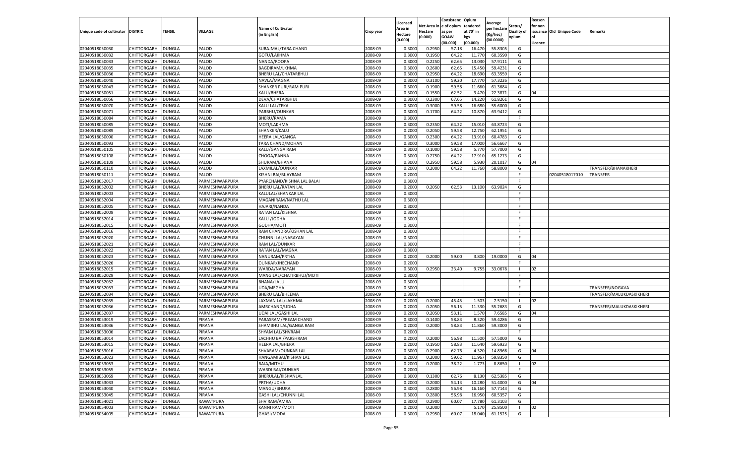| Unique code of cultivator | DISTRIC | TEHSIL | VILLAGE | Name of Cultivator (in English) | Crop year | Licensed Area in Hectare (0.000) | Net Area in Hectare (0.000) | Consistence of opium as per GOAW (00.000) | Opium tendered at 70° in kgs (00.000) | Average per hectare (Kg/hec) (00.0000) | Status/ Quality of opium | Reason for non issuance of Licence | Old Unique Code | Remarks |
|---|---|---|---|---|---|---|---|---|---|---|---|---|---|---|
| 02040518050030 | CHITTORGARH | DUNGLA | PALOD | SURAJMAL/TARA CHAND | 2008-09 | 0.3000 | 0.2950 | 57.18 | 16.470 | 55.8305 | G | | | |
| 02040518050032 | CHITTORGARH | DUNGLA | PALOD | GOTU/LAKHMA | 2008-09 | 0.3000 | 0.1950 | 64.22 | 11.770 | 60.3590 | G | | | |
| 02040518050033 | CHITTORGARH | DUNGLA | PALOD | NANDA/ROOPA | 2008-09 | 0.3000 | 0.2250 | 62.65 | 13.030 | 57.9111 | G | | | |
| 02040518050035 | CHITTORGARH | DUNGLA | PALOD | BAGDIRAM/LKHMA | 2008-09 | 0.3000 | 0.2600 | 62.65 | 15.450 | 59.4231 | G | | | |
| 02040518050036 | CHITTORGARH | DUNGLA | PALOD | BHERU LAL/CHATARBHUJ | 2008-09 | 0.3000 | 0.2950 | 64.22 | 18.690 | 63.3559 | G | | | |
| 02040518050040 | CHITTORGARH | DUNGLA | PALOD | NAVLA/MAGNA | 2008-09 | 0.3000 | 0.3100 | 59.20 | 17.770 | 57.3226 | G | | | |
| 02040518050043 | CHITTORGARH | DUNGLA | PALOD | SHANKER PURI/RAM PURI | 2008-09 | 0.3000 | 0.1900 | 59.58 | 11.660 | 61.3684 | G | | | |
| 02040518050051 | CHITTORGARH | DUNGLA | PALOD | KALU/BHERA | 2008-09 | 0.3000 | 0.1550 | 62.52 | 3.470 | 22.3871 | G | 04 | | |
| 02040518050056 | CHITTORGARH | DUNGLA | PALOD | DEVA/CHATARBHUJ | 2008-09 | 0.3000 | 0.2300 | 67.65 | 14.220 | 61.8261 | G | | | |
| 02040518050070 | CHITTORGARH | DUNGLA | PALOD | KALU LAL/TEKA | 2008-09 | 0.3000 | 0.3000 | 59.58 | 16.680 | 55.6000 | G | | | |
| 02040518050071 | CHITTORGARH | DUNGLA | PALOD | PARBHU/OUNKAR | 2008-09 | 0.3000 | 0.1700 | 64.22 | 10.870 | 63.9412 | G | | | |
| 02040518050084 | CHITTORGARH | DUNGLA | PALOD | BHERU/RAMA | 2008-09 | 0.3000 | | | | | F | | | |
| 02040518050085 | CHITTORGARH | DUNGLA | PALOD | MOTI/LAKHMA | 2008-09 | 0.3000 | 0.2350 | 64.22 | 15.010 | 63.8723 | G | | | |
| 02040518050089 | CHITTORGARH | DUNGLA | PALOD | SHANKER/KALU | 2008-09 | 0.2000 | 0.2050 | 59.58 | 12.750 | 62.1951 | G | | | |
| 02040518050090 | CHITTORGARH | DUNGLA | PALOD | HEERA LAL/GANGA | 2008-09 | 0.3000 | 0.2300 | 64.22 | 13.910 | 60.4783 | G | | | |
| 02040518050093 | CHITTORGARH | DUNGLA | PALOD | TARA CHAND/MOHAN | 2008-09 | 0.3000 | 0.3000 | 59.58 | 17.000 | 56.6667 | G | | | |
| 02040518050105 | CHITTORGARH | DUNGLA | PALOD | KALU/GANGA RAM | 2008-09 | 0.3000 | 0.1000 | 59.58 | 5.770 | 57.7000 | G | | | |
| 02040518050108 | CHITTORGARH | DUNGLA | PALOD | CHOGA/PANNA | 2008-09 | 0.3000 | 0.2750 | 64.22 | 17.910 | 65.1273 | G | | | |
| 02040518050109 | CHITTORGARH | DUNGLA | PALOD | SHURAM/BHANA | 2008-09 | 0.3000 | 0.2950 | 59.58 | 5.930 | 20.1017 | G | 04 | | |
| 02040518050110 | CHITTORGARH | DUNGLA | PALOD | LAXMILAL/OUNKAR | 2008-09 | 0.2000 | 0.2000 | 64.22 | 11.760 | 58.8000 | G | | | TRANSFER/BHANAKHERI |
| 02040518050111 | CHITTORGARH | DUNGLA | PALOD | KISHNI BAI/BIJAYRAM | 2008-09 | 0.2000 | | | | | F | | 02040518017010 | TRANSFER |
| 02040518052017 | CHITTORGARH | DUNGLA | PARMESHWARPURA | PYARCHAND/KISHNA LAL BALAI | 2008-09 | 0.3000 | | | | | F | | | |
| 02040518052002 | CHITTORGARH | DUNGLA | PARMESHWARPURA | BHERU LAL/RATAN LAL | 2008-09 | 0.2000 | 0.2050 | 62.53 | 13.100 | 63.9024 | G | | | |
| 02040518052003 | CHITTORGARH | DUNGLA | PARMESHWARPURA | KALULAL/SHANKAR LAL | 2008-09 | 0.3000 | | | | | F | | | |
| 02040518052004 | CHITTORGARH | DUNGLA | PARMESHWARPURA | MAGANIRAM/NATHU LAL | 2008-09 | 0.3000 | | | | | F | | | |
| 02040518052005 | CHITTORGARH | DUNGLA | PARMESHWARPURA | HAJARI/NANDA | 2008-09 | 0.3000 | | | | | F | | | |
| 02040518052009 | CHITTORGARH | DUNGLA | PARMESHWARPURA | RATAN LAL/KISHNA | 2008-09 | 0.3000 | | | | | F | | | |
| 02040518052014 | CHITTORGARH | DUNGLA | PARMESHWARPURA | KALU /JODHA | 2008-09 | 0.3000 | | | | | F | | | |
| 02040518052015 | CHITTORGARH | DUNGLA | PARMESHWARPURA | GODHA/MOTI | 2008-09 | 0.3000 | | | | | F | | | |
| 02040518052016 | CHITTORGARH | DUNGLA | PARMESHWARPURA | RAM CHANDRA/KISHAN LAL | 2008-09 | 0.3000 | | | | | F | | | |
| 02040518052020 | CHITTORGARH | DUNGLA | PARMESHWARPURA | CHUNNI LAL/NARAYAN | 2008-09 | 0.3000 | | | | | F | | | |
| 02040518052021 | CHITTORGARH | DUNGLA | PARMESHWARPURA | RAM LAL/OUNKAR | 2008-09 | 0.3000 | | | | | F | | | |
| 02040518052022 | CHITTORGARH | DUNGLA | PARMESHWARPURA | RATAN LAL/MAGNA | 2008-09 | 0.3000 | | | | | F | | | |
| 02040518052023 | CHITTORGARH | DUNGLA | PARMESHWARPURA | NANURAM/PRTHA | 2008-09 | 0.2000 | 0.2000 | 59.00 | 3.800 | 19.0000 | G | 04 | | |
| 02040518052026 | CHITTORGARH | DUNGLA | PARMESHWARPURA | OUNKAR/JHECHAND | 2008-09 | 0.2000 | | | | | F | | | |
| 02040518052019 | CHITTORGARH | DUNGLA | PARMESHWARPURA | WARDA/NARAYAN | 2008-09 | 0.3000 | 0.2950 | 23.40 | 9.755 | 33.0678 | I | 02 | | |
| 02040518052029 | CHITTORGARH | DUNGLA | PARMESHWARPURA | MANGILAL/CHATIRBHUJ/MOTI | 2008-09 | 0.3000 | | | | | F | | | |
| 02040518052032 | CHITTORGARH | DUNGLA | PARMESHWARPURA | BHANA/LALU | 2008-09 | 0.3000 | | | | | F | | | |
| 02040518052033 | CHITTORGARH | DUNGLA | PARMESHWARPURA | UDA/MEGHA | 2008-09 | 0.3000 | | | | | F | | | TRANSFER/NOGAVA |
| 02040518052034 | CHITTORGARH | DUNGLA | PARMESHWARPURA | BHERU LAL/BHEEMA | 2008-09 | 0.3000 | | | | | F | | | TRANSFER/MALUKDASKIKHERI |
| 02040518052035 | CHITTORGARH | DUNGLA | PARMESHWARPURA | LAXMAN LAL/LAKHMA | 2008-09 | 0.2000 | 0.2000 | 45.45 | 1.503 | 7.5150 | I | 02 | | |
| 02040518052036 | CHITTORGARH | DUNGLA | PARMESHWARPURA | AMRCHAND/UDHA | 2008-09 | 0.2000 | 0.2050 | 56.15 | 11.330 | 55.2683 | G | | | TRANSFER/MALUKDASKIKHERI |
| 02040518052037 | CHITTORGARH | DUNGLA | PARMESHWARPURA | UDAI LAL/GASHI LAL | 2008-09 | 0.2000 | 0.2050 | 53.11 | 1.570 | 7.6585 | G | 04 | | |
| 02040518053019 | CHITTORGARH | DUNGLA | PIRANA | PARASRAM/PREAM CHAND | 2008-09 | 0.3000 | 0.1400 | 58.83 | 8.320 | 59.4286 | G | | | |
| 02040518053036 | CHITTORGARH | DUNGLA | PIRANA | SHAMBHU LAL/GANGA RAM | 2008-09 | 0.2000 | 0.2000 | 58.83 | 11.860 | 59.3000 | G | | | |
| 02040518053006 | CHITTORGARH | DUNGLA | PIRANA | SHYAM LAL/SHVRAM | 2008-09 | 0.2000 | | | | | F | | | |
| 02040518053014 | CHITTORGARH | DUNGLA | PIRANA | LACHHU BAI/PARSHRAM | 2008-09 | 0.2000 | 0.2000 | 56.98 | 11.500 | 57.5000 | G | | | |
| 02040518053015 | CHITTORGARH | DUNGLA | PIRANA | HEERA LAL/BHERA | 2008-09 | 0.2000 | 0.1950 | 58.83 | 11.640 | 59.6923 | G | | | |
| 02040518053016 | CHITTORGARH | DUNGLA | PIRANA | SHVARAM/OUNKAR LAL | 2008-09 | 0.3000 | 0.2900 | 62.76 | 4.320 | 14.8966 | G | 04 | | |
| 02040518053023 | CHITTORGARH | DUNGLA | PIRANA | HANGAMIBAI/KISHAN LAL | 2008-09 | 0.2000 | 0.2000 | 59.62 | 11.967 | 59.8350 | G | | | |
| 02040518053053 | CHITTORGARH | DUNGLA | PIRANA | RAJA/MITHU | 2008-09 | 0.2000 | 0.2000 | 38.22 | 1.773 | 8.8650 | I | 02 | | |
| 02040518053055 | CHITTORGARH | DUNGLA | PIRANA | WARDI BAI/OUNKAR | 2008-09 | 0.2000 | | | | | F | | | |
| 02040518053069 | CHITTORGARH | DUNGLA | PIRANA | BHERULAL/KISHANLAL | 2008-09 | 0.3000 | 0.1300 | 62.76 | 8.130 | 62.5385 | G | | | |
| 02040518053033 | CHITTORGARH | DUNGLA | PIRANA | PRTHA/UDHA | 2008-09 | 0.2000 | 0.2000 | 54.13 | 10.280 | 51.4000 | G | 04 | | |
| 02040518053040 | CHITTORGARH | DUNGLA | PIRANA | MANGU/BHURA | 2008-09 | 0.3000 | 0.2800 | 56.98 | 16.160 | 57.7143 | G | | | |
| 02040518053045 | CHITTORGARH | DUNGLA | PIRANA | GASHI LAL/CHUNNI LAL | 2008-09 | 0.3000 | 0.2800 | 56.98 | 16.950 | 60.5357 | G | | | |
| 02040518054021 | CHITTORGARH | DUNGLA | RAWATPURA | SHV RAM/AMRA | 2008-09 | 0.3000 | 0.2900 | 60.07 | 17.780 | 61.3103 | G | | | |
| 02040518054003 | CHITTORGARH | DUNGLA | RAWATPURA | KANNI RAM/MOTI | 2008-09 | 0.2000 | 0.2000 | | 5.170 | 25.8500 | I | 02 | | |
| 02040518054005 | CHITTORGARH | DUNGLA | RAWATPURA | GHASI/MODA | 2008-09 | 0.3000 | 0.2950 | 60.07 | 18.040 | 61.1525 | G | | | |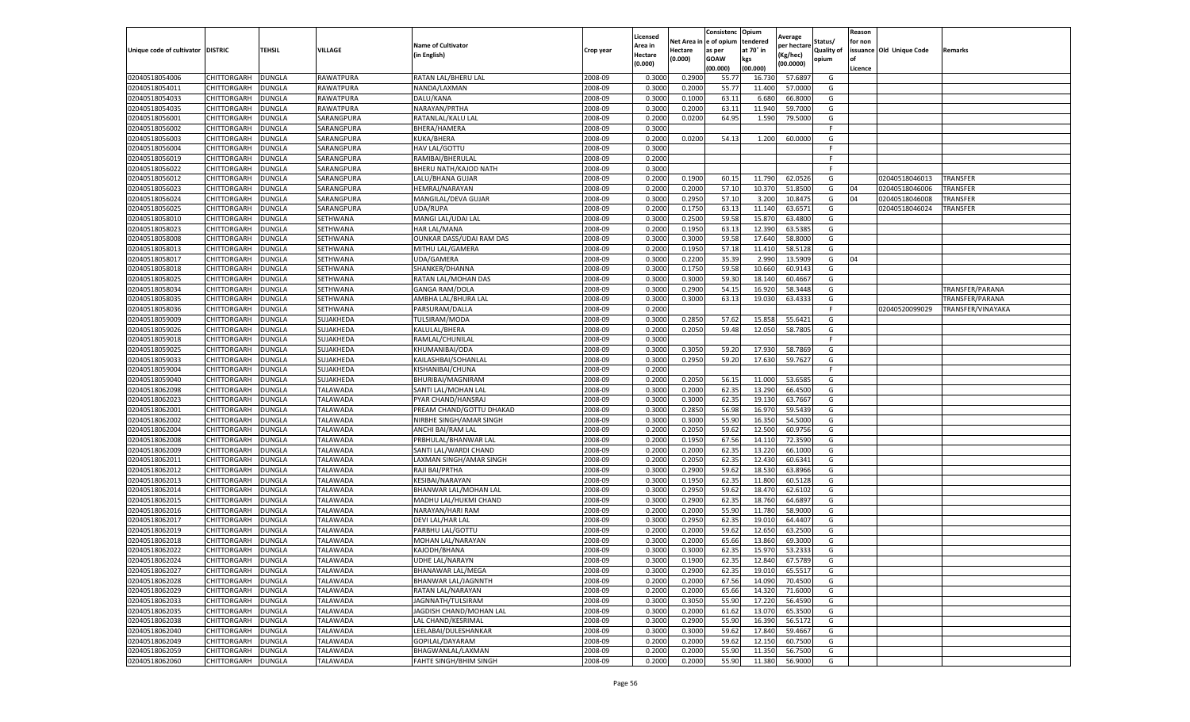| Unique code of cultivator | DISTRIC | TEHSIL | VILLAGE | Name of Cultivator (in English) | Crop year | Licensed Area in Hectare (0.000) | Net Area in Hectare (0.000) | Consistenc e of opium as per GOAW (00.000) | Opium tendered at 70° in kgs (00.000) | Average per hectare (Kg/hec) (00.0000) | Status/ Quality of opium | Reason for non issuance of Licence | Old Unique Code | Remarks |
|---|---|---|---|---|---|---|---|---|---|---|---|---|---|---|
| 02040518054006 | CHITTORGARH | DUNGLA | RAWATPURA | RATAN LAL/BHERU LAL | 2008-09 | 0.3000 | 0.2900 | 55.77 | 16.730 | 57.6897 | G | | | |
| 02040518054011 | CHITTORGARH | DUNGLA | RAWATPURA | NANDA/LAXMAN | 2008-09 | 0.3000 | 0.2000 | 55.77 | 11.400 | 57.0000 | G | | | |
| 02040518054033 | CHITTORGARH | DUNGLA | RAWATPURA | DALU/KANA | 2008-09 | 0.3000 | 0.1000 | 63.11 | 6.680 | 66.8000 | G | | | |
| 02040518054035 | CHITTORGARH | DUNGLA | RAWATPURA | NARAYAN/PRTHA | 2008-09 | 0.3000 | 0.2000 | 63.11 | 11.940 | 59.7000 | G | | | |
| 02040518056001 | CHITTORGARH | DUNGLA | SARANGPURA | RATANLAL/KALU LAL | 2008-09 | 0.2000 | 0.0200 | 64.95 | 1.590 | 79.5000 | G | | | |
| 02040518056002 | CHITTORGARH | DUNGLA | SARANGPURA | BHERA/HAMERA | 2008-09 | 0.3000 | | | | | F | | | |
| 02040518056003 | CHITTORGARH | DUNGLA | SARANGPURA | KUKA/BHERA | 2008-09 | 0.2000 | 0.0200 | 54.13 | 1.200 | 60.0000 | G | | | |
| 02040518056004 | CHITTORGARH | DUNGLA | SARANGPURA | HAV LAL/GOTTU | 2008-09 | 0.3000 | | | | | F | | | |
| 02040518056019 | CHITTORGARH | DUNGLA | SARANGPURA | RAMIBAI/BHERULAL | 2008-09 | 0.2000 | | | | | F | | | |
| 02040518056022 | CHITTORGARH | DUNGLA | SARANGPURA | BHERU NATH/KAJOD NATH | 2008-09 | 0.3000 | | | | | F | | | |
| 02040518056012 | CHITTORGARH | DUNGLA | SARANGPURA | LALU/BHANA GUJAR | 2008-09 | 0.2000 | 0.1900 | 60.15 | 11.790 | 62.0526 | G | | 02040518046013 | TRANSFER |
| 02040518056023 | CHITTORGARH | DUNGLA | SARANGPURA | HEMRAJ/NARAYAN | 2008-09 | 0.2000 | 0.2000 | 57.10 | 10.370 | 51.8500 | G | 04 | 02040518046006 | TRANSFER |
| 02040518056024 | CHITTORGARH | DUNGLA | SARANGPURA | MANGILAL/DEVA GUJAR | 2008-09 | 0.3000 | 0.2950 | 57.10 | 3.200 | 10.8475 | G | 04 | 02040518046008 | TRANSFER |
| 02040518056025 | CHITTORGARH | DUNGLA | SARANGPURA | UDA/RUPA | 2008-09 | 0.2000 | 0.1750 | 63.13 | 11.140 | 63.6571 | G | | 02040518046024 | TRANSFER |
| 02040518058010 | CHITTORGARH | DUNGLA | SETHWANA | MANGI LAL/UDAI LAL | 2008-09 | 0.3000 | 0.2500 | 59.58 | 15.870 | 63.4800 | G | | | |
| 02040518058023 | CHITTORGARH | DUNGLA | SETHWANA | HAR LAL/MANA | 2008-09 | 0.2000 | 0.1950 | 63.13 | 12.390 | 63.5385 | G | | | |
| 02040518058008 | CHITTORGARH | DUNGLA | SETHWANA | OUNKAR DASS/UDAI RAM DAS | 2008-09 | 0.3000 | 0.3000 | 59.58 | 17.640 | 58.8000 | G | | | |
| 02040518058013 | CHITTORGARH | DUNGLA | SETHWANA | MITHU LAL/GAMERA | 2008-09 | 0.2000 | 0.1950 | 57.18 | 11.410 | 58.5128 | G | | | |
| 02040518058017 | CHITTORGARH | DUNGLA | SETHWANA | UDA/GAMERA | 2008-09 | 0.3000 | 0.2200 | 35.39 | 2.990 | 13.5909 | G | 04 | | |
| 02040518058018 | CHITTORGARH | DUNGLA | SETHWANA | SHANKER/DHANNA | 2008-09 | 0.3000 | 0.1750 | 59.58 | 10.660 | 60.9143 | G | | | |
| 02040518058025 | CHITTORGARH | DUNGLA | SETHWANA | RATAN LAL/MOHAN DAS | 2008-09 | 0.3000 | 0.3000 | 59.30 | 18.140 | 60.4667 | G | | | |
| 02040518058034 | CHITTORGARH | DUNGLA | SETHWANA | GANGA RAM/DOLA | 2008-09 | 0.3000 | 0.2900 | 54.15 | 16.920 | 58.3448 | G | | | TRANSFER/PARANA |
| 02040518058035 | CHITTORGARH | DUNGLA | SETHWANA | AMBHA LAL/BHURA LAL | 2008-09 | 0.3000 | 0.3000 | 63.13 | 19.030 | 63.4333 | G | | | TRANSFER/PARANA |
| 02040518058036 | CHITTORGARH | DUNGLA | SETHWANA | PARSURAM/DALLA | 2008-09 | 0.2000 | | | | | F | | 02040520099029 | TRANSFER/VINAYAKA |
| 02040518059009 | CHITTORGARH | DUNGLA | SUJAKHEDA | TULSIRAM/MODA | 2008-09 | 0.3000 | 0.2850 | 57.62 | 15.858 | 55.6421 | G | | | |
| 02040518059026 | CHITTORGARH | DUNGLA | SUJAKHEDA | KALULAL/BHERA | 2008-09 | 0.2000 | 0.2050 | 59.48 | 12.050 | 58.7805 | G | | | |
| 02040518059018 | CHITTORGARH | DUNGLA | SUJAKHEDA | RAMLAL/CHUNILAL | 2008-09 | 0.3000 | | | | | F | | | |
| 02040518059025 | CHITTORGARH | DUNGLA | SUJAKHEDA | KHUMANIBAI/ODA | 2008-09 | 0.3000 | 0.3050 | 59.20 | 17.930 | 58.7869 | G | | | |
| 02040518059033 | CHITTORGARH | DUNGLA | SUJAKHEDA | KAILASHBAI/SOHANLAL | 2008-09 | 0.3000 | 0.2950 | 59.20 | 17.630 | 59.7627 | G | | | |
| 02040518059004 | CHITTORGARH | DUNGLA | SUJAKHEDA | KISHANIBAI/CHUNA | 2008-09 | 0.2000 | | | | | F | | | |
| 02040518059040 | CHITTORGARH | DUNGLA | SUJAKHEDA | BHURIBAI/MAGNIRAM | 2008-09 | 0.2000 | 0.2050 | 56.15 | 11.000 | 53.6585 | G | | | |
| 02040518062098 | CHITTORGARH | DUNGLA | TALAWADA | SANTI LAL/MOHAN LAL | 2008-09 | 0.3000 | 0.2000 | 62.35 | 13.290 | 66.4500 | G | | | |
| 02040518062023 | CHITTORGARH | DUNGLA | TALAWADA | PYAR CHAND/HANSRAJ | 2008-09 | 0.3000 | 0.3000 | 62.35 | 19.130 | 63.7667 | G | | | |
| 02040518062001 | CHITTORGARH | DUNGLA | TALAWADA | PREAM CHAND/GOTTU DHAKAD | 2008-09 | 0.3000 | 0.2850 | 56.98 | 16.970 | 59.5439 | G | | | |
| 02040518062002 | CHITTORGARH | DUNGLA | TALAWADA | NIRBHE SINGH/AMAR SINGH | 2008-09 | 0.3000 | 0.3000 | 55.90 | 16.350 | 54.5000 | G | | | |
| 02040518062004 | CHITTORGARH | DUNGLA | TALAWADA | ANCHI BAI/RAM LAL | 2008-09 | 0.2000 | 0.2050 | 59.62 | 12.500 | 60.9756 | G | | | |
| 02040518062008 | CHITTORGARH | DUNGLA | TALAWADA | PRBHULAL/BHANWAR LAL | 2008-09 | 0.2000 | 0.1950 | 67.56 | 14.110 | 72.3590 | G | | | |
| 02040518062009 | CHITTORGARH | DUNGLA | TALAWADA | SANTI LAL/WARDI CHAND | 2008-09 | 0.2000 | 0.2000 | 62.35 | 13.220 | 66.1000 | G | | | |
| 02040518062011 | CHITTORGARH | DUNGLA | TALAWADA | LAXMAN SINGH/AMAR SINGH | 2008-09 | 0.2000 | 0.2050 | 62.35 | 12.430 | 60.6341 | G | | | |
| 02040518062012 | CHITTORGARH | DUNGLA | TALAWADA | RAJI BAI/PRTHA | 2008-09 | 0.3000 | 0.2900 | 59.62 | 18.530 | 63.8966 | G | | | |
| 02040518062013 | CHITTORGARH | DUNGLA | TALAWADA | KESIBAI/NARAYAN | 2008-09 | 0.3000 | 0.1950 | 62.35 | 11.800 | 60.5128 | G | | | |
| 02040518062014 | CHITTORGARH | DUNGLA | TALAWADA | BHANWAR LAL/MOHAN LAL | 2008-09 | 0.3000 | 0.2950 | 59.62 | 18.470 | 62.6102 | G | | | |
| 02040518062015 | CHITTORGARH | DUNGLA | TALAWADA | MADHU LAL/HUKMI CHAND | 2008-09 | 0.3000 | 0.2900 | 62.35 | 18.760 | 64.6897 | G | | | |
| 02040518062016 | CHITTORGARH | DUNGLA | TALAWADA | NARAYAN/HARI RAM | 2008-09 | 0.2000 | 0.2000 | 55.90 | 11.780 | 58.9000 | G | | | |
| 02040518062017 | CHITTORGARH | DUNGLA | TALAWADA | DEVI LAL/HAR LAL | 2008-09 | 0.3000 | 0.2950 | 62.35 | 19.010 | 64.4407 | G | | | |
| 02040518062019 | CHITTORGARH | DUNGLA | TALAWADA | PARBHU LAL/GOTTU | 2008-09 | 0.2000 | 0.2000 | 59.62 | 12.650 | 63.2500 | G | | | |
| 02040518062018 | CHITTORGARH | DUNGLA | TALAWADA | MOHAN LAL/NARAYAN | 2008-09 | 0.3000 | 0.2000 | 65.66 | 13.860 | 69.3000 | G | | | |
| 02040518062022 | CHITTORGARH | DUNGLA | TALAWADA | KAJODH/BHANA | 2008-09 | 0.3000 | 0.3000 | 62.35 | 15.970 | 53.2333 | G | | | |
| 02040518062024 | CHITTORGARH | DUNGLA | TALAWADA | UDHE LAL/NARAYN | 2008-09 | 0.3000 | 0.1900 | 62.35 | 12.840 | 67.5789 | G | | | |
| 02040518062027 | CHITTORGARH | DUNGLA | TALAWADA | BHANAWAR LAL/MEGA | 2008-09 | 0.3000 | 0.2900 | 62.35 | 19.010 | 65.5517 | G | | | |
| 02040518062028 | CHITTORGARH | DUNGLA | TALAWADA | BHANWAR LAL/JAGNNTH | 2008-09 | 0.2000 | 0.2000 | 67.56 | 14.090 | 70.4500 | G | | | |
| 02040518062029 | CHITTORGARH | DUNGLA | TALAWADA | RATAN LAL/NARAYAN | 2008-09 | 0.2000 | 0.2000 | 65.66 | 14.320 | 71.6000 | G | | | |
| 02040518062033 | CHITTORGARH | DUNGLA | TALAWADA | JAGNNATH/TULSIRAM | 2008-09 | 0.3000 | 0.3050 | 55.90 | 17.220 | 56.4590 | G | | | |
| 02040518062035 | CHITTORGARH | DUNGLA | TALAWADA | JAGDISH CHAND/MOHAN LAL | 2008-09 | 0.3000 | 0.2000 | 61.62 | 13.070 | 65.3500 | G | | | |
| 02040518062038 | CHITTORGARH | DUNGLA | TALAWADA | LAL CHAND/KESRIMAL | 2008-09 | 0.3000 | 0.2900 | 55.90 | 16.390 | 56.5172 | G | | | |
| 02040518062040 | CHITTORGARH | DUNGLA | TALAWADA | LEELABAI/DULESHANKAR | 2008-09 | 0.3000 | 0.3000 | 59.62 | 17.840 | 59.4667 | G | | | |
| 02040518062049 | CHITTORGARH | DUNGLA | TALAWADA | GOPILAL/DAYARAM | 2008-09 | 0.2000 | 0.2000 | 59.62 | 12.150 | 60.7500 | G | | | |
| 02040518062059 | CHITTORGARH | DUNGLA | TALAWADA | BHAGWANLAL/LAXMAN | 2008-09 | 0.2000 | 0.2000 | 55.90 | 11.350 | 56.7500 | G | | | |
| 02040518062060 | CHITTORGARH | DUNGLA | TALAWADA | FAHTE SINGH/BHIM SINGH | 2008-09 | 0.2000 | 0.2000 | 55.90 | 11.380 | 56.9000 | G | | | |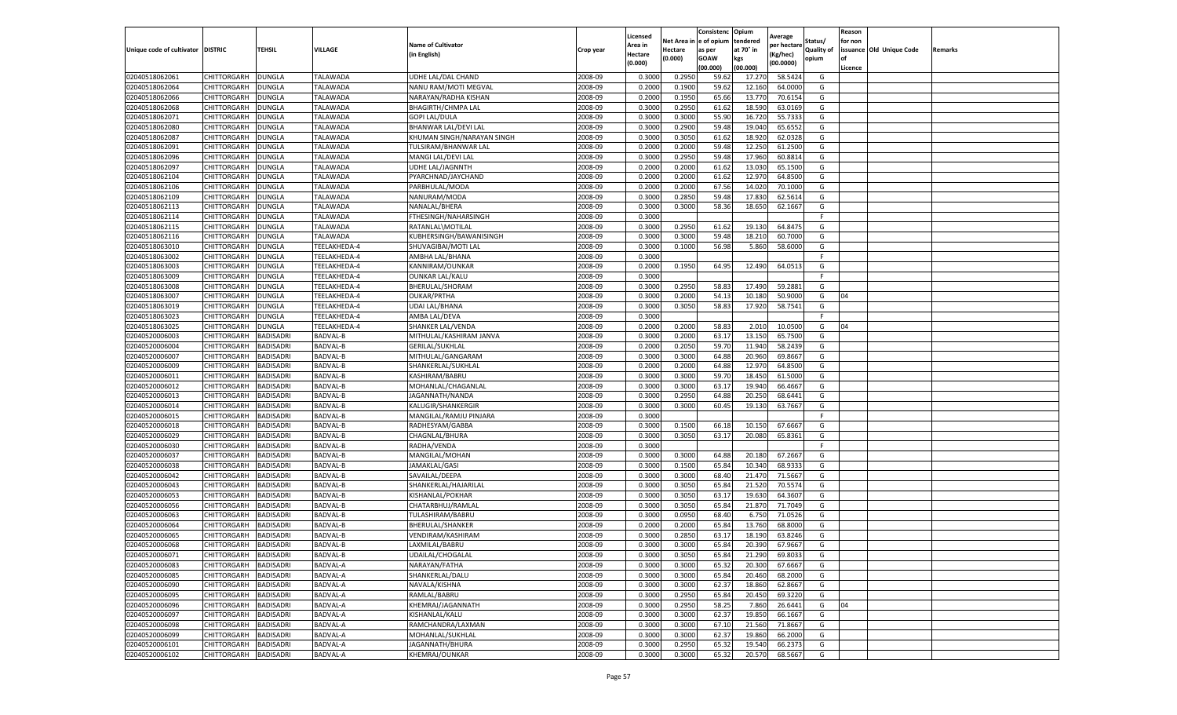| Unique code of cultivator | DISTRIC | TEHSIL | VILLAGE | Name of Cultivator (in English) | Crop year | Licensed Area in Hectare (0.000) | Net Area in Hectare (0.000) | Consistence of opium as per GOAW (00.000) | Opium tendered at 70° in kgs (00.000) | Average per hectare (Kg/hec) (00.0000) | Status/ Quality of opium | Reason for non issuance of Licence | Old Unique Code | Remarks |
|---|---|---|---|---|---|---|---|---|---|---|---|---|---|---|
| 02040518062061 | CHITTORGARH | DUNGLA | TALAWADA | UDHE LAL/DAL CHAND | 2008-09 | 0.3000 | 0.2950 | 59.62 | 17.270 | 58.5424 | G | | | |
| 02040518062064 | CHITTORGARH | DUNGLA | TALAWADA | NANU RAM/MOTI MEGVAL | 2008-09 | 0.2000 | 0.1900 | 59.62 | 12.160 | 64.0000 | G | | | |
| 02040518062066 | CHITTORGARH | DUNGLA | TALAWADA | NARAYAN/RADHA KISHAN | 2008-09 | 0.2000 | 0.1950 | 65.66 | 13.770 | 70.6154 | G | | | |
| 02040518062068 | CHITTORGARH | DUNGLA | TALAWADA | BHAGIRTH/CHMPA LAL | 2008-09 | 0.3000 | 0.2950 | 61.62 | 18.590 | 63.0169 | G | | | |
| 02040518062071 | CHITTORGARH | DUNGLA | TALAWADA | GOPI LAL/DULA | 2008-09 | 0.3000 | 0.3000 | 55.90 | 16.720 | 55.7333 | G | | | |
| 02040518062080 | CHITTORGARH | DUNGLA | TALAWADA | BHANWAR LAL/DEVI LAL | 2008-09 | 0.3000 | 0.2900 | 59.48 | 19.040 | 65.6552 | G | | | |
| 02040518062087 | CHITTORGARH | DUNGLA | TALAWADA | KHUMAN SINGH/NARAYAN SINGH | 2008-09 | 0.3000 | 0.3050 | 61.62 | 18.920 | 62.0328 | G | | | |
| 02040518062091 | CHITTORGARH | DUNGLA | TALAWADA | TULSIRAM/BHANWAR LAL | 2008-09 | 0.2000 | 0.2000 | 59.48 | 12.250 | 61.2500 | G | | | |
| 02040518062096 | CHITTORGARH | DUNGLA | TALAWADA | MANGI LAL/DEVI LAL | 2008-09 | 0.3000 | 0.2950 | 59.48 | 17.960 | 60.8814 | G | | | |
| 02040518062097 | CHITTORGARH | DUNGLA | TALAWADA | UDHE LAL/JAGNNTH | 2008-09 | 0.2000 | 0.2000 | 61.62 | 13.030 | 65.1500 | G | | | |
| 02040518062104 | CHITTORGARH | DUNGLA | TALAWADA | PYARCHNAD/JAYCHAND | 2008-09 | 0.2000 | 0.2000 | 61.62 | 12.970 | 64.8500 | G | | | |
| 02040518062106 | CHITTORGARH | DUNGLA | TALAWADA | PARBHULAL/MODA | 2008-09 | 0.2000 | 0.2000 | 67.56 | 14.020 | 70.1000 | G | | | |
| 02040518062109 | CHITTORGARH | DUNGLA | TALAWADA | NANURAM/MODA | 2008-09 | 0.3000 | 0.2850 | 59.48 | 17.830 | 62.5614 | G | | | |
| 02040518062113 | CHITTORGARH | DUNGLA | TALAWADA | NANALAL/BHERA | 2008-09 | 0.3000 | 0.3000 | 58.36 | 18.650 | 62.1667 | G | | | |
| 02040518062114 | CHITTORGARH | DUNGLA | TALAWADA | FTHESINGH/NAHARSINGH | 2008-09 | 0.3000 | | | | | F | | | |
| 02040518062115 | CHITTORGARH | DUNGLA | TALAWADA | RATANLAL\MOTILAL | 2008-09 | 0.3000 | 0.2950 | 61.62 | 19.130 | 64.8475 | G | | | |
| 02040518062116 | CHITTORGARH | DUNGLA | TALAWADA | KUBHERSINGH/BAWANISINGH | 2008-09 | 0.3000 | 0.3000 | 59.48 | 18.210 | 60.7000 | G | | | |
| 02040518063010 | CHITTORGARH | DUNGLA | TEELAKHEDA-4 | SHUVAGIBAI/MOTI LAL | 2008-09 | 0.3000 | 0.1000 | 56.98 | 5.860 | 58.6000 | G | | | |
| 02040518063002 | CHITTORGARH | DUNGLA | TEELAKHEDA-4 | AMBHA LAL/BHANA | 2008-09 | 0.3000 | | | | | F | | | |
| 02040518063003 | CHITTORGARH | DUNGLA | TEELAKHEDA-4 | KANNIRAM/OUNKAR | 2008-09 | 0.2000 | 0.1950 | 64.95 | 12.490 | 64.0513 | G | | | |
| 02040518063009 | CHITTORGARH | DUNGLA | TEELAKHEDA-4 | OUNKAR LAL/KALU | 2008-09 | 0.3000 | | | | | F | | | |
| 02040518063008 | CHITTORGARH | DUNGLA | TEELAKHEDA-4 | BHERULAL/SHORAM | 2008-09 | 0.3000 | 0.2950 | 58.83 | 17.490 | 59.2881 | G | | | |
| 02040518063007 | CHITTORGARH | DUNGLA | TEELAKHEDA-4 | OUKAR/PRTHIA | 2008-09 | 0.3000 | 0.2000 | 54.13 | 10.180 | 50.9000 | G | 04 | | |
| 02040518063019 | CHITTORGARH | DUNGLA | TEELAKHEDA-4 | UDAI LAL/BHANA | 2008-09 | 0.3000 | 0.3050 | 58.83 | 17.920 | 58.7541 | G | | | |
| 02040518063023 | CHITTORGARH | DUNGLA | TEELAKHEDA-4 | AMBA LAL/DEVA | 2008-09 | 0.3000 | | | | | F | | | |
| 02040518063025 | CHITTORGARH | DUNGLA | TEELAKHEDA-4 | SHANKER LAL/VENDA | 2008-09 | 0.2000 | 0.2000 | 58.83 | 2.010 | 10.0500 | G | 04 | | |
| 02040520006003 | CHITTORGARH | BADISADRI | BADVAL-B | MITHULAL/KASHIRAM JANVA | 2008-09 | 0.3000 | 0.2000 | 63.17 | 13.150 | 65.7500 | G | | | |
| 02040520006004 | CHITTORGARH | BADISADRI | BADVAL-B | GERILAL/SUKHLAL | 2008-09 | 0.2000 | 0.2050 | 59.70 | 11.940 | 58.2439 | G | | | |
| 02040520006007 | CHITTORGARH | BADISADRI | BADVAL-B | MITHULAL/GANGARAM | 2008-09 | 0.3000 | 0.3000 | 64.88 | 20.960 | 69.8667 | G | | | |
| 02040520006009 | CHITTORGARH | BADISADRI | BADVAL-B | SHANKERLAL/SUKHLAL | 2008-09 | 0.2000 | 0.2000 | 64.88 | 12.970 | 64.8500 | G | | | |
| 02040520006011 | CHITTORGARH | BADISADRI | BADVAL-B | KASHIRAM/BABRU | 2008-09 | 0.3000 | 0.3000 | 59.70 | 18.450 | 61.5000 | G | | | |
| 02040520006012 | CHITTORGARH | BADISADRI | BADVAL-B | MOHANLAL/CHAGANLAL | 2008-09 | 0.3000 | 0.3000 | 63.17 | 19.940 | 66.4667 | G | | | |
| 02040520006013 | CHITTORGARH | BADISADRI | BADVAL-B | JAGANNATH/NANDA | 2008-09 | 0.3000 | 0.2950 | 64.88 | 20.250 | 68.6441 | G | | | |
| 02040520006014 | CHITTORGARH | BADISADRI | BADVAL-B | KALUGIR/SHANKERGIR | 2008-09 | 0.3000 | 0.3000 | 60.45 | 19.130 | 63.7667 | G | | | |
| 02040520006015 | CHITTORGARH | BADISADRI | BADVAL-B | MANGILAL/RAMJU PINJARA | 2008-09 | 0.3000 | | | | | F | | | |
| 02040520006018 | CHITTORGARH | BADISADRI | BADVAL-B | RADHESYAM/GABBA | 2008-09 | 0.3000 | 0.1500 | 66.18 | 10.150 | 67.6667 | G | | | |
| 02040520006029 | CHITTORGARH | BADISADRI | BADVAL-B | CHAGNLAL/BHURA | 2008-09 | 0.3000 | 0.3050 | 63.17 | 20.080 | 65.8361 | G | | | |
| 02040520006030 | CHITTORGARH | BADISADRI | BADVAL-B | RADHA/VENDA | 2008-09 | 0.3000 | | | | | F | | | |
| 02040520006037 | CHITTORGARH | BADISADRI | BADVAL-B | MANGILAL/MOHAN | 2008-09 | 0.3000 | 0.3000 | 64.88 | 20.180 | 67.2667 | G | | | |
| 02040520006038 | CHITTORGARH | BADISADRI | BADVAL-B | JAMAKLAL/GASI | 2008-09 | 0.3000 | 0.1500 | 65.84 | 10.340 | 68.9333 | G | | | |
| 02040520006042 | CHITTORGARH | BADISADRI | BADVAL-B | SAVAILAL/DEEPA | 2008-09 | 0.3000 | 0.3000 | 68.40 | 21.470 | 71.5667 | G | | | |
| 02040520006043 | CHITTORGARH | BADISADRI | BADVAL-B | SHANKERLAL/HAJARILAL | 2008-09 | 0.3000 | 0.3050 | 65.84 | 21.520 | 70.5574 | G | | | |
| 02040520006053 | CHITTORGARH | BADISADRI | BADVAL-B | KISHANLAL/POKHAR | 2008-09 | 0.3000 | 0.3050 | 63.17 | 19.630 | 64.3607 | G | | | |
| 02040520006056 | CHITTORGARH | BADISADRI | BADVAL-B | CHATARBHUJ/RAMLAL | 2008-09 | 0.3000 | 0.3050 | 65.84 | 21.870 | 71.7049 | G | | | |
| 02040520006063 | CHITTORGARH | BADISADRI | BADVAL-B | TULASHIRAM/BABRU | 2008-09 | 0.3000 | 0.0950 | 68.40 | 6.750 | 71.0526 | G | | | |
| 02040520006064 | CHITTORGARH | BADISADRI | BADVAL-B | BHERULAL/SHANKER | 2008-09 | 0.2000 | 0.2000 | 65.84 | 13.760 | 68.8000 | G | | | |
| 02040520006065 | CHITTORGARH | BADISADRI | BADVAL-B | VENDIRAM/KASHIRAM | 2008-09 | 0.3000 | 0.2850 | 63.17 | 18.190 | 63.8246 | G | | | |
| 02040520006068 | CHITTORGARH | BADISADRI | BADVAL-B | LAXMILAL/BABRU | 2008-09 | 0.3000 | 0.3000 | 65.84 | 20.390 | 67.9667 | G | | | |
| 02040520006071 | CHITTORGARH | BADISADRI | BADVAL-B | UDAILAL/CHOGALAL | 2008-09 | 0.3000 | 0.3050 | 65.84 | 21.290 | 69.8033 | G | | | |
| 02040520006083 | CHITTORGARH | BADISADRI | BADVAL-A | NARAYAN/FATHA | 2008-09 | 0.3000 | 0.3000 | 65.32 | 20.300 | 67.6667 | G | | | |
| 02040520006085 | CHITTORGARH | BADISADRI | BADVAL-A | SHANKERLAL/DALU | 2008-09 | 0.3000 | 0.3000 | 65.84 | 20.460 | 68.2000 | G | | | |
| 02040520006090 | CHITTORGARH | BADISADRI | BADVAL-A | NAVALA/KISHNA | 2008-09 | 0.3000 | 0.3000 | 62.37 | 18.860 | 62.8667 | G | | | |
| 02040520006095 | CHITTORGARH | BADISADRI | BADVAL-A | RAMLAL/BABRU | 2008-09 | 0.3000 | 0.2950 | 65.84 | 20.450 | 69.3220 | G | | | |
| 02040520006096 | CHITTORGARH | BADISADRI | BADVAL-A | KHEMRAJ/JAGANNATH | 2008-09 | 0.3000 | 0.2950 | 58.25 | 7.860 | 26.6441 | G | 04 | | |
| 02040520006097 | CHITTORGARH | BADISADRI | BADVAL-A | KISHANLAL/KALU | 2008-09 | 0.3000 | 0.3000 | 62.37 | 19.850 | 66.1667 | G | | | |
| 02040520006098 | CHITTORGARH | BADISADRI | BADVAL-A | RAMCHANDRA/LAXMAN | 2008-09 | 0.3000 | 0.3000 | 67.10 | 21.560 | 71.8667 | G | | | |
| 02040520006099 | CHITTORGARH | BADISADRI | BADVAL-A | MOHANLAL/SUKHLAL | 2008-09 | 0.3000 | 0.3000 | 62.37 | 19.860 | 66.2000 | G | | | |
| 02040520006101 | CHITTORGARH | BADISADRI | BADVAL-A | JAGANNATH/BHURA | 2008-09 | 0.3000 | 0.2950 | 65.32 | 19.540 | 66.2373 | G | | | |
| 02040520006102 | CHITTORGARH | BADISADRI | BADVAL-A | KHEMRAJ/OUNKAR | 2008-09 | 0.3000 | 0.3000 | 65.32 | 20.570 | 68.5667 | G | | | |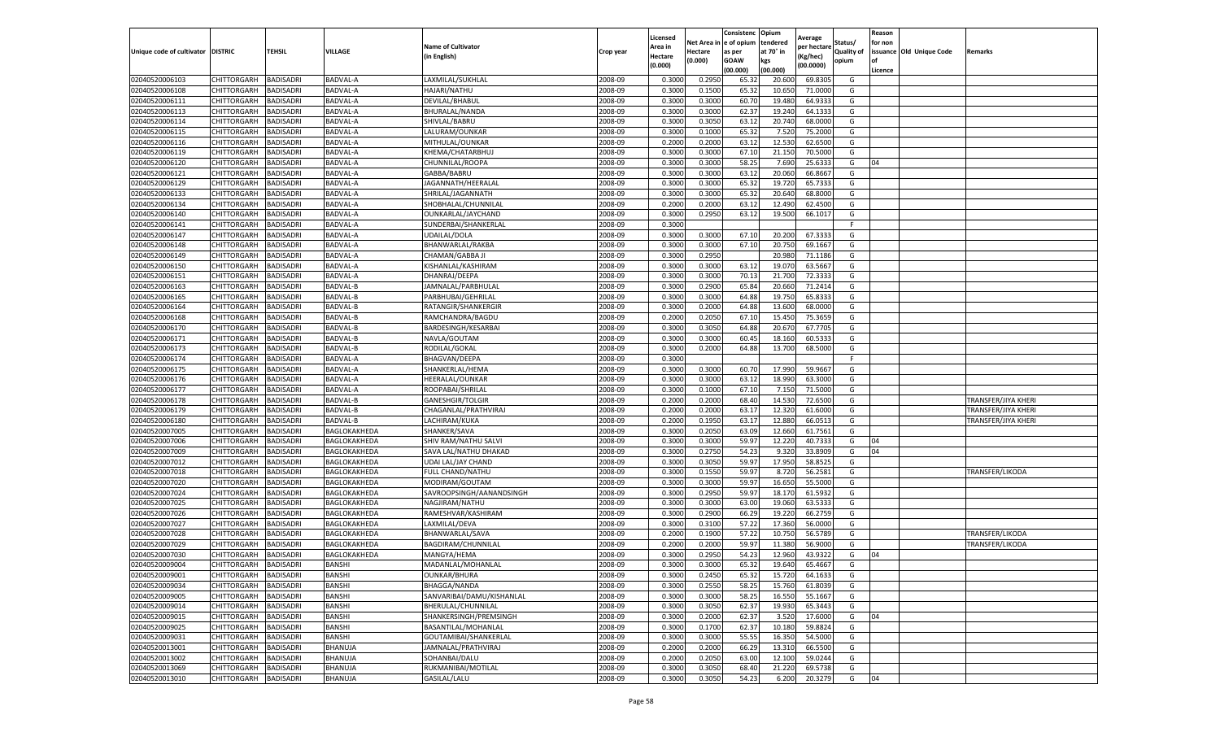| Unique code of cultivator | DISTRIC | TEHSIL | VILLAGE | Name of Cultivator (in English) | Crop year | Licensed Area in Hectare (0.000) | Net Area in Hectare (0.000) | Consistenc e of opium as per GOAW (00.000) | Opium tendered at 70° in kgs (00.000) | Average per hectare (Kg/hec) (00.0000) | Status/ Quality of opium | Reason for non issuance of Licence | Old Unique Code | Remarks |
|---|---|---|---|---|---|---|---|---|---|---|---|---|---|---|
| 02040520006103 | CHITTORGARH | BADISADRI | BADVAL-A | LAXMILAL/SUKHLAL | 2008-09 | 0.3000 | 0.2950 | 65.32 | 20.600 | 69.8305 | G | | | |
| 02040520006108 | CHITTORGARH | BADISADRI | BADVAL-A | HAJARI/NATHU | 2008-09 | 0.3000 | 0.1500 | 65.32 | 10.650 | 71.0000 | G | | | |
| 02040520006111 | CHITTORGARH | BADISADRI | BADVAL-A | DEVILAL/BHABUL | 2008-09 | 0.3000 | 0.3000 | 60.70 | 19.480 | 64.9333 | G | | | |
| 02040520006113 | CHITTORGARH | BADISADRI | BADVAL-A | BHURALAL/NANDA | 2008-09 | 0.3000 | 0.3000 | 62.37 | 19.240 | 64.1333 | G | | | |
| 02040520006114 | CHITTORGARH | BADISADRI | BADVAL-A | SHIVLAL/BABRU | 2008-09 | 0.3000 | 0.3050 | 63.12 | 20.740 | 68.0000 | G | | | |
| 02040520006115 | CHITTORGARH | BADISADRI | BADVAL-A | LALURAM/OUNKAR | 2008-09 | 0.3000 | 0.1000 | 65.32 | 7.520 | 75.2000 | G | | | |
| 02040520006116 | CHITTORGARH | BADISADRI | BADVAL-A | MITHULAL/OUNKAR | 2008-09 | 0.2000 | 0.2000 | 63.12 | 12.530 | 62.6500 | G | | | |
| 02040520006119 | CHITTORGARH | BADISADRI | BADVAL-A | KHEMA/CHATARBHUJ | 2008-09 | 0.3000 | 0.3000 | 67.10 | 21.150 | 70.5000 | G | | | |
| 02040520006120 | CHITTORGARH | BADISADRI | BADVAL-A | CHUNNILAL/ROOPA | 2008-09 | 0.3000 | 0.3000 | 58.25 | 7.690 | 25.6333 | G | 04 | | |
| 02040520006121 | CHITTORGARH | BADISADRI | BADVAL-A | GABBA/BABRU | 2008-09 | 0.3000 | 0.3000 | 63.12 | 20.060 | 66.8667 | G | | | |
| 02040520006129 | CHITTORGARH | BADISADRI | BADVAL-A | JAGANNATH/HEERALAL | 2008-09 | 0.3000 | 0.3000 | 65.32 | 19.720 | 65.7333 | G | | | |
| 02040520006133 | CHITTORGARH | BADISADRI | BADVAL-A | SHRILAL/JAGANNATH | 2008-09 | 0.3000 | 0.3000 | 65.32 | 20.640 | 68.8000 | G | | | |
| 02040520006134 | CHITTORGARH | BADISADRI | BADVAL-A | SHOBHALAL/CHUNNILAL | 2008-09 | 0.2000 | 0.2000 | 63.12 | 12.490 | 62.4500 | G | | | |
| 02040520006140 | CHITTORGARH | BADISADRI | BADVAL-A | OUNKARLAL/JAYCHAND | 2008-09 | 0.3000 | 0.2950 | 63.12 | 19.500 | 66.1017 | G | | | |
| 02040520006141 | CHITTORGARH | BADISADRI | BADVAL-A | SUNDERBAI/SHANKERLAL | 2008-09 | 0.3000 | | | | | F | | | |
| 02040520006147 | CHITTORGARH | BADISADRI | BADVAL-A | UDAILAL/DOLA | 2008-09 | 0.3000 | 0.3000 | 67.10 | 20.200 | 67.3333 | G | | | |
| 02040520006148 | CHITTORGARH | BADISADRI | BADVAL-A | BHANWARLAL/RAKBA | 2008-09 | 0.3000 | 0.3000 | 67.10 | 20.750 | 69.1667 | G | | | |
| 02040520006149 | CHITTORGARH | BADISADRI | BADVAL-A | CHAMAN/GABBA JI | 2008-09 | 0.3000 | 0.2950 | | 20.980 | 71.1186 | G | | | |
| 02040520006150 | CHITTORGARH | BADISADRI | BADVAL-A | KISHANLAL/KASHIRAM | 2008-09 | 0.3000 | 0.3000 | 63.12 | 19.070 | 63.5667 | G | | | |
| 02040520006151 | CHITTORGARH | BADISADRI | BADVAL-A | DHANRAJ/DEEPA | 2008-09 | 0.3000 | 0.3000 | 70.13 | 21.700 | 72.3333 | G | | | |
| 02040520006163 | CHITTORGARH | BADISADRI | BADVAL-B | JAMNALAL/PARBHULAL | 2008-09 | 0.3000 | 0.2900 | 65.84 | 20.660 | 71.2414 | G | | | |
| 02040520006165 | CHITTORGARH | BADISADRI | BADVAL-B | PARBHUBAI/GEHRILAL | 2008-09 | 0.3000 | 0.3000 | 64.88 | 19.750 | 65.8333 | G | | | |
| 02040520006164 | CHITTORGARH | BADISADRI | BADVAL-B | RATANGIR/SHANKERGIR | 2008-09 | 0.3000 | 0.2000 | 64.88 | 13.600 | 68.0000 | G | | | |
| 02040520006168 | CHITTORGARH | BADISADRI | BADVAL-B | RAMCHANDRA/BAGDU | 2008-09 | 0.2000 | 0.2050 | 67.10 | 15.450 | 75.3659 | G | | | |
| 02040520006170 | CHITTORGARH | BADISADRI | BADVAL-B | BARDESINGH/KESARBAI | 2008-09 | 0.3000 | 0.3050 | 64.88 | 20.670 | 67.7705 | G | | | |
| 02040520006171 | CHITTORGARH | BADISADRI | BADVAL-B | NAVLA/GOUTAM | 2008-09 | 0.3000 | 0.3000 | 60.45 | 18.160 | 60.5333 | G | | | |
| 02040520006173 | CHITTORGARH | BADISADRI | BADVAL-B | RODILAL/GOKAL | 2008-09 | 0.3000 | 0.2000 | 64.88 | 13.700 | 68.5000 | G | | | |
| 02040520006174 | CHITTORGARH | BADISADRI | BADVAL-A | BHAGVAN/DEEPA | 2008-09 | 0.3000 | | | | | F | | | |
| 02040520006175 | CHITTORGARH | BADISADRI | BADVAL-A | SHANKERLAL/HEMA | 2008-09 | 0.3000 | 0.3000 | 60.70 | 17.990 | 59.9667 | G | | | |
| 02040520006176 | CHITTORGARH | BADISADRI | BADVAL-A | HEERALAL/OUNKAR | 2008-09 | 0.3000 | 0.3000 | 63.12 | 18.990 | 63.3000 | G | | | |
| 02040520006177 | CHITTORGARH | BADISADRI | BADVAL-A | ROOPABAI/SHRILAL | 2008-09 | 0.3000 | 0.1000 | 67.10 | 7.150 | 71.5000 | G | | | |
| 02040520006178 | CHITTORGARH | BADISADRI | BADVAL-B | GANESHGIR/TOLGIR | 2008-09 | 0.2000 | 0.2000 | 68.40 | 14.530 | 72.6500 | G | | | TRANSFER/JIYA KHERI |
| 02040520006179 | CHITTORGARH | BADISADRI | BADVAL-B | CHAGANLAL/PRATHVIRAJ | 2008-09 | 0.2000 | 0.2000 | 63.17 | 12.320 | 61.6000 | G | | | TRANSFER/JIYA KHERI |
| 02040520006180 | CHITTORGARH | BADISADRI | BADVAL-B | LACHIRAM/KUKA | 2008-09 | 0.2000 | 0.1950 | 63.17 | 12.880 | 66.0513 | G | | | TRANSFER/JIYA KHERI |
| 02040520007005 | CHITTORGARH | BADISADRI | BAGLOKAKHEDA | SHANKER/SAVA | 2008-09 | 0.3000 | 0.2050 | 63.09 | 12.660 | 61.7561 | G | | | |
| 02040520007006 | CHITTORGARH | BADISADRI | BAGLOKAKHEDA | SHIV RAM/NATHU SALVI | 2008-09 | 0.3000 | 0.3000 | 59.97 | 12.220 | 40.7333 | G | 04 | | |
| 02040520007009 | CHITTORGARH | BADISADRI | BAGLOKAKHEDA | SAVA LAL/NATHU DHAKAD | 2008-09 | 0.3000 | 0.2750 | 54.23 | 9.320 | 33.8909 | G | 04 | | |
| 02040520007012 | CHITTORGARH | BADISADRI | BAGLOKAKHEDA | UDAI LAL/JAY CHAND | 2008-09 | 0.3000 | 0.3050 | 59.97 | 17.950 | 58.8525 | G | | | |
| 02040520007018 | CHITTORGARH | BADISADRI | BAGLOKAKHEDA | FULL CHAND/NATHU | 2008-09 | 0.3000 | 0.1550 | 59.97 | 8.720 | 56.2581 | G | | | TRANSFER/LIKODA |
| 02040520007020 | CHITTORGARH | BADISADRI | BAGLOKAKHEDA | MODIRAM/GOUTAM | 2008-09 | 0.3000 | 0.3000 | 59.97 | 16.650 | 55.5000 | G | | | |
| 02040520007024 | CHITTORGARH | BADISADRI | BAGLOKAKHEDA | SAVROOPSINGH/AANANDSINGH | 2008-09 | 0.3000 | 0.2950 | 59.97 | 18.170 | 61.5932 | G | | | |
| 02040520007025 | CHITTORGARH | BADISADRI | BAGLOKAKHEDA | NAGJIRAM/NATHU | 2008-09 | 0.3000 | 0.3000 | 63.00 | 19.060 | 63.5333 | G | | | |
| 02040520007026 | CHITTORGARH | BADISADRI | BAGLOKAKHEDA | RAMESHVAR/KASHIRAM | 2008-09 | 0.3000 | 0.2900 | 66.29 | 19.220 | 66.2759 | G | | | |
| 02040520007027 | CHITTORGARH | BADISADRI | BAGLOKAKHEDA | LAXMILAL/DEVA | 2008-09 | 0.3000 | 0.3100 | 57.22 | 17.360 | 56.0000 | G | | | |
| 02040520007028 | CHITTORGARH | BADISADRI | BAGLOKAKHEDA | BHANWARLAL/SAVA | 2008-09 | 0.2000 | 0.1900 | 57.22 | 10.750 | 56.5789 | G | | | TRANSFER/LIKODA |
| 02040520007029 | CHITTORGARH | BADISADRI | BAGLOKAKHEDA | BAGDIRAM/CHUNNILAL | 2008-09 | 0.2000 | 0.2000 | 59.97 | 11.380 | 56.9000 | G | | | TRANSFER/LIKODA |
| 02040520007030 | CHITTORGARH | BADISADRI | BAGLOKAKHEDA | MANGYA/HEMA | 2008-09 | 0.3000 | 0.2950 | 54.23 | 12.960 | 43.9322 | G | 04 | | |
| 02040520009004 | CHITTORGARH | BADISADRI | BANSHI | MADANLAL/MOHANLAL | 2008-09 | 0.3000 | 0.3000 | 65.32 | 19.640 | 65.4667 | G | | | |
| 02040520009001 | CHITTORGARH | BADISADRI | BANSHI | OUNKAR/BHURA | 2008-09 | 0.3000 | 0.2450 | 65.32 | 15.720 | 64.1633 | G | | | |
| 02040520009034 | CHITTORGARH | BADISADRI | BANSHI | BHAGGA/NANDA | 2008-09 | 0.3000 | 0.2550 | 58.25 | 15.760 | 61.8039 | G | | | |
| 02040520009005 | CHITTORGARH | BADISADRI | BANSHI | SANVARIBAI/DAMU/KISHANLAL | 2008-09 | 0.3000 | 0.3000 | 58.25 | 16.550 | 55.1667 | G | | | |
| 02040520009014 | CHITTORGARH | BADISADRI | BANSHI | BHERULAL/CHUNNILAL | 2008-09 | 0.3000 | 0.3050 | 62.37 | 19.930 | 65.3443 | G | | | |
| 02040520009015 | CHITTORGARH | BADISADRI | BANSHI | SHANKERSINGH/PREMSINGH | 2008-09 | 0.3000 | 0.2000 | 62.37 | 3.520 | 17.6000 | G | 04 | | |
| 02040520009025 | CHITTORGARH | BADISADRI | BANSHI | BASANTILAL/MOHANLAL | 2008-09 | 0.3000 | 0.1700 | 62.37 | 10.180 | 59.8824 | G | | | |
| 02040520009031 | CHITTORGARH | BADISADRI | BANSHI | GOUTAMIBAI/SHANKERLAL | 2008-09 | 0.3000 | 0.3000 | 55.55 | 16.350 | 54.5000 | G | | | |
| 02040520013001 | CHITTORGARH | BADISADRI | BHANUJA | JAMNALAL/PRATHVIRAJ | 2008-09 | 0.2000 | 0.2000 | 66.29 | 13.310 | 66.5500 | G | | | |
| 02040520013002 | CHITTORGARH | BADISADRI | BHANUJA | SOHANBAI/DALU | 2008-09 | 0.2000 | 0.2050 | 63.00 | 12.100 | 59.0244 | G | | | |
| 02040520013069 | CHITTORGARH | BADISADRI | BHANUJA | RUKMANIBAI/MOTILAL | 2008-09 | 0.3000 | 0.3050 | 68.40 | 21.220 | 69.5738 | G | | | |
| 02040520013010 | CHITTORGARH | BADISADRI | BHANUJA | GASILAL/LALU | 2008-09 | 0.3000 | 0.3050 | 54.23 | 6.200 | 20.3279 | G | 04 | | |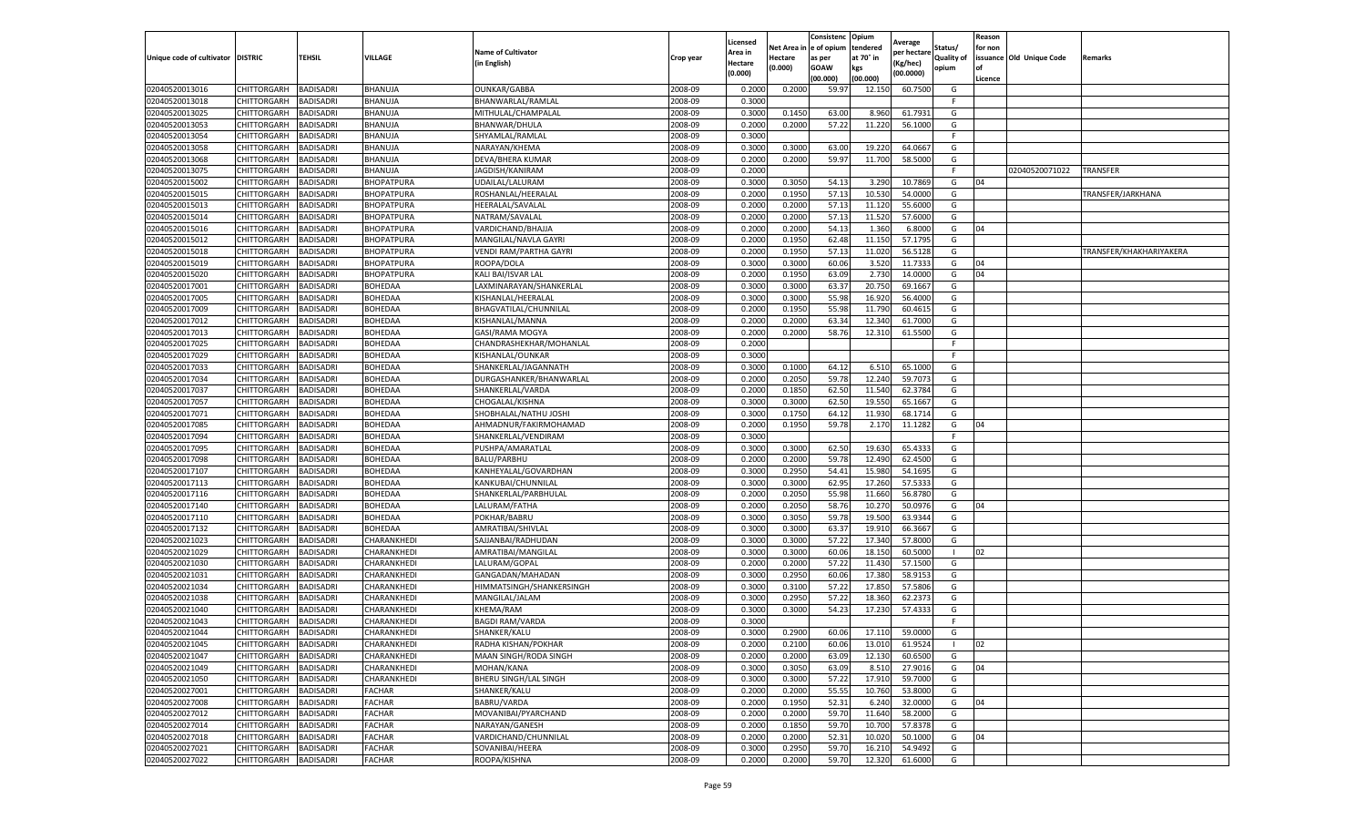| Unique code of cultivator | DISTRIC | TEHSIL | VILLAGE | Name of Cultivator (in English) | Crop year | Licensed Area in Hectare (0.000) | Net Area in Hectare (0.000) | Consistence of opium as per GOAW (00.000) | Opium tendered at 70° in kgs (00.000) | Average per hectare (Kg/hec) (00.0000) | Status/ Quality of opium | Reason for non issuance of Licence | Old Unique Code | Remarks |
|---|---|---|---|---|---|---|---|---|---|---|---|---|---|---|
| 02040520013016 | CHITTORGARH | BADISADRI | BHANUJA | OUNKAR/GABBA | 2008-09 | 0.2000 | 0.2000 | 59.97 | 12.150 | 60.7500 | G | | | |
| 02040520013018 | CHITTORGARH | BADISADRI | BHANUJA | BHANWARLAL/RAMLAL | 2008-09 | 0.3000 | | | | | F | | | |
| 02040520013025 | CHITTORGARH | BADISADRI | BHANUJA | MITHULAL/CHAMPALAL | 2008-09 | 0.3000 | 0.1450 | 63.00 | 8.960 | 61.7931 | G | | | |
| 02040520013053 | CHITTORGARH | BADISADRI | BHANUJA | BHANWAR/DHULA | 2008-09 | 0.2000 | 0.2000 | 57.22 | 11.220 | 56.1000 | G | | | |
| 02040520013054 | CHITTORGARH | BADISADRI | BHANUJA | SHYAMLAL/RAMLAL | 2008-09 | 0.3000 | | | | | F | | | |
| 02040520013058 | CHITTORGARH | BADISADRI | BHANUJA | NARAYAN/KHEMA | 2008-09 | 0.3000 | 0.3000 | 63.00 | 19.220 | 64.0667 | G | | | |
| 02040520013068 | CHITTORGARH | BADISADRI | BHANUJA | DEVA/BHERA KUMAR | 2008-09 | 0.2000 | 0.2000 | 59.97 | 11.700 | 58.5000 | G | | | |
| 02040520013075 | CHITTORGARH | BADISADRI | BHANUJA | JAGDISH/KANIRAM | 2008-09 | 0.2000 | | | | | F | | 02040520071022 | TRANSFER |
| 02040520015002 | CHITTORGARH | BADISADRI | BHOPATPURA | UDAILAL/LALURAM | 2008-09 | 0.3000 | 0.3050 | 54.13 | 3.290 | 10.7869 | G | 04 | | |
| 02040520015015 | CHITTORGARH | BADISADRI | BHOPATPURA | ROSHANLAL/HEERALAL | 2008-09 | 0.2000 | 0.1950 | 57.13 | 10.530 | 54.0000 | G | | | TRANSFER/JARKHANA |
| 02040520015013 | CHITTORGARH | BADISADRI | BHOPATPURA | HEERALAL/SAVALAL | 2008-09 | 0.2000 | 0.2000 | 57.13 | 11.120 | 55.6000 | G | | | |
| 02040520015014 | CHITTORGARH | BADISADRI | BHOPATPURA | NATRAM/SAVALAL | 2008-09 | 0.2000 | 0.2000 | 57.13 | 11.520 | 57.6000 | G | | | |
| 02040520015016 | CHITTORGARH | BADISADRI | BHOPATPURA | VARDICHAND/BHAJJA | 2008-09 | 0.2000 | 0.2000 | 54.13 | 1.360 | 6.8000 | G | 04 | | |
| 02040520015012 | CHITTORGARH | BADISADRI | BHOPATPURA | MANGILAL/NAVLA GAYRI | 2008-09 | 0.2000 | 0.1950 | 62.48 | 11.150 | 57.1795 | G | | | |
| 02040520015018 | CHITTORGARH | BADISADRI | BHOPATPURA | VENDI RAM/PARTHA GAYRI | 2008-09 | 0.2000 | 0.1950 | 57.13 | 11.020 | 56.5128 | G | | | TRANSFER/KHAKHARIYAKERA |
| 02040520015019 | CHITTORGARH | BADISADRI | BHOPATPURA | ROOPA/DOLA | 2008-09 | 0.3000 | 0.3000 | 60.06 | 3.520 | 11.7333 | G | 04 | | |
| 02040520015020 | CHITTORGARH | BADISADRI | BHOPATPURA | KALI BAI/ISVAR LAL | 2008-09 | 0.2000 | 0.1950 | 63.09 | 2.730 | 14.0000 | G | 04 | | |
| 02040520017001 | CHITTORGARH | BADISADRI | BOHEDAA | LAXMINARAYAN/SHANKERLAL | 2008-09 | 0.3000 | 0.3000 | 63.37 | 20.750 | 69.1667 | G | | | |
| 02040520017005 | CHITTORGARH | BADISADRI | BOHEDAA | KISHANLAL/HEERALAL | 2008-09 | 0.3000 | 0.3000 | 55.98 | 16.920 | 56.4000 | G | | | |
| 02040520017009 | CHITTORGARH | BADISADRI | BOHEDAA | BHAGVATILAL/CHUNNILAL | 2008-09 | 0.2000 | 0.1950 | 55.98 | 11.790 | 60.4615 | G | | | |
| 02040520017012 | CHITTORGARH | BADISADRI | BOHEDAA | KISHANLAL/MANNA | 2008-09 | 0.2000 | 0.2000 | 63.34 | 12.340 | 61.7000 | G | | | |
| 02040520017013 | CHITTORGARH | BADISADRI | BOHEDAA | GASI/RAMA MOGYA | 2008-09 | 0.2000 | 0.2000 | 58.76 | 12.310 | 61.5500 | G | | | |
| 02040520017025 | CHITTORGARH | BADISADRI | BOHEDAA | CHANDRASHEKHAR/MOHANLAL | 2008-09 | 0.2000 | | | | | F | | | |
| 02040520017029 | CHITTORGARH | BADISADRI | BOHEDAA | KISHANLAL/OUNKAR | 2008-09 | 0.3000 | | | | | F | | | |
| 02040520017033 | CHITTORGARH | BADISADRI | BOHEDAA | SHANKERLAL/JAGANNATH | 2008-09 | 0.3000 | 0.1000 | 64.12 | 6.510 | 65.1000 | G | | | |
| 02040520017034 | CHITTORGARH | BADISADRI | BOHEDAA | DURGASHANKER/BHANWARLAL | 2008-09 | 0.2000 | 0.2050 | 59.78 | 12.240 | 59.7073 | G | | | |
| 02040520017037 | CHITTORGARH | BADISADRI | BOHEDAA | SHANKERLAL/VARDA | 2008-09 | 0.2000 | 0.1850 | 62.50 | 11.540 | 62.3784 | G | | | |
| 02040520017057 | CHITTORGARH | BADISADRI | BOHEDAA | CHOGALAL/KISHNA | 2008-09 | 0.3000 | 0.3000 | 62.50 | 19.550 | 65.1667 | G | | | |
| 02040520017071 | CHITTORGARH | BADISADRI | BOHEDAA | SHOBHALAL/NATHU JOSHI | 2008-09 | 0.3000 | 0.1750 | 64.12 | 11.930 | 68.1714 | G | | | |
| 02040520017085 | CHITTORGARH | BADISADRI | BOHEDAA | AHMADNUR/FAKIRMOHAMAD | 2008-09 | 0.2000 | 0.1950 | 59.78 | 2.170 | 11.1282 | G | 04 | | |
| 02040520017094 | CHITTORGARH | BADISADRI | BOHEDAA | SHANKERLAL/VENDIRAM | 2008-09 | 0.3000 | | | | | F | | | |
| 02040520017095 | CHITTORGARH | BADISADRI | BOHEDAA | PUSHPA/AMARATLAL | 2008-09 | 0.3000 | 0.3000 | 62.50 | 19.630 | 65.4333 | G | | | |
| 02040520017098 | CHITTORGARH | BADISADRI | BOHEDAA | BALU/PARBHU | 2008-09 | 0.2000 | 0.2000 | 59.78 | 12.490 | 62.4500 | G | | | |
| 02040520017107 | CHITTORGARH | BADISADRI | BOHEDAA | KANHEYALAL/GOVARDHAN | 2008-09 | 0.3000 | 0.2950 | 54.41 | 15.980 | 54.1695 | G | | | |
| 02040520017113 | CHITTORGARH | BADISADRI | BOHEDAA | KANKUBAI/CHUNNILAL | 2008-09 | 0.3000 | 0.3000 | 62.95 | 17.260 | 57.5333 | G | | | |
| 02040520017116 | CHITTORGARH | BADISADRI | BOHEDAA | SHANKERLAL/PARBHULAL | 2008-09 | 0.2000 | 0.2050 | 55.98 | 11.660 | 56.8780 | G | | | |
| 02040520017140 | CHITTORGARH | BADISADRI | BOHEDAA | LALURAM/FATHA | 2008-09 | 0.2000 | 0.2050 | 58.76 | 10.270 | 50.0976 | G | 04 | | |
| 02040520017110 | CHITTORGARH | BADISADRI | BOHEDAA | POKHAR/BABRU | 2008-09 | 0.3000 | 0.3050 | 59.78 | 19.500 | 63.9344 | G | | | |
| 02040520017132 | CHITTORGARH | BADISADRI | BOHEDAA | AMRATIBAI/SHIVLAL | 2008-09 | 0.3000 | 0.3000 | 63.37 | 19.910 | 66.3667 | G | | | |
| 02040520021023 | CHITTORGARH | BADISADRI | CHARANKHEDI | SAJJANBAI/RADHUDAN | 2008-09 | 0.3000 | 0.3000 | 57.22 | 17.340 | 57.8000 | G | | | |
| 02040520021029 | CHITTORGARH | BADISADRI | CHARANKHEDI | AMRATIBAI/MANGILAL | 2008-09 | 0.3000 | 0.3000 | 60.06 | 18.150 | 60.5000 | I | 02 | | |
| 02040520021030 | CHITTORGARH | BADISADRI | CHARANKHEDI | LALURAM/GOPAL | 2008-09 | 0.2000 | 0.2000 | 57.22 | 11.430 | 57.1500 | G | | | |
| 02040520021031 | CHITTORGARH | BADISADRI | CHARANKHEDI | GANGADAN/MAHADAN | 2008-09 | 0.3000 | 0.2950 | 60.06 | 17.380 | 58.9153 | G | | | |
| 02040520021034 | CHITTORGARH | BADISADRI | CHARANKHEDI | HIMMATSINGH/SHANKERSINGH | 2008-09 | 0.3000 | 0.3100 | 57.22 | 17.850 | 57.5806 | G | | | |
| 02040520021038 | CHITTORGARH | BADISADRI | CHARANKHEDI | MANGILAL/JALAM | 2008-09 | 0.3000 | 0.2950 | 57.22 | 18.360 | 62.2373 | G | | | |
| 02040520021040 | CHITTORGARH | BADISADRI | CHARANKHEDI | KHEMA/RAM | 2008-09 | 0.3000 | 0.3000 | 54.23 | 17.230 | 57.4333 | G | | | |
| 02040520021043 | CHITTORGARH | BADISADRI | CHARANKHEDI | BAGDI RAM/VARDA | 2008-09 | 0.3000 | | | | | F | | | |
| 02040520021044 | CHITTORGARH | BADISADRI | CHARANKHEDI | SHANKER/KALU | 2008-09 | 0.3000 | 0.2900 | 60.06 | 17.110 | 59.0000 | G | | | |
| 02040520021045 | CHITTORGARH | BADISADRI | CHARANKHEDI | RADHA KISHAN/POKHAR | 2008-09 | 0.2000 | 0.2100 | 60.06 | 13.010 | 61.9524 | I | 02 | | |
| 02040520021047 | CHITTORGARH | BADISADRI | CHARANKHEDI | MAAN SINGH/RODA SINGH | 2008-09 | 0.2000 | 0.2000 | 63.09 | 12.130 | 60.6500 | G | | | |
| 02040520021049 | CHITTORGARH | BADISADRI | CHARANKHEDI | MOHAN/KANA | 2008-09 | 0.3000 | 0.3050 | 63.09 | 8.510 | 27.9016 | G | 04 | | |
| 02040520021050 | CHITTORGARH | BADISADRI | CHARANKHEDI | BHERU SINGH/LAL SINGH | 2008-09 | 0.3000 | 0.3000 | 57.22 | 17.910 | 59.7000 | G | | | |
| 02040520027001 | CHITTORGARH | BADISADRI | FACHAR | SHANKER/KALU | 2008-09 | 0.2000 | 0.2000 | 55.55 | 10.760 | 53.8000 | G | | | |
| 02040520027008 | CHITTORGARH | BADISADRI | FACHAR | BABRU/VARDA | 2008-09 | 0.2000 | 0.1950 | 52.31 | 6.240 | 32.0000 | G | 04 | | |
| 02040520027012 | CHITTORGARH | BADISADRI | FACHAR | MOVANIBAI/PYARCHAND | 2008-09 | 0.2000 | 0.2000 | 59.70 | 11.640 | 58.2000 | G | | | |
| 02040520027014 | CHITTORGARH | BADISADRI | FACHAR | NARAYAN/GANESH | 2008-09 | 0.2000 | 0.1850 | 59.70 | 10.700 | 57.8378 | G | | | |
| 02040520027018 | CHITTORGARH | BADISADRI | FACHAR | VARDICHAND/CHUNNILAL | 2008-09 | 0.2000 | 0.2000 | 52.31 | 10.020 | 50.1000 | G | 04 | | |
| 02040520027021 | CHITTORGARH | BADISADRI | FACHAR | SOVANIBAI/HEERA | 2008-09 | 0.3000 | 0.2950 | 59.70 | 16.210 | 54.9492 | G | | | |
| 02040520027022 | CHITTORGARH | BADISADRI | FACHAR | ROOPA/KISHNA | 2008-09 | 0.2000 | 0.2000 | 59.70 | 12.320 | 61.6000 | G | | | |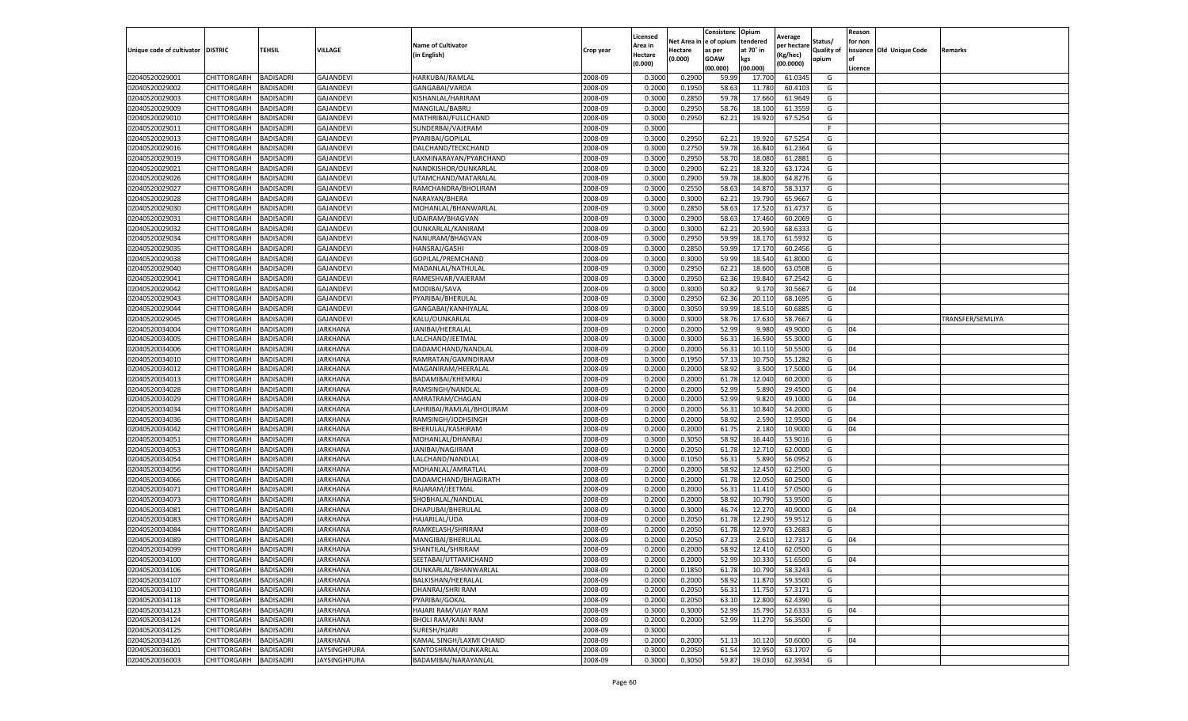| Unique code of cultivator | DISTRIC | TEHSIL | VILLAGE | Name of Cultivator (in English) | Crop year | Licensed Area in Hectare (0.000) | Net Area in Hectare (0.000) | Consistenc e of opium as per GOAW (00.000) | Opium tendered at 70° in kgs (00.000) | Average per hectare (Kg/hec) (00.0000) | Status/ Quality of opium | Reason for non issuance of Licence | Old Unique Code | Remarks |
|---|---|---|---|---|---|---|---|---|---|---|---|---|---|---|
| 02040520029001 | CHITTORGARH | BADISADRI | GAJANDEVI | HARKUBAI/RAMLAL | 2008-09 | 0.3000 | 0.2900 | 59.99 | 17.700 | 61.0345 | G | | | |
| 02040520029002 | CHITTORGARH | BADISADRI | GAJANDEVI | GANGABAI/VARDA | 2008-09 | 0.2000 | 0.1950 | 58.63 | 11.780 | 60.4103 | G | | | |
| 02040520029003 | CHITTORGARH | BADISADRI | GAJANDEVI | KISHANLAL/HARIRAM | 2008-09 | 0.3000 | 0.2850 | 59.78 | 17.660 | 61.9649 | G | | | |
| 02040520029009 | CHITTORGARH | BADISADRI | GAJANDEVI | MANGILAL/BABRU | 2008-09 | 0.3000 | 0.2950 | 58.76 | 18.100 | 61.3559 | G | | | |
| 02040520029010 | CHITTORGARH | BADISADRI | GAJANDEVI | MATHRIBAI/FULLCHAND | 2008-09 | 0.3000 | 0.2950 | 62.21 | 19.920 | 67.5254 | G | | | |
| 02040520029011 | CHITTORGARH | BADISADRI | GAJANDEVI | SUNDERBAI/VAJERAM | 2008-09 | 0.3000 | | | | | F | | | |
| 02040520029013 | CHITTORGARH | BADISADRI | GAJANDEVI | PYARIBAI/GOPILAL | 2008-09 | 0.3000 | 0.2950 | 62.21 | 19.920 | 67.5254 | G | | | |
| 02040520029016 | CHITTORGARH | BADISADRI | GAJANDEVI | DALCHAND/TECKCHAND | 2008-09 | 0.3000 | 0.2750 | 59.78 | 16.840 | 61.2364 | G | | | |
| 02040520029019 | CHITTORGARH | BADISADRI | GAJANDEVI | LAXMINARAYAN/PYARCHAND | 2008-09 | 0.3000 | 0.2950 | 58.70 | 18.080 | 61.2881 | G | | | |
| 02040520029021 | CHITTORGARH | BADISADRI | GAJANDEVI | NANDKISHOR/OUNKARLAL | 2008-09 | 0.3000 | 0.2900 | 62.21 | 18.320 | 63.1724 | G | | | |
| 02040520029026 | CHITTORGARH | BADISADRI | GAJANDEVI | UTAMCHAND/MATARALAL | 2008-09 | 0.3000 | 0.2900 | 59.78 | 18.800 | 64.8276 | G | | | |
| 02040520029027 | CHITTORGARH | BADISADRI | GAJANDEVI | RAMCHANDRA/BHOLIRAM | 2008-09 | 0.3000 | 0.2550 | 58.63 | 14.870 | 58.3137 | G | | | |
| 02040520029028 | CHITTORGARH | BADISADRI | GAJANDEVI | NARAYAN/BHERA | 2008-09 | 0.3000 | 0.3000 | 62.21 | 19.790 | 65.9667 | G | | | |
| 02040520029030 | CHITTORGARH | BADISADRI | GAJANDEVI | MOHANLAL/BHANWARLAL | 2008-09 | 0.3000 | 0.2850 | 58.63 | 17.520 | 61.4737 | G | | | |
| 02040520029031 | CHITTORGARH | BADISADRI | GAJANDEVI | UDAIRAM/BHAGVAN | 2008-09 | 0.3000 | 0.2900 | 58.63 | 17.460 | 60.2069 | G | | | |
| 02040520029032 | CHITTORGARH | BADISADRI | GAJANDEVI | OUNKARLAL/KANIRAM | 2008-09 | 0.3000 | 0.3000 | 62.21 | 20.590 | 68.6333 | G | | | |
| 02040520029034 | CHITTORGARH | BADISADRI | GAJANDEVI | NANURAM/BHAGVAN | 2008-09 | 0.3000 | 0.2950 | 59.99 | 18.170 | 61.5932 | G | | | |
| 02040520029035 | CHITTORGARH | BADISADRI | GAJANDEVI | HANSRAJ/GASHI | 2008-09 | 0.3000 | 0.2850 | 59.99 | 17.170 | 60.2456 | G | | | |
| 02040520029038 | CHITTORGARH | BADISADRI | GAJANDEVI | GOPILAL/PREMCHAND | 2008-09 | 0.3000 | 0.3000 | 59.99 | 18.540 | 61.8000 | G | | | |
| 02040520029040 | CHITTORGARH | BADISADRI | GAJANDEVI | MADANLAL/NATHULAL | 2008-09 | 0.3000 | 0.2950 | 62.21 | 18.600 | 63.0508 | G | | | |
| 02040520029041 | CHITTORGARH | BADISADRI | GAJANDEVI | RAMESHVAR/VAJERAM | 2008-09 | 0.3000 | 0.2950 | 62.36 | 19.840 | 67.2542 | G | | | |
| 02040520029042 | CHITTORGARH | BADISADRI | GAJANDEVI | MODIBAI/SAVA | 2008-09 | 0.3000 | 0.3000 | 50.82 | 9.170 | 30.5667 | G | 04 | | |
| 02040520029043 | CHITTORGARH | BADISADRI | GAJANDEVI | PYARIBAI/BHERULAL | 2008-09 | 0.3000 | 0.2950 | 62.36 | 20.110 | 68.1695 | G | | | |
| 02040520029044 | CHITTORGARH | BADISADRI | GAJANDEVI | GANGABAI/KANHIYALAL | 2008-09 | 0.3000 | 0.3050 | 59.99 | 18.510 | 60.6885 | G | | | |
| 02040520029045 | CHITTORGARH | BADISADRI | GAJANDEVI | KALU/OUNKARLAL | 2008-09 | 0.3000 | 0.3000 | 58.76 | 17.630 | 58.7667 | G | | | TRANSFER/SEMLIYA |
| 02040520034004 | CHITTORGARH | BADISADRI | JARKHANA | JANIBAI/HEERALAL | 2008-09 | 0.2000 | 0.2000 | 52.99 | 9.980 | 49.9000 | G | 04 | | |
| 02040520034005 | CHITTORGARH | BADISADRI | JARKHANA | LALCHAND/JEETMAL | 2008-09 | 0.3000 | 0.3000 | 56.31 | 16.590 | 55.3000 | G | | | |
| 02040520034006 | CHITTORGARH | BADISADRI | JARKHANA | DADAMCHAND/NANDLAL | 2008-09 | 0.2000 | 0.2000 | 56.31 | 10.110 | 50.5500 | G | 04 | | |
| 02040520034010 | CHITTORGARH | BADISADRI | JARKHANA | RAMRATAN/GAMNDIRAM | 2008-09 | 0.3000 | 0.1950 | 57.13 | 10.750 | 55.1282 | G | | | |
| 02040520034012 | CHITTORGARH | BADISADRI | JARKHANA | MAGANIRAM/HEERALAL | 2008-09 | 0.2000 | 0.2000 | 58.92 | 3.500 | 17.5000 | G | 04 | | |
| 02040520034013 | CHITTORGARH | BADISADRI | JARKHANA | BADAMIBAI/KHEMRAJ | 2008-09 | 0.2000 | 0.2000 | 61.78 | 12.040 | 60.2000 | G | | | |
| 02040520034028 | CHITTORGARH | BADISADRI | JARKHANA | RAMSINGH/NANDLAL | 2008-09 | 0.2000 | 0.2000 | 52.99 | 5.890 | 29.4500 | G | 04 | | |
| 02040520034029 | CHITTORGARH | BADISADRI | JARKHANA | AMRATRAM/CHAGAN | 2008-09 | 0.2000 | 0.2000 | 52.99 | 9.820 | 49.1000 | G | 04 | | |
| 02040520034034 | CHITTORGARH | BADISADRI | JARKHANA | LAHRIBAI/RAMLAL/BHOLIRAM | 2008-09 | 0.2000 | 0.2000 | 56.31 | 10.840 | 54.2000 | G | | | |
| 02040520034036 | CHITTORGARH | BADISADRI | JARKHANA | RAMSINGH/JODHSINGH | 2008-09 | 0.2000 | 0.2000 | 58.92 | 2.590 | 12.9500 | G | 04 | | |
| 02040520034042 | CHITTORGARH | BADISADRI | JARKHANA | BHERULAL/KASHIRAM | 2008-09 | 0.2000 | 0.2000 | 61.75 | 2.180 | 10.9000 | G | 04 | | |
| 02040520034051 | CHITTORGARH | BADISADRI | JARKHANA | MOHANLAL/DHANRAJ | 2008-09 | 0.3000 | 0.3050 | 58.92 | 16.440 | 53.9016 | G | | | |
| 02040520034053 | CHITTORGARH | BADISADRI | JARKHANA | JANIBAI/NAGJIRAM | 2008-09 | 0.2000 | 0.2050 | 61.78 | 12.710 | 62.0000 | G | | | |
| 02040520034054 | CHITTORGARH | BADISADRI | JARKHANA | LALCHAND/NANDLAL | 2008-09 | 0.3000 | 0.1050 | 56.31 | 5.890 | 56.0952 | G | | | |
| 02040520034056 | CHITTORGARH | BADISADRI | JARKHANA | MOHANLAL/AMRATLAL | 2008-09 | 0.2000 | 0.2000 | 58.92 | 12.450 | 62.2500 | G | | | |
| 02040520034066 | CHITTORGARH | BADISADRI | JARKHANA | DADAMCHAND/BHAGIRATH | 2008-09 | 0.2000 | 0.2000 | 61.78 | 12.050 | 60.2500 | G | | | |
| 02040520034071 | CHITTORGARH | BADISADRI | JARKHANA | RAJARAM/JEETMAL | 2008-09 | 0.2000 | 0.2000 | 56.31 | 11.410 | 57.0500 | G | | | |
| 02040520034073 | CHITTORGARH | BADISADRI | JARKHANA | SHOBHALAL/NANDLAL | 2008-09 | 0.2000 | 0.2000 | 58.92 | 10.790 | 53.9500 | G | | | |
| 02040520034081 | CHITTORGARH | BADISADRI | JARKHANA | DHAPUBAI/BHERULAL | 2008-09 | 0.3000 | 0.3000 | 46.74 | 12.270 | 40.9000 | G | 04 | | |
| 02040520034083 | CHITTORGARH | BADISADRI | JARKHANA | HAJARILAL/UDA | 2008-09 | 0.2000 | 0.2050 | 61.78 | 12.290 | 59.9512 | G | | | |
| 02040520034084 | CHITTORGARH | BADISADRI | JARKHANA | RAMKELASH/SHRIRAM | 2008-09 | 0.2000 | 0.2050 | 61.78 | 12.970 | 63.2683 | G | | | |
| 02040520034089 | CHITTORGARH | BADISADRI | JARKHANA | MANGIBAI/BHERULAL | 2008-09 | 0.2000 | 0.2050 | 67.23 | 2.610 | 12.7317 | G | 04 | | |
| 02040520034099 | CHITTORGARH | BADISADRI | JARKHANA | SHANTILAL/SHRIRAM | 2008-09 | 0.2000 | 0.2000 | 58.92 | 12.410 | 62.0500 | G | | | |
| 02040520034100 | CHITTORGARH | BADISADRI | JARKHANA | SEETABAI/UTTAMICHAND | 2008-09 | 0.2000 | 0.2000 | 52.99 | 10.330 | 51.6500 | G | 04 | | |
| 02040520034106 | CHITTORGARH | BADISADRI | JARKHANA | OUNKARLAL/BHANWARLAL | 2008-09 | 0.2000 | 0.1850 | 61.78 | 10.790 | 58.3243 | G | | | |
| 02040520034107 | CHITTORGARH | BADISADRI | JARKHANA | BALKISHAN/HEERALAL | 2008-09 | 0.2000 | 0.2000 | 58.92 | 11.870 | 59.3500 | G | | | |
| 02040520034110 | CHITTORGARH | BADISADRI | JARKHANA | DHANRAJ/SHRI RAM | 2008-09 | 0.2000 | 0.2050 | 56.31 | 11.750 | 57.3171 | G | | | |
| 02040520034118 | CHITTORGARH | BADISADRI | JARKHANA | PYARIBAI/GOKAL | 2008-09 | 0.2000 | 0.2050 | 63.10 | 12.800 | 62.4390 | G | | | |
| 02040520034123 | CHITTORGARH | BADISADRI | JARKHANA | HAJARI RAM/VIJAY RAM | 2008-09 | 0.3000 | 0.3000 | 52.99 | 15.790 | 52.6333 | G | 04 | | |
| 02040520034124 | CHITTORGARH | BADISADRI | JARKHANA | BHOLI RAM/KANI RAM | 2008-09 | 0.2000 | 0.2000 | 52.99 | 11.270 | 56.3500 | G | | | |
| 02040520034125 | CHITTORGARH | BADISADRI | JARKHANA | SURESH/HJARI | 2008-09 | 0.3000 | | | | | F | | | |
| 02040520034126 | CHITTORGARH | BADISADRI | JARKHANA | KAMAL SINGH/LAXMI CHAND | 2008-09 | 0.2000 | 0.2000 | 51.13 | 10.120 | 50.6000 | G | 04 | | |
| 02040520036001 | CHITTORGARH | BADISADRI | JAYSINGHPURA | SANTOSHRAM/OUNKARLAL | 2008-09 | 0.3000 | 0.2050 | 61.54 | 12.950 | 63.1707 | G | | | |
| 02040520036003 | CHITTORGARH | BADISADRI | JAYSINGHPURA | BADAMIBAI/NARAYANLAL | 2008-09 | 0.3000 | 0.3050 | 59.87 | 19.030 | 62.3934 | G | | | |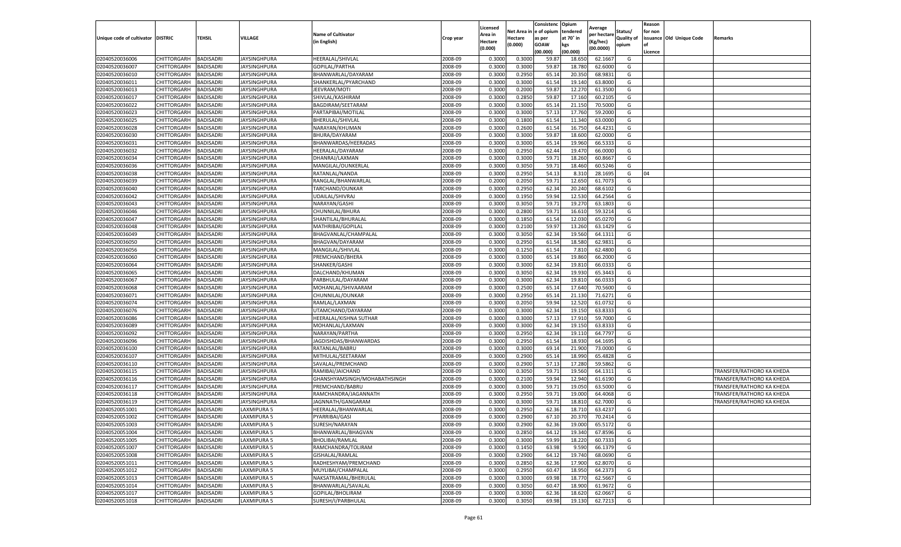| Unique code of cultivator | DISTRIC | TEHSIL | VILLAGE | Name of Cultivator (in English) | Crop year | Licensed Area in Hectare (0.000) | Net Area in Hectare (0.000) | Consistence of opium as per GOAW (00.000) | Opium tendered at 70° in kgs (00.000) | Average per hectare (Kg/hec) (00.0000) | Status/ Quality of opium | Reason for non issuance of Licence | Old Unique Code | Remarks |
|---|---|---|---|---|---|---|---|---|---|---|---|---|---|---|
| 02040520036006 | CHITTORGARH | BADISADRI | JAYSINGHPURA | HEERALAL/SHIVLAL | 2008-09 | 0.3000 | 0.3000 | 59.87 | 18.650 | 62.1667 | G | | | |
| 02040520036007 | CHITTORGARH | BADISADRI | JAYSINGHPURA | GOPILAL/PARTHA | 2008-09 | 0.3000 | 0.3000 | 59.87 | 18.780 | 62.6000 | G | | | |
| 02040520036010 | CHITTORGARH | BADISADRI | JAYSINGHPURA | BHANWARLAL/DAYARAM | 2008-09 | 0.3000 | 0.2950 | 65.14 | 20.350 | 68.9831 | G | | | |
| 02040520036011 | CHITTORGARH | BADISADRI | JAYSINGHPURA | SHANKERLAL/PYARCHAND | 2008-09 | 0.3000 | 0.3000 | 61.54 | 19.140 | 63.8000 | G | | | |
| 02040520036013 | CHITTORGARH | BADISADRI | JAYSINGHPURA | JEEVRAM/MOTI | 2008-09 | 0.3000 | 0.2000 | 59.87 | 12.270 | 61.3500 | G | | | |
| 02040520036017 | CHITTORGARH | BADISADRI | JAYSINGHPURA | SHIVLAL/KASHIRAM | 2008-09 | 0.3000 | 0.2850 | 59.87 | 17.160 | 60.2105 | G | | | |
| 02040520036022 | CHITTORGARH | BADISADRI | JAYSINGHPURA | BAGDIRAM/SEETARAM | 2008-09 | 0.3000 | 0.3000 | 65.14 | 21.150 | 70.5000 | G | | | |
| 02040520036023 | CHITTORGARH | BADISADRI | JAYSINGHPURA | PARTAPIBAI/MOTILAL | 2008-09 | 0.3000 | 0.3000 | 57.13 | 17.760 | 59.2000 | G | | | |
| 02040520036025 | CHITTORGARH | BADISADRI | JAYSINGHPURA | BHERULAL/SHIVLAL | 2008-09 | 0.3000 | 0.1800 | 61.54 | 11.340 | 63.0000 | G | | | |
| 02040520036028 | CHITTORGARH | BADISADRI | JAYSINGHPURA | NARAYAN/KHUMAN | 2008-09 | 0.3000 | 0.2600 | 61.54 | 16.750 | 64.4231 | G | | | |
| 02040520036030 | CHITTORGARH | BADISADRI | JAYSINGHPURA | BHURA/DAYARAM | 2008-09 | 0.3000 | 0.3000 | 59.87 | 18.600 | 62.0000 | G | | | |
| 02040520036031 | CHITTORGARH | BADISADRI | JAYSINGHPURA | BHANWARDAS/HEERADAS | 2008-09 | 0.3000 | 0.3000 | 65.14 | 19.960 | 66.5333 | G | | | |
| 02040520036032 | CHITTORGARH | BADISADRI | JAYSINGHPURA | HEERALAL/DAYARAM | 2008-09 | 0.3000 | 0.2950 | 62.44 | 19.470 | 66.0000 | G | | | |
| 02040520036034 | CHITTORGARH | BADISADRI | JAYSINGHPURA | DHANRAJ/LAXMAN | 2008-09 | 0.3000 | 0.3000 | 59.71 | 18.260 | 60.8667 | G | | | |
| 02040520036036 | CHITTORGARH | BADISADRI | JAYSINGHPURA | MANGILAL/OUNKERLAL | 2008-09 | 0.3000 | 0.3050 | 59.71 | 18.460 | 60.5246 | G | | | |
| 02040520036038 | CHITTORGARH | BADISADRI | JAYSINGHPURA | RATANLAL/NANDA | 2008-09 | 0.3000 | 0.2950 | 54.13 | 8.310 | 28.1695 | G | 04 | | |
| 02040520036039 | CHITTORGARH | BADISADRI | JAYSINGHPURA | RANGLAL/BHANWARLAL | 2008-09 | 0.2000 | 0.2050 | 59.71 | 12.650 | 61.7073 | G | | | |
| 02040520036040 | CHITTORGARH | BADISADRI | JAYSINGHPURA | TARCHAND/OUNKAR | 2008-09 | 0.3000 | 0.2950 | 62.34 | 20.240 | 68.6102 | G | | | |
| 02040520036042 | CHITTORGARH | BADISADRI | JAYSINGHPURA | UDAILAL/SHIVRAJ | 2008-09 | 0.3000 | 0.1950 | 59.94 | 12.530 | 64.2564 | G | | | |
| 02040520036043 | CHITTORGARH | BADISADRI | JAYSINGHPURA | NARAYAN/GASHI | 2008-09 | 0.3000 | 0.3050 | 59.71 | 19.270 | 63.1803 | G | | | |
| 02040520036046 | CHITTORGARH | BADISADRI | JAYSINGHPURA | CHUNNILAL/BHURA | 2008-09 | 0.3000 | 0.2800 | 59.71 | 16.610 | 59.3214 | G | | | |
| 02040520036047 | CHITTORGARH | BADISADRI | JAYSINGHPURA | SHANTILAL/BHURALAL | 2008-09 | 0.3000 | 0.1850 | 61.54 | 12.030 | 65.0270 | G | | | |
| 02040520036048 | CHITTORGARH | BADISADRI | JAYSINGHPURA | MATHRIBAI/GOPILAL | 2008-09 | 0.3000 | 0.2100 | 59.97 | 13.260 | 63.1429 | G | | | |
| 02040520036049 | CHITTORGARH | BADISADRI | JAYSINGHPURA | BHAGVANLAL/CHAMPALAL | 2008-09 | 0.3000 | 0.3050 | 62.34 | 19.560 | 64.1311 | G | | | |
| 02040520036050 | CHITTORGARH | BADISADRI | JAYSINGHPURA | BHAGVAN/DAYARAM | 2008-09 | 0.3000 | 0.2950 | 61.54 | 18.580 | 62.9831 | G | | | |
| 02040520036056 | CHITTORGARH | BADISADRI | JAYSINGHPURA | MANGILAL/SHIVLAL | 2008-09 | 0.3000 | 0.1250 | 61.54 | 7.810 | 62.4800 | G | | | |
| 02040520036060 | CHITTORGARH | BADISADRI | JAYSINGHPURA | PREMCHAND/BHERA | 2008-09 | 0.3000 | 0.3000 | 65.14 | 19.860 | 66.2000 | G | | | |
| 02040520036064 | CHITTORGARH | BADISADRI | JAYSINGHPURA | SHANKER/GASHI | 2008-09 | 0.3000 | 0.3000 | 62.34 | 19.810 | 66.0333 | G | | | |
| 02040520036065 | CHITTORGARH | BADISADRI | JAYSINGHPURA | DALCHAND/KHUMAN | 2008-09 | 0.3000 | 0.3050 | 62.34 | 19.930 | 65.3443 | G | | | |
| 02040520036067 | CHITTORGARH | BADISADRI | JAYSINGHPURA | PARBHULAL/DAYARAM | 2008-09 | 0.3000 | 0.3000 | 62.34 | 19.810 | 66.0333 | G | | | |
| 02040520036068 | CHITTORGARH | BADISADRI | JAYSINGHPURA | MOHANLAL/SHIVAARAM | 2008-09 | 0.3000 | 0.2500 | 65.14 | 17.640 | 70.5600 | G | | | |
| 02040520036071 | CHITTORGARH | BADISADRI | JAYSINGHPURA | CHUNNILAL/OUNKAR | 2008-09 | 0.3000 | 0.2950 | 65.14 | 21.130 | 71.6271 | G | | | |
| 02040520036074 | CHITTORGARH | BADISADRI | JAYSINGHPURA | RAMLAL/LAXMAN | 2008-09 | 0.3000 | 0.2050 | 59.94 | 12.520 | 61.0732 | G | | | |
| 02040520036076 | CHITTORGARH | BADISADRI | JAYSINGHPURA | UTAMCHAND/DAYARAM | 2008-09 | 0.3000 | 0.3000 | 62.34 | 19.150 | 63.8333 | G | | | |
| 02040520036086 | CHITTORGARH | BADISADRI | JAYSINGHPURA | HEERALAL/KISHNA SUTHAR | 2008-09 | 0.3000 | 0.3000 | 57.13 | 17.910 | 59.7000 | G | | | |
| 02040520036089 | CHITTORGARH | BADISADRI | JAYSINGHPURA | MOHANLAL/LAXMAN | 2008-09 | 0.3000 | 0.3000 | 62.34 | 19.150 | 63.8333 | G | | | |
| 02040520036092 | CHITTORGARH | BADISADRI | JAYSINGHPURA | NARAYAN/PARTHA | 2008-09 | 0.3000 | 0.2950 | 62.34 | 19.110 | 64.7797 | G | | | |
| 02040520036096 | CHITTORGARH | BADISADRI | JAYSINGHPURA | JAGDISHDAS/BHANWARDAS | 2008-09 | 0.3000 | 0.2950 | 61.54 | 18.930 | 64.1695 | G | | | |
| 02040520036100 | CHITTORGARH | BADISADRI | JAYSINGHPURA | RATANLAL/BABRU | 2008-09 | 0.3000 | 0.3000 | 69.14 | 21.900 | 73.0000 | G | | | |
| 02040520036107 | CHITTORGARH | BADISADRI | JAYSINGHPURA | MITHULAL/SEETARAM | 2008-09 | 0.3000 | 0.2900 | 65.14 | 18.990 | 65.4828 | G | | | |
| 02040520036110 | CHITTORGARH | BADISADRI | JAYSINGHPURA | SAVALAL/PREMCHAND | 2008-09 | 0.3000 | 0.2900 | 57.13 | 17.280 | 59.5862 | G | | | |
| 02040520036115 | CHITTORGARH | BADISADRI | JAYSINGHPURA | RAMIBAI/JAICHAND | 2008-09 | 0.3000 | 0.3050 | 59.71 | 19.560 | 64.1311 | G | | | TRANSFER/RATHORO KA KHEDA |
| 02040520036116 | CHITTORGARH | BADISADRI | JAYSINGHPURA | GHANSHYAMSINGH/MOHABATHSINGH | 2008-09 | 0.3000 | 0.2100 | 59.94 | 12.940 | 61.6190 | G | | | TRANSFER/RATHORO KA KHEDA |
| 02040520036117 | CHITTORGARH | BADISADRI | JAYSINGHPURA | PREMCHAND/BABRU | 2008-09 | 0.3000 | 0.3000 | 59.71 | 19.050 | 63.5000 | G | | | TRANSFER/RATHORO KA KHEDA |
| 02040520036118 | CHITTORGARH | BADISADRI | JAYSINGHPURA | RAMCHANDRA/JAGANNATH | 2008-09 | 0.3000 | 0.2950 | 59.71 | 19.000 | 64.4068 | G | | | TRANSFER/RATHORO KA KHEDA |
| 02040520036119 | CHITTORGARH | BADISADRI | JAYSINGHPURA | JAGNNATH/GANGARAM | 2008-09 | 0.3000 | 0.3000 | 59.71 | 18.810 | 62.7000 | G | | | TRANSFER/RATHORO KA KHEDA |
| 02040520051001 | CHITTORGARH | BADISADRI | LAXMIPURA 5 | HEERALAL/BHANWARLAL | 2008-09 | 0.3000 | 0.2950 | 62.36 | 18.710 | 63.4237 | G | | | |
| 02040520051002 | CHITTORGARH | BADISADRI | LAXMIPURA 5 | PYARRIBAI/GASI | 2008-09 | 0.3000 | 0.2900 | 67.10 | 20.370 | 70.2414 | G | | | |
| 02040520051003 | CHITTORGARH | BADISADRI | LAXMIPURA 5 | SURESH/NARAYAN | 2008-09 | 0.3000 | 0.2900 | 62.36 | 19.000 | 65.5172 | G | | | |
| 02040520051004 | CHITTORGARH | BADISADRI | LAXMIPURA 5 | BHANWARLAL/BHAGVAN | 2008-09 | 0.3000 | 0.2850 | 64.12 | 19.340 | 67.8596 | G | | | |
| 02040520051005 | CHITTORGARH | BADISADRI | LAXMIPURA 5 | BHOLIBAI/RAMLAL | 2008-09 | 0.3000 | 0.3000 | 59.99 | 18.220 | 60.7333 | G | | | |
| 02040520051007 | CHITTORGARH | BADISADRI | LAXMIPURA 5 | RAMCHANDRA/TOLIRAM | 2008-09 | 0.3000 | 0.1450 | 63.98 | 9.590 | 66.1379 | G | | | |
| 02040520051008 | CHITTORGARH | BADISADRI | LAXMIPURA 5 | GISHALAL/RAMLAL | 2008-09 | 0.3000 | 0.2900 | 64.12 | 19.740 | 68.0690 | G | | | |
| 02040520051011 | CHITTORGARH | BADISADRI | LAXMIPURA 5 | RADHESHYAM/PREMCHAND | 2008-09 | 0.3000 | 0.2850 | 62.36 | 17.900 | 62.8070 | G | | | |
| 02040520051012 | CHITTORGARH | BADISADRI | LAXMIPURA 5 | MUYLIBAI/CHAMPALAL | 2008-09 | 0.3000 | 0.2950 | 60.47 | 18.950 | 64.2373 | G | | | |
| 02040520051013 | CHITTORGARH | BADISADRI | LAXMIPURA 5 | NAKSATRAMAL/BHERULAL | 2008-09 | 0.3000 | 0.3000 | 69.98 | 18.770 | 62.5667 | G | | | |
| 02040520051014 | CHITTORGARH | BADISADRI | LAXMIPURA 5 | BHANWARLAL/SAVALAL | 2008-09 | 0.3000 | 0.3050 | 60.47 | 18.900 | 61.9672 | G | | | |
| 02040520051017 | CHITTORGARH | BADISADRI | LAXMIPURA 5 | GOPILAL/BHOLIRAM | 2008-09 | 0.3000 | 0.3000 | 62.36 | 18.620 | 62.0667 | G | | | |
| 02040520051018 | CHITTORGARH | BADISADRI | LAXMIPURA 5 | SURESH/I/PARBHULAL | 2008-09 | 0.3000 | 0.3050 | 69.98 | 19.130 | 62.7213 | G | | | |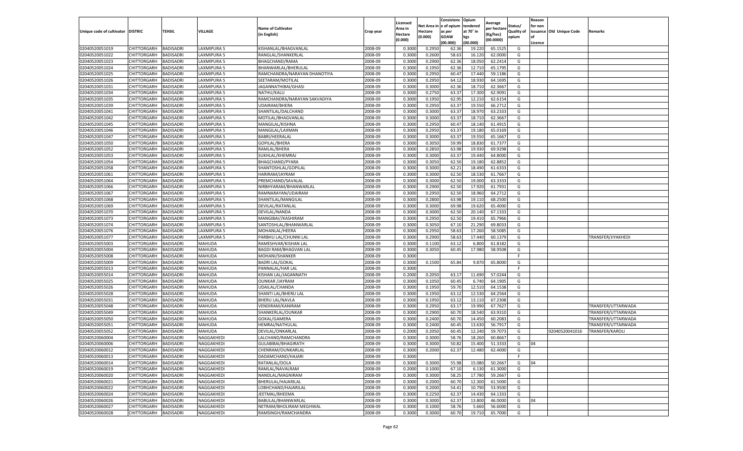| Unique code of cultivator | DISTRIC | TEHSIL | VILLAGE | Name of Cultivator (in English) | Crop year | Licensed Area in Hectare (0.000) | Net Area in Hectare (0.000) | Consistenc e of opium as per GOAW (00.000) | Opium tendered at 70° in kgs (00.000) | Average per hectare (Kg/hec) (00.0000) | Status/ Quality of opium | Reason for non issuance of Licence | Old Unique Code | Remarks |
|---|---|---|---|---|---|---|---|---|---|---|---|---|---|---|
| 02040520051019 | CHITTORGARH | BADISADRI | LAXMIPURA 5 | KISHANLAL/BHAGVANLAL | 2008-09 | 0.3000 | 0.2950 | 62.36 | 19.220 | 65.1525 | G | | | |
| 02040520051022 | CHITTORGARH | BADISADRI | LAXMIPURA 5 | RANGLAL/SHANKERLAL | 2008-09 | 0.3000 | 0.2600 | 58.63 | 16.120 | 62.0000 | G | | | |
| 02040520051023 | CHITTORGARH | BADISADRI | LAXMIPURA 5 | BHAGCHAND/RAMA | 2008-09 | 0.3000 | 0.2900 | 62.36 | 18.050 | 62.2414 | G | | | |
| 02040520051024 | CHITTORGARH | BADISADRI | LAXMIPURA 5 | BHANWARLAL/BHERULAL | 2008-09 | 0.3000 | 0.1950 | 62.36 | 12.710 | 65.1795 | G | | | |
| 02040520051025 | CHITTORGARH | BADISADRI | LAXMIPURA 5 | RAMCHANDRA/NARAYAN DHANOTIYA | 2008-09 | 0.3000 | 0.2950 | 60.47 | 17.440 | 59.1186 | G | | | |
| 02040520051026 | CHITTORGARH | BADISADRI | LAXMIPURA 5 | SEETARAM/MOTILAL | 2008-09 | 0.3000 | 0.2950 | 64.12 | 18.930 | 64.1695 | G | | | |
| 02040520051031 | CHITTORGARH | BADISADRI | LAXMIPURA 5 | JAGANNATHIBAI/GHASI | 2008-09 | 0.3000 | 0.3000 | 62.36 | 18.710 | 62.3667 | G | | | |
| 02040520051034 | CHITTORGARH | BADISADRI | LAXMIPURA 5 | NATHU/KALU | 2008-09 | 0.3000 | 0.2750 | 63.37 | 17.300 | 62.9091 | G | | | |
| 02040520051035 | CHITTORGARH | BADISADRI | LAXMIPURA 5 | RAMCHANDRA/NARAYAN SAKVADIYA | 2008-09 | 0.3000 | 0.1950 | 62.95 | 12.210 | 62.6154 | G | | | |
| 02040520051039 | CHITTORGARH | BADISADRI | LAXMIPURA 5 | UDAIRAM/BHERA | 2008-09 | 0.3000 | 0.2950 | 63.37 | 19.550 | 66.2712 | G | | | |
| 02040520051041 | CHITTORGARH | BADISADRI | LAXMIPURA 5 | SHANTILAL/DALCHAND | 2008-09 | 0.3000 | 0.3000 | 63.37 | 18.970 | 63.2333 | G | | | |
| 02040520051042 | CHITTORGARH | BADISADRI | LAXMIPURA 5 | MOTILAL/BHAGVANLAL | 2008-09 | 0.3000 | 0.3000 | 63.37 | 18.710 | 62.3667 | G | | | |
| 02040520051045 | CHITTORGARH | BADISADRI | LAXMIPURA 5 | MANGILAL/KISHNA | 2008-09 | 0.3000 | 0.2950 | 60.47 | 18.140 | 61.4915 | G | | | |
| 02040520051046 | CHITTORGARH | BADISADRI | LAXMIPURA 5 | MANGILAL/LAXMAN | 2008-09 | 0.3000 | 0.2950 | 63.37 | 19.180 | 65.0169 | G | | | |
| 02040520051047 | CHITTORGARH | BADISADRI | LAXMIPURA 5 | BABRI/HEERALAL | 2008-09 | 0.3000 | 0.3000 | 63.37 | 19.550 | 65.1667 | G | | | |
| 02040520051050 | CHITTORGARH | BADISADRI | LAXMIPURA 5 | GOPILAL/BHERA | 2008-09 | 0.3000 | 0.3050 | 59.99 | 18.830 | 61.7377 | G | | | |
| 02040520051052 | CHITTORGARH | BADISADRI | LAXMIPURA 5 | RAMLAL/BHERA | 2008-09 | 0.3000 | 0.2850 | 63.98 | 19.930 | 69.9298 | G | | | |
| 02040520051053 | CHITTORGARH | BADISADRI | LAXMIPURA 5 | SUKHLAL/KHEMRAJ | 2008-09 | 0.3000 | 0.3000 | 63.37 | 19.440 | 64.8000 | G | | | |
| 02040520051054 | CHITTORGARH | BADISADRI | LAXMIPURA 5 | BHAGCHAND/PYARA | 2008-09 | 0.3000 | 0.3050 | 62.50 | 19.180 | 62.8852 | G | | | |
| 02040520051058 | CHITTORGARH | BADISADRI | LAXMIPURA 5 | SHANTOSHLAL/GOPILAL | 2008-09 | 0.3000 | 0.3000 | 62.21 | 18.490 | 61.6333 | G | | | |
| 02040520051061 | CHITTORGARH | BADISADRI | LAXMIPURA 5 | HARIRAM/JAYRAM | 2008-09 | 0.3000 | 0.3000 | 62.50 | 18.530 | 61.7667 | G | | | |
| 02040520051064 | CHITTORGARH | BADISADRI | LAXMIPURA 5 | PREMCHAND/SAVALAL | 2008-09 | 0.3000 | 0.3000 | 62.50 | 19.000 | 63.3333 | G | | | |
| 02040520051066 | CHITTORGARH | BADISADRI | LAXMIPURA 5 | NIRBHYARAM/BHANWARLAL | 2008-09 | 0.3000 | 0.2900 | 62.50 | 17.920 | 61.7931 | G | | | |
| 02040520051067 | CHITTORGARH | BADISADRI | LAXMIPURA 5 | RAMNARAYAN/UDAIRAM | 2008-09 | 0.3000 | 0.2950 | 62.50 | 18.960 | 64.2712 | G | | | |
| 02040520051068 | CHITTORGARH | BADISADRI | LAXMIPURA 5 | SHANTILAL/MANGILAL | 2008-09 | 0.3000 | 0.2800 | 63.98 | 19.110 | 68.2500 | G | | | |
| 02040520051069 | CHITTORGARH | BADISADRI | LAXMIPURA 5 | DEVILAL/RATANLAL | 2008-09 | 0.3000 | 0.3000 | 69.98 | 19.620 | 65.4000 | G | | | |
| 02040520051070 | CHITTORGARH | BADISADRI | LAXMIPURA 5 | DEVILAL/NANDA | 2008-09 | 0.3000 | 0.3000 | 62.50 | 20.140 | 67.1333 | G | | | |
| 02040520051073 | CHITTORGARH | BADISADRI | LAXMIPURA 5 | MANGIBAI//KASHIRAM | 2008-09 | 0.3000 | 0.2950 | 62.50 | 19.410 | 65.7966 | G | | | |
| 02040520051074 | CHITTORGARH | BADISADRI | LAXMIPURA 5 | SANTOSHLAL/BHANWARLAL | 2008-09 | 0.3000 | 0.3050 | 67.10 | 21.290 | 69.8033 | G | | | |
| 02040520051076 | CHITTORGARH | BADISADRI | LAXMIPURA 5 | MOHANLAL/HEERA | 2008-09 | 0.3000 | 0.2950 | 58.63 | 17.260 | 58.5085 | G | | | |
| 02040520051077 | CHITTORGARH | BADISADRI | LAXMIPURA 5 | PARBHU LAL/CHUNNI LAL | 2008-09 | 0.3000 | 0.2900 | 58.63 | 17.440 | 60.1379 | G | | | TRANSFER/JIYAKHEDI |
| 02040520055003 | CHITTORGARH | BADISADRI | MAHUDA | RAMESHVAR/KISHAN LAL | 2008-09 | 0.3000 | 0.1100 | 63.12 | 6.800 | 61.8182 | G | | | |
| 02040520055004 | CHITTORGARH | BADISADRI | MAHUDA | BAGDI RAM/BHAGVAN LAL | 2008-09 | 0.3000 | 0.3050 | 60.45 | 17.980 | 58.9508 | G | | | |
| 02040520055008 | CHITTORGARH | BADISADRI | MAHUDA | MOHANI/SHANKER | 2008-09 | 0.3000 | | | | | F | | | |
| 02040520055009 | CHITTORGARH | BADISADRI | MAHUDA | BADRI LAL/GOKAL | 2008-09 | 0.3000 | 0.1500 | 65.84 | 9.870 | 65.8000 | G | | | |
| 02040520055013 | CHITTORGARH | BADISADRI | MAHUDA | PANNALAL/HAR LAL | 2008-09 | 0.3000 | | | | | F | | | |
| 02040520055014 | CHITTORGARH | BADISADRI | MAHUDA | KISHAN LAL/JAGANNATH | 2008-09 | 0.2000 | 0.2050 | 63.17 | 11.690 | 57.0244 | G | | | |
| 02040520055025 | CHITTORGARH | BADISADRI | MAHUDA | OUNKAR /JAYRAM | 2008-09 | 0.3000 | 0.1050 | 60.45 | 6.740 | 64.1905 | G | | | |
| 02040520055026 | CHITTORGARH | BADISADRI | MAHUDA | UDAILAL/CHANDA | 2008-09 | 0.3000 | 0.1950 | 59.70 | 12.510 | 64.1538 | G | | | |
| 02040520055028 | CHITTORGARH | BADISADRI | MAHUDA | SHANTI LAL/BHERU LAL | 2008-09 | 0.3000 | 0.1950 | 63.12 | 12.530 | 64.2564 | G | | | |
| 02040520055031 | CHITTORGARH | BADISADRI | MAHUDA | BHERU LAL/NAVLA | 2008-09 | 0.3000 | 0.1950 | 63.12 | 13.110 | 67.2308 | G | | | |
| 02040520055048 | CHITTORGARH | BADISADRI | MAHUDA | VENDIRAM/KANIRAM | 2008-09 | 0.3000 | 0.2950 | 63.17 | 19.990 | 67.7627 | G | | | TRANSFER/UTTARWADA |
| 02040520055049 | CHITTORGARH | BADISADRI | MAHUDA | SHANKERLAL/OUNKAR | 2008-09 | 0.3000 | 0.2900 | 60.70 | 18.540 | 63.9310 | G | | | TRANSFER/UTTARWADA |
| 02040520055050 | CHITTORGARH | BADISADRI | MAHUDA | GOKAL/GAMERA | 2008-09 | 0.3000 | 0.2400 | 60.70 | 14.450 | 60.2083 | G | | | TRANSFER/UTTARWADA |
| 02040520055051 | CHITTORGARH | BADISADRI | MAHUDA | HEMRAJ/NATHULAL | 2008-09 | 0.3000 | 0.2400 | 60.45 | 13.630 | 56.7917 | G | | | TRANSFER/UTTARWADA |
| 02040520055052 | CHITTORGARH | BADISADRI | MAHUDA | DEVILAL/ONKARLAL | 2008-09 | 0.2000 | 0.2050 | 60.45 | 12.240 | 59.7073 | G | | 02040520041016 | TRANSFER/KAROLI |
| 02040520060004 | CHITTORGARH | BADISADRI | NAGGAKHEDI | LALCHAND/RAMCHANDRA | 2008-09 | 0.3000 | 0.3000 | 58.76 | 18.260 | 60.8667 | G | | | |
| 02040520060006 | CHITTORGARH | BADISADRI | NAGGAKHEDI | GULABIBAI/BHAGIRATH | 2008-09 | 0.3000 | 0.3000 | 50.82 | 15.400 | 51.3333 | G | 04 | | |
| 02040520060012 | CHITTORGARH | BADISADRI | NAGGAKHEDI | CHENRAM/OUNKARLAL | 2008-09 | 0.3000 | 0.2000 | 62.37 | 12.480 | 62.4000 | G | | | |
| 02040520060013 | CHITTORGARH | BADISADRI | NAGGAKHEDI | DADAMCHAND/HAJARI | 2008-09 | 0.3000 | | | | | F | | | |
| 02040520060014 | CHITTORGARH | BADISADRI | NAGGAKHEDI | RATANLAL/DOLA | 2008-09 | 0.3000 | 0.3000 | 55.98 | 15.080 | 50.2667 | G | 04 | | |
| 02040520060019 | CHITTORGARH | BADISADRI | NAGGAKHEDI | RAMLAL/NAVALRAM | 2008-09 | 0.2000 | 0.1000 | 67.10 | 6.130 | 61.3000 | G | | | |
| 02040520060020 | CHITTORGARH | BADISADRI | NAGGAKHEDI | NANDLAL/MAGNIRAM | 2008-09 | 0.3000 | 0.3000 | 58.25 | 17.780 | 59.2667 | G | | | |
| 02040520060021 | CHITTORGARH | BADISADRI | NAGGAKHEDI | BHERULAL/HAJARILAL | 2008-09 | 0.3000 | 0.2000 | 60.70 | 12.300 | 61.5000 | G | | | |
| 02040520060022 | CHITTORGARH | BADISADRI | NAGGAKHEDI | LOBHCHAND/HAJARILAL | 2008-09 | 0.3000 | 0.2000 | 54.41 | 10.790 | 53.9500 | G | | | |
| 02040520060024 | CHITTORGARH | BADISADRI | NAGGAKHEDI | JEETMAL/BHEEMA | 2008-09 | 0.3000 | 0.2250 | 62.37 | 14.430 | 64.1333 | G | | | |
| 02040520060026 | CHITTORGARH | BADISADRI | NAGGAKHEDI | BABULAL/BHANWARLAL | 2008-09 | 0.3000 | 0.3000 | 62.37 | 13.800 | 46.0000 | G | 04 | | |
| 02040520060027 | CHITTORGARH | BADISADRI | NAGGAKHEDI | NETRAM/BHOLIRAM MEGHWAL | 2008-09 | 0.3000 | 0.1000 | 58.76 | 5.660 | 56.6000 | G | | | |
| 02040520060028 | CHITTORGARH | BADISADRI | NAGGAKHEDI | RAMSINGH/RAMCHANDRA | 2008-09 | 0.3000 | 0.3000 | 60.70 | 19.710 | 65.7000 | G | | | |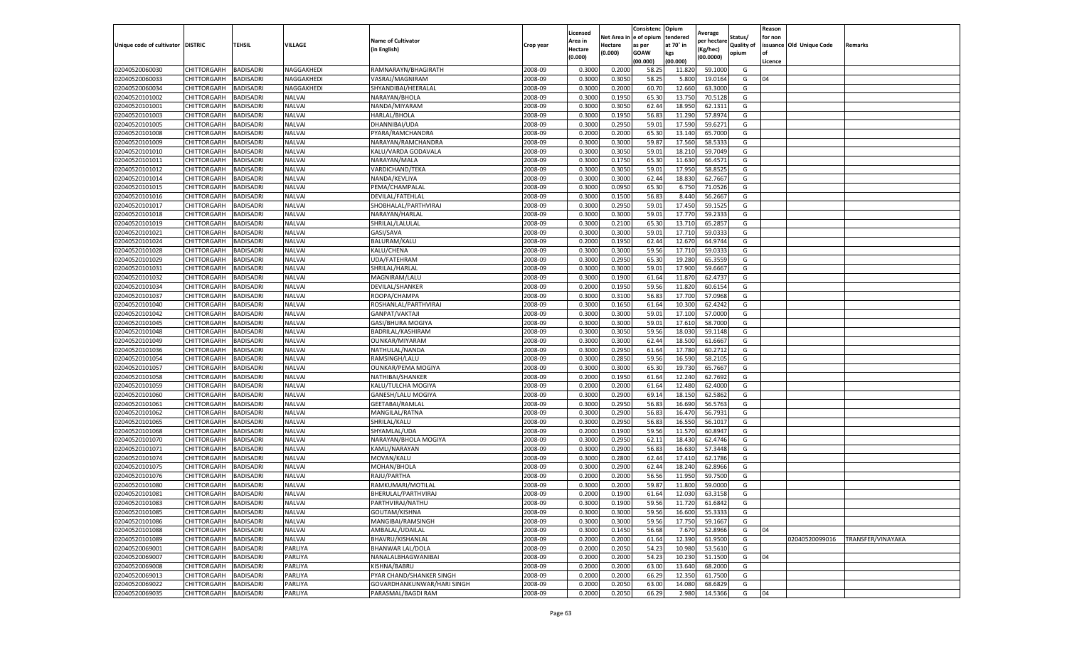| Unique code of cultivator | DISTRIC | TEHSIL | VILLAGE | Name of Cultivator (in English) | Crop year | Licensed Area in Hectare (0.000) | Net Area in Hectare (0.000) | Consistenc e of opium as per GOAW (00.000) | Opium tendered at 70° in kgs (00.000) | Average per hectare (Kg/hec) (00.0000) | Status/ Quality of opium | Reason for non issuance of Licence | Old Unique Code | Remarks |
|---|---|---|---|---|---|---|---|---|---|---|---|---|---|---|
| 02040520060030 | CHITTORGARH | BADISADRI | NAGGAKHEDI | RAMNARAYN/BHAGIRATH | 2008-09 | 0.3000 | 0.2000 | 58.25 | 11.820 | 59.1000 | G | | | |
| 02040520060033 | CHITTORGARH | BADISADRI | NAGGAKHEDI | VASRAJ/MAGNIRAM | 2008-09 | 0.3000 | 0.3050 | 58.25 | 5.800 | 19.0164 | G | 04 | | |
| 02040520060034 | CHITTORGARH | BADISADRI | NAGGAKHEDI | SHYANDIBAI/HEERALAL | 2008-09 | 0.3000 | 0.2000 | 60.70 | 12.660 | 63.3000 | G | | | |
| 02040520101002 | CHITTORGARH | BADISADRI | NALVAI | NARAYAN/BHOLA | 2008-09 | 0.3000 | 0.1950 | 65.30 | 13.750 | 70.5128 | G | | | |
| 02040520101001 | CHITTORGARH | BADISADRI | NALVAI | NANDA/MIYARAM | 2008-09 | 0.3000 | 0.3050 | 62.44 | 18.950 | 62.1311 | G | | | |
| 02040520101003 | CHITTORGARH | BADISADRI | NALVAI | HARLAL/BHOLA | 2008-09 | 0.3000 | 0.1950 | 56.83 | 11.290 | 57.8974 | G | | | |
| 02040520101005 | CHITTORGARH | BADISADRI | NALVAI | DHANNIBAI/UDA | 2008-09 | 0.3000 | 0.2950 | 59.01 | 17.590 | 59.6271 | G | | | |
| 02040520101008 | CHITTORGARH | BADISADRI | NALVAI | PYARA/RAMCHANDRA | 2008-09 | 0.2000 | 0.2000 | 65.30 | 13.140 | 65.7000 | G | | | |
| 02040520101009 | CHITTORGARH | BADISADRI | NALVAI | NARAYAN/RAMCHANDRA | 2008-09 | 0.3000 | 0.3000 | 59.87 | 17.560 | 58.5333 | G | | | |
| 02040520101010 | CHITTORGARH | BADISADRI | NALVAI | KALU/VARDA GODAVALA | 2008-09 | 0.3000 | 0.3050 | 59.01 | 18.210 | 59.7049 | G | | | |
| 02040520101011 | CHITTORGARH | BADISADRI | NALVAI | NARAYAN/MALA | 2008-09 | 0.3000 | 0.1750 | 65.30 | 11.630 | 66.4571 | G | | | |
| 02040520101012 | CHITTORGARH | BADISADRI | NALVAI | VARDICHAND/TEKA | 2008-09 | 0.3000 | 0.3050 | 59.01 | 17.950 | 58.8525 | G | | | |
| 02040520101014 | CHITTORGARH | BADISADRI | NALVAI | NANDA/KEVLIYA | 2008-09 | 0.3000 | 0.3000 | 62.44 | 18.830 | 62.7667 | G | | | |
| 02040520101015 | CHITTORGARH | BADISADRI | NALVAI | PEMA/CHAMPALAL | 2008-09 | 0.3000 | 0.0950 | 65.30 | 6.750 | 71.0526 | G | | | |
| 02040520101016 | CHITTORGARH | BADISADRI | NALVAI | DEVILAL/FATEHLAL | 2008-09 | 0.3000 | 0.1500 | 56.83 | 8.440 | 56.2667 | G | | | |
| 02040520101017 | CHITTORGARH | BADISADRI | NALVAI | SHOBHALAL/PARTHVIRAJ | 2008-09 | 0.3000 | 0.2950 | 59.01 | 17.450 | 59.1525 | G | | | |
| 02040520101018 | CHITTORGARH | BADISADRI | NALVAI | NARAYAN/HARLAL | 2008-09 | 0.3000 | 0.3000 | 59.01 | 17.770 | 59.2333 | G | | | |
| 02040520101019 | CHITTORGARH | BADISADRI | NALVAI | SHRILAL/LALULAL | 2008-09 | 0.3000 | 0.2100 | 65.30 | 13.710 | 65.2857 | G | | | |
| 02040520101021 | CHITTORGARH | BADISADRI | NALVAI | GASI/SAVA | 2008-09 | 0.3000 | 0.3000 | 59.01 | 17.710 | 59.0333 | G | | | |
| 02040520101024 | CHITTORGARH | BADISADRI | NALVAI | BALURAM/KALU | 2008-09 | 0.2000 | 0.1950 | 62.44 | 12.670 | 64.9744 | G | | | |
| 02040520101028 | CHITTORGARH | BADISADRI | NALVAI | KALU/CHENA | 2008-09 | 0.3000 | 0.3000 | 59.56 | 17.710 | 59.0333 | G | | | |
| 02040520101029 | CHITTORGARH | BADISADRI | NALVAI | UDA/FATEHRAM | 2008-09 | 0.3000 | 0.2950 | 65.30 | 19.280 | 65.3559 | G | | | |
| 02040520101031 | CHITTORGARH | BADISADRI | NALVAI | SHRILAL/HARLAL | 2008-09 | 0.3000 | 0.3000 | 59.01 | 17.900 | 59.6667 | G | | | |
| 02040520101032 | CHITTORGARH | BADISADRI | NALVAI | MAGNIRAM/LALU | 2008-09 | 0.3000 | 0.1900 | 61.64 | 11.870 | 62.4737 | G | | | |
| 02040520101034 | CHITTORGARH | BADISADRI | NALVAI | DEVILAL/SHANKER | 2008-09 | 0.2000 | 0.1950 | 59.56 | 11.820 | 60.6154 | G | | | |
| 02040520101037 | CHITTORGARH | BADISADRI | NALVAI | ROOPA/CHAMPA | 2008-09 | 0.3000 | 0.3100 | 56.83 | 17.700 | 57.0968 | G | | | |
| 02040520101040 | CHITTORGARH | BADISADRI | NALVAI | ROSHANLAL/PARTHVIRAJ | 2008-09 | 0.3000 | 0.1650 | 61.64 | 10.300 | 62.4242 | G | | | |
| 02040520101042 | CHITTORGARH | BADISADRI | NALVAI | GANPAT/VAKTAJI | 2008-09 | 0.3000 | 0.3000 | 59.01 | 17.100 | 57.0000 | G | | | |
| 02040520101045 | CHITTORGARH | BADISADRI | NALVAI | GASI/BHURA MOGIYA | 2008-09 | 0.3000 | 0.3000 | 59.01 | 17.610 | 58.7000 | G | | | |
| 02040520101048 | CHITTORGARH | BADISADRI | NALVAI | BADRILAL/KASHIRAM | 2008-09 | 0.3000 | 0.3050 | 59.56 | 18.030 | 59.1148 | G | | | |
| 02040520101049 | CHITTORGARH | BADISADRI | NALVAI | OUNKAR/MIYARAM | 2008-09 | 0.3000 | 0.3000 | 62.44 | 18.500 | 61.6667 | G | | | |
| 02040520101036 | CHITTORGARH | BADISADRI | NALVAI | NATHULAL/NANDA | 2008-09 | 0.3000 | 0.2950 | 61.64 | 17.780 | 60.2712 | G | | | |
| 02040520101054 | CHITTORGARH | BADISADRI | NALVAI | RAMSINGH/LALU | 2008-09 | 0.3000 | 0.2850 | 59.56 | 16.590 | 58.2105 | G | | | |
| 02040520101057 | CHITTORGARH | BADISADRI | NALVAI | OUNKAR/PEMA MOGIYA | 2008-09 | 0.3000 | 0.3000 | 65.30 | 19.730 | 65.7667 | G | | | |
| 02040520101058 | CHITTORGARH | BADISADRI | NALVAI | NATHIBAI/SHANKER | 2008-09 | 0.2000 | 0.1950 | 61.64 | 12.240 | 62.7692 | G | | | |
| 02040520101059 | CHITTORGARH | BADISADRI | NALVAI | KALU/TULCHA MOGIYA | 2008-09 | 0.2000 | 0.2000 | 61.64 | 12.480 | 62.4000 | G | | | |
| 02040520101060 | CHITTORGARH | BADISADRI | NALVAI | GANESH/LALU MOGIYA | 2008-09 | 0.3000 | 0.2900 | 69.14 | 18.150 | 62.5862 | G | | | |
| 02040520101061 | CHITTORGARH | BADISADRI | NALVAI | GEETABAI/RAMLAL | 2008-09 | 0.3000 | 0.2950 | 56.83 | 16.690 | 56.5763 | G | | | |
| 02040520101062 | CHITTORGARH | BADISADRI | NALVAI | MANGILAL/RATNA | 2008-09 | 0.3000 | 0.2900 | 56.83 | 16.470 | 56.7931 | G | | | |
| 02040520101065 | CHITTORGARH | BADISADRI | NALVAI | SHRILAL/KALU | 2008-09 | 0.3000 | 0.2950 | 56.83 | 16.550 | 56.1017 | G | | | |
| 02040520101068 | CHITTORGARH | BADISADRI | NALVAI | SHYAMLAL/UDA | 2008-09 | 0.2000 | 0.1900 | 59.56 | 11.570 | 60.8947 | G | | | |
| 02040520101070 | CHITTORGARH | BADISADRI | NALVAI | NARAYAN/BHOLA MOGIYA | 2008-09 | 0.3000 | 0.2950 | 62.11 | 18.430 | 62.4746 | G | | | |
| 02040520101071 | CHITTORGARH | BADISADRI | NALVAI | KAMLI/NARAYAN | 2008-09 | 0.3000 | 0.2900 | 56.83 | 16.630 | 57.3448 | G | | | |
| 02040520101074 | CHITTORGARH | BADISADRI | NALVAI | MOVAN/KALU | 2008-09 | 0.3000 | 0.2800 | 62.44 | 17.410 | 62.1786 | G | | | |
| 02040520101075 | CHITTORGARH | BADISADRI | NALVAI | MOHAN/BHOLA | 2008-09 | 0.3000 | 0.2900 | 62.44 | 18.240 | 62.8966 | G | | | |
| 02040520101076 | CHITTORGARH | BADISADRI | NALVAI | RAJU/PARTHA | 2008-09 | 0.2000 | 0.2000 | 56.56 | 11.950 | 59.7500 | G | | | |
| 02040520101080 | CHITTORGARH | BADISADRI | NALVAI | RAMKUMARI/MOTILAL | 2008-09 | 0.3000 | 0.2000 | 59.87 | 11.800 | 59.0000 | G | | | |
| 02040520101081 | CHITTORGARH | BADISADRI | NALVAI | BHERULAL/PARTHVIRAJ | 2008-09 | 0.2000 | 0.1900 | 61.64 | 12.030 | 63.3158 | G | | | |
| 02040520101083 | CHITTORGARH | BADISADRI | NALVAI | PARTHVIRAJ/NATHU | 2008-09 | 0.3000 | 0.1900 | 59.56 | 11.720 | 61.6842 | G | | | |
| 02040520101085 | CHITTORGARH | BADISADRI | NALVAI | GOUTAM/KISHNA | 2008-09 | 0.3000 | 0.3000 | 59.56 | 16.600 | 55.3333 | G | | | |
| 02040520101086 | CHITTORGARH | BADISADRI | NALVAI | MANGIBAI/RAMSINGH | 2008-09 | 0.3000 | 0.3000 | 59.56 | 17.750 | 59.1667 | G | | | |
| 02040520101088 | CHITTORGARH | BADISADRI | NALVAI | AMBALAL/UDAILAL | 2008-09 | 0.3000 | 0.1450 | 56.68 | 7.670 | 52.8966 | G | 04 | | |
| 02040520101089 | CHITTORGARH | BADISADRI | NALVAI | BHAVRU/KISHANLAL | 2008-09 | 0.2000 | 0.2000 | 61.64 | 12.390 | 61.9500 | G | | 02040520099016 | TRANSFER/VINAYAKA |
| 02040520069001 | CHITTORGARH | BADISADRI | PARLIYA | BHANWAR LAL/DOLA | 2008-09 | 0.2000 | 0.2050 | 54.23 | 10.980 | 53.5610 | G | | | |
| 02040520069007 | CHITTORGARH | BADISADRI | PARLIYA | NANALALBHAGWANIBAI | 2008-09 | 0.2000 | 0.2000 | 54.23 | 10.230 | 51.1500 | G | 04 | | |
| 02040520069008 | CHITTORGARH | BADISADRI | PARLIYA | KISHNA/BABRU | 2008-09 | 0.2000 | 0.2000 | 63.00 | 13.640 | 68.2000 | G | | | |
| 02040520069013 | CHITTORGARH | BADISADRI | PARLIYA | PYAR CHAND/SHANKER SINGH | 2008-09 | 0.2000 | 0.2000 | 66.29 | 12.350 | 61.7500 | G | | | |
| 02040520069022 | CHITTORGARH | BADISADRI | PARLIYA | GOVARDHANKUNWAR/HARI SINGH | 2008-09 | 0.2000 | 0.2050 | 63.00 | 14.080 | 68.6829 | G | | | |
| 02040520069035 | CHITTORGARH | BADISADRI | PARLIYA | PARASMAL/BAGDI RAM | 2008-09 | 0.2000 | 0.2050 | 66.29 | 2.980 | 14.5366 | G | 04 | | |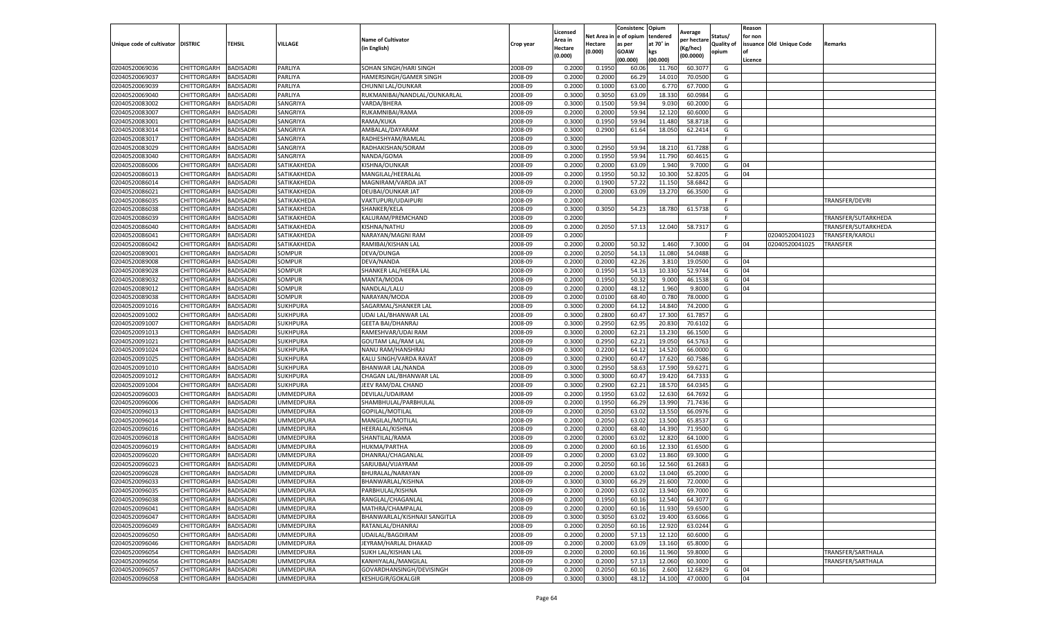| Unique code of cultivator | DISTRIC | TEHSIL | VILLAGE | Name of Cultivator (in English) | Crop year | Licensed Area in Hectare (0.000) | Net Area in Hectare (0.000) | Consistence of opium as per GOAW (00.000) | Opium tendered at 70° in kgs (00.000) | Average per hectare (Kg/hec) (00.0000) | Status/ Quality of opium | Reason for non issuance of Licence | Old Unique Code | Remarks |
|---|---|---|---|---|---|---|---|---|---|---|---|---|---|---|
| 02040520069036 | CHITTORGARH | BADISADRI | PARLIYA | SOHAN SINGH/HARI SINGH | 2008-09 | 0.2000 | 0.1950 | 60.06 | 11.760 | 60.3077 | G | | | |
| 02040520069037 | CHITTORGARH | BADISADRI | PARLIYA | HAMERSINGH/GAMER SINGH | 2008-09 | 0.2000 | 0.2000 | 66.29 | 14.010 | 70.0500 | G | | | |
| 02040520069039 | CHITTORGARH | BADISADRI | PARLIYA | CHUNNI LAL/OUNKAR | 2008-09 | 0.2000 | 0.1000 | 63.00 | 6.770 | 67.7000 | G | | | |
| 02040520069040 | CHITTORGARH | BADISADRI | PARLIYA | RUKMANIBAI/NANDLAL/OUNKARLAL | 2008-09 | 0.3000 | 0.3050 | 63.09 | 18.330 | 60.0984 | G | | | |
| 02040520083002 | CHITTORGARH | BADISADRI | SANGRIYA | VARDA/BHERA | 2008-09 | 0.3000 | 0.1500 | 59.94 | 9.030 | 60.2000 | G | | | |
| 02040520083007 | CHITTORGARH | BADISADRI | SANGRIYA | RUKAMNIBAI/RAMA | 2008-09 | 0.2000 | 0.2000 | 59.94 | 12.120 | 60.6000 | G | | | |
| 02040520083001 | CHITTORGARH | BADISADRI | SANGRIYA | RAMA/KUKA | 2008-09 | 0.3000 | 0.1950 | 59.94 | 11.480 | 58.8718 | G | | | |
| 02040520083014 | CHITTORGARH | BADISADRI | SANGRIYA | AMBALAL/DAYARAM | 2008-09 | 0.3000 | 0.2900 | 61.64 | 18.050 | 62.2414 | G | | | |
| 02040520083017 | CHITTORGARH | BADISADRI | SANGRIYA | RADHESHYAM/RAMLAL | 2008-09 | 0.3000 | | | | | F | | | |
| 02040520083029 | CHITTORGARH | BADISADRI | SANGRIYA | RADHAKISHAN/SORAM | 2008-09 | 0.3000 | 0.2950 | 59.94 | 18.210 | 61.7288 | G | | | |
| 02040520083040 | CHITTORGARH | BADISADRI | SANGRIYA | NANDA/GOMA | 2008-09 | 0.2000 | 0.1950 | 59.94 | 11.790 | 60.4615 | G | | | |
| 02040520086006 | CHITTORGARH | BADISADRI | SATIKAKHEDA | KISHNA/OUNKAR | 2008-09 | 0.2000 | 0.2000 | 63.09 | 1.940 | 9.7000 | G | 04 | | |
| 02040520086013 | CHITTORGARH | BADISADRI | SATIKAKHEDA | MANGILAL/HEERALAL | 2008-09 | 0.2000 | 0.1950 | 50.32 | 10.300 | 52.8205 | G | 04 | | |
| 02040520086014 | CHITTORGARH | BADISADRI | SATIKAKHEDA | MAGNIRAM/VARDA JAT | 2008-09 | 0.2000 | 0.1900 | 57.22 | 11.150 | 58.6842 | G | | | |
| 02040520086021 | CHITTORGARH | BADISADRI | SATIKAKHEDA | DEUBAI/OUNKAR JAT | 2008-09 | 0.2000 | 0.2000 | 63.09 | 13.270 | 66.3500 | G | | | |
| 02040520086035 | CHITTORGARH | BADISADRI | SATIKAKHEDA | VAKTUPURI/UDAIPURI | 2008-09 | 0.2000 | | | | | F | | | TRANSFER/DEVRI |
| 02040520086038 | CHITTORGARH | BADISADRI | SATIKAKHEDA | SHANKER/KELA | 2008-09 | 0.3000 | 0.3050 | 54.23 | 18.780 | 61.5738 | G | | | |
| 02040520086039 | CHITTORGARH | BADISADRI | SATIKAKHEDA | KALURAM/PREMCHAND | 2008-09 | 0.2000 | | | | | F | | | TRANSFER/SUTARKHEDA |
| 02040520086040 | CHITTORGARH | BADISADRI | SATIKAKHEDA | KISHNA/NATHU | 2008-09 | 0.2000 | 0.2050 | 57.13 | 12.040 | 58.7317 | G | | | TRANSFER/SUTARKHEDA |
| 02040520086041 | CHITTORGARH | BADISADRI | SATIKAKHEDA | NARAYAN/MAGNI RAM | 2008-09 | 0.2000 | | | | | F | | 02040520041023 | TRANSFER/KAROLI |
| 02040520086042 | CHITTORGARH | BADISADRI | SATIKAKHEDA | RAMIBAI/KISHAN LAL | 2008-09 | 0.2000 | 0.2000 | 50.32 | 1.460 | 7.3000 | G | 04 | 02040520041025 | TRANSFER |
| 02040520089001 | CHITTORGARH | BADISADRI | SOMPUR | DEVA/DUNGA | 2008-09 | 0.2000 | 0.2050 | 54.13 | 11.080 | 54.0488 | G | | | |
| 02040520089008 | CHITTORGARH | BADISADRI | SOMPUR | DEVA/NANDA | 2008-09 | 0.2000 | 0.2000 | 42.26 | 3.810 | 19.0500 | G | 04 | | |
| 02040520089028 | CHITTORGARH | BADISADRI | SOMPUR | SHANKER LAL/HEERA LAL | 2008-09 | 0.2000 | 0.1950 | 54.13 | 10.330 | 52.9744 | G | 04 | | |
| 02040520089032 | CHITTORGARH | BADISADRI | SOMPUR | MANTA/MODA | 2008-09 | 0.2000 | 0.1950 | 50.32 | 9.000 | 46.1538 | G | 04 | | |
| 02040520089012 | CHITTORGARH | BADISADRI | SOMPUR | NANDLAL/LALU | 2008-09 | 0.2000 | 0.2000 | 48.12 | 1.960 | 9.8000 | G | 04 | | |
| 02040520089038 | CHITTORGARH | BADISADRI | SOMPUR | NARAYAN/MODA | 2008-09 | 0.2000 | 0.0100 | 68.40 | 0.780 | 78.0000 | G | | | |
| 02040520091016 | CHITTORGARH | BADISADRI | SUKHPURA | SAGARMAL/SHANKER LAL | 2008-09 | 0.3000 | 0.2000 | 64.12 | 14.840 | 74.2000 | G | | | |
| 02040520091002 | CHITTORGARH | BADISADRI | SUKHPURA | UDAI LAL/BHANWAR LAL | 2008-09 | 0.3000 | 0.2800 | 60.47 | 17.300 | 61.7857 | G | | | |
| 02040520091007 | CHITTORGARH | BADISADRI | SUKHPURA | GEETA BAI/DHANRAJ | 2008-09 | 0.3000 | 0.2950 | 62.95 | 20.830 | 70.6102 | G | | | |
| 02040520091013 | CHITTORGARH | BADISADRI | SUKHPURA | RAMESHVAR/UDAI RAM | 2008-09 | 0.3000 | 0.2000 | 62.21 | 13.230 | 66.1500 | G | | | |
| 02040520091021 | CHITTORGARH | BADISADRI | SUKHPURA | GOUTAM LAL/RAM LAL | 2008-09 | 0.3000 | 0.2950 | 62.21 | 19.050 | 64.5763 | G | | | |
| 02040520091024 | CHITTORGARH | BADISADRI | SUKHPURA | NANU RAM/HANSHRAJ | 2008-09 | 0.3000 | 0.2200 | 64.12 | 14.520 | 66.0000 | G | | | |
| 02040520091025 | CHITTORGARH | BADISADRI | SUKHPURA | KALU SINGH/VARDA RAVAT | 2008-09 | 0.3000 | 0.2900 | 60.47 | 17.620 | 60.7586 | G | | | |
| 02040520091010 | CHITTORGARH | BADISADRI | SUKHPURA | BHANWAR LAL/NANDA | 2008-09 | 0.3000 | 0.2950 | 58.63 | 17.590 | 59.6271 | G | | | |
| 02040520091012 | CHITTORGARH | BADISADRI | SUKHPURA | CHAGAN LAL/BHANWAR LAL | 2008-09 | 0.3000 | 0.3000 | 60.47 | 19.420 | 64.7333 | G | | | |
| 02040520091004 | CHITTORGARH | BADISADRI | SUKHPURA | JEEV RAM/DAL CHAND | 2008-09 | 0.3000 | 0.2900 | 62.21 | 18.570 | 64.0345 | G | | | |
| 02040520096003 | CHITTORGARH | BADISADRI | UMMEDPURA | DEVILAL/UDAIRAM | 2008-09 | 0.2000 | 0.1950 | 63.02 | 12.630 | 64.7692 | G | | | |
| 02040520096006 | CHITTORGARH | BADISADRI | UMMEDPURA | SHAMBHULAL/PARBHULAL | 2008-09 | 0.2000 | 0.1950 | 66.29 | 13.990 | 71.7436 | G | | | |
| 02040520096013 | CHITTORGARH | BADISADRI | UMMEDPURA | GOPILAL/MOTILAL | 2008-09 | 0.2000 | 0.2050 | 63.02 | 13.550 | 66.0976 | G | | | |
| 02040520096014 | CHITTORGARH | BADISADRI | UMMEDPURA | MANGILAL/MOTILAL | 2008-09 | 0.2000 | 0.2050 | 63.02 | 13.500 | 65.8537 | G | | | |
| 02040520096016 | CHITTORGARH | BADISADRI | UMMEDPURA | HEERALAL/KISHNA | 2008-09 | 0.2000 | 0.2000 | 68.40 | 14.390 | 71.9500 | G | | | |
| 02040520096018 | CHITTORGARH | BADISADRI | UMMEDPURA | SHANTILAL/RAMA | 2008-09 | 0.2000 | 0.2000 | 63.02 | 12.820 | 64.1000 | G | | | |
| 02040520096019 | CHITTORGARH | BADISADRI | UMMEDPURA | HUKMA/PARTHA | 2008-09 | 0.2000 | 0.2000 | 60.16 | 12.330 | 61.6500 | G | | | |
| 02040520096020 | CHITTORGARH | BADISADRI | UMMEDPURA | DHANRAJ/CHAGANLAL | 2008-09 | 0.2000 | 0.2000 | 63.02 | 13.860 | 69.3000 | G | | | |
| 02040520096023 | CHITTORGARH | BADISADRI | UMMEDPURA | SARJUBAI/VIJAYRAM | 2008-09 | 0.2000 | 0.2050 | 60.16 | 12.560 | 61.2683 | G | | | |
| 02040520096028 | CHITTORGARH | BADISADRI | UMMEDPURA | BHURALAL/NARAYAN | 2008-09 | 0.2000 | 0.2000 | 63.02 | 13.040 | 65.2000 | G | | | |
| 02040520096033 | CHITTORGARH | BADISADRI | UMMEDPURA | BHANWARLAL/KISHNA | 2008-09 | 0.3000 | 0.3000 | 66.29 | 21.600 | 72.0000 | G | | | |
| 02040520096035 | CHITTORGARH | BADISADRI | UMMEDPURA | PARBHULAL/KISHNA | 2008-09 | 0.2000 | 0.2000 | 63.02 | 13.940 | 69.7000 | G | | | |
| 02040520096038 | CHITTORGARH | BADISADRI | UMMEDPURA | RANGLAL/CHAGANLAL | 2008-09 | 0.2000 | 0.1950 | 60.16 | 12.540 | 64.3077 | G | | | |
| 02040520096041 | CHITTORGARH | BADISADRI | UMMEDPURA | MATHRA/CHAMPALAL | 2008-09 | 0.2000 | 0.2000 | 60.16 | 11.930 | 59.6500 | G | | | |
| 02040520096047 | CHITTORGARH | BADISADRI | UMMEDPURA | BHANWARLAL/KISHNAJI SANGITLA | 2008-09 | 0.3000 | 0.3050 | 63.02 | 19.400 | 63.6066 | G | | | |
| 02040520096049 | CHITTORGARH | BADISADRI | UMMEDPURA | RATANLAL/DHANRAJ | 2008-09 | 0.2000 | 0.2050 | 60.16 | 12.920 | 63.0244 | G | | | |
| 02040520096050 | CHITTORGARH | BADISADRI | UMMEDPURA | UDAILAL/BAGDIRAM | 2008-09 | 0.2000 | 0.2000 | 57.13 | 12.120 | 60.6000 | G | | | |
| 02040520096046 | CHITTORGARH | BADISADRI | UMMEDPURA | JEYRAM/HARLAL DHAKAD | 2008-09 | 0.2000 | 0.2000 | 63.09 | 13.160 | 65.8000 | G | | | |
| 02040520096054 | CHITTORGARH | BADISADRI | UMMEDPURA | SUKH LAL/KISHAN LAL | 2008-09 | 0.2000 | 0.2000 | 60.16 | 11.960 | 59.8000 | G | | | TRANSFER/SARTHALA |
| 02040520096056 | CHITTORGARH | BADISADRI | UMMEDPURA | KANHIYALAL/MANGILAL | 2008-09 | 0.2000 | 0.2000 | 57.13 | 12.060 | 60.3000 | G | | | TRANSFER/SARTHALA |
| 02040520096057 | CHITTORGARH | BADISADRI | UMMEDPURA | GOVARDHANSINGH/DEVISINGH | 2008-09 | 0.2000 | 0.2050 | 60.16 | 2.600 | 12.6829 | G | 04 | | |
| 02040520096058 | CHITTORGARH | BADISADRI | UMMEDPURA | KESHUGIR/GOKALGIR | 2008-09 | 0.3000 | 0.3000 | 48.12 | 14.100 | 47.0000 | G | 04 | | |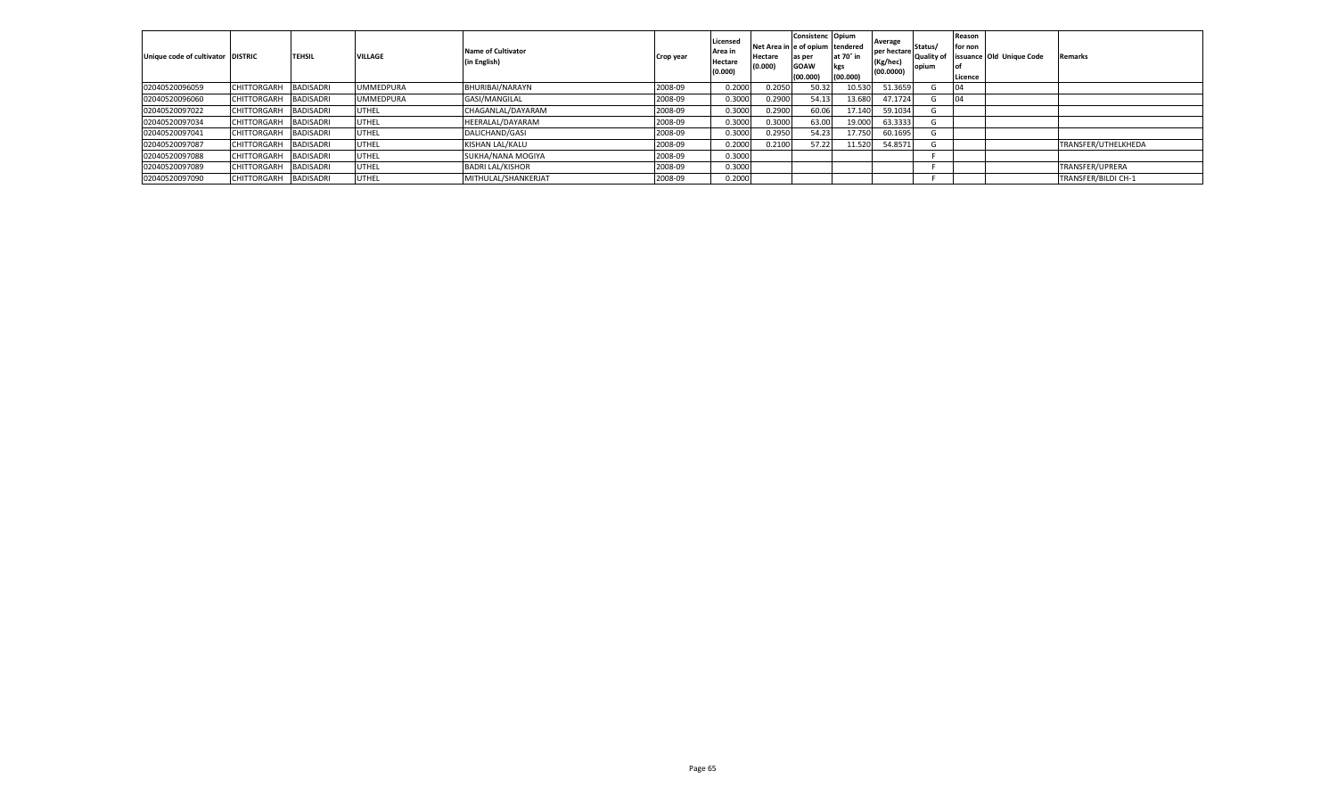| Unique code of cultivator | DISTRIC | TEHSIL | VILLAGE | Name of Cultivator (in English) | Crop year | Licensed Area in Hectare (0.000) | Net Area in Hectare (0.000) | Consistence of opium as per GOAW (00.000) | Opium tendered at 70° in kgs (00.000) | Average per hectare (Kg/hec) (00.0000) | Status/ Quality of opium | Reason for non issuance of Licence | Old Unique Code | Remarks |
|---|---|---|---|---|---|---|---|---|---|---|---|---|---|---|
| 02040520096059 | CHITTORGARH | BADISADRI | UMMEDPURA | BHURIBAI/NARAYN | 2008-09 | 0.2000 | 0.2050 | 50.32 | 10.530 | 51.3659 | G | 04 | | |
| 02040520096060 | CHITTORGARH | BADISADRI | UMMEDPURA | GASI/MANGILAL | 2008-09 | 0.3000 | 0.2900 | 54.13 | 13.680 | 47.1724 | G | 04 | | |
| 02040520097022 | CHITTORGARH | BADISADRI | UTHEL | CHAGANLAL/DAYARAM | 2008-09 | 0.3000 | 0.2900 | 60.06 | 17.140 | 59.1034 | G | | | |
| 02040520097034 | CHITTORGARH | BADISADRI | UTHEL | HEERALAL/DAYARAM | 2008-09 | 0.3000 | 0.3000 | 63.00 | 19.000 | 63.3333 | G | | | |
| 02040520097041 | CHITTORGARH | BADISADRI | UTHEL | DALICHAND/GASI | 2008-09 | 0.3000 | 0.2950 | 54.23 | 17.750 | 60.1695 | G | | | |
| 02040520097087 | CHITTORGARH | BADISADRI | UTHEL | KISHAN LAL/KALU | 2008-09 | 0.2000 | 0.2100 | 57.22 | 11.520 | 54.8571 | G | | | TRANSFER/UTHELKHEDA |
| 02040520097088 | CHITTORGARH | BADISADRI | UTHEL | SUKHA/NANA MOGIYA | 2008-09 | 0.3000 | | | | | F | | | |
| 02040520097089 | CHITTORGARH | BADISADRI | UTHEL | BADRI LAL/KISHOR | 2008-09 | 0.3000 | | | | | F | | | TRANSFER/UPRERA |
| 02040520097090 | CHITTORGARH | BADISADRI | UTHEL | MITHULAL/SHANKERJAT | 2008-09 | 0.2000 | | | | | F | | | TRANSFER/BILDI CH-1 |